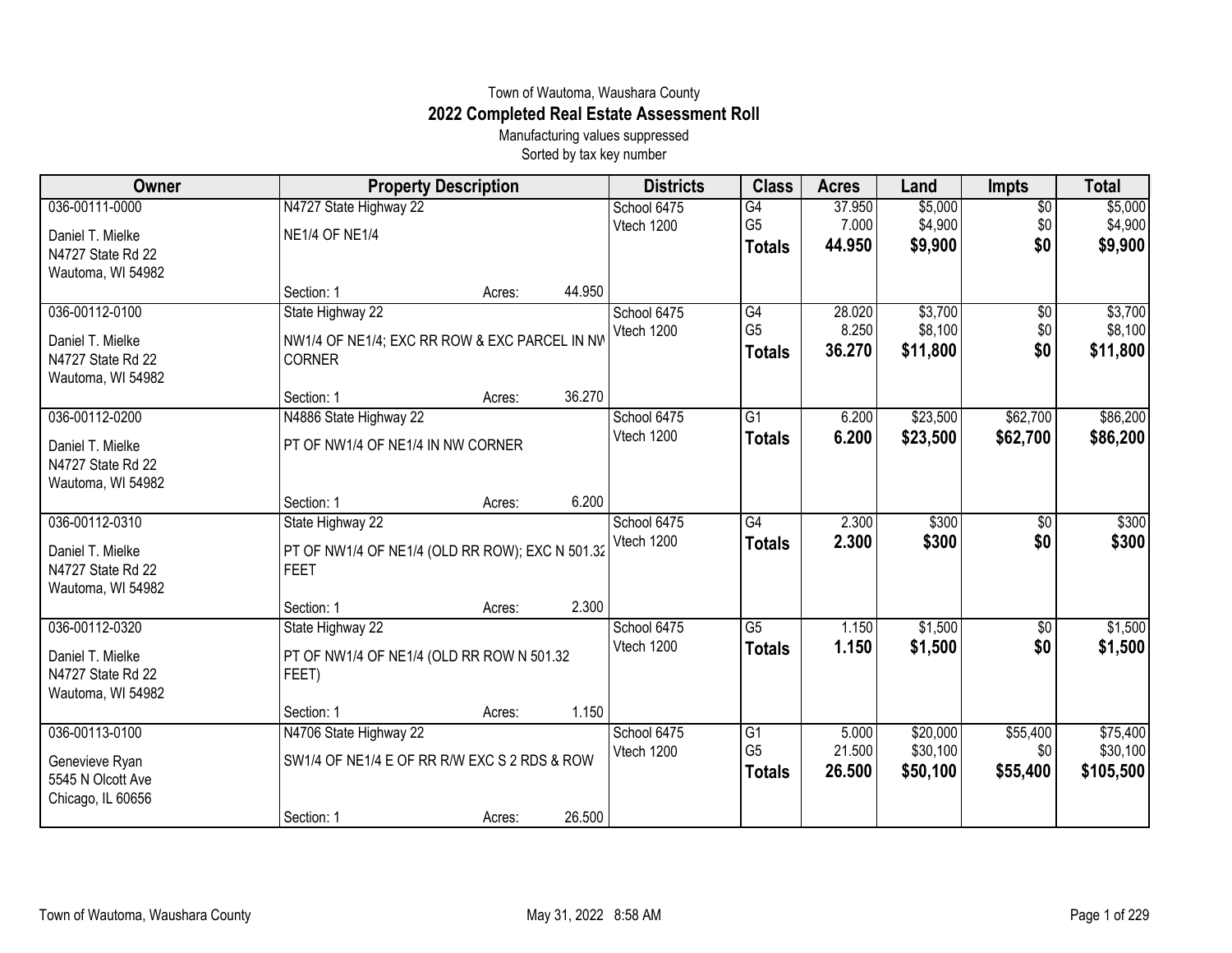Town of Wautoma, Waushara County

# 2022 Completed Real Estate Assessment Roll

Manufacturing values suppressed

Sorted by tax key number

| Owner | Property Description | Districts | Class | Acres | Land | Impts | Total |
|---|---|---|---|---|---|---|---|
| 036-00111-0000<br>Daniel T. Mielke<br>N4727 State Rd 22<br>Wautoma, WI 54982 | N4727 State Highway 22<br>NE1/4 OF NE1/4<br>Section: 1 Acres: 44.950 | School 6475<br>Vtech 1200 | G4<br>G5<br>**Totals** | 37.950<br>7.000<br>**44.950** | $5,000<br>$4,900<br>**$9,900** | $0<br>$0<br>**$0** | $5,000<br>$4,900<br>**$9,900** |
| 036-00112-0100<br>Daniel T. Mielke<br>N4727 State Rd 22<br>Wautoma, WI 54982 | State Highway 22<br>NW1/4 OF NE1/4; EXC RR ROW & EXC PARCEL IN NW CORNER<br>Section: 1 Acres: 36.270 | School 6475<br>Vtech 1200 | G4<br>G5<br>**Totals** | 28.020<br>8.250<br>**36.270** | $3,700<br>$8,100<br>**$11,800** | $0<br>$0<br>**$0** | $3,700<br>$8,100<br>**$11,800** |
| 036-00112-0200<br>Daniel T. Mielke<br>N4727 State Rd 22<br>Wautoma, WI 54982 | N4886 State Highway 22<br>PT OF NW1/4 OF NE1/4 IN NW CORNER<br>Section: 1 Acres: 6.200 | School 6475<br>Vtech 1200 | G1<br>**Totals** | 6.200<br>**6.200** | $23,500<br>**$23,500** | $62,700<br>**$62,700** | $86,200<br>**$86,200** |
| 036-00112-0310<br>Daniel T. Mielke<br>N4727 State Rd 22<br>Wautoma, WI 54982 | State Highway 22<br>PT OF NW1/4 OF NE1/4 (OLD RR ROW); EXC N 501.32 FEET<br>Section: 1 Acres: 2.300 | School 6475<br>Vtech 1200 | G4<br>**Totals** | 2.300<br>**2.300** | $300<br>**$300** | $0<br>**$0** | $300<br>**$300** |
| 036-00112-0320<br>Daniel T. Mielke<br>N4727 State Rd 22<br>Wautoma, WI 54982 | State Highway 22<br>PT OF NW1/4 OF NE1/4 (OLD RR ROW N 501.32 FEET)<br>Section: 1 Acres: 1.150 | School 6475<br>Vtech 1200 | G5<br>**Totals** | 1.150<br>**1.150** | $1,500<br>**$1,500** | $0<br>**$0** | $1,500<br>**$1,500** |
| 036-00113-0100<br>Genevieve Ryan<br>5545 N Olcott Ave<br>Chicago, IL 60656 | N4706 State Highway 22<br>SW1/4 OF NE1/4 E OF RR R/W EXC S 2 RDS & ROW<br>Section: 1 Acres: 26.500 | School 6475<br>Vtech 1200 | G1<br>G5<br>**Totals** | 5.000<br>21.500<br>**26.500** | $20,000<br>$30,100<br>**$50,100** | $55,400<br>$0<br>**$55,400** | $75,400<br>$30,100<br>**$105,500** |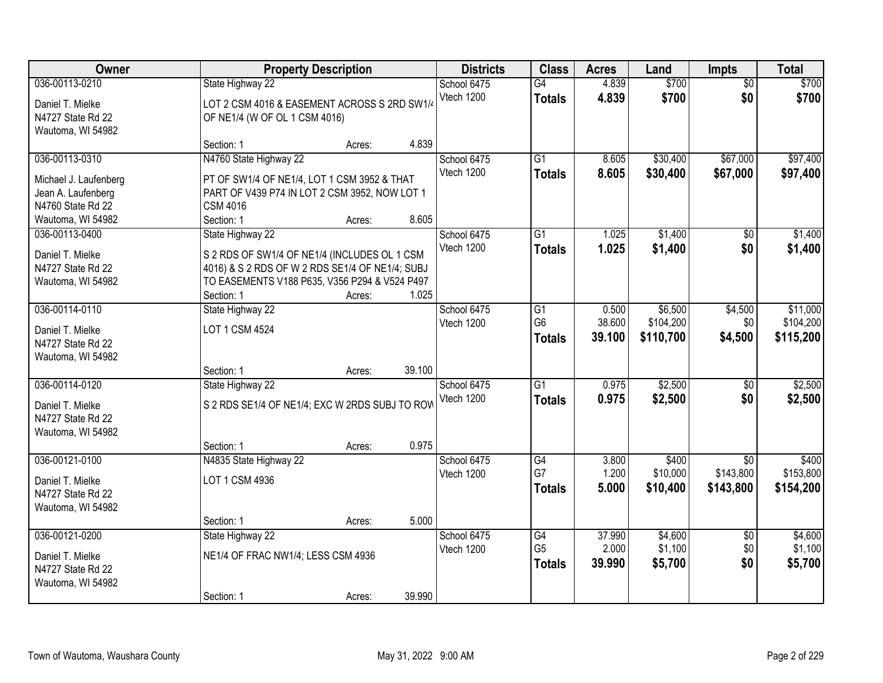| Owner | Property Description | Districts | Class | Acres | Land | Impts | Total |
|---|---|---|---|---|---|---|---|
| 036-00113-0210<br>Daniel T. Mielke<br>N4727 State Rd 22<br>Wautoma, WI 54982 | State Highway 22<br>LOT 2 CSM 4016 & EASEMENT ACROSS S 2RD SW1/4 OF NE1/4 (W OF OL 1 CSM 4016)<br>Section: 1 Acres: 4.839 | School 6475<br>Vtech 1200 | G4<br>**Totals** | 4.839<br>**4.839** | $700<br>**$700** | $0<br>**$0** | $700<br>**$700** |
| 036-00113-0310<br>Michael J. Laufenberg<br>Jean A. Laufenberg<br>N4760 State Rd 22<br>Wautoma, WI 54982 | N4760 State Highway 22<br>PT OF SW1/4 OF NE1/4, LOT 1 CSM 3952 & THAT PART OF V439 P74 IN LOT 2 CSM 3952, NOW LOT 1 CSM 4016<br>Section: 1 Acres: 8.605 | School 6475<br>Vtech 1200 | G1<br>**Totals** | 8.605<br>**8.605** | $30,400<br>**$30,400** | $67,000<br>**$67,000** | $97,400<br>**$97,400** |
| 036-00113-0400<br>Daniel T. Mielke<br>N4727 State Rd 22<br>Wautoma, WI 54982 | State Highway 22<br>S 2 RDS OF SW1/4 OF NE1/4 (INCLUDES OL 1 CSM 4016) & S 2 RDS OF W 2 RDS SE1/4 OF NE1/4; SUBJ TO EASEMENTS V188 P635, V356 P294 & V524 P497<br>Section: 1 Acres: 1.025 | School 6475<br>Vtech 1200 | G1<br>**Totals** | 1.025<br>**1.025** | $1,400<br>**$1,400** | $0<br>**$0** | $1,400<br>**$1,400** |
| 036-00114-0110<br>Daniel T. Mielke<br>N4727 State Rd 22<br>Wautoma, WI 54982 | State Highway 22<br>LOT 1 CSM 4524<br>Section: 1 Acres: 39.100 | School 6475<br>Vtech 1200 | G1<br>G6<br>**Totals** | 0.500<br>38.600<br>**39.100** | $6,500<br>$104,200<br>**$110,700** | $4,500<br>$0<br>**$4,500** | $11,000<br>$104,200<br>**$115,200** |
| 036-00114-0120<br>Daniel T. Mielke<br>N4727 State Rd 22<br>Wautoma, WI 54982 | State Highway 22<br>S 2 RDS SE1/4 OF NE1/4; EXC W 2RDS SUBJ TO ROW<br>Section: 1 Acres: 0.975 | School 6475<br>Vtech 1200 | G1<br>**Totals** | 0.975<br>**0.975** | $2,500<br>**$2,500** | $0<br>**$0** | $2,500<br>**$2,500** |
| 036-00121-0100<br>Daniel T. Mielke<br>N4727 State Rd 22<br>Wautoma, WI 54982 | N4835 State Highway 22<br>LOT 1 CSM 4936<br>Section: 1 Acres: 5.000 | School 6475<br>Vtech 1200 | G4<br>G7<br>**Totals** | 3.800<br>1.200<br>**5.000** | $400<br>$10,000<br>**$10,400** | $0<br>$143,800<br>**$143,800** | $400<br>$153,800<br>**$154,200** |
| 036-00121-0200<br>Daniel T. Mielke<br>N4727 State Rd 22<br>Wautoma, WI 54982 | State Highway 22<br>NE1/4 OF FRAC NW1/4; LESS CSM 4936<br>Section: 1 Acres: 39.990 | School 6475<br>Vtech 1200 | G4<br>G5<br>**Totals** | 37.990<br>2.000<br>**39.990** | $4,600<br>$1,100<br>**$5,700** | $0<br>$0<br>**$0** | $4,600<br>$1,100<br>**$5,700** |

Town of Wautoma, Waushara County May 31, 2022 9:00 AM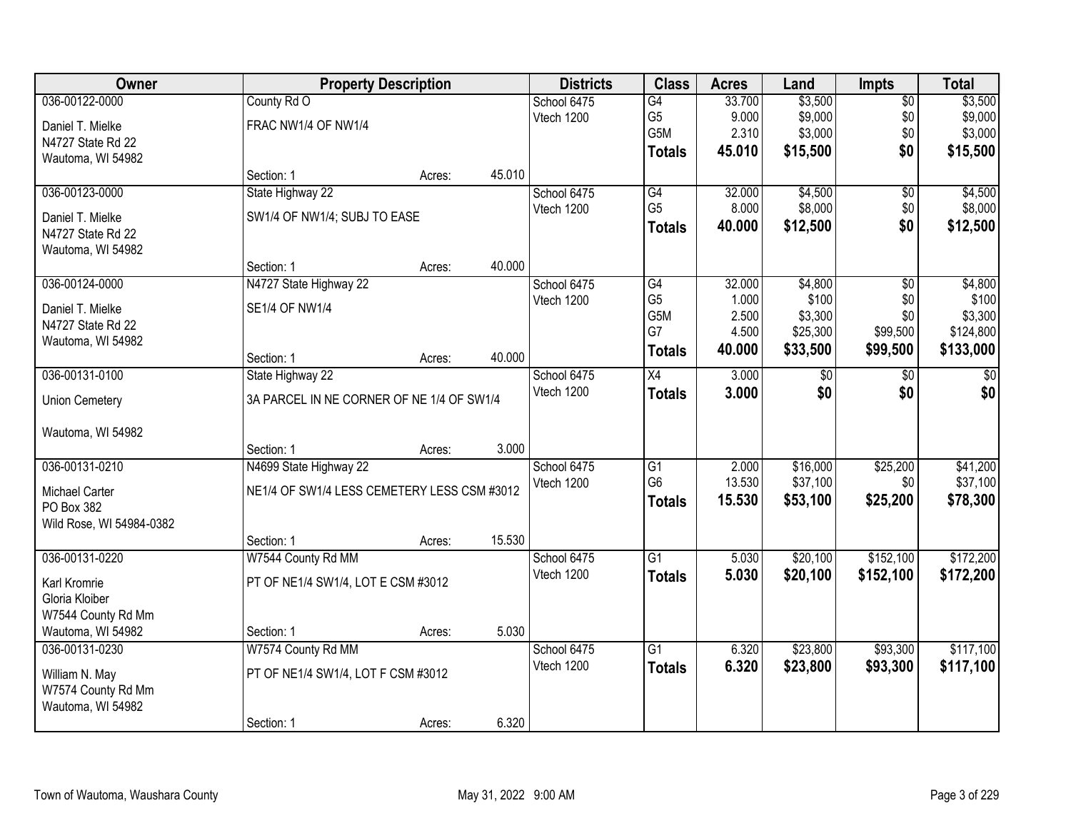| Owner | Property Description | | | Districts | Class | Acres | Land | Impts | Total |
|---|---|---|---|---|---|---|---|---|---|
| 036-00122-0000 | County Rd O | | | School 6475 | G4 | 33.700 | $3,500 | $0 | $3,500 |
| Daniel T. Mielke | FRAC NW1/4 OF NW1/4 | | | Vtech 1200 | G5 | 9.000 | $9,000 | $0 | $9,000 |
| N4727 State Rd 22 | | | | | G5M | 2.310 | $3,000 | $0 | $3,000 |
| Wautoma, WI 54982 | | | | | **Totals** | **45.010** | **$15,500** | **$0** | **$15,500** |
| | Section: 1 | Acres: | 45.010 | | | | | | |
| 036-00123-0000 | State Highway 22 | | | School 6475 | G4 | 32.000 | $4,500 | $0 | $4,500 |
| Daniel T. Mielke | SW1/4 OF NW1/4; SUBJ TO EASE | | | Vtech 1200 | G5 | 8.000 | $8,000 | $0 | $8,000 |
| N4727 State Rd 22 | | | | | **Totals** | **40.000** | **$12,500** | **$0** | **$12,500** |
| Wautoma, WI 54982 | | | | | | | | | |
| | Section: 1 | Acres: | 40.000 | | | | | | |
| 036-00124-0000 | N4727 State Highway 22 | | | School 6475 | G4 | 32.000 | $4,800 | $0 | $4,800 |
| Daniel T. Mielke | SE1/4 OF NW1/4 | | | Vtech 1200 | G5 | 1.000 | $100 | $0 | $100 |
| N4727 State Rd 22 | | | | | G5M | 2.500 | $3,300 | $0 | $3,300 |
| Wautoma, WI 54982 | | | | | G7 | 4.500 | $25,300 | $99,500 | $124,800 |
| | Section: 1 | Acres: | 40.000 | | **Totals** | **40.000** | **$33,500** | **$99,500** | **$133,000** |
| 036-00131-0100 | State Highway 22 | | | School 6475 | X4 | 3.000 | $0 | $0 | $0 |
| Union Cemetery | 3A PARCEL IN NE CORNER OF NE 1/4 OF SW1/4 | | | Vtech 1200 | **Totals** | **3.000** | **$0** | **$0** | **$0** |
| Wautoma, WI 54982 | | | | | | | | | |
| | Section: 1 | Acres: | 3.000 | | | | | | |
| 036-00131-0210 | N4699 State Highway 22 | | | School 6475 | G1 | 2.000 | $16,000 | $25,200 | $41,200 |
| Michael Carter | NE1/4 OF SW1/4 LESS CEMETERY LESS CSM #3012 | | | Vtech 1200 | G6 | 13.530 | $37,100 | $0 | $37,100 |
| PO Box 382 | | | | | **Totals** | **15.530** | **$53,100** | **$25,200** | **$78,300** |
| Wild Rose, WI 54984-0382 | | | | | | | | | |
| | Section: 1 | Acres: | 15.530 | | | | | | |
| 036-00131-0220 | W7544 County Rd MM | | | School 6475 | G1 | 5.030 | $20,100 | $152,100 | $172,200 |
| Karl Kromrie | PT OF NE1/4 SW1/4, LOT E CSM #3012 | | | Vtech 1200 | **Totals** | **5.030** | **$20,100** | **$152,100** | **$172,200** |
| Gloria Kloiber | | | | | | | | | |
| W7544 County Rd Mm | | | | | | | | | |
| Wautoma, WI 54982 | Section: 1 | Acres: | 5.030 | | | | | | |
| 036-00131-0230 | W7574 County Rd MM | | | School 6475 | G1 | 6.320 | $23,800 | $93,300 | $117,100 |
| William N. May | PT OF NE1/4 SW1/4, LOT F CSM #3012 | | | Vtech 1200 | **Totals** | **6.320** | **$23,800** | **$93,300** | **$117,100** |
| W7574 County Rd Mm | | | | | | | | | |
| Wautoma, WI 54982 | | | | | | | | | |
| | Section: 1 | Acres: | 6.320 | | | | | | |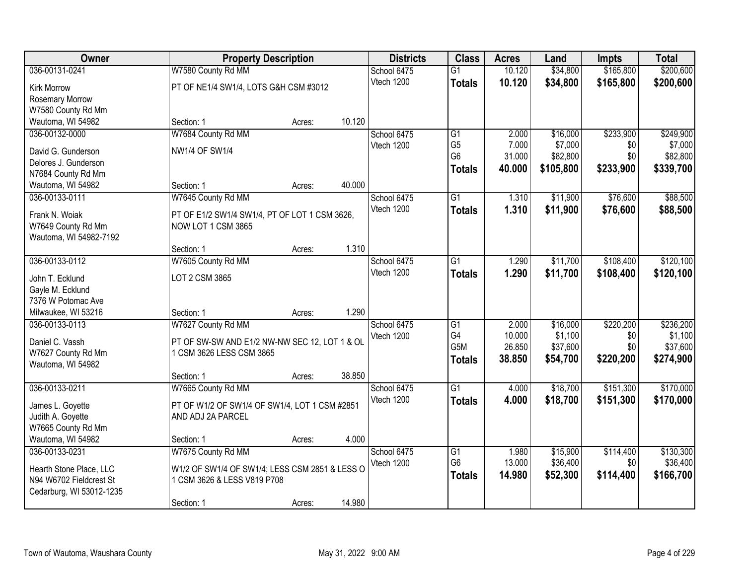| Owner | Property Description | | | Districts | Class | Acres | Land | Impts | Total |
|---|---|---|---|---|---|---|---|---|---|
| 036-00131-0241 | W7580 County Rd MM | | | School 6475 | G1 | 10.120 | $34,800 | $165,800 | $200,600 |
| Kirk Morrow<br>Rosemary Morrow<br>W7580 County Rd Mm<br>Wautoma, WI 54982 | PT OF NE1/4 SW1/4, LOTS G&H CSM #3012 | | | Vtech 1200 | **Totals** | **10.120** | **$34,800** | **$165,800** | **$200,600** |
| | Section: 1 | Acres: | 10.120 | | | | | | |
| 036-00132-0000 | W7684 County Rd MM | | | School 6475 | G1 | 2.000 | $16,000 | $233,900 | $249,900 |
| David G. Gunderson<br>Delores J. Gunderson<br>N7684 County Rd Mm<br>Wautoma, WI 54982 | NW1/4 OF SW1/4 | | | Vtech 1200 | G5 | 7.000 | $7,000 | $0 | $7,000 |
| | | | | | G6 | 31.000 | $82,800 | $0 | $82,800 |
| | | | | | **Totals** | **40.000** | **$105,800** | **$233,900** | **$339,700** |
| | Section: 1 | Acres: | 40.000 | | | | | | |
| 036-00133-0111 | W7645 County Rd MM | | | School 6475 | G1 | 1.310 | $11,900 | $76,600 | $88,500 |
| Frank N. Woiak<br>W7649 County Rd Mm<br>Wautoma, WI 54982-7192 | PT OF E1/2 SW1/4 SW1/4, PT OF LOT 1 CSM 3626, NOW LOT 1 CSM 3865 | | | Vtech 1200 | **Totals** | **1.310** | **$11,900** | **$76,600** | **$88,500** |
| | Section: 1 | Acres: | 1.310 | | | | | | |
| 036-00133-0112 | W7605 County Rd MM | | | School 6475 | G1 | 1.290 | $11,700 | $108,400 | $120,100 |
| John T. Ecklund<br>Gayle M. Ecklund<br>7376 W Potomac Ave<br>Milwaukee, WI 53216 | LOT 2 CSM 3865 | | | Vtech 1200 | **Totals** | **1.290** | **$11,700** | **$108,400** | **$120,100** |
| | Section: 1 | Acres: | 1.290 | | | | | | |
| 036-00133-0113 | W7627 County Rd MM | | | School 6475 | G1 | 2.000 | $16,000 | $220,200 | $236,200 |
| Daniel C. Vassh<br>W7627 County Rd Mm<br>Wautoma, WI 54982 | PT OF SW-SW AND E1/2 NW-NW SEC 12, LOT 1 & OL 1 CSM 3626 LESS CSM 3865 | | | Vtech 1200 | G4 | 10.000 | $1,100 | $0 | $1,100 |
| | | | | | G5M | 26.850 | $37,600 | $0 | $37,600 |
| | | | | | **Totals** | **38.850** | **$54,700** | **$220,200** | **$274,900** |
| | Section: 1 | Acres: | 38.850 | | | | | | |
| 036-00133-0211 | W7665 County Rd MM | | | School 6475 | G1 | 4.000 | $18,700 | $151,300 | $170,000 |
| James L. Goyette<br>Judith A. Goyette<br>W7665 County Rd Mm<br>Wautoma, WI 54982 | PT OF W1/2 OF SW1/4 OF SW1/4, LOT 1 CSM #2851 AND ADJ 2A PARCEL | | | Vtech 1200 | **Totals** | **4.000** | **$18,700** | **$151,300** | **$170,000** |
| | Section: 1 | Acres: | 4.000 | | | | | | |
| 036-00133-0231 | W7675 County Rd MM | | | School 6475 | G1 | 1.980 | $15,900 | $114,400 | $130,300 |
| Hearth Stone Place, LLC<br>N94 W6702 Fieldcrest St<br>Cedarburg, WI 53012-1235 | W1/2 OF SW1/4 OF SW1/4; LESS CSM 2851 & LESS O 1 CSM 3626 & LESS V819 P708 | | | Vtech 1200 | G6 | 13.000 | $36,400 | $0 | $36,400 |
| | | | | | **Totals** | **14.980** | **$52,300** | **$114,400** | **$166,700** |
| | Section: 1 | Acres: | 14.980 | | | | | | |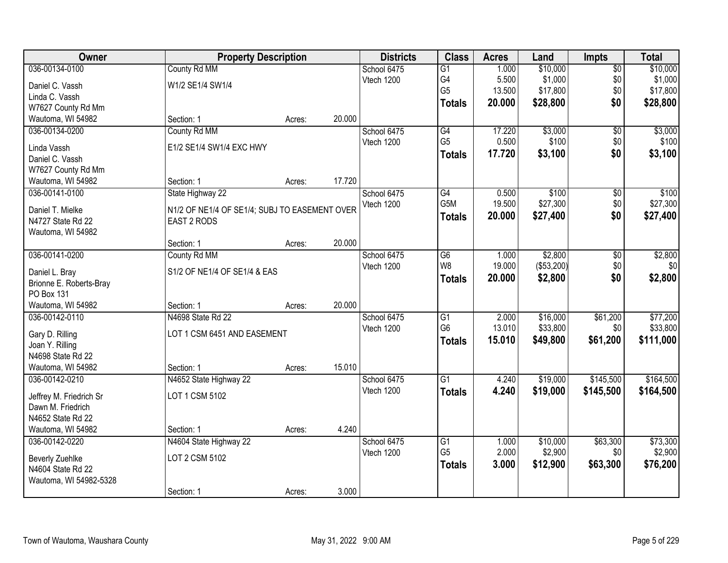| Owner | Property Description | | | Districts | Class | Acres | Land | Impts | Total |
|---|---|---|---|---|---|---|---|---|---|
| 036-00134-0100 | County Rd MM | | | School 6475 | G1 | 1.000 | $10,000 | $0 | $10,000 |
| Daniel C. Vassh | W1/2 SE1/4 SW1/4 | | | Vtech 1200 | G4 | 5.500 | $1,000 | $0 | $1,000 |
| Linda C. Vassh | | | | | G5 | 13.500 | $17,800 | $0 | $17,800 |
| W7627 County Rd Mm | | | | | **Totals** | **20.000** | **$28,800** | **$0** | **$28,800** |
| Wautoma, WI 54982 | Section: 1 | Acres: | 20.000 | | | | | | |
| 036-00134-0200 | County Rd MM | | | School 6475 | G4 | 17.220 | $3,000 | $0 | $3,000 |
| Linda Vassh | E1/2 SE1/4 SW1/4 EXC HWY | | | Vtech 1200 | G5 | 0.500 | $100 | $0 | $100 |
| Daniel C. Vassh | | | | | **Totals** | **17.720** | **$3,100** | **$0** | **$3,100** |
| W7627 County Rd Mm | | | | | | | | | |
| Wautoma, WI 54982 | Section: 1 | Acres: | 17.720 | | | | | | |
| 036-00141-0100 | State Highway 22 | | | School 6475 | G4 | 0.500 | $100 | $0 | $100 |
| Daniel T. Mielke | N1/2 OF NE1/4 OF SE1/4; SUBJ TO EASEMENT OVER EAST 2 RODS | | | Vtech 1200 | G5M | 19.500 | $27,300 | $0 | $27,300 |
| N4727 State Rd 22 | | | | | **Totals** | **20.000** | **$27,400** | **$0** | **$27,400** |
| Wautoma, WI 54982 | | | | | | | | | |
| | Section: 1 | Acres: | 20.000 | | | | | | |
| 036-00141-0200 | County Rd MM | | | School 6475 | G6 | 1.000 | $2,800 | $0 | $2,800 |
| Daniel L. Bray | S1/2 OF NE1/4 OF SE1/4 & EAS | | | Vtech 1200 | W8 | 19.000 | ($53,200) | $0 | $0 |
| Brionne E. Roberts-Bray | | | | | **Totals** | **20.000** | **$2,800** | **$0** | **$2,800** |
| PO Box 131 | | | | | | | | | |
| Wautoma, WI 54982 | Section: 1 | Acres: | 20.000 | | | | | | |
| 036-00142-0110 | N4698 State Rd 22 | | | School 6475 | G1 | 2.000 | $16,000 | $61,200 | $77,200 |
| Gary D. Rilling | LOT 1 CSM 6451 AND EASEMENT | | | Vtech 1200 | G6 | 13.010 | $33,800 | $0 | $33,800 |
| Joan Y. Rilling | | | | | **Totals** | **15.010** | **$49,800** | **$61,200** | **$111,000** |
| N4698 State Rd 22 | | | | | | | | | |
| Wautoma, WI 54982 | Section: 1 | Acres: | 15.010 | | | | | | |
| 036-00142-0210 | N4652 State Highway 22 | | | School 6475 | G1 | 4.240 | $19,000 | $145,500 | $164,500 |
| Jeffrey M. Friedrich Sr | LOT 1 CSM 5102 | | | Vtech 1200 | **Totals** | **4.240** | **$19,000** | **$145,500** | **$164,500** |
| Dawn M. Friedrich | | | | | | | | | |
| N4652 State Rd 22 | | | | | | | | | |
| Wautoma, WI 54982 | Section: 1 | Acres: | 4.240 | | | | | | |
| 036-00142-0220 | N4604 State Highway 22 | | | School 6475 | G1 | 1.000 | $10,000 | $63,300 | $73,300 |
| Beverly Zuehlke | LOT 2 CSM 5102 | | | Vtech 1200 | G5 | 2.000 | $2,900 | $0 | $2,900 |
| N4604 State Rd 22 | | | | | **Totals** | **3.000** | **$12,900** | **$63,300** | **$76,200** |
| Wautoma, WI 54982-5328 | | | | | | | | | |
| | Section: 1 | Acres: | 3.000 | | | | | | |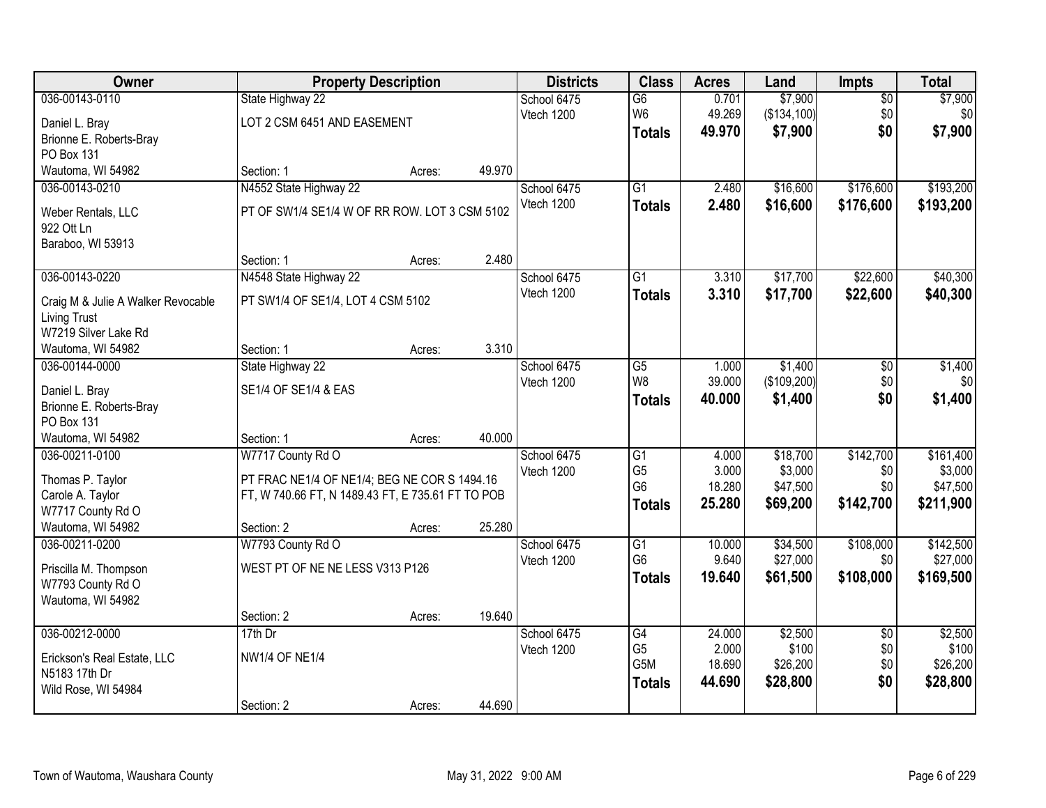| Owner | Property Description | | | Districts | Class | Acres | Land | Impts | Total |
|---|---|---|---|---|---|---|---|---|---|
| 036-00143-0110 | State Highway 22 | | | School 6475 | G6 | 0.701 | $7,900 | $0 | $7,900 |
| Daniel L. Bray | LOT 2 CSM 6451 AND EASEMENT | | | Vtech 1200 | W6 | 49.269 | ($134,100) | $0 | $0 |
| Brionne E. Roberts-Bray | | | | | **Totals** | **49.970** | **$7,900** | **$0** | **$7,900** |
| PO Box 131 | | | | | | | | | |
| Wautoma, WI 54982 | Section: 1 | Acres: | 49.970 | | | | | | |
| 036-00143-0210 | N4552 State Highway 22 | | | School 6475 | G1 | 2.480 | $16,600 | $176,600 | $193,200 |
| Weber Rentals, LLC | PT OF SW1/4 SE1/4 W OF RR ROW. LOT 3 CSM 5102 | | | Vtech 1200 | **Totals** | **2.480** | **$16,600** | **$176,600** | **$193,200** |
| 922 Ott Ln | | | | | | | | | |
| Baraboo, WI 53913 | | | | | | | | | |
| | Section: 1 | Acres: | 2.480 | | | | | | |
| 036-00143-0220 | N4548 State Highway 22 | | | School 6475 | G1 | 3.310 | $17,700 | $22,600 | $40,300 |
| Craig M & Julie A Walker Revocable | PT SW1/4 OF SE1/4, LOT 4 CSM 5102 | | | Vtech 1200 | **Totals** | **3.310** | **$17,700** | **$22,600** | **$40,300** |
| Living Trust | | | | | | | | | |
| W7219 Silver Lake Rd | | | | | | | | | |
| Wautoma, WI 54982 | Section: 1 | Acres: | 3.310 | | | | | | |
| 036-00144-0000 | State Highway 22 | | | School 6475 | G5 | 1.000 | $1,400 | $0 | $1,400 |
| Daniel L. Bray | SE1/4 OF SE1/4 & EAS | | | Vtech 1200 | W8 | 39.000 | ($109,200) | $0 | $0 |
| Brionne E. Roberts-Bray | | | | | **Totals** | **40.000** | **$1,400** | **$0** | **$1,400** |
| PO Box 131 | | | | | | | | | |
| Wautoma, WI 54982 | Section: 1 | Acres: | 40.000 | | | | | | |
| 036-00211-0100 | W7717 County Rd O | | | School 6475 | G1 | 4.000 | $18,700 | $142,700 | $161,400 |
| Thomas P. Taylor | PT FRAC NE1/4 OF NE1/4; BEG NE COR S 1494.16 | | | Vtech 1200 | G5 | 3.000 | $3,000 | $0 | $3,000 |
| Carole A. Taylor | FT, W 740.66 FT, N 1489.43 FT, E 735.61 FT TO POB | | | | G6 | 18.280 | $47,500 | $0 | $47,500 |
| W7717 County Rd O | | | | | **Totals** | **25.280** | **$69,200** | **$142,700** | **$211,900** |
| Wautoma, WI 54982 | Section: 2 | Acres: | 25.280 | | | | | | |
| 036-00211-0200 | W7793 County Rd O | | | School 6475 | G1 | 10.000 | $34,500 | $108,000 | $142,500 |
| Priscilla M. Thompson | WEST PT OF NE NE LESS V313 P126 | | | Vtech 1200 | G6 | 9.640 | $27,000 | $0 | $27,000 |
| W7793 County Rd O | | | | | **Totals** | **19.640** | **$61,500** | **$108,000** | **$169,500** |
| Wautoma, WI 54982 | | | | | | | | | |
| | Section: 2 | Acres: | 19.640 | | | | | | |
| 036-00212-0000 | 17th Dr | | | School 6475 | G4 | 24.000 | $2,500 | $0 | $2,500 |
| Erickson's Real Estate, LLC | NW1/4 OF NE1/4 | | | Vtech 1200 | G5 | 2.000 | $100 | $0 | $100 |
| N5183 17th Dr | | | | | G5M | 18.690 | $26,200 | $0 | $26,200 |
| Wild Rose, WI 54984 | | | | | **Totals** | **44.690** | **$28,800** | **$0** | **$28,800** |
| | Section: 2 | Acres: | 44.690 | | | | | | |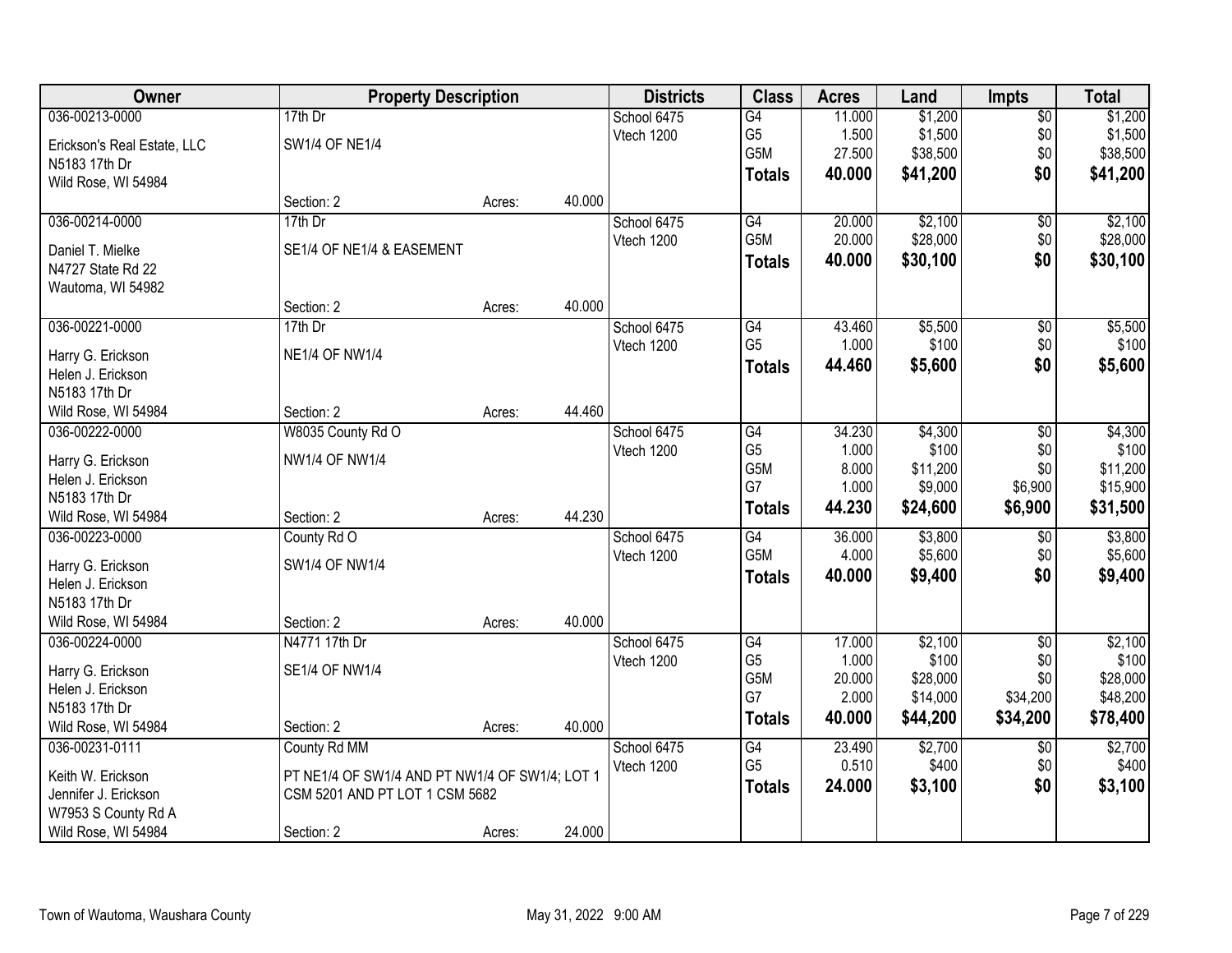| Owner | Property Description | | | Districts | Class | Acres | Land | Impts | Total |
|---|---|---|---|---|---|---|---|---|---|
| 036-00213-0000 | 17th Dr | | | School 6475 | G4 | 11.000 | $1,200 | $0 | $1,200 |
| Erickson's Real Estate, LLC | SW1/4 OF NE1/4 | | | Vtech 1200 | G5 | 1.500 | $1,500 | $0 | $1,500 |
| N5183 17th Dr | | | | | G5M | 27.500 | $38,500 | $0 | $38,500 |
| Wild Rose, WI 54984 | | | | | **Totals** | **40.000** | **$41,200** | **$0** | **$41,200** |
| | Section: 2 | Acres: | 40.000 | | | | | | |
| 036-00214-0000 | 17th Dr | | | School 6475 | G4 | 20.000 | $2,100 | $0 | $2,100 |
| Daniel T. Mielke | SE1/4 OF NE1/4 & EASEMENT | | | Vtech 1200 | G5M | 20.000 | $28,000 | $0 | $28,000 |
| N4727 State Rd 22 | | | | | **Totals** | **40.000** | **$30,100** | **$0** | **$30,100** |
| Wautoma, WI 54982 | | | | | | | | | |
| | Section: 2 | Acres: | 40.000 | | | | | | |
| 036-00221-0000 | 17th Dr | | | School 6475 | G4 | 43.460 | $5,500 | $0 | $5,500 |
| Harry G. Erickson | NE1/4 OF NW1/4 | | | Vtech 1200 | G5 | 1.000 | $100 | $0 | $100 |
| Helen J. Erickson | | | | | **Totals** | **44.460** | **$5,600** | **$0** | **$5,600** |
| N5183 17th Dr | | | | | | | | | |
| Wild Rose, WI 54984 | Section: 2 | Acres: | 44.460 | | | | | | |
| 036-00222-0000 | W8035 County Rd O | | | School 6475 | G4 | 34.230 | $4,300 | $0 | $4,300 |
| Harry G. Erickson | NW1/4 OF NW1/4 | | | Vtech 1200 | G5 | 1.000 | $100 | $0 | $100 |
| Helen J. Erickson | | | | | G5M | 8.000 | $11,200 | $0 | $11,200 |
| N5183 17th Dr | | | | | G7 | 1.000 | $9,000 | $6,900 | $15,900 |
| Wild Rose, WI 54984 | Section: 2 | Acres: | 44.230 | | **Totals** | **44.230** | **$24,600** | **$6,900** | **$31,500** |
| 036-00223-0000 | County Rd O | | | School 6475 | G4 | 36.000 | $3,800 | $0 | $3,800 |
| Harry G. Erickson | SW1/4 OF NW1/4 | | | Vtech 1200 | G5M | 4.000 | $5,600 | $0 | $5,600 |
| Helen J. Erickson | | | | | **Totals** | **40.000** | **$9,400** | **$0** | **$9,400** |
| N5183 17th Dr | | | | | | | | | |
| Wild Rose, WI 54984 | Section: 2 | Acres: | 40.000 | | | | | | |
| 036-00224-0000 | N4771 17th Dr | | | School 6475 | G4 | 17.000 | $2,100 | $0 | $2,100 |
| Harry G. Erickson | SE1/4 OF NW1/4 | | | Vtech 1200 | G5 | 1.000 | $100 | $0 | $100 |
| Helen J. Erickson | | | | | G5M | 20.000 | $28,000 | $0 | $28,000 |
| N5183 17th Dr | | | | | G7 | 2.000 | $14,000 | $34,200 | $48,200 |
| Wild Rose, WI 54984 | Section: 2 | Acres: | 40.000 | | **Totals** | **40.000** | **$44,200** | **$34,200** | **$78,400** |
| 036-00231-0111 | County Rd MM | | | School 6475 | G4 | 23.490 | $2,700 | $0 | $2,700 |
| Keith W. Erickson | PT NE1/4 OF SW1/4 AND PT NW1/4 OF SW1/4; LOT 1 CSM 5201 AND PT LOT 1 CSM 5682 | | | Vtech 1200 | G5 | 0.510 | $400 | $0 | $400 |
| Jennifer J. Erickson | | | | | **Totals** | **24.000** | **$3,100** | **$0** | **$3,100** |
| W7953 S County Rd A | | | | | | | | | |
| Wild Rose, WI 54984 | Section: 2 | Acres: | 24.000 | | | | | | |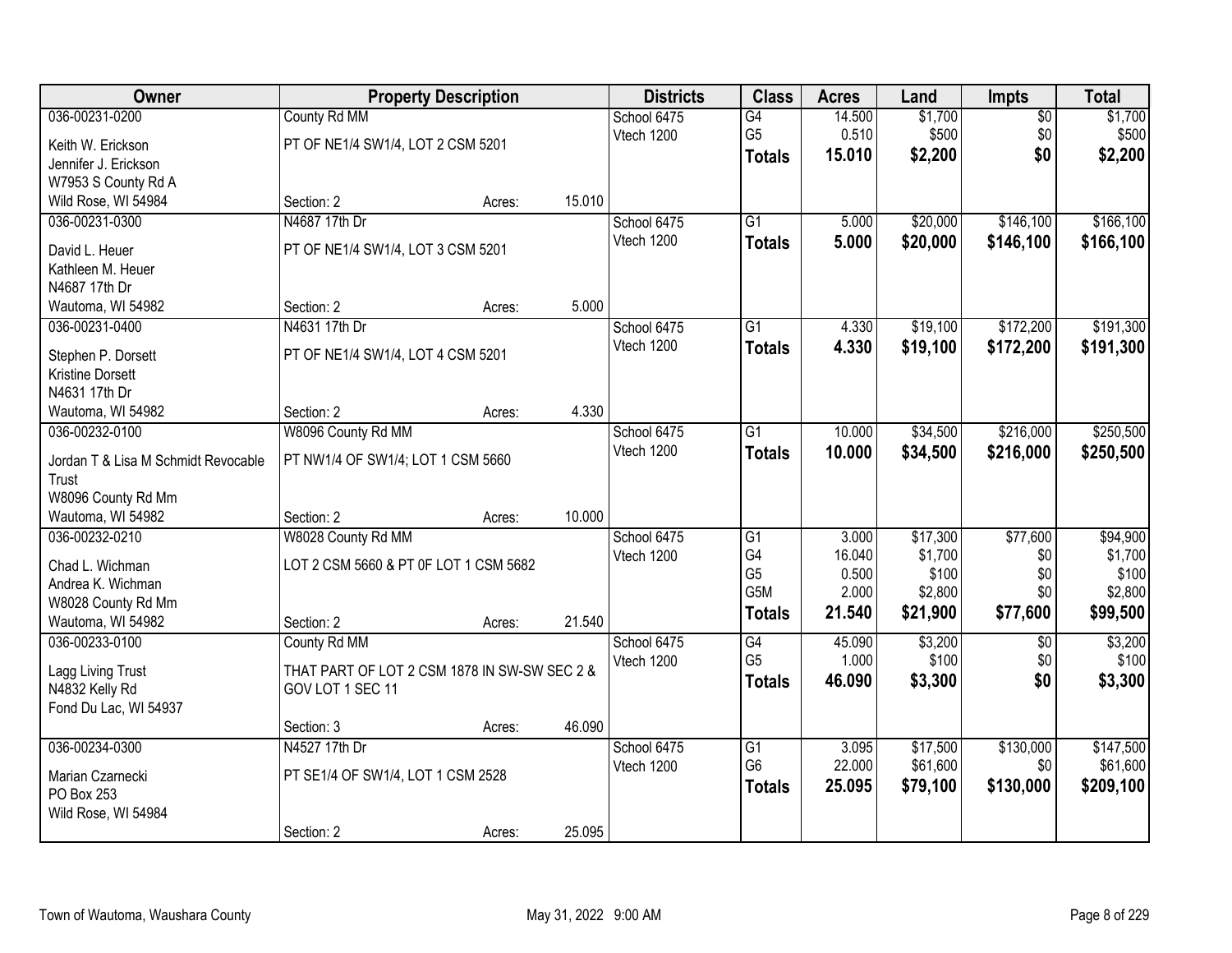| Owner | Property Description | | | Districts | Class | Acres | Land | Impts | Total |
|---|---|---|---|---|---|---|---|---|---|
| 036-00231-0200 | County Rd MM | | | School 6475 | G4 | 14.500 | $1,700 | $0 | $1,700 |
| Keith W. Erickson | PT OF NE1/4 SW1/4, LOT 2 CSM 5201 | | | Vtech 1200 | G5 | 0.510 | $500 | $0 | $500 |
| Jennifer J. Erickson | | | | | **Totals** | **15.010** | **$2,200** | **$0** | **$2,200** |
| W7953 S County Rd A | | | | | | | | | |
| Wild Rose, WI 54984 | Section: 2 | Acres: | 15.010 | | | | | | |
| 036-00231-0300 | N4687 17th Dr | | | School 6475 | G1 | 5.000 | $20,000 | $146,100 | $166,100 |
| David L. Heuer | PT OF NE1/4 SW1/4, LOT 3 CSM 5201 | | | Vtech 1200 | **Totals** | **5.000** | **$20,000** | **$146,100** | **$166,100** |
| Kathleen M. Heuer | | | | | | | | | |
| N4687 17th Dr | | | | | | | | | |
| Wautoma, WI 54982 | Section: 2 | Acres: | 5.000 | | | | | | |
| 036-00231-0400 | N4631 17th Dr | | | School 6475 | G1 | 4.330 | $19,100 | $172,200 | $191,300 |
| Stephen P. Dorsett | PT OF NE1/4 SW1/4, LOT 4 CSM 5201 | | | Vtech 1200 | **Totals** | **4.330** | **$19,100** | **$172,200** | **$191,300** |
| Kristine Dorsett | | | | | | | | | |
| N4631 17th Dr | | | | | | | | | |
| Wautoma, WI 54982 | Section: 2 | Acres: | 4.330 | | | | | | |
| 036-00232-0100 | W8096 County Rd MM | | | School 6475 | G1 | 10.000 | $34,500 | $216,000 | $250,500 |
| Jordan T & Lisa M Schmidt Revocable Trust | PT NW1/4 OF SW1/4; LOT 1 CSM 5660 | | | Vtech 1200 | **Totals** | **10.000** | **$34,500** | **$216,000** | **$250,500** |
| W8096 County Rd Mm | | | | | | | | | |
| Wautoma, WI 54982 | Section: 2 | Acres: | 10.000 | | | | | | |
| 036-00232-0210 | W8028 County Rd MM | | | School 6475 | G1 | 3.000 | $17,300 | $77,600 | $94,900 |
| Chad L. Wichman | LOT 2 CSM 5660 & PT 0F LOT 1 CSM 5682 | | | Vtech 1200 | G4 | 16.040 | $1,700 | $0 | $1,700 |
| Andrea K. Wichman | | | | | G5 | 0.500 | $100 | $0 | $100 |
| W8028 County Rd Mm | | | | | G5M | 2.000 | $2,800 | $0 | $2,800 |
| Wautoma, WI 54982 | Section: 2 | Acres: | 21.540 | | **Totals** | **21.540** | **$21,900** | **$77,600** | **$99,500** |
| 036-00233-0100 | County Rd MM | | | School 6475 | G4 | 45.090 | $3,200 | $0 | $3,200 |
| Lagg Living Trust | THAT PART OF LOT 2 CSM 1878 IN SW-SW SEC 2 & GOV LOT 1 SEC 11 | | | Vtech 1200 | G5 | 1.000 | $100 | $0 | $100 |
| N4832 Kelly Rd | | | | | **Totals** | **46.090** | **$3,300** | **$0** | **$3,300** |
| Fond Du Lac, WI 54937 | | | | | | | | | |
| | Section: 3 | Acres: | 46.090 | | | | | | |
| 036-00234-0300 | N4527 17th Dr | | | School 6475 | G1 | 3.095 | $17,500 | $130,000 | $147,500 |
| Marian Czarnecki | PT SE1/4 OF SW1/4, LOT 1 CSM 2528 | | | Vtech 1200 | G6 | 22.000 | $61,600 | $0 | $61,600 |
| PO Box 253 | | | | | **Totals** | **25.095** | **$79,100** | **$130,000** | **$209,100** |
| Wild Rose, WI 54984 | | | | | | | | | |
| | Section: 2 | Acres: | 25.095 | | | | | | |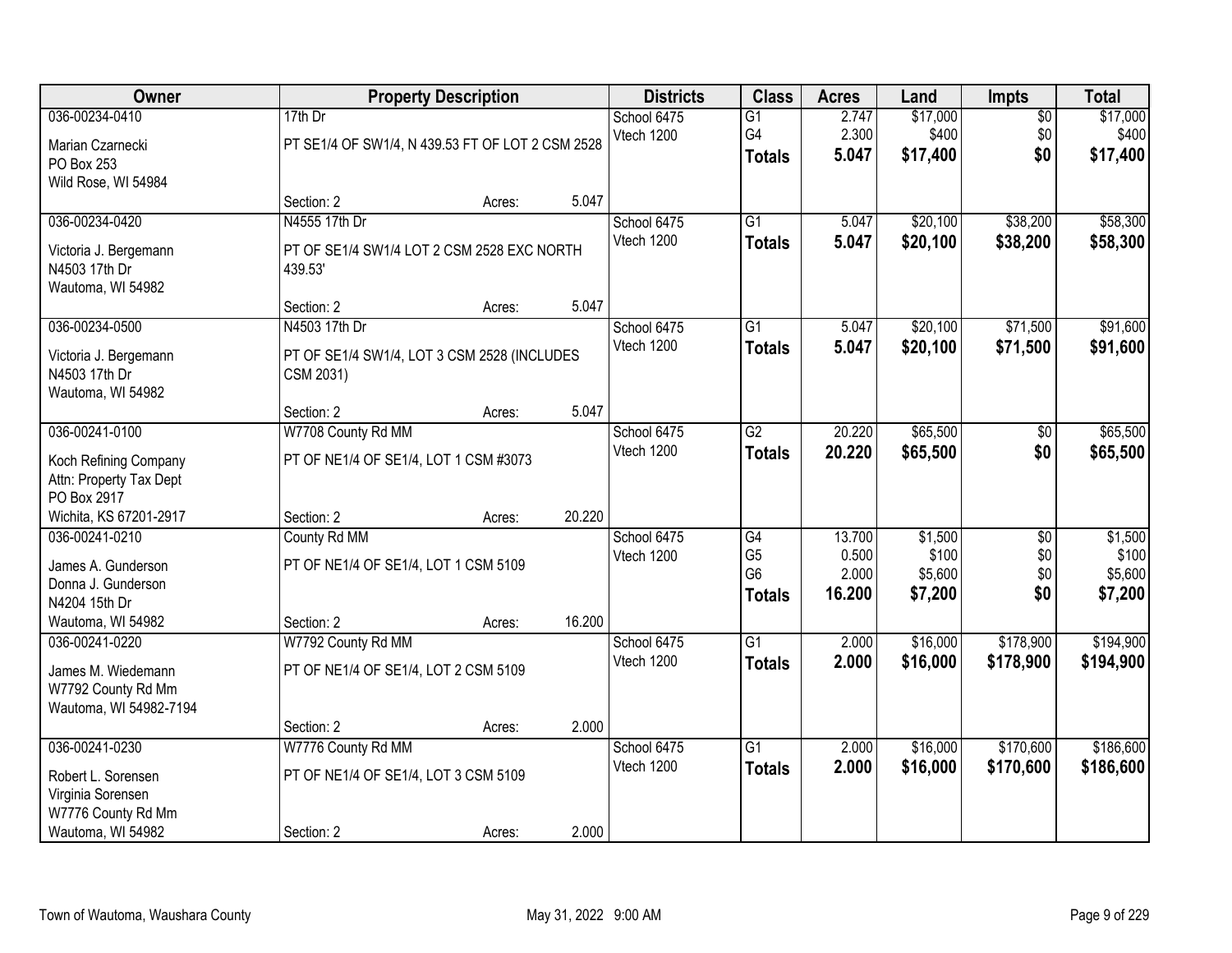| Owner | Property Description | Districts | Class | Acres | Land | Impts | Total |
|---|---|---|---|---|---|---|---|
| 036-00234-0410<br>Marian Czarnecki<br>PO Box 253<br>Wild Rose, WI 54984 | 17th Dr<br>PT SE1/4 OF SW1/4, N 439.53 FT OF LOT 2 CSM 2528<br>Section: 2 Acres: 5.047 | School 6475<br>Vtech 1200 | G1<br>G4<br>**Totals** | 2.747<br>2.300<br>**5.047** | $17,000<br>$400<br>**$17,400** | $0<br>$0<br>**$0** | $17,000<br>$400<br>**$17,400** |
| 036-00234-0420<br>Victoria J. Bergemann<br>N4503 17th Dr<br>Wautoma, WI 54982 | N4555 17th Dr<br>PT OF SE1/4 SW1/4 LOT 2 CSM 2528 EXC NORTH 439.53'<br>Section: 2 Acres: 5.047 | School 6475<br>Vtech 1200 | G1<br>**Totals** | 5.047<br>**5.047** | $20,100<br>**$20,100** | $38,200<br>**$38,200** | $58,300<br>**$58,300** |
| 036-00234-0500<br>Victoria J. Bergemann<br>N4503 17th Dr<br>Wautoma, WI 54982 | N4503 17th Dr<br>PT OF SE1/4 SW1/4, LOT 3 CSM 2528 (INCLUDES CSM 2031)<br>Section: 2 Acres: 5.047 | School 6475<br>Vtech 1200 | G1<br>**Totals** | 5.047<br>**5.047** | $20,100<br>**$20,100** | $71,500<br>**$71,500** | $91,600<br>**$91,600** |
| 036-00241-0100<br>Koch Refining Company<br>Attn: Property Tax Dept<br>PO Box 2917<br>Wichita, KS 67201-2917 | W7708 County Rd MM<br>PT OF NE1/4 OF SE1/4, LOT 1 CSM #3073<br>Section: 2 Acres: 20.220 | School 6475<br>Vtech 1200 | G2<br>**Totals** | 20.220<br>**20.220** | $65,500<br>**$65,500** | $0<br>**$0** | $65,500<br>**$65,500** |
| 036-00241-0210<br>James A. Gunderson<br>Donna J. Gunderson<br>N4204 15th Dr<br>Wautoma, WI 54982 | County Rd MM<br>PT OF NE1/4 OF SE1/4, LOT 1 CSM 5109<br>Section: 2 Acres: 16.200 | School 6475<br>Vtech 1200 | G4<br>G5<br>G6<br>**Totals** | 13.700<br>0.500<br>2.000<br>**16.200** | $1,500<br>$100<br>$5,600<br>**$7,200** | $0<br>$0<br>$0<br>**$0** | $1,500<br>$100<br>$5,600<br>**$7,200** |
| 036-00241-0220<br>James M. Wiedemann<br>W7792 County Rd Mm<br>Wautoma, WI 54982-7194 | W7792 County Rd MM<br>PT OF NE1/4 OF SE1/4, LOT 2 CSM 5109<br>Section: 2 Acres: 2.000 | School 6475<br>Vtech 1200 | G1<br>**Totals** | 2.000<br>**2.000** | $16,000<br>**$16,000** | $178,900<br>**$178,900** | $194,900<br>**$194,900** |
| 036-00241-0230<br>Robert L. Sorensen<br>Virginia Sorensen<br>W7776 County Rd Mm<br>Wautoma, WI 54982 | W7776 County Rd MM<br>PT OF NE1/4 OF SE1/4, LOT 3 CSM 5109<br>Section: 2 Acres: 2.000 | School 6475<br>Vtech 1200 | G1<br>**Totals** | 2.000<br>**2.000** | $16,000<br>**$16,000** | $170,600<br>**$170,600** | $186,600<br>**$186,600** |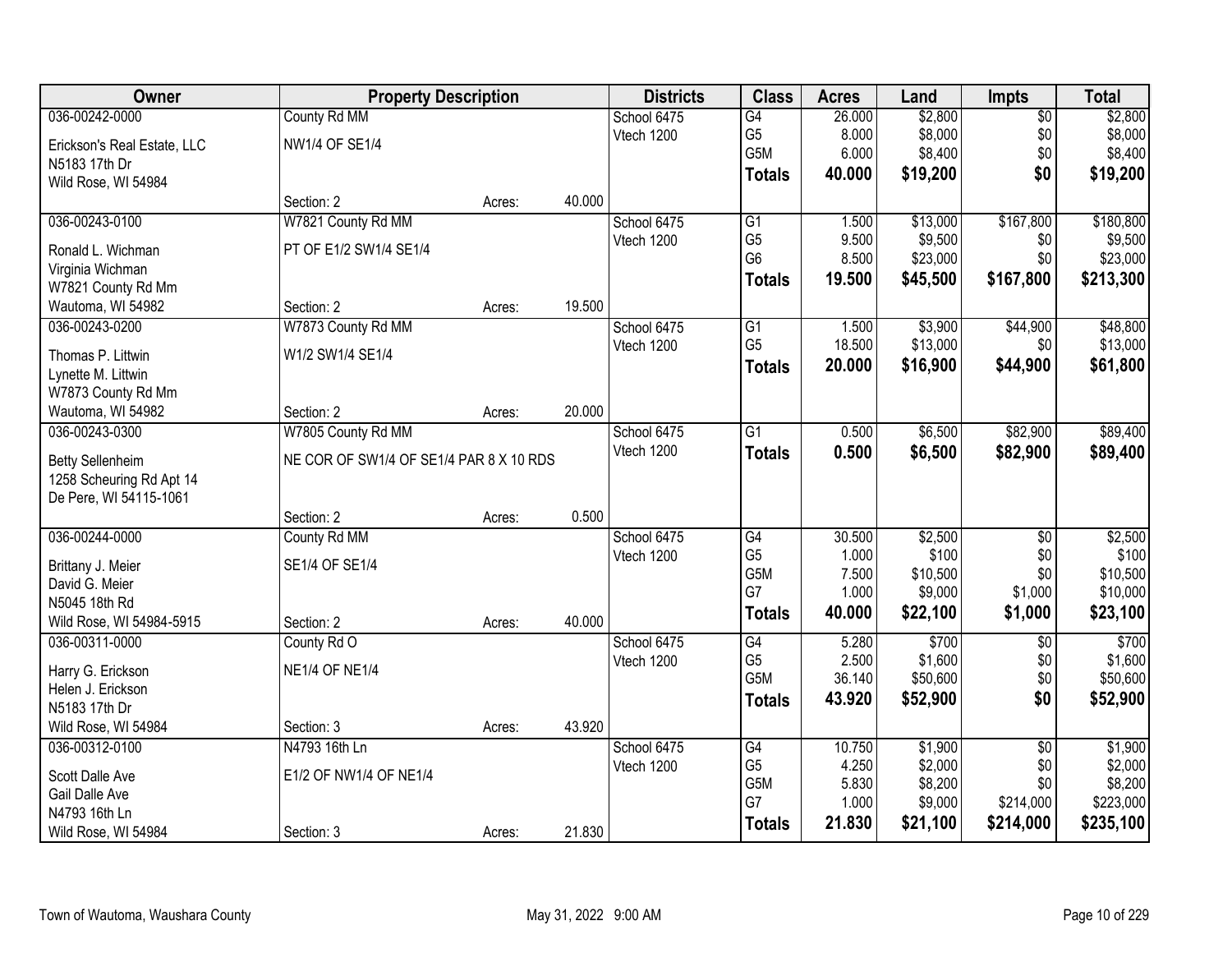| Owner | Property Description | | | Districts | Class | Acres | Land | Impts | Total |
|---|---|---|---|---|---|---|---|---|---|
| 036-00242-0000 | County Rd MM | | | School 6475 | G4 | 26.000 | $2,800 | $0 | $2,800 |
| Erickson's Real Estate, LLC | NW1/4 OF SE1/4 | | | Vtech 1200 | G5 | 8.000 | $8,000 | $0 | $8,000 |
| N5183 17th Dr | | | | | G5M | 6.000 | $8,400 | $0 | $8,400 |
| Wild Rose, WI 54984 | | | | | **Totals** | **40.000** | **$19,200** | **$0** | **$19,200** |
| | Section: 2 | Acres: | 40.000 | | | | | | |
| 036-00243-0100 | W7821 County Rd MM | | | School 6475 | G1 | 1.500 | $13,000 | $167,800 | $180,800 |
| Ronald L. Wichman | PT OF E1/2 SW1/4 SE1/4 | | | Vtech 1200 | G5 | 9.500 | $9,500 | $0 | $9,500 |
| Virginia Wichman | | | | | G6 | 8.500 | $23,000 | $0 | $23,000 |
| W7821 County Rd Mm | | | | | **Totals** | **19.500** | **$45,500** | **$167,800** | **$213,300** |
| Wautoma, WI 54982 | Section: 2 | Acres: | 19.500 | | | | | | |
| 036-00243-0200 | W7873 County Rd MM | | | School 6475 | G1 | 1.500 | $3,900 | $44,900 | $48,800 |
| Thomas P. Littwin | W1/2 SW1/4 SE1/4 | | | Vtech 1200 | G5 | 18.500 | $13,000 | $0 | $13,000 |
| Lynette M. Littwin | | | | | **Totals** | **20.000** | **$16,900** | **$44,900** | **$61,800** |
| W7873 County Rd Mm | | | | | | | | | |
| Wautoma, WI 54982 | Section: 2 | Acres: | 20.000 | | | | | | |
| 036-00243-0300 | W7805 County Rd MM | | | School 6475 | G1 | 0.500 | $6,500 | $82,900 | $89,400 |
| Betty Sellenheim | NE COR OF SW1/4 OF SE1/4 PAR 8 X 10 RDS | | | Vtech 1200 | **Totals** | **0.500** | **$6,500** | **$82,900** | **$89,400** |
| 1258 Scheuring Rd Apt 14 | | | | | | | | | |
| De Pere, WI 54115-1061 | | | | | | | | | |
| | Section: 2 | Acres: | 0.500 | | | | | | |
| 036-00244-0000 | County Rd MM | | | School 6475 | G4 | 30.500 | $2,500 | $0 | $2,500 |
| Brittany J. Meier | SE1/4 OF SE1/4 | | | Vtech 1200 | G5 | 1.000 | $100 | $0 | $100 |
| David G. Meier | | | | | G5M | 7.500 | $10,500 | $0 | $10,500 |
| N5045 18th Rd | | | | | G7 | 1.000 | $9,000 | $1,000 | $10,000 |
| Wild Rose, WI 54984-5915 | Section: 2 | Acres: | 40.000 | | **Totals** | **40.000** | **$22,100** | **$1,000** | **$23,100** |
| 036-00311-0000 | County Rd O | | | School 6475 | G4 | 5.280 | $700 | $0 | $700 |
| Harry G. Erickson | NE1/4 OF NE1/4 | | | Vtech 1200 | G5 | 2.500 | $1,600 | $0 | $1,600 |
| Helen J. Erickson | | | | | G5M | 36.140 | $50,600 | $0 | $50,600 |
| N5183 17th Dr | | | | | **Totals** | **43.920** | **$52,900** | **$0** | **$52,900** |
| Wild Rose, WI 54984 | Section: 3 | Acres: | 43.920 | | | | | | |
| 036-00312-0100 | N4793 16th Ln | | | School 6475 | G4 | 10.750 | $1,900 | $0 | $1,900 |
| Scott Dalle Ave | E1/2 OF NW1/4 OF NE1/4 | | | Vtech 1200 | G5 | 4.250 | $2,000 | $0 | $2,000 |
| Gail Dalle Ave | | | | | G5M | 5.830 | $8,200 | $0 | $8,200 |
| N4793 16th Ln | | | | | G7 | 1.000 | $9,000 | $214,000 | $223,000 |
| Wild Rose, WI 54984 | Section: 3 | Acres: | 21.830 | | **Totals** | **21.830** | **$21,100** | **$214,000** | **$235,100** |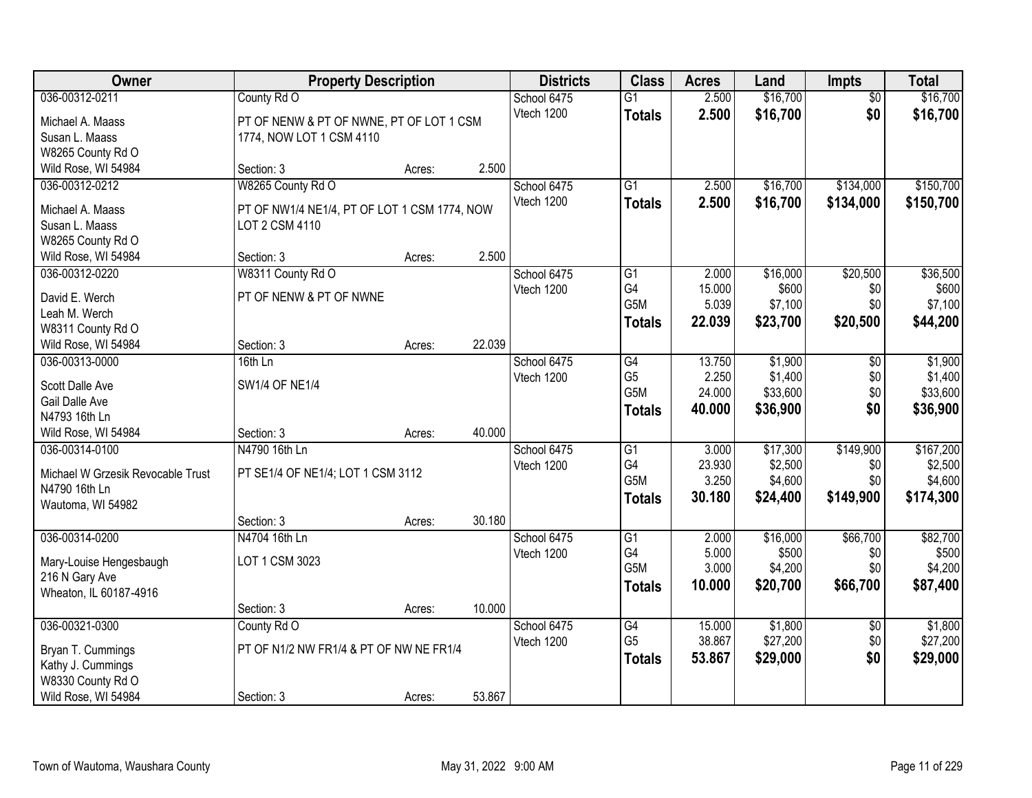| Owner | Property Description | | | Districts | Class | Acres | Land | Impts | Total |
|---|---|---|---|---|---|---|---|---|---|
| 036-00312-0211 | County Rd O | | | School 6475 | G1 | 2.500 | $16,700 | $0 | $16,700 |
| Michael A. Maass | PT OF NENW & PT OF NWNE, PT OF LOT 1 CSM 1774, NOW LOT 1 CSM 4110 | | | Vtech 1200 | **Totals** | **2.500** | **$16,700** | **$0** | **$16,700** |
| Susan L. Maass | | | | | | | | | |
| W8265 County Rd O | | | | | | | | | |
| Wild Rose, WI 54984 | Section: 3 | Acres: | 2.500 | | | | | | |
| 036-00312-0212 | W8265 County Rd O | | | School 6475 | G1 | 2.500 | $16,700 | $134,000 | $150,700 |
| Michael A. Maass | PT OF NW1/4 NE1/4, PT OF LOT 1 CSM 1774, NOW LOT 2 CSM 4110 | | | Vtech 1200 | **Totals** | **2.500** | **$16,700** | **$134,000** | **$150,700** |
| Susan L. Maass | | | | | | | | | |
| W8265 County Rd O | | | | | | | | | |
| Wild Rose, WI 54984 | Section: 3 | Acres: | 2.500 | | | | | | |
| 036-00312-0220 | W8311 County Rd O | | | School 6475 | G1 | 2.000 | $16,000 | $20,500 | $36,500 |
| David E. Werch | PT OF NENW & PT OF NWNE | | | Vtech 1200 | G4 | 15.000 | $600 | $0 | $600 |
| Leah M. Werch | | | | | G5M | 5.039 | $7,100 | $0 | $7,100 |
| W8311 County Rd O | | | | | **Totals** | **22.039** | **$23,700** | **$20,500** | **$44,200** |
| Wild Rose, WI 54984 | Section: 3 | Acres: | 22.039 | | | | | | |
| 036-00313-0000 | 16th Ln | | | School 6475 | G4 | 13.750 | $1,900 | $0 | $1,900 |
| Scott Dalle Ave | SW1/4 OF NE1/4 | | | Vtech 1200 | G5 | 2.250 | $1,400 | $0 | $1,400 |
| Gail Dalle Ave | | | | | G5M | 24.000 | $33,600 | $0 | $33,600 |
| N4793 16th Ln | | | | | **Totals** | **40.000** | **$36,900** | **$0** | **$36,900** |
| Wild Rose, WI 54984 | Section: 3 | Acres: | 40.000 | | | | | | |
| 036-00314-0100 | N4790 16th Ln | | | School 6475 | G1 | 3.000 | $17,300 | $149,900 | $167,200 |
| Michael W Grzesik Revocable Trust | PT SE1/4 OF NE1/4; LOT 1 CSM 3112 | | | Vtech 1200 | G4 | 23.930 | $2,500 | $0 | $2,500 |
| N4790 16th Ln | | | | | G5M | 3.250 | $4,600 | $0 | $4,600 |
| Wautoma, WI 54982 | | | | | **Totals** | **30.180** | **$24,400** | **$149,900** | **$174,300** |
| | Section: 3 | Acres: | 30.180 | | | | | | |
| 036-00314-0200 | N4704 16th Ln | | | School 6475 | G1 | 2.000 | $16,000 | $66,700 | $82,700 |
| Mary-Louise Hengesbaugh | LOT 1 CSM 3023 | | | Vtech 1200 | G4 | 5.000 | $500 | $0 | $500 |
| 216 N Gary Ave | | | | | G5M | 3.000 | $4,200 | $0 | $4,200 |
| Wheaton, IL 60187-4916 | | | | | **Totals** | **10.000** | **$20,700** | **$66,700** | **$87,400** |
| | Section: 3 | Acres: | 10.000 | | | | | | |
| 036-00321-0300 | County Rd O | | | School 6475 | G4 | 15.000 | $1,800 | $0 | $1,800 |
| Bryan T. Cummings | PT OF N1/2 NW FR1/4 & PT OF NW NE FR1/4 | | | Vtech 1200 | G5 | 38.867 | $27,200 | $0 | $27,200 |
| Kathy J. Cummings | | | | | **Totals** | **53.867** | **$29,000** | **$0** | **$29,000** |
| W8330 County Rd O | | | | | | | | | |
| Wild Rose, WI 54984 | Section: 3 | Acres: | 53.867 | | | | | | |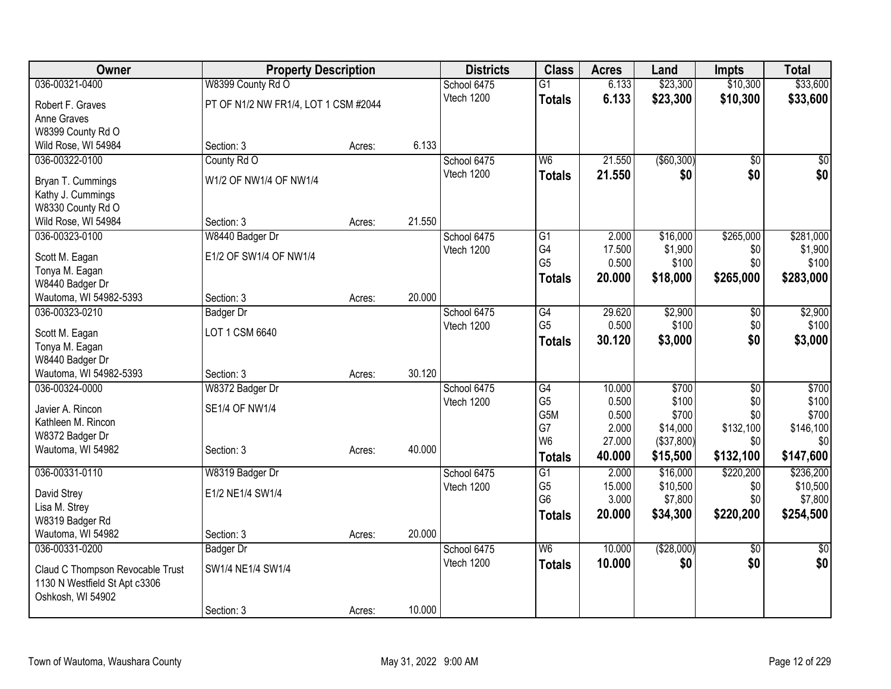| Owner | Property Description | | | Districts | Class | Acres | Land | Impts | Total |
|---|---|---|---|---|---|---|---|---|---|
| 036-00321-0400 | W8399 County Rd O | | | School 6475 | G1 | 6.133 | $23,300 | $10,300 | $33,600 |
| Robert F. Graves | PT OF N1/2 NW FR1/4, LOT 1 CSM #2044 | | | Vtech 1200 | **Totals** | **6.133** | **$23,300** | **$10,300** | **$33,600** |
| Anne Graves | | | | | | | | | |
| W8399 County Rd O | | | | | | | | | |
| Wild Rose, WI 54984 | Section: 3 | Acres: | 6.133 | | | | | | |
| 036-00322-0100 | County Rd O | | | School 6475 | W6 | 21.550 | ($60,300) | $0 | $0 |
| Bryan T. Cummings | W1/2 OF NW1/4 OF NW1/4 | | | Vtech 1200 | **Totals** | **21.550** | **$0** | **$0** | **$0** |
| Kathy J. Cummings | | | | | | | | | |
| W8330 County Rd O | | | | | | | | | |
| Wild Rose, WI 54984 | Section: 3 | Acres: | 21.550 | | | | | | |
| 036-00323-0100 | W8440 Badger Dr | | | School 6475 | G1 | 2.000 | $16,000 | $265,000 | $281,000 |
| Scott M. Eagan | E1/2 OF SW1/4 OF NW1/4 | | | Vtech 1200 | G4 | 17.500 | $1,900 | $0 | $1,900 |
| Tonya M. Eagan | | | | | G5 | 0.500 | $100 | $0 | $100 |
| W8440 Badger Dr | | | | | **Totals** | **20.000** | **$18,000** | **$265,000** | **$283,000** |
| Wautoma, WI 54982-5393 | Section: 3 | Acres: | 20.000 | | | | | | |
| 036-00323-0210 | Badger Dr | | | School 6475 | G4 | 29.620 | $2,900 | $0 | $2,900 |
| Scott M. Eagan | LOT 1 CSM 6640 | | | Vtech 1200 | G5 | 0.500 | $100 | $0 | $100 |
| Tonya M. Eagan | | | | | **Totals** | **30.120** | **$3,000** | **$0** | **$3,000** |
| W8440 Badger Dr | | | | | | | | | |
| Wautoma, WI 54982-5393 | Section: 3 | Acres: | 30.120 | | | | | | |
| 036-00324-0000 | W8372 Badger Dr | | | School 6475 | G4 | 10.000 | $700 | $0 | $700 |
| Javier A. Rincon | SE1/4 OF NW1/4 | | | Vtech 1200 | G5 | 0.500 | $100 | $0 | $100 |
| Kathleen M. Rincon | | | | | G5M | 0.500 | $700 | $0 | $700 |
| W8372 Badger Dr | | | | | G7 | 2.000 | $14,000 | $132,100 | $146,100 |
| Wautoma, WI 54982 | Section: 3 | Acres: | 40.000 | | W6 | 27.000 | ($37,800) | $0 | $0 |
| | | | | | **Totals** | **40.000** | **$15,500** | **$132,100** | **$147,600** |
| 036-00331-0110 | W8319 Badger Dr | | | School 6475 | G1 | 2.000 | $16,000 | $220,200 | $236,200 |
| David Strey | E1/2 NE1/4 SW1/4 | | | Vtech 1200 | G5 | 15.000 | $10,500 | $0 | $10,500 |
| Lisa M. Strey | | | | | G6 | 3.000 | $7,800 | $0 | $7,800 |
| W8319 Badger Rd | | | | | **Totals** | **20.000** | **$34,300** | **$220,200** | **$254,500** |
| Wautoma, WI 54982 | Section: 3 | Acres: | 20.000 | | | | | | |
| 036-00331-0200 | Badger Dr | | | School 6475 | W6 | 10.000 | ($28,000) | $0 | $0 |
| Claud C Thompson Revocable Trust | SW1/4 NE1/4 SW1/4 | | | Vtech 1200 | **Totals** | **10.000** | **$0** | **$0** | **$0** |
| 1130 N Westfield St Apt c3306 | | | | | | | | | |
| Oshkosh, WI 54902 | | | | | | | | | |
| | Section: 3 | Acres: | 10.000 | | | | | | |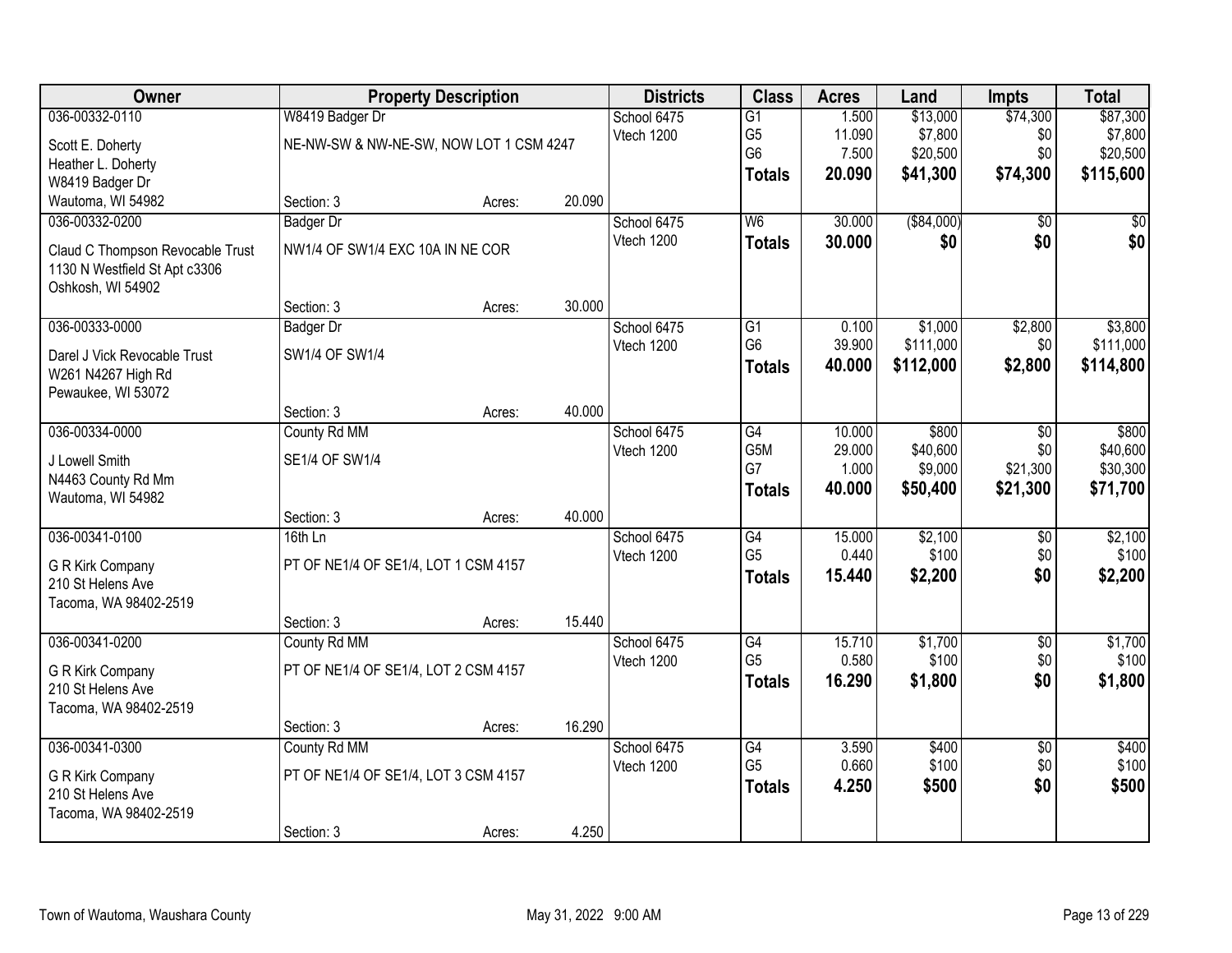| Owner | Property Description | | | Districts | Class | Acres | Land | Impts | Total |
|---|---|---|---|---|---|---|---|---|---|
| 036-00332-0110 | W8419 Badger Dr | | | School 6475 | G1 | 1.500 | $13,000 | $74,300 | $87,300 |
| Scott E. Doherty | NE-NW-SW & NW-NE-SW, NOW LOT 1 CSM 4247 | | | Vtech 1200 | G5 | 11.090 | $7,800 | $0 | $7,800 |
| Heather L. Doherty | | | | | G6 | 7.500 | $20,500 | $0 | $20,500 |
| W8419 Badger Dr | | | | | **Totals** | **20.090** | **$41,300** | **$74,300** | **$115,600** |
| Wautoma, WI 54982 | Section: 3 | Acres: | 20.090 | | | | | | |
| 036-00332-0200 | Badger Dr | | | School 6475 | W6 | 30.000 | ($84,000) | $0 | $0 |
| Claud C Thompson Revocable Trust | NW1/4 OF SW1/4 EXC 10A IN NE COR | | | Vtech 1200 | **Totals** | **30.000** | **$0** | **$0** | **$0** |
| 1130 N Westfield St Apt c3306 | | | | | | | | | |
| Oshkosh, WI 54902 | | | | | | | | | |
| | Section: 3 | Acres: | 30.000 | | | | | | |
| 036-00333-0000 | Badger Dr | | | School 6475 | G1 | 0.100 | $1,000 | $2,800 | $3,800 |
| Darel J Vick Revocable Trust | SW1/4 OF SW1/4 | | | Vtech 1200 | G6 | 39.900 | $111,000 | $0 | $111,000 |
| W261 N4267 High Rd | | | | | **Totals** | **40.000** | **$112,000** | **$2,800** | **$114,800** |
| Pewaukee, WI 53072 | | | | | | | | | |
| | Section: 3 | Acres: | 40.000 | | | | | | |
| 036-00334-0000 | County Rd MM | | | School 6475 | G4 | 10.000 | $800 | $0 | $800 |
| J Lowell Smith | SE1/4 OF SW1/4 | | | Vtech 1200 | G5M | 29.000 | $40,600 | $0 | $40,600 |
| N4463 County Rd Mm | | | | | G7 | 1.000 | $9,000 | $21,300 | $30,300 |
| Wautoma, WI 54982 | | | | | **Totals** | **40.000** | **$50,400** | **$21,300** | **$71,700** |
| | Section: 3 | Acres: | 40.000 | | | | | | |
| 036-00341-0100 | 16th Ln | | | School 6475 | G4 | 15.000 | $2,100 | $0 | $2,100 |
| G R Kirk Company | PT OF NE1/4 OF SE1/4, LOT 1 CSM 4157 | | | Vtech 1200 | G5 | 0.440 | $100 | $0 | $100 |
| 210 St Helens Ave | | | | | **Totals** | **15.440** | **$2,200** | **$0** | **$2,200** |
| Tacoma, WA 98402-2519 | | | | | | | | | |
| | Section: 3 | Acres: | 15.440 | | | | | | |
| 036-00341-0200 | County Rd MM | | | School 6475 | G4 | 15.710 | $1,700 | $0 | $1,700 |
| G R Kirk Company | PT OF NE1/4 OF SE1/4, LOT 2 CSM 4157 | | | Vtech 1200 | G5 | 0.580 | $100 | $0 | $100 |
| 210 St Helens Ave | | | | | **Totals** | **16.290** | **$1,800** | **$0** | **$1,800** |
| Tacoma, WA 98402-2519 | | | | | | | | | |
| | Section: 3 | Acres: | 16.290 | | | | | | |
| 036-00341-0300 | County Rd MM | | | School 6475 | G4 | 3.590 | $400 | $0 | $400 |
| G R Kirk Company | PT OF NE1/4 OF SE1/4, LOT 3 CSM 4157 | | | Vtech 1200 | G5 | 0.660 | $100 | $0 | $100 |
| 210 St Helens Ave | | | | | **Totals** | **4.250** | **$500** | **$0** | **$500** |
| Tacoma, WA 98402-2519 | | | | | | | | | |
| | Section: 3 | Acres: | 4.250 | | | | | | |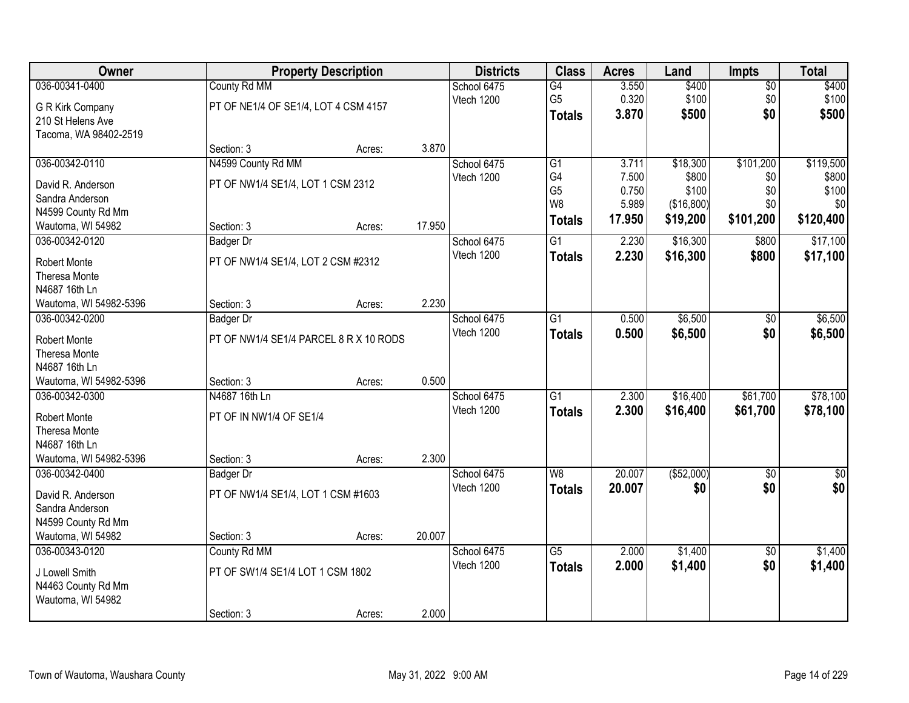| Owner | Property Description | | | Districts | Class | Acres | Land | Impts | Total |
|---|---|---|---|---|---|---|---|---|---|
| 036-00341-0400 | County Rd MM | | | School 6475 | G4 | 3.550 | $400 | $0 | $400 |
| G R Kirk Company | PT OF NE1/4 OF SE1/4, LOT 4 CSM 4157 | | | Vtech 1200 | G5 | 0.320 | $100 | $0 | $100 |
| 210 St Helens Ave | | | | | **Totals** | **3.870** | **$500** | **$0** | **$500** |
| Tacoma, WA 98402-2519 | Section: 3 | Acres: | 3.870 | | | | | | |
| 036-00342-0110 | N4599 County Rd MM | | | School 6475 | G1 | 3.711 | $18,300 | $101,200 | $119,500 |
| David R. Anderson | PT OF NW1/4 SE1/4, LOT 1 CSM 2312 | | | Vtech 1200 | G4 | 7.500 | $800 | $0 | $800 |
| Sandra Anderson | | | | | G5 | 0.750 | $100 | $0 | $100 |
| N4599 County Rd Mm | | | | | W8 | 5.989 | ($16,800) | $0 | $0 |
| Wautoma, WI 54982 | Section: 3 | Acres: | 17.950 | | **Totals** | **17.950** | **$19,200** | **$101,200** | **$120,400** |
| 036-00342-0120 | Badger Dr | | | School 6475 | G1 | 2.230 | $16,300 | $800 | $17,100 |
| Robert Monte | PT OF NW1/4 SE1/4, LOT 2 CSM #2312 | | | Vtech 1200 | **Totals** | **2.230** | **$16,300** | **$800** | **$17,100** |
| Theresa Monte | | | | | | | | | |
| N4687 16th Ln | | | | | | | | | |
| Wautoma, WI 54982-5396 | Section: 3 | Acres: | 2.230 | | | | | | |
| 036-00342-0200 | Badger Dr | | | School 6475 | G1 | 0.500 | $6,500 | $0 | $6,500 |
| Robert Monte | PT OF NW1/4 SE1/4 PARCEL 8 R X 10 RODS | | | Vtech 1200 | **Totals** | **0.500** | **$6,500** | **$0** | **$6,500** |
| Theresa Monte | | | | | | | | | |
| N4687 16th Ln | | | | | | | | | |
| Wautoma, WI 54982-5396 | Section: 3 | Acres: | 0.500 | | | | | | |
| 036-00342-0300 | N4687 16th Ln | | | School 6475 | G1 | 2.300 | $16,400 | $61,700 | $78,100 |
| Robert Monte | PT OF IN NW1/4 OF SE1/4 | | | Vtech 1200 | **Totals** | **2.300** | **$16,400** | **$61,700** | **$78,100** |
| Theresa Monte | | | | | | | | | |
| N4687 16th Ln | | | | | | | | | |
| Wautoma, WI 54982-5396 | Section: 3 | Acres: | 2.300 | | | | | | |
| 036-00342-0400 | Badger Dr | | | School 6475 | W8 | 20.007 | ($52,000) | $0 | $0 |
| David R. Anderson | PT OF NW1/4 SE1/4, LOT 1 CSM #1603 | | | Vtech 1200 | **Totals** | **20.007** | **$0** | **$0** | **$0** |
| Sandra Anderson | | | | | | | | | |
| N4599 County Rd Mm | | | | | | | | | |
| Wautoma, WI 54982 | Section: 3 | Acres: | 20.007 | | | | | | |
| 036-00343-0120 | County Rd MM | | | School 6475 | G5 | 2.000 | $1,400 | $0 | $1,400 |
| J Lowell Smith | PT OF SW1/4 SE1/4 LOT 1 CSM 1802 | | | Vtech 1200 | **Totals** | **2.000** | **$1,400** | **$0** | **$1,400** |
| N4463 County Rd Mm | | | | | | | | | |
| Wautoma, WI 54982 | Section: 3 | Acres: | 2.000 | | | | | | |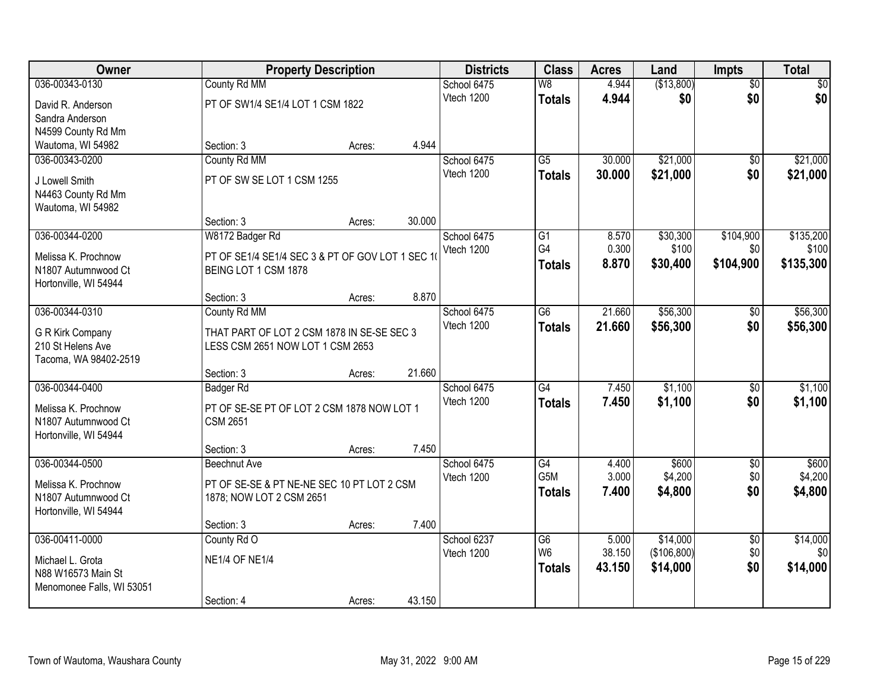| Owner | Property Description | | | Districts | Class | Acres | Land | Impts | Total |
|---|---|---|---|---|---|---|---|---|---|
| 036-00343-0130 | County Rd MM | | | School 6475 | W8 | 4.944 | ($13,800) | $0 | $0 |
| David R. Anderson<br>Sandra Anderson<br>N4599 County Rd Mm<br>Wautoma, WI 54982 | PT OF SW1/4 SE1/4 LOT 1 CSM 1822 | | | Vtech 1200 | **Totals** | **4.944** | **$0** | **$0** | **$0** |
| | Section: 3 | Acres: | 4.944 | | | | | | |
| 036-00343-0200 | County Rd MM | | | School 6475 | G5 | 30.000 | $21,000 | $0 | $21,000 |
| J Lowell Smith<br>N4463 County Rd Mm<br>Wautoma, WI 54982 | PT OF SW SE LOT 1 CSM 1255 | | | Vtech 1200 | **Totals** | **30.000** | **$21,000** | **$0** | **$21,000** |
| | Section: 3 | Acres: | 30.000 | | | | | | |
| 036-00344-0200 | W8172 Badger Rd | | | School 6475 | G1 | 8.570 | $30,300 | $104,900 | $135,200 |
| Melissa K. Prochnow<br>N1807 Autumnwood Ct<br>Hortonville, WI 54944 | PT OF SE1/4 SE1/4 SEC 3 & PT OF GOV LOT 1 SEC 10 BEING LOT 1 CSM 1878 | | | Vtech 1200 | G4 | 0.300 | $100 | $0 | $100 |
| | | | | | **Totals** | **8.870** | **$30,400** | **$104,900** | **$135,300** |
| | Section: 3 | Acres: | 8.870 | | | | | | |
| 036-00344-0310 | County Rd MM | | | School 6475 | G6 | 21.660 | $56,300 | $0 | $56,300 |
| G R Kirk Company<br>210 St Helens Ave<br>Tacoma, WA 98402-2519 | THAT PART OF LOT 2 CSM 1878 IN SE-SE SEC 3 LESS CSM 2651 NOW LOT 1 CSM 2653 | | | Vtech 1200 | **Totals** | **21.660** | **$56,300** | **$0** | **$56,300** |
| | Section: 3 | Acres: | 21.660 | | | | | | |
| 036-00344-0400 | Badger Rd | | | School 6475 | G4 | 7.450 | $1,100 | $0 | $1,100 |
| Melissa K. Prochnow<br>N1807 Autumnwood Ct<br>Hortonville, WI 54944 | PT OF SE-SE PT OF LOT 2 CSM 1878 NOW LOT 1 CSM 2651 | | | Vtech 1200 | **Totals** | **7.450** | **$1,100** | **$0** | **$1,100** |
| | Section: 3 | Acres: | 7.450 | | | | | | |
| 036-00344-0500 | Beechnut Ave | | | School 6475 | G4 | 4.400 | $600 | $0 | $600 |
| Melissa K. Prochnow<br>N1807 Autumnwood Ct<br>Hortonville, WI 54944 | PT OF SE-SE & PT NE-NE SEC 10 PT LOT 2 CSM 1878; NOW LOT 2 CSM 2651 | | | Vtech 1200 | G5M | 3.000 | $4,200 | $0 | $4,200 |
| | | | | | **Totals** | **7.400** | **$4,800** | **$0** | **$4,800** |
| | Section: 3 | Acres: | 7.400 | | | | | | |
| 036-00411-0000 | County Rd O | | | School 6237 | G6 | 5.000 | $14,000 | $0 | $14,000 |
| Michael L. Grota<br>N88 W16573 Main St<br>Menomonee Falls, WI 53051 | NE1/4 OF NE1/4 | | | Vtech 1200 | W6 | 38.150 | ($106,800) | $0 | $0 |
| | | | | | **Totals** | **43.150** | **$14,000** | **$0** | **$14,000** |
| | Section: 4 | Acres: | 43.150 | | | | | | |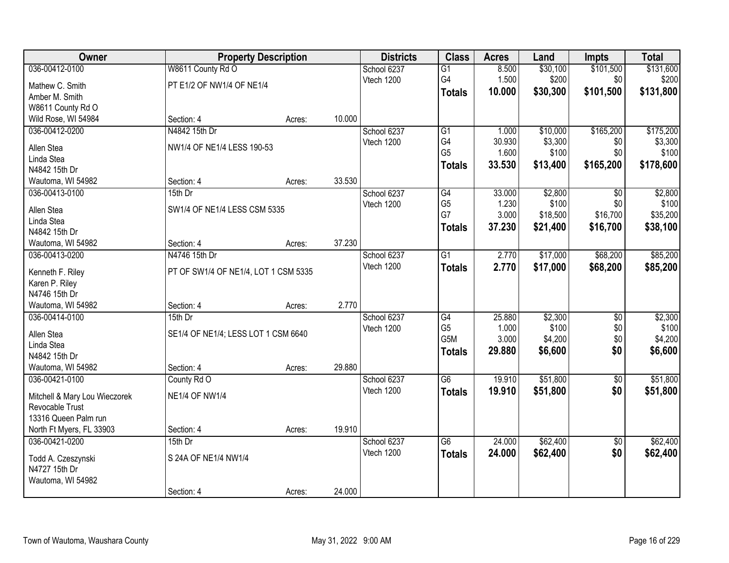| Owner | Property Description | | | Districts | Class | Acres | Land | Impts | Total |
|---|---|---|---|---|---|---|---|---|---|
| 036-00412-0100 | W8611 County Rd O | | | School 6237 | G1 | 8.500 | $30,100 | $101,500 | $131,600 |
| Mathew C. Smith | PT E1/2 OF NW1/4 OF NE1/4 | | | Vtech 1200 | G4 | 1.500 | $200 | $0 | $200 |
| Amber M. Smith | | | | | **Totals** | **10.000** | **$30,300** | **$101,500** | **$131,800** |
| W8611 County Rd O | | | | | | | | | |
| Wild Rose, WI 54984 | Section: 4 | Acres: | 10.000 | | | | | | |
| 036-00412-0200 | N4842 15th Dr | | | School 6237 | G1 | 1.000 | $10,000 | $165,200 | $175,200 |
| Allen Stea | NW1/4 OF NE1/4 LESS 190-53 | | | Vtech 1200 | G4 | 30.930 | $3,300 | $0 | $3,300 |
| Linda Stea | | | | | G5 | 1.600 | $100 | $0 | $100 |
| N4842 15th Dr | | | | | **Totals** | **33.530** | **$13,400** | **$165,200** | **$178,600** |
| Wautoma, WI 54982 | Section: 4 | Acres: | 33.530 | | | | | | |
| 036-00413-0100 | 15th Dr | | | School 6237 | G4 | 33.000 | $2,800 | $0 | $2,800 |
| Allen Stea | SW1/4 OF NE1/4 LESS CSM 5335 | | | Vtech 1200 | G5 | 1.230 | $100 | $0 | $100 |
| Linda Stea | | | | | G7 | 3.000 | $18,500 | $16,700 | $35,200 |
| N4842 15th Dr | | | | | **Totals** | **37.230** | **$21,400** | **$16,700** | **$38,100** |
| Wautoma, WI 54982 | Section: 4 | Acres: | 37.230 | | | | | | |
| 036-00413-0200 | N4746 15th Dr | | | School 6237 | G1 | 2.770 | $17,000 | $68,200 | $85,200 |
| Kenneth F. Riley | PT OF SW1/4 OF NE1/4, LOT 1 CSM 5335 | | | Vtech 1200 | **Totals** | **2.770** | **$17,000** | **$68,200** | **$85,200** |
| Karen P. Riley | | | | | | | | | |
| N4746 15th Dr | | | | | | | | | |
| Wautoma, WI 54982 | Section: 4 | Acres: | 2.770 | | | | | | |
| 036-00414-0100 | 15th Dr | | | School 6237 | G4 | 25.880 | $2,300 | $0 | $2,300 |
| Allen Stea | SE1/4 OF NE1/4; LESS LOT 1 CSM 6640 | | | Vtech 1200 | G5 | 1.000 | $100 | $0 | $100 |
| Linda Stea | | | | | G5M | 3.000 | $4,200 | $0 | $4,200 |
| N4842 15th Dr | | | | | **Totals** | **29.880** | **$6,600** | **$0** | **$6,600** |
| Wautoma, WI 54982 | Section: 4 | Acres: | 29.880 | | | | | | |
| 036-00421-0100 | County Rd O | | | School 6237 | G6 | 19.910 | $51,800 | $0 | $51,800 |
| Mitchell & Mary Lou Wieczorek | NE1/4 OF NW1/4 | | | Vtech 1200 | **Totals** | **19.910** | **$51,800** | **$0** | **$51,800** |
| Revocable Trust | | | | | | | | | |
| 13316 Queen Palm run | | | | | | | | | |
| North Ft Myers, FL 33903 | Section: 4 | Acres: | 19.910 | | | | | | |
| 036-00421-0200 | 15th Dr | | | School 6237 | G6 | 24.000 | $62,400 | $0 | $62,400 |
| Todd A. Czeszynski | S 24A OF NE1/4 NW1/4 | | | Vtech 1200 | **Totals** | **24.000** | **$62,400** | **$0** | **$62,400** |
| N4727 15th Dr | | | | | | | | | |
| Wautoma, WI 54982 | | | | | | | | | |
| | Section: 4 | Acres: | 24.000 | | | | | | |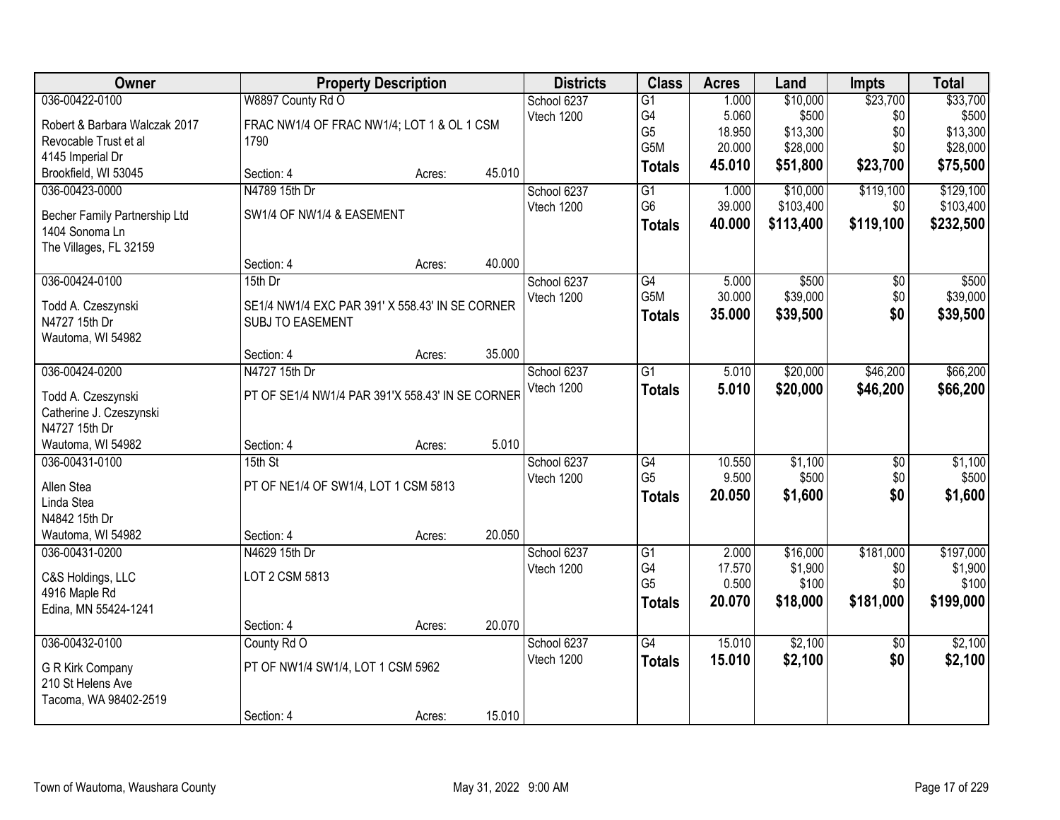| Owner | Property Description | | | Districts | Class | Acres | Land | Impts | Total |
|---|---|---|---|---|---|---|---|---|---|
| 036-00422-0100 | W8897 County Rd O | | | School 6237 | G1 | 1.000 | $10,000 | $23,700 | $33,700 |
| Robert & Barbara Walczak 2017 | FRAC NW1/4 OF FRAC NW1/4; LOT 1 & OL 1 CSM | | | Vtech 1200 | G4 | 5.060 | $500 | $0 | $500 |
| Revocable Trust et al | 1790 | | | | G5 | 18.950 | $13,300 | $0 | $13,300 |
| 4145 Imperial Dr | | | | | G5M | 20.000 | $28,000 | $0 | $28,000 |
| Brookfield, WI 53045 | Section: 4 | Acres: | 45.010 | | **Totals** | **45.010** | **$51,800** | **$23,700** | **$75,500** |
| 036-00423-0000 | N4789 15th Dr | | | School 6237 | G1 | 1.000 | $10,000 | $119,100 | $129,100 |
| Becher Family Partnership Ltd | SW1/4 OF NW1/4 & EASEMENT | | | Vtech 1200 | G6 | 39.000 | $103,400 | $0 | $103,400 |
| 1404 Sonoma Ln | | | | | **Totals** | **40.000** | **$113,400** | **$119,100** | **$232,500** |
| The Villages, FL 32159 | | | | | | | | | |
| | Section: 4 | Acres: | 40.000 | | | | | | |
| 036-00424-0100 | 15th Dr | | | School 6237 | G4 | 5.000 | $500 | $0 | $500 |
| Todd A. Czeszynski | SE1/4 NW1/4 EXC PAR 391' X 558.43' IN SE CORNER | | | Vtech 1200 | G5M | 30.000 | $39,000 | $0 | $39,000 |
| N4727 15th Dr | SUBJ TO EASEMENT | | | | **Totals** | **35.000** | **$39,500** | **$0** | **$39,500** |
| Wautoma, WI 54982 | | | | | | | | | |
| | Section: 4 | Acres: | 35.000 | | | | | | |
| 036-00424-0200 | N4727 15th Dr | | | School 6237 | G1 | 5.010 | $20,000 | $46,200 | $66,200 |
| Todd A. Czeszynski | PT OF SE1/4 NW1/4 PAR 391'X 558.43' IN SE CORNER | | | Vtech 1200 | **Totals** | **5.010** | **$20,000** | **$46,200** | **$66,200** |
| Catherine J. Czeszynski | | | | | | | | | |
| N4727 15th Dr | | | | | | | | | |
| Wautoma, WI 54982 | Section: 4 | Acres: | 5.010 | | | | | | |
| 036-00431-0100 | 15th St | | | School 6237 | G4 | 10.550 | $1,100 | $0 | $1,100 |
| Allen Stea | PT OF NE1/4 OF SW1/4, LOT 1 CSM 5813 | | | Vtech 1200 | G5 | 9.500 | $500 | $0 | $500 |
| Linda Stea | | | | | **Totals** | **20.050** | **$1,600** | **$0** | **$1,600** |
| N4842 15th Dr | | | | | | | | | |
| Wautoma, WI 54982 | Section: 4 | Acres: | 20.050 | | | | | | |
| 036-00431-0200 | N4629 15th Dr | | | School 6237 | G1 | 2.000 | $16,000 | $181,000 | $197,000 |
| C&S Holdings, LLC | LOT 2 CSM 5813 | | | Vtech 1200 | G4 | 17.570 | $1,900 | $0 | $1,900 |
| 4916 Maple Rd | | | | | G5 | 0.500 | $100 | $0 | $100 |
| Edina, MN 55424-1241 | | | | | **Totals** | **20.070** | **$18,000** | **$181,000** | **$199,000** |
| | Section: 4 | Acres: | 20.070 | | | | | | |
| 036-00432-0100 | County Rd O | | | School 6237 | G4 | 15.010 | $2,100 | $0 | $2,100 |
| G R Kirk Company | PT OF NW1/4 SW1/4, LOT 1 CSM 5962 | | | Vtech 1200 | **Totals** | **15.010** | **$2,100** | **$0** | **$2,100** |
| 210 St Helens Ave | | | | | | | | | |
| Tacoma, WA 98402-2519 | | | | | | | | | |
| | Section: 4 | Acres: | 15.010 | | | | | | |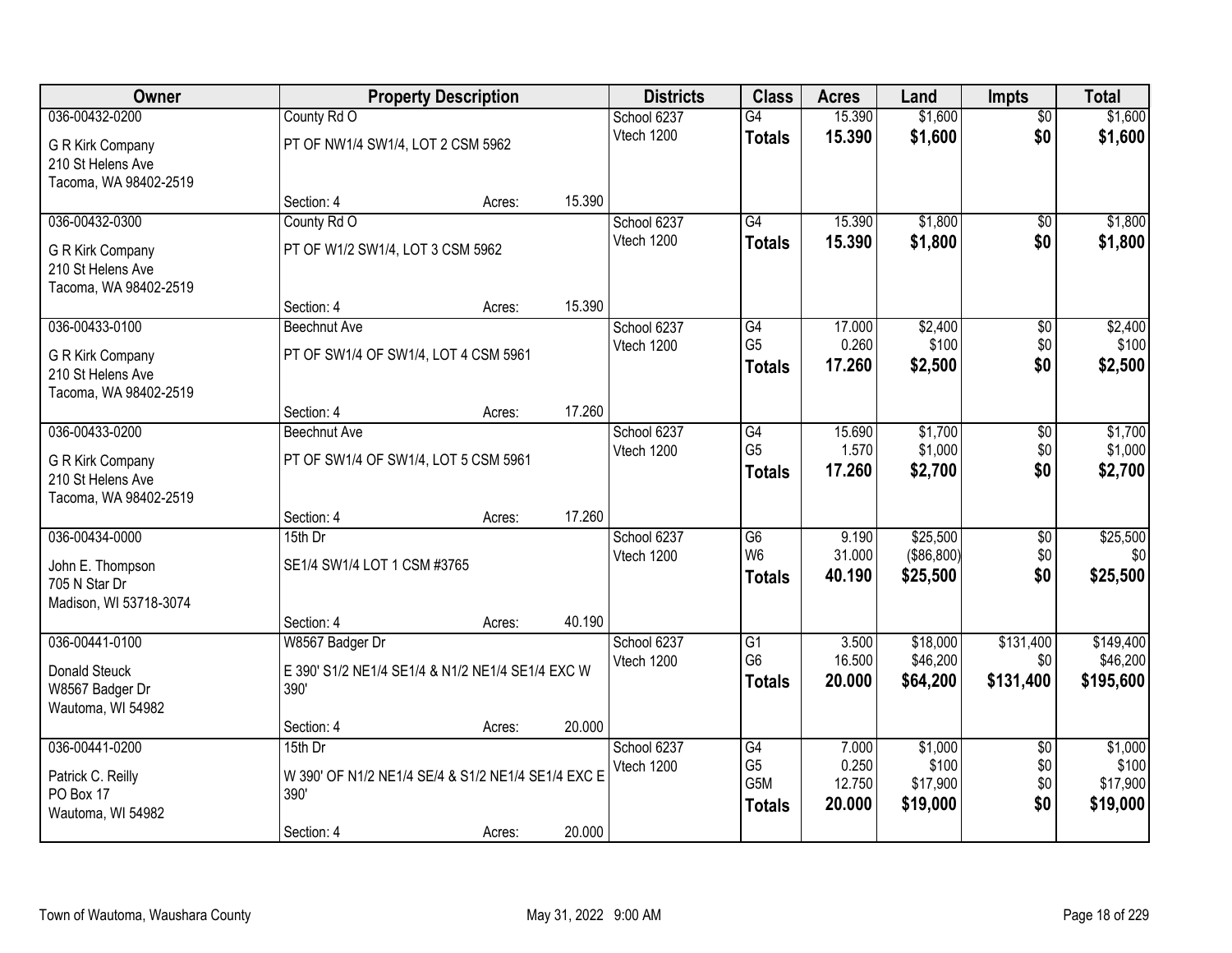| Owner | Property Description | | | Districts | Class | Acres | Land | Impts | Total |
|---|---|---|---|---|---|---|---|---|---|
| 036-00432-0200 | County Rd O | | | School 6237 | G4 | 15.390 | $1,600 | $0 | $1,600 |
| G R Kirk Company<br>210 St Helens Ave<br>Tacoma, WA 98402-2519 | PT OF NW1/4 SW1/4, LOT 2 CSM 5962 | | | Vtech 1200 | **Totals** | **15.390** | **$1,600** | **$0** | **$1,600** |
| | Section: 4 | Acres: | 15.390 | | | | | | |
| 036-00432-0300 | County Rd O | | | School 6237 | G4 | 15.390 | $1,800 | $0 | $1,800 |
| G R Kirk Company<br>210 St Helens Ave<br>Tacoma, WA 98402-2519 | PT OF W1/2 SW1/4, LOT 3 CSM 5962 | | | Vtech 1200 | **Totals** | **15.390** | **$1,800** | **$0** | **$1,800** |
| | Section: 4 | Acres: | 15.390 | | | | | | |
| 036-00433-0100 | Beechnut Ave | | | School 6237 | G4 | 17.000 | $2,400 | $0 | $2,400 |
| G R Kirk Company<br>210 St Helens Ave<br>Tacoma, WA 98402-2519 | PT OF SW1/4 OF SW1/4, LOT 4 CSM 5961 | | | Vtech 1200 | G5 | 0.260 | $100 | $0 | $100 |
| | | | | | **Totals** | **17.260** | **$2,500** | **$0** | **$2,500** |
| | Section: 4 | Acres: | 17.260 | | | | | | |
| 036-00433-0200 | Beechnut Ave | | | School 6237 | G4 | 15.690 | $1,700 | $0 | $1,700 |
| G R Kirk Company<br>210 St Helens Ave<br>Tacoma, WA 98402-2519 | PT OF SW1/4 OF SW1/4, LOT 5 CSM 5961 | | | Vtech 1200 | G5 | 1.570 | $1,000 | $0 | $1,000 |
| | | | | | **Totals** | **17.260** | **$2,700** | **$0** | **$2,700** |
| | Section: 4 | Acres: | 17.260 | | | | | | |
| 036-00434-0000 | 15th Dr | | | School 6237 | G6 | 9.190 | $25,500 | $0 | $25,500 |
| John E. Thompson<br>705 N Star Dr<br>Madison, WI 53718-3074 | SE1/4 SW1/4 LOT 1 CSM #3765 | | | Vtech 1200 | W6 | 31.000 | ($86,800) | $0 | $0 |
| | | | | | **Totals** | **40.190** | **$25,500** | **$0** | **$25,500** |
| | Section: 4 | Acres: | 40.190 | | | | | | |
| 036-00441-0100 | W8567 Badger Dr | | | School 6237 | G1 | 3.500 | $18,000 | $131,400 | $149,400 |
| Donald Steuck<br>W8567 Badger Dr<br>Wautoma, WI 54982 | E 390' S1/2 NE1/4 SE1/4 & N1/2 NE1/4 SE1/4 EXC W 390' | | | Vtech 1200 | G6 | 16.500 | $46,200 | $0 | $46,200 |
| | | | | | **Totals** | **20.000** | **$64,200** | **$131,400** | **$195,600** |
| | Section: 4 | Acres: | 20.000 | | | | | | |
| 036-00441-0200 | 15th Dr | | | School 6237 | G4 | 7.000 | $1,000 | $0 | $1,000 |
| Patrick C. Reilly<br>PO Box 17<br>Wautoma, WI 54982 | W 390' OF N1/2 NE1/4 SE/4 & S1/2 NE1/4 SE1/4 EXC E 390' | | | Vtech 1200 | G5 | 0.250 | $100 | $0 | $100 |
| | | | | | G5M | 12.750 | $17,900 | $0 | $17,900 |
| | | | | | **Totals** | **20.000** | **$19,000** | **$0** | **$19,000** |
| | Section: 4 | Acres: | 20.000 | | | | | | |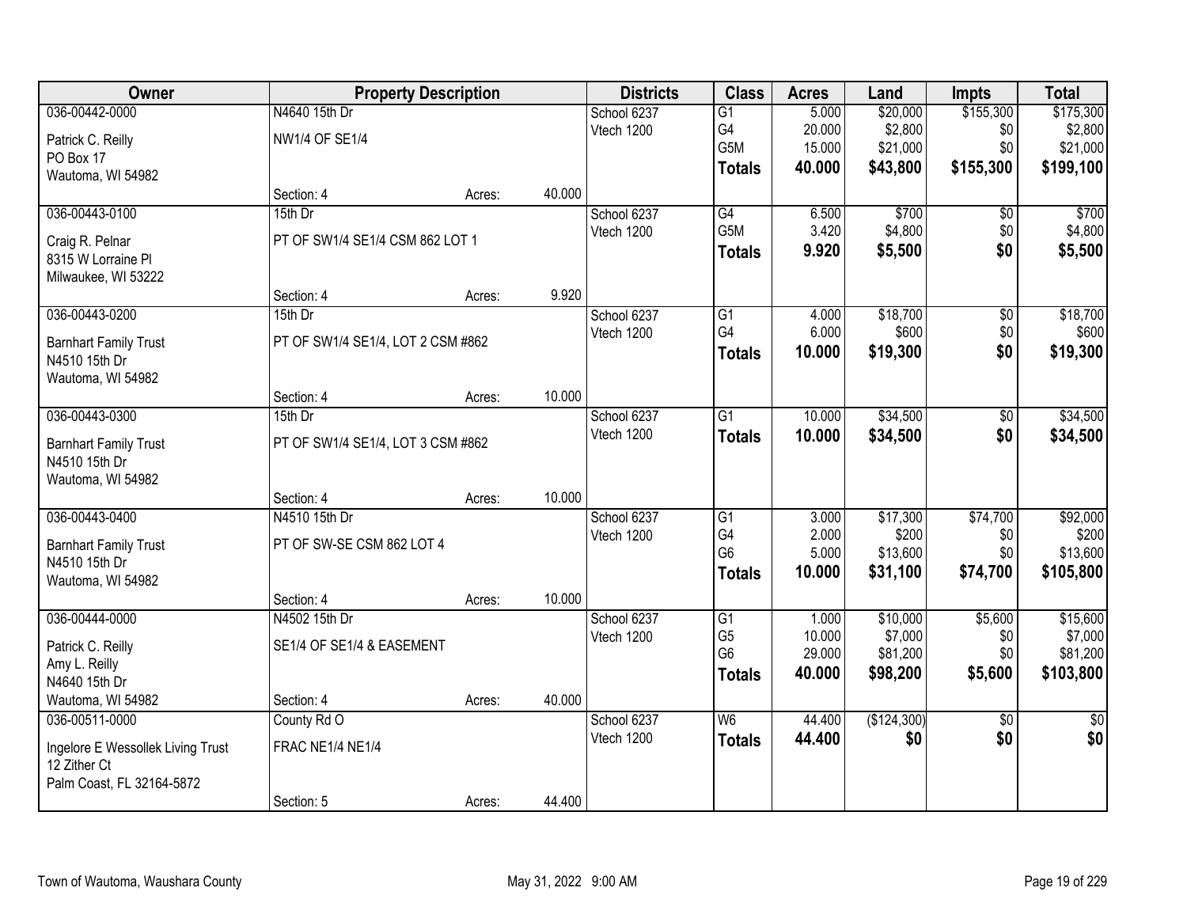| Owner | Property Description | | | Districts | Class | Acres | Land | Impts | Total |
|---|---|---|---|---|---|---|---|---|---|
| 036-00442-0000 | N4640 15th Dr | | | School 6237 | G1 | 5.000 | $20,000 | $155,300 | $175,300 |
| Patrick C. Reilly | NW1/4 OF SE1/4 | | | Vtech 1200 | G4 | 20.000 | $2,800 | $0 | $2,800 |
| PO Box 17 | | | | | G5M | 15.000 | $21,000 | $0 | $21,000 |
| Wautoma, WI 54982 | | | | | **Totals** | **40.000** | **$43,800** | **$155,300** | **$199,100** |
| | Section: 4 | Acres: | 40.000 | | | | | | |
| 036-00443-0100 | 15th Dr | | | School 6237 | G4 | 6.500 | $700 | $0 | $700 |
| Craig R. Pelnar | PT OF SW1/4 SE1/4 CSM 862 LOT 1 | | | Vtech 1200 | G5M | 3.420 | $4,800 | $0 | $4,800 |
| 8315 W Lorraine Pl | | | | | **Totals** | **9.920** | **$5,500** | **$0** | **$5,500** |
| Milwaukee, WI 53222 | | | | | | | | | |
| | Section: 4 | Acres: | 9.920 | | | | | | |
| 036-00443-0200 | 15th Dr | | | School 6237 | G1 | 4.000 | $18,700 | $0 | $18,700 |
| Barnhart Family Trust | PT OF SW1/4 SE1/4, LOT 2 CSM #862 | | | Vtech 1200 | G4 | 6.000 | $600 | $0 | $600 |
| N4510 15th Dr | | | | | **Totals** | **10.000** | **$19,300** | **$0** | **$19,300** |
| Wautoma, WI 54982 | | | | | | | | | |
| | Section: 4 | Acres: | 10.000 | | | | | | |
| 036-00443-0300 | 15th Dr | | | School 6237 | G1 | 10.000 | $34,500 | $0 | $34,500 |
| Barnhart Family Trust | PT OF SW1/4 SE1/4, LOT 3 CSM #862 | | | Vtech 1200 | **Totals** | **10.000** | **$34,500** | **$0** | **$34,500** |
| N4510 15th Dr | | | | | | | | | |
| Wautoma, WI 54982 | | | | | | | | | |
| | Section: 4 | Acres: | 10.000 | | | | | | |
| 036-00443-0400 | N4510 15th Dr | | | School 6237 | G1 | 3.000 | $17,300 | $74,700 | $92,000 |
| Barnhart Family Trust | PT OF SW-SE CSM 862 LOT 4 | | | Vtech 1200 | G4 | 2.000 | $200 | $0 | $200 |
| N4510 15th Dr | | | | | G6 | 5.000 | $13,600 | $0 | $13,600 |
| Wautoma, WI 54982 | | | | | **Totals** | **10.000** | **$31,100** | **$74,700** | **$105,800** |
| | Section: 4 | Acres: | 10.000 | | | | | | |
| 036-00444-0000 | N4502 15th Dr | | | School 6237 | G1 | 1.000 | $10,000 | $5,600 | $15,600 |
| Patrick C. Reilly | SE1/4 OF SE1/4 & EASEMENT | | | Vtech 1200 | G5 | 10.000 | $7,000 | $0 | $7,000 |
| Amy L. Reilly | | | | | G6 | 29.000 | $81,200 | $0 | $81,200 |
| N4640 15th Dr | | | | | **Totals** | **40.000** | **$98,200** | **$5,600** | **$103,800** |
| Wautoma, WI 54982 | Section: 4 | Acres: | 40.000 | | | | | | |
| 036-00511-0000 | County Rd O | | | School 6237 | W6 | 44.400 | ($124,300) | $0 | $0 |
| Ingelore E Wessollek Living Trust | FRAC NE1/4 NE1/4 | | | Vtech 1200 | **Totals** | **44.400** | **$0** | **$0** | **$0** |
| 12 Zither Ct | | | | | | | | | |
| Palm Coast, FL 32164-5872 | | | | | | | | | |
| | Section: 5 | Acres: | 44.400 | | | | | | |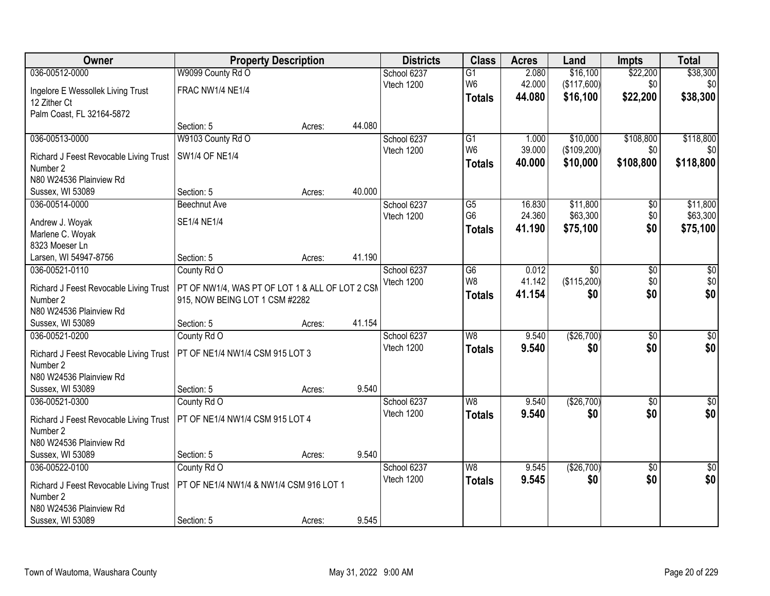| Owner | Property Description | | | Districts | Class | Acres | Land | Impts | Total |
|---|---|---|---|---|---|---|---|---|---|
| 036-00512-0000 | W9099 County Rd O | | | School 6237 | G1 | 2.080 | $16,100 | $22,200 | $38,300 |
| Ingelore E Wessollek Living Trust | FRAC NW1/4 NE1/4 | | | Vtech 1200 | W6 | 42.000 | ($117,600) | $0 | $0 |
| 12 Zither Ct | | | | | **Totals** | **44.080** | **$16,100** | **$22,200** | **$38,300** |
| Palm Coast, FL 32164-5872 | Section: 5 | Acres: | 44.080 | | | | | | |
| 036-00513-0000 | W9103 County Rd O | | | School 6237 | G1 | 1.000 | $10,000 | $108,800 | $118,800 |
| Richard J Feest Revocable Living Trust Number 2 | SW1/4 OF NE1/4 | | | Vtech 1200 | W6 | 39.000 | ($109,200) | $0 | $0 |
| N80 W24536 Plainview Rd | | | | | **Totals** | **40.000** | **$10,000** | **$108,800** | **$118,800** |
| Sussex, WI 53089 | Section: 5 | Acres: | 40.000 | | | | | | |
| 036-00514-0000 | Beechnut Ave | | | School 6237 | G5 | 16.830 | $11,800 | $0 | $11,800 |
| Andrew J. Woyak | SE1/4 NE1/4 | | | Vtech 1200 | G6 | 24.360 | $63,300 | $0 | $63,300 |
| Marlene C. Woyak | | | | | **Totals** | **41.190** | **$75,100** | **$0** | **$75,100** |
| 8323 Moeser Ln | | | | | | | | | |
| Larsen, WI 54947-8756 | Section: 5 | Acres: | 41.190 | | | | | | |
| 036-00521-0110 | County Rd O | | | School 6237 | G6 | 0.012 | $0 | $0 | $0 |
| Richard J Feest Revocable Living Trust Number 2 | PT OF NW1/4, WAS PT OF LOT 1 & ALL OF LOT 2 CSM 915, NOW BEING LOT 1 CSM #2282 | | | Vtech 1200 | W8 | 41.142 | ($115,200) | $0 | $0 |
| N80 W24536 Plainview Rd | | | | | **Totals** | **41.154** | **$0** | **$0** | **$0** |
| Sussex, WI 53089 | Section: 5 | Acres: | 41.154 | | | | | | |
| 036-00521-0200 | County Rd O | | | School 6237 | W8 | 9.540 | ($26,700) | $0 | $0 |
| Richard J Feest Revocable Living Trust Number 2 | PT OF NE1/4 NW1/4 CSM 915 LOT 3 | | | Vtech 1200 | **Totals** | **9.540** | **$0** | **$0** | **$0** |
| N80 W24536 Plainview Rd | | | | | | | | | |
| Sussex, WI 53089 | Section: 5 | Acres: | 9.540 | | | | | | |
| 036-00521-0300 | County Rd O | | | School 6237 | W8 | 9.540 | ($26,700) | $0 | $0 |
| Richard J Feest Revocable Living Trust Number 2 | PT OF NE1/4 NW1/4 CSM 915 LOT 4 | | | Vtech 1200 | **Totals** | **9.540** | **$0** | **$0** | **$0** |
| N80 W24536 Plainview Rd | | | | | | | | | |
| Sussex, WI 53089 | Section: 5 | Acres: | 9.540 | | | | | | |
| 036-00522-0100 | County Rd O | | | School 6237 | W8 | 9.545 | ($26,700) | $0 | $0 |
| Richard J Feest Revocable Living Trust Number 2 | PT OF NE1/4 NW1/4 & NW1/4 CSM 916 LOT 1 | | | Vtech 1200 | **Totals** | **9.545** | **$0** | **$0** | **$0** |
| N80 W24536 Plainview Rd | | | | | | | | | |
| Sussex, WI 53089 | Section: 5 | Acres: | 9.545 | | | | | | |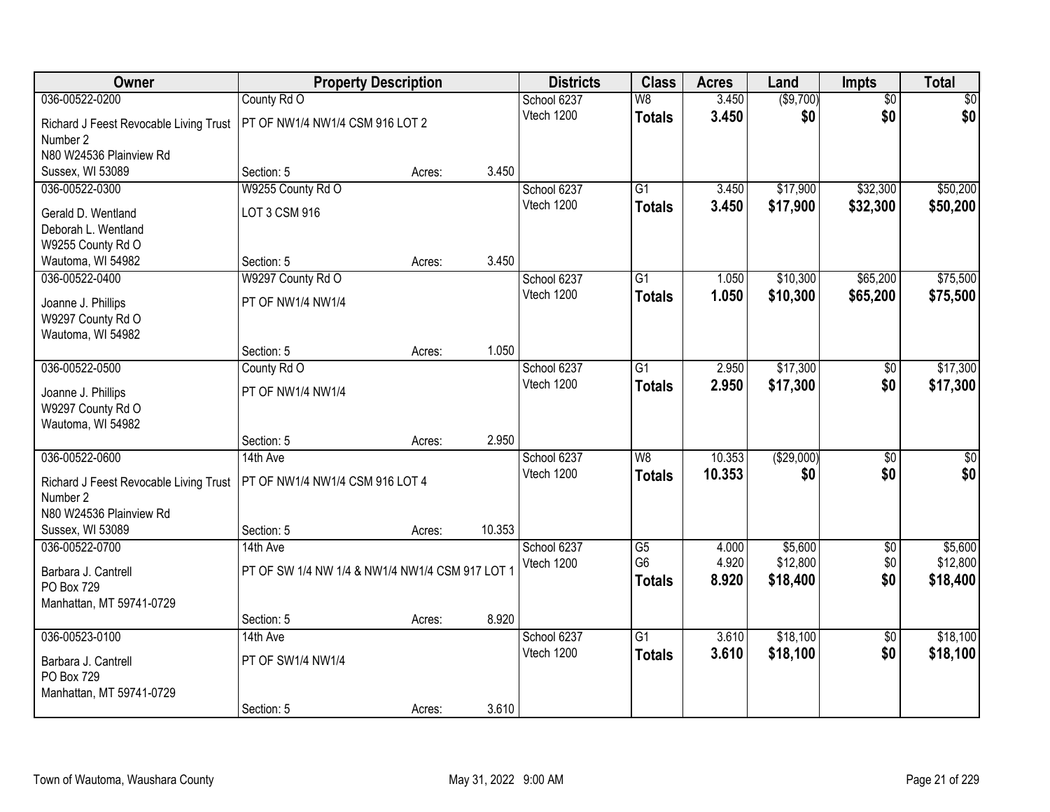| Owner | Property Description | | | Districts | Class | Acres | Land | Impts | Total |
|---|---|---|---|---|---|---|---|---|---|
| 036-00522-0200 | County Rd O | | | School 6237 | W8 | 3.450 | ($9,700) | $0 | $0 |
| Richard J Feest Revocable Living Trust Number 2 | PT OF NW1/4 NW1/4 CSM 916 LOT 2 | | | Vtech 1200 | **Totals** | **3.450** | **$0** | **$0** | **$0** |
| N80 W24536 Plainview Rd | | | | | | | | | |
| Sussex, WI 53089 | Section: 5 | Acres: | 3.450 | | | | | | |
| 036-00522-0300 | W9255 County Rd O | | | School 6237 | G1 | 3.450 | $17,900 | $32,300 | $50,200 |
| Gerald D. Wentland | LOT 3 CSM 916 | | | Vtech 1200 | **Totals** | **3.450** | **$17,900** | **$32,300** | **$50,200** |
| Deborah L. Wentland | | | | | | | | | |
| W9255 County Rd O | | | | | | | | | |
| Wautoma, WI 54982 | Section: 5 | Acres: | 3.450 | | | | | | |
| 036-00522-0400 | W9297 County Rd O | | | School 6237 | G1 | 1.050 | $10,300 | $65,200 | $75,500 |
| Joanne J. Phillips | PT OF NW1/4 NW1/4 | | | Vtech 1200 | **Totals** | **1.050** | **$10,300** | **$65,200** | **$75,500** |
| W9297 County Rd O | | | | | | | | | |
| Wautoma, WI 54982 | | | | | | | | | |
| | Section: 5 | Acres: | 1.050 | | | | | | |
| 036-00522-0500 | County Rd O | | | School 6237 | G1 | 2.950 | $17,300 | $0 | $17,300 |
| Joanne J. Phillips | PT OF NW1/4 NW1/4 | | | Vtech 1200 | **Totals** | **2.950** | **$17,300** | **$0** | **$17,300** |
| W9297 County Rd O | | | | | | | | | |
| Wautoma, WI 54982 | | | | | | | | | |
| | Section: 5 | Acres: | 2.950 | | | | | | |
| 036-00522-0600 | 14th Ave | | | School 6237 | W8 | 10.353 | ($29,000) | $0 | $0 |
| Richard J Feest Revocable Living Trust Number 2 | PT OF NW1/4 NW1/4 CSM 916 LOT 4 | | | Vtech 1200 | **Totals** | **10.353** | **$0** | **$0** | **$0** |
| N80 W24536 Plainview Rd | | | | | | | | | |
| Sussex, WI 53089 | Section: 5 | Acres: | 10.353 | | | | | | |
| 036-00522-0700 | 14th Ave | | | School 6237 | G5 | 4.000 | $5,600 | $0 | $5,600 |
| Barbara J. Cantrell | PT OF SW 1/4 NW 1/4 & NW1/4 NW1/4 CSM 917 LOT 1 | | | Vtech 1200 | G6 | 4.920 | $12,800 | $0 | $12,800 |
| PO Box 729 | | | | | **Totals** | **8.920** | **$18,400** | **$0** | **$18,400** |
| Manhattan, MT 59741-0729 | | | | | | | | | |
| | Section: 5 | Acres: | 8.920 | | | | | | |
| 036-00523-0100 | 14th Ave | | | School 6237 | G1 | 3.610 | $18,100 | $0 | $18,100 |
| Barbara J. Cantrell | PT OF SW1/4 NW1/4 | | | Vtech 1200 | **Totals** | **3.610** | **$18,100** | **$0** | **$18,100** |
| PO Box 729 | | | | | | | | | |
| Manhattan, MT 59741-0729 | | | | | | | | | |
| | Section: 5 | Acres: | 3.610 | | | | | | |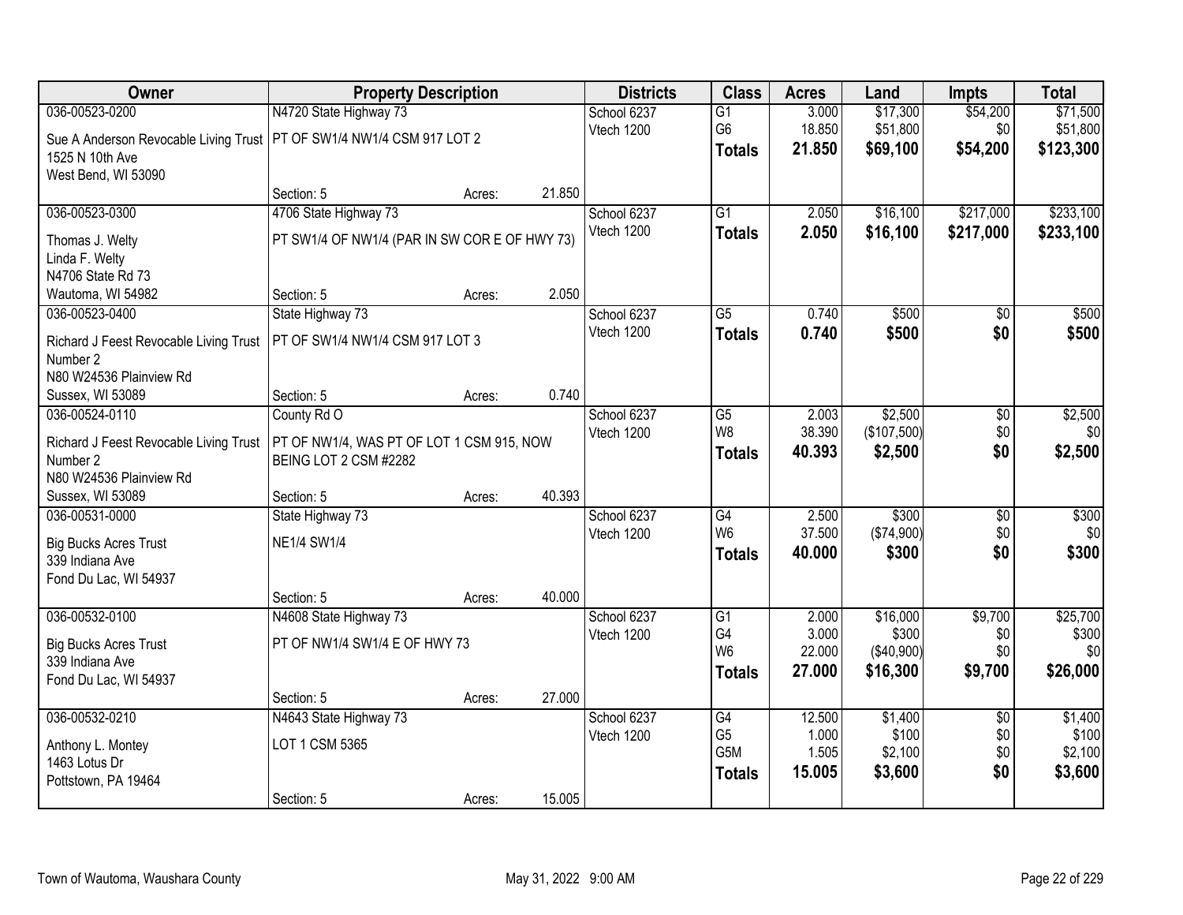| Owner | Property Description | | | Districts | Class | Acres | Land | Impts | Total |
|---|---|---|---|---|---|---|---|---|---|
| 036-00523-0200 | N4720 State Highway 73 | | | School 6237 | G1 | 3.000 | $17,300 | $54,200 | $71,500 |
| Sue A Anderson Revocable Living Trust | PT OF SW1/4 NW1/4 CSM 917 LOT 2 | | | Vtech 1200 | G6 | 18.850 | $51,800 | $0 | $51,800 |
| 1525 N 10th Ave | | | | | **Totals** | **21.850** | **$69,100** | **$54,200** | **$123,300** |
| West Bend, WI 53090 | | | | | | | | | |
| | Section: 5 | Acres: | 21.850 | | | | | | |
| 036-00523-0300 | 4706 State Highway 73 | | | School 6237 | G1 | 2.050 | $16,100 | $217,000 | $233,100 |
| Thomas J. Welty | PT SW1/4 OF NW1/4 (PAR IN SW COR E OF HWY 73) | | | Vtech 1200 | **Totals** | **2.050** | **$16,100** | **$217,000** | **$233,100** |
| Linda F. Welty | | | | | | | | | |
| N4706 State Rd 73 | | | | | | | | | |
| Wautoma, WI 54982 | Section: 5 | Acres: | 2.050 | | | | | | |
| 036-00523-0400 | State Highway 73 | | | School 6237 | G5 | 0.740 | $500 | $0 | $500 |
| Richard J Feest Revocable Living Trust Number 2 | PT OF SW1/4 NW1/4 CSM 917 LOT 3 | | | Vtech 1200 | **Totals** | **0.740** | **$500** | **$0** | **$500** |
| N80 W24536 Plainview Rd | | | | | | | | | |
| Sussex, WI 53089 | Section: 5 | Acres: | 0.740 | | | | | | |
| 036-00524-0110 | County Rd O | | | School 6237 | G5 | 2.003 | $2,500 | $0 | $2,500 |
| Richard J Feest Revocable Living Trust Number 2 | PT OF NW1/4, WAS PT OF LOT 1 CSM 915, NOW BEING LOT 2 CSM #2282 | | | Vtech 1200 | W8 | 38.390 | ($107,500) | $0 | $0 |
| N80 W24536 Plainview Rd | | | | | **Totals** | **40.393** | **$2,500** | **$0** | **$2,500** |
| Sussex, WI 53089 | Section: 5 | Acres: | 40.393 | | | | | | |
| 036-00531-0000 | State Highway 73 | | | School 6237 | G4 | 2.500 | $300 | $0 | $300 |
| Big Bucks Acres Trust | NE1/4 SW1/4 | | | Vtech 1200 | W6 | 37.500 | ($74,900) | $0 | $0 |
| 339 Indiana Ave | | | | | **Totals** | **40.000** | **$300** | **$0** | **$300** |
| Fond Du Lac, WI 54937 | | | | | | | | | |
| | Section: 5 | Acres: | 40.000 | | | | | | |
| 036-00532-0100 | N4608 State Highway 73 | | | School 6237 | G1 | 2.000 | $16,000 | $9,700 | $25,700 |
| Big Bucks Acres Trust | PT OF NW1/4 SW1/4 E OF HWY 73 | | | Vtech 1200 | G4 | 3.000 | $300 | $0 | $300 |
| 339 Indiana Ave | | | | | W6 | 22.000 | ($40,900) | $0 | $0 |
| Fond Du Lac, WI 54937 | | | | | **Totals** | **27.000** | **$16,300** | **$9,700** | **$26,000** |
| | Section: 5 | Acres: | 27.000 | | | | | | |
| 036-00532-0210 | N4643 State Highway 73 | | | School 6237 | G4 | 12.500 | $1,400 | $0 | $1,400 |
| Anthony L. Montey | LOT 1 CSM 5365 | | | Vtech 1200 | G5 | 1.000 | $100 | $0 | $100 |
| 1463 Lotus Dr | | | | | G5M | 1.505 | $2,100 | $0 | $2,100 |
| Pottstown, PA 19464 | | | | | **Totals** | **15.005** | **$3,600** | **$0** | **$3,600** |
| | Section: 5 | Acres: | 15.005 | | | | | | |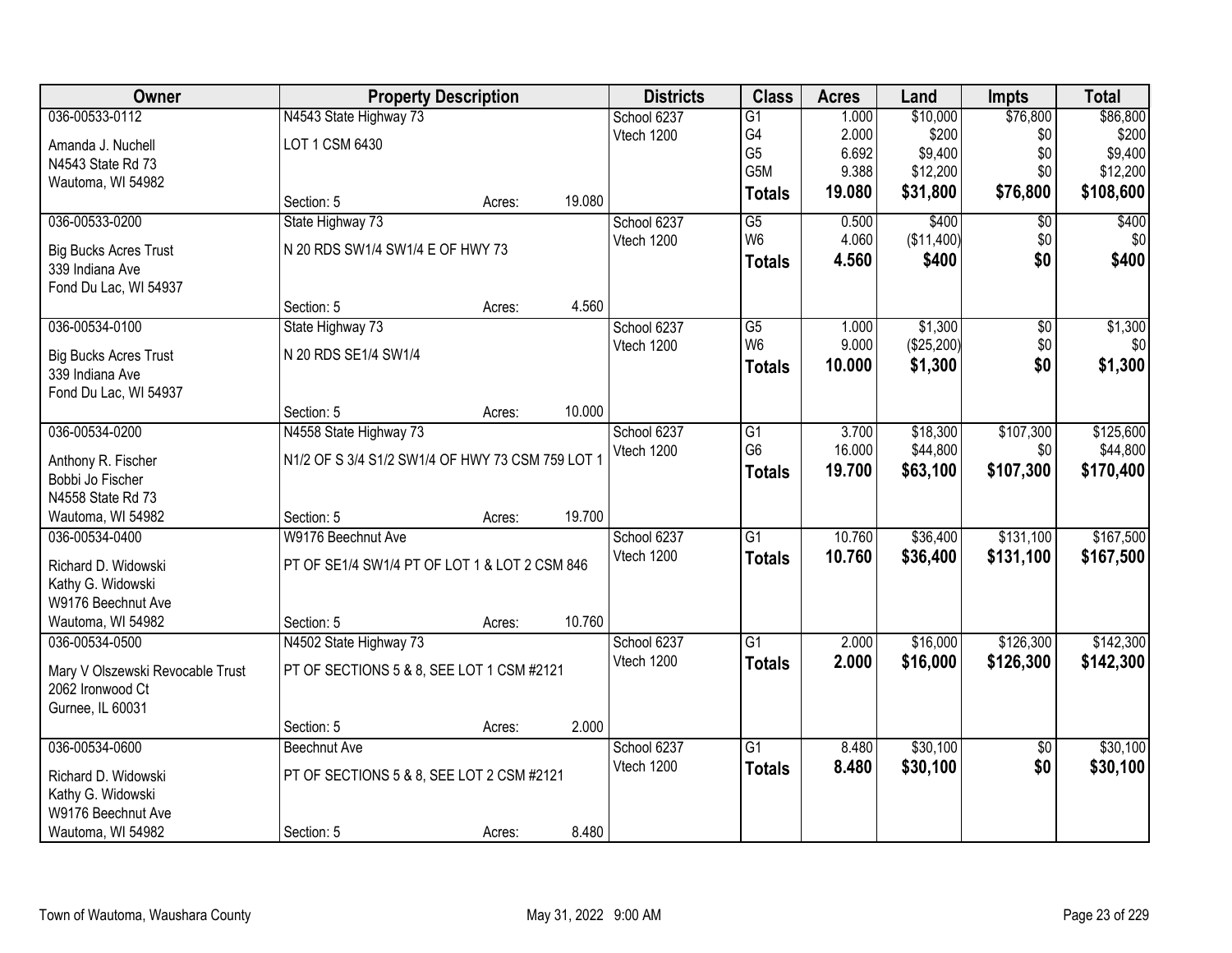| Owner | Property Description | | | Districts | Class | Acres | Land | Impts | Total |
|---|---|---|---|---|---|---|---|---|---|
| 036-00533-0112 | N4543 State Highway 73 | | | School 6237 | G1 | 1.000 | $10,000 | $76,800 | $86,800 |
| Amanda J. Nuchell | LOT 1 CSM 6430 | | | Vtech 1200 | G4 | 2.000 | $200 | $0 | $200 |
| N4543 State Rd 73 | | | | | G5 | 6.692 | $9,400 | $0 | $9,400 |
| Wautoma, WI 54982 | | | | | G5M | 9.388 | $12,200 | $0 | $12,200 |
| | Section: 5 | Acres: | 19.080 | | **Totals** | **19.080** | **$31,800** | **$76,800** | **$108,600** |
| 036-00533-0200 | State Highway 73 | | | School 6237 | G5 | 0.500 | $400 | $0 | $400 |
| Big Bucks Acres Trust | N 20 RDS SW1/4 SW1/4 E OF HWY 73 | | | Vtech 1200 | W6 | 4.060 | ($11,400) | $0 | $0 |
| 339 Indiana Ave | | | | | **Totals** | **4.560** | **$400** | **$0** | **$400** |
| Fond Du Lac, WI 54937 | | | | | | | | | |
| | Section: 5 | Acres: | 4.560 | | | | | | |
| 036-00534-0100 | State Highway 73 | | | School 6237 | G5 | 1.000 | $1,300 | $0 | $1,300 |
| Big Bucks Acres Trust | N 20 RDS SE1/4 SW1/4 | | | Vtech 1200 | W6 | 9.000 | ($25,200) | $0 | $0 |
| 339 Indiana Ave | | | | | **Totals** | **10.000** | **$1,300** | **$0** | **$1,300** |
| Fond Du Lac, WI 54937 | | | | | | | | | |
| | Section: 5 | Acres: | 10.000 | | | | | | |
| 036-00534-0200 | N4558 State Highway 73 | | | School 6237 | G1 | 3.700 | $18,300 | $107,300 | $125,600 |
| Anthony R. Fischer | N1/2 OF S 3/4 S1/2 SW1/4 OF HWY 73 CSM 759 LOT 1 | | | Vtech 1200 | G6 | 16.000 | $44,800 | $0 | $44,800 |
| Bobbi Jo Fischer | | | | | **Totals** | **19.700** | **$63,100** | **$107,300** | **$170,400** |
| N4558 State Rd 73 | | | | | | | | | |
| Wautoma, WI 54982 | Section: 5 | Acres: | 19.700 | | | | | | |
| 036-00534-0400 | W9176 Beechnut Ave | | | School 6237 | G1 | 10.760 | $36,400 | $131,100 | $167,500 |
| Richard D. Widowski | PT OF SE1/4 SW1/4 PT OF LOT 1 & LOT 2 CSM 846 | | | Vtech 1200 | **Totals** | **10.760** | **$36,400** | **$131,100** | **$167,500** |
| Kathy G. Widowski | | | | | | | | | |
| W9176 Beechnut Ave | | | | | | | | | |
| Wautoma, WI 54982 | Section: 5 | Acres: | 10.760 | | | | | | |
| 036-00534-0500 | N4502 State Highway 73 | | | School 6237 | G1 | 2.000 | $16,000 | $126,300 | $142,300 |
| Mary V Olszewski Revocable Trust | PT OF SECTIONS 5 & 8, SEE LOT 1 CSM #2121 | | | Vtech 1200 | **Totals** | **2.000** | **$16,000** | **$126,300** | **$142,300** |
| 2062 Ironwood Ct | | | | | | | | | |
| Gurnee, IL 60031 | | | | | | | | | |
| | Section: 5 | Acres: | 2.000 | | | | | | |
| 036-00534-0600 | Beechnut Ave | | | School 6237 | G1 | 8.480 | $30,100 | $0 | $30,100 |
| Richard D. Widowski | PT OF SECTIONS 5 & 8, SEE LOT 2 CSM #2121 | | | Vtech 1200 | **Totals** | **8.480** | **$30,100** | **$0** | **$30,100** |
| Kathy G. Widowski | | | | | | | | | |
| W9176 Beechnut Ave | | | | | | | | | |
| Wautoma, WI 54982 | Section: 5 | Acres: | 8.480 | | | | | | |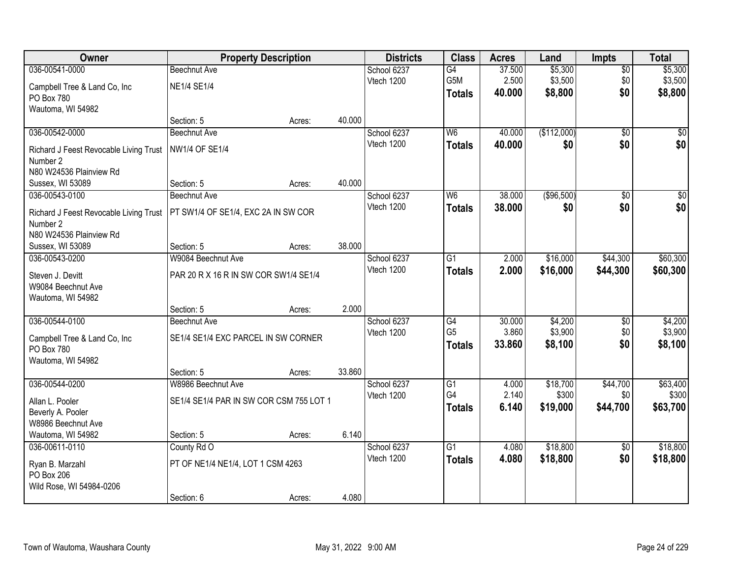| Owner | Property Description | | | Districts | Class | Acres | Land | Impts | Total |
|---|---|---|---|---|---|---|---|---|---|
| 036-00541-0000 | Beechnut Ave | | | School 6237 | G4 | 37.500 | $5,300 | $0 | $5,300 |
| Campbell Tree & Land Co, Inc | NE1/4 SE1/4 | | | Vtech 1200 | G5M | 2.500 | $3,500 | $0 | $3,500 |
| PO Box 780 | | | | | **Totals** | **40.000** | **$8,800** | **$0** | **$8,800** |
| Wautoma, WI 54982 | | | | | | | | | |
| | Section: 5 | Acres: | 40.000 | | | | | | |
| 036-00542-0000 | Beechnut Ave | | | School 6237 | W6 | 40.000 | ($112,000) | $0 | $0 |
| Richard J Feest Revocable Living Trust Number 2 | NW1/4 OF SE1/4 | | | Vtech 1200 | **Totals** | **40.000** | **$0** | **$0** | **$0** |
| N80 W24536 Plainview Rd | | | | | | | | | |
| Sussex, WI 53089 | Section: 5 | Acres: | 40.000 | | | | | | |
| 036-00543-0100 | Beechnut Ave | | | School 6237 | W6 | 38.000 | ($96,500) | $0 | $0 |
| Richard J Feest Revocable Living Trust Number 2 | PT SW1/4 OF SE1/4, EXC 2A IN SW COR | | | Vtech 1200 | **Totals** | **38.000** | **$0** | **$0** | **$0** |
| N80 W24536 Plainview Rd | | | | | | | | | |
| Sussex, WI 53089 | Section: 5 | Acres: | 38.000 | | | | | | |
| 036-00543-0200 | W9084 Beechnut Ave | | | School 6237 | G1 | 2.000 | $16,000 | $44,300 | $60,300 |
| Steven J. Devitt | PAR 20 R X 16 R IN SW COR SW1/4 SE1/4 | | | Vtech 1200 | **Totals** | **2.000** | **$16,000** | **$44,300** | **$60,300** |
| W9084 Beechnut Ave | | | | | | | | | |
| Wautoma, WI 54982 | | | | | | | | | |
| | Section: 5 | Acres: | 2.000 | | | | | | |
| 036-00544-0100 | Beechnut Ave | | | School 6237 | G4 | 30.000 | $4,200 | $0 | $4,200 |
| Campbell Tree & Land Co, Inc | SE1/4 SE1/4 EXC PARCEL IN SW CORNER | | | Vtech 1200 | G5 | 3.860 | $3,900 | $0 | $3,900 |
| PO Box 780 | | | | | **Totals** | **33.860** | **$8,100** | **$0** | **$8,100** |
| Wautoma, WI 54982 | | | | | | | | | |
| | Section: 5 | Acres: | 33.860 | | | | | | |
| 036-00544-0200 | W8986 Beechnut Ave | | | School 6237 | G1 | 4.000 | $18,700 | $44,700 | $63,400 |
| Allan L. Pooler | SE1/4 SE1/4 PAR IN SW COR CSM 755 LOT 1 | | | Vtech 1200 | G4 | 2.140 | $300 | $0 | $300 |
| Beverly A. Pooler | | | | | **Totals** | **6.140** | **$19,000** | **$44,700** | **$63,700** |
| W8986 Beechnut Ave | | | | | | | | | |
| Wautoma, WI 54982 | Section: 5 | Acres: | 6.140 | | | | | | |
| 036-00611-0110 | County Rd O | | | School 6237 | G1 | 4.080 | $18,800 | $0 | $18,800 |
| Ryan B. Marzahl | PT OF NE1/4 NE1/4, LOT 1 CSM 4263 | | | Vtech 1200 | **Totals** | **4.080** | **$18,800** | **$0** | **$18,800** |
| PO Box 206 | | | | | | | | | |
| Wild Rose, WI 54984-0206 | | | | | | | | | |
| | Section: 6 | Acres: | 4.080 | | | | | | |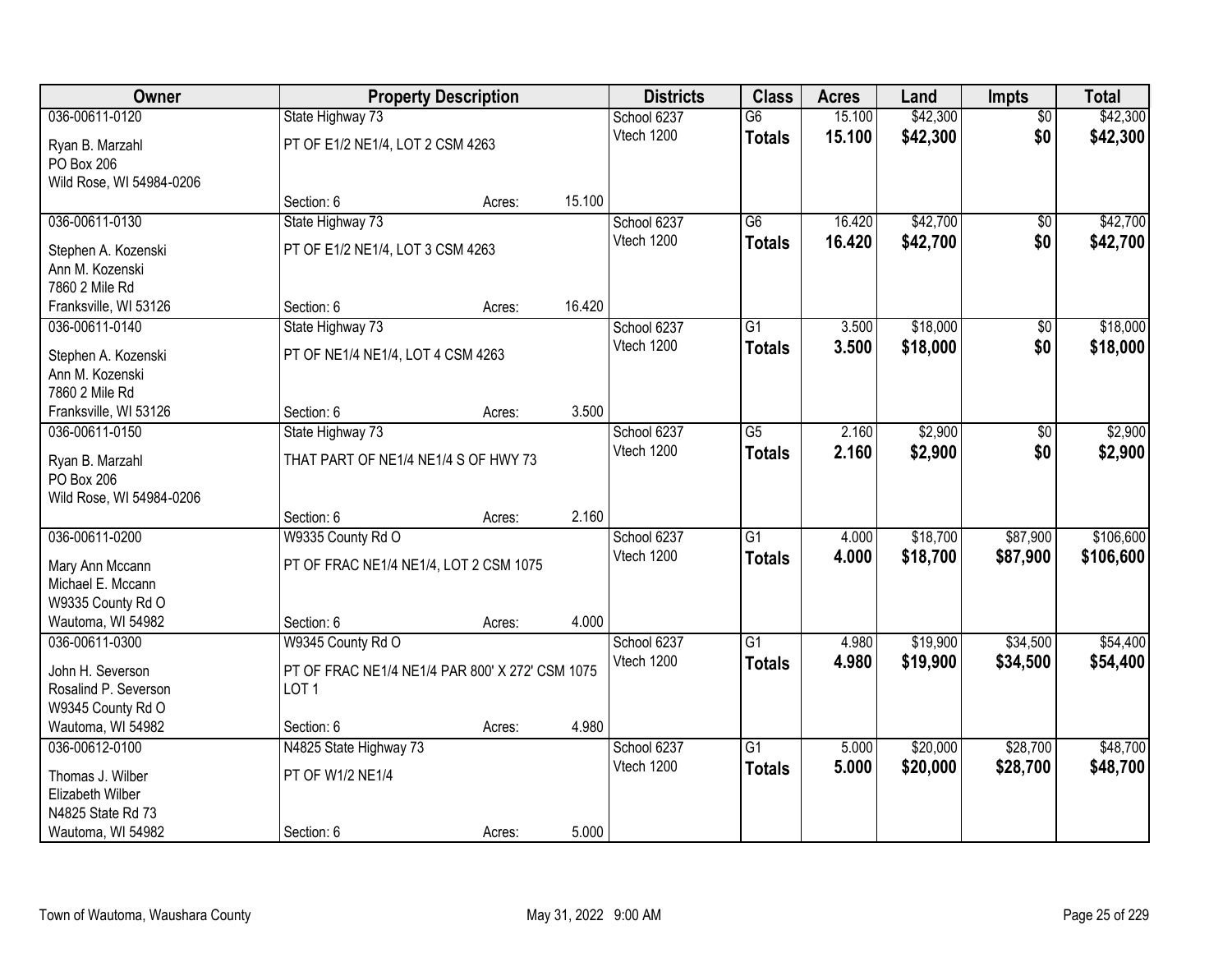| Owner | Property Description | | | Districts | Class | Acres | Land | Impts | Total |
|---|---|---|---|---|---|---|---|---|---|
| 036-00611-0120 | State Highway 73 | | | School 6237 | G6 | 15.100 | $42,300 | $0 | $42,300 |
| Ryan B. Marzahl<br>PO Box 206<br>Wild Rose, WI 54984-0206 | PT OF E1/2 NE1/4, LOT 2 CSM 4263 | | | Vtech 1200 | **Totals** | **15.100** | **$42,300** | **$0** | **$42,300** |
| | Section: 6 | Acres: | 15.100 | | | | | | |
| 036-00611-0130 | State Highway 73 | | | School 6237 | G6 | 16.420 | $42,700 | $0 | $42,700 |
| Stephen A. Kozenski<br>Ann M. Kozenski<br>7860 2 Mile Rd<br>Franksville, WI 53126 | PT OF E1/2 NE1/4, LOT 3 CSM 4263 | | | Vtech 1200 | **Totals** | **16.420** | **$42,700** | **$0** | **$42,700** |
| | Section: 6 | Acres: | 16.420 | | | | | | |
| 036-00611-0140 | State Highway 73 | | | School 6237 | G1 | 3.500 | $18,000 | $0 | $18,000 |
| Stephen A. Kozenski<br>Ann M. Kozenski<br>7860 2 Mile Rd<br>Franksville, WI 53126 | PT OF NE1/4 NE1/4, LOT 4 CSM 4263 | | | Vtech 1200 | **Totals** | **3.500** | **$18,000** | **$0** | **$18,000** |
| | Section: 6 | Acres: | 3.500 | | | | | | |
| 036-00611-0150 | State Highway 73 | | | School 6237 | G5 | 2.160 | $2,900 | $0 | $2,900 |
| Ryan B. Marzahl<br>PO Box 206<br>Wild Rose, WI 54984-0206 | THAT PART OF NE1/4 NE1/4 S OF HWY 73 | | | Vtech 1200 | **Totals** | **2.160** | **$2,900** | **$0** | **$2,900** |
| | Section: 6 | Acres: | 2.160 | | | | | | |
| 036-00611-0200 | W9335 County Rd O | | | School 6237 | G1 | 4.000 | $18,700 | $87,900 | $106,600 |
| Mary Ann Mccann<br>Michael E. Mccann<br>W9335 County Rd O<br>Wautoma, WI 54982 | PT OF FRAC NE1/4 NE1/4, LOT 2 CSM 1075 | | | Vtech 1200 | **Totals** | **4.000** | **$18,700** | **$87,900** | **$106,600** |
| | Section: 6 | Acres: | 4.000 | | | | | | |
| 036-00611-0300 | W9345 County Rd O | | | School 6237 | G1 | 4.980 | $19,900 | $34,500 | $54,400 |
| John H. Severson<br>Rosalind P. Severson<br>W9345 County Rd O<br>Wautoma, WI 54982 | PT OF FRAC NE1/4 NE1/4 PAR 800' X 272' CSM 1075 LOT 1 | | | Vtech 1200 | **Totals** | **4.980** | **$19,900** | **$34,500** | **$54,400** |
| | Section: 6 | Acres: | 4.980 | | | | | | |
| 036-00612-0100 | N4825 State Highway 73 | | | School 6237 | G1 | 5.000 | $20,000 | $28,700 | $48,700 |
| Thomas J. Wilber<br>Elizabeth Wilber<br>N4825 State Rd 73<br>Wautoma, WI 54982 | PT OF W1/2 NE1/4 | | | Vtech 1200 | **Totals** | **5.000** | **$20,000** | **$28,700** | **$48,700** |
| | Section: 6 | Acres: | 5.000 | | | | | | |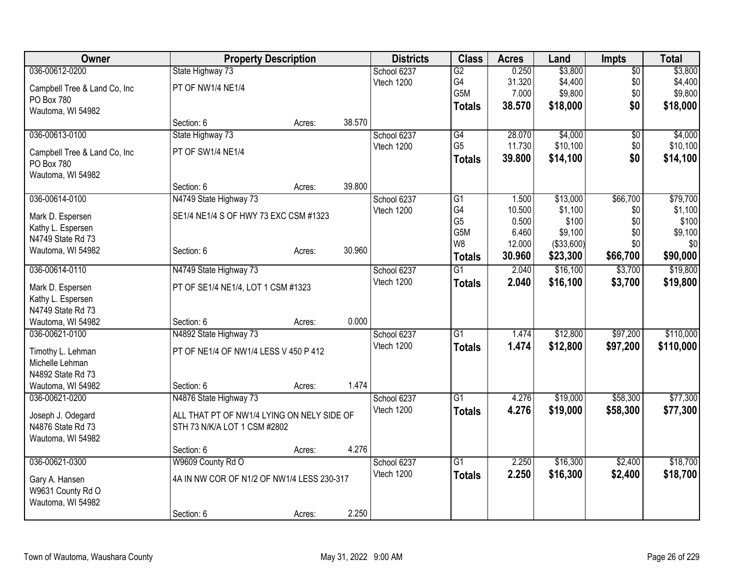| Owner | Property Description | | | Districts | Class | Acres | Land | Impts | Total |
|---|---|---|---|---|---|---|---|---|---|
| 036-00612-0200 | State Highway 73 | | | School 6237 | G2 | 0.250 | $3,800 | $0 | $3,800 |
| Campbell Tree & Land Co, Inc | PT OF NW1/4 NE1/4 | | | Vtech 1200 | G4 | 31.320 | $4,400 | $0 | $4,400 |
| PO Box 780 | | | | | G5M | 7.000 | $9,800 | $0 | $9,800 |
| Wautoma, WI 54982 | | | | | **Totals** | **38.570** | **$18,000** | **$0** | **$18,000** |
| | Section: 6 | Acres: | 38.570 | | | | | | |
| 036-00613-0100 | State Highway 73 | | | School 6237 | G4 | 28.070 | $4,000 | $0 | $4,000 |
| Campbell Tree & Land Co, Inc | PT OF SW1/4 NE1/4 | | | Vtech 1200 | G5 | 11.730 | $10,100 | $0 | $10,100 |
| PO Box 780 | | | | | **Totals** | **39.800** | **$14,100** | **$0** | **$14,100** |
| Wautoma, WI 54982 | | | | | | | | | |
| | Section: 6 | Acres: | 39.800 | | | | | | |
| 036-00614-0100 | N4749 State Highway 73 | | | School 6237 | G1 | 1.500 | $13,000 | $66,700 | $79,700 |
| Mark D. Espersen | SE1/4 NE1/4 S OF HWY 73 EXC CSM #1323 | | | Vtech 1200 | G4 | 10.500 | $1,100 | $0 | $1,100 |
| Kathy L. Espersen | | | | | G5 | 0.500 | $100 | $0 | $100 |
| N4749 State Rd 73 | | | | | G5M | 6.460 | $9,100 | $0 | $9,100 |
| Wautoma, WI 54982 | Section: 6 | Acres: | 30.960 | | W8 | 12.000 | ($33,600) | $0 | $0 |
| | | | | | **Totals** | **30.960** | **$23,300** | **$66,700** | **$90,000** |
| 036-00614-0110 | N4749 State Highway 73 | | | School 6237 | G1 | 2.040 | $16,100 | $3,700 | $19,800 |
| Mark D. Espersen | PT OF SE1/4 NE1/4, LOT 1 CSM #1323 | | | Vtech 1200 | **Totals** | **2.040** | **$16,100** | **$3,700** | **$19,800** |
| Kathy L. Espersen | | | | | | | | | |
| N4749 State Rd 73 | | | | | | | | | |
| Wautoma, WI 54982 | Section: 6 | Acres: | 0.000 | | | | | | |
| 036-00621-0100 | N4892 State Highway 73 | | | School 6237 | G1 | 1.474 | $12,800 | $97,200 | $110,000 |
| Timothy L. Lehman | PT OF NE1/4 OF NW1/4 LESS V 450 P 412 | | | Vtech 1200 | **Totals** | **1.474** | **$12,800** | **$97,200** | **$110,000** |
| Michelle Lehman | | | | | | | | | |
| N4892 State Rd 73 | | | | | | | | | |
| Wautoma, WI 54982 | Section: 6 | Acres: | 1.474 | | | | | | |
| 036-00621-0200 | N4876 State Highway 73 | | | School 6237 | G1 | 4.276 | $19,000 | $58,300 | $77,300 |
| Joseph J. Odegard | ALL THAT PT OF NW1/4 LYING ON NELY SIDE OF STH 73 N/K/A LOT 1 CSM #2802 | | | Vtech 1200 | **Totals** | **4.276** | **$19,000** | **$58,300** | **$77,300** |
| N4876 State Rd 73 | | | | | | | | | |
| Wautoma, WI 54982 | | | | | | | | | |
| | Section: 6 | Acres: | 4.276 | | | | | | |
| 036-00621-0300 | W9609 County Rd O | | | School 6237 | G1 | 2.250 | $16,300 | $2,400 | $18,700 |
| Gary A. Hansen | 4A IN NW COR OF N1/2 OF NW1/4 LESS 230-317 | | | Vtech 1200 | **Totals** | **2.250** | **$16,300** | **$2,400** | **$18,700** |
| W9631 County Rd O | | | | | | | | | |
| Wautoma, WI 54982 | | | | | | | | | |
| | Section: 6 | Acres: | 2.250 | | | | | | |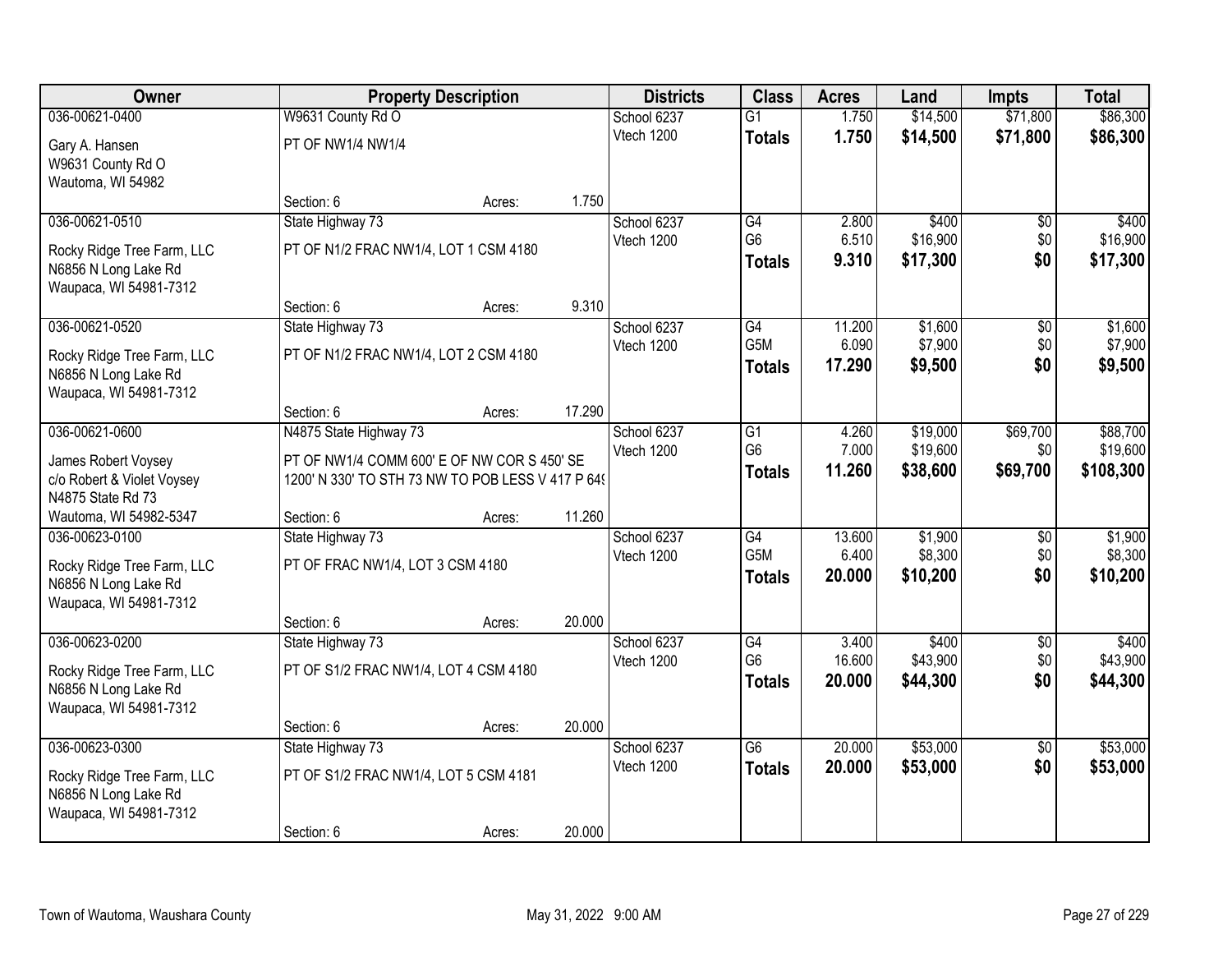| Owner | Property Description | | | Districts | Class | Acres | Land | Impts | Total |
|---|---|---|---|---|---|---|---|---|---|
| 036-00621-0400 | W9631 County Rd O | | | School 6237 | G1 | 1.750 | $14,500 | $71,800 | $86,300 |
| Gary A. Hansen<br>W9631 County Rd O<br>Wautoma, WI 54982 | PT OF NW1/4 NW1/4 | | | Vtech 1200 | **Totals** | **1.750** | **$14,500** | **$71,800** | **$86,300** |
| | Section: 6 | Acres: | 1.750 | | | | | | |
| 036-00621-0510 | State Highway 73 | | | School 6237 | G4 | 2.800 | $400 | $0 | $400 |
| Rocky Ridge Tree Farm, LLC<br>N6856 N Long Lake Rd<br>Waupaca, WI 54981-7312 | PT OF N1/2 FRAC NW1/4, LOT 1 CSM 4180 | | | Vtech 1200 | G6 | 6.510 | $16,900 | $0 | $16,900 |
| | | | | | **Totals** | **9.310** | **$17,300** | **$0** | **$17,300** |
| | Section: 6 | Acres: | 9.310 | | | | | | |
| 036-00621-0520 | State Highway 73 | | | School 6237 | G4 | 11.200 | $1,600 | $0 | $1,600 |
| Rocky Ridge Tree Farm, LLC<br>N6856 N Long Lake Rd<br>Waupaca, WI 54981-7312 | PT OF N1/2 FRAC NW1/4, LOT 2 CSM 4180 | | | Vtech 1200 | G5M | 6.090 | $7,900 | $0 | $7,900 |
| | | | | | **Totals** | **17.290** | **$9,500** | **$0** | **$9,500** |
| | Section: 6 | Acres: | 17.290 | | | | | | |
| 036-00621-0600 | N4875 State Highway 73 | | | School 6237 | G1 | 4.260 | $19,000 | $69,700 | $88,700 |
| James Robert Voysey<br>c/o Robert & Violet Voysey<br>N4875 State Rd 73<br>Wautoma, WI 54982-5347 | PT OF NW1/4 COMM 600' E OF NW COR S 450' SE 1200' N 330' TO STH 73 NW TO POB LESS V 417 P 649 | | | Vtech 1200 | G6 | 7.000 | $19,600 | $0 | $19,600 |
| | | | | | **Totals** | **11.260** | **$38,600** | **$69,700** | **$108,300** |
| | Section: 6 | Acres: | 11.260 | | | | | | |
| 036-00623-0100 | State Highway 73 | | | School 6237 | G4 | 13.600 | $1,900 | $0 | $1,900 |
| Rocky Ridge Tree Farm, LLC<br>N6856 N Long Lake Rd<br>Waupaca, WI 54981-7312 | PT OF FRAC NW1/4, LOT 3 CSM 4180 | | | Vtech 1200 | G5M | 6.400 | $8,300 | $0 | $8,300 |
| | | | | | **Totals** | **20.000** | **$10,200** | **$0** | **$10,200** |
| | Section: 6 | Acres: | 20.000 | | | | | | |
| 036-00623-0200 | State Highway 73 | | | School 6237 | G4 | 3.400 | $400 | $0 | $400 |
| Rocky Ridge Tree Farm, LLC<br>N6856 N Long Lake Rd<br>Waupaca, WI 54981-7312 | PT OF S1/2 FRAC NW1/4, LOT 4 CSM 4180 | | | Vtech 1200 | G6 | 16.600 | $43,900 | $0 | $43,900 |
| | | | | | **Totals** | **20.000** | **$44,300** | **$0** | **$44,300** |
| | Section: 6 | Acres: | 20.000 | | | | | | |
| 036-00623-0300 | State Highway 73 | | | School 6237 | G6 | 20.000 | $53,000 | $0 | $53,000 |
| Rocky Ridge Tree Farm, LLC<br>N6856 N Long Lake Rd<br>Waupaca, WI 54981-7312 | PT OF S1/2 FRAC NW1/4, LOT 5 CSM 4181 | | | Vtech 1200 | **Totals** | **20.000** | **$53,000** | **$0** | **$53,000** |
| | Section: 6 | Acres: | 20.000 | | | | | | |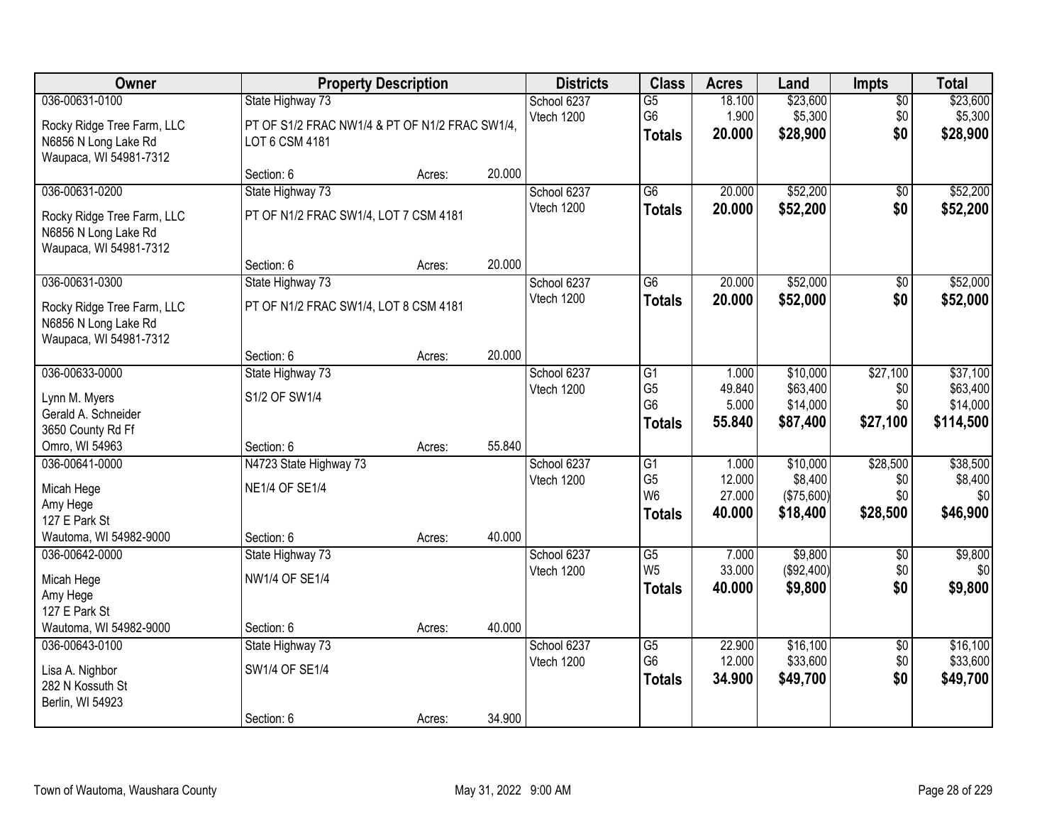| Owner | Property Description | | | Districts | Class | Acres | Land | Impts | Total |
|---|---|---|---|---|---|---|---|---|---|
| 036-00631-0100 | State Highway 73 | | | School 6237 | G5 | 18.100 | $23,600 | $0 | $23,600 |
| Rocky Ridge Tree Farm, LLC | PT OF S1/2 FRAC NW1/4 & PT OF N1/2 FRAC SW1/4, | | | Vtech 1200 | G6 | 1.900 | $5,300 | $0 | $5,300 |
| N6856 N Long Lake Rd | LOT 6 CSM 4181 | | | | **Totals** | **20.000** | **$28,900** | **$0** | **$28,900** |
| Waupaca, WI 54981-7312 | | | | | | | | | |
| | Section: 6 | Acres: | 20.000 | | | | | | |
| 036-00631-0200 | State Highway 73 | | | School 6237 | G6 | 20.000 | $52,200 | $0 | $52,200 |
| Rocky Ridge Tree Farm, LLC | PT OF N1/2 FRAC SW1/4, LOT 7 CSM 4181 | | | Vtech 1200 | **Totals** | **20.000** | **$52,200** | **$0** | **$52,200** |
| N6856 N Long Lake Rd | | | | | | | | | |
| Waupaca, WI 54981-7312 | | | | | | | | | |
| | Section: 6 | Acres: | 20.000 | | | | | | |
| 036-00631-0300 | State Highway 73 | | | School 6237 | G6 | 20.000 | $52,000 | $0 | $52,000 |
| Rocky Ridge Tree Farm, LLC | PT OF N1/2 FRAC SW1/4, LOT 8 CSM 4181 | | | Vtech 1200 | **Totals** | **20.000** | **$52,000** | **$0** | **$52,000** |
| N6856 N Long Lake Rd | | | | | | | | | |
| Waupaca, WI 54981-7312 | | | | | | | | | |
| | Section: 6 | Acres: | 20.000 | | | | | | |
| 036-00633-0000 | State Highway 73 | | | School 6237 | G1 | 1.000 | $10,000 | $27,100 | $37,100 |
| Lynn M. Myers | S1/2 OF SW1/4 | | | Vtech 1200 | G5 | 49.840 | $63,400 | $0 | $63,400 |
| Gerald A. Schneider | | | | | G6 | 5.000 | $14,000 | $0 | $14,000 |
| 3650 County Rd Ff | | | | | **Totals** | **55.840** | **$87,400** | **$27,100** | **$114,500** |
| Omro, WI 54963 | Section: 6 | Acres: | 55.840 | | | | | | |
| 036-00641-0000 | N4723 State Highway 73 | | | School 6237 | G1 | 1.000 | $10,000 | $28,500 | $38,500 |
| Micah Hege | NE1/4 OF SE1/4 | | | Vtech 1200 | G5 | 12.000 | $8,400 | $0 | $8,400 |
| Amy Hege | | | | | W6 | 27.000 | ($75,600) | $0 | $0 |
| 127 E Park St | | | | | **Totals** | **40.000** | **$18,400** | **$28,500** | **$46,900** |
| Wautoma, WI 54982-9000 | Section: 6 | Acres: | 40.000 | | | | | | |
| 036-00642-0000 | State Highway 73 | | | School 6237 | G5 | 7.000 | $9,800 | $0 | $9,800 |
| Micah Hege | NW1/4 OF SE1/4 | | | Vtech 1200 | W5 | 33.000 | ($92,400) | $0 | $0 |
| Amy Hege | | | | | **Totals** | **40.000** | **$9,800** | **$0** | **$9,800** |
| 127 E Park St | | | | | | | | | |
| Wautoma, WI 54982-9000 | Section: 6 | Acres: | 40.000 | | | | | | |
| 036-00643-0100 | State Highway 73 | | | School 6237 | G5 | 22.900 | $16,100 | $0 | $16,100 |
| Lisa A. Nighbor | SW1/4 OF SE1/4 | | | Vtech 1200 | G6 | 12.000 | $33,600 | $0 | $33,600 |
| 282 N Kossuth St | | | | | **Totals** | **34.900** | **$49,700** | **$0** | **$49,700** |
| Berlin, WI 54923 | | | | | | | | | |
| | Section: 6 | Acres: | 34.900 | | | | | | |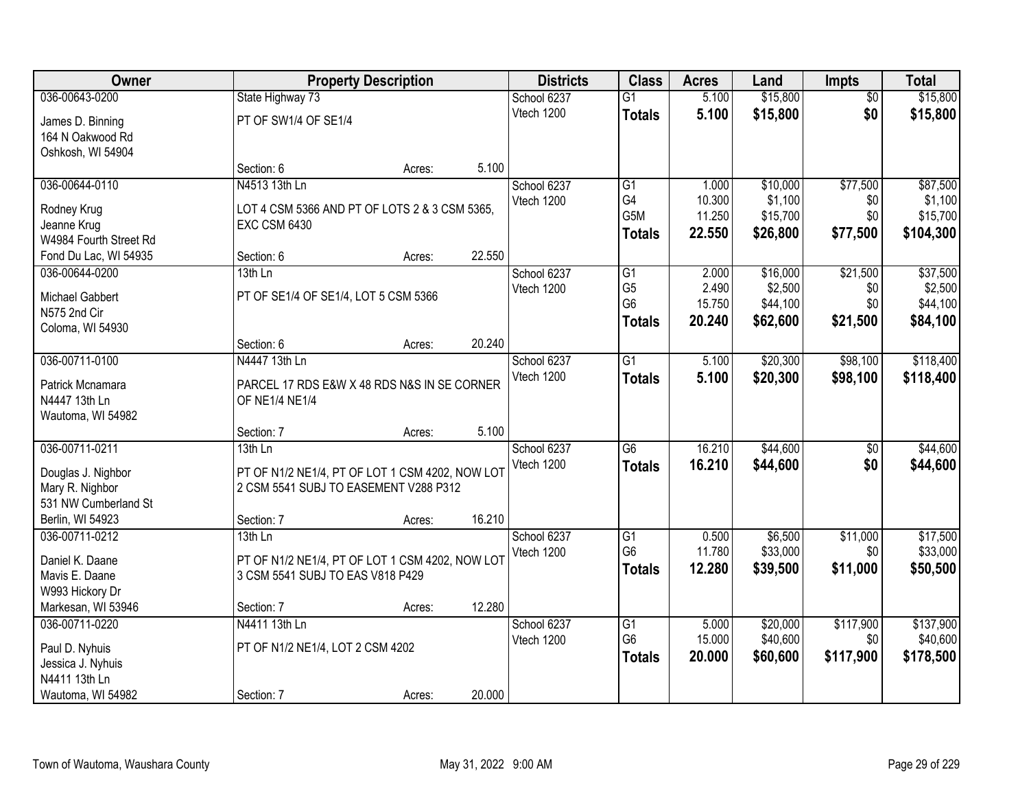| Owner | Property Description | Districts | Class | Acres | Land | Impts | Total |
|---|---|---|---|---|---|---|---|
| 036-00643-0200<br>James D. Binning<br>164 N Oakwood Rd<br>Oshkosh, WI 54904 | State Highway 73<br>PT OF SW1/4 OF SE1/4<br>Section: 6 Acres: 5.100 | School 6237<br>Vtech 1200 | G1<br>**Totals** | 5.100<br>**5.100** | $15,800<br>**$15,800** | $0<br>**$0** | $15,800<br>**$15,800** |
| 036-00644-0110<br>Rodney Krug<br>Jeanne Krug<br>W4984 Fourth Street Rd<br>Fond Du Lac, WI 54935 | N4513 13th Ln<br>LOT 4 CSM 5366 AND PT OF LOTS 2 & 3 CSM 5365, EXC CSM 6430<br>Section: 6 Acres: 22.550 | School 6237<br>Vtech 1200 | G1<br>G4<br>G5M<br>**Totals** | 1.000<br>10.300<br>11.250<br>**22.550** | $10,000<br>$1,100<br>$15,700<br>**$26,800** | $77,500<br>$0<br>$0<br>**$77,500** | $87,500<br>$1,100<br>$15,700<br>**$104,300** |
| 036-00644-0200<br>Michael Gabbert<br>N575 2nd Cir<br>Coloma, WI 54930 | 13th Ln<br>PT OF SE1/4 OF SE1/4, LOT 5 CSM 5366<br>Section: 6 Acres: 20.240 | School 6237<br>Vtech 1200 | G1<br>G5<br>G6<br>**Totals** | 2.000<br>2.490<br>15.750<br>**20.240** | $16,000<br>$2,500<br>$44,100<br>**$62,600** | $21,500<br>$0<br>$0<br>**$21,500** | $37,500<br>$2,500<br>$44,100<br>**$84,100** |
| 036-00711-0100<br>Patrick Mcnamara<br>N4447 13th Ln<br>Wautoma, WI 54982 | N4447 13th Ln<br>PARCEL 17 RDS E&W X 48 RDS N&S IN SE CORNER OF NE1/4 NE1/4<br>Section: 7 Acres: 5.100 | School 6237<br>Vtech 1200 | G1<br>**Totals** | 5.100<br>**5.100** | $20,300<br>**$20,300** | $98,100<br>**$98,100** | $118,400<br>**$118,400** |
| 036-00711-0211<br>Douglas J. Nighbor<br>Mary R. Nighbor<br>531 NW Cumberland St<br>Berlin, WI 54923 | 13th Ln<br>PT OF N1/2 NE1/4, PT OF LOT 1 CSM 4202, NOW LOT 2 CSM 5541 SUBJ TO EASEMENT V288 P312<br>Section: 7 Acres: 16.210 | School 6237<br>Vtech 1200 | G6<br>**Totals** | 16.210<br>**16.210** | $44,600<br>**$44,600** | $0<br>**$0** | $44,600<br>**$44,600** |
| 036-00711-0212<br>Daniel K. Daane<br>Mavis E. Daane<br>W993 Hickory Dr<br>Markesan, WI 53946 | 13th Ln<br>PT OF N1/2 NE1/4, PT OF LOT 1 CSM 4202, NOW LOT 3 CSM 5541 SUBJ TO EAS V818 P429<br>Section: 7 Acres: 12.280 | School 6237<br>Vtech 1200 | G1<br>G6<br>**Totals** | 0.500<br>11.780<br>**12.280** | $6,500<br>$33,000<br>**$39,500** | $11,000<br>$0<br>**$11,000** | $17,500<br>$33,000<br>**$50,500** |
| 036-00711-0220<br>Paul D. Nyhuis<br>Jessica J. Nyhuis<br>N4411 13th Ln<br>Wautoma, WI 54982 | N4411 13th Ln<br>PT OF N1/2 NE1/4, LOT 2 CSM 4202<br>Section: 7 Acres: 20.000 | School 6237<br>Vtech 1200 | G1<br>G6<br>**Totals** | 5.000<br>15.000<br>**20.000** | $20,000<br>$40,600<br>**$60,600** | $117,900<br>$0<br>**$117,900** | $137,900<br>$40,600<br>**$178,500** |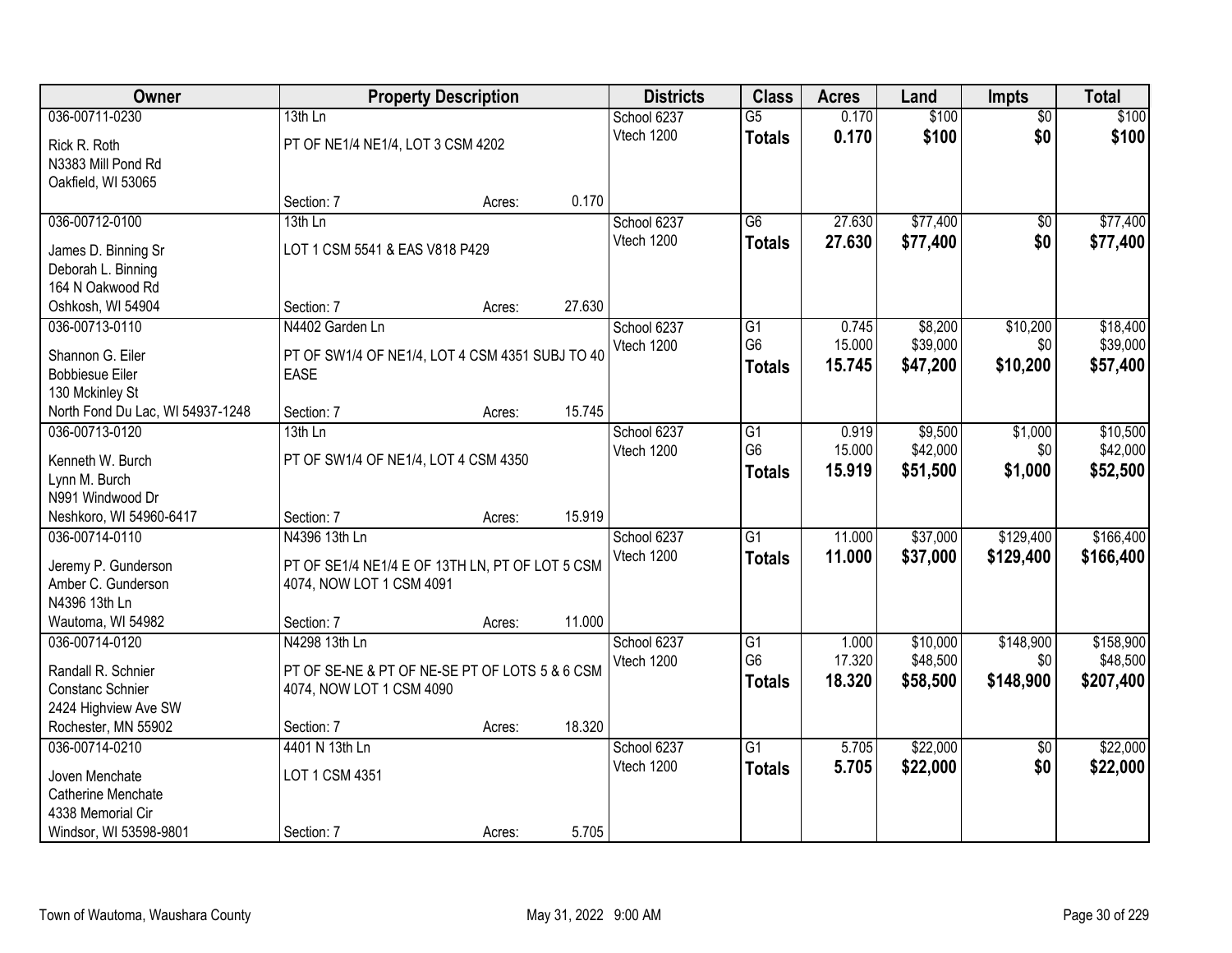| Owner | Property Description | | | Districts | Class | Acres | Land | Impts | Total |
|---|---|---|---|---|---|---|---|---|---|
| 036-00711-0230 | 13th Ln | | | School 6237 | G5 | 0.170 | $100 | $0 | $100 |
| Rick R. Roth<br>N3383 Mill Pond Rd<br>Oakfield, WI 53065 | PT OF NE1/4 NE1/4, LOT 3 CSM 4202 | | | Vtech 1200 | **Totals** | **0.170** | **$100** | **$0** | **$100** |
| | Section: 7 | Acres: | 0.170 | | | | | | |
| 036-00712-0100 | 13th Ln | | | School 6237 | G6 | 27.630 | $77,400 | $0 | $77,400 |
| James D. Binning Sr<br>Deborah L. Binning<br>164 N Oakwood Rd<br>Oshkosh, WI 54904 | LOT 1 CSM 5541 & EAS V818 P429 | | | Vtech 1200 | **Totals** | **27.630** | **$77,400** | **$0** | **$77,400** |
| | Section: 7 | Acres: | 27.630 | | | | | | |
| 036-00713-0110 | N4402 Garden Ln | | | School 6237 | G1 | 0.745 | $8,200 | $10,200 | $18,400 |
| Shannon G. Eiler<br>Bobbiesue Eiler<br>130 Mckinley St<br>North Fond Du Lac, WI 54937-1248 | PT OF SW1/4 OF NE1/4, LOT 4 CSM 4351 SUBJ TO 40 EASE | | | Vtech 1200 | G6 | 15.000 | $39,000 | $0 | $39,000 |
| | | | | | **Totals** | **15.745** | **$47,200** | **$10,200** | **$57,400** |
| | Section: 7 | Acres: | 15.745 | | | | | | |
| 036-00713-0120 | 13th Ln | | | School 6237 | G1 | 0.919 | $9,500 | $1,000 | $10,500 |
| Kenneth W. Burch<br>Lynn M. Burch<br>N991 Windwood Dr<br>Neshkoro, WI 54960-6417 | PT OF SW1/4 OF NE1/4, LOT 4 CSM 4350 | | | Vtech 1200 | G6 | 15.000 | $42,000 | $0 | $42,000 |
| | | | | | **Totals** | **15.919** | **$51,500** | **$1,000** | **$52,500** |
| | Section: 7 | Acres: | 15.919 | | | | | | |
| 036-00714-0110 | N4396 13th Ln | | | School 6237 | G1 | 11.000 | $37,000 | $129,400 | $166,400 |
| Jeremy P. Gunderson<br>Amber C. Gunderson<br>N4396 13th Ln<br>Wautoma, WI 54982 | PT OF SE1/4 NE1/4 E OF 13TH LN, PT OF LOT 5 CSM 4074, NOW LOT 1 CSM 4091 | | | Vtech 1200 | **Totals** | **11.000** | **$37,000** | **$129,400** | **$166,400** |
| | Section: 7 | Acres: | 11.000 | | | | | | |
| 036-00714-0120 | N4298 13th Ln | | | School 6237 | G1 | 1.000 | $10,000 | $148,900 | $158,900 |
| Randall R. Schnier<br>Constanc Schnier<br>2424 Highview Ave SW<br>Rochester, MN 55902 | PT OF SE-NE & PT OF NE-SE PT OF LOTS 5 & 6 CSM 4074, NOW LOT 1 CSM 4090 | | | Vtech 1200 | G6 | 17.320 | $48,500 | $0 | $48,500 |
| | | | | | **Totals** | **18.320** | **$58,500** | **$148,900** | **$207,400** |
| | Section: 7 | Acres: | 18.320 | | | | | | |
| 036-00714-0210 | 4401 N 13th Ln | | | School 6237 | G1 | 5.705 | $22,000 | $0 | $22,000 |
| Joven Menchate<br>Catherine Menchate<br>4338 Memorial Cir<br>Windsor, WI 53598-9801 | LOT 1 CSM 4351 | | | Vtech 1200 | **Totals** | **5.705** | **$22,000** | **$0** | **$22,000** |
| | Section: 7 | Acres: | 5.705 | | | | | | |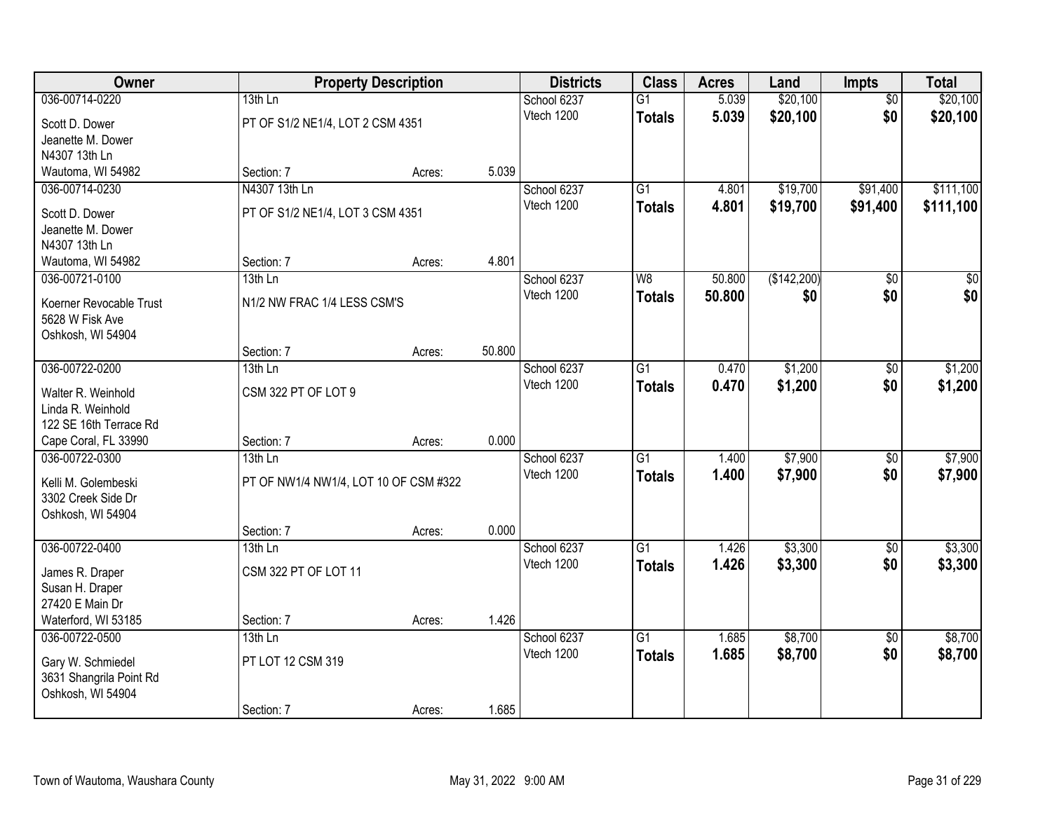| Owner | Property Description | | | Districts | Class | Acres | Land | Impts | Total |
|---|---|---|---|---|---|---|---|---|---|
| 036-00714-0220 | 13th Ln | | | School 6237 | G1 | 5.039 | $20,100 | $0 | $20,100 |
| Scott D. Dower<br>Jeanette M. Dower<br>N4307 13th Ln<br>Wautoma, WI 54982 | PT OF S1/2 NE1/4, LOT 2 CSM 4351 | | | Vtech 1200 | **Totals** | **5.039** | **$20,100** | **$0** | **$20,100** |
| | Section: 7 | Acres: | 5.039 | | | | | | |
| 036-00714-0230 | N4307 13th Ln | | | School 6237 | G1 | 4.801 | $19,700 | $91,400 | $111,100 |
| Scott D. Dower<br>Jeanette M. Dower<br>N4307 13th Ln<br>Wautoma, WI 54982 | PT OF S1/2 NE1/4, LOT 3 CSM 4351 | | | Vtech 1200 | **Totals** | **4.801** | **$19,700** | **$91,400** | **$111,100** |
| | Section: 7 | Acres: | 4.801 | | | | | | |
| 036-00721-0100 | 13th Ln | | | School 6237 | W8 | 50.800 | ($142,200) | $0 | $0 |
| Koerner Revocable Trust<br>5628 W Fisk Ave<br>Oshkosh, WI 54904 | N1/2 NW FRAC 1/4 LESS CSM'S | | | Vtech 1200 | **Totals** | **50.800** | **$0** | **$0** | **$0** |
| | Section: 7 | Acres: | 50.800 | | | | | | |
| 036-00722-0200 | 13th Ln | | | School 6237 | G1 | 0.470 | $1,200 | $0 | $1,200 |
| Walter R. Weinhold<br>Linda R. Weinhold<br>122 SE 16th Terrace Rd<br>Cape Coral, FL 33990 | CSM 322 PT OF LOT 9 | | | Vtech 1200 | **Totals** | **0.470** | **$1,200** | **$0** | **$1,200** |
| | Section: 7 | Acres: | 0.000 | | | | | | |
| 036-00722-0300 | 13th Ln | | | School 6237 | G1 | 1.400 | $7,900 | $0 | $7,900 |
| Kelli M. Golembeski<br>3302 Creek Side Dr<br>Oshkosh, WI 54904 | PT OF NW1/4 NW1/4, LOT 10 OF CSM #322 | | | Vtech 1200 | **Totals** | **1.400** | **$7,900** | **$0** | **$7,900** |
| | Section: 7 | Acres: | 0.000 | | | | | | |
| 036-00722-0400 | 13th Ln | | | School 6237 | G1 | 1.426 | $3,300 | $0 | $3,300 |
| James R. Draper<br>Susan H. Draper<br>27420 E Main Dr<br>Waterford, WI 53185 | CSM 322 PT OF LOT 11 | | | Vtech 1200 | **Totals** | **1.426** | **$3,300** | **$0** | **$3,300** |
| | Section: 7 | Acres: | 1.426 | | | | | | |
| 036-00722-0500 | 13th Ln | | | School 6237 | G1 | 1.685 | $8,700 | $0 | $8,700 |
| Gary W. Schmiedel<br>3631 Shangrila Point Rd<br>Oshkosh, WI 54904 | PT LOT 12 CSM 319 | | | Vtech 1200 | **Totals** | **1.685** | **$8,700** | **$0** | **$8,700** |
| | Section: 7 | Acres: | 1.685 | | | | | | |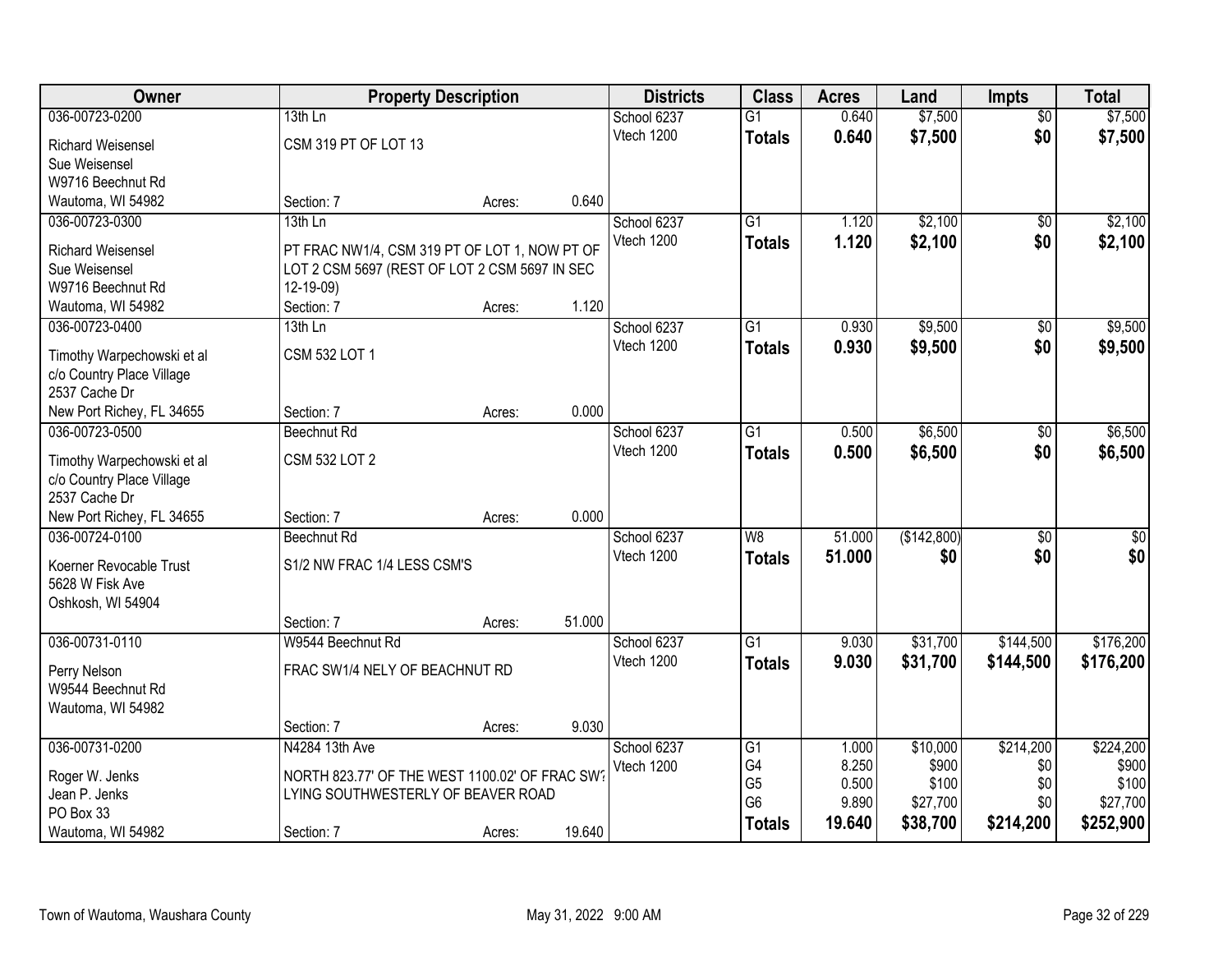| Owner | Property Description | | | Districts | Class | Acres | Land | Impts | Total |
|---|---|---|---|---|---|---|---|---|---|
| 036-00723-0200 | 13th Ln | | | School 6237 | G1 | 0.640 | $7,500 | $0 | $7,500 |
| Richard Weisensel | CSM 319 PT OF LOT 13 | | | Vtech 1200 | **Totals** | **0.640** | **$7,500** | **$0** | **$7,500** |
| Sue Weisensel | | | | | | | | | |
| W9716 Beechnut Rd | | | | | | | | | |
| Wautoma, WI 54982 | Section: 7 | Acres: | 0.640 | | | | | | |
| 036-00723-0300 | 13th Ln | | | School 6237 | G1 | 1.120 | $2,100 | $0 | $2,100 |
| Richard Weisensel | PT FRAC NW1/4, CSM 319 PT OF LOT 1, NOW PT OF | | | Vtech 1200 | **Totals** | **1.120** | **$2,100** | **$0** | **$2,100** |
| Sue Weisensel | LOT 2 CSM 5697 (REST OF LOT 2 CSM 5697 IN SEC | | | | | | | | |
| W9716 Beechnut Rd | 12-19-09) | | | | | | | | |
| Wautoma, WI 54982 | Section: 7 | Acres: | 1.120 | | | | | | |
| 036-00723-0400 | 13th Ln | | | School 6237 | G1 | 0.930 | $9,500 | $0 | $9,500 |
| Timothy Warpechowski et al | CSM 532 LOT 1 | | | Vtech 1200 | **Totals** | **0.930** | **$9,500** | **$0** | **$9,500** |
| c/o Country Place Village | | | | | | | | | |
| 2537 Cache Dr | | | | | | | | | |
| New Port Richey, FL 34655 | Section: 7 | Acres: | 0.000 | | | | | | |
| 036-00723-0500 | Beechnut Rd | | | School 6237 | G1 | 0.500 | $6,500 | $0 | $6,500 |
| Timothy Warpechowski et al | CSM 532 LOT 2 | | | Vtech 1200 | **Totals** | **0.500** | **$6,500** | **$0** | **$6,500** |
| c/o Country Place Village | | | | | | | | | |
| 2537 Cache Dr | | | | | | | | | |
| New Port Richey, FL 34655 | Section: 7 | Acres: | 0.000 | | | | | | |
| 036-00724-0100 | Beechnut Rd | | | School 6237 | W8 | 51.000 | ($142,800) | $0 | $0 |
| Koerner Revocable Trust | S1/2 NW FRAC 1/4 LESS CSM'S | | | Vtech 1200 | **Totals** | **51.000** | **$0** | **$0** | **$0** |
| 5628 W Fisk Ave | | | | | | | | | |
| Oshkosh, WI 54904 | | | | | | | | | |
| | Section: 7 | Acres: | 51.000 | | | | | | |
| 036-00731-0110 | W9544 Beechnut Rd | | | School 6237 | G1 | 9.030 | $31,700 | $144,500 | $176,200 |
| Perry Nelson | FRAC SW1/4 NELY OF BEACHNUT RD | | | Vtech 1200 | **Totals** | **9.030** | **$31,700** | **$144,500** | **$176,200** |
| W9544 Beechnut Rd | | | | | | | | | |
| Wautoma, WI 54982 | | | | | | | | | |
| | Section: 7 | Acres: | 9.030 | | | | | | |
| 036-00731-0200 | N4284 13th Ave | | | School 6237 | G1 | 1.000 | $10,000 | $214,200 | $224,200 |
| Roger W. Jenks | NORTH 823.77' OF THE WEST 1100.02' OF FRAC SW? | | | Vtech 1200 | G4 | 8.250 | $900 | $0 | $900 |
| Jean P. Jenks | LYING SOUTHWESTERLY OF BEAVER ROAD | | | | G5 | 0.500 | $100 | $0 | $100 |
| PO Box 33 | | | | | G6 | 9.890 | $27,700 | $0 | $27,700 |
| Wautoma, WI 54982 | Section: 7 | Acres: | 19.640 | | **Totals** | **19.640** | **$38,700** | **$214,200** | **$252,900** |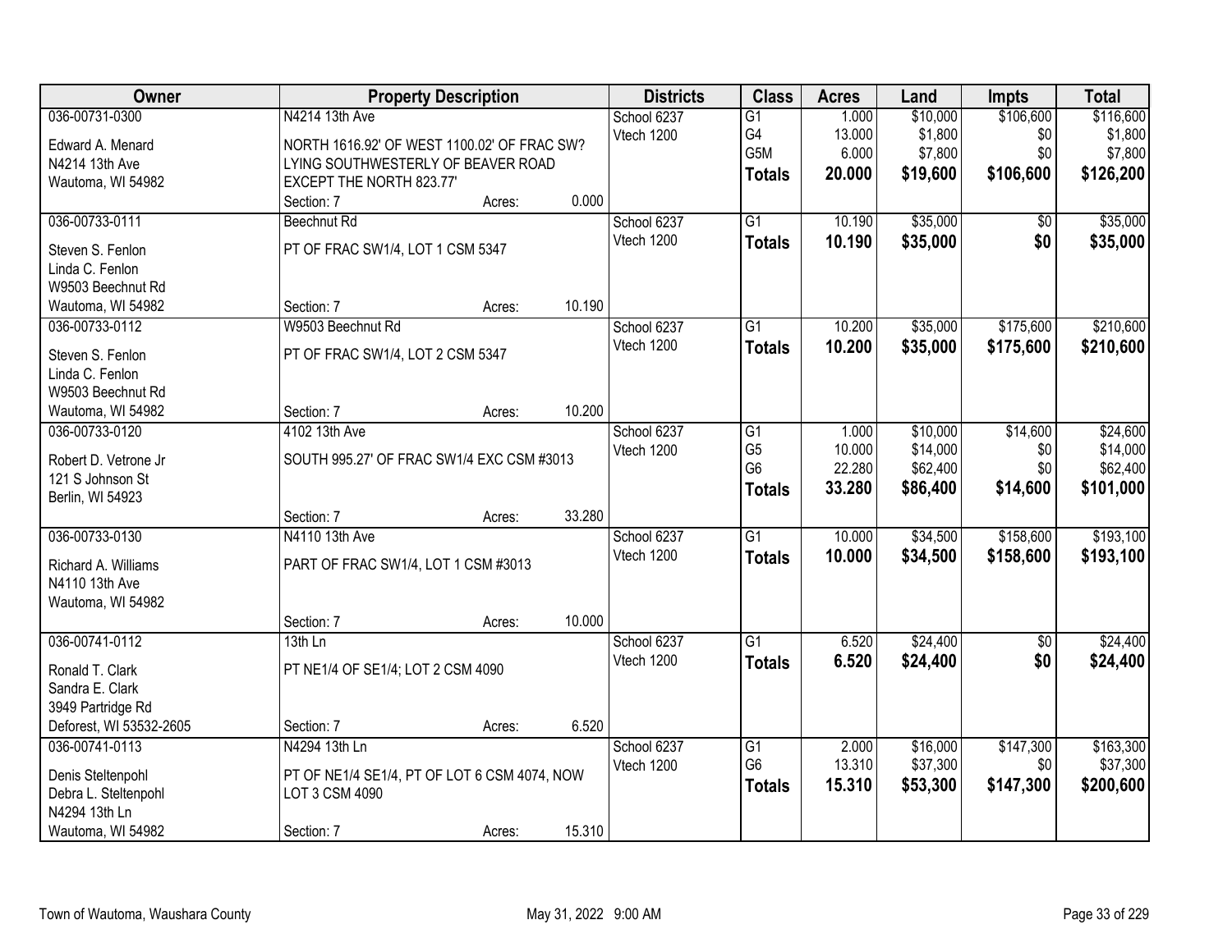| Owner | Property Description | Districts | Class | Acres | Land | Impts | Total |
|---|---|---|---|---|---|---|---|
| 036-00731-0300<br>Edward A. Menard<br>N4214 13th Ave<br>Wautoma, WI 54982 | N4214 13th Ave<br>NORTH 1616.92' OF WEST 1100.02' OF FRAC SW?<br>LYING SOUTHWESTERLY OF BEAVER ROAD<br>EXCEPT THE NORTH 823.77'<br>Section: 7 Acres: 0.000 | School 6237<br>Vtech 1200 | G1<br>G4<br>G5M<br>**Totals** | 1.000<br>13.000<br>6.000<br>**20.000** | $10,000<br>$1,800<br>$7,800<br>**$19,600** | $106,600<br>$0<br>$0<br>**$106,600** | $116,600<br>$1,800<br>$7,800<br>**$126,200** |
| 036-00733-0111<br>Steven S. Fenlon<br>Linda C. Fenlon<br>W9503 Beechnut Rd<br>Wautoma, WI 54982 | Beechnut Rd<br>PT OF FRAC SW1/4, LOT 1 CSM 5347<br>Section: 7 Acres: 10.190 | School 6237<br>Vtech 1200 | G1<br>**Totals** | 10.190<br>**10.190** | $35,000<br>**$35,000** | $0<br>**$0** | $35,000<br>**$35,000** |
| 036-00733-0112<br>Steven S. Fenlon<br>Linda C. Fenlon<br>W9503 Beechnut Rd<br>Wautoma, WI 54982 | W9503 Beechnut Rd<br>PT OF FRAC SW1/4, LOT 2 CSM 5347<br>Section: 7 Acres: 10.200 | School 6237<br>Vtech 1200 | G1<br>**Totals** | 10.200<br>**10.200** | $35,000<br>**$35,000** | $175,600<br>**$175,600** | $210,600<br>**$210,600** |
| 036-00733-0120<br>Robert D. Vetrone Jr<br>121 S Johnson St<br>Berlin, WI 54923 | 4102 13th Ave<br>SOUTH 995.27' OF FRAC SW1/4 EXC CSM #3013<br>Section: 7 Acres: 33.280 | School 6237<br>Vtech 1200 | G1<br>G5<br>G6<br>**Totals** | 1.000<br>10.000<br>22.280<br>**33.280** | $10,000<br>$14,000<br>$62,400<br>**$86,400** | $14,600<br>$0<br>$0<br>**$14,600** | $24,600<br>$14,000<br>$62,400<br>**$101,000** |
| 036-00733-0130<br>Richard A. Williams<br>N4110 13th Ave<br>Wautoma, WI 54982 | N4110 13th Ave<br>PART OF FRAC SW1/4, LOT 1 CSM #3013<br>Section: 7 Acres: 10.000 | School 6237<br>Vtech 1200 | G1<br>**Totals** | 10.000<br>**10.000** | $34,500<br>**$34,500** | $158,600<br>**$158,600** | $193,100<br>**$193,100** |
| 036-00741-0112<br>Ronald T. Clark<br>Sandra E. Clark<br>3949 Partridge Rd<br>Deforest, WI 53532-2605 | 13th Ln<br>PT NE1/4 OF SE1/4; LOT 2 CSM 4090<br>Section: 7 Acres: 6.520 | School 6237<br>Vtech 1200 | G1<br>**Totals** | 6.520<br>**6.520** | $24,400<br>**$24,400** | $0<br>**$0** | $24,400<br>**$24,400** |
| 036-00741-0113<br>Denis Steltenpohl<br>Debra L. Steltenpohl<br>N4294 13th Ln<br>Wautoma, WI 54982 | N4294 13th Ln<br>PT OF NE1/4 SE1/4, PT OF LOT 6 CSM 4074, NOW<br>LOT 3 CSM 4090<br>Section: 7 Acres: 15.310 | School 6237<br>Vtech 1200 | G1<br>G6<br>**Totals** | 2.000<br>13.310<br>**15.310** | $16,000<br>$37,300<br>**$53,300** | $147,300<br>$0<br>**$147,300** | $163,300<br>$37,300<br>**$200,600** |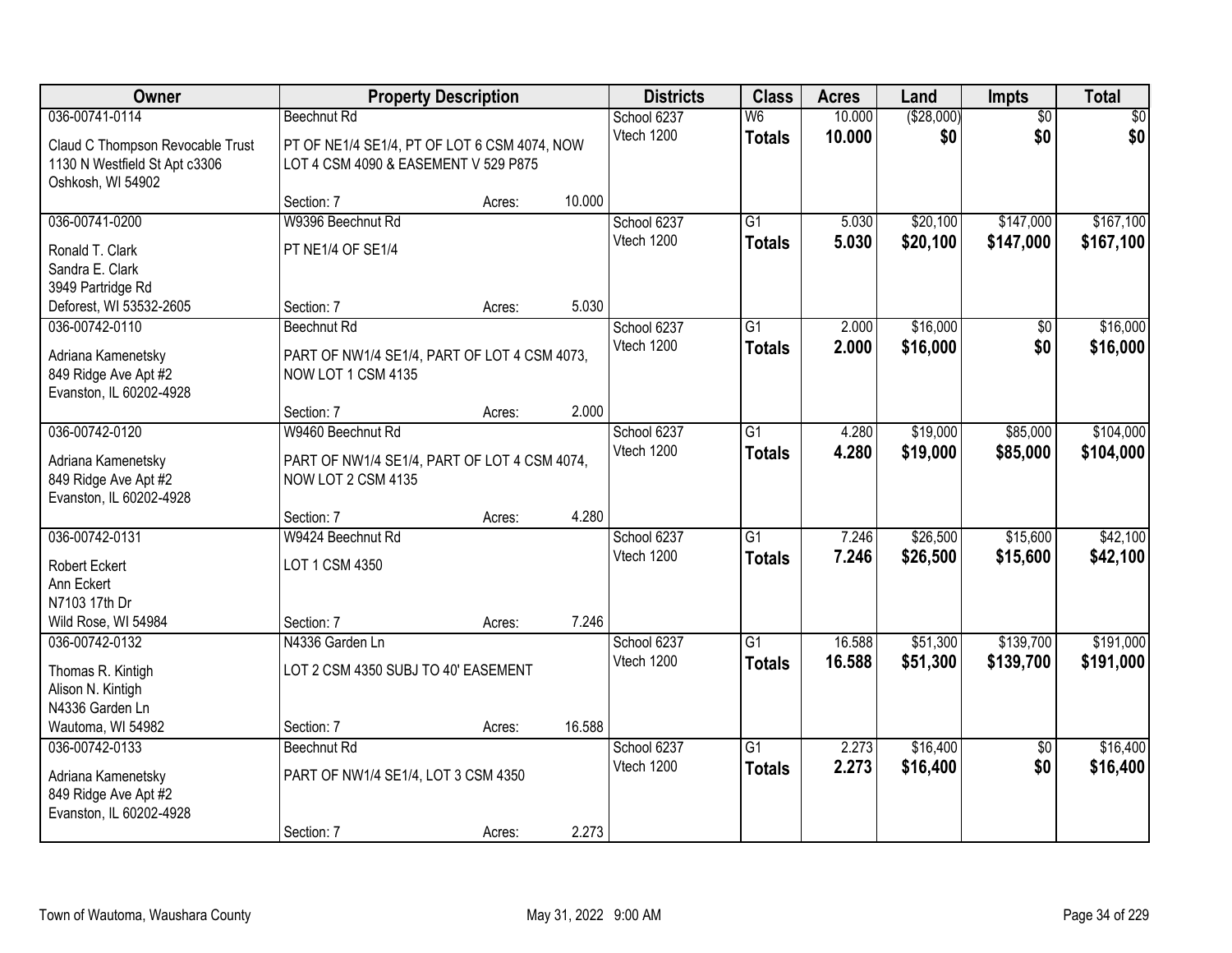| Owner | Property Description | | | Districts | Class | Acres | Land | Impts | Total |
|---|---|---|---|---|---|---|---|---|---|
| 036-00741-0114 | Beechnut Rd | | | School 6237 | W6 | 10.000 | ($28,000) | $0 | $0 |
| Claud C Thompson Revocable Trust<br>1130 N Westfield St Apt c3306<br>Oshkosh, WI 54902 | PT OF NE1/4 SE1/4, PT OF LOT 6 CSM 4074, NOW LOT 4 CSM 4090 & EASEMENT V 529 P875 | | | Vtech 1200 | **Totals** | **10.000** | **$0** | **$0** | **$0** |
| | Section: 7 | Acres: | 10.000 | | | | | | |
| 036-00741-0200 | W9396 Beechnut Rd | | | School 6237 | G1 | 5.030 | $20,100 | $147,000 | $167,100 |
| Ronald T. Clark<br>Sandra E. Clark<br>3949 Partridge Rd<br>Deforest, WI 53532-2605 | PT NE1/4 OF SE1/4 | | | Vtech 1200 | **Totals** | **5.030** | **$20,100** | **$147,000** | **$167,100** |
| | Section: 7 | Acres: | 5.030 | | | | | | |
| 036-00742-0110 | Beechnut Rd | | | School 6237 | G1 | 2.000 | $16,000 | $0 | $16,000 |
| Adriana Kamenetsky<br>849 Ridge Ave Apt #2<br>Evanston, IL 60202-4928 | PART OF NW1/4 SE1/4, PART OF LOT 4 CSM 4073, NOW LOT 1 CSM 4135 | | | Vtech 1200 | **Totals** | **2.000** | **$16,000** | **$0** | **$16,000** |
| | Section: 7 | Acres: | 2.000 | | | | | | |
| 036-00742-0120 | W9460 Beechnut Rd | | | School 6237 | G1 | 4.280 | $19,000 | $85,000 | $104,000 |
| Adriana Kamenetsky<br>849 Ridge Ave Apt #2<br>Evanston, IL 60202-4928 | PART OF NW1/4 SE1/4, PART OF LOT 4 CSM 4074, NOW LOT 2 CSM 4135 | | | Vtech 1200 | **Totals** | **4.280** | **$19,000** | **$85,000** | **$104,000** |
| | Section: 7 | Acres: | 4.280 | | | | | | |
| 036-00742-0131 | W9424 Beechnut Rd | | | School 6237 | G1 | 7.246 | $26,500 | $15,600 | $42,100 |
| Robert Eckert<br>Ann Eckert<br>N7103 17th Dr<br>Wild Rose, WI 54984 | LOT 1 CSM 4350 | | | Vtech 1200 | **Totals** | **7.246** | **$26,500** | **$15,600** | **$42,100** |
| | Section: 7 | Acres: | 7.246 | | | | | | |
| 036-00742-0132 | N4336 Garden Ln | | | School 6237 | G1 | 16.588 | $51,300 | $139,700 | $191,000 |
| Thomas R. Kintigh<br>Alison N. Kintigh<br>N4336 Garden Ln<br>Wautoma, WI 54982 | LOT 2 CSM 4350 SUBJ TO 40' EASEMENT | | | Vtech 1200 | **Totals** | **16.588** | **$51,300** | **$139,700** | **$191,000** |
| | Section: 7 | Acres: | 16.588 | | | | | | |
| 036-00742-0133 | Beechnut Rd | | | School 6237 | G1 | 2.273 | $16,400 | $0 | $16,400 |
| Adriana Kamenetsky<br>849 Ridge Ave Apt #2<br>Evanston, IL 60202-4928 | PART OF NW1/4 SE1/4, LOT 3 CSM 4350 | | | Vtech 1200 | **Totals** | **2.273** | **$16,400** | **$0** | **$16,400** |
| | Section: 7 | Acres: | 2.273 | | | | | | |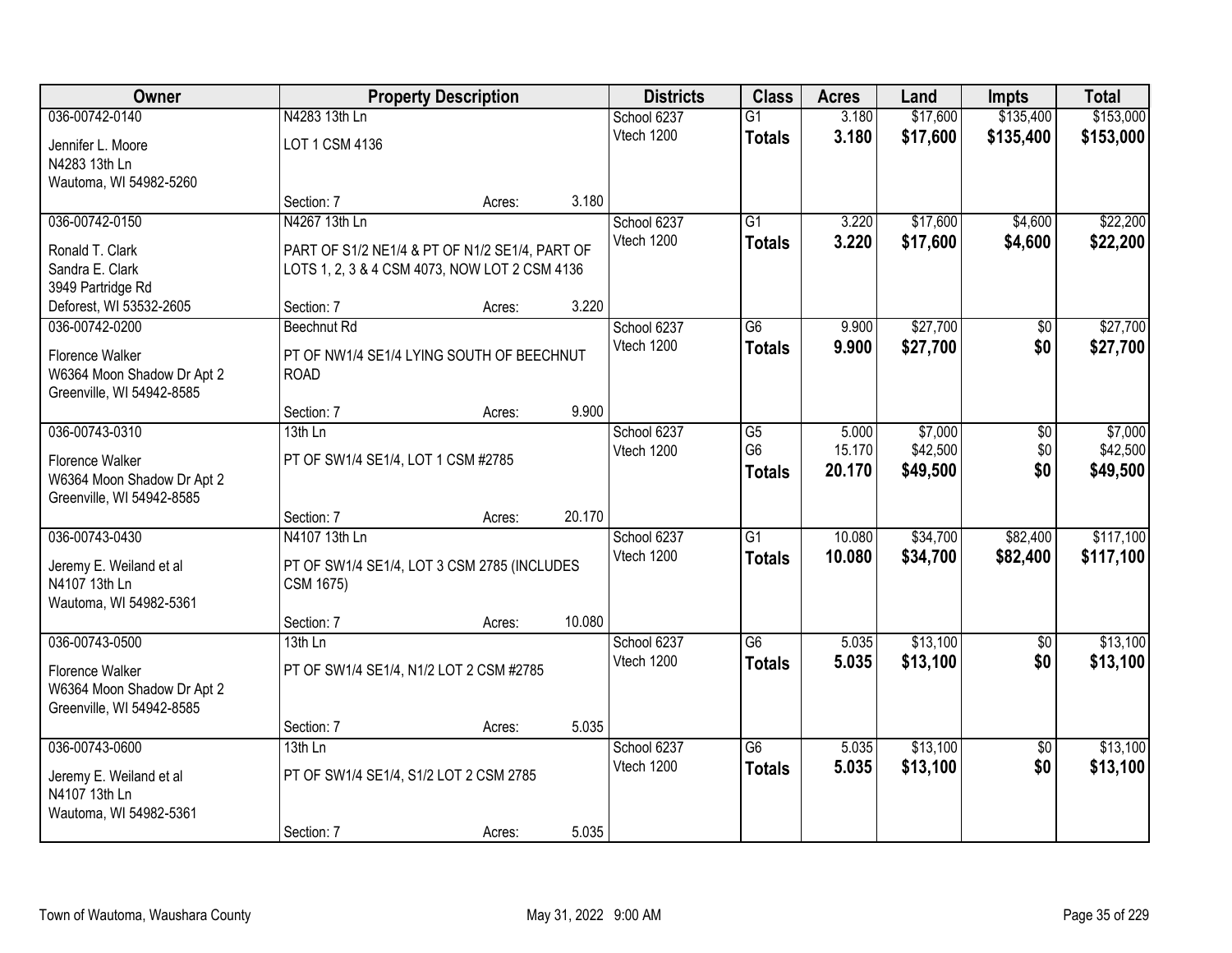| Owner | Property Description | | | Districts | Class | Acres | Land | Impts | Total |
|---|---|---|---|---|---|---|---|---|---|
| 036-00742-0140 | N4283 13th Ln | | | School 6237 | G1 | 3.180 | $17,600 | $135,400 | $153,000 |
| Jennifer L. Moore<br>N4283 13th Ln<br>Wautoma, WI 54982-5260 | LOT 1 CSM 4136 | | | Vtech 1200 | **Totals** | **3.180** | **$17,600** | **$135,400** | **$153,000** |
| | Section: 7 | Acres: | 3.180 | | | | | | |
| 036-00742-0150 | N4267 13th Ln | | | School 6237 | G1 | 3.220 | $17,600 | $4,600 | $22,200 |
| Ronald T. Clark<br>Sandra E. Clark<br>3949 Partridge Rd<br>Deforest, WI 53532-2605 | PART OF S1/2 NE1/4 & PT OF N1/2 SE1/4, PART OF LOTS 1, 2, 3 & 4 CSM 4073, NOW LOT 2 CSM 4136 | | | Vtech 1200 | **Totals** | **3.220** | **$17,600** | **$4,600** | **$22,200** |
| | Section: 7 | Acres: | 3.220 | | | | | | |
| 036-00742-0200 | Beechnut Rd | | | School 6237 | G6 | 9.900 | $27,700 | $0 | $27,700 |
| Florence Walker<br>W6364 Moon Shadow Dr Apt 2<br>Greenville, WI 54942-8585 | PT OF NW1/4 SE1/4 LYING SOUTH OF BEECHNUT ROAD | | | Vtech 1200 | **Totals** | **9.900** | **$27,700** | **$0** | **$27,700** |
| | Section: 7 | Acres: | 9.900 | | | | | | |
| 036-00743-0310 | 13th Ln | | | School 6237 | G5 | 5.000 | $7,000 | $0 | $7,000 |
| Florence Walker<br>W6364 Moon Shadow Dr Apt 2<br>Greenville, WI 54942-8585 | PT OF SW1/4 SE1/4, LOT 1 CSM #2785 | | | Vtech 1200 | G6 | 15.170 | $42,500 | $0 | $42,500 |
| | | | | | **Totals** | **20.170** | **$49,500** | **$0** | **$49,500** |
| | Section: 7 | Acres: | 20.170 | | | | | | |
| 036-00743-0430 | N4107 13th Ln | | | School 6237 | G1 | 10.080 | $34,700 | $82,400 | $117,100 |
| Jeremy E. Weiland et al<br>N4107 13th Ln<br>Wautoma, WI 54982-5361 | PT OF SW1/4 SE1/4, LOT 3 CSM 2785 (INCLUDES CSM 1675) | | | Vtech 1200 | **Totals** | **10.080** | **$34,700** | **$82,400** | **$117,100** |
| | Section: 7 | Acres: | 10.080 | | | | | | |
| 036-00743-0500 | 13th Ln | | | School 6237 | G6 | 5.035 | $13,100 | $0 | $13,100 |
| Florence Walker<br>W6364 Moon Shadow Dr Apt 2<br>Greenville, WI 54942-8585 | PT OF SW1/4 SE1/4, N1/2 LOT 2 CSM #2785 | | | Vtech 1200 | **Totals** | **5.035** | **$13,100** | **$0** | **$13,100** |
| | Section: 7 | Acres: | 5.035 | | | | | | |
| 036-00743-0600 | 13th Ln | | | School 6237 | G6 | 5.035 | $13,100 | $0 | $13,100 |
| Jeremy E. Weiland et al<br>N4107 13th Ln<br>Wautoma, WI 54982-5361 | PT OF SW1/4 SE1/4, S1/2 LOT 2 CSM 2785 | | | Vtech 1200 | **Totals** | **5.035** | **$13,100** | **$0** | **$13,100** |
| | Section: 7 | Acres: | 5.035 | | | | | | |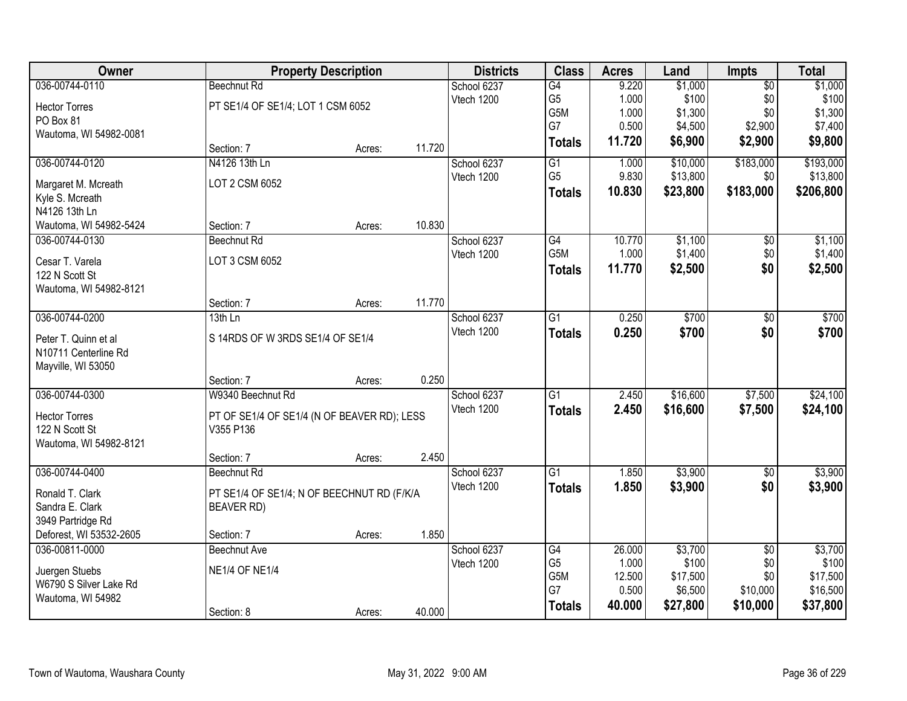| Owner | Property Description | | | Districts | Class | Acres | Land | Impts | Total |
|---|---|---|---|---|---|---|---|---|---|
| 036-00744-0110 | Beechnut Rd | | | School 6237 | G4 | 9.220 | $1,000 | $0 | $1,000 |
| Hector Torres | PT SE1/4 OF SE1/4; LOT 1 CSM 6052 | | | Vtech 1200 | G5 | 1.000 | $100 | $0 | $100 |
| PO Box 81 | | | | | G5M | 1.000 | $1,300 | $0 | $1,300 |
| Wautoma, WI 54982-0081 | | | | | G7 | 0.500 | $4,500 | $2,900 | $7,400 |
| | Section: 7 | Acres: | 11.720 | | **Totals** | **11.720** | **$6,900** | **$2,900** | **$9,800** |
| 036-00744-0120 | N4126 13th Ln | | | School 6237 | G1 | 1.000 | $10,000 | $183,000 | $193,000 |
| Margaret M. Mcreath | LOT 2 CSM 6052 | | | Vtech 1200 | G5 | 9.830 | $13,800 | $0 | $13,800 |
| Kyle S. Mcreath | | | | | **Totals** | **10.830** | **$23,800** | **$183,000** | **$206,800** |
| N4126 13th Ln | | | | | | | | | |
| Wautoma, WI 54982-5424 | Section: 7 | Acres: | 10.830 | | | | | | |
| 036-00744-0130 | Beechnut Rd | | | School 6237 | G4 | 10.770 | $1,100 | $0 | $1,100 |
| Cesar T. Varela | LOT 3 CSM 6052 | | | Vtech 1200 | G5M | 1.000 | $1,400 | $0 | $1,400 |
| 122 N Scott St | | | | | **Totals** | **11.770** | **$2,500** | **$0** | **$2,500** |
| Wautoma, WI 54982-8121 | | | | | | | | | |
| | Section: 7 | Acres: | 11.770 | | | | | | |
| 036-00744-0200 | 13th Ln | | | School 6237 | G1 | 0.250 | $700 | $0 | $700 |
| Peter T. Quinn et al | S 14RDS OF W 3RDS SE1/4 OF SE1/4 | | | Vtech 1200 | **Totals** | **0.250** | **$700** | **$0** | **$700** |
| N10711 Centerline Rd | | | | | | | | | |
| Mayville, WI 53050 | | | | | | | | | |
| | Section: 7 | Acres: | 0.250 | | | | | | |
| 036-00744-0300 | W9340 Beechnut Rd | | | School 6237 | G1 | 2.450 | $16,600 | $7,500 | $24,100 |
| Hector Torres | PT OF SE1/4 OF SE1/4 (N OF BEAVER RD); LESS V355 P136 | | | Vtech 1200 | **Totals** | **2.450** | **$16,600** | **$7,500** | **$24,100** |
| 122 N Scott St | | | | | | | | | |
| Wautoma, WI 54982-8121 | | | | | | | | | |
| | Section: 7 | Acres: | 2.450 | | | | | | |
| 036-00744-0400 | Beechnut Rd | | | School 6237 | G1 | 1.850 | $3,900 | $0 | $3,900 |
| Ronald T. Clark | PT SE1/4 OF SE1/4; N OF BEECHNUT RD (F/K/A BEAVER RD) | | | Vtech 1200 | **Totals** | **1.850** | **$3,900** | **$0** | **$3,900** |
| Sandra E. Clark | | | | | | | | | |
| 3949 Partridge Rd | | | | | | | | | |
| Deforest, WI 53532-2605 | Section: 7 | Acres: | 1.850 | | | | | | |
| 036-00811-0000 | Beechnut Ave | | | School 6237 | G4 | 26.000 | $3,700 | $0 | $3,700 |
| Juergen Stuebs | NE1/4 OF NE1/4 | | | Vtech 1200 | G5 | 1.000 | $100 | $0 | $100 |
| W6790 S Silver Lake Rd | | | | | G5M | 12.500 | $17,500 | $0 | $17,500 |
| Wautoma, WI 54982 | | | | | G7 | 0.500 | $6,500 | $10,000 | $16,500 |
| | Section: 8 | Acres: | 40.000 | | **Totals** | **40.000** | **$27,800** | **$10,000** | **$37,800** |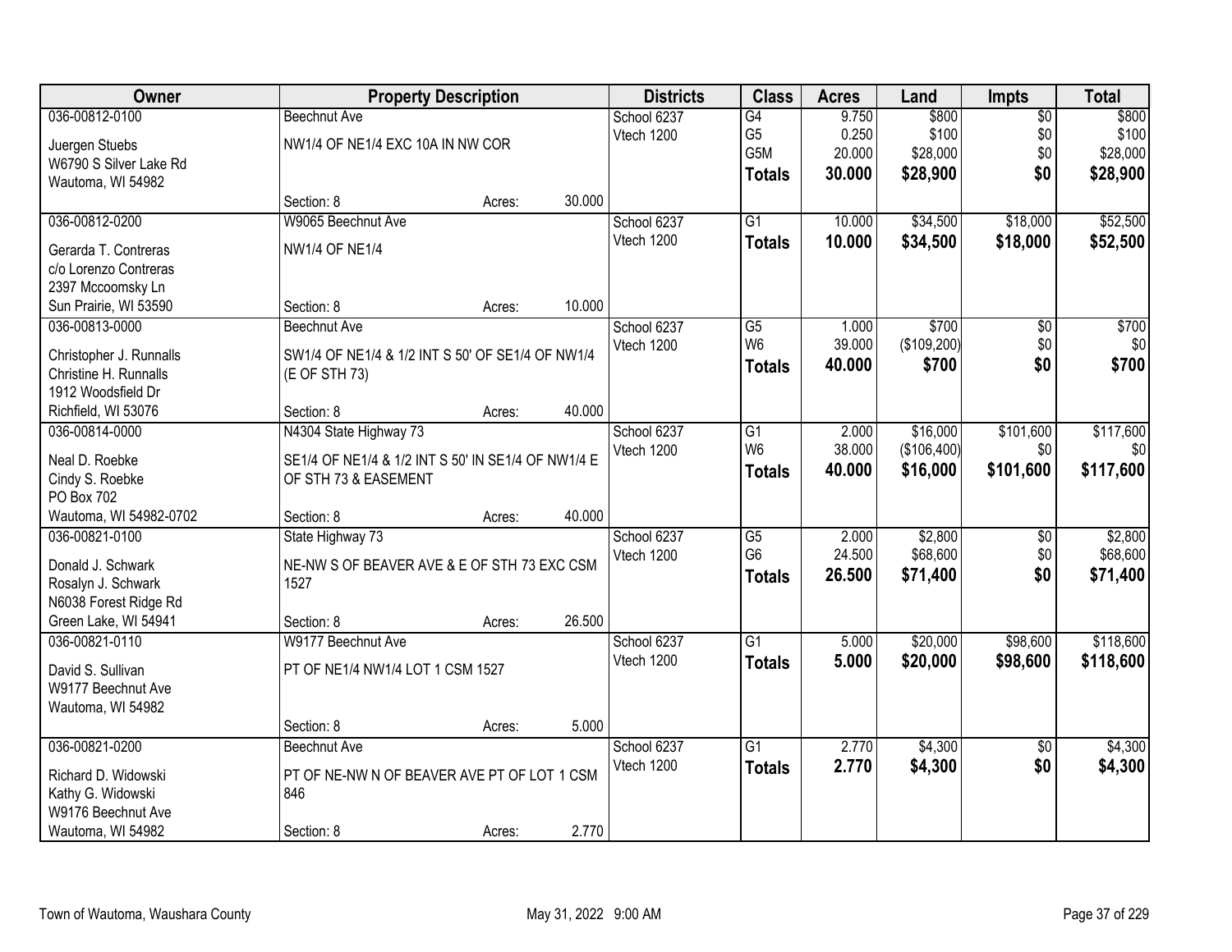| Owner | Property Description | | | Districts | Class | Acres | Land | Impts | Total |
|---|---|---|---|---|---|---|---|---|---|
| 036-00812-0100 | Beechnut Ave | | | School 6237 | G4 | 9.750 | $800 | $0 | $800 |
| Juergen Stuebs | NW1/4 OF NE1/4 EXC 10A IN NW COR | | | Vtech 1200 | G5 | 0.250 | $100 | $0 | $100 |
| W6790 S Silver Lake Rd | | | | | G5M | 20.000 | $28,000 | $0 | $28,000 |
| Wautoma, WI 54982 | | | | | **Totals** | **30.000** | **$28,900** | **$0** | **$28,900** |
| | Section: 8 | Acres: | 30.000 | | | | | | |
| 036-00812-0200 | W9065 Beechnut Ave | | | School 6237 | G1 | 10.000 | $34,500 | $18,000 | $52,500 |
| Gerarda T. Contreras | NW1/4 OF NE1/4 | | | Vtech 1200 | **Totals** | **10.000** | **$34,500** | **$18,000** | **$52,500** |
| c/o Lorenzo Contreras | | | | | | | | | |
| 2397 Mccoomsky Ln | | | | | | | | | |
| Sun Prairie, WI 53590 | Section: 8 | Acres: | 10.000 | | | | | | |
| 036-00813-0000 | Beechnut Ave | | | School 6237 | G5 | 1.000 | $700 | $0 | $700 |
| Christopher J. Runnalls | SW1/4 OF NE1/4 & 1/2 INT S 50' OF SE1/4 OF NW1/4 | | | Vtech 1200 | W6 | 39.000 | ($109,200) | $0 | $0 |
| Christine H. Runnalls | (E OF STH 73) | | | | **Totals** | **40.000** | **$700** | **$0** | **$700** |
| 1912 Woodsfield Dr | | | | | | | | | |
| Richfield, WI 53076 | Section: 8 | Acres: | 40.000 | | | | | | |
| 036-00814-0000 | N4304 State Highway 73 | | | School 6237 | G1 | 2.000 | $16,000 | $101,600 | $117,600 |
| Neal D. Roebke | SE1/4 OF NE1/4 & 1/2 INT S 50' IN SE1/4 OF NW1/4 E | | | Vtech 1200 | W6 | 38.000 | ($106,400) | $0 | $0 |
| Cindy S. Roebke | OF STH 73 & EASEMENT | | | | **Totals** | **40.000** | **$16,000** | **$101,600** | **$117,600** |
| PO Box 702 | | | | | | | | | |
| Wautoma, WI 54982-0702 | Section: 8 | Acres: | 40.000 | | | | | | |
| 036-00821-0100 | State Highway 73 | | | School 6237 | G5 | 2.000 | $2,800 | $0 | $2,800 |
| Donald J. Schwark | NE-NW S OF BEAVER AVE & E OF STH 73 EXC CSM | | | Vtech 1200 | G6 | 24.500 | $68,600 | $0 | $68,600 |
| Rosalyn J. Schwark | 1527 | | | | **Totals** | **26.500** | **$71,400** | **$0** | **$71,400** |
| N6038 Forest Ridge Rd | | | | | | | | | |
| Green Lake, WI 54941 | Section: 8 | Acres: | 26.500 | | | | | | |
| 036-00821-0110 | W9177 Beechnut Ave | | | School 6237 | G1 | 5.000 | $20,000 | $98,600 | $118,600 |
| David S. Sullivan | PT OF NE1/4 NW1/4 LOT 1 CSM 1527 | | | Vtech 1200 | **Totals** | **5.000** | **$20,000** | **$98,600** | **$118,600** |
| W9177 Beechnut Ave | | | | | | | | | |
| Wautoma, WI 54982 | | | | | | | | | |
| | Section: 8 | Acres: | 5.000 | | | | | | |
| 036-00821-0200 | Beechnut Ave | | | School 6237 | G1 | 2.770 | $4,300 | $0 | $4,300 |
| Richard D. Widowski | PT OF NE-NW N OF BEAVER AVE PT OF LOT 1 CSM | | | Vtech 1200 | **Totals** | **2.770** | **$4,300** | **$0** | **$4,300** |
| Kathy G. Widowski | 846 | | | | | | | | |
| W9176 Beechnut Ave | | | | | | | | | |
| Wautoma, WI 54982 | Section: 8 | Acres: | 2.770 | | | | | | |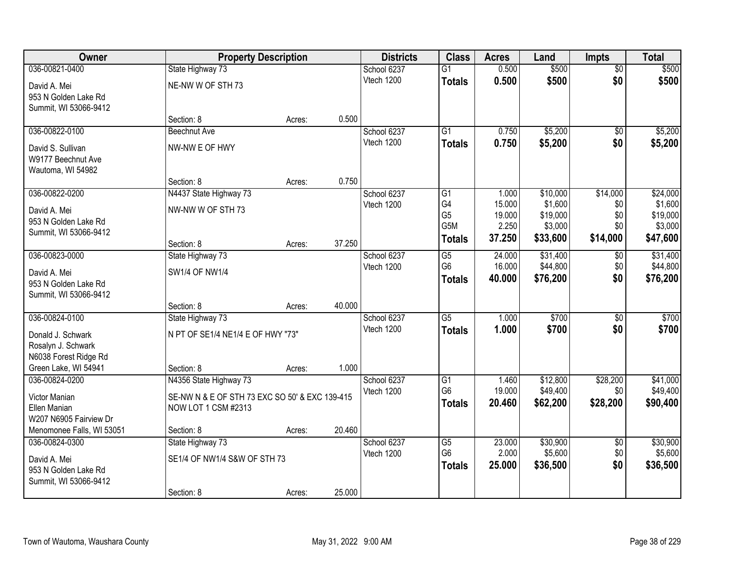| Owner | Property Description | | | Districts | Class | Acres | Land | Impts | Total |
|---|---|---|---|---|---|---|---|---|---|
| 036-00821-0400 | State Highway 73 | | | School 6237 | G1 | 0.500 | $500 | $0 | $500 |
| David A. Mei<br>953 N Golden Lake Rd<br>Summit, WI 53066-9412 | NE-NW W OF STH 73 | | | Vtech 1200 | **Totals** | **0.500** | **$500** | **$0** | **$500** |
| | Section: 8 | Acres: | 0.500 | | | | | | |
| 036-00822-0100 | Beechnut Ave | | | School 6237 | G1 | 0.750 | $5,200 | $0 | $5,200 |
| David S. Sullivan<br>W9177 Beechnut Ave<br>Wautoma, WI 54982 | NW-NW E OF HWY | | | Vtech 1200 | **Totals** | **0.750** | **$5,200** | **$0** | **$5,200** |
| | Section: 8 | Acres: | 0.750 | | | | | | |
| 036-00822-0200 | N4437 State Highway 73 | | | School 6237 | G1 | 1.000 | $10,000 | $14,000 | $24,000 |
| David A. Mei<br>953 N Golden Lake Rd<br>Summit, WI 53066-9412 | NW-NW W OF STH 73 | | | Vtech 1200 | G4 | 15.000 | $1,600 | $0 | $1,600 |
| | | | | | G5 | 19.000 | $19,000 | $0 | $19,000 |
| | | | | | G5M | 2.250 | $3,000 | $0 | $3,000 |
| | Section: 8 | Acres: | 37.250 | | **Totals** | **37.250** | **$33,600** | **$14,000** | **$47,600** |
| 036-00823-0000 | State Highway 73 | | | School 6237 | G5 | 24.000 | $31,400 | $0 | $31,400 |
| David A. Mei<br>953 N Golden Lake Rd<br>Summit, WI 53066-9412 | SW1/4 OF NW1/4 | | | Vtech 1200 | G6 | 16.000 | $44,800 | $0 | $44,800 |
| | | | | | **Totals** | **40.000** | **$76,200** | **$0** | **$76,200** |
| | Section: 8 | Acres: | 40.000 | | | | | | |
| 036-00824-0100 | State Highway 73 | | | School 6237 | G5 | 1.000 | $700 | $0 | $700 |
| Donald J. Schwark<br>Rosalyn J. Schwark<br>N6038 Forest Ridge Rd<br>Green Lake, WI 54941 | N PT OF SE1/4 NE1/4 E OF HWY "73" | | | Vtech 1200 | **Totals** | **1.000** | **$700** | **$0** | **$700** |
| | Section: 8 | Acres: | 1.000 | | | | | | |
| 036-00824-0200 | N4356 State Highway 73 | | | School 6237 | G1 | 1.460 | $12,800 | $28,200 | $41,000 |
| Victor Manian<br>Ellen Manian<br>W207 N6905 Fairview Dr<br>Menomonee Falls, WI 53051 | SE-NW N & E OF STH 73 EXC SO 50' & EXC 139-415 NOW LOT 1 CSM #2313 | | | Vtech 1200 | G6 | 19.000 | $49,400 | $0 | $49,400 |
| | | | | | **Totals** | **20.460** | **$62,200** | **$28,200** | **$90,400** |
| | Section: 8 | Acres: | 20.460 | | | | | | |
| 036-00824-0300 | State Highway 73 | | | School 6237 | G5 | 23.000 | $30,900 | $0 | $30,900 |
| David A. Mei<br>953 N Golden Lake Rd<br>Summit, WI 53066-9412 | SE1/4 OF NW1/4 S&W OF STH 73 | | | Vtech 1200 | G6 | 2.000 | $5,600 | $0 | $5,600 |
| | | | | | **Totals** | **25.000** | **$36,500** | **$0** | **$36,500** |
| | Section: 8 | Acres: | 25.000 | | | | | | |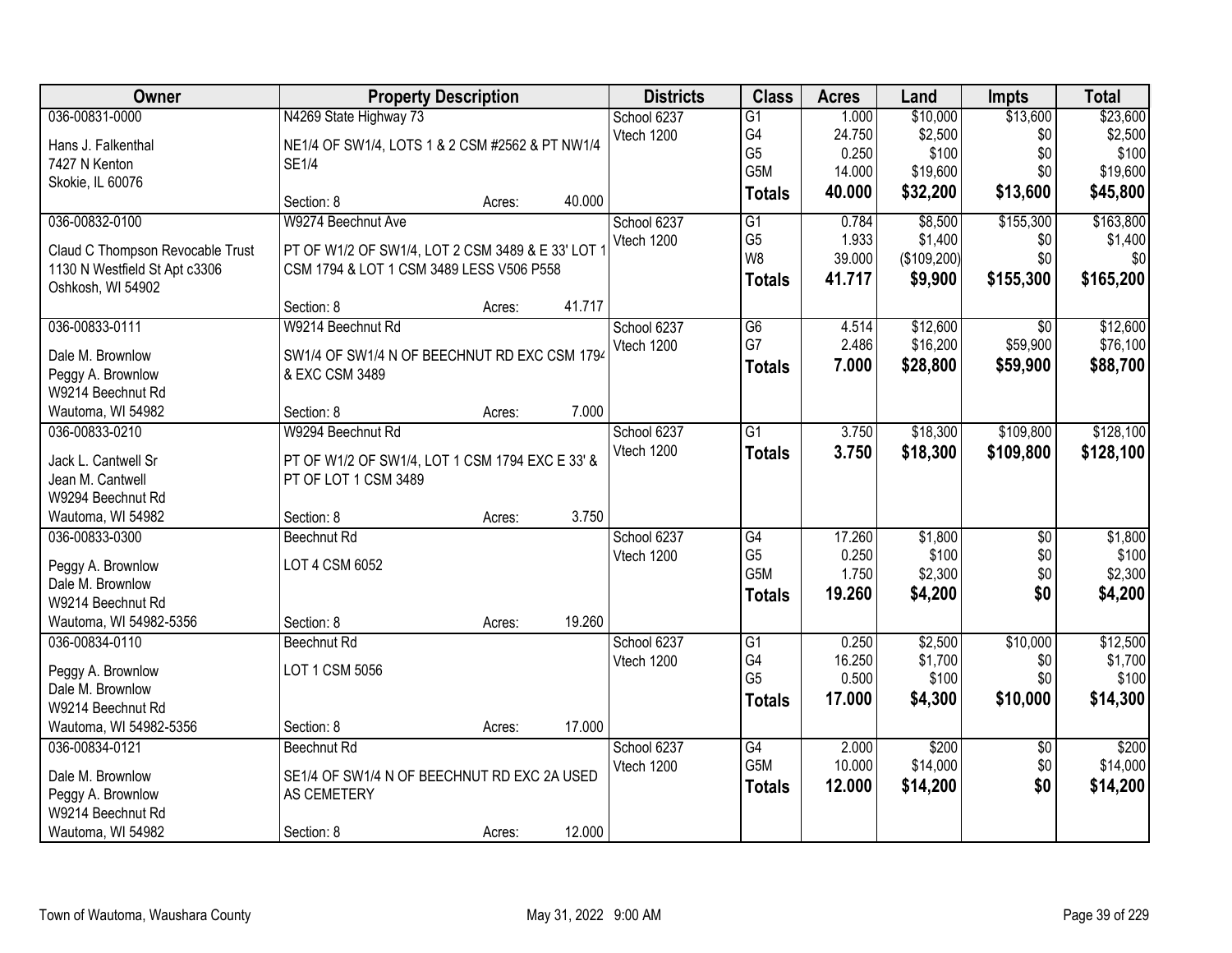| Owner | Property Description | | | Districts | Class | Acres | Land | Impts | Total |
|---|---|---|---|---|---|---|---|---|---|
| 036-00831-0000 | N4269 State Highway 73 | | | School 6237 | G1 | 1.000 | $10,000 | $13,600 | $23,600 |
| Hans J. Falkenthal | NE1/4 OF SW1/4, LOTS 1 & 2 CSM #2562 & PT NW1/4 | | | Vtech 1200 | G4 | 24.750 | $2,500 | $0 | $2,500 |
| 7427 N Kenton | SE1/4 | | | | G5 | 0.250 | $100 | $0 | $100 |
| Skokie, IL 60076 | | | | | G5M | 14.000 | $19,600 | $0 | $19,600 |
| | Section: 8 | Acres: | 40.000 | | **Totals** | **40.000** | **$32,200** | **$13,600** | **$45,800** |
| 036-00832-0100 | W9274 Beechnut Ave | | | School 6237 | G1 | 0.784 | $8,500 | $155,300 | $163,800 |
| Claud C Thompson Revocable Trust | PT OF W1/2 OF SW1/4, LOT 2 CSM 3489 & E 33' LOT 1 | | | Vtech 1200 | G5 | 1.933 | $1,400 | $0 | $1,400 |
| 1130 N Westfield St Apt c3306 | CSM 1794 & LOT 1 CSM 3489 LESS V506 P558 | | | | W8 | 39.000 | ($109,200) | $0 | $0 |
| Oshkosh, WI 54902 | | | | | **Totals** | **41.717** | **$9,900** | **$155,300** | **$165,200** |
| | Section: 8 | Acres: | 41.717 | | | | | | |
| 036-00833-0111 | W9214 Beechnut Rd | | | School 6237 | G6 | 4.514 | $12,600 | $0 | $12,600 |
| Dale M. Brownlow | SW1/4 OF SW1/4 N OF BEECHNUT RD EXC CSM 1794 | | | Vtech 1200 | G7 | 2.486 | $16,200 | $59,900 | $76,100 |
| Peggy A. Brownlow | & EXC CSM 3489 | | | | **Totals** | **7.000** | **$28,800** | **$59,900** | **$88,700** |
| W9214 Beechnut Rd | | | | | | | | | |
| Wautoma, WI 54982 | Section: 8 | Acres: | 7.000 | | | | | | |
| 036-00833-0210 | W9294 Beechnut Rd | | | School 6237 | G1 | 3.750 | $18,300 | $109,800 | $128,100 |
| Jack L. Cantwell Sr | PT OF W1/2 OF SW1/4, LOT 1 CSM 1794 EXC E 33' & | | | Vtech 1200 | **Totals** | **3.750** | **$18,300** | **$109,800** | **$128,100** |
| Jean M. Cantwell | PT OF LOT 1 CSM 3489 | | | | | | | | |
| W9294 Beechnut Rd | | | | | | | | | |
| Wautoma, WI 54982 | Section: 8 | Acres: | 3.750 | | | | | | |
| 036-00833-0300 | Beechnut Rd | | | School 6237 | G4 | 17.260 | $1,800 | $0 | $1,800 |
| Peggy A. Brownlow | LOT 4 CSM 6052 | | | Vtech 1200 | G5 | 0.250 | $100 | $0 | $100 |
| Dale M. Brownlow | | | | | G5M | 1.750 | $2,300 | $0 | $2,300 |
| W9214 Beechnut Rd | | | | | **Totals** | **19.260** | **$4,200** | **$0** | **$4,200** |
| Wautoma, WI 54982-5356 | Section: 8 | Acres: | 19.260 | | | | | | |
| 036-00834-0110 | Beechnut Rd | | | School 6237 | G1 | 0.250 | $2,500 | $10,000 | $12,500 |
| Peggy A. Brownlow | LOT 1 CSM 5056 | | | Vtech 1200 | G4 | 16.250 | $1,700 | $0 | $1,700 |
| Dale M. Brownlow | | | | | G5 | 0.500 | $100 | $0 | $100 |
| W9214 Beechnut Rd | | | | | **Totals** | **17.000** | **$4,300** | **$10,000** | **$14,300** |
| Wautoma, WI 54982-5356 | Section: 8 | Acres: | 17.000 | | | | | | |
| 036-00834-0121 | Beechnut Rd | | | School 6237 | G4 | 2.000 | $200 | $0 | $200 |
| Dale M. Brownlow | SE1/4 OF SW1/4 N OF BEECHNUT RD EXC 2A USED | | | Vtech 1200 | G5M | 10.000 | $14,000 | $0 | $14,000 |
| Peggy A. Brownlow | AS CEMETERY | | | | **Totals** | **12.000** | **$14,200** | **$0** | **$14,200** |
| W9214 Beechnut Rd | | | | | | | | | |
| Wautoma, WI 54982 | Section: 8 | Acres: | 12.000 | | | | | | |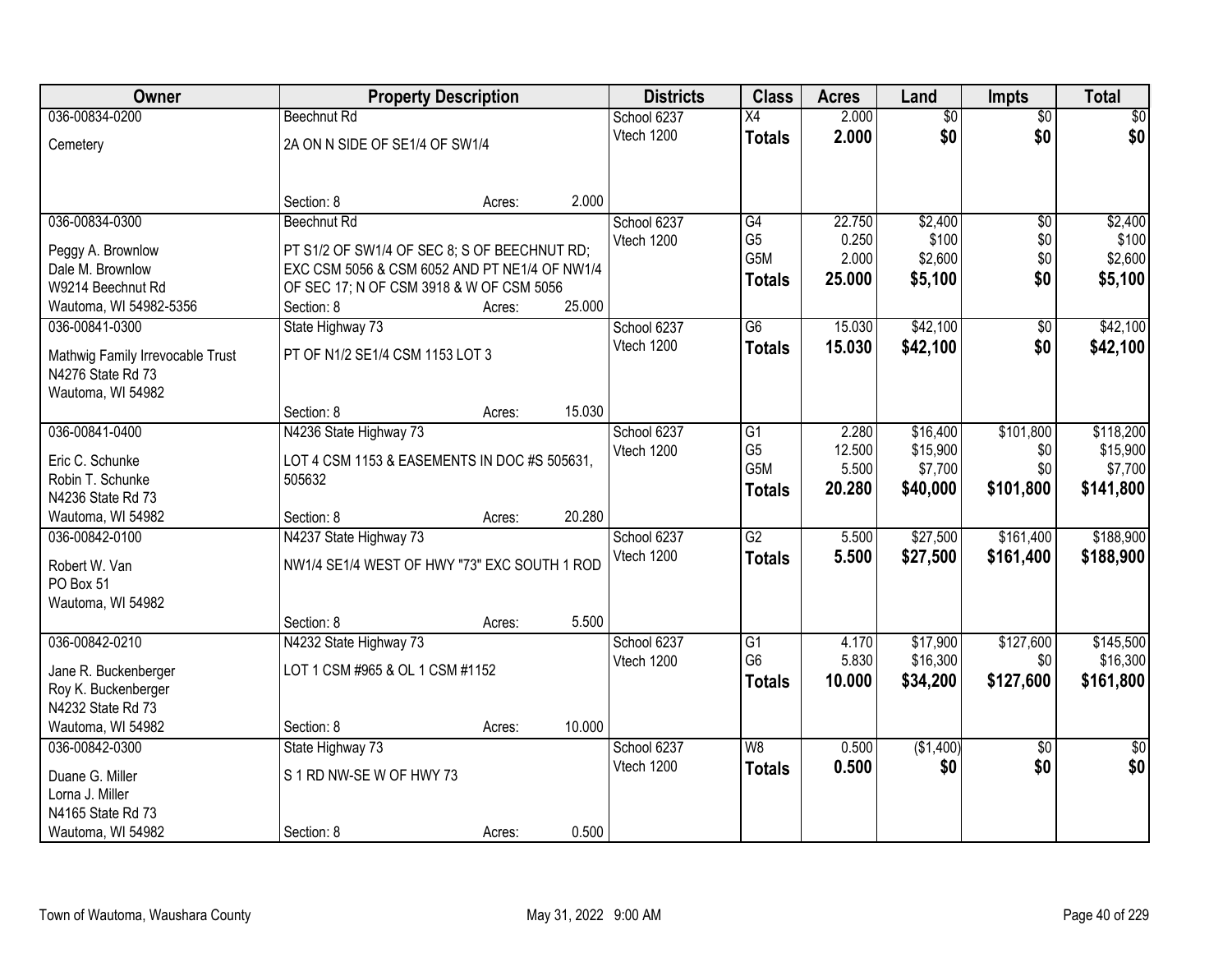| Owner | Property Description | | Districts | Class | Acres | Land | Impts | Total |
|---|---|---|---|---|---|---|---|---|
| 036-00834-0200 | Beechnut Rd | | School 6237 | X4 | 2.000 | $0 | $0 | $0 |
| Cemetery | 2A ON N SIDE OF SE1/4 OF SW1/4 | | Vtech 1200 | **Totals** | **2.000** | **$0** | **$0** | **$0** |
| | Section: 8 | Acres: 2.000 | | | | | | |
| 036-00834-0300 | Beechnut Rd | | School 6237 | G4 | 22.750 | $2,400 | $0 | $2,400 |
| Peggy A. Brownlow | PT S1/2 OF SW1/4 OF SEC 8; S OF BEECHNUT RD; | | Vtech 1200 | G5 | 0.250 | $100 | $0 | $100 |
| Dale M. Brownlow | EXC CSM 5056 & CSM 6052 AND PT NE1/4 OF NW1/4 | | | G5M | 2.000 | $2,600 | $0 | $2,600 |
| W9214 Beechnut Rd | OF SEC 17; N OF CSM 3918 & W OF CSM 5056 | | | **Totals** | **25.000** | **$5,100** | **$0** | **$5,100** |
| Wautoma, WI 54982-5356 | Section: 8 | Acres: 25.000 | | | | | | |
| 036-00841-0300 | State Highway 73 | | School 6237 | G6 | 15.030 | $42,100 | $0 | $42,100 |
| Mathwig Family Irrevocable Trust | PT OF N1/2 SE1/4 CSM 1153 LOT 3 | | Vtech 1200 | **Totals** | **15.030** | **$42,100** | **$0** | **$42,100** |
| N4276 State Rd 73 | | | | | | | | |
| Wautoma, WI 54982 | | | | | | | | |
| | Section: 8 | Acres: 15.030 | | | | | | |
| 036-00841-0400 | N4236 State Highway 73 | | School 6237 | G1 | 2.280 | $16,400 | $101,800 | $118,200 |
| Eric C. Schunke | LOT 4 CSM 1153 & EASEMENTS IN DOC #S 505631, | | Vtech 1200 | G5 | 12.500 | $15,900 | $0 | $15,900 |
| Robin T. Schunke | 505632 | | | G5M | 5.500 | $7,700 | $0 | $7,700 |
| N4236 State Rd 73 | | | | **Totals** | **20.280** | **$40,000** | **$101,800** | **$141,800** |
| Wautoma, WI 54982 | Section: 8 | Acres: 20.280 | | | | | | |
| 036-00842-0100 | N4237 State Highway 73 | | School 6237 | G2 | 5.500 | $27,500 | $161,400 | $188,900 |
| Robert W. Van | NW1/4 SE1/4 WEST OF HWY "73" EXC SOUTH 1 ROD | | Vtech 1200 | **Totals** | **5.500** | **$27,500** | **$161,400** | **$188,900** |
| PO Box 51 | | | | | | | | |
| Wautoma, WI 54982 | | | | | | | | |
| | Section: 8 | Acres: 5.500 | | | | | | |
| 036-00842-0210 | N4232 State Highway 73 | | School 6237 | G1 | 4.170 | $17,900 | $127,600 | $145,500 |
| Jane R. Buckenberger | LOT 1 CSM #965 & OL 1 CSM #1152 | | Vtech 1200 | G6 | 5.830 | $16,300 | $0 | $16,300 |
| Roy K. Buckenberger | | | | **Totals** | **10.000** | **$34,200** | **$127,600** | **$161,800** |
| N4232 State Rd 73 | | | | | | | | |
| Wautoma, WI 54982 | Section: 8 | Acres: 10.000 | | | | | | |
| 036-00842-0300 | State Highway 73 | | School 6237 | W8 | 0.500 | ($1,400) | $0 | $0 |
| Duane G. Miller | S 1 RD NW-SE W OF HWY 73 | | Vtech 1200 | **Totals** | **0.500** | **$0** | **$0** | **$0** |
| Lorna J. Miller | | | | | | | | |
| N4165 State Rd 73 | | | | | | | | |
| Wautoma, WI 54982 | Section: 8 | Acres: 0.500 | | | | | | |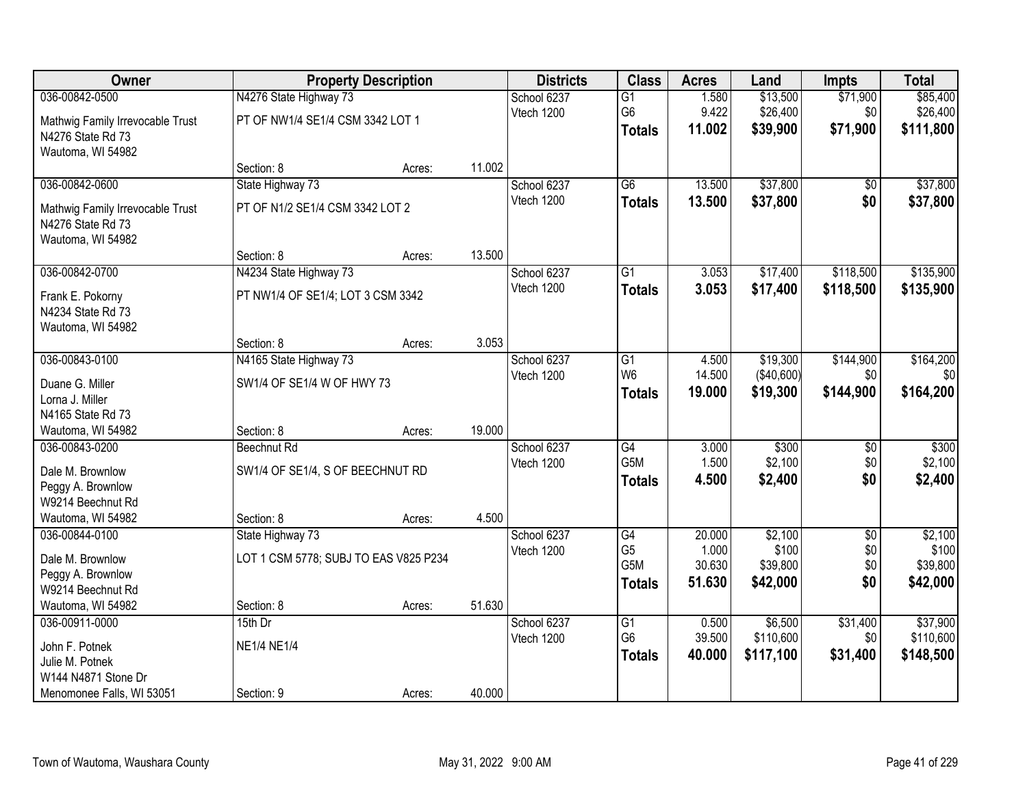| Owner | Property Description | | | Districts | Class | Acres | Land | Impts | Total |
|---|---|---|---|---|---|---|---|---|---|
| 036-00842-0500 | N4276 State Highway 73 | | | School 6237 | G1 | 1.580 | $13,500 | $71,900 | $85,400 |
| Mathwig Family Irrevocable Trust | PT OF NW1/4 SE1/4 CSM 3342 LOT 1 | | | Vtech 1200 | G6 | 9.422 | $26,400 | $0 | $26,400 |
| N4276 State Rd 73 | | | | | **Totals** | **11.002** | **$39,900** | **$71,900** | **$111,800** |
| Wautoma, WI 54982 | | | | | | | | | |
| | Section: 8 | Acres: | 11.002 | | | | | | |
| 036-00842-0600 | State Highway 73 | | | School 6237 | G6 | 13.500 | $37,800 | $0 | $37,800 |
| Mathwig Family Irrevocable Trust | PT OF N1/2 SE1/4 CSM 3342 LOT 2 | | | Vtech 1200 | **Totals** | **13.500** | **$37,800** | **$0** | **$37,800** |
| N4276 State Rd 73 | | | | | | | | | |
| Wautoma, WI 54982 | | | | | | | | | |
| | Section: 8 | Acres: | 13.500 | | | | | | |
| 036-00842-0700 | N4234 State Highway 73 | | | School 6237 | G1 | 3.053 | $17,400 | $118,500 | $135,900 |
| Frank E. Pokorny | PT NW1/4 OF SE1/4; LOT 3 CSM 3342 | | | Vtech 1200 | **Totals** | **3.053** | **$17,400** | **$118,500** | **$135,900** |
| N4234 State Rd 73 | | | | | | | | | |
| Wautoma, WI 54982 | | | | | | | | | |
| | Section: 8 | Acres: | 3.053 | | | | | | |
| 036-00843-0100 | N4165 State Highway 73 | | | School 6237 | G1 | 4.500 | $19,300 | $144,900 | $164,200 |
| Duane G. Miller | SW1/4 OF SE1/4 W OF HWY 73 | | | Vtech 1200 | W6 | 14.500 | ($40,600) | $0 | $0 |
| Lorna J. Miller | | | | | **Totals** | **19.000** | **$19,300** | **$144,900** | **$164,200** |
| N4165 State Rd 73 | | | | | | | | | |
| Wautoma, WI 54982 | Section: 8 | Acres: | 19.000 | | | | | | |
| 036-00843-0200 | Beechnut Rd | | | School 6237 | G4 | 3.000 | $300 | $0 | $300 |
| Dale M. Brownlow | SW1/4 OF SE1/4, S OF BEECHNUT RD | | | Vtech 1200 | G5M | 1.500 | $2,100 | $0 | $2,100 |
| Peggy A. Brownlow | | | | | **Totals** | **4.500** | **$2,400** | **$0** | **$2,400** |
| W9214 Beechnut Rd | | | | | | | | | |
| Wautoma, WI 54982 | Section: 8 | Acres: | 4.500 | | | | | | |
| 036-00844-0100 | State Highway 73 | | | School 6237 | G4 | 20.000 | $2,100 | $0 | $2,100 |
| Dale M. Brownlow | LOT 1 CSM 5778; SUBJ TO EAS V825 P234 | | | Vtech 1200 | G5 | 1.000 | $100 | $0 | $100 |
| Peggy A. Brownlow | | | | | G5M | 30.630 | $39,800 | $0 | $39,800 |
| W9214 Beechnut Rd | | | | | **Totals** | **51.630** | **$42,000** | **$0** | **$42,000** |
| Wautoma, WI 54982 | Section: 8 | Acres: | 51.630 | | | | | | |
| 036-00911-0000 | 15th Dr | | | School 6237 | G1 | 0.500 | $6,500 | $31,400 | $37,900 |
| John F. Potnek | NE1/4 NE1/4 | | | Vtech 1200 | G6 | 39.500 | $110,600 | $0 | $110,600 |
| Julie M. Potnek | | | | | **Totals** | **40.000** | **$117,100** | **$31,400** | **$148,500** |
| W144 N4871 Stone Dr | | | | | | | | | |
| Menomonee Falls, WI 53051 | Section: 9 | Acres: | 40.000 | | | | | | |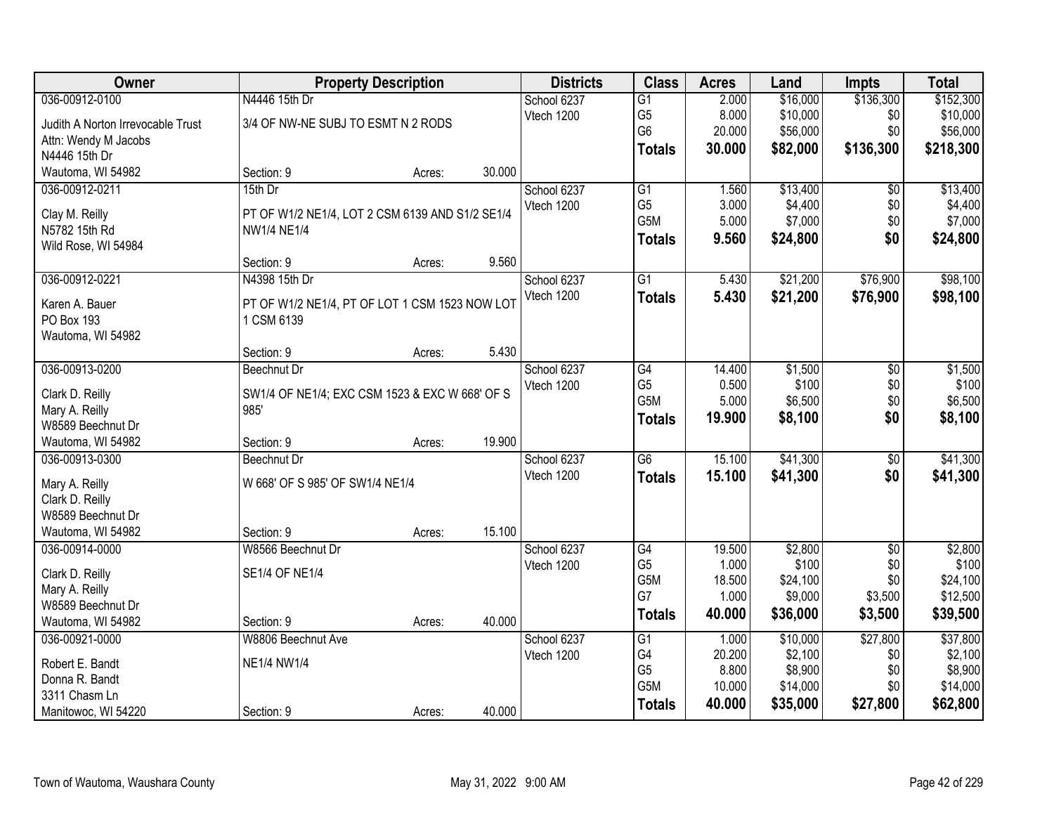| Owner | Property Description | | | Districts | Class | Acres | Land | Impts | Total |
|---|---|---|---|---|---|---|---|---|---|
| 036-00912-0100 | N4446 15th Dr | | | School 6237 | G1 | 2.000 | $16,000 | $136,300 | $152,300 |
| Judith A Norton Irrevocable Trust | 3/4 OF NW-NE SUBJ TO ESMT N 2 RODS | | | Vtech 1200 | G5 | 8.000 | $10,000 | $0 | $10,000 |
| Attn: Wendy M Jacobs | | | | | G6 | 20.000 | $56,000 | $0 | $56,000 |
| N4446 15th Dr | | | | | **Totals** | **30.000** | **$82,000** | **$136,300** | **$218,300** |
| Wautoma, WI 54982 | Section: 9 | Acres: | 30.000 | | | | | | |
| 036-00912-0211 | 15th Dr | | | School 6237 | G1 | 1.560 | $13,400 | $0 | $13,400 |
| Clay M. Reilly | PT OF W1/2 NE1/4, LOT 2 CSM 6139 AND S1/2 SE1/4 NW1/4 NE1/4 | | | Vtech 1200 | G5 | 3.000 | $4,400 | $0 | $4,400 |
| N5782 15th Rd | | | | | G5M | 5.000 | $7,000 | $0 | $7,000 |
| Wild Rose, WI 54984 | | | | | **Totals** | **9.560** | **$24,800** | **$0** | **$24,800** |
| | Section: 9 | Acres: | 9.560 | | | | | | |
| 036-00912-0221 | N4398 15th Dr | | | School 6237 | G1 | 5.430 | $21,200 | $76,900 | $98,100 |
| Karen A. Bauer | PT OF W1/2 NE1/4, PT OF LOT 1 CSM 1523 NOW LOT 1 CSM 6139 | | | Vtech 1200 | **Totals** | **5.430** | **$21,200** | **$76,900** | **$98,100** |
| PO Box 193 | | | | | | | | | |
| Wautoma, WI 54982 | | | | | | | | | |
| | Section: 9 | Acres: | 5.430 | | | | | | |
| 036-00913-0200 | Beechnut Dr | | | School 6237 | G4 | 14.400 | $1,500 | $0 | $1,500 |
| Clark D. Reilly | SW1/4 OF NE1/4; EXC CSM 1523 & EXC W 668' OF S 985' | | | Vtech 1200 | G5 | 0.500 | $100 | $0 | $100 |
| Mary A. Reilly | | | | | G5M | 5.000 | $6,500 | $0 | $6,500 |
| W8589 Beechnut Dr | | | | | **Totals** | **19.900** | **$8,100** | **$0** | **$8,100** |
| Wautoma, WI 54982 | Section: 9 | Acres: | 19.900 | | | | | | |
| 036-00913-0300 | Beechnut Dr | | | School 6237 | G6 | 15.100 | $41,300 | $0 | $41,300 |
| Mary A. Reilly | W 668' OF S 985' OF SW1/4 NE1/4 | | | Vtech 1200 | **Totals** | **15.100** | **$41,300** | **$0** | **$41,300** |
| Clark D. Reilly | | | | | | | | | |
| W8589 Beechnut Dr | | | | | | | | | |
| Wautoma, WI 54982 | Section: 9 | Acres: | 15.100 | | | | | | |
| 036-00914-0000 | W8566 Beechnut Dr | | | School 6237 | G4 | 19.500 | $2,800 | $0 | $2,800 |
| Clark D. Reilly | SE1/4 OF NE1/4 | | | Vtech 1200 | G5 | 1.000 | $100 | $0 | $100 |
| Mary A. Reilly | | | | | G5M | 18.500 | $24,100 | $0 | $24,100 |
| W8589 Beechnut Dr | | | | | G7 | 1.000 | $9,000 | $3,500 | $12,500 |
| Wautoma, WI 54982 | Section: 9 | Acres: | 40.000 | | **Totals** | **40.000** | **$36,000** | **$3,500** | **$39,500** |
| 036-00921-0000 | W8806 Beechnut Ave | | | School 6237 | G1 | 1.000 | $10,000 | $27,800 | $37,800 |
| Robert E. Bandt | NE1/4 NW1/4 | | | Vtech 1200 | G4 | 20.200 | $2,100 | $0 | $2,100 |
| Donna R. Bandt | | | | | G5 | 8.800 | $8,900 | $0 | $8,900 |
| 3311 Chasm Ln | | | | | G5M | 10.000 | $14,000 | $0 | $14,000 |
| Manitowoc, WI 54220 | Section: 9 | Acres: | 40.000 | | **Totals** | **40.000** | **$35,000** | **$27,800** | **$62,800** |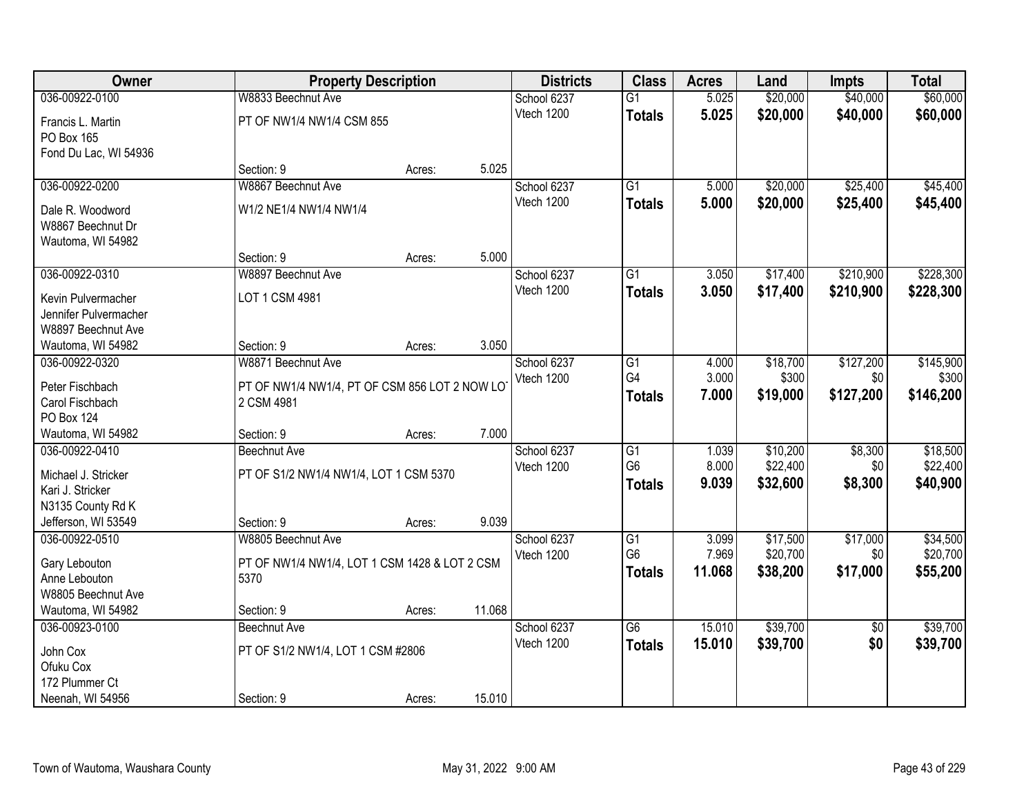| Owner | Property Description | | | Districts | Class | Acres | Land | Impts | Total |
|---|---|---|---|---|---|---|---|---|---|
| 036-00922-0100<br>Francis L. Martin<br>PO Box 165<br>Fond Du Lac, WI 54936 | W8833 Beechnut Ave<br>PT OF NW1/4 NW1/4 CSM 855<br>Section: 9 | Acres: | 5.025 | School 6237<br>Vtech 1200 | G1<br>**Totals** | 5.025<br>**5.025** | $20,000<br>**$20,000** | $40,000<br>**$40,000** | $60,000<br>**$60,000** |
| 036-00922-0200<br>Dale R. Woodword<br>W8867 Beechnut Dr<br>Wautoma, WI 54982 | W8867 Beechnut Ave<br>W1/2 NE1/4 NW1/4 NW1/4<br>Section: 9 | Acres: | 5.000 | School 6237<br>Vtech 1200 | G1<br>**Totals** | 5.000<br>**5.000** | $20,000<br>**$20,000** | $25,400<br>**$25,400** | $45,400<br>**$45,400** |
| 036-00922-0310<br>Kevin Pulvermacher<br>Jennifer Pulvermacher<br>W8897 Beechnut Ave<br>Wautoma, WI 54982 | W8897 Beechnut Ave<br>LOT 1 CSM 4981<br>Section: 9 | Acres: | 3.050 | School 6237<br>Vtech 1200 | G1<br>**Totals** | 3.050<br>**3.050** | $17,400<br>**$17,400** | $210,900<br>**$210,900** | $228,300<br>**$228,300** |
| 036-00922-0320<br>Peter Fischbach<br>Carol Fischbach<br>PO Box 124<br>Wautoma, WI 54982 | W8871 Beechnut Ave<br>PT OF NW1/4 NW1/4, PT OF CSM 856 LOT 2 NOW LOT 2 CSM 4981<br>Section: 9 | Acres: | 7.000 | School 6237<br>Vtech 1200 | G1<br>G4<br>**Totals** | 4.000<br>3.000<br>**7.000** | $18,700<br>$300<br>**$19,000** | $127,200<br>$0<br>**$127,200** | $145,900<br>$300<br>**$146,200** |
| 036-00922-0410<br>Michael J. Stricker<br>Kari J. Stricker<br>N3135 County Rd K<br>Jefferson, WI 53549 | Beechnut Ave<br>PT OF S1/2 NW1/4 NW1/4, LOT 1 CSM 5370<br>Section: 9 | Acres: | 9.039 | School 6237<br>Vtech 1200 | G1<br>G6<br>**Totals** | 1.039<br>8.000<br>**9.039** | $10,200<br>$22,400<br>**$32,600** | $8,300<br>$0<br>**$8,300** | $18,500<br>$22,400<br>**$40,900** |
| 036-00922-0510<br>Gary Lebouton<br>Anne Lebouton<br>W8805 Beechnut Ave<br>Wautoma, WI 54982 | W8805 Beechnut Ave<br>PT OF NW1/4 NW1/4, LOT 1 CSM 1428 & LOT 2 CSM 5370<br>Section: 9 | Acres: | 11.068 | School 6237<br>Vtech 1200 | G1<br>G6<br>**Totals** | 3.099<br>7.969<br>**11.068** | $17,500<br>$20,700<br>**$38,200** | $17,000<br>$0<br>**$17,000** | $34,500<br>$20,700<br>**$55,200** |
| 036-00923-0100<br>John Cox<br>Ofuku Cox<br>172 Plummer Ct<br>Neenah, WI 54956 | Beechnut Ave<br>PT OF S1/2 NW1/4, LOT 1 CSM #2806<br>Section: 9 | Acres: | 15.010 | School 6237<br>Vtech 1200 | G6<br>**Totals** | 15.010<br>**15.010** | $39,700<br>**$39,700** | $0<br>**$0** | $39,700<br>**$39,700** |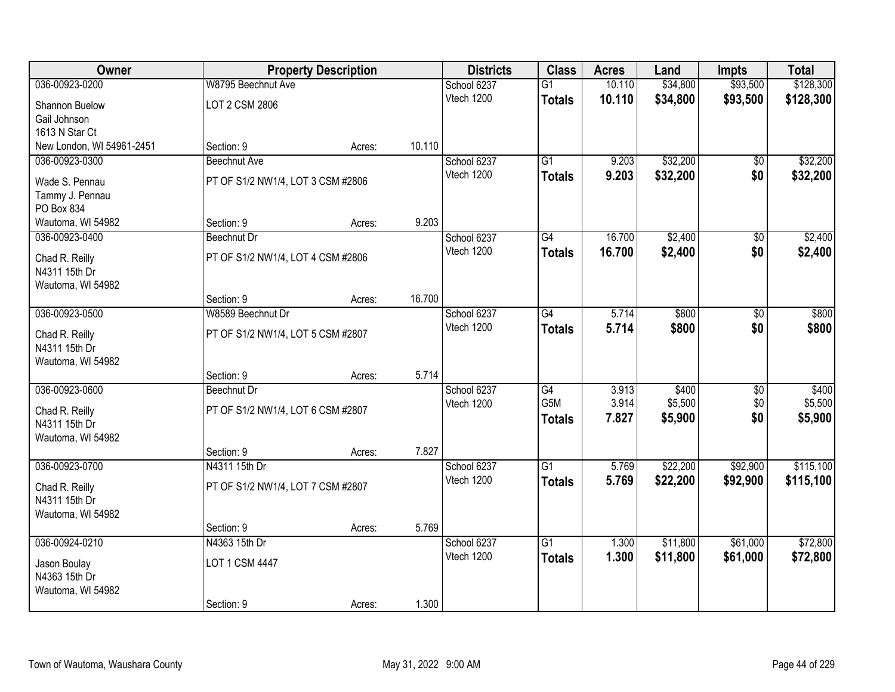| Owner | Property Description | | | Districts | Class | Acres | Land | Impts | Total |
|---|---|---|---|---|---|---|---|---|---|
| 036-00923-0200 | W8795 Beechnut Ave | | | School 6237 | G1 | 10.110 | $34,800 | $93,500 | $128,300 |
| Shannon Buelow<br>Gail Johnson<br>1613 N Star Ct<br>New London, WI 54961-2451 | LOT 2 CSM 2806 | | | Vtech 1200 | **Totals** | **10.110** | **$34,800** | **$93,500** | **$128,300** |
| | Section: 9 | Acres: | 10.110 | | | | | | |
| 036-00923-0300 | Beechnut Ave | | | School 6237 | G1 | 9.203 | $32,200 | $0 | $32,200 |
| Wade S. Pennau<br>Tammy J. Pennau<br>PO Box 834<br>Wautoma, WI 54982 | PT OF S1/2 NW1/4, LOT 3 CSM #2806 | | | Vtech 1200 | **Totals** | **9.203** | **$32,200** | **$0** | **$32,200** |
| | Section: 9 | Acres: | 9.203 | | | | | | |
| 036-00923-0400 | Beechnut Dr | | | School 6237 | G4 | 16.700 | $2,400 | $0 | $2,400 |
| Chad R. Reilly<br>N4311 15th Dr<br>Wautoma, WI 54982 | PT OF S1/2 NW1/4, LOT 4 CSM #2806 | | | Vtech 1200 | **Totals** | **16.700** | **$2,400** | **$0** | **$2,400** |
| | Section: 9 | Acres: | 16.700 | | | | | | |
| 036-00923-0500 | W8589 Beechnut Dr | | | School 6237 | G4 | 5.714 | $800 | $0 | $800 |
| Chad R. Reilly<br>N4311 15th Dr<br>Wautoma, WI 54982 | PT OF S1/2 NW1/4, LOT 5 CSM #2807 | | | Vtech 1200 | **Totals** | **5.714** | **$800** | **$0** | **$800** |
| | Section: 9 | Acres: | 5.714 | | | | | | |
| 036-00923-0600 | Beechnut Dr | | | School 6237 | G4 | 3.913 | $400 | $0 | $400 |
| Chad R. Reilly<br>N4311 15th Dr<br>Wautoma, WI 54982 | PT OF S1/2 NW1/4, LOT 6 CSM #2807 | | | Vtech 1200 | G5M | 3.914 | $5,500 | $0 | $5,500 |
| | | | | | **Totals** | **7.827** | **$5,900** | **$0** | **$5,900** |
| | Section: 9 | Acres: | 7.827 | | | | | | |
| 036-00923-0700 | N4311 15th Dr | | | School 6237 | G1 | 5.769 | $22,200 | $92,900 | $115,100 |
| Chad R. Reilly<br>N4311 15th Dr<br>Wautoma, WI 54982 | PT OF S1/2 NW1/4, LOT 7 CSM #2807 | | | Vtech 1200 | **Totals** | **5.769** | **$22,200** | **$92,900** | **$115,100** |
| | Section: 9 | Acres: | 5.769 | | | | | | |
| 036-00924-0210 | N4363 15th Dr | | | School 6237 | G1 | 1.300 | $11,800 | $61,000 | $72,800 |
| Jason Boulay<br>N4363 15th Dr<br>Wautoma, WI 54982 | LOT 1 CSM 4447 | | | Vtech 1200 | **Totals** | **1.300** | **$11,800** | **$61,000** | **$72,800** |
| | Section: 9 | Acres: | 1.300 | | | | | | |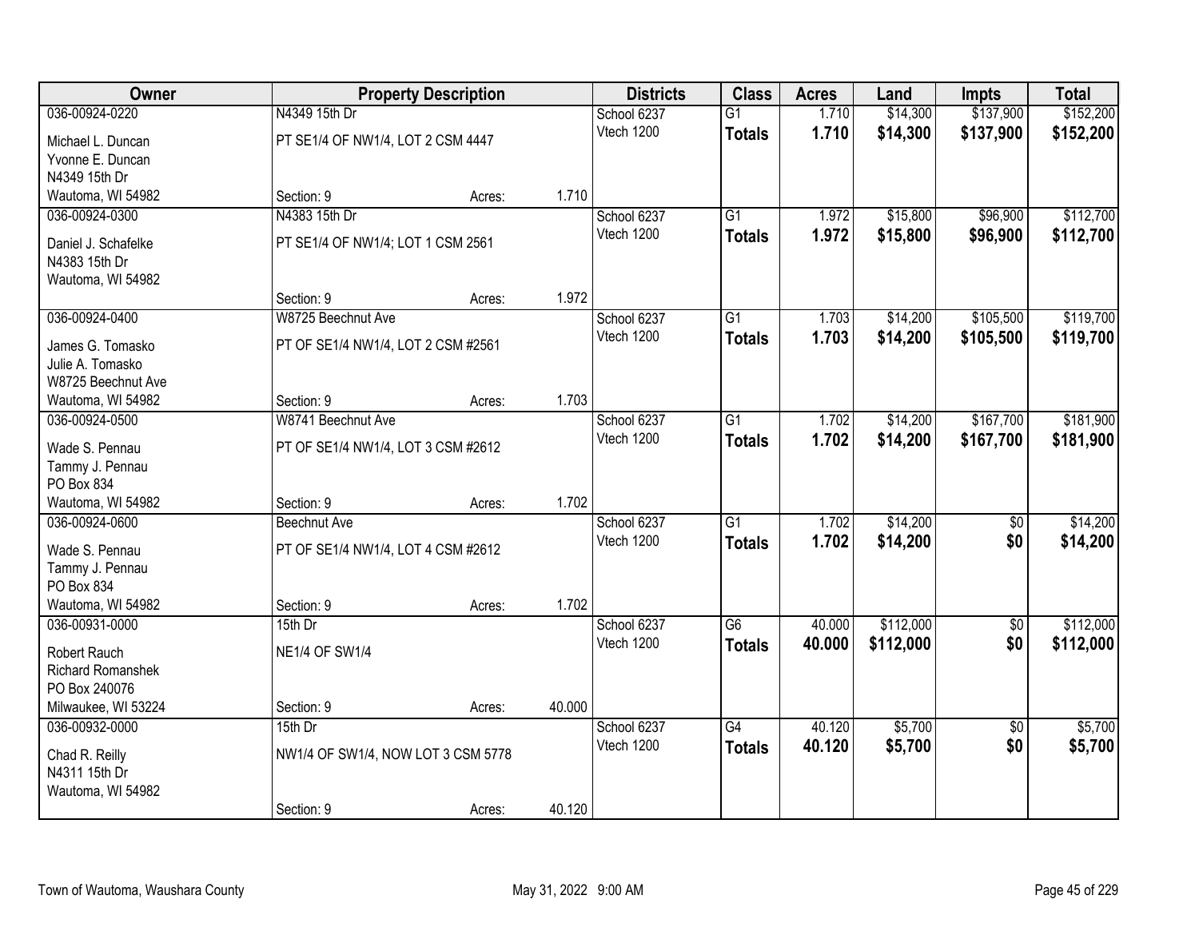| Owner | Property Description | | | Districts | Class | Acres | Land | Impts | Total |
|---|---|---|---|---|---|---|---|---|---|
| 036-00924-0220 | N4349 15th Dr | | | School 6237 | G1 | 1.710 | $14,300 | $137,900 | $152,200 |
| Michael L. Duncan<br>Yvonne E. Duncan<br>N4349 15th Dr<br>Wautoma, WI 54982 | PT SE1/4 OF NW1/4, LOT 2 CSM 4447 | | | Vtech 1200 | **Totals** | **1.710** | **$14,300** | **$137,900** | **$152,200** |
| | Section: 9 | Acres: | 1.710 | | | | | | |
| 036-00924-0300 | N4383 15th Dr | | | School 6237 | G1 | 1.972 | $15,800 | $96,900 | $112,700 |
| Daniel J. Schafelke<br>N4383 15th Dr<br>Wautoma, WI 54982 | PT SE1/4 OF NW1/4; LOT 1 CSM 2561 | | | Vtech 1200 | **Totals** | **1.972** | **$15,800** | **$96,900** | **$112,700** |
| | Section: 9 | Acres: | 1.972 | | | | | | |
| 036-00924-0400 | W8725 Beechnut Ave | | | School 6237 | G1 | 1.703 | $14,200 | $105,500 | $119,700 |
| James G. Tomasko<br>Julie A. Tomasko<br>W8725 Beechnut Ave<br>Wautoma, WI 54982 | PT OF SE1/4 NW1/4, LOT 2 CSM #2561 | | | Vtech 1200 | **Totals** | **1.703** | **$14,200** | **$105,500** | **$119,700** |
| | Section: 9 | Acres: | 1.703 | | | | | | |
| 036-00924-0500 | W8741 Beechnut Ave | | | School 6237 | G1 | 1.702 | $14,200 | $167,700 | $181,900 |
| Wade S. Pennau<br>Tammy J. Pennau<br>PO Box 834<br>Wautoma, WI 54982 | PT OF SE1/4 NW1/4, LOT 3 CSM #2612 | | | Vtech 1200 | **Totals** | **1.702** | **$14,200** | **$167,700** | **$181,900** |
| | Section: 9 | Acres: | 1.702 | | | | | | |
| 036-00924-0600 | Beechnut Ave | | | School 6237 | G1 | 1.702 | $14,200 | $0 | $14,200 |
| Wade S. Pennau<br>Tammy J. Pennau<br>PO Box 834<br>Wautoma, WI 54982 | PT OF SE1/4 NW1/4, LOT 4 CSM #2612 | | | Vtech 1200 | **Totals** | **1.702** | **$14,200** | **$0** | **$14,200** |
| | Section: 9 | Acres: | 1.702 | | | | | | |
| 036-00931-0000 | 15th Dr | | | School 6237 | G6 | 40.000 | $112,000 | $0 | $112,000 |
| Robert Rauch<br>Richard Romanshek<br>PO Box 240076<br>Milwaukee, WI 53224 | NE1/4 OF SW1/4 | | | Vtech 1200 | **Totals** | **40.000** | **$112,000** | **$0** | **$112,000** |
| | Section: 9 | Acres: | 40.000 | | | | | | |
| 036-00932-0000 | 15th Dr | | | School 6237 | G4 | 40.120 | $5,700 | $0 | $5,700 |
| Chad R. Reilly<br>N4311 15th Dr<br>Wautoma, WI 54982 | NW1/4 OF SW1/4, NOW LOT 3 CSM 5778 | | | Vtech 1200 | **Totals** | **40.120** | **$5,700** | **$0** | **$5,700** |
| | Section: 9 | Acres: | 40.120 | | | | | | |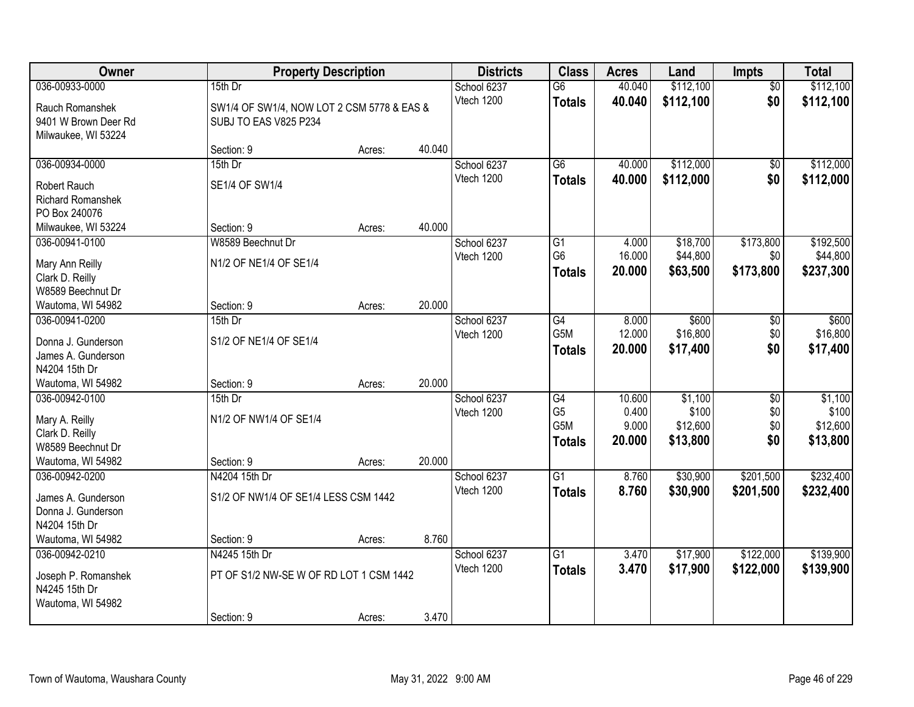| Owner | Property Description | | | Districts | Class | Acres | Land | Impts | Total |
|---|---|---|---|---|---|---|---|---|---|
| 036-00933-0000 | 15th Dr | | | School 6237 | G6 | 40.040 | $112,100 | $0 | $112,100 |
| Rauch Romanshek<br>9401 W Brown Deer Rd<br>Milwaukee, WI 53224 | SW1/4 OF SW1/4, NOW LOT 2 CSM 5778 & EAS & SUBJ TO EAS V825 P234 | | | Vtech 1200 | **Totals** | **40.040** | **$112,100** | **$0** | **$112,100** |
| | Section: 9 | Acres: | 40.040 | | | | | | |
| 036-00934-0000 | 15th Dr | | | School 6237 | G6 | 40.000 | $112,000 | $0 | $112,000 |
| Robert Rauch<br>Richard Romanshek<br>PO Box 240076<br>Milwaukee, WI 53224 | SE1/4 OF SW1/4 | | | Vtech 1200 | **Totals** | **40.000** | **$112,000** | **$0** | **$112,000** |
| | Section: 9 | Acres: | 40.000 | | | | | | |
| 036-00941-0100 | W8589 Beechnut Dr | | | School 6237 | G1 | 4.000 | $18,700 | $173,800 | $192,500 |
| Mary Ann Reilly<br>Clark D. Reilly<br>W8589 Beechnut Dr<br>Wautoma, WI 54982 | N1/2 OF NE1/4 OF SE1/4 | | | Vtech 1200 | G6 | 16.000 | $44,800 | $0 | $44,800 |
| | | | | | **Totals** | **20.000** | **$63,500** | **$173,800** | **$237,300** |
| | Section: 9 | Acres: | 20.000 | | | | | | |
| 036-00941-0200 | 15th Dr | | | School 6237 | G4 | 8.000 | $600 | $0 | $600 |
| Donna J. Gunderson<br>James A. Gunderson<br>N4204 15th Dr<br>Wautoma, WI 54982 | S1/2 OF NE1/4 OF SE1/4 | | | Vtech 1200 | G5M | 12.000 | $16,800 | $0 | $16,800 |
| | | | | | **Totals** | **20.000** | **$17,400** | **$0** | **$17,400** |
| | Section: 9 | Acres: | 20.000 | | | | | | |
| 036-00942-0100 | 15th Dr | | | School 6237 | G4 | 10.600 | $1,100 | $0 | $1,100 |
| Mary A. Reilly<br>Clark D. Reilly<br>W8589 Beechnut Dr<br>Wautoma, WI 54982 | N1/2 OF NW1/4 OF SE1/4 | | | Vtech 1200 | G5 | 0.400 | $100 | $0 | $100 |
| | | | | | G5M | 9.000 | $12,600 | $0 | $12,600 |
| | | | | | **Totals** | **20.000** | **$13,800** | **$0** | **$13,800** |
| | Section: 9 | Acres: | 20.000 | | | | | | |
| 036-00942-0200 | N4204 15th Dr | | | School 6237 | G1 | 8.760 | $30,900 | $201,500 | $232,400 |
| James A. Gunderson<br>Donna J. Gunderson<br>N4204 15th Dr<br>Wautoma, WI 54982 | S1/2 OF NW1/4 OF SE1/4 LESS CSM 1442 | | | Vtech 1200 | **Totals** | **8.760** | **$30,900** | **$201,500** | **$232,400** |
| | Section: 9 | Acres: | 8.760 | | | | | | |
| 036-00942-0210 | N4245 15th Dr | | | School 6237 | G1 | 3.470 | $17,900 | $122,000 | $139,900 |
| Joseph P. Romanshek<br>N4245 15th Dr<br>Wautoma, WI 54982 | PT OF S1/2 NW-SE W OF RD LOT 1 CSM 1442 | | | Vtech 1200 | **Totals** | **3.470** | **$17,900** | **$122,000** | **$139,900** |
| | Section: 9 | Acres: | 3.470 | | | | | | |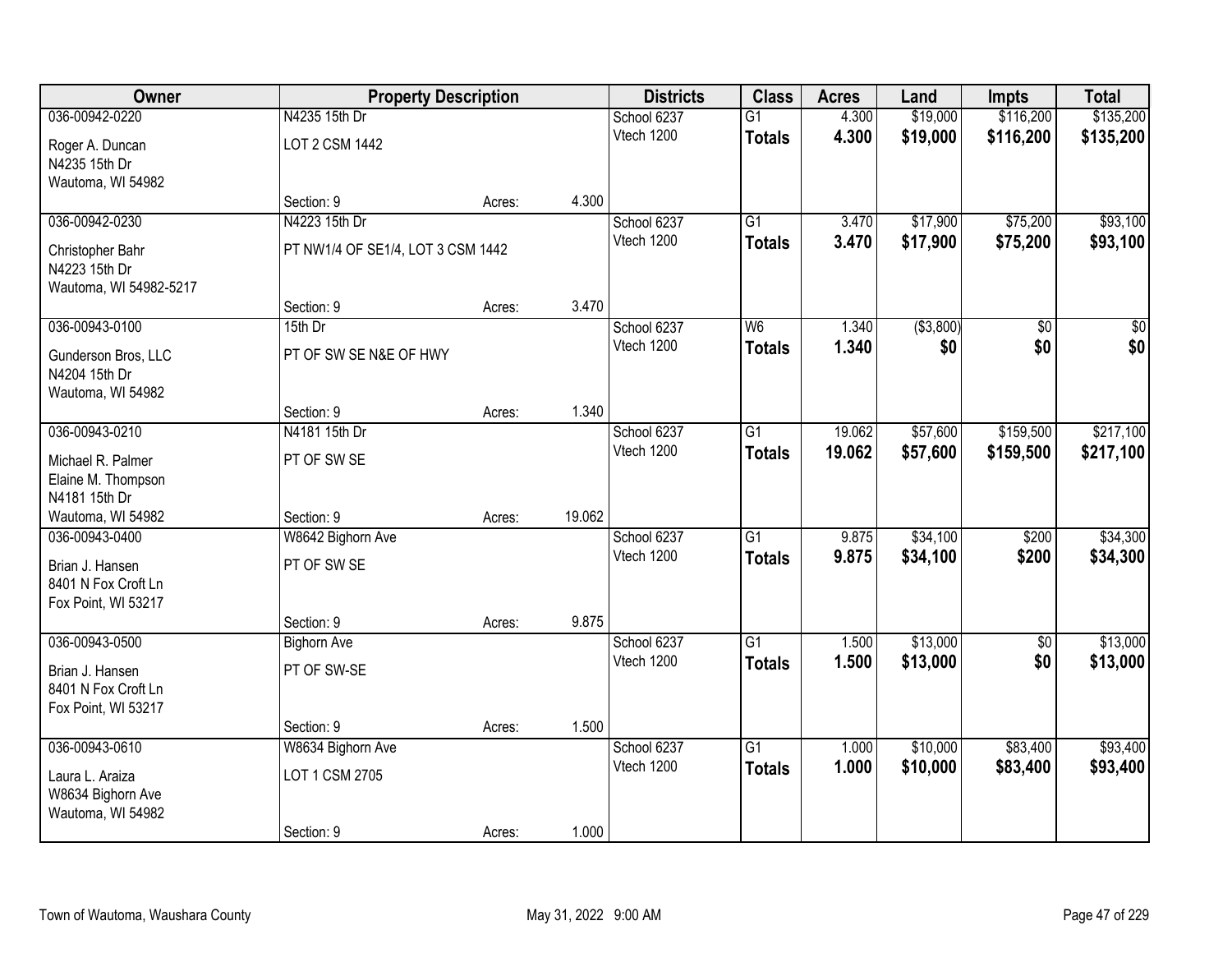| Owner | Property Description | | | Districts | Class | Acres | Land | Impts | Total |
|---|---|---|---|---|---|---|---|---|---|
| 036-00942-0220 | N4235 15th Dr | | | School 6237 | G1 | 4.300 | $19,000 | $116,200 | $135,200 |
| Roger A. Duncan<br>N4235 15th Dr<br>Wautoma, WI 54982 | LOT 2 CSM 1442 | | | Vtech 1200 | **Totals** | **4.300** | **$19,000** | **$116,200** | **$135,200** |
| | Section: 9 | Acres: | 4.300 | | | | | | |
| 036-00942-0230 | N4223 15th Dr | | | School 6237 | G1 | 3.470 | $17,900 | $75,200 | $93,100 |
| Christopher Bahr<br>N4223 15th Dr<br>Wautoma, WI 54982-5217 | PT NW1/4 OF SE1/4, LOT 3 CSM 1442 | | | Vtech 1200 | **Totals** | **3.470** | **$17,900** | **$75,200** | **$93,100** |
| | Section: 9 | Acres: | 3.470 | | | | | | |
| 036-00943-0100 | 15th Dr | | | School 6237 | W6 | 1.340 | ($3,800) | $0 | $0 |
| Gunderson Bros, LLC<br>N4204 15th Dr<br>Wautoma, WI 54982 | PT OF SW SE N&E OF HWY | | | Vtech 1200 | **Totals** | **1.340** | **$0** | **$0** | **$0** |
| | Section: 9 | Acres: | 1.340 | | | | | | |
| 036-00943-0210 | N4181 15th Dr | | | School 6237 | G1 | 19.062 | $57,600 | $159,500 | $217,100 |
| Michael R. Palmer<br>Elaine M. Thompson<br>N4181 15th Dr<br>Wautoma, WI 54982 | PT OF SW SE | | | Vtech 1200 | **Totals** | **19.062** | **$57,600** | **$159,500** | **$217,100** |
| | Section: 9 | Acres: | 19.062 | | | | | | |
| 036-00943-0400 | W8642 Bighorn Ave | | | School 6237 | G1 | 9.875 | $34,100 | $200 | $34,300 |
| Brian J. Hansen<br>8401 N Fox Croft Ln<br>Fox Point, WI 53217 | PT OF SW SE | | | Vtech 1200 | **Totals** | **9.875** | **$34,100** | **$200** | **$34,300** |
| | Section: 9 | Acres: | 9.875 | | | | | | |
| 036-00943-0500 | Bighorn Ave | | | School 6237 | G1 | 1.500 | $13,000 | $0 | $13,000 |
| Brian J. Hansen<br>8401 N Fox Croft Ln<br>Fox Point, WI 53217 | PT OF SW-SE | | | Vtech 1200 | **Totals** | **1.500** | **$13,000** | **$0** | **$13,000** |
| | Section: 9 | Acres: | 1.500 | | | | | | |
| 036-00943-0610 | W8634 Bighorn Ave | | | School 6237 | G1 | 1.000 | $10,000 | $83,400 | $93,400 |
| Laura L. Araiza<br>W8634 Bighorn Ave<br>Wautoma, WI 54982 | LOT 1 CSM 2705 | | | Vtech 1200 | **Totals** | **1.000** | **$10,000** | **$83,400** | **$93,400** |
| | Section: 9 | Acres: | 1.000 | | | | | | |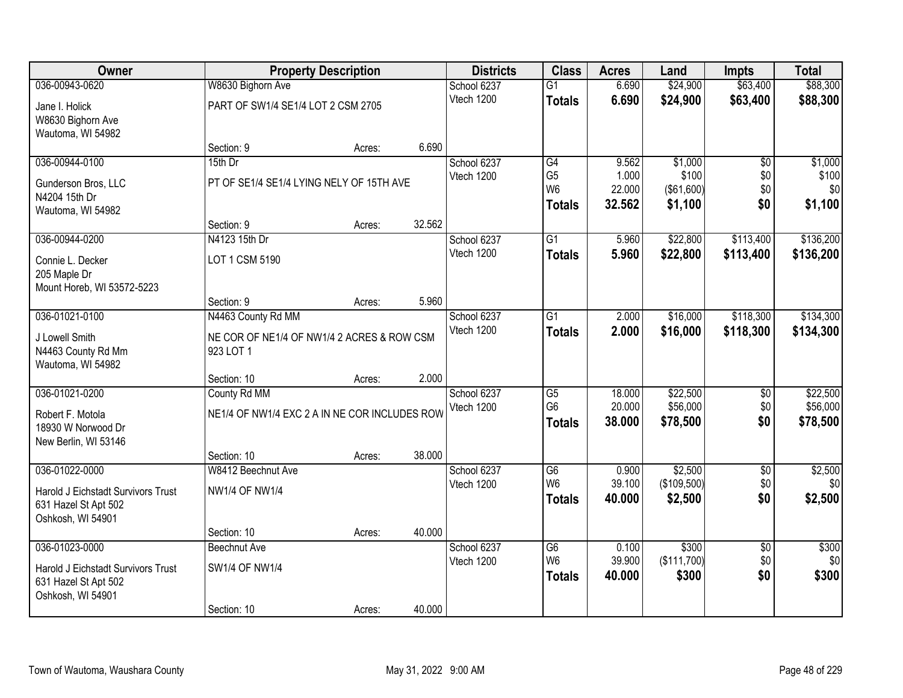| Owner | Property Description | | | Districts | Class | Acres | Land | Impts | Total |
|---|---|---|---|---|---|---|---|---|---|
| 036-00943-0620 | W8630 Bighorn Ave | | | School 6237 | G1 | 6.690 | $24,900 | $63,400 | $88,300 |
| Jane I. Holick<br>W8630 Bighorn Ave<br>Wautoma, WI 54982 | PART OF SW1/4 SE1/4 LOT 2 CSM 2705 | | | Vtech 1200 | **Totals** | **6.690** | **$24,900** | **$63,400** | **$88,300** |
| | Section: 9 | Acres: | 6.690 | | | | | | |
| 036-00944-0100 | 15th Dr | | | School 6237 | G4 | 9.562 | $1,000 | $0 | $1,000 |
| Gunderson Bros, LLC<br>N4204 15th Dr<br>Wautoma, WI 54982 | PT OF SE1/4 SE1/4 LYING NELY OF 15TH AVE | | | Vtech 1200 | G5 | 1.000 | $100 | $0 | $100 |
| | | | | | W6 | 22.000 | ($61,600) | $0 | $0 |
| | | | | | **Totals** | **32.562** | **$1,100** | **$0** | **$1,100** |
| | Section: 9 | Acres: | 32.562 | | | | | | |
| 036-00944-0200 | N4123 15th Dr | | | School 6237 | G1 | 5.960 | $22,800 | $113,400 | $136,200 |
| Connie L. Decker<br>205 Maple Dr<br>Mount Horeb, WI 53572-5223 | LOT 1 CSM 5190 | | | Vtech 1200 | **Totals** | **5.960** | **$22,800** | **$113,400** | **$136,200** |
| | Section: 9 | Acres: | 5.960 | | | | | | |
| 036-01021-0100 | N4463 County Rd MM | | | School 6237 | G1 | 2.000 | $16,000 | $118,300 | $134,300 |
| J Lowell Smith<br>N4463 County Rd Mm<br>Wautoma, WI 54982 | NE COR OF NE1/4 OF NW1/4 2 ACRES & ROW CSM 923 LOT 1 | | | Vtech 1200 | **Totals** | **2.000** | **$16,000** | **$118,300** | **$134,300** |
| | Section: 10 | Acres: | 2.000 | | | | | | |
| 036-01021-0200 | County Rd MM | | | School 6237 | G5 | 18.000 | $22,500 | $0 | $22,500 |
| Robert F. Motola<br>18930 W Norwood Dr<br>New Berlin, WI 53146 | NE1/4 OF NW1/4 EXC 2 A IN NE COR INCLUDES ROW | | | Vtech 1200 | G6 | 20.000 | $56,000 | $0 | $56,000 |
| | | | | | **Totals** | **38.000** | **$78,500** | **$0** | **$78,500** |
| | Section: 10 | Acres: | 38.000 | | | | | | |
| 036-01022-0000 | W8412 Beechnut Ave | | | School 6237 | G6 | 0.900 | $2,500 | $0 | $2,500 |
| Harold J Eichstadt Survivors Trust<br>631 Hazel St Apt 502<br>Oshkosh, WI 54901 | NW1/4 OF NW1/4 | | | Vtech 1200 | W6 | 39.100 | ($109,500) | $0 | $0 |
| | | | | | **Totals** | **40.000** | **$2,500** | **$0** | **$2,500** |
| | Section: 10 | Acres: | 40.000 | | | | | | |
| 036-01023-0000 | Beechnut Ave | | | School 6237 | G6 | 0.100 | $300 | $0 | $300 |
| Harold J Eichstadt Survivors Trust<br>631 Hazel St Apt 502<br>Oshkosh, WI 54901 | SW1/4 OF NW1/4 | | | Vtech 1200 | W6 | 39.900 | ($111,700) | $0 | $0 |
| | | | | | **Totals** | **40.000** | **$300** | **$0** | **$300** |
| | Section: 10 | Acres: | 40.000 | | | | | | |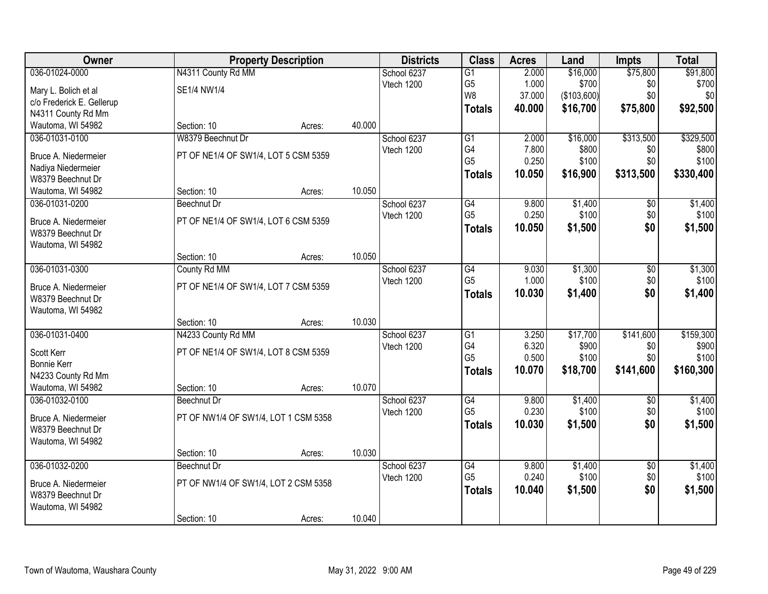| Owner | Property Description | | | Districts | Class | Acres | Land | Impts | Total |
|---|---|---|---|---|---|---|---|---|---|
| 036-01024-0000 | N4311 County Rd MM | | | School 6237 | G1 | 2.000 | $16,000 | $75,800 | $91,800 |
| Mary L. Bolich et al | SE1/4 NW1/4 | | | Vtech 1200 | G5 | 1.000 | $700 | $0 | $700 |
| c/o Frederick E. Gellerup | | | | | W8 | 37.000 | ($103,600) | $0 | $0 |
| N4311 County Rd Mm | | | | | **Totals** | **40.000** | **$16,700** | **$75,800** | **$92,500** |
| Wautoma, WI 54982 | Section: 10 | Acres: | 40.000 | | | | | | |
| 036-01031-0100 | W8379 Beechnut Dr | | | School 6237 | G1 | 2.000 | $16,000 | $313,500 | $329,500 |
| Bruce A. Niedermeier | PT OF NE1/4 OF SW1/4, LOT 5 CSM 5359 | | | Vtech 1200 | G4 | 7.800 | $800 | $0 | $800 |
| Nadiya Niedermeier | | | | | G5 | 0.250 | $100 | $0 | $100 |
| W8379 Beechnut Dr | | | | | **Totals** | **10.050** | **$16,900** | **$313,500** | **$330,400** |
| Wautoma, WI 54982 | Section: 10 | Acres: | 10.050 | | | | | | |
| 036-01031-0200 | Beechnut Dr | | | School 6237 | G4 | 9.800 | $1,400 | $0 | $1,400 |
| Bruce A. Niedermeier | PT OF NE1/4 OF SW1/4, LOT 6 CSM 5359 | | | Vtech 1200 | G5 | 0.250 | $100 | $0 | $100 |
| W8379 Beechnut Dr | | | | | **Totals** | **10.050** | **$1,500** | **$0** | **$1,500** |
| Wautoma, WI 54982 | | | | | | | | | |
| | Section: 10 | Acres: | 10.050 | | | | | | |
| 036-01031-0300 | County Rd MM | | | School 6237 | G4 | 9.030 | $1,300 | $0 | $1,300 |
| Bruce A. Niedermeier | PT OF NE1/4 OF SW1/4, LOT 7 CSM 5359 | | | Vtech 1200 | G5 | 1.000 | $100 | $0 | $100 |
| W8379 Beechnut Dr | | | | | **Totals** | **10.030** | **$1,400** | **$0** | **$1,400** |
| Wautoma, WI 54982 | | | | | | | | | |
| | Section: 10 | Acres: | 10.030 | | | | | | |
| 036-01031-0400 | N4233 County Rd MM | | | School 6237 | G1 | 3.250 | $17,700 | $141,600 | $159,300 |
| Scott Kerr | PT OF NE1/4 OF SW1/4, LOT 8 CSM 5359 | | | Vtech 1200 | G4 | 6.320 | $900 | $0 | $900 |
| Bonnie Kerr | | | | | G5 | 0.500 | $100 | $0 | $100 |
| N4233 County Rd Mm | | | | | **Totals** | **10.070** | **$18,700** | **$141,600** | **$160,300** |
| Wautoma, WI 54982 | Section: 10 | Acres: | 10.070 | | | | | | |
| 036-01032-0100 | Beechnut Dr | | | School 6237 | G4 | 9.800 | $1,400 | $0 | $1,400 |
| Bruce A. Niedermeier | PT OF NW1/4 OF SW1/4, LOT 1 CSM 5358 | | | Vtech 1200 | G5 | 0.230 | $100 | $0 | $100 |
| W8379 Beechnut Dr | | | | | **Totals** | **10.030** | **$1,500** | **$0** | **$1,500** |
| Wautoma, WI 54982 | | | | | | | | | |
| | Section: 10 | Acres: | 10.030 | | | | | | |
| 036-01032-0200 | Beechnut Dr | | | School 6237 | G4 | 9.800 | $1,400 | $0 | $1,400 |
| Bruce A. Niedermeier | PT OF NW1/4 OF SW1/4, LOT 2 CSM 5358 | | | Vtech 1200 | G5 | 0.240 | $100 | $0 | $100 |
| W8379 Beechnut Dr | | | | | **Totals** | **10.040** | **$1,500** | **$0** | **$1,500** |
| Wautoma, WI 54982 | | | | | | | | | |
| | Section: 10 | Acres: | 10.040 | | | | | | |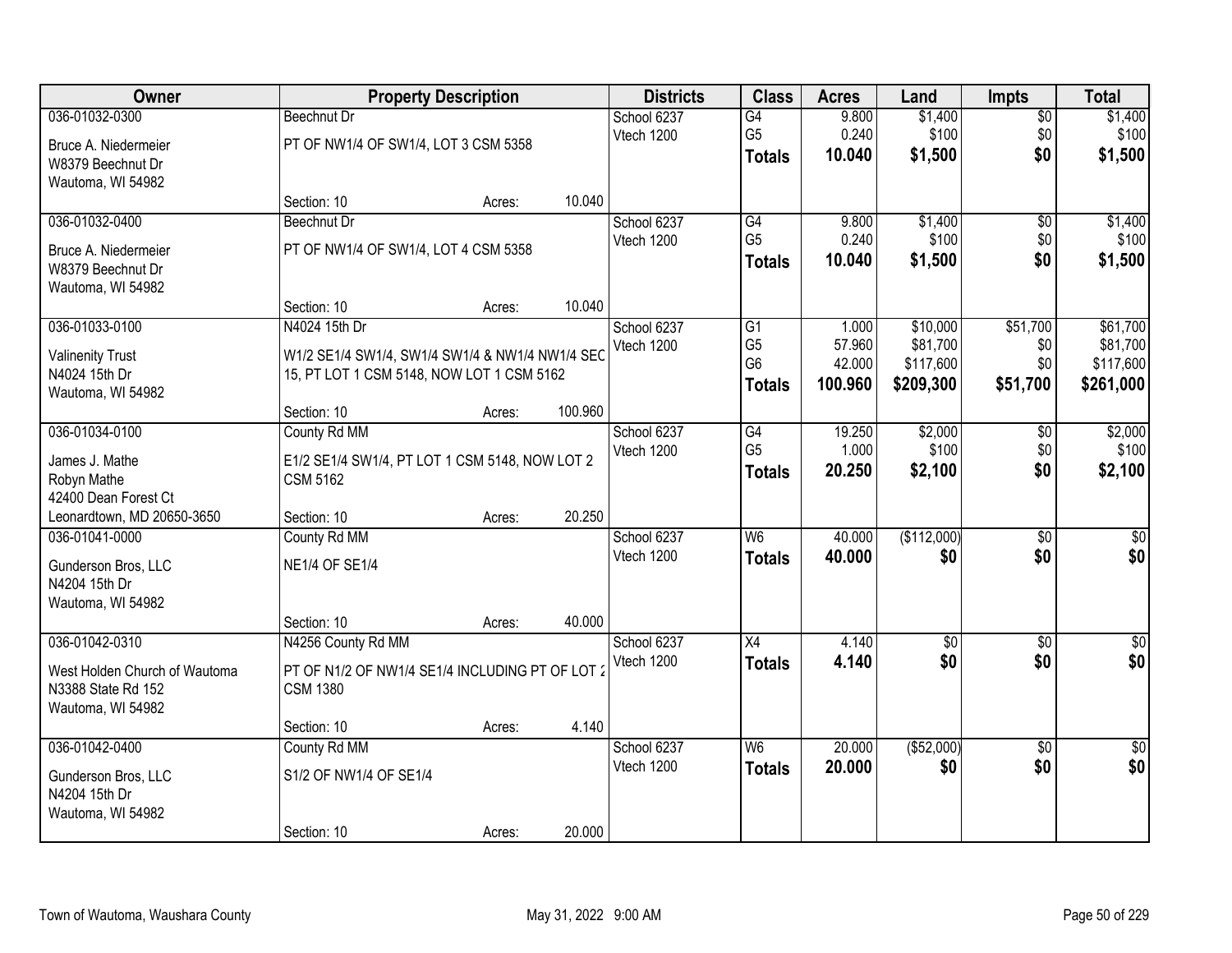| Owner | Property Description | Districts | Class | Acres | Land | Impts | Total |
|---|---|---|---|---|---|---|---|
| 036-01032-0300<br>Bruce A. Niedermeier<br>W8379 Beechnut Dr<br>Wautoma, WI 54982 | Beechnut Dr<br>PT OF NW1/4 OF SW1/4, LOT 3 CSM 5358<br>Section: 10 Acres: 10.040 | School 6237<br>Vtech 1200 | G4<br>G5<br>**Totals** | 9.800<br>0.240<br>**10.040** | $1,400<br>$100<br>**$1,500** | $0<br>$0<br>**$0** | $1,400<br>$100<br>**$1,500** |
| 036-01032-0400<br>Bruce A. Niedermeier<br>W8379 Beechnut Dr<br>Wautoma, WI 54982 | Beechnut Dr<br>PT OF NW1/4 OF SW1/4, LOT 4 CSM 5358<br>Section: 10 Acres: 10.040 | School 6237<br>Vtech 1200 | G4<br>G5<br>**Totals** | 9.800<br>0.240<br>**10.040** | $1,400<br>$100<br>**$1,500** | $0<br>$0<br>**$0** | $1,400<br>$100<br>**$1,500** |
| 036-01033-0100<br>Valinenity Trust<br>N4024 15th Dr<br>Wautoma, WI 54982 | N4024 15th Dr<br>W1/2 SE1/4 SW1/4, SW1/4 SW1/4 & NW1/4 NW1/4 SEC 15, PT LOT 1 CSM 5148, NOW LOT 1 CSM 5162<br>Section: 10 Acres: 100.960 | School 6237<br>Vtech 1200 | G1<br>G5<br>G6<br>**Totals** | 1.000<br>57.960<br>42.000<br>**100.960** | $10,000<br>$81,700<br>$117,600<br>**$209,300** | $51,700<br>$0<br>$0<br>**$51,700** | $61,700<br>$81,700<br>$117,600<br>**$261,000** |
| 036-01034-0100<br>James J. Mathe<br>Robyn Mathe<br>42400 Dean Forest Ct<br>Leonardtown, MD 20650-3650 | County Rd MM<br>E1/2 SE1/4 SW1/4, PT LOT 1 CSM 5148, NOW LOT 2 CSM 5162<br>Section: 10 Acres: 20.250 | School 6237<br>Vtech 1200 | G4<br>G5<br>**Totals** | 19.250<br>1.000<br>**20.250** | $2,000<br>$100<br>**$2,100** | $0<br>$0<br>**$0** | $2,000<br>$100<br>**$2,100** |
| 036-01041-0000<br>Gunderson Bros, LLC<br>N4204 15th Dr<br>Wautoma, WI 54982 | County Rd MM<br>NE1/4 OF SE1/4<br>Section: 10 Acres: 40.000 | School 6237<br>Vtech 1200 | W6<br>**Totals** | 40.000<br>**40.000** | ($112,000)<br>**$0** | $0<br>**$0** | $0<br>**$0** |
| 036-01042-0310<br>West Holden Church of Wautoma<br>N3388 State Rd 152<br>Wautoma, WI 54982 | N4256 County Rd MM<br>PT OF N1/2 OF NW1/4 SE1/4 INCLUDING PT OF LOT 2 CSM 1380<br>Section: 10 Acres: 4.140 | School 6237<br>Vtech 1200 | X4<br>**Totals** | 4.140<br>**4.140** | $0<br>**$0** | $0<br>**$0** | $0<br>**$0** |
| 036-01042-0400<br>Gunderson Bros, LLC<br>N4204 15th Dr<br>Wautoma, WI 54982 | County Rd MM<br>S1/2 OF NW1/4 OF SE1/4<br>Section: 10 Acres: 20.000 | School 6237<br>Vtech 1200 | W6<br>**Totals** | 20.000<br>**20.000** | ($52,000)<br>**$0** | $0<br>**$0** | $0<br>**$0** |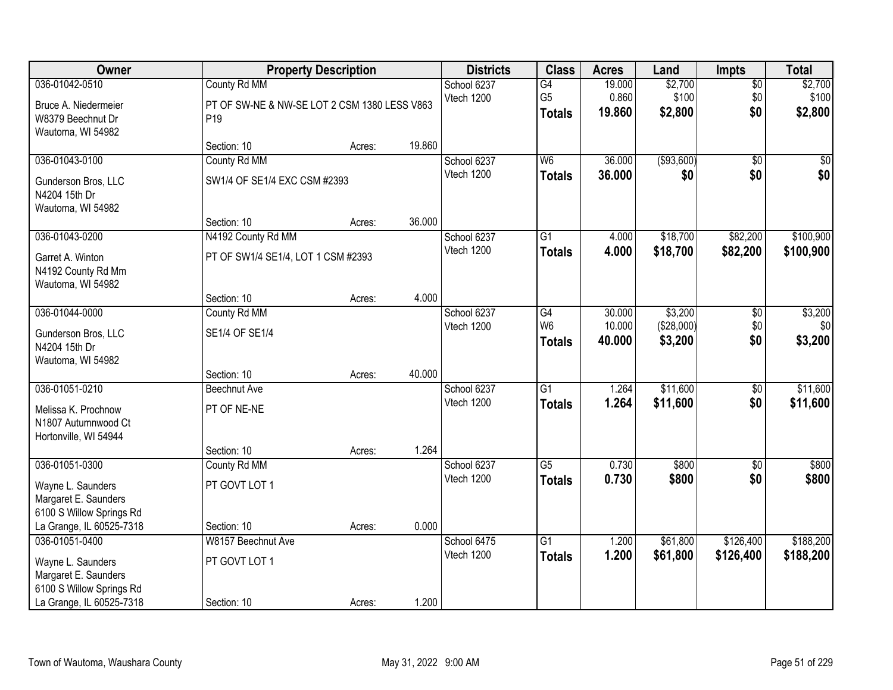| Owner | Property Description | | | Districts | Class | Acres | Land | Impts | Total |
|---|---|---|---|---|---|---|---|---|---|
| 036-01042-0510 | County Rd MM | | | School 6237 | G4 | 19.000 | $2,700 | $0 | $2,700 |
| Bruce A. Niedermeier<br>W8379 Beechnut Dr<br>Wautoma, WI 54982 | PT OF SW-NE & NW-SE LOT 2 CSM 1380 LESS V863 P19 | | | Vtech 1200 | G5 | 0.860 | $100 | $0 | $100 |
| | | | | | **Totals** | **19.860** | **$2,800** | **$0** | **$2,800** |
| | Section: 10 | Acres: | 19.860 | | | | | | |
| 036-01043-0100 | County Rd MM | | | School 6237 | W6 | 36.000 | ($93,600) | $0 | $0 |
| Gunderson Bros, LLC<br>N4204 15th Dr<br>Wautoma, WI 54982 | SW1/4 OF SE1/4 EXC CSM #2393 | | | Vtech 1200 | **Totals** | **36.000** | **$0** | **$0** | **$0** |
| | Section: 10 | Acres: | 36.000 | | | | | | |
| 036-01043-0200 | N4192 County Rd MM | | | School 6237 | G1 | 4.000 | $18,700 | $82,200 | $100,900 |
| Garret A. Winton<br>N4192 County Rd Mm<br>Wautoma, WI 54982 | PT OF SW1/4 SE1/4, LOT 1 CSM #2393 | | | Vtech 1200 | **Totals** | **4.000** | **$18,700** | **$82,200** | **$100,900** |
| | Section: 10 | Acres: | 4.000 | | | | | | |
| 036-01044-0000 | County Rd MM | | | School 6237 | G4 | 30.000 | $3,200 | $0 | $3,200 |
| Gunderson Bros, LLC<br>N4204 15th Dr<br>Wautoma, WI 54982 | SE1/4 OF SE1/4 | | | Vtech 1200 | W6 | 10.000 | ($28,000) | $0 | $0 |
| | | | | | **Totals** | **40.000** | **$3,200** | **$0** | **$3,200** |
| | Section: 10 | Acres: | 40.000 | | | | | | |
| 036-01051-0210 | Beechnut Ave | | | School 6237 | G1 | 1.264 | $11,600 | $0 | $11,600 |
| Melissa K. Prochnow<br>N1807 Autumnwood Ct<br>Hortonville, WI 54944 | PT OF NE-NE | | | Vtech 1200 | **Totals** | **1.264** | **$11,600** | **$0** | **$11,600** |
| | Section: 10 | Acres: | 1.264 | | | | | | |
| 036-01051-0300 | County Rd MM | | | School 6237 | G5 | 0.730 | $800 | $0 | $800 |
| Wayne L. Saunders<br>Margaret E. Saunders<br>6100 S Willow Springs Rd<br>La Grange, IL 60525-7318 | PT GOVT LOT 1 | | | Vtech 1200 | **Totals** | **0.730** | **$800** | **$0** | **$800** |
| | Section: 10 | Acres: | 0.000 | | | | | | |
| 036-01051-0400 | W8157 Beechnut Ave | | | School 6475 | G1 | 1.200 | $61,800 | $126,400 | $188,200 |
| Wayne L. Saunders<br>Margaret E. Saunders<br>6100 S Willow Springs Rd<br>La Grange, IL 60525-7318 | PT GOVT LOT 1 | | | Vtech 1200 | **Totals** | **1.200** | **$61,800** | **$126,400** | **$188,200** |
| | Section: 10 | Acres: | 1.200 | | | | | | |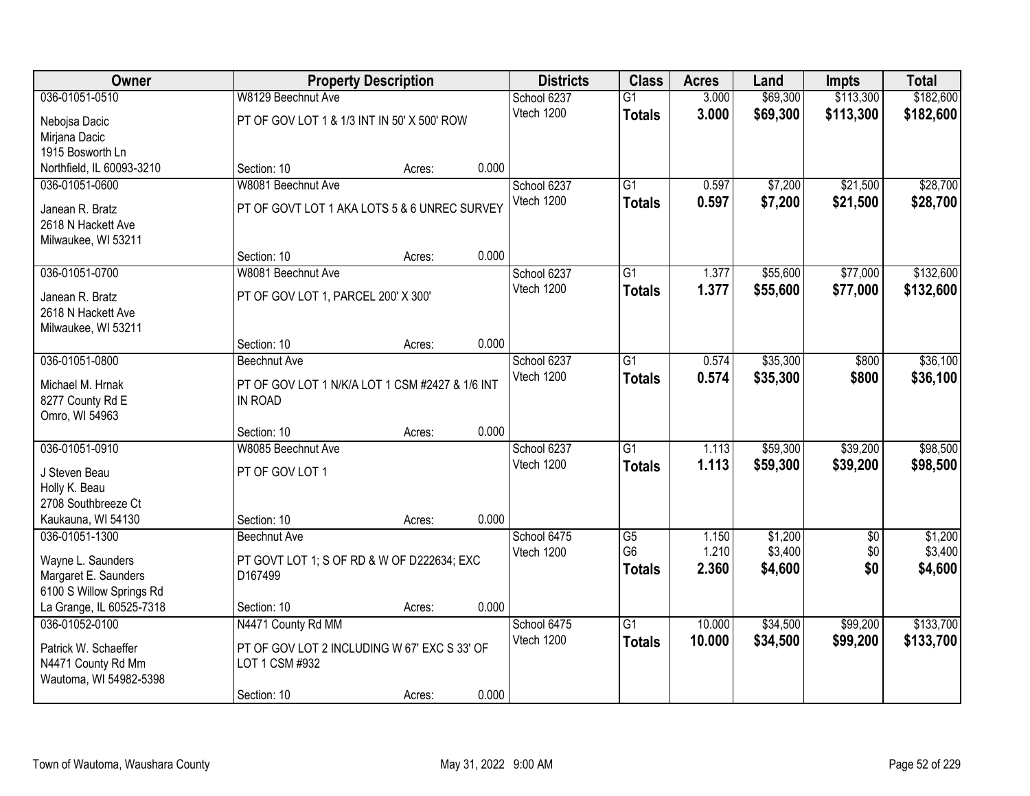| Owner | Property Description | | | Districts | Class | Acres | Land | Impts | Total |
|---|---|---|---|---|---|---|---|---|---|
| 036-01051-0510 | W8129 Beechnut Ave | | | School 6237 | G1 | 3.000 | $69,300 | $113,300 | $182,600 |
| Nebojsa Dacic<br>Mirjana Dacic<br>1915 Bosworth Ln<br>Northfield, IL 60093-3210 | PT OF GOV LOT 1 & 1/3 INT IN 50' X 500' ROW | | | Vtech 1200 | **Totals** | **3.000** | **$69,300** | **$113,300** | **$182,600** |
| | Section: 10 | Acres: | 0.000 | | | | | | |
| 036-01051-0600 | W8081 Beechnut Ave | | | School 6237 | G1 | 0.597 | $7,200 | $21,500 | $28,700 |
| Janean R. Bratz<br>2618 N Hackett Ave<br>Milwaukee, WI 53211 | PT OF GOVT LOT 1 AKA LOTS 5 & 6 UNREC SURVEY | | | Vtech 1200 | **Totals** | **0.597** | **$7,200** | **$21,500** | **$28,700** |
| | Section: 10 | Acres: | 0.000 | | | | | | |
| 036-01051-0700 | W8081 Beechnut Ave | | | School 6237 | G1 | 1.377 | $55,600 | $77,000 | $132,600 |
| Janean R. Bratz<br>2618 N Hackett Ave<br>Milwaukee, WI 53211 | PT OF GOV LOT 1, PARCEL 200' X 300' | | | Vtech 1200 | **Totals** | **1.377** | **$55,600** | **$77,000** | **$132,600** |
| | Section: 10 | Acres: | 0.000 | | | | | | |
| 036-01051-0800 | Beechnut Ave | | | School 6237 | G1 | 0.574 | $35,300 | $800 | $36,100 |
| Michael M. Hrnak<br>8277 County Rd E<br>Omro, WI 54963 | PT OF GOV LOT 1 N/K/A LOT 1 CSM #2427 & 1/6 INT IN ROAD | | | Vtech 1200 | **Totals** | **0.574** | **$35,300** | **$800** | **$36,100** |
| | Section: 10 | Acres: | 0.000 | | | | | | |
| 036-01051-0910 | W8085 Beechnut Ave | | | School 6237 | G1 | 1.113 | $59,300 | $39,200 | $98,500 |
| J Steven Beau<br>Holly K. Beau<br>2708 Southbreeze Ct<br>Kaukauna, WI 54130 | PT OF GOV LOT 1 | | | Vtech 1200 | **Totals** | **1.113** | **$59,300** | **$39,200** | **$98,500** |
| | Section: 10 | Acres: | 0.000 | | | | | | |
| 036-01051-1300 | Beechnut Ave | | | School 6475 | G5 | 1.150 | $1,200 | $0 | $1,200 |
| Wayne L. Saunders<br>Margaret E. Saunders<br>6100 S Willow Springs Rd<br>La Grange, IL 60525-7318 | PT GOVT LOT 1; S OF RD & W OF D222634; EXC D167499 | | | Vtech 1200 | G6 | 1.210 | $3,400 | $0 | $3,400 |
| | | | | | **Totals** | **2.360** | **$4,600** | **$0** | **$4,600** |
| | Section: 10 | Acres: | 0.000 | | | | | | |
| 036-01052-0100 | N4471 County Rd MM | | | School 6475 | G1 | 10.000 | $34,500 | $99,200 | $133,700 |
| Patrick W. Schaeffer<br>N4471 County Rd Mm<br>Wautoma, WI 54982-5398 | PT OF GOV LOT 2 INCLUDING W 67' EXC S 33' OF LOT 1 CSM #932 | | | Vtech 1200 | **Totals** | **10.000** | **$34,500** | **$99,200** | **$133,700** |
| | Section: 10 | Acres: | 0.000 | | | | | | |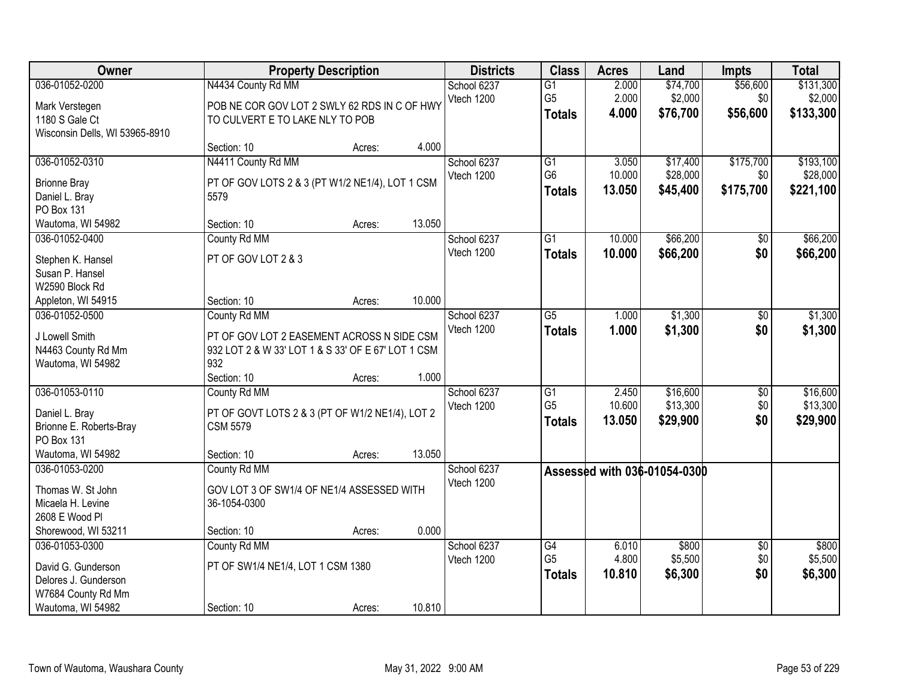| Owner | Property Description | Districts | Class | Acres | Land | Impts | Total |
|---|---|---|---|---|---|---|---|
| 036-01052-0200<br>Mark Verstegen<br>1180 S Gale Ct<br>Wisconsin Dells, WI 53965-8910 | N4434 County Rd MM<br>POB NE COR GOV LOT 2 SWLY 62 RDS IN C OF HWY TO CULVERT E TO LAKE NLY TO POB<br>Section: 10 Acres: 4.000 | School 6237<br>Vtech 1200 | G1<br>G5<br>**Totals** | 2.000<br>2.000<br>**4.000** | $74,700<br>$2,000<br>**$76,700** | $56,600<br>$0<br>**$56,600** | $131,300<br>$2,000<br>**$133,300** |
| 036-01052-0310<br>Brionne Bray<br>Daniel L. Bray<br>PO Box 131<br>Wautoma, WI 54982 | N4411 County Rd MM<br>PT OF GOV LOTS 2 & 3 (PT W1/2 NE1/4), LOT 1 CSM 5579<br>Section: 10 Acres: 13.050 | School 6237<br>Vtech 1200 | G1<br>G6<br>**Totals** | 3.050<br>10.000<br>**13.050** | $17,400<br>$28,000<br>**$45,400** | $175,700<br>$0<br>**$175,700** | $193,100<br>$28,000<br>**$221,100** |
| 036-01052-0400<br>Stephen K. Hansel<br>Susan P. Hansel<br>W2590 Block Rd<br>Appleton, WI 54915 | County Rd MM<br>PT OF GOV LOT 2 & 3<br>Section: 10 Acres: 10.000 | School 6237<br>Vtech 1200 | G1<br>**Totals** | 10.000<br>**10.000** | $66,200<br>**$66,200** | $0<br>**$0** | $66,200<br>**$66,200** |
| 036-01052-0500<br>J Lowell Smith<br>N4463 County Rd Mm<br>Wautoma, WI 54982 | County Rd MM<br>PT OF GOV LOT 2 EASEMENT ACROSS N SIDE CSM 932 LOT 2 & W 33' LOT 1 & S 33' OF E 67' LOT 1 CSM 932<br>Section: 10 Acres: 1.000 | School 6237<br>Vtech 1200 | G5<br>**Totals** | 1.000<br>**1.000** | $1,300<br>**$1,300** | $0<br>**$0** | $1,300<br>**$1,300** |
| 036-01053-0110<br>Daniel L. Bray<br>Brionne E. Roberts-Bray<br>PO Box 131<br>Wautoma, WI 54982 | County Rd MM<br>PT OF GOVT LOTS 2 & 3 (PT OF W1/2 NE1/4), LOT 2 CSM 5579<br>Section: 10 Acres: 13.050 | School 6237<br>Vtech 1200 | G1<br>G5<br>**Totals** | 2.450<br>10.600<br>**13.050** | $16,600<br>$13,300<br>**$29,900** | $0<br>$0<br>**$0** | $16,600<br>$13,300<br>**$29,900** |
| 036-01053-0200<br>Thomas W. St John<br>Micaela H. Levine<br>2608 E Wood Pl<br>Shorewood, WI 53211 | County Rd MM<br>GOV LOT 3 OF SW1/4 OF NE1/4 ASSESSED WITH 36-1054-0300<br>Section: 10 Acres: 0.000 | School 6237<br>Vtech 1200 | **Assessed with 036-01054-0300** | | | | |
| 036-01053-0300<br>David G. Gunderson<br>Delores J. Gunderson<br>W7684 County Rd Mm<br>Wautoma, WI 54982 | County Rd MM<br>PT OF SW1/4 NE1/4, LOT 1 CSM 1380<br>Section: 10 Acres: 10.810 | School 6237<br>Vtech 1200 | G4<br>G5<br>**Totals** | 6.010<br>4.800<br>**10.810** | $800<br>$5,500<br>**$6,300** | $0<br>$0<br>**$0** | $800<br>$5,500<br>**$6,300** |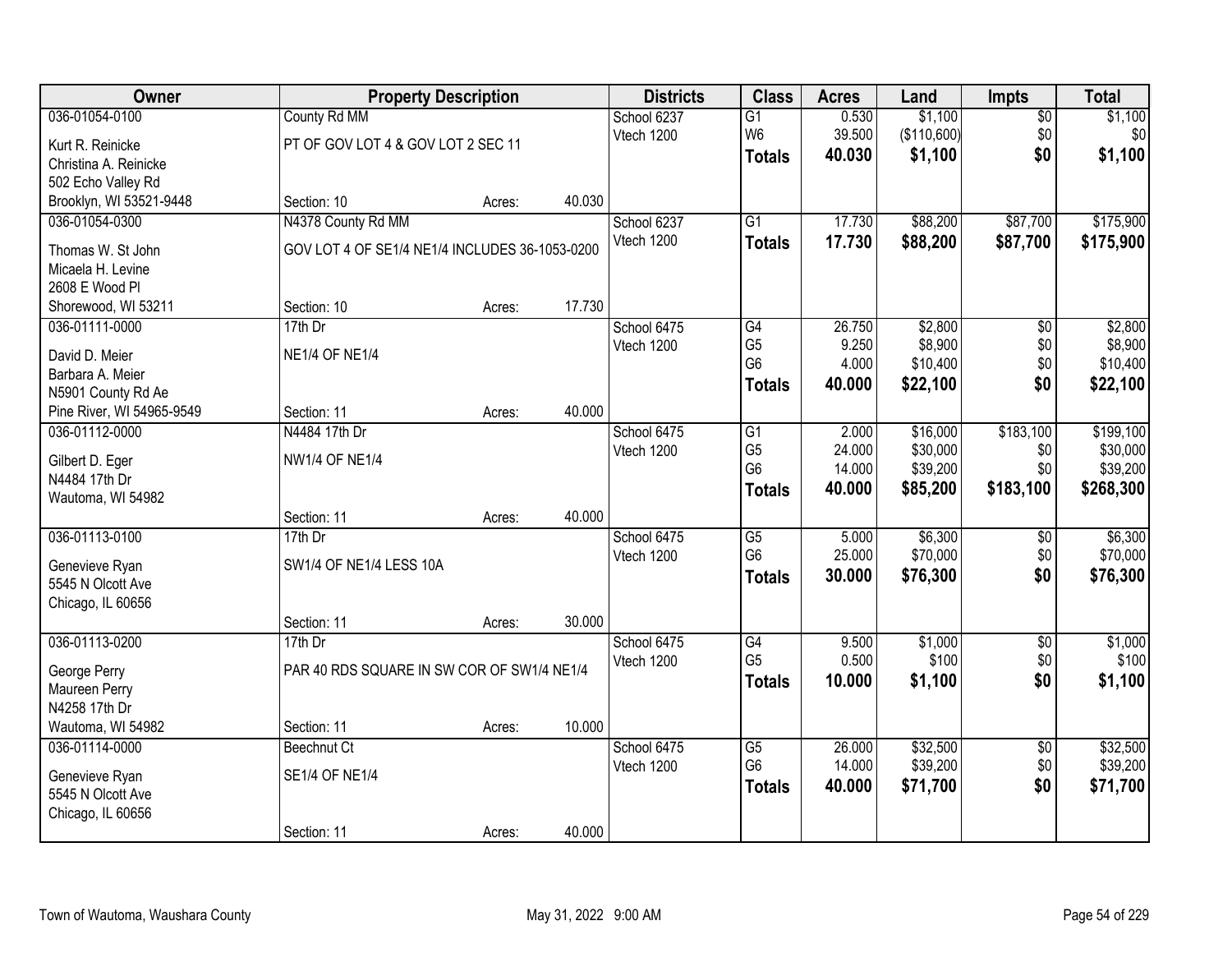| Owner | Property Description | | | Districts | Class | Acres | Land | Impts | Total |
|---|---|---|---|---|---|---|---|---|---|
| 036-01054-0100 | County Rd MM | | | School 6237 | G1 | 0.530 | $1,100 | $0 | $1,100 |
| Kurt R. Reinicke | PT OF GOV LOT 4 & GOV LOT 2 SEC 11 | | | Vtech 1200 | W6 | 39.500 | ($110,600) | $0 | $0 |
| Christina A. Reinicke | | | | | **Totals** | **40.030** | **$1,100** | **$0** | **$1,100** |
| 502 Echo Valley Rd | | | | | | | | | |
| Brooklyn, WI 53521-9448 | Section: 10 | Acres: | 40.030 | | | | | | |
| 036-01054-0300 | N4378 County Rd MM | | | School 6237 | G1 | 17.730 | $88,200 | $87,700 | $175,900 |
| Thomas W. St John | GOV LOT 4 OF SE1/4 NE1/4 INCLUDES 36-1053-0200 | | | Vtech 1200 | **Totals** | **17.730** | **$88,200** | **$87,700** | **$175,900** |
| Micaela H. Levine | | | | | | | | | |
| 2608 E Wood Pl | | | | | | | | | |
| Shorewood, WI 53211 | Section: 10 | Acres: | 17.730 | | | | | | |
| 036-01111-0000 | 17th Dr | | | School 6475 | G4 | 26.750 | $2,800 | $0 | $2,800 |
| David D. Meier | NE1/4 OF NE1/4 | | | Vtech 1200 | G5 | 9.250 | $8,900 | $0 | $8,900 |
| Barbara A. Meier | | | | | G6 | 4.000 | $10,400 | $0 | $10,400 |
| N5901 County Rd Ae | | | | | **Totals** | **40.000** | **$22,100** | **$0** | **$22,100** |
| Pine River, WI 54965-9549 | Section: 11 | Acres: | 40.000 | | | | | | |
| 036-01112-0000 | N4484 17th Dr | | | School 6475 | G1 | 2.000 | $16,000 | $183,100 | $199,100 |
| Gilbert D. Eger | NW1/4 OF NE1/4 | | | Vtech 1200 | G5 | 24.000 | $30,000 | $0 | $30,000 |
| N4484 17th Dr | | | | | G6 | 14.000 | $39,200 | $0 | $39,200 |
| Wautoma, WI 54982 | | | | | **Totals** | **40.000** | **$85,200** | **$183,100** | **$268,300** |
| | Section: 11 | Acres: | 40.000 | | | | | | |
| 036-01113-0100 | 17th Dr | | | School 6475 | G5 | 5.000 | $6,300 | $0 | $6,300 |
| Genevieve Ryan | SW1/4 OF NE1/4 LESS 10A | | | Vtech 1200 | G6 | 25.000 | $70,000 | $0 | $70,000 |
| 5545 N Olcott Ave | | | | | **Totals** | **30.000** | **$76,300** | **$0** | **$76,300** |
| Chicago, IL 60656 | | | | | | | | | |
| | Section: 11 | Acres: | 30.000 | | | | | | |
| 036-01113-0200 | 17th Dr | | | School 6475 | G4 | 9.500 | $1,000 | $0 | $1,000 |
| George Perry | PAR 40 RDS SQUARE IN SW COR OF SW1/4 NE1/4 | | | Vtech 1200 | G5 | 0.500 | $100 | $0 | $100 |
| Maureen Perry | | | | | **Totals** | **10.000** | **$1,100** | **$0** | **$1,100** |
| N4258 17th Dr | | | | | | | | | |
| Wautoma, WI 54982 | Section: 11 | Acres: | 10.000 | | | | | | |
| 036-01114-0000 | Beechnut Ct | | | School 6475 | G5 | 26.000 | $32,500 | $0 | $32,500 |
| Genevieve Ryan | SE1/4 OF NE1/4 | | | Vtech 1200 | G6 | 14.000 | $39,200 | $0 | $39,200 |
| 5545 N Olcott Ave | | | | | **Totals** | **40.000** | **$71,700** | **$0** | **$71,700** |
| Chicago, IL 60656 | | | | | | | | | |
| | Section: 11 | Acres: | 40.000 | | | | | | |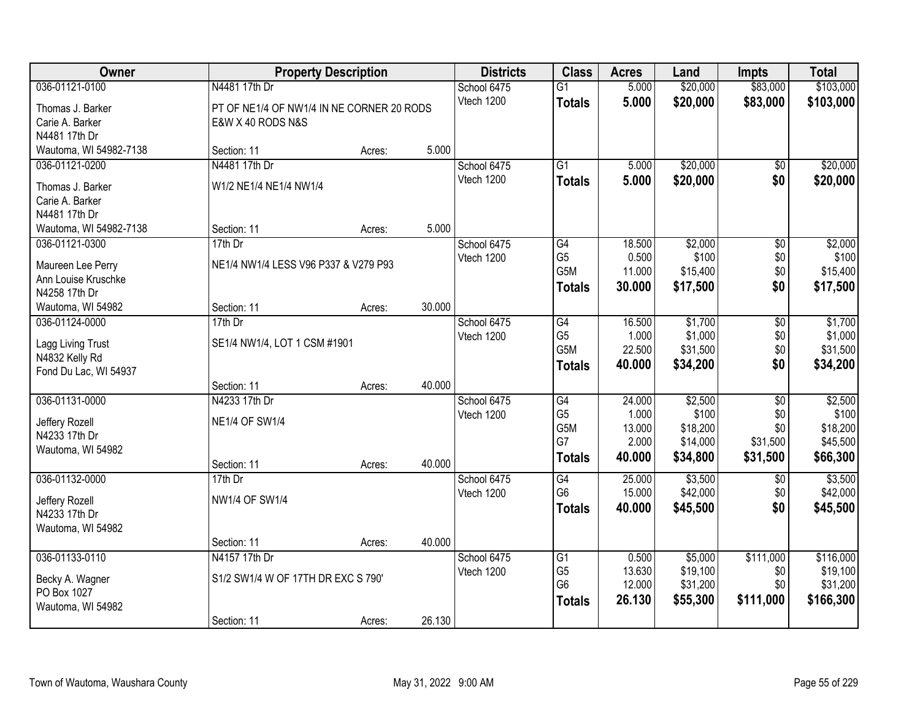| Owner | Property Description | | | Districts | Class | Acres | Land | Impts | Total |
|---|---|---|---|---|---|---|---|---|---|
| 036-01121-0100 | N4481 17th Dr | | | School 6475 | G1 | 5.000 | $20,000 | $83,000 | $103,000 |
| Thomas J. Barker | PT OF NE1/4 OF NW1/4 IN NE CORNER 20 RODS | | | Vtech 1200 | **Totals** | **5.000** | **$20,000** | **$83,000** | **$103,000** |
| Carie A. Barker | E&W X 40 RODS N&S | | | | | | | | |
| N4481 17th Dr | | | | | | | | | |
| Wautoma, WI 54982-7138 | Section: 11 | Acres: | 5.000 | | | | | | |
| 036-01121-0200 | N4481 17th Dr | | | School 6475 | G1 | 5.000 | $20,000 | $0 | $20,000 |
| Thomas J. Barker | W1/2 NE1/4 NE1/4 NW1/4 | | | Vtech 1200 | **Totals** | **5.000** | **$20,000** | **$0** | **$20,000** |
| Carie A. Barker | | | | | | | | | |
| N4481 17th Dr | | | | | | | | | |
| Wautoma, WI 54982-7138 | Section: 11 | Acres: | 5.000 | | | | | | |
| 036-01121-0300 | 17th Dr | | | School 6475 | G4 | 18.500 | $2,000 | $0 | $2,000 |
| Maureen Lee Perry | NE1/4 NW1/4 LESS V96 P337 & V279 P93 | | | Vtech 1200 | G5 | 0.500 | $100 | $0 | $100 |
| Ann Louise Kruschke | | | | | G5M | 11.000 | $15,400 | $0 | $15,400 |
| N4258 17th Dr | | | | | **Totals** | **30.000** | **$17,500** | **$0** | **$17,500** |
| Wautoma, WI 54982 | Section: 11 | Acres: | 30.000 | | | | | | |
| 036-01124-0000 | 17th Dr | | | School 6475 | G4 | 16.500 | $1,700 | $0 | $1,700 |
| Lagg Living Trust | SE1/4 NW1/4, LOT 1 CSM #1901 | | | Vtech 1200 | G5 | 1.000 | $1,000 | $0 | $1,000 |
| N4832 Kelly Rd | | | | | G5M | 22.500 | $31,500 | $0 | $31,500 |
| Fond Du Lac, WI 54937 | | | | | **Totals** | **40.000** | **$34,200** | **$0** | **$34,200** |
| | Section: 11 | Acres: | 40.000 | | | | | | |
| 036-01131-0000 | N4233 17th Dr | | | School 6475 | G4 | 24.000 | $2,500 | $0 | $2,500 |
| Jeffery Rozell | NE1/4 OF SW1/4 | | | Vtech 1200 | G5 | 1.000 | $100 | $0 | $100 |
| N4233 17th Dr | | | | | G5M | 13.000 | $18,200 | $0 | $18,200 |
| Wautoma, WI 54982 | | | | | G7 | 2.000 | $14,000 | $31,500 | $45,500 |
| | Section: 11 | Acres: | 40.000 | | **Totals** | **40.000** | **$34,800** | **$31,500** | **$66,300** |
| 036-01132-0000 | 17th Dr | | | School 6475 | G4 | 25.000 | $3,500 | $0 | $3,500 |
| Jeffery Rozell | NW1/4 OF SW1/4 | | | Vtech 1200 | G6 | 15.000 | $42,000 | $0 | $42,000 |
| N4233 17th Dr | | | | | **Totals** | **40.000** | **$45,500** | **$0** | **$45,500** |
| Wautoma, WI 54982 | | | | | | | | | |
| | Section: 11 | Acres: | 40.000 | | | | | | |
| 036-01133-0110 | N4157 17th Dr | | | School 6475 | G1 | 0.500 | $5,000 | $111,000 | $116,000 |
| Becky A. Wagner | S1/2 SW1/4 W OF 17TH DR EXC S 790' | | | Vtech 1200 | G5 | 13.630 | $19,100 | $0 | $19,100 |
| PO Box 1027 | | | | | G6 | 12.000 | $31,200 | $0 | $31,200 |
| Wautoma, WI 54982 | | | | | **Totals** | **26.130** | **$55,300** | **$111,000** | **$166,300** |
| | Section: 11 | Acres: | 26.130 | | | | | | |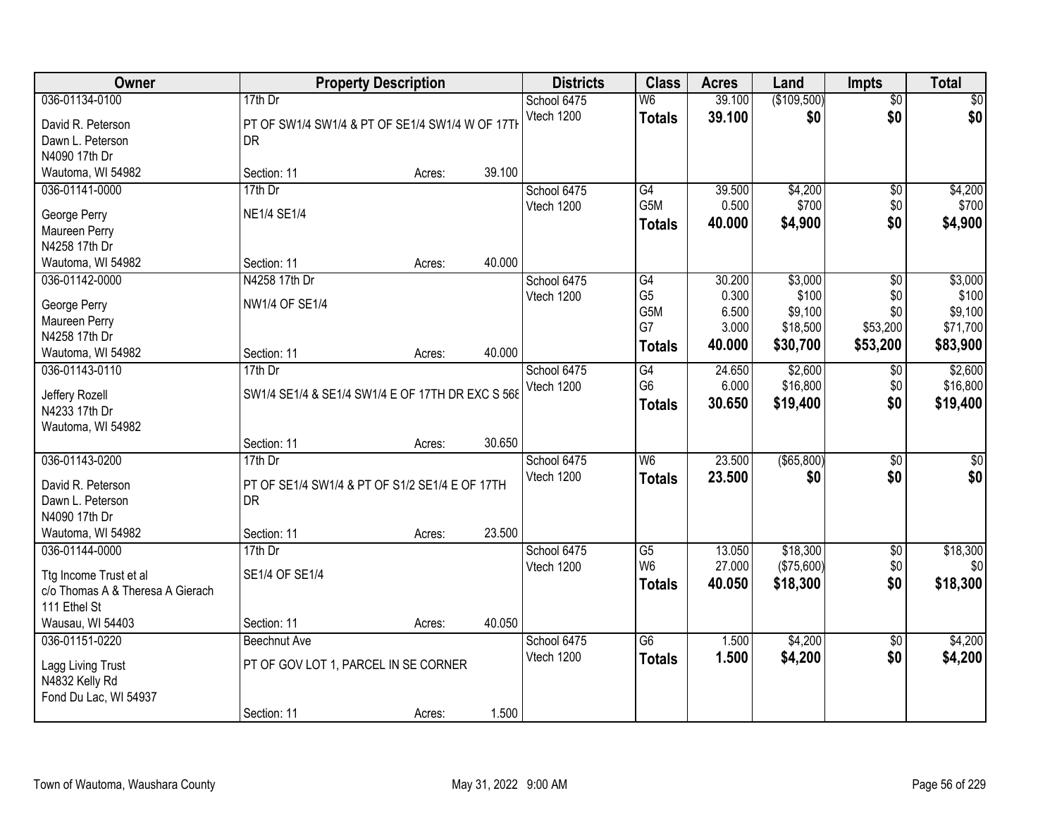| Owner | Property Description | | | Districts | Class | Acres | Land | Impts | Total |
|---|---|---|---|---|---|---|---|---|---|
| 036-01134-0100 | 17th Dr | | | School 6475 | W6 | 39.100 | ($109,500) | $0 | $0 |
| David R. Peterson | PT OF SW1/4 SW1/4 & PT OF SE1/4 SW1/4 W OF 17TH DR | | | Vtech 1200 | **Totals** | **39.100** | **$0** | **$0** | **$0** |
| Dawn L. Peterson | | | | | | | | | |
| N4090 17th Dr | | | | | | | | | |
| Wautoma, WI 54982 | Section: 11 | Acres: | 39.100 | | | | | | |
| 036-01141-0000 | 17th Dr | | | School 6475 | G4 | 39.500 | $4,200 | $0 | $4,200 |
| George Perry | NE1/4 SE1/4 | | | Vtech 1200 | G5M | 0.500 | $700 | $0 | $700 |
| Maureen Perry | | | | | **Totals** | **40.000** | **$4,900** | **$0** | **$4,900** |
| N4258 17th Dr | | | | | | | | | |
| Wautoma, WI 54982 | Section: 11 | Acres: | 40.000 | | | | | | |
| 036-01142-0000 | N4258 17th Dr | | | School 6475 | G4 | 30.200 | $3,000 | $0 | $3,000 |
| George Perry | NW1/4 OF SE1/4 | | | Vtech 1200 | G5 | 0.300 | $100 | $0 | $100 |
| Maureen Perry | | | | | G5M | 6.500 | $9,100 | $0 | $9,100 |
| N4258 17th Dr | | | | | G7 | 3.000 | $18,500 | $53,200 | $71,700 |
| Wautoma, WI 54982 | Section: 11 | Acres: | 40.000 | | **Totals** | **40.000** | **$30,700** | **$53,200** | **$83,900** |
| 036-01143-0110 | 17th Dr | | | School 6475 | G4 | 24.650 | $2,600 | $0 | $2,600 |
| Jeffery Rozell | SW1/4 SE1/4 & SE1/4 SW1/4 E OF 17TH DR EXC S 568 | | | Vtech 1200 | G6 | 6.000 | $16,800 | $0 | $16,800 |
| N4233 17th Dr | | | | | **Totals** | **30.650** | **$19,400** | **$0** | **$19,400** |
| Wautoma, WI 54982 | | | | | | | | | |
| | Section: 11 | Acres: | 30.650 | | | | | | |
| 036-01143-0200 | 17th Dr | | | School 6475 | W6 | 23.500 | ($65,800) | $0 | $0 |
| David R. Peterson | PT OF SE1/4 SW1/4 & PT OF S1/2 SE1/4 E OF 17TH DR | | | Vtech 1200 | **Totals** | **23.500** | **$0** | **$0** | **$0** |
| Dawn L. Peterson | | | | | | | | | |
| N4090 17th Dr | | | | | | | | | |
| Wautoma, WI 54982 | Section: 11 | Acres: | 23.500 | | | | | | |
| 036-01144-0000 | 17th Dr | | | School 6475 | G5 | 13.050 | $18,300 | $0 | $18,300 |
| Ttg Income Trust et al | SE1/4 OF SE1/4 | | | Vtech 1200 | W6 | 27.000 | ($75,600) | $0 | $0 |
| c/o Thomas A & Theresa A Gierach | | | | | **Totals** | **40.050** | **$18,300** | **$0** | **$18,300** |
| 111 Ethel St | | | | | | | | | |
| Wausau, WI 54403 | Section: 11 | Acres: | 40.050 | | | | | | |
| 036-01151-0220 | Beechnut Ave | | | School 6475 | G6 | 1.500 | $4,200 | $0 | $4,200 |
| Lagg Living Trust | PT OF GOV LOT 1, PARCEL IN SE CORNER | | | Vtech 1200 | **Totals** | **1.500** | **$4,200** | **$0** | **$4,200** |
| N4832 Kelly Rd | | | | | | | | | |
| Fond Du Lac, WI 54937 | | | | | | | | | |
| | Section: 11 | Acres: | 1.500 | | | | | | |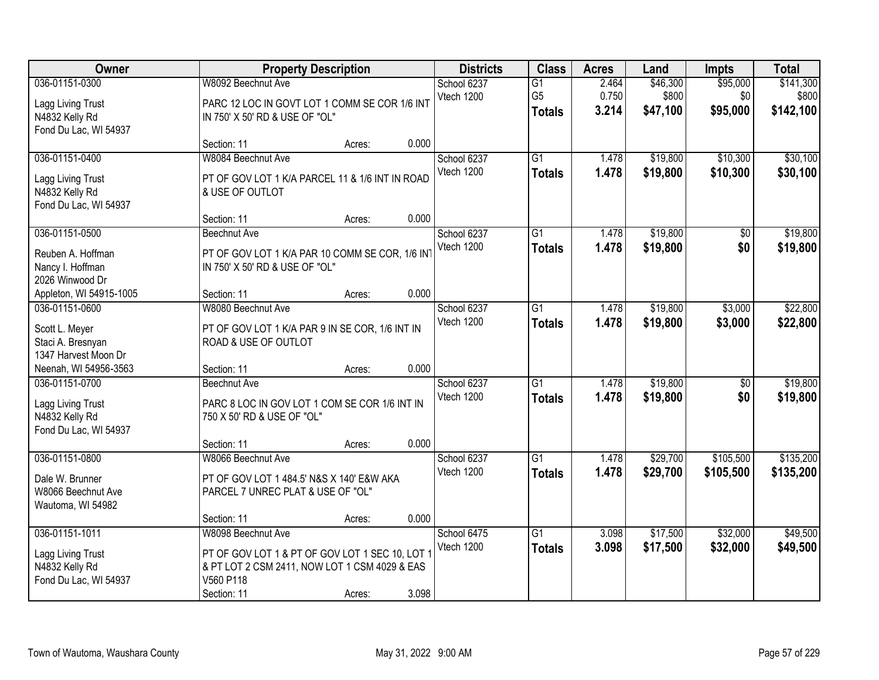| Owner | Property Description | | | Districts | Class | Acres | Land | Impts | Total |
|---|---|---|---|---|---|---|---|---|---|
| 036-01151-0300<br>Lagg Living Trust<br>N4832 Kelly Rd<br>Fond Du Lac, WI 54937 | W8092 Beechnut Ave<br>PARC 12 LOC IN GOVT LOT 1 COMM SE COR 1/6 INT IN 750' X 50' RD & USE OF "OL"<br>Section: 11 | Acres: | 0.000 | School 6237<br>Vtech 1200 | G1<br>G5<br>**Totals** | 2.464<br>0.750<br>**3.214** | $46,300<br>$800<br>**$47,100** | $95,000<br>$0<br>**$95,000** | $141,300<br>$800<br>**$142,100** |
| 036-01151-0400<br>Lagg Living Trust<br>N4832 Kelly Rd<br>Fond Du Lac, WI 54937 | W8084 Beechnut Ave<br>PT OF GOV LOT 1 K/A PARCEL 11 & 1/6 INT IN ROAD & USE OF OUTLOT<br>Section: 11 | Acres: | 0.000 | School 6237<br>Vtech 1200 | G1<br>**Totals** | 1.478<br>**1.478** | $19,800<br>**$19,800** | $10,300<br>**$10,300** | $30,100<br>**$30,100** |
| 036-01151-0500<br>Reuben A. Hoffman<br>Nancy I. Hoffman<br>2026 Winwood Dr<br>Appleton, WI 54915-1005 | Beechnut Ave<br>PT OF GOV LOT 1 K/A PAR 10 COMM SE COR, 1/6 INT IN 750' X 50' RD & USE OF "OL"<br>Section: 11 | Acres: | 0.000 | School 6237<br>Vtech 1200 | G1<br>**Totals** | 1.478<br>**1.478** | $19,800<br>**$19,800** | $0<br>**$0** | $19,800<br>**$19,800** |
| 036-01151-0600<br>Scott L. Meyer<br>Staci A. Bresnyan<br>1347 Harvest Moon Dr<br>Neenah, WI 54956-3563 | W8080 Beechnut Ave<br>PT OF GOV LOT 1 K/A PAR 9 IN SE COR, 1/6 INT IN ROAD & USE OF OUTLOT<br>Section: 11 | Acres: | 0.000 | School 6237<br>Vtech 1200 | G1<br>**Totals** | 1.478<br>**1.478** | $19,800<br>**$19,800** | $3,000<br>**$3,000** | $22,800<br>**$22,800** |
| 036-01151-0700<br>Lagg Living Trust<br>N4832 Kelly Rd<br>Fond Du Lac, WI 54937 | Beechnut Ave<br>PARC 8 LOC IN GOV LOT 1 COM SE COR 1/6 INT IN 750 X 50' RD & USE OF "OL"<br>Section: 11 | Acres: | 0.000 | School 6237<br>Vtech 1200 | G1<br>**Totals** | 1.478<br>**1.478** | $19,800<br>**$19,800** | $0<br>**$0** | $19,800<br>**$19,800** |
| 036-01151-0800<br>Dale W. Brunner<br>W8066 Beechnut Ave<br>Wautoma, WI 54982 | W8066 Beechnut Ave<br>PT OF GOV LOT 1 484.5' N&S X 140' E&W AKA PARCEL 7 UNREC PLAT & USE OF "OL"<br>Section: 11 | Acres: | 0.000 | School 6237<br>Vtech 1200 | G1<br>**Totals** | 1.478<br>**1.478** | $29,700<br>**$29,700** | $105,500<br>**$105,500** | $135,200<br>**$135,200** |
| 036-01151-1011<br>Lagg Living Trust<br>N4832 Kelly Rd<br>Fond Du Lac, WI 54937 | W8098 Beechnut Ave<br>PT OF GOV LOT 1 & PT OF GOV LOT 1 SEC 10, LOT 1 & PT LOT 2 CSM 2411, NOW LOT 1 CSM 4029 & EAS V560 P118<br>Section: 11 | Acres: | 3.098 | School 6475<br>Vtech 1200 | G1<br>**Totals** | 3.098<br>**3.098** | $17,500<br>**$17,500** | $32,000<br>**$32,000** | $49,500<br>**$49,500** |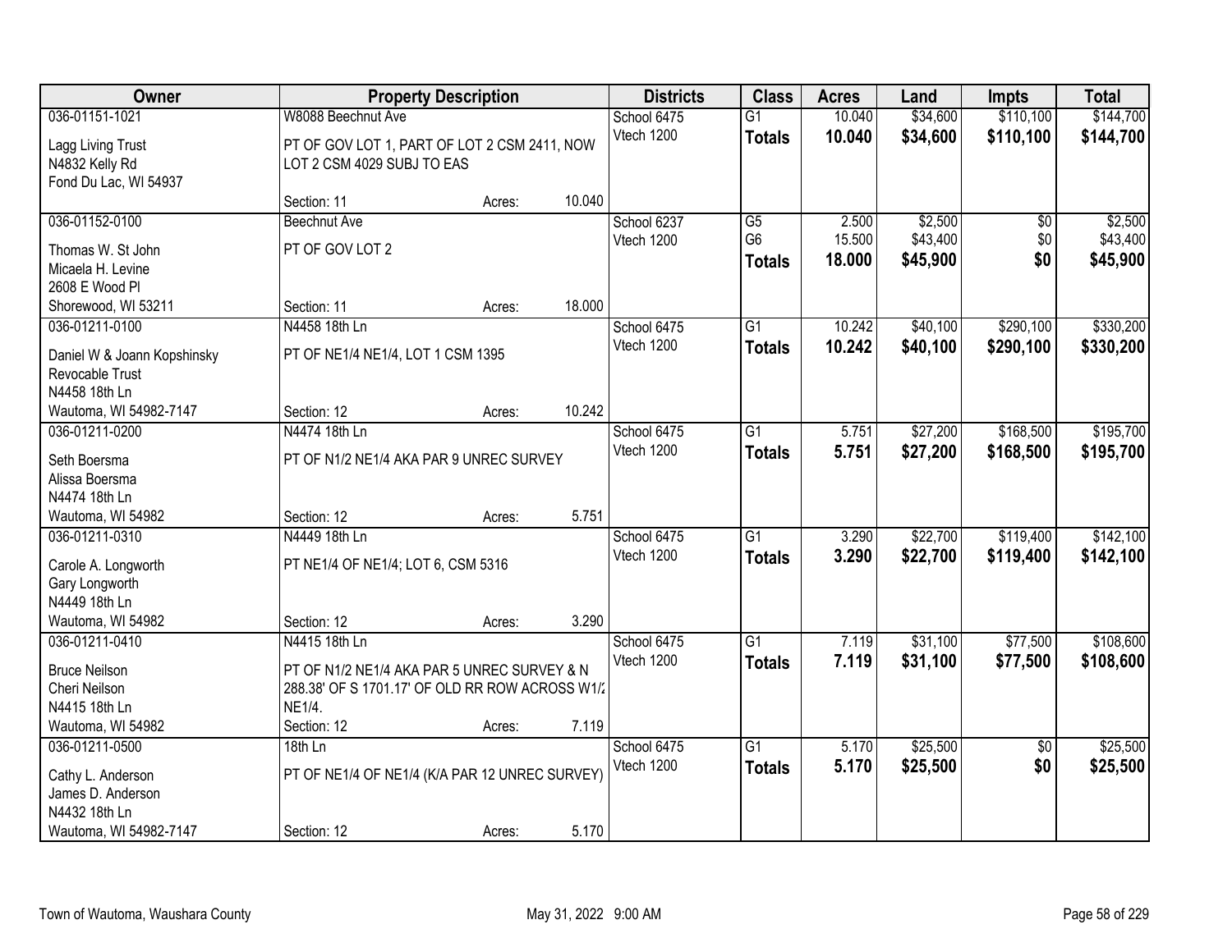| Owner | Property Description | | | Districts | Class | Acres | Land | Impts | Total |
|---|---|---|---|---|---|---|---|---|---|
| 036-01151-1021<br>Lagg Living Trust<br>N4832 Kelly Rd<br>Fond Du Lac, WI 54937 | W8088 Beechnut Ave<br>PT OF GOV LOT 1, PART OF LOT 2 CSM 2411, NOW LOT 2 CSM 4029 SUBJ TO EAS<br>Section: 11 | Acres: | 10.040 | School 6475<br>Vtech 1200 | G1<br>**Totals** | 10.040<br>**10.040** | $34,600<br>**$34,600** | $110,100<br>**$110,100** | $144,700<br>**$144,700** |
| 036-01152-0100<br>Thomas W. St John<br>Micaela H. Levine<br>2608 E Wood Pl<br>Shorewood, WI 53211 | Beechnut Ave<br>PT OF GOV LOT 2<br>Section: 11 | Acres: | 18.000 | School 6237<br>Vtech 1200 | G5<br>G6<br>**Totals** | 2.500<br>15.500<br>**18.000** | $2,500<br>$43,400<br>**$45,900** | $0<br>$0<br>**$0** | $2,500<br>$43,400<br>**$45,900** |
| 036-01211-0100<br>Daniel W & Joann Kopshinsky Revocable Trust<br>N4458 18th Ln<br>Wautoma, WI 54982-7147 | N4458 18th Ln<br>PT OF NE1/4 NE1/4, LOT 1 CSM 1395<br>Section: 12 | Acres: | 10.242 | School 6475<br>Vtech 1200 | G1<br>**Totals** | 10.242<br>**10.242** | $40,100<br>**$40,100** | $290,100<br>**$290,100** | $330,200<br>**$330,200** |
| 036-01211-0200<br>Seth Boersma<br>Alissa Boersma<br>N4474 18th Ln<br>Wautoma, WI 54982 | N4474 18th Ln<br>PT OF N1/2 NE1/4 AKA PAR 9 UNREC SURVEY<br>Section: 12 | Acres: | 5.751 | School 6475<br>Vtech 1200 | G1<br>**Totals** | 5.751<br>**5.751** | $27,200<br>**$27,200** | $168,500<br>**$168,500** | $195,700<br>**$195,700** |
| 036-01211-0310<br>Carole A. Longworth<br>Gary Longworth<br>N4449 18th Ln<br>Wautoma, WI 54982 | N4449 18th Ln<br>PT NE1/4 OF NE1/4; LOT 6, CSM 5316<br>Section: 12 | Acres: | 3.290 | School 6475<br>Vtech 1200 | G1<br>**Totals** | 3.290<br>**3.290** | $22,700<br>**$22,700** | $119,400<br>**$119,400** | $142,100<br>**$142,100** |
| 036-01211-0410<br>Bruce Neilson<br>Cheri Neilson<br>N4415 18th Ln<br>Wautoma, WI 54982 | N4415 18th Ln<br>PT OF N1/2 NE1/4 AKA PAR 5 UNREC SURVEY & N 288.38' OF S 1701.17' OF OLD RR ROW ACROSS W1/2 NE1/4.<br>Section: 12 | Acres: | 7.119 | School 6475<br>Vtech 1200 | G1<br>**Totals** | 7.119<br>**7.119** | $31,100<br>**$31,100** | $77,500<br>**$77,500** | $108,600<br>**$108,600** |
| 036-01211-0500<br>Cathy L. Anderson<br>James D. Anderson<br>N4432 18th Ln<br>Wautoma, WI 54982-7147 | 18th Ln<br>PT OF NE1/4 OF NE1/4 (K/A PAR 12 UNREC SURVEY)<br>Section: 12 | Acres: | 5.170 | School 6475<br>Vtech 1200 | G1<br>**Totals** | 5.170<br>**5.170** | $25,500<br>**$25,500** | $0<br>**$0** | $25,500<br>**$25,500** |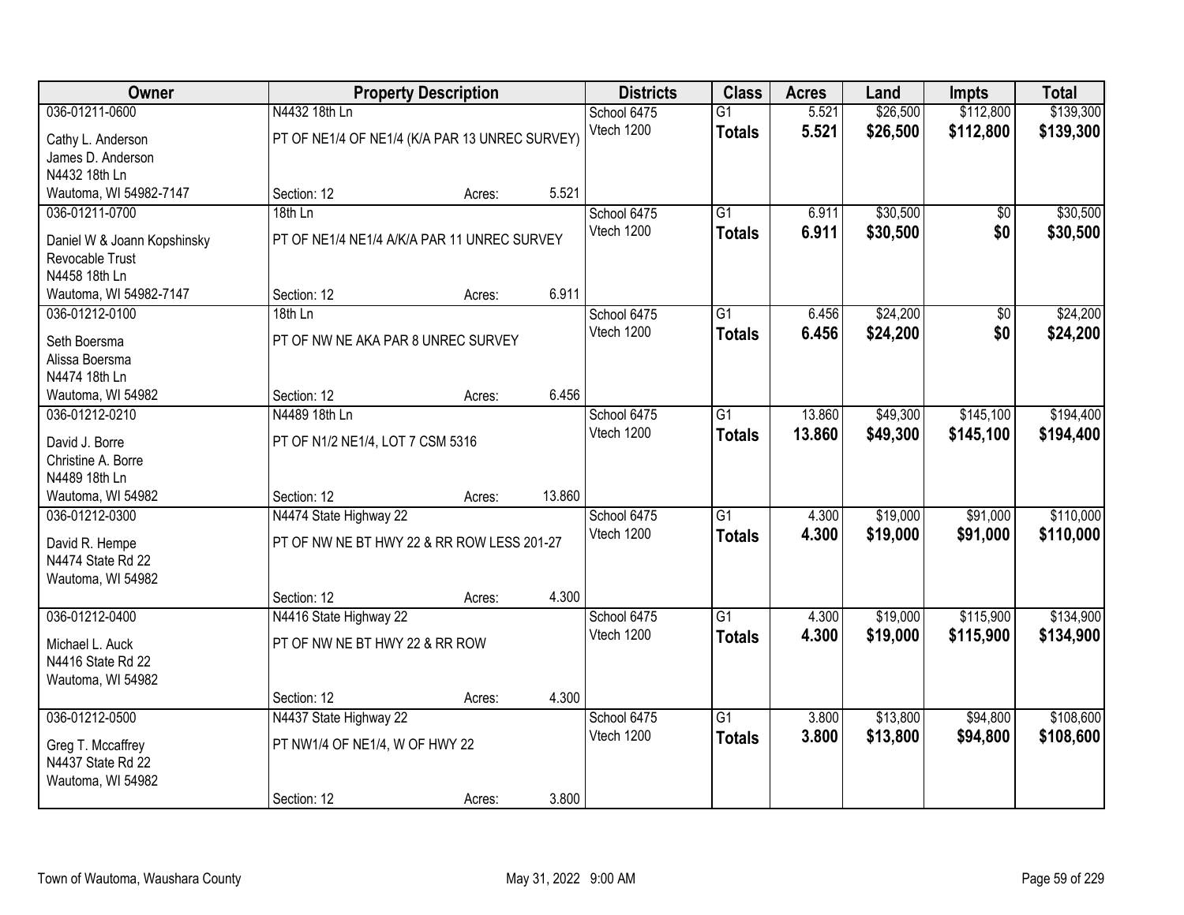| Owner | Property Description | | | Districts | Class | Acres | Land | Impts | Total |
|---|---|---|---|---|---|---|---|---|---|
| 036-01211-0600 | N4432 18th Ln | | | School 6475 | G1 | 5.521 | $26,500 | $112,800 | $139,300 |
| Cathy L. Anderson<br>James D. Anderson<br>N4432 18th Ln<br>Wautoma, WI 54982-7147 | PT OF NE1/4 OF NE1/4 (K/A PAR 13 UNREC SURVEY) | | | Vtech 1200 | **Totals** | **5.521** | **$26,500** | **$112,800** | **$139,300** |
| | Section: 12 | Acres: | 5.521 | | | | | | |
| 036-01211-0700 | 18th Ln | | | School 6475 | G1 | 6.911 | $30,500 | $0 | $30,500 |
| Daniel W & Joann Kopshinsky<br>Revocable Trust<br>N4458 18th Ln<br>Wautoma, WI 54982-7147 | PT OF NE1/4 NE1/4 A/K/A PAR 11 UNREC SURVEY | | | Vtech 1200 | **Totals** | **6.911** | **$30,500** | **$0** | **$30,500** |
| | Section: 12 | Acres: | 6.911 | | | | | | |
| 036-01212-0100 | 18th Ln | | | School 6475 | G1 | 6.456 | $24,200 | $0 | $24,200 |
| Seth Boersma<br>Alissa Boersma<br>N4474 18th Ln<br>Wautoma, WI 54982 | PT OF NW NE AKA PAR 8 UNREC SURVEY | | | Vtech 1200 | **Totals** | **6.456** | **$24,200** | **$0** | **$24,200** |
| | Section: 12 | Acres: | 6.456 | | | | | | |
| 036-01212-0210 | N4489 18th Ln | | | School 6475 | G1 | 13.860 | $49,300 | $145,100 | $194,400 |
| David J. Borre<br>Christine A. Borre<br>N4489 18th Ln<br>Wautoma, WI 54982 | PT OF N1/2 NE1/4, LOT 7 CSM 5316 | | | Vtech 1200 | **Totals** | **13.860** | **$49,300** | **$145,100** | **$194,400** |
| | Section: 12 | Acres: | 13.860 | | | | | | |
| 036-01212-0300 | N4474 State Highway 22 | | | School 6475 | G1 | 4.300 | $19,000 | $91,000 | $110,000 |
| David R. Hempe<br>N4474 State Rd 22<br>Wautoma, WI 54982 | PT OF NW NE BT HWY 22 & RR ROW LESS 201-27 | | | Vtech 1200 | **Totals** | **4.300** | **$19,000** | **$91,000** | **$110,000** |
| | Section: 12 | Acres: | 4.300 | | | | | | |
| 036-01212-0400 | N4416 State Highway 22 | | | School 6475 | G1 | 4.300 | $19,000 | $115,900 | $134,900 |
| Michael L. Auck<br>N4416 State Rd 22<br>Wautoma, WI 54982 | PT OF NW NE BT HWY 22 & RR ROW | | | Vtech 1200 | **Totals** | **4.300** | **$19,000** | **$115,900** | **$134,900** |
| | Section: 12 | Acres: | 4.300 | | | | | | |
| 036-01212-0500 | N4437 State Highway 22 | | | School 6475 | G1 | 3.800 | $13,800 | $94,800 | $108,600 |
| Greg T. Mccaffrey<br>N4437 State Rd 22<br>Wautoma, WI 54982 | PT NW1/4 OF NE1/4, W OF HWY 22 | | | Vtech 1200 | **Totals** | **3.800** | **$13,800** | **$94,800** | **$108,600** |
| | Section: 12 | Acres: | 3.800 | | | | | | |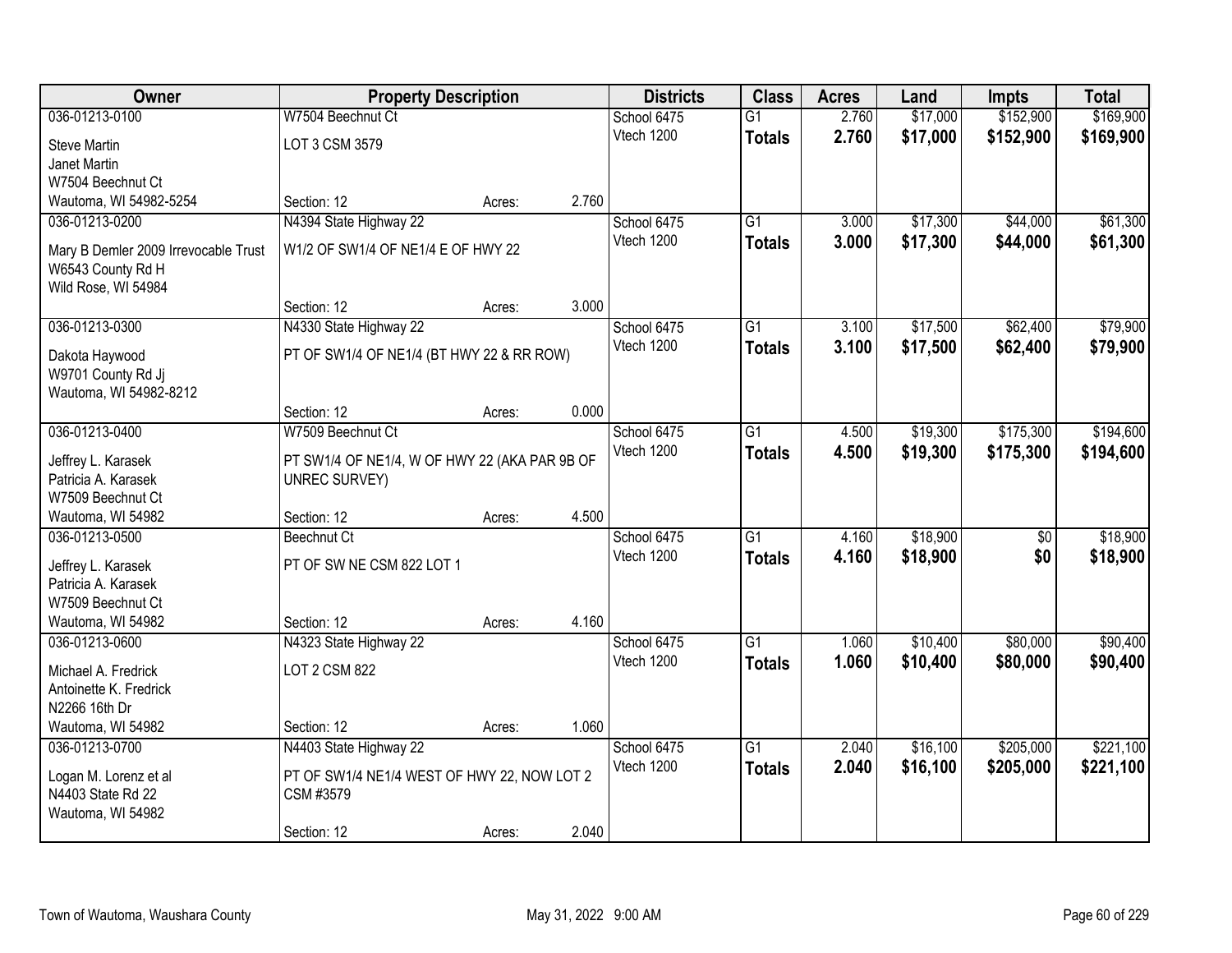| Owner | Property Description | | | Districts | Class | Acres | Land | Impts | Total |
|---|---|---|---|---|---|---|---|---|---|
| 036-01213-0100 | W7504 Beechnut Ct | | | School 6475 | G1 | 2.760 | $17,000 | $152,900 | $169,900 |
| Steve Martin<br>Janet Martin<br>W7504 Beechnut Ct<br>Wautoma, WI 54982-5254 | LOT 3 CSM 3579 | | | Vtech 1200 | **Totals** | **2.760** | **$17,000** | **$152,900** | **$169,900** |
| | Section: 12 | Acres: | 2.760 | | | | | | |
| 036-01213-0200 | N4394 State Highway 22 | | | School 6475 | G1 | 3.000 | $17,300 | $44,000 | $61,300 |
| Mary B Demler 2009 Irrevocable Trust<br>W6543 County Rd H<br>Wild Rose, WI 54984 | W1/2 OF SW1/4 OF NE1/4 E OF HWY 22 | | | Vtech 1200 | **Totals** | **3.000** | **$17,300** | **$44,000** | **$61,300** |
| | Section: 12 | Acres: | 3.000 | | | | | | |
| 036-01213-0300 | N4330 State Highway 22 | | | School 6475 | G1 | 3.100 | $17,500 | $62,400 | $79,900 |
| Dakota Haywood<br>W9701 County Rd Jj<br>Wautoma, WI 54982-8212 | PT OF SW1/4 OF NE1/4 (BT HWY 22 & RR ROW) | | | Vtech 1200 | **Totals** | **3.100** | **$17,500** | **$62,400** | **$79,900** |
| | Section: 12 | Acres: | 0.000 | | | | | | |
| 036-01213-0400 | W7509 Beechnut Ct | | | School 6475 | G1 | 4.500 | $19,300 | $175,300 | $194,600 |
| Jeffrey L. Karasek<br>Patricia A. Karasek<br>W7509 Beechnut Ct<br>Wautoma, WI 54982 | PT SW1/4 OF NE1/4, W OF HWY 22 (AKA PAR 9B OF UNREC SURVEY) | | | Vtech 1200 | **Totals** | **4.500** | **$19,300** | **$175,300** | **$194,600** |
| | Section: 12 | Acres: | 4.500 | | | | | | |
| 036-01213-0500 | Beechnut Ct | | | School 6475 | G1 | 4.160 | $18,900 | $0 | $18,900 |
| Jeffrey L. Karasek<br>Patricia A. Karasek<br>W7509 Beechnut Ct<br>Wautoma, WI 54982 | PT OF SW NE CSM 822 LOT 1 | | | Vtech 1200 | **Totals** | **4.160** | **$18,900** | **$0** | **$18,900** |
| | Section: 12 | Acres: | 4.160 | | | | | | |
| 036-01213-0600 | N4323 State Highway 22 | | | School 6475 | G1 | 1.060 | $10,400 | $80,000 | $90,400 |
| Michael A. Fredrick<br>Antoinette K. Fredrick<br>N2266 16th Dr<br>Wautoma, WI 54982 | LOT 2 CSM 822 | | | Vtech 1200 | **Totals** | **1.060** | **$10,400** | **$80,000** | **$90,400** |
| | Section: 12 | Acres: | 1.060 | | | | | | |
| 036-01213-0700 | N4403 State Highway 22 | | | School 6475 | G1 | 2.040 | $16,100 | $205,000 | $221,100 |
| Logan M. Lorenz et al<br>N4403 State Rd 22<br>Wautoma, WI 54982 | PT OF SW1/4 NE1/4 WEST OF HWY 22, NOW LOT 2 CSM #3579 | | | Vtech 1200 | **Totals** | **2.040** | **$16,100** | **$205,000** | **$221,100** |
| | Section: 12 | Acres: | 2.040 | | | | | | |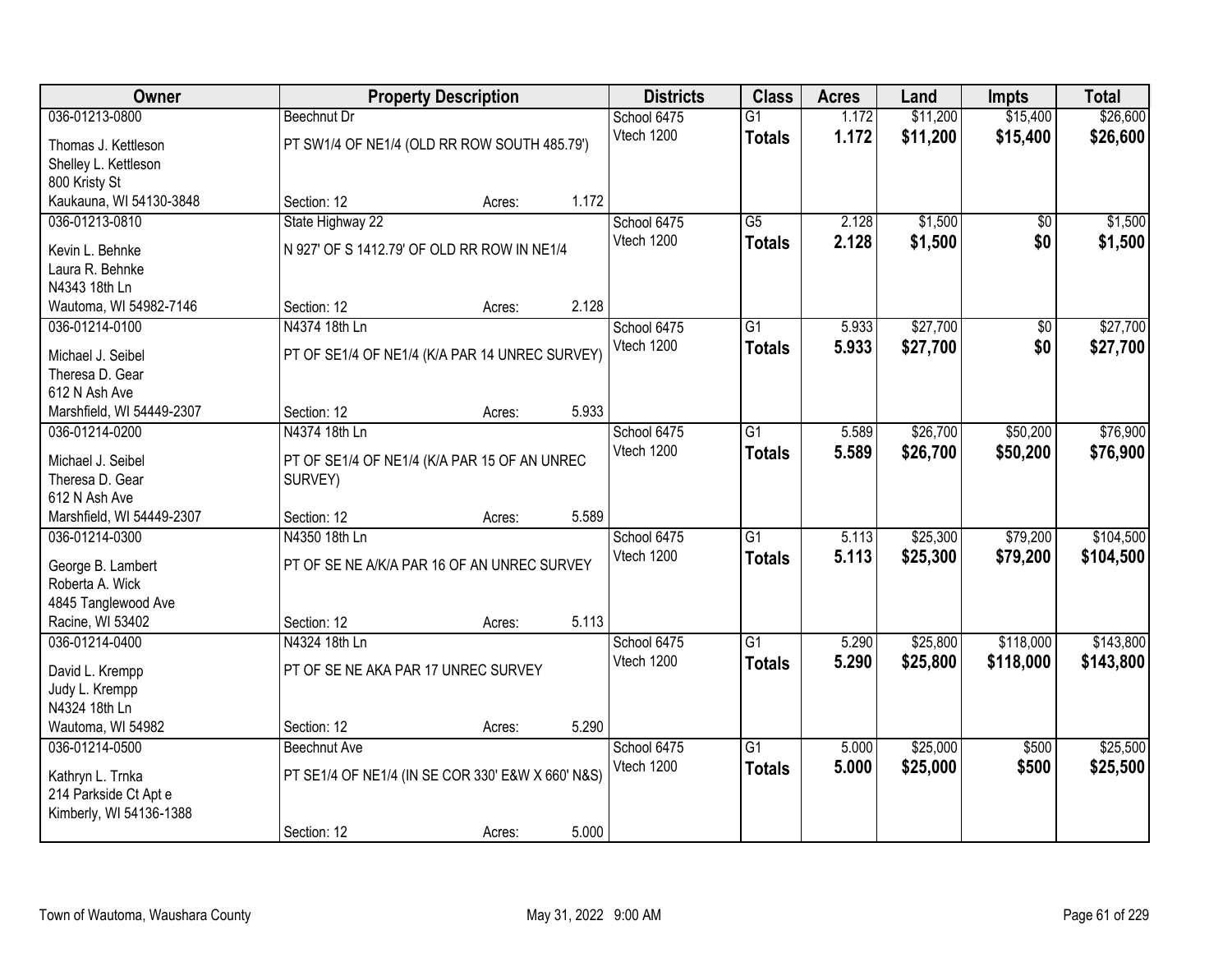| Owner | Property Description | Districts | Class | Acres | Land | Impts | Total |
|---|---|---|---|---|---|---|---|
| 036-01213-0800<br>Thomas J. Kettleson<br>Shelley L. Kettleson<br>800 Kristy St<br>Kaukauna, WI 54130-3848 | Beechnut Dr<br>PT SW1/4 OF NE1/4 (OLD RR ROW SOUTH 485.79')<br>Section: 12 Acres: 1.172 | School 6475<br>Vtech 1200 | G1<br>**Totals** | 1.172<br>**1.172** | $11,200<br>**$11,200** | $15,400<br>**$15,400** | $26,600<br>**$26,600** |
| 036-01213-0810<br>Kevin L. Behnke<br>Laura R. Behnke<br>N4343 18th Ln<br>Wautoma, WI 54982-7146 | State Highway 22<br>N 927' OF S 1412.79' OF OLD RR ROW IN NE1/4<br>Section: 12 Acres: 2.128 | School 6475<br>Vtech 1200 | G5<br>**Totals** | 2.128<br>**2.128** | $1,500<br>**$1,500** | $0<br>**$0** | $1,500<br>**$1,500** |
| 036-01214-0100<br>Michael J. Seibel<br>Theresa D. Gear<br>612 N Ash Ave<br>Marshfield, WI 54449-2307 | N4374 18th Ln<br>PT OF SE1/4 OF NE1/4 (K/A PAR 14 UNREC SURVEY)<br>Section: 12 Acres: 5.933 | School 6475<br>Vtech 1200 | G1<br>**Totals** | 5.933<br>**5.933** | $27,700<br>**$27,700** | $0<br>**$0** | $27,700<br>**$27,700** |
| 036-01214-0200<br>Michael J. Seibel<br>Theresa D. Gear<br>612 N Ash Ave<br>Marshfield, WI 54449-2307 | N4374 18th Ln<br>PT OF SE1/4 OF NE1/4 (K/A PAR 15 OF AN UNREC SURVEY)<br>Section: 12 Acres: 5.589 | School 6475<br>Vtech 1200 | G1<br>**Totals** | 5.589<br>**5.589** | $26,700<br>**$26,700** | $50,200<br>**$50,200** | $76,900<br>**$76,900** |
| 036-01214-0300<br>George B. Lambert<br>Roberta A. Wick<br>4845 Tanglewood Ave<br>Racine, WI 53402 | N4350 18th Ln<br>PT OF SE NE A/K/A PAR 16 OF AN UNREC SURVEY<br>Section: 12 Acres: 5.113 | School 6475<br>Vtech 1200 | G1<br>**Totals** | 5.113<br>**5.113** | $25,300<br>**$25,300** | $79,200<br>**$79,200** | $104,500<br>**$104,500** |
| 036-01214-0400<br>David L. Krempp<br>Judy L. Krempp<br>N4324 18th Ln<br>Wautoma, WI 54982 | N4324 18th Ln<br>PT OF SE NE AKA PAR 17 UNREC SURVEY<br>Section: 12 Acres: 5.290 | School 6475<br>Vtech 1200 | G1<br>**Totals** | 5.290<br>**5.290** | $25,800<br>**$25,800** | $118,000<br>**$118,000** | $143,800<br>**$143,800** |
| 036-01214-0500<br>Kathryn L. Trnka<br>214 Parkside Ct Apt e<br>Kimberly, WI 54136-1388 | Beechnut Ave<br>PT SE1/4 OF NE1/4 (IN SE COR 330' E&W X 660' N&S)<br>Section: 12 Acres: 5.000 | School 6475<br>Vtech 1200 | G1<br>**Totals** | 5.000<br>**5.000** | $25,000<br>**$25,000** | $500<br>**$500** | $25,500<br>**$25,500** |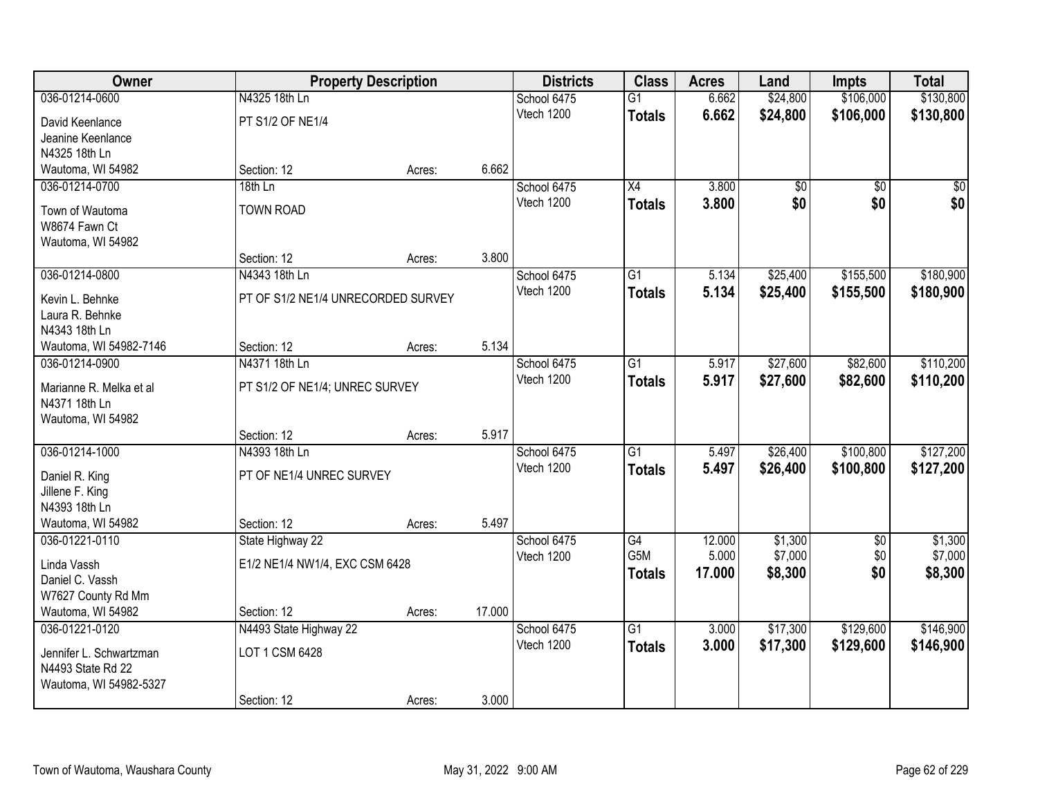| Owner | Property Description | | | Districts | Class | Acres | Land | Impts | Total |
|---|---|---|---|---|---|---|---|---|---|
| 036-01214-0600 | N4325 18th Ln | | | School 6475 | G1 | 6.662 | $24,800 | $106,000 | $130,800 |
| David Keenlance<br>Jeanine Keenlance<br>N4325 18th Ln<br>Wautoma, WI 54982 | PT S1/2 OF NE1/4 | | | Vtech 1200 | **Totals** | **6.662** | **$24,800** | **$106,000** | **$130,800** |
| | Section: 12 | Acres: | 6.662 | | | | | | |
| 036-01214-0700 | 18th Ln | | | School 6475 | X4 | 3.800 | $0 | $0 | $0 |
| Town of Wautoma<br>W8674 Fawn Ct<br>Wautoma, WI 54982 | TOWN ROAD | | | Vtech 1200 | **Totals** | **3.800** | **$0** | **$0** | **$0** |
| | Section: 12 | Acres: | 3.800 | | | | | | |
| 036-01214-0800 | N4343 18th Ln | | | School 6475 | G1 | 5.134 | $25,400 | $155,500 | $180,900 |
| Kevin L. Behnke<br>Laura R. Behnke<br>N4343 18th Ln<br>Wautoma, WI 54982-7146 | PT OF S1/2 NE1/4 UNRECORDED SURVEY | | | Vtech 1200 | **Totals** | **5.134** | **$25,400** | **$155,500** | **$180,900** |
| | Section: 12 | Acres: | 5.134 | | | | | | |
| 036-01214-0900 | N4371 18th Ln | | | School 6475 | G1 | 5.917 | $27,600 | $82,600 | $110,200 |
| Marianne R. Melka et al<br>N4371 18th Ln<br>Wautoma, WI 54982 | PT S1/2 OF NE1/4; UNREC SURVEY | | | Vtech 1200 | **Totals** | **5.917** | **$27,600** | **$82,600** | **$110,200** |
| | Section: 12 | Acres: | 5.917 | | | | | | |
| 036-01214-1000 | N4393 18th Ln | | | School 6475 | G1 | 5.497 | $26,400 | $100,800 | $127,200 |
| Daniel R. King<br>Jillene F. King<br>N4393 18th Ln<br>Wautoma, WI 54982 | PT OF NE1/4 UNREC SURVEY | | | Vtech 1200 | **Totals** | **5.497** | **$26,400** | **$100,800** | **$127,200** |
| | Section: 12 | Acres: | 5.497 | | | | | | |
| 036-01221-0110 | State Highway 22 | | | School 6475 | G4 | 12.000 | $1,300 | $0 | $1,300 |
| Linda Vassh<br>Daniel C. Vassh<br>W7627 County Rd Mm<br>Wautoma, WI 54982 | E1/2 NE1/4 NW1/4, EXC CSM 6428 | | | Vtech 1200 | G5M | 5.000 | $7,000 | $0 | $7,000 |
| | | | | | **Totals** | **17.000** | **$8,300** | **$0** | **$8,300** |
| | Section: 12 | Acres: | 17.000 | | | | | | |
| 036-01221-0120 | N4493 State Highway 22 | | | School 6475 | G1 | 3.000 | $17,300 | $129,600 | $146,900 |
| Jennifer L. Schwartzman<br>N4493 State Rd 22<br>Wautoma, WI 54982-5327 | LOT 1 CSM 6428 | | | Vtech 1200 | **Totals** | **3.000** | **$17,300** | **$129,600** | **$146,900** |
| | Section: 12 | Acres: | 3.000 | | | | | | |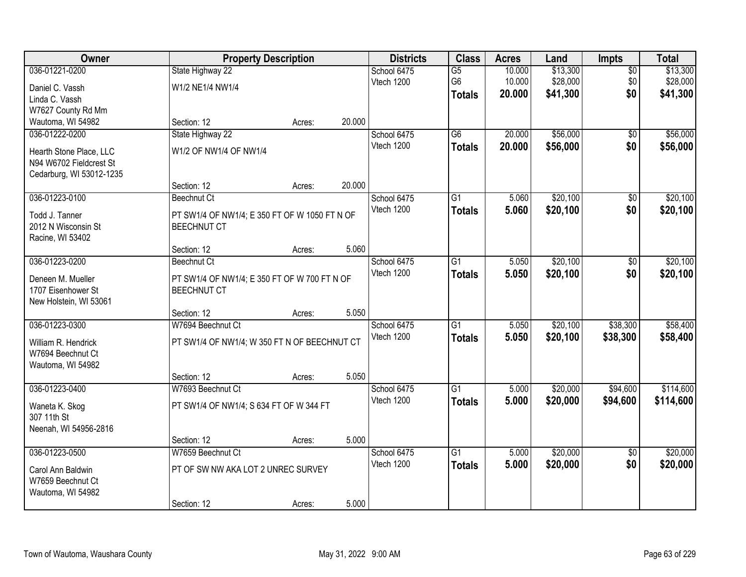| Owner | Property Description | Districts | Class | Acres | Land | Impts | Total |
|---|---|---|---|---|---|---|---|
| 036-01221-0200<br>Daniel C. Vassh<br>Linda C. Vassh<br>W7627 County Rd Mm<br>Wautoma, WI 54982 | State Highway 22<br>W1/2 NE1/4 NW1/4<br>Section: 12 Acres: 20.000 | School 6475<br>Vtech 1200 | G5<br>G6<br>**Totals** | 10.000<br>10.000<br>**20.000** | $13,300<br>$28,000<br>**$41,300** | $0<br>$0<br>**$0** | $13,300<br>$28,000<br>**$41,300** |
| 036-01222-0200<br>Hearth Stone Place, LLC<br>N94 W6702 Fieldcrest St<br>Cedarburg, WI 53012-1235 | State Highway 22<br>W1/2 OF NW1/4 OF NW1/4<br>Section: 12 Acres: 20.000 | School 6475<br>Vtech 1200 | G6<br>**Totals** | 20.000<br>**20.000** | $56,000<br>**$56,000** | $0<br>**$0** | $56,000<br>**$56,000** |
| 036-01223-0100<br>Todd J. Tanner<br>2012 N Wisconsin St<br>Racine, WI 53402 | Beechnut Ct<br>PT SW1/4 OF NW1/4; E 350 FT OF W 1050 FT N OF BEECHNUT CT<br>Section: 12 Acres: 5.060 | School 6475<br>Vtech 1200 | G1<br>**Totals** | 5.060<br>**5.060** | $20,100<br>**$20,100** | $0<br>**$0** | $20,100<br>**$20,100** |
| 036-01223-0200<br>Deneen M. Mueller<br>1707 Eisenhower St<br>New Holstein, WI 53061 | Beechnut Ct<br>PT SW1/4 OF NW1/4; E 350 FT OF W 700 FT N OF BEECHNUT CT<br>Section: 12 Acres: 5.050 | School 6475<br>Vtech 1200 | G1<br>**Totals** | 5.050<br>**5.050** | $20,100<br>**$20,100** | $0<br>**$0** | $20,100<br>**$20,100** |
| 036-01223-0300<br>William R. Hendrick<br>W7694 Beechnut Ct<br>Wautoma, WI 54982 | W7694 Beechnut Ct<br>PT SW1/4 OF NW1/4; W 350 FT N OF BEECHNUT CT<br>Section: 12 Acres: 5.050 | School 6475<br>Vtech 1200 | G1<br>**Totals** | 5.050<br>**5.050** | $20,100<br>**$20,100** | $38,300<br>**$38,300** | $58,400<br>**$58,400** |
| 036-01223-0400<br>Waneta K. Skog<br>307 11th St<br>Neenah, WI 54956-2816 | W7693 Beechnut Ct<br>PT SW1/4 OF NW1/4; S 634 FT OF W 344 FT<br>Section: 12 Acres: 5.000 | School 6475<br>Vtech 1200 | G1<br>**Totals** | 5.000<br>**5.000** | $20,000<br>**$20,000** | $94,600<br>**$94,600** | $114,600<br>**$114,600** |
| 036-01223-0500<br>Carol Ann Baldwin<br>W7659 Beechnut Ct<br>Wautoma, WI 54982 | W7659 Beechnut Ct<br>PT OF SW NW AKA LOT 2 UNREC SURVEY<br>Section: 12 Acres: 5.000 | School 6475<br>Vtech 1200 | G1<br>**Totals** | 5.000<br>**5.000** | $20,000<br>**$20,000** | $0<br>**$0** | $20,000<br>**$20,000** |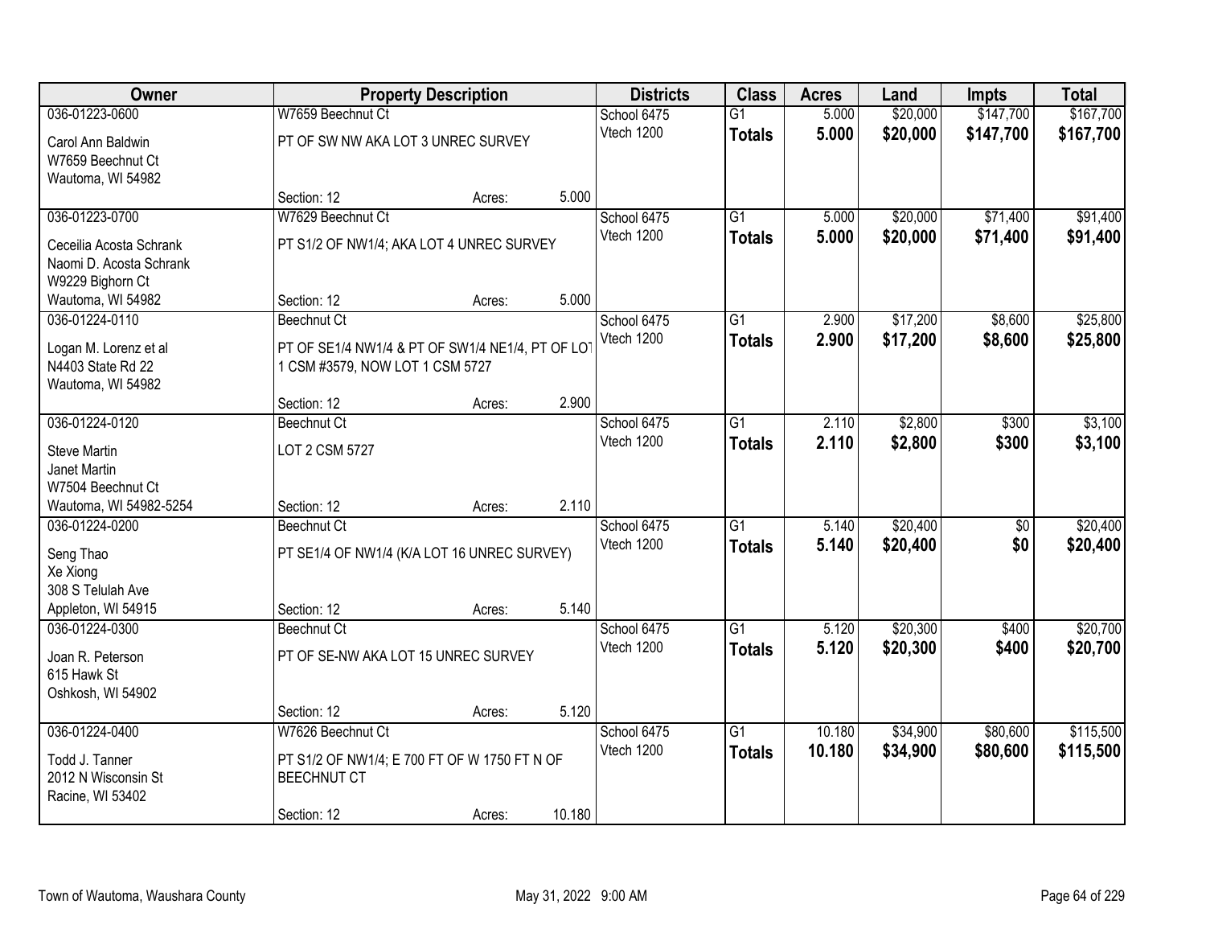| Owner | Property Description | | | Districts | Class | Acres | Land | Impts | Total |
|---|---|---|---|---|---|---|---|---|---|
| 036-01223-0600 | W7659 Beechnut Ct | | | School 6475 | G1 | 5.000 | $20,000 | $147,700 | $167,700 |
| Carol Ann Baldwin<br>W7659 Beechnut Ct<br>Wautoma, WI 54982 | PT OF SW NW AKA LOT 3 UNREC SURVEY | | | Vtech 1200 | **Totals** | **5.000** | **$20,000** | **$147,700** | **$167,700** |
| | Section: 12 | Acres: | 5.000 | | | | | | |
| 036-01223-0700 | W7629 Beechnut Ct | | | School 6475 | G1 | 5.000 | $20,000 | $71,400 | $91,400 |
| Ceceilia Acosta Schrank<br>Naomi D. Acosta Schrank<br>W9229 Bighorn Ct<br>Wautoma, WI 54982 | PT S1/2 OF NW1/4; AKA LOT 4 UNREC SURVEY | | | Vtech 1200 | **Totals** | **5.000** | **$20,000** | **$71,400** | **$91,400** |
| | Section: 12 | Acres: | 5.000 | | | | | | |
| 036-01224-0110 | Beechnut Ct | | | School 6475 | G1 | 2.900 | $17,200 | $8,600 | $25,800 |
| Logan M. Lorenz et al<br>N4403 State Rd 22<br>Wautoma, WI 54982 | PT OF SE1/4 NW1/4 & PT OF SW1/4 NE1/4, PT OF LOT 1 CSM #3579, NOW LOT 1 CSM 5727 | | | Vtech 1200 | **Totals** | **2.900** | **$17,200** | **$8,600** | **$25,800** |
| | Section: 12 | Acres: | 2.900 | | | | | | |
| 036-01224-0120 | Beechnut Ct | | | School 6475 | G1 | 2.110 | $2,800 | $300 | $3,100 |
| Steve Martin<br>Janet Martin<br>W7504 Beechnut Ct<br>Wautoma, WI 54982-5254 | LOT 2 CSM 5727 | | | Vtech 1200 | **Totals** | **2.110** | **$2,800** | **$300** | **$3,100** |
| | Section: 12 | Acres: | 2.110 | | | | | | |
| 036-01224-0200 | Beechnut Ct | | | School 6475 | G1 | 5.140 | $20,400 | $0 | $20,400 |
| Seng Thao<br>Xe Xiong<br>308 S Telulah Ave<br>Appleton, WI 54915 | PT SE1/4 OF NW1/4 (K/A LOT 16 UNREC SURVEY) | | | Vtech 1200 | **Totals** | **5.140** | **$20,400** | **$0** | **$20,400** |
| | Section: 12 | Acres: | 5.140 | | | | | | |
| 036-01224-0300 | Beechnut Ct | | | School 6475 | G1 | 5.120 | $20,300 | $400 | $20,700 |
| Joan R. Peterson<br>615 Hawk St<br>Oshkosh, WI 54902 | PT OF SE-NW AKA LOT 15 UNREC SURVEY | | | Vtech 1200 | **Totals** | **5.120** | **$20,300** | **$400** | **$20,700** |
| | Section: 12 | Acres: | 5.120 | | | | | | |
| 036-01224-0400 | W7626 Beechnut Ct | | | School 6475 | G1 | 10.180 | $34,900 | $80,600 | $115,500 |
| Todd J. Tanner<br>2012 N Wisconsin St<br>Racine, WI 53402 | PT S1/2 OF NW1/4; E 700 FT OF W 1750 FT N OF BEECHNUT CT | | | Vtech 1200 | **Totals** | **10.180** | **$34,900** | **$80,600** | **$115,500** |
| | Section: 12 | Acres: | 10.180 | | | | | | |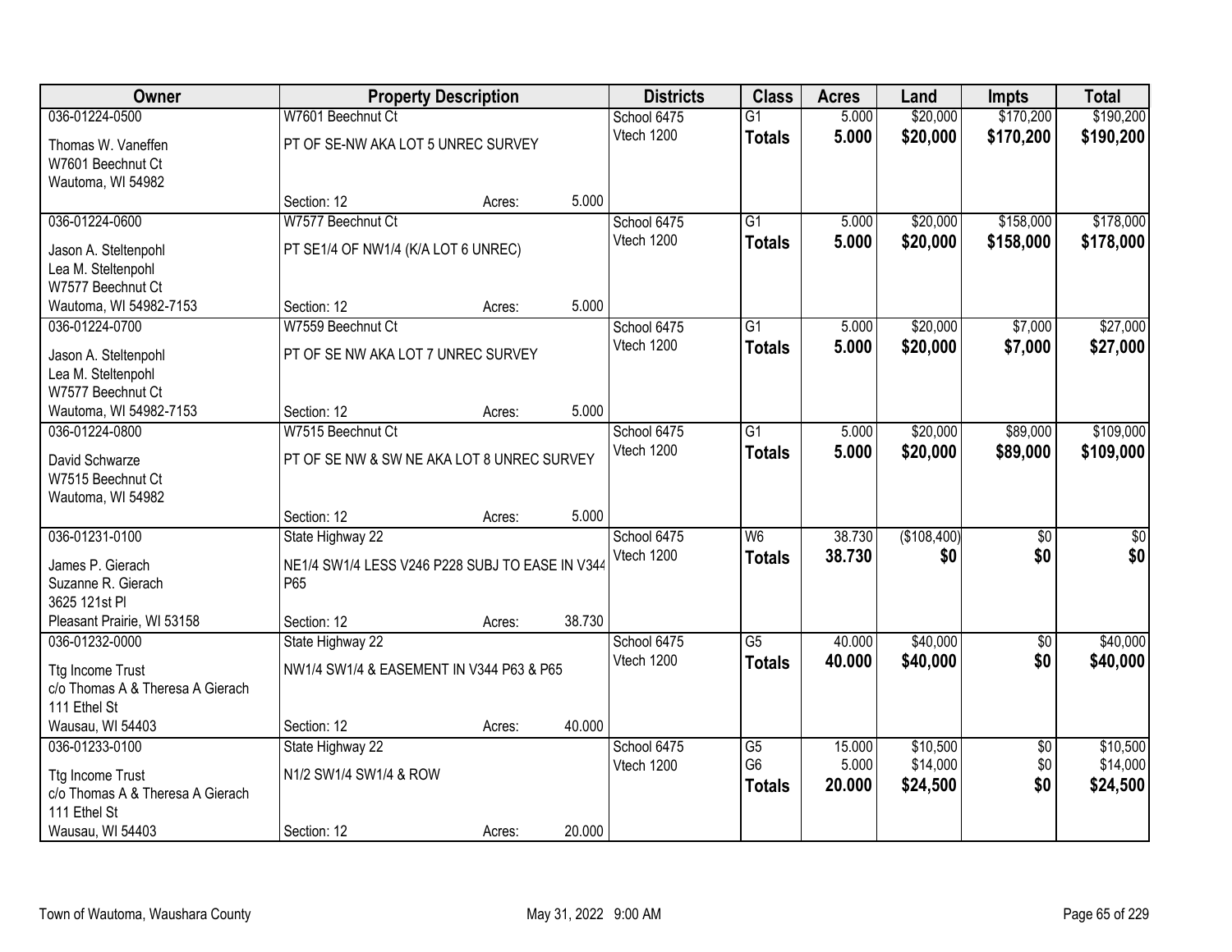| Owner | Property Description | | | Districts | Class | Acres | Land | Impts | Total |
|---|---|---|---|---|---|---|---|---|---|
| 036-01224-0500 | W7601 Beechnut Ct | | | School 6475 | G1 | 5.000 | $20,000 | $170,200 | $190,200 |
| Thomas W. Vaneffen<br>W7601 Beechnut Ct<br>Wautoma, WI 54982 | PT OF SE-NW AKA LOT 5 UNREC SURVEY | | | Vtech 1200 | **Totals** | **5.000** | **$20,000** | **$170,200** | **$190,200** |
| | Section: 12 | Acres: | 5.000 | | | | | | |
| 036-01224-0600 | W7577 Beechnut Ct | | | School 6475 | G1 | 5.000 | $20,000 | $158,000 | $178,000 |
| Jason A. Steltenpohl<br>Lea M. Steltenpohl<br>W7577 Beechnut Ct<br>Wautoma, WI 54982-7153 | PT SE1/4 OF NW1/4 (K/A LOT 6 UNREC) | | | Vtech 1200 | **Totals** | **5.000** | **$20,000** | **$158,000** | **$178,000** |
| | Section: 12 | Acres: | 5.000 | | | | | | |
| 036-01224-0700 | W7559 Beechnut Ct | | | School 6475 | G1 | 5.000 | $20,000 | $7,000 | $27,000 |
| Jason A. Steltenpohl<br>Lea M. Steltenpohl<br>W7577 Beechnut Ct<br>Wautoma, WI 54982-7153 | PT OF SE NW AKA LOT 7 UNREC SURVEY | | | Vtech 1200 | **Totals** | **5.000** | **$20,000** | **$7,000** | **$27,000** |
| | Section: 12 | Acres: | 5.000 | | | | | | |
| 036-01224-0800 | W7515 Beechnut Ct | | | School 6475 | G1 | 5.000 | $20,000 | $89,000 | $109,000 |
| David Schwarze<br>W7515 Beechnut Ct<br>Wautoma, WI 54982 | PT OF SE NW & SW NE AKA LOT 8 UNREC SURVEY | | | Vtech 1200 | **Totals** | **5.000** | **$20,000** | **$89,000** | **$109,000** |
| | Section: 12 | Acres: | 5.000 | | | | | | |
| 036-01231-0100 | State Highway 22 | | | School 6475 | W6 | 38.730 | ($108,400) | $0 | $0 |
| James P. Gierach<br>Suzanne R. Gierach<br>3625 121st Pl<br>Pleasant Prairie, WI 53158 | NE1/4 SW1/4 LESS V246 P228 SUBJ TO EASE IN V344 P65 | | | Vtech 1200 | **Totals** | **38.730** | **$0** | **$0** | **$0** |
| | Section: 12 | Acres: | 38.730 | | | | | | |
| 036-01232-0000 | State Highway 22 | | | School 6475 | G5 | 40.000 | $40,000 | $0 | $40,000 |
| Ttg Income Trust<br>c/o Thomas A & Theresa A Gierach<br>111 Ethel St<br>Wausau, WI 54403 | NW1/4 SW1/4 & EASEMENT IN V344 P63 & P65 | | | Vtech 1200 | **Totals** | **40.000** | **$40,000** | **$0** | **$40,000** |
| | Section: 12 | Acres: | 40.000 | | | | | | |
| 036-01233-0100 | State Highway 22 | | | School 6475 | G5 | 15.000 | $10,500 | $0 | $10,500 |
| Ttg Income Trust<br>c/o Thomas A & Theresa A Gierach<br>111 Ethel St<br>Wausau, WI 54403 | N1/2 SW1/4 SW1/4 & ROW | | | Vtech 1200 | G6 | 5.000 | $14,000 | $0 | $14,000 |
| | | | | | **Totals** | **20.000** | **$24,500** | **$0** | **$24,500** |
| | Section: 12 | Acres: | 20.000 | | | | | | |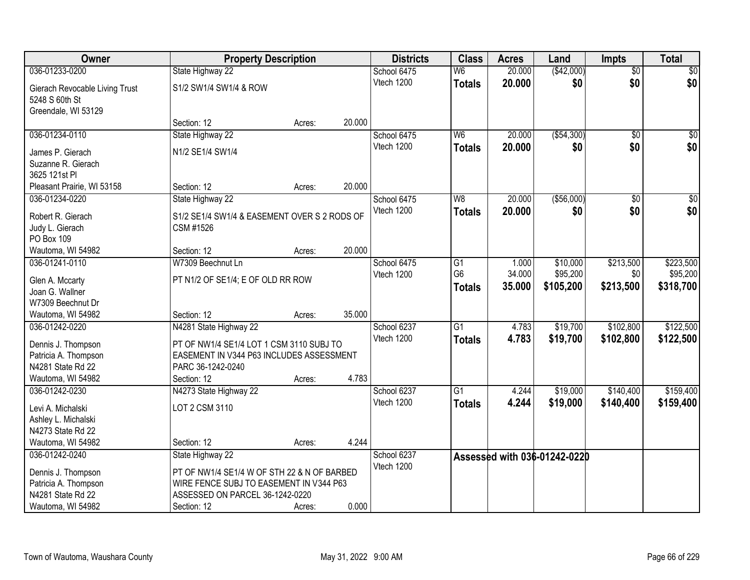| Owner | Property Description | Districts | Class | Acres | Land | Impts | Total |
|---|---|---|---|---|---|---|---|
| 036-01233-0200<br>Gierach Revocable Living Trust<br>5248 S 60th St<br>Greendale, WI 53129 | State Highway 22<br>S1/2 SW1/4 SW1/4 & ROW<br>Section: 12 Acres: 20.000 | School 6475<br>Vtech 1200 | W6<br>**Totals** | 20.000<br>**20.000** | ($42,000)<br>**$0** | $0<br>**$0** | $0<br>**$0** |
| 036-01234-0110<br>James P. Gierach<br>Suzanne R. Gierach<br>3625 121st Pl<br>Pleasant Prairie, WI 53158 | State Highway 22<br>N1/2 SE1/4 SW1/4<br>Section: 12 Acres: 20.000 | School 6475<br>Vtech 1200 | W6<br>**Totals** | 20.000<br>**20.000** | ($54,300)<br>**$0** | $0<br>**$0** | $0<br>**$0** |
| 036-01234-0220<br>Robert R. Gierach<br>Judy L. Gierach<br>PO Box 109<br>Wautoma, WI 54982 | State Highway 22<br>S1/2 SE1/4 SW1/4 & EASEMENT OVER S 2 RODS OF CSM #1526<br>Section: 12 Acres: 20.000 | School 6475<br>Vtech 1200 | W8<br>**Totals** | 20.000<br>**20.000** | ($56,000)<br>**$0** | $0<br>**$0** | $0<br>**$0** |
| 036-01241-0110<br>Glen A. Mccarty<br>Joan G. Wallner<br>W7309 Beechnut Dr<br>Wautoma, WI 54982 | W7309 Beechnut Ln<br>PT N1/2 OF SE1/4; E OF OLD RR ROW<br>Section: 12 Acres: 35.000 | School 6475<br>Vtech 1200 | G1<br>G6<br>**Totals** | 1.000<br>34.000<br>**35.000** | $10,000<br>$95,200<br>**$105,200** | $213,500<br>$0<br>**$213,500** | $223,500<br>$95,200<br>**$318,700** |
| 036-01242-0220<br>Dennis J. Thompson<br>Patricia A. Thompson<br>N4281 State Rd 22<br>Wautoma, WI 54982 | N4281 State Highway 22<br>PT OF NW1/4 SE1/4 LOT 1 CSM 3110 SUBJ TO EASEMENT IN V344 P63 INCLUDES ASSESSMENT PARC 36-1242-0240<br>Section: 12 Acres: 4.783 | School 6237<br>Vtech 1200 | G1<br>**Totals** | 4.783<br>**4.783** | $19,700<br>**$19,700** | $102,800<br>**$102,800** | $122,500<br>**$122,500** |
| 036-01242-0230<br>Levi A. Michalski<br>Ashley L. Michalski<br>N4273 State Rd 22<br>Wautoma, WI 54982 | N4273 State Highway 22<br>LOT 2 CSM 3110<br>Section: 12 Acres: 4.244 | School 6237<br>Vtech 1200 | G1<br>**Totals** | 4.244<br>**4.244** | $19,000<br>**$19,000** | $140,400<br>**$140,400** | $159,400<br>**$159,400** |
| 036-01242-0240<br>Dennis J. Thompson<br>Patricia A. Thompson<br>N4281 State Rd 22<br>Wautoma, WI 54982 | State Highway 22<br>PT OF NW1/4 SE1/4 W OF STH 22 & N OF BARBED WIRE FENCE SUBJ TO EASEMENT IN V344 P63 ASSESSED ON PARCEL 36-1242-0220<br>Section: 12 Acres: 0.000 | School 6237<br>Vtech 1200 | **Assessed with 036-01242-0220** | | | | |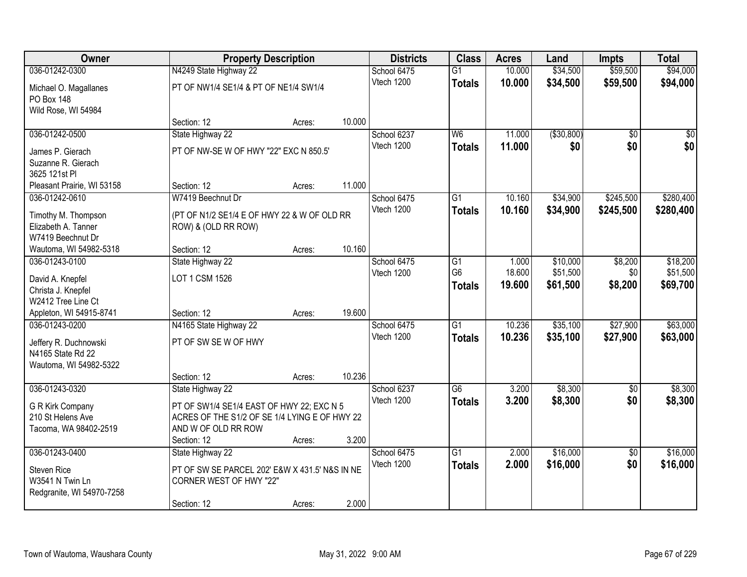| Owner | Property Description | | | Districts | Class | Acres | Land | Impts | Total |
|---|---|---|---|---|---|---|---|---|---|
| 036-01242-0300 | N4249 State Highway 22 | | | School 6475 | G1 | 10.000 | $34,500 | $59,500 | $94,000 |
| Michael O. Magallanes<br>PO Box 148<br>Wild Rose, WI 54984 | PT OF NW1/4 SE1/4 & PT OF NE1/4 SW1/4 | | | Vtech 1200 | **Totals** | **10.000** | **$34,500** | **$59,500** | **$94,000** |
| | Section: 12 | Acres: | 10.000 | | | | | | |
| 036-01242-0500 | State Highway 22 | | | School 6237 | W6 | 11.000 | ($30,800) | $0 | $0 |
| James P. Gierach<br>Suzanne R. Gierach<br>3625 121st Pl<br>Pleasant Prairie, WI 53158 | PT OF NW-SE W OF HWY "22" EXC N 850.5' | | | Vtech 1200 | **Totals** | **11.000** | **$0** | **$0** | **$0** |
| | Section: 12 | Acres: | 11.000 | | | | | | |
| 036-01242-0610 | W7419 Beechnut Dr | | | School 6475 | G1 | 10.160 | $34,900 | $245,500 | $280,400 |
| Timothy M. Thompson<br>Elizabeth A. Tanner<br>W7419 Beechnut Dr<br>Wautoma, WI 54982-5318 | (PT OF N1/2 SE1/4 E OF HWY 22 & W OF OLD RR ROW) & (OLD RR ROW) | | | Vtech 1200 | **Totals** | **10.160** | **$34,900** | **$245,500** | **$280,400** |
| | Section: 12 | Acres: | 10.160 | | | | | | |
| 036-01243-0100 | State Highway 22 | | | School 6475 | G1 | 1.000 | $10,000 | $8,200 | $18,200 |
| David A. Knepfel<br>Christa J. Knepfel<br>W2412 Tree Line Ct<br>Appleton, WI 54915-8741 | LOT 1 CSM 1526 | | | Vtech 1200 | G6 | 18.600 | $51,500 | $0 | $51,500 |
| | | | | | **Totals** | **19.600** | **$61,500** | **$8,200** | **$69,700** |
| | Section: 12 | Acres: | 19.600 | | | | | | |
| 036-01243-0200 | N4165 State Highway 22 | | | School 6475 | G1 | 10.236 | $35,100 | $27,900 | $63,000 |
| Jeffery R. Duchnowski<br>N4165 State Rd 22<br>Wautoma, WI 54982-5322 | PT OF SW SE W OF HWY | | | Vtech 1200 | **Totals** | **10.236** | **$35,100** | **$27,900** | **$63,000** |
| | Section: 12 | Acres: | 10.236 | | | | | | |
| 036-01243-0320 | State Highway 22 | | | School 6237 | G6 | 3.200 | $8,300 | $0 | $8,300 |
| G R Kirk Company<br>210 St Helens Ave<br>Tacoma, WA 98402-2519 | PT OF SW1/4 SE1/4 EAST OF HWY 22; EXC N 5 ACRES OF THE S1/2 OF SE 1/4 LYING E OF HWY 22 AND W OF OLD RR ROW | | | Vtech 1200 | **Totals** | **3.200** | **$8,300** | **$0** | **$8,300** |
| | Section: 12 | Acres: | 3.200 | | | | | | |
| 036-01243-0400 | State Highway 22 | | | School 6475 | G1 | 2.000 | $16,000 | $0 | $16,000 |
| Steven Rice<br>W3541 N Twin Ln<br>Redgranite, WI 54970-7258 | PT OF SW SE PARCEL 202' E&W X 431.5' N&S IN NE CORNER WEST OF HWY "22" | | | Vtech 1200 | **Totals** | **2.000** | **$16,000** | **$0** | **$16,000** |
| | Section: 12 | Acres: | 2.000 | | | | | | |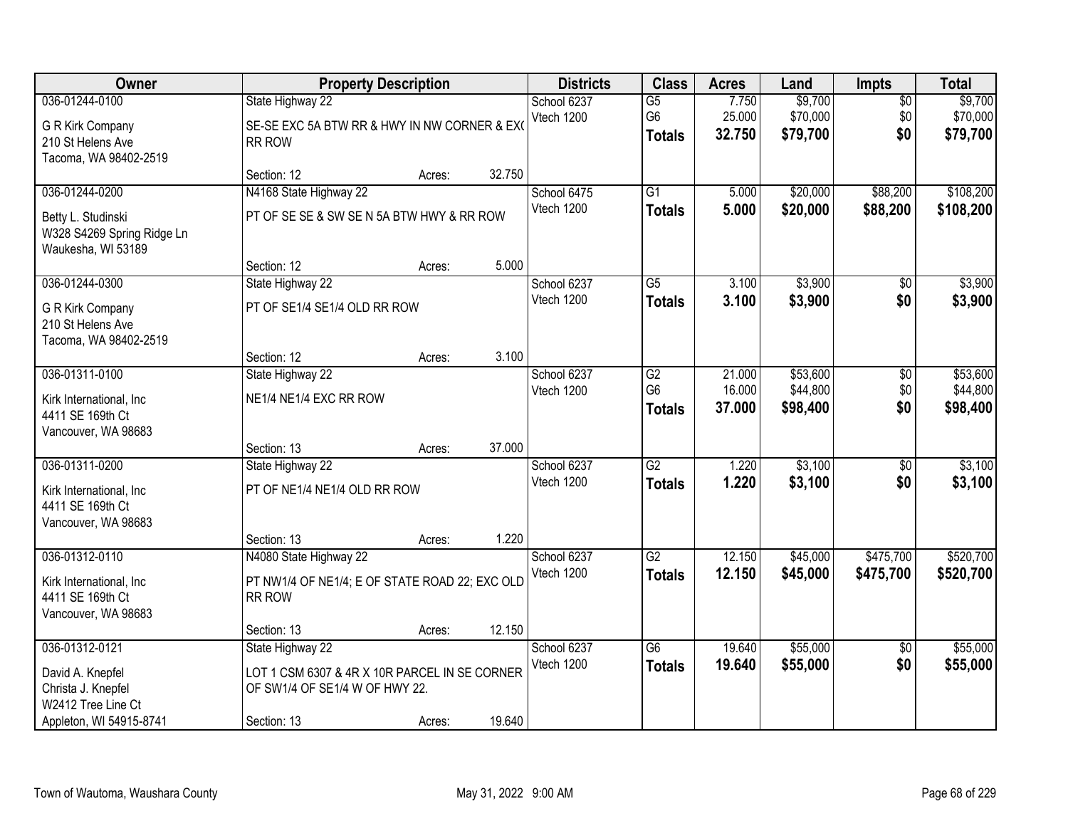| Owner | Property Description | Districts | Class | Acres | Land | Impts | Total |
|---|---|---|---|---|---|---|---|
| 036-01244-0100<br>G R Kirk Company<br>210 St Helens Ave<br>Tacoma, WA 98402-2519 | State Highway 22<br>SE-SE EXC 5A BTW RR & HWY IN NW CORNER & EX( RR ROW<br>Section: 12 Acres: 32.750 | School 6237<br>Vtech 1200 | G5<br>G6<br>**Totals** | 7.750<br>25.000<br>**32.750** | $9,700<br>$70,000<br>**$79,700** | $0<br>$0<br>**$0** | $9,700<br>$70,000<br>**$79,700** |
| 036-01244-0200<br>Betty L. Studinski<br>W328 S4269 Spring Ridge Ln<br>Waukesha, WI 53189 | N4168 State Highway 22<br>PT OF SE SE & SW SE N 5A BTW HWY & RR ROW<br>Section: 12 Acres: 5.000 | School 6475<br>Vtech 1200 | G1<br>**Totals** | 5.000<br>**5.000** | $20,000<br>**$20,000** | $88,200<br>**$88,200** | $108,200<br>**$108,200** |
| 036-01244-0300<br>G R Kirk Company<br>210 St Helens Ave<br>Tacoma, WA 98402-2519 | State Highway 22<br>PT OF SE1/4 SE1/4 OLD RR ROW<br>Section: 12 Acres: 3.100 | School 6237<br>Vtech 1200 | G5<br>**Totals** | 3.100<br>**3.100** | $3,900<br>**$3,900** | $0<br>**$0** | $3,900<br>**$3,900** |
| 036-01311-0100<br>Kirk International, Inc<br>4411 SE 169th Ct<br>Vancouver, WA 98683 | State Highway 22<br>NE1/4 NE1/4 EXC RR ROW<br>Section: 13 Acres: 37.000 | School 6237<br>Vtech 1200 | G2<br>G6<br>**Totals** | 21.000<br>16.000<br>**37.000** | $53,600<br>$44,800<br>**$98,400** | $0<br>$0<br>**$0** | $53,600<br>$44,800<br>**$98,400** |
| 036-01311-0200<br>Kirk International, Inc<br>4411 SE 169th Ct<br>Vancouver, WA 98683 | State Highway 22<br>PT OF NE1/4 NE1/4 OLD RR ROW<br>Section: 13 Acres: 1.220 | School 6237<br>Vtech 1200 | G2<br>**Totals** | 1.220<br>**1.220** | $3,100<br>**$3,100** | $0<br>**$0** | $3,100<br>**$3,100** |
| 036-01312-0110<br>Kirk International, Inc<br>4411 SE 169th Ct<br>Vancouver, WA 98683 | N4080 State Highway 22<br>PT NW1/4 OF NE1/4; E OF STATE ROAD 22; EXC OLD RR ROW<br>Section: 13 Acres: 12.150 | School 6237<br>Vtech 1200 | G2<br>**Totals** | 12.150<br>**12.150** | $45,000<br>**$45,000** | $475,700<br>**$475,700** | $520,700<br>**$520,700** |
| 036-01312-0121<br>David A. Knepfel<br>Christa J. Knepfel<br>W2412 Tree Line Ct<br>Appleton, WI 54915-8741 | State Highway 22<br>LOT 1 CSM 6307 & 4R X 10R PARCEL IN SE CORNER OF SW1/4 OF SE1/4 W OF HWY 22.<br>Section: 13 Acres: 19.640 | School 6237<br>Vtech 1200 | G6<br>**Totals** | 19.640<br>**19.640** | $55,000<br>**$55,000** | $0<br>**$0** | $55,000<br>**$55,000** |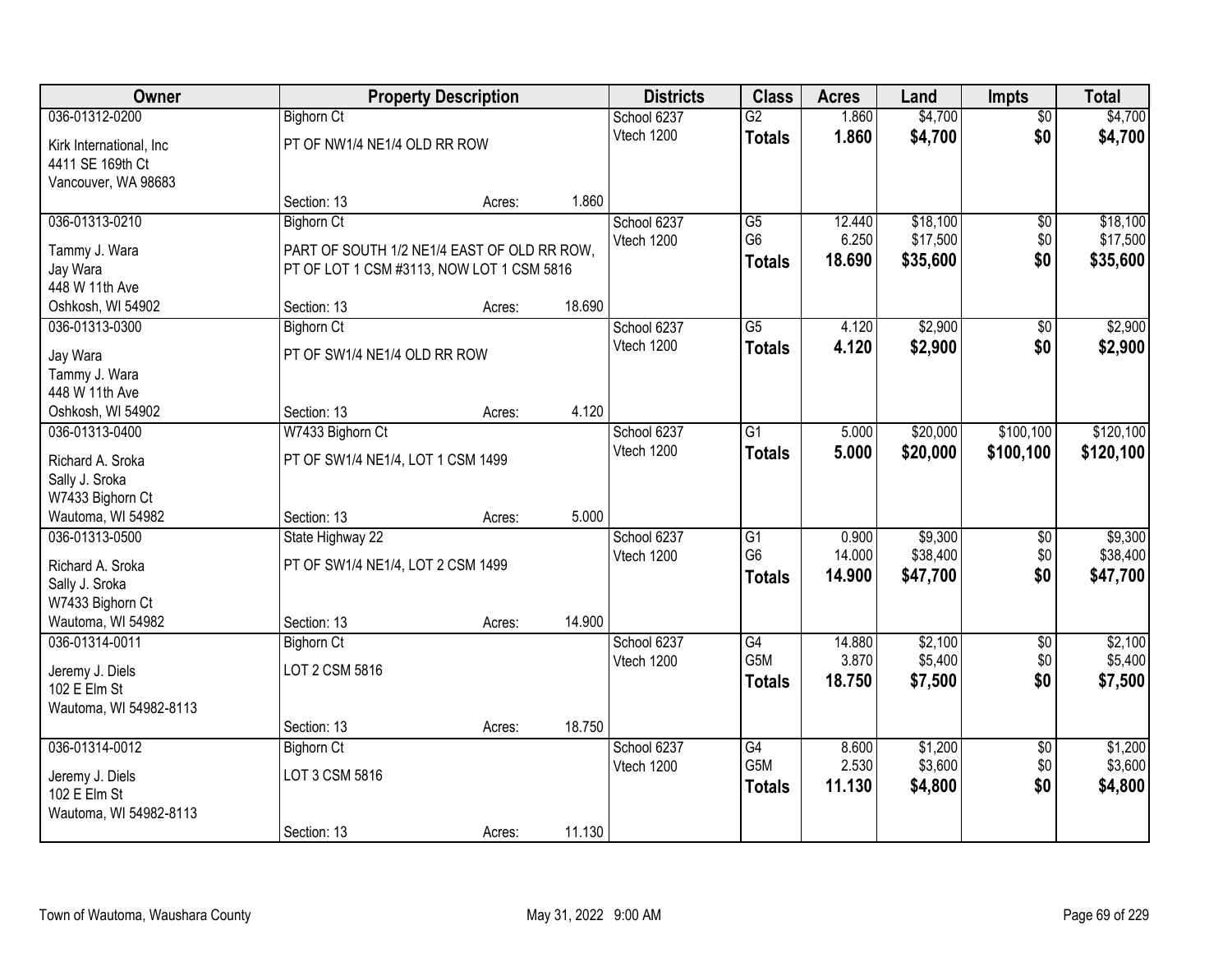| Owner | Property Description | | | Districts | Class | Acres | Land | Impts | Total |
|---|---|---|---|---|---|---|---|---|---|
| 036-01312-0200 | Bighorn Ct | | | School 6237 | G2 | 1.860 | $4,700 | $0 | $4,700 |
| Kirk International, Inc<br>4411 SE 169th Ct<br>Vancouver, WA 98683 | PT OF NW1/4 NE1/4 OLD RR ROW | | | Vtech 1200 | **Totals** | **1.860** | **$4,700** | **$0** | **$4,700** |
| | Section: 13 | Acres: | 1.860 | | | | | | |
| 036-01313-0210 | Bighorn Ct | | | School 6237 | G5 | 12.440 | $18,100 | $0 | $18,100 |
| Tammy J. Wara<br>Jay Wara<br>448 W 11th Ave<br>Oshkosh, WI 54902 | PART OF SOUTH 1/2 NE1/4 EAST OF OLD RR ROW, PT OF LOT 1 CSM #3113, NOW LOT 1 CSM 5816 | | | Vtech 1200 | G6 | 6.250 | $17,500 | $0 | $17,500 |
| | | | | | **Totals** | **18.690** | **$35,600** | **$0** | **$35,600** |
| | Section: 13 | Acres: | 18.690 | | | | | | |
| 036-01313-0300 | Bighorn Ct | | | School 6237 | G5 | 4.120 | $2,900 | $0 | $2,900 |
| Jay Wara<br>Tammy J. Wara<br>448 W 11th Ave<br>Oshkosh, WI 54902 | PT OF SW1/4 NE1/4 OLD RR ROW | | | Vtech 1200 | **Totals** | **4.120** | **$2,900** | **$0** | **$2,900** |
| | Section: 13 | Acres: | 4.120 | | | | | | |
| 036-01313-0400 | W7433 Bighorn Ct | | | School 6237 | G1 | 5.000 | $20,000 | $100,100 | $120,100 |
| Richard A. Sroka<br>Sally J. Sroka<br>W7433 Bighorn Ct<br>Wautoma, WI 54982 | PT OF SW1/4 NE1/4, LOT 1 CSM 1499 | | | Vtech 1200 | **Totals** | **5.000** | **$20,000** | **$100,100** | **$120,100** |
| | Section: 13 | Acres: | 5.000 | | | | | | |
| 036-01313-0500 | State Highway 22 | | | School 6237 | G1 | 0.900 | $9,300 | $0 | $9,300 |
| Richard A. Sroka<br>Sally J. Sroka<br>W7433 Bighorn Ct<br>Wautoma, WI 54982 | PT OF SW1/4 NE1/4, LOT 2 CSM 1499 | | | Vtech 1200 | G6 | 14.000 | $38,400 | $0 | $38,400 |
| | | | | | **Totals** | **14.900** | **$47,700** | **$0** | **$47,700** |
| | Section: 13 | Acres: | 14.900 | | | | | | |
| 036-01314-0011 | Bighorn Ct | | | School 6237 | G4 | 14.880 | $2,100 | $0 | $2,100 |
| Jeremy J. Diels<br>102 E Elm St<br>Wautoma, WI 54982-8113 | LOT 2 CSM 5816 | | | Vtech 1200 | G5M | 3.870 | $5,400 | $0 | $5,400 |
| | | | | | **Totals** | **18.750** | **$7,500** | **$0** | **$7,500** |
| | Section: 13 | Acres: | 18.750 | | | | | | |
| 036-01314-0012 | Bighorn Ct | | | School 6237 | G4 | 8.600 | $1,200 | $0 | $1,200 |
| Jeremy J. Diels<br>102 E Elm St<br>Wautoma, WI 54982-8113 | LOT 3 CSM 5816 | | | Vtech 1200 | G5M | 2.530 | $3,600 | $0 | $3,600 |
| | | | | | **Totals** | **11.130** | **$4,800** | **$0** | **$4,800** |
| | Section: 13 | Acres: | 11.130 | | | | | | |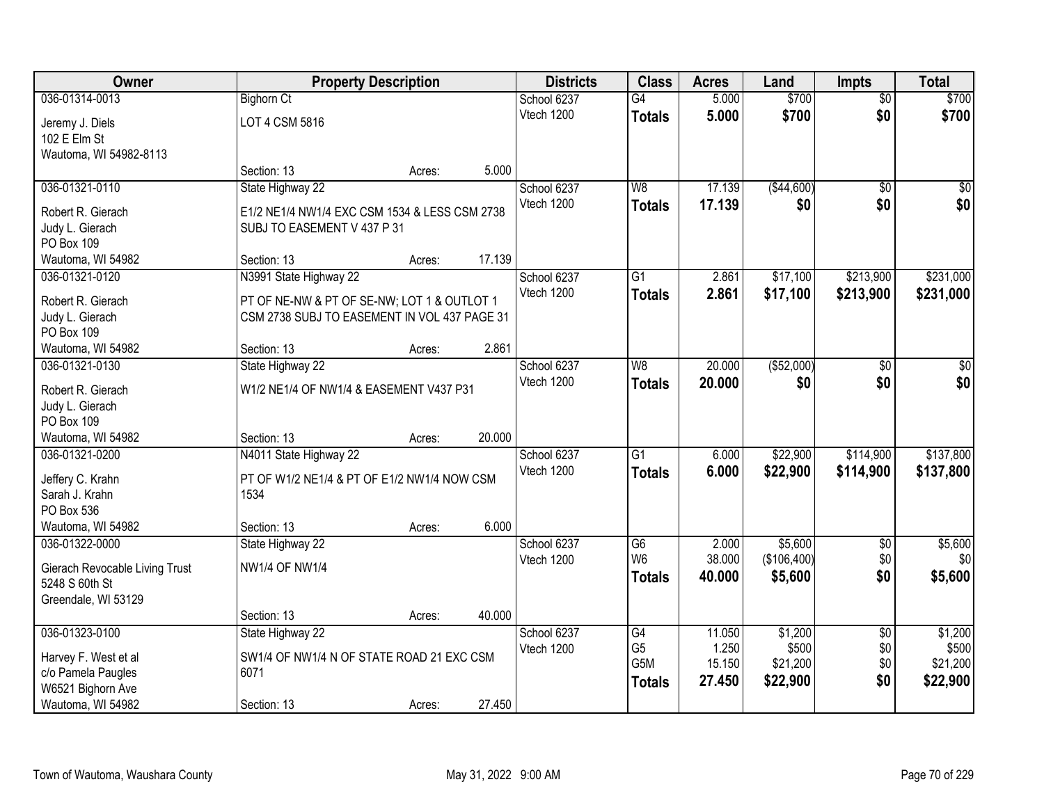| Owner | Property Description | Districts | Class | Acres | Land | Impts | Total |
|---|---|---|---|---|---|---|---|
| 036-01314-0013<br>Jeremy J. Diels<br>102 E Elm St<br>Wautoma, WI 54982-8113 | Bighorn Ct<br>LOT 4 CSM 5816<br>Section: 13 Acres: 5.000 | School 6237<br>Vtech 1200 | G4<br>**Totals** | 5.000<br>**5.000** | $700<br>**$700** | $0<br>**$0** | $700<br>**$700** |
| 036-01321-0110<br>Robert R. Gierach<br>Judy L. Gierach<br>PO Box 109<br>Wautoma, WI 54982 | State Highway 22<br>E1/2 NE1/4 NW1/4 EXC CSM 1534 & LESS CSM 2738 SUBJ TO EASEMENT V 437 P 31<br>Section: 13 Acres: 17.139 | School 6237<br>Vtech 1200 | W8<br>**Totals** | 17.139<br>**17.139** | ($44,600)<br>**$0** | $0<br>**$0** | $0<br>**$0** |
| 036-01321-0120<br>Robert R. Gierach<br>Judy L. Gierach<br>PO Box 109<br>Wautoma, WI 54982 | N3991 State Highway 22<br>PT OF NE-NW & PT OF SE-NW; LOT 1 & OUTLOT 1 CSM 2738 SUBJ TO EASEMENT IN VOL 437 PAGE 31<br>Section: 13 Acres: 2.861 | School 6237<br>Vtech 1200 | G1<br>**Totals** | 2.861<br>**2.861** | $17,100<br>**$17,100** | $213,900<br>**$213,900** | $231,000<br>**$231,000** |
| 036-01321-0130<br>Robert R. Gierach<br>Judy L. Gierach<br>PO Box 109<br>Wautoma, WI 54982 | State Highway 22<br>W1/2 NE1/4 OF NW1/4 & EASEMENT V437 P31<br>Section: 13 Acres: 20.000 | School 6237<br>Vtech 1200 | W8<br>**Totals** | 20.000<br>**20.000** | ($52,000)<br>**$0** | $0<br>**$0** | $0<br>**$0** |
| 036-01321-0200<br>Jeffery C. Krahn<br>Sarah J. Krahn<br>PO Box 536<br>Wautoma, WI 54982 | N4011 State Highway 22<br>PT OF W1/2 NE1/4 & PT OF E1/2 NW1/4 NOW CSM 1534<br>Section: 13 Acres: 6.000 | School 6237<br>Vtech 1200 | G1<br>**Totals** | 6.000<br>**6.000** | $22,900<br>**$22,900** | $114,900<br>**$114,900** | $137,800<br>**$137,800** |
| 036-01322-0000<br>Gierach Revocable Living Trust<br>5248 S 60th St<br>Greendale, WI 53129 | State Highway 22<br>NW1/4 OF NW1/4<br>Section: 13 Acres: 40.000 | School 6237<br>Vtech 1200 | G6<br>W6<br>**Totals** | 2.000<br>38.000<br>**40.000** | $5,600<br>($106,400)<br>**$5,600** | $0<br>$0<br>**$0** | $5,600<br>$0<br>**$5,600** |
| 036-01323-0100<br>Harvey F. West et al<br>c/o Pamela Paugles<br>W6521 Bighorn Ave<br>Wautoma, WI 54982 | State Highway 22<br>SW1/4 OF NW1/4 N OF STATE ROAD 21 EXC CSM 6071<br>Section: 13 Acres: 27.450 | School 6237<br>Vtech 1200 | G4<br>G5<br>G5M<br>**Totals** | 11.050<br>1.250<br>15.150<br>**27.450** | $1,200<br>$500<br>$21,200<br>**$22,900** | $0<br>$0<br>$0<br>**$0** | $1,200<br>$500<br>$21,200<br>**$22,900** |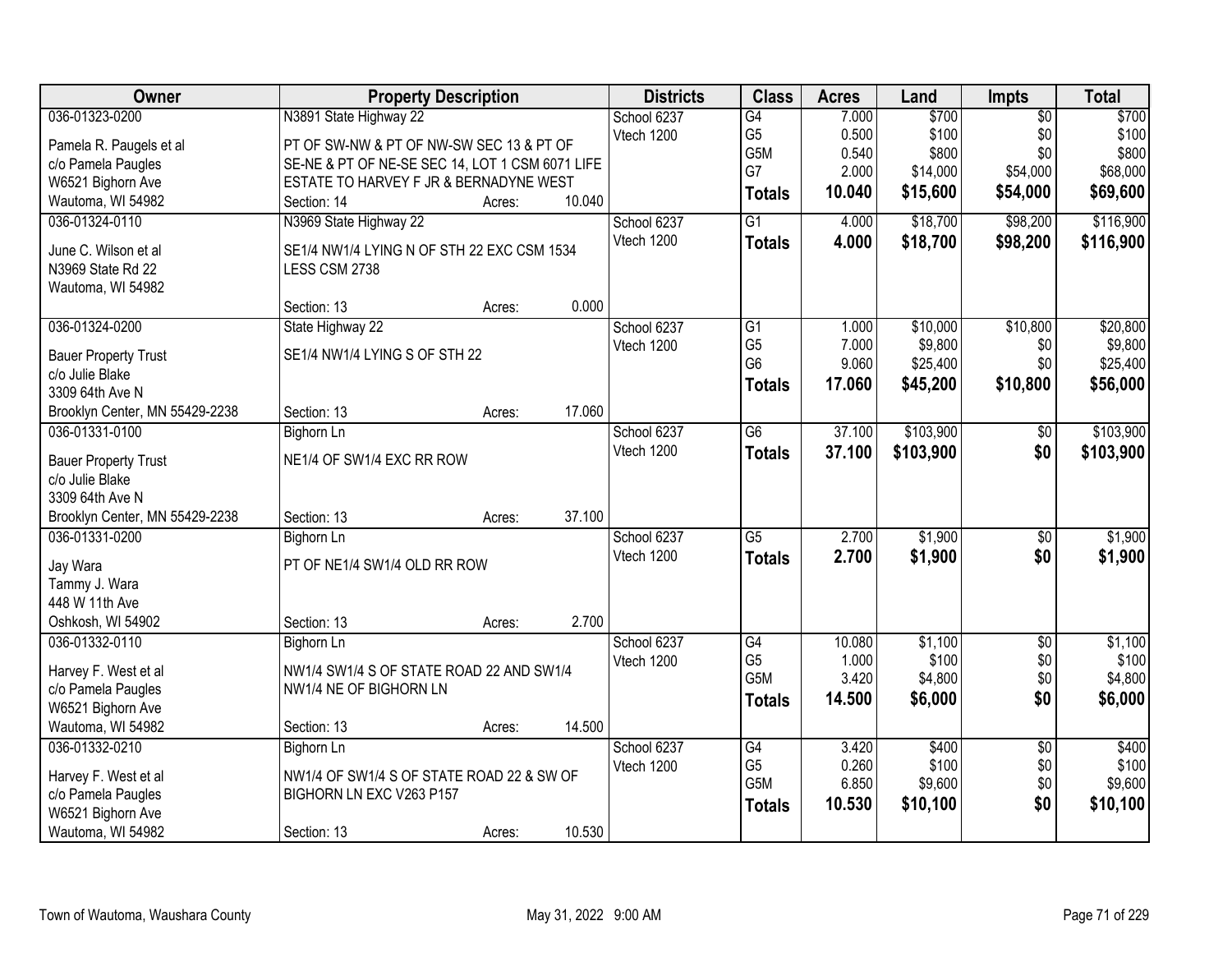| Owner | Property Description | Districts | Class | Acres | Land | Impts | Total |
|---|---|---|---|---|---|---|---|
| 036-01323-0200<br>Pamela R. Paugels et al<br>c/o Pamela Paugles<br>W6521 Bighorn Ave<br>Wautoma, WI 54982 | N3891 State Highway 22<br>PT OF SW-NW & PT OF NW-SW SEC 13 & PT OF SE-NE & PT OF NE-SE SEC 14, LOT 1 CSM 6071 LIFE ESTATE TO HARVEY F JR & BERNADYNE WEST<br>Section: 14 Acres: 10.040 | School 6237<br>Vtech 1200 | G4<br>G5<br>G5M<br>G7<br>**Totals** | 7.000<br>0.500<br>0.540<br>2.000<br>**10.040** | $700<br>$100<br>$800<br>$14,000<br>**$15,600** | $0<br>$0<br>$0<br>$54,000<br>**$54,000** | $700<br>$100<br>$800<br>$68,000<br>**$69,600** |
| 036-01324-0110<br>June C. Wilson et al<br>N3969 State Rd 22<br>Wautoma, WI 54982 | N3969 State Highway 22<br>SE1/4 NW1/4 LYING N OF STH 22 EXC CSM 1534 LESS CSM 2738<br>Section: 13 Acres: 0.000 | School 6237<br>Vtech 1200 | G1<br>**Totals** | 4.000<br>**4.000** | $18,700<br>**$18,700** | $98,200<br>**$98,200** | $116,900<br>**$116,900** |
| 036-01324-0200<br>Bauer Property Trust<br>c/o Julie Blake<br>3309 64th Ave N<br>Brooklyn Center, MN 55429-2238 | State Highway 22<br>SE1/4 NW1/4 LYING S OF STH 22<br>Section: 13 Acres: 17.060 | School 6237<br>Vtech 1200 | G1<br>G5<br>G6<br>**Totals** | 1.000<br>7.000<br>9.060<br>**17.060** | $10,000<br>$9,800<br>$25,400<br>**$45,200** | $10,800<br>$0<br>$0<br>**$10,800** | $20,800<br>$9,800<br>$25,400<br>**$56,000** |
| 036-01331-0100<br>Bauer Property Trust<br>c/o Julie Blake<br>3309 64th Ave N<br>Brooklyn Center, MN 55429-2238 | Bighorn Ln<br>NE1/4 OF SW1/4 EXC RR ROW<br>Section: 13 Acres: 37.100 | School 6237<br>Vtech 1200 | G6<br>**Totals** | 37.100<br>**37.100** | $103,900<br>**$103,900** | $0<br>**$0** | $103,900<br>**$103,900** |
| 036-01331-0200<br>Jay Wara<br>Tammy J. Wara<br>448 W 11th Ave<br>Oshkosh, WI 54902 | Bighorn Ln<br>PT OF NE1/4 SW1/4 OLD RR ROW<br>Section: 13 Acres: 2.700 | School 6237<br>Vtech 1200 | G5<br>**Totals** | 2.700<br>**2.700** | $1,900<br>**$1,900** | $0<br>**$0** | $1,900<br>**$1,900** |
| 036-01332-0110<br>Harvey F. West et al<br>c/o Pamela Paugles<br>W6521 Bighorn Ave<br>Wautoma, WI 54982 | Bighorn Ln<br>NW1/4 SW1/4 S OF STATE ROAD 22 AND SW1/4 NW1/4 NE OF BIGHORN LN<br>Section: 13 Acres: 14.500 | School 6237<br>Vtech 1200 | G4<br>G5<br>G5M<br>**Totals** | 10.080<br>1.000<br>3.420<br>**14.500** | $1,100<br>$100<br>$4,800<br>**$6,000** | $0<br>$0<br>$0<br>**$0** | $1,100<br>$100<br>$4,800<br>**$6,000** |
| 036-01332-0210<br>Harvey F. West et al<br>c/o Pamela Paugles<br>W6521 Bighorn Ave<br>Wautoma, WI 54982 | Bighorn Ln<br>NW1/4 OF SW1/4 S OF STATE ROAD 22 & SW OF BIGHORN LN EXC V263 P157<br>Section: 13 Acres: 10.530 | School 6237<br>Vtech 1200 | G4<br>G5<br>G5M<br>**Totals** | 3.420<br>0.260<br>6.850<br>**10.530** | $400<br>$100<br>$9,600<br>**$10,100** | $0<br>$0<br>$0<br>**$0** | $400<br>$100<br>$9,600<br>**$10,100** |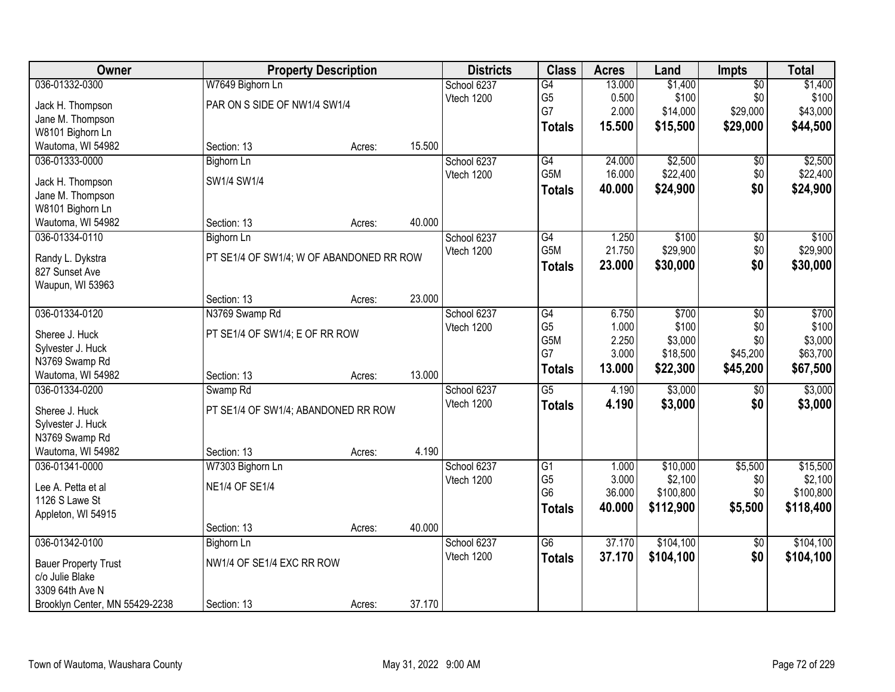| Owner | Property Description | | | Districts | Class | Acres | Land | Impts | Total |
|---|---|---|---|---|---|---|---|---|---|
| 036-01332-0300 | W7649 Bighorn Ln | | | School 6237 | G4 | 13.000 | $1,400 | $0 | $1,400 |
| Jack H. Thompson | PAR ON S SIDE OF NW1/4 SW1/4 | | | Vtech 1200 | G5 | 0.500 | $100 | $0 | $100 |
| Jane M. Thompson | | | | | G7 | 2.000 | $14,000 | $29,000 | $43,000 |
| W8101 Bighorn Ln | | | | | **Totals** | **15.500** | **$15,500** | **$29,000** | **$44,500** |
| Wautoma, WI 54982 | Section: 13 | Acres: | 15.500 | | | | | | |
| 036-01333-0000 | Bighorn Ln | | | School 6237 | G4 | 24.000 | $2,500 | $0 | $2,500 |
| Jack H. Thompson | SW1/4 SW1/4 | | | Vtech 1200 | G5M | 16.000 | $22,400 | $0 | $22,400 |
| Jane M. Thompson | | | | | **Totals** | **40.000** | **$24,900** | **$0** | **$24,900** |
| W8101 Bighorn Ln | | | | | | | | | |
| Wautoma, WI 54982 | Section: 13 | Acres: | 40.000 | | | | | | |
| 036-01334-0110 | Bighorn Ln | | | School 6237 | G4 | 1.250 | $100 | $0 | $100 |
| Randy L. Dykstra | PT SE1/4 OF SW1/4; W OF ABANDONED RR ROW | | | Vtech 1200 | G5M | 21.750 | $29,900 | $0 | $29,900 |
| 827 Sunset Ave | | | | | **Totals** | **23.000** | **$30,000** | **$0** | **$30,000** |
| Waupun, WI 53963 | | | | | | | | | |
| | Section: 13 | Acres: | 23.000 | | | | | | |
| 036-01334-0120 | N3769 Swamp Rd | | | School 6237 | G4 | 6.750 | $700 | $0 | $700 |
| Sheree J. Huck | PT SE1/4 OF SW1/4; E OF RR ROW | | | Vtech 1200 | G5 | 1.000 | $100 | $0 | $100 |
| Sylvester J. Huck | | | | | G5M | 2.250 | $3,000 | $0 | $3,000 |
| N3769 Swamp Rd | | | | | G7 | 3.000 | $18,500 | $45,200 | $63,700 |
| Wautoma, WI 54982 | Section: 13 | Acres: | 13.000 | | **Totals** | **13.000** | **$22,300** | **$45,200** | **$67,500** |
| 036-01334-0200 | Swamp Rd | | | School 6237 | G5 | 4.190 | $3,000 | $0 | $3,000 |
| Sheree J. Huck | PT SE1/4 OF SW1/4; ABANDONED RR ROW | | | Vtech 1200 | **Totals** | **4.190** | **$3,000** | **$0** | **$3,000** |
| Sylvester J. Huck | | | | | | | | | |
| N3769 Swamp Rd | | | | | | | | | |
| Wautoma, WI 54982 | Section: 13 | Acres: | 4.190 | | | | | | |
| 036-01341-0000 | W7303 Bighorn Ln | | | School 6237 | G1 | 1.000 | $10,000 | $5,500 | $15,500 |
| Lee A. Petta et al | NE1/4 OF SE1/4 | | | Vtech 1200 | G5 | 3.000 | $2,100 | $0 | $2,100 |
| 1126 S Lawe St | | | | | G6 | 36.000 | $100,800 | $0 | $100,800 |
| Appleton, WI 54915 | | | | | **Totals** | **40.000** | **$112,900** | **$5,500** | **$118,400** |
| | Section: 13 | Acres: | 40.000 | | | | | | |
| 036-01342-0100 | Bighorn Ln | | | School 6237 | G6 | 37.170 | $104,100 | $0 | $104,100 |
| Bauer Property Trust | NW1/4 OF SE1/4 EXC RR ROW | | | Vtech 1200 | **Totals** | **37.170** | **$104,100** | **$0** | **$104,100** |
| c/o Julie Blake | | | | | | | | | |
| 3309 64th Ave N | | | | | | | | | |
| Brooklyn Center, MN 55429-2238 | Section: 13 | Acres: | 37.170 | | | | | | |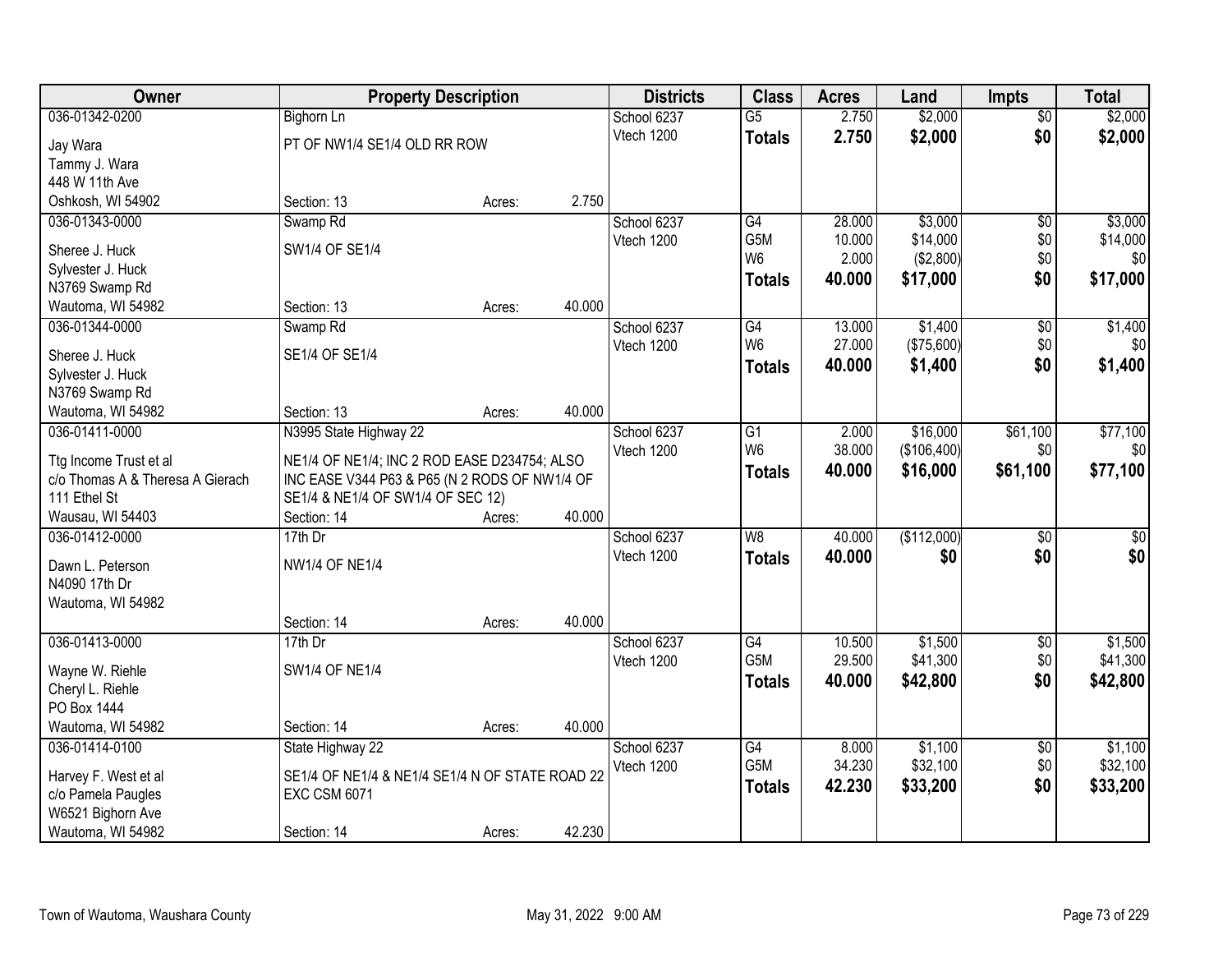| Owner | Property Description | | | Districts | Class | Acres | Land | Impts | Total |
|---|---|---|---|---|---|---|---|---|---|
| 036-01342-0200 | Bighorn Ln | | | School 6237 | G5 | 2.750 | $2,000 | $0 | $2,000 |
| Jay Wara | PT OF NW1/4 SE1/4 OLD RR ROW | | | Vtech 1200 | **Totals** | **2.750** | **$2,000** | **$0** | **$2,000** |
| Tammy J. Wara | | | | | | | | | |
| 448 W 11th Ave | | | | | | | | | |
| Oshkosh, WI 54902 | Section: 13 | Acres: | 2.750 | | | | | | |
| 036-01343-0000 | Swamp Rd | | | School 6237 | G4 | 28.000 | $3,000 | $0 | $3,000 |
| Sheree J. Huck | SW1/4 OF SE1/4 | | | Vtech 1200 | G5M | 10.000 | $14,000 | $0 | $14,000 |
| Sylvester J. Huck | | | | | W6 | 2.000 | ($2,800) | $0 | $0 |
| N3769 Swamp Rd | | | | | **Totals** | **40.000** | **$17,000** | **$0** | **$17,000** |
| Wautoma, WI 54982 | Section: 13 | Acres: | 40.000 | | | | | | |
| 036-01344-0000 | Swamp Rd | | | School 6237 | G4 | 13.000 | $1,400 | $0 | $1,400 |
| Sheree J. Huck | SE1/4 OF SE1/4 | | | Vtech 1200 | W6 | 27.000 | ($75,600) | $0 | $0 |
| Sylvester J. Huck | | | | | **Totals** | **40.000** | **$1,400** | **$0** | **$1,400** |
| N3769 Swamp Rd | | | | | | | | | |
| Wautoma, WI 54982 | Section: 13 | Acres: | 40.000 | | | | | | |
| 036-01411-0000 | N3995 State Highway 22 | | | School 6237 | G1 | 2.000 | $16,000 | $61,100 | $77,100 |
| Ttg Income Trust et al | NE1/4 OF NE1/4; INC 2 ROD EASE D234754; ALSO | | | Vtech 1200 | W6 | 38.000 | ($106,400) | $0 | $0 |
| c/o Thomas A & Theresa A Gierach | INC EASE V344 P63 & P65 (N 2 RODS OF NW1/4 OF | | | | **Totals** | **40.000** | **$16,000** | **$61,100** | **$77,100** |
| 111 Ethel St | SE1/4 & NE1/4 OF SW1/4 OF SEC 12) | | | | | | | | |
| Wausau, WI 54403 | Section: 14 | Acres: | 40.000 | | | | | | |
| 036-01412-0000 | 17th Dr | | | School 6237 | W8 | 40.000 | ($112,000) | $0 | $0 |
| Dawn L. Peterson | NW1/4 OF NE1/4 | | | Vtech 1200 | **Totals** | **40.000** | **$0** | **$0** | **$0** |
| N4090 17th Dr | | | | | | | | | |
| Wautoma, WI 54982 | | | | | | | | | |
| | Section: 14 | Acres: | 40.000 | | | | | | |
| 036-01413-0000 | 17th Dr | | | School 6237 | G4 | 10.500 | $1,500 | $0 | $1,500 |
| Wayne W. Riehle | SW1/4 OF NE1/4 | | | Vtech 1200 | G5M | 29.500 | $41,300 | $0 | $41,300 |
| Cheryl L. Riehle | | | | | **Totals** | **40.000** | **$42,800** | **$0** | **$42,800** |
| PO Box 1444 | | | | | | | | | |
| Wautoma, WI 54982 | Section: 14 | Acres: | 40.000 | | | | | | |
| 036-01414-0100 | State Highway 22 | | | School 6237 | G4 | 8.000 | $1,100 | $0 | $1,100 |
| Harvey F. West et al | SE1/4 OF NE1/4 & NE1/4 SE1/4 N OF STATE ROAD 22 | | | Vtech 1200 | G5M | 34.230 | $32,100 | $0 | $32,100 |
| c/o Pamela Paugles | EXC CSM 6071 | | | | **Totals** | **42.230** | **$33,200** | **$0** | **$33,200** |
| W6521 Bighorn Ave | | | | | | | | | |
| Wautoma, WI 54982 | Section: 14 | Acres: | 42.230 | | | | | | |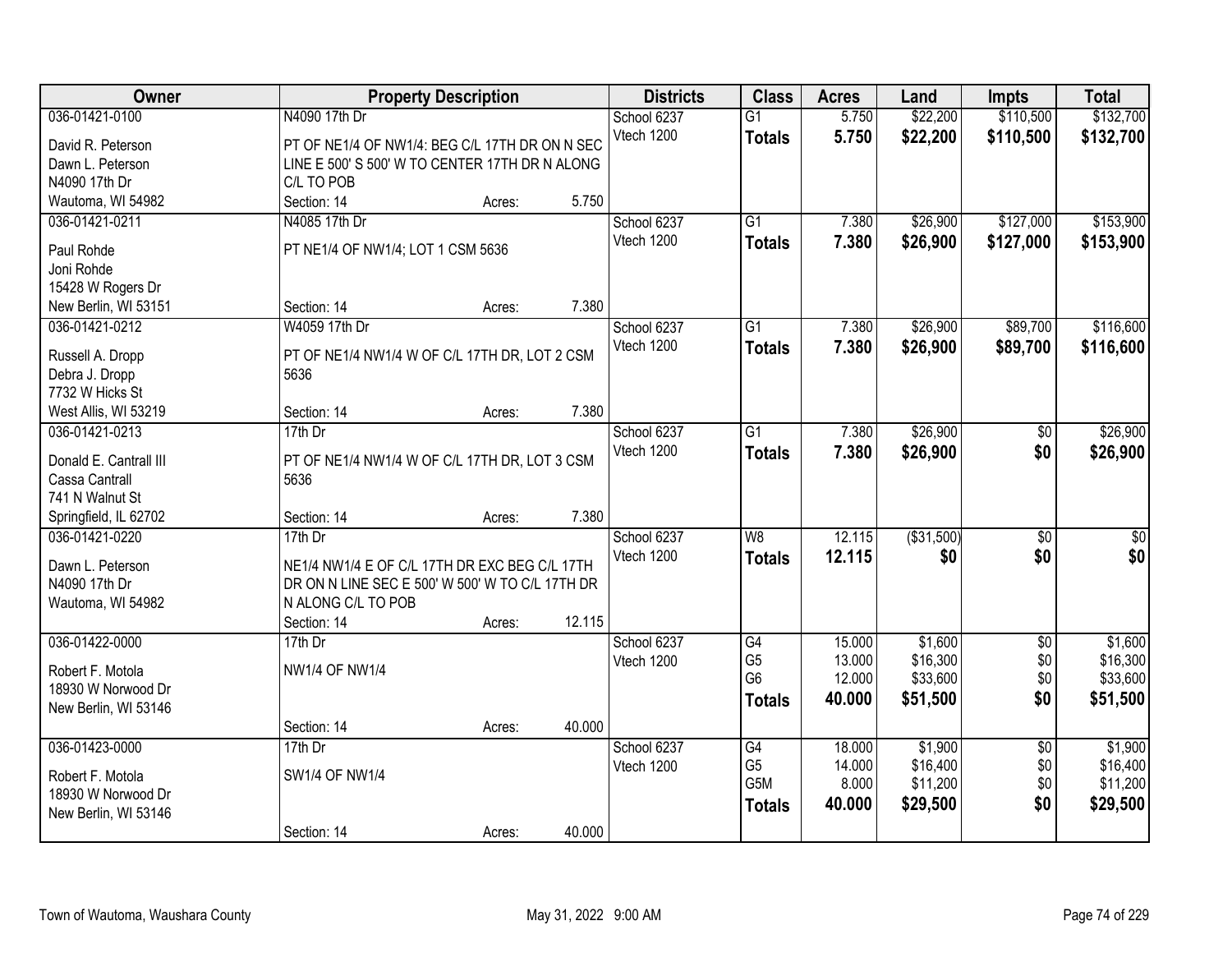| Owner | Property Description | Districts | Class | Acres | Land | Impts | Total |
|---|---|---|---|---|---|---|---|
| 036-01421-0100<br>David R. Peterson<br>Dawn L. Peterson<br>N4090 17th Dr<br>Wautoma, WI 54982 | N4090 17th Dr<br>PT OF NE1/4 OF NW1/4: BEG C/L 17TH DR ON N SEC LINE E 500' S 500' W TO CENTER 17TH DR N ALONG C/L TO POB<br>Section: 14 Acres: 5.750 | School 6237<br>Vtech 1200 | G1<br>**Totals** | 5.750<br>**5.750** | $22,200<br>**$22,200** | $110,500<br>**$110,500** | $132,700<br>**$132,700** |
| 036-01421-0211<br>Paul Rohde<br>Joni Rohde<br>15428 W Rogers Dr<br>New Berlin, WI 53151 | N4085 17th Dr<br>PT NE1/4 OF NW1/4; LOT 1 CSM 5636<br>Section: 14 Acres: 7.380 | School 6237<br>Vtech 1200 | G1<br>**Totals** | 7.380<br>**7.380** | $26,900<br>**$26,900** | $127,000<br>**$127,000** | $153,900<br>**$153,900** |
| 036-01421-0212<br>Russell A. Dropp<br>Debra J. Dropp<br>7732 W Hicks St<br>West Allis, WI 53219 | W4059 17th Dr<br>PT OF NE1/4 NW1/4 W OF C/L 17TH DR, LOT 2 CSM 5636<br>Section: 14 Acres: 7.380 | School 6237<br>Vtech 1200 | G1<br>**Totals** | 7.380<br>**7.380** | $26,900<br>**$26,900** | $89,700<br>**$89,700** | $116,600<br>**$116,600** |
| 036-01421-0213<br>Donald E. Cantrall III<br>Cassa Cantrall<br>741 N Walnut St<br>Springfield, IL 62702 | 17th Dr<br>PT OF NE1/4 NW1/4 W OF C/L 17TH DR, LOT 3 CSM 5636<br>Section: 14 Acres: 7.380 | School 6237<br>Vtech 1200 | G1<br>**Totals** | 7.380<br>**7.380** | $26,900<br>**$26,900** | $0<br>**$0** | $26,900<br>**$26,900** |
| 036-01421-0220<br>Dawn L. Peterson<br>N4090 17th Dr<br>Wautoma, WI 54982 | 17th Dr<br>NE1/4 NW1/4 E OF C/L 17TH DR EXC BEG C/L 17TH DR ON N LINE SEC E 500' W 500' W TO C/L 17TH DR N ALONG C/L TO POB<br>Section: 14 Acres: 12.115 | School 6237<br>Vtech 1200 | W8<br>**Totals** | 12.115<br>**12.115** | ($31,500)<br>**$0** | $0<br>**$0** | $0<br>**$0** |
| 036-01422-0000<br>Robert F. Motola<br>18930 W Norwood Dr<br>New Berlin, WI 53146 | 17th Dr<br>NW1/4 OF NW1/4<br>Section: 14 Acres: 40.000 | School 6237<br>Vtech 1200 | G4<br>G5<br>G6<br>**Totals** | 15.000<br>13.000<br>12.000<br>**40.000** | $1,600<br>$16,300<br>$33,600<br>**$51,500** | $0<br>$0<br>$0<br>**$0** | $1,600<br>$16,300<br>$33,600<br>**$51,500** |
| 036-01423-0000<br>Robert F. Motola<br>18930 W Norwood Dr<br>New Berlin, WI 53146 | 17th Dr<br>SW1/4 OF NW1/4<br>Section: 14 Acres: 40.000 | School 6237<br>Vtech 1200 | G4<br>G5<br>G5M<br>**Totals** | 18.000<br>14.000<br>8.000<br>**40.000** | $1,900<br>$16,400<br>$11,200<br>**$29,500** | $0<br>$0<br>$0<br>**$0** | $1,900<br>$16,400<br>$11,200<br>**$29,500** |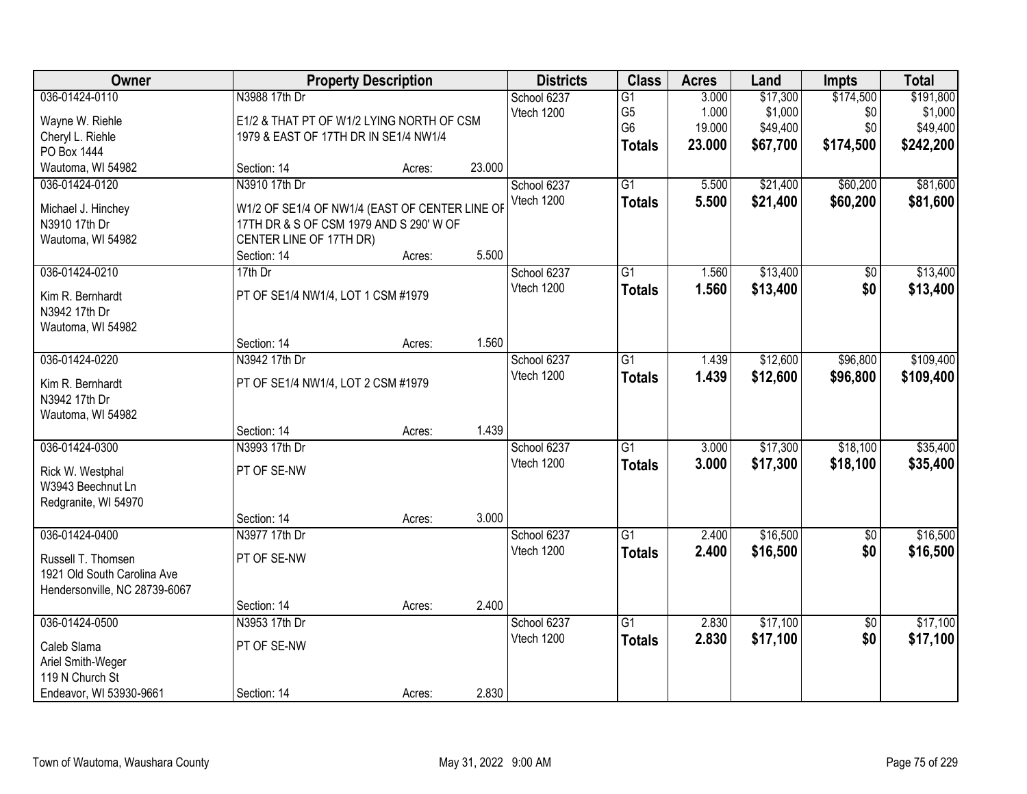| Owner | Property Description | | | Districts | Class | Acres | Land | Impts | Total |
|---|---|---|---|---|---|---|---|---|---|
| 036-01424-0110 | N3988 17th Dr | | | School 6237 | G1 | 3.000 | $17,300 | $174,500 | $191,800 |
| Wayne W. Riehle | E1/2 & THAT PT OF W1/2 LYING NORTH OF CSM | | | Vtech 1200 | G5 | 1.000 | $1,000 | $0 | $1,000 |
| Cheryl L. Riehle | 1979 & EAST OF 17TH DR IN SE1/4 NW1/4 | | | | G6 | 19.000 | $49,400 | $0 | $49,400 |
| PO Box 1444 | | | | | **Totals** | **23.000** | **$67,700** | **$174,500** | **$242,200** |
| Wautoma, WI 54982 | Section: 14 | Acres: | 23.000 | | | | | | |
| 036-01424-0120 | N3910 17th Dr | | | School 6237 | G1 | 5.500 | $21,400 | $60,200 | $81,600 |
| Michael J. Hinchey | W1/2 OF SE1/4 OF NW1/4 (EAST OF CENTER LINE OF | | | Vtech 1200 | **Totals** | **5.500** | **$21,400** | **$60,200** | **$81,600** |
| N3910 17th Dr | 17TH DR & S OF CSM 1979 AND S 290' W OF | | | | | | | | |
| Wautoma, WI 54982 | CENTER LINE OF 17TH DR) | | | | | | | | |
| | Section: 14 | Acres: | 5.500 | | | | | | |
| 036-01424-0210 | 17th Dr | | | School 6237 | G1 | 1.560 | $13,400 | $0 | $13,400 |
| Kim R. Bernhardt | PT OF SE1/4 NW1/4, LOT 1 CSM #1979 | | | Vtech 1200 | **Totals** | **1.560** | **$13,400** | **$0** | **$13,400** |
| N3942 17th Dr | | | | | | | | | |
| Wautoma, WI 54982 | | | | | | | | | |
| | Section: 14 | Acres: | 1.560 | | | | | | |
| 036-01424-0220 | N3942 17th Dr | | | School 6237 | G1 | 1.439 | $12,600 | $96,800 | $109,400 |
| Kim R. Bernhardt | PT OF SE1/4 NW1/4, LOT 2 CSM #1979 | | | Vtech 1200 | **Totals** | **1.439** | **$12,600** | **$96,800** | **$109,400** |
| N3942 17th Dr | | | | | | | | | |
| Wautoma, WI 54982 | | | | | | | | | |
| | Section: 14 | Acres: | 1.439 | | | | | | |
| 036-01424-0300 | N3993 17th Dr | | | School 6237 | G1 | 3.000 | $17,300 | $18,100 | $35,400 |
| Rick W. Westphal | PT OF SE-NW | | | Vtech 1200 | **Totals** | **3.000** | **$17,300** | **$18,100** | **$35,400** |
| W3943 Beechnut Ln | | | | | | | | | |
| Redgranite, WI 54970 | | | | | | | | | |
| | Section: 14 | Acres: | 3.000 | | | | | | |
| 036-01424-0400 | N3977 17th Dr | | | School 6237 | G1 | 2.400 | $16,500 | $0 | $16,500 |
| Russell T. Thomsen | PT OF SE-NW | | | Vtech 1200 | **Totals** | **2.400** | **$16,500** | **$0** | **$16,500** |
| 1921 Old South Carolina Ave | | | | | | | | | |
| Hendersonville, NC 28739-6067 | | | | | | | | | |
| | Section: 14 | Acres: | 2.400 | | | | | | |
| 036-01424-0500 | N3953 17th Dr | | | School 6237 | G1 | 2.830 | $17,100 | $0 | $17,100 |
| Caleb Slama | PT OF SE-NW | | | Vtech 1200 | **Totals** | **2.830** | **$17,100** | **$0** | **$17,100** |
| Ariel Smith-Weger | | | | | | | | | |
| 119 N Church St | | | | | | | | | |
| Endeavor, WI 53930-9661 | Section: 14 | Acres: | 2.830 | | | | | | |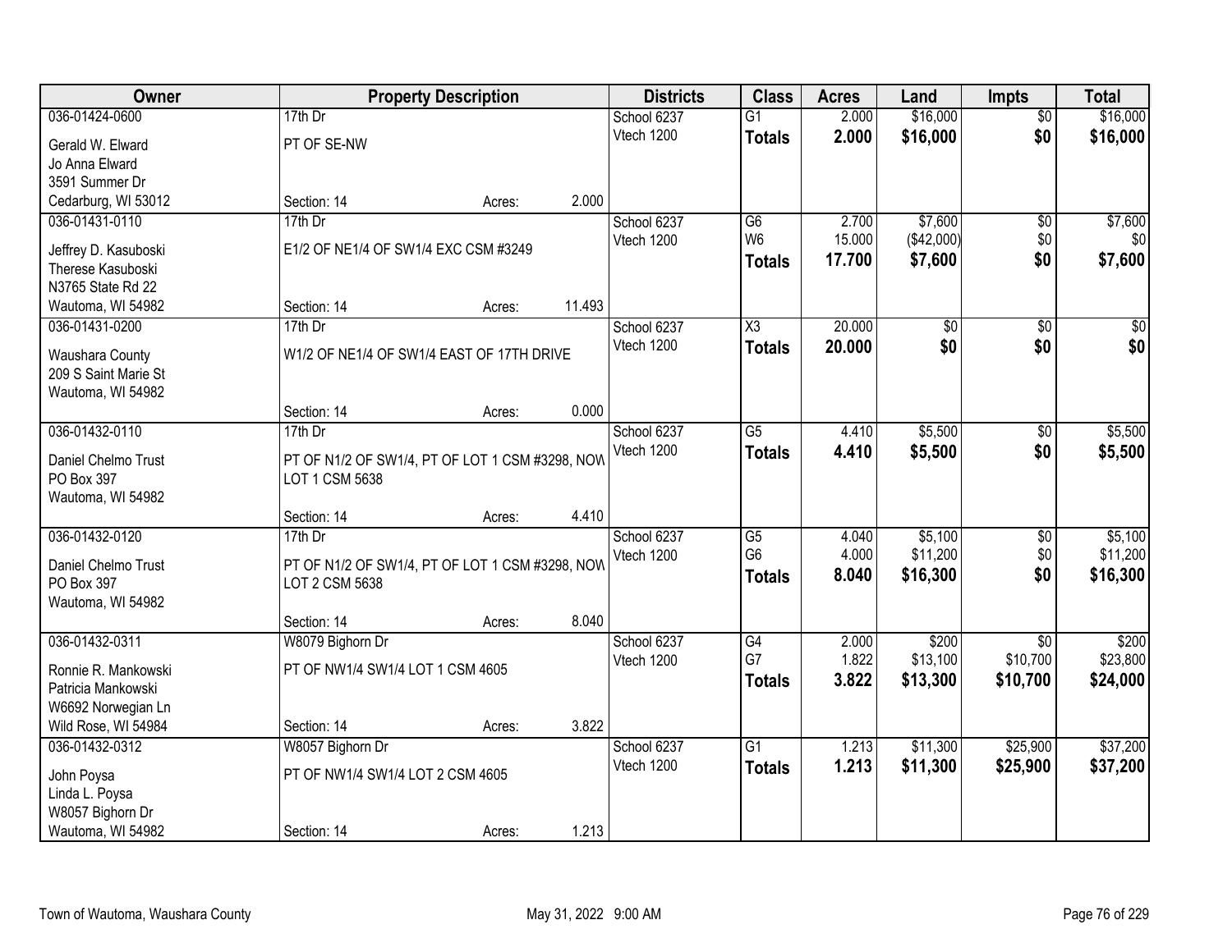| Owner | Property Description | | | Districts | Class | Acres | Land | Impts | Total |
|---|---|---|---|---|---|---|---|---|---|
| 036-01424-0600 | 17th Dr | | | School 6237 | G1 | 2.000 | $16,000 | $0 | $16,000 |
| Gerald W. Elward | PT OF SE-NW | | | Vtech 1200 | **Totals** | **2.000** | **$16,000** | **$0** | **$16,000** |
| Jo Anna Elward | | | | | | | | | |
| 3591 Summer Dr | | | | | | | | | |
| Cedarburg, WI 53012 | Section: 14 | Acres: | 2.000 | | | | | | |
| 036-01431-0110 | 17th Dr | | | School 6237 | G6 | 2.700 | $7,600 | $0 | $7,600 |
| Jeffrey D. Kasuboski | E1/2 OF NE1/4 OF SW1/4 EXC CSM #3249 | | | Vtech 1200 | W6 | 15.000 | ($42,000) | $0 | $0 |
| Therese Kasuboski | | | | | **Totals** | **17.700** | **$7,600** | **$0** | **$7,600** |
| N3765 State Rd 22 | | | | | | | | | |
| Wautoma, WI 54982 | Section: 14 | Acres: | 11.493 | | | | | | |
| 036-01431-0200 | 17th Dr | | | School 6237 | X3 | 20.000 | $0 | $0 | $0 |
| Waushara County | W1/2 OF NE1/4 OF SW1/4 EAST OF 17TH DRIVE | | | Vtech 1200 | **Totals** | **20.000** | **$0** | **$0** | **$0** |
| 209 S Saint Marie St | | | | | | | | | |
| Wautoma, WI 54982 | | | | | | | | | |
| | Section: 14 | Acres: | 0.000 | | | | | | |
| 036-01432-0110 | 17th Dr | | | School 6237 | G5 | 4.410 | $5,500 | $0 | $5,500 |
| Daniel Chelmo Trust | PT OF N1/2 OF SW1/4, PT OF LOT 1 CSM #3298, NOW LOT 1 CSM 5638 | | | Vtech 1200 | **Totals** | **4.410** | **$5,500** | **$0** | **$5,500** |
| PO Box 397 | | | | | | | | | |
| Wautoma, WI 54982 | | | | | | | | | |
| | Section: 14 | Acres: | 4.410 | | | | | | |
| 036-01432-0120 | 17th Dr | | | School 6237 | G5 | 4.040 | $5,100 | $0 | $5,100 |
| Daniel Chelmo Trust | PT OF N1/2 OF SW1/4, PT OF LOT 1 CSM #3298, NOW LOT 2 CSM 5638 | | | Vtech 1200 | G6 | 4.000 | $11,200 | $0 | $11,200 |
| PO Box 397 | | | | | **Totals** | **8.040** | **$16,300** | **$0** | **$16,300** |
| Wautoma, WI 54982 | | | | | | | | | |
| | Section: 14 | Acres: | 8.040 | | | | | | |
| 036-01432-0311 | W8079 Bighorn Dr | | | School 6237 | G4 | 2.000 | $200 | $0 | $200 |
| Ronnie R. Mankowski | PT OF NW1/4 SW1/4 LOT 1 CSM 4605 | | | Vtech 1200 | G7 | 1.822 | $13,100 | $10,700 | $23,800 |
| Patricia Mankowski | | | | | **Totals** | **3.822** | **$13,300** | **$10,700** | **$24,000** |
| W6692 Norwegian Ln | | | | | | | | | |
| Wild Rose, WI 54984 | Section: 14 | Acres: | 3.822 | | | | | | |
| 036-01432-0312 | W8057 Bighorn Dr | | | School 6237 | G1 | 1.213 | $11,300 | $25,900 | $37,200 |
| John Poysa | PT OF NW1/4 SW1/4 LOT 2 CSM 4605 | | | Vtech 1200 | **Totals** | **1.213** | **$11,300** | **$25,900** | **$37,200** |
| Linda L. Poysa | | | | | | | | | |
| W8057 Bighorn Dr | | | | | | | | | |
| Wautoma, WI 54982 | Section: 14 | Acres: | 1.213 | | | | | | |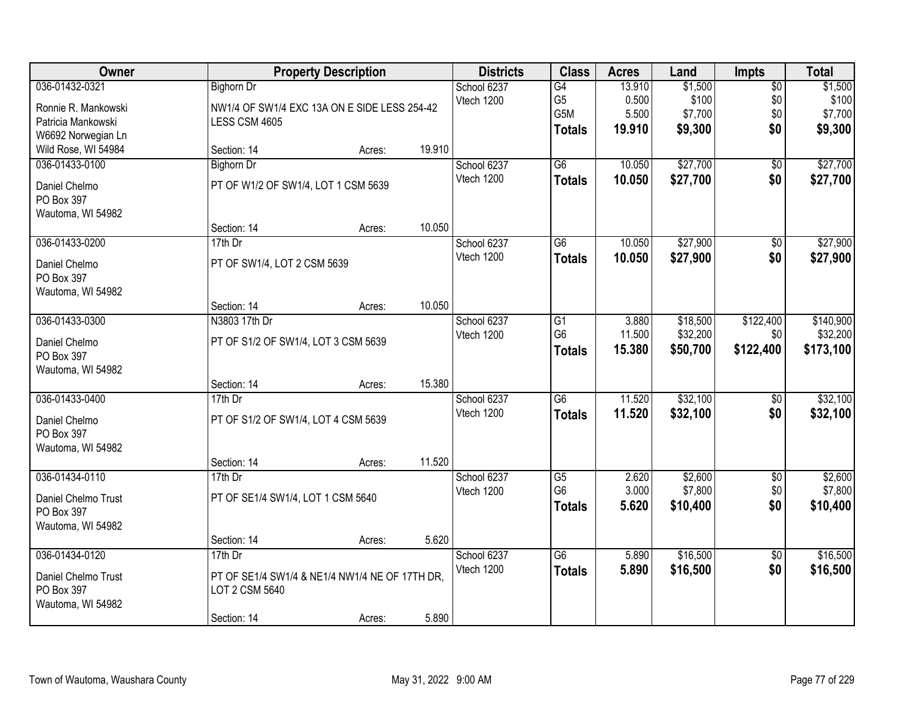| Owner | Property Description | | | Districts | Class | Acres | Land | Impts | Total |
|---|---|---|---|---|---|---|---|---|---|
| 036-01432-0321 | Bighorn Dr | | | School 6237 | G4 | 13.910 | $1,500 | $0 | $1,500 |
| Ronnie R. Mankowski | NW1/4 OF SW1/4 EXC 13A ON E SIDE LESS 254-42 | | | Vtech 1200 | G5 | 0.500 | $100 | $0 | $100 |
| Patricia Mankowski | LESS CSM 4605 | | | | G5M | 5.500 | $7,700 | $0 | $7,700 |
| W6692 Norwegian Ln | | | | | **Totals** | **19.910** | **$9,300** | **$0** | **$9,300** |
| Wild Rose, WI 54984 | Section: 14 | Acres: | 19.910 | | | | | | |
| 036-01433-0100 | Bighorn Dr | | | School 6237 | G6 | 10.050 | $27,700 | $0 | $27,700 |
| Daniel Chelmo | PT OF W1/2 OF SW1/4, LOT 1 CSM 5639 | | | Vtech 1200 | **Totals** | **10.050** | **$27,700** | **$0** | **$27,700** |
| PO Box 397 | | | | | | | | | |
| Wautoma, WI 54982 | | | | | | | | | |
| | Section: 14 | Acres: | 10.050 | | | | | | |
| 036-01433-0200 | 17th Dr | | | School 6237 | G6 | 10.050 | $27,900 | $0 | $27,900 |
| Daniel Chelmo | PT OF SW1/4, LOT 2 CSM 5639 | | | Vtech 1200 | **Totals** | **10.050** | **$27,900** | **$0** | **$27,900** |
| PO Box 397 | | | | | | | | | |
| Wautoma, WI 54982 | | | | | | | | | |
| | Section: 14 | Acres: | 10.050 | | | | | | |
| 036-01433-0300 | N3803 17th Dr | | | School 6237 | G1 | 3.880 | $18,500 | $122,400 | $140,900 |
| Daniel Chelmo | PT OF S1/2 OF SW1/4, LOT 3 CSM 5639 | | | Vtech 1200 | G6 | 11.500 | $32,200 | $0 | $32,200 |
| PO Box 397 | | | | | **Totals** | **15.380** | **$50,700** | **$122,400** | **$173,100** |
| Wautoma, WI 54982 | | | | | | | | | |
| | Section: 14 | Acres: | 15.380 | | | | | | |
| 036-01433-0400 | 17th Dr | | | School 6237 | G6 | 11.520 | $32,100 | $0 | $32,100 |
| Daniel Chelmo | PT OF S1/2 OF SW1/4, LOT 4 CSM 5639 | | | Vtech 1200 | **Totals** | **11.520** | **$32,100** | **$0** | **$32,100** |
| PO Box 397 | | | | | | | | | |
| Wautoma, WI 54982 | | | | | | | | | |
| | Section: 14 | Acres: | 11.520 | | | | | | |
| 036-01434-0110 | 17th Dr | | | School 6237 | G5 | 2.620 | $2,600 | $0 | $2,600 |
| Daniel Chelmo Trust | PT OF SE1/4 SW1/4, LOT 1 CSM 5640 | | | Vtech 1200 | G6 | 3.000 | $7,800 | $0 | $7,800 |
| PO Box 397 | | | | | **Totals** | **5.620** | **$10,400** | **$0** | **$10,400** |
| Wautoma, WI 54982 | | | | | | | | | |
| | Section: 14 | Acres: | 5.620 | | | | | | |
| 036-01434-0120 | 17th Dr | | | School 6237 | G6 | 5.890 | $16,500 | $0 | $16,500 |
| Daniel Chelmo Trust | PT OF SE1/4 SW1/4 & NE1/4 NW1/4 NE OF 17TH DR, | | | Vtech 1200 | **Totals** | **5.890** | **$16,500** | **$0** | **$16,500** |
| PO Box 397 | LOT 2 CSM 5640 | | | | | | | | |
| Wautoma, WI 54982 | | | | | | | | | |
| | Section: 14 | Acres: | 5.890 | | | | | | |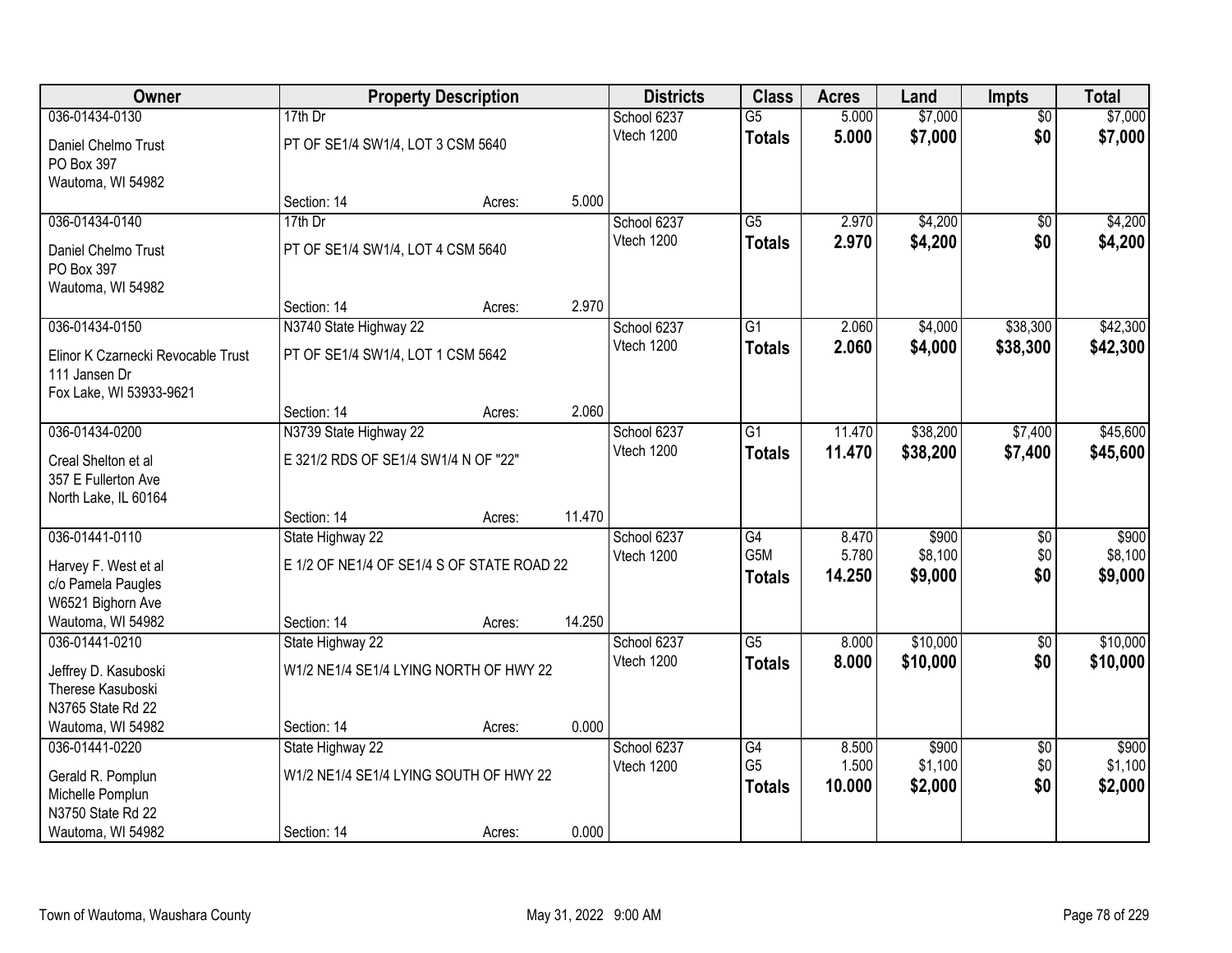| Owner | Property Description | | | Districts | Class | Acres | Land | Impts | Total |
|---|---|---|---|---|---|---|---|---|---|
| 036-01434-0130 | 17th Dr | | | School 6237 | G5 | 5.000 | $7,000 | $0 | $7,000 |
| Daniel Chelmo Trust<br>PO Box 397<br>Wautoma, WI 54982 | PT OF SE1/4 SW1/4, LOT 3 CSM 5640 | | | Vtech 1200 | **Totals** | **5.000** | **$7,000** | **$0** | **$7,000** |
| | Section: 14 | Acres: | 5.000 | | | | | | |
| 036-01434-0140 | 17th Dr | | | School 6237 | G5 | 2.970 | $4,200 | $0 | $4,200 |
| Daniel Chelmo Trust<br>PO Box 397<br>Wautoma, WI 54982 | PT OF SE1/4 SW1/4, LOT 4 CSM 5640 | | | Vtech 1200 | **Totals** | **2.970** | **$4,200** | **$0** | **$4,200** |
| | Section: 14 | Acres: | 2.970 | | | | | | |
| 036-01434-0150 | N3740 State Highway 22 | | | School 6237 | G1 | 2.060 | $4,000 | $38,300 | $42,300 |
| Elinor K Czarnecki Revocable Trust<br>111 Jansen Dr<br>Fox Lake, WI 53933-9621 | PT OF SE1/4 SW1/4, LOT 1 CSM 5642 | | | Vtech 1200 | **Totals** | **2.060** | **$4,000** | **$38,300** | **$42,300** |
| | Section: 14 | Acres: | 2.060 | | | | | | |
| 036-01434-0200 | N3739 State Highway 22 | | | School 6237 | G1 | 11.470 | $38,200 | $7,400 | $45,600 |
| Creal Shelton et al<br>357 E Fullerton Ave<br>North Lake, IL 60164 | E 321/2 RDS OF SE1/4 SW1/4 N OF "22" | | | Vtech 1200 | **Totals** | **11.470** | **$38,200** | **$7,400** | **$45,600** |
| | Section: 14 | Acres: | 11.470 | | | | | | |
| 036-01441-0110 | State Highway 22 | | | School 6237 | G4 | 8.470 | $900 | $0 | $900 |
| Harvey F. West et al<br>c/o Pamela Paugles<br>W6521 Bighorn Ave<br>Wautoma, WI 54982 | E 1/2 OF NE1/4 OF SE1/4 S OF STATE ROAD 22 | | | Vtech 1200 | G5M | 5.780 | $8,100 | $0 | $8,100 |
| | | | | | **Totals** | **14.250** | **$9,000** | **$0** | **$9,000** |
| | Section: 14 | Acres: | 14.250 | | | | | | |
| 036-01441-0210 | State Highway 22 | | | School 6237 | G5 | 8.000 | $10,000 | $0 | $10,000 |
| Jeffrey D. Kasuboski<br>Therese Kasuboski<br>N3765 State Rd 22<br>Wautoma, WI 54982 | W1/2 NE1/4 SE1/4 LYING NORTH OF HWY 22 | | | Vtech 1200 | **Totals** | **8.000** | **$10,000** | **$0** | **$10,000** |
| | Section: 14 | Acres: | 0.000 | | | | | | |
| 036-01441-0220 | State Highway 22 | | | School 6237 | G4 | 8.500 | $900 | $0 | $900 |
| Gerald R. Pomplun<br>Michelle Pomplun<br>N3750 State Rd 22<br>Wautoma, WI 54982 | W1/2 NE1/4 SE1/4 LYING SOUTH OF HWY 22 | | | Vtech 1200 | G5 | 1.500 | $1,100 | $0 | $1,100 |
| | | | | | **Totals** | **10.000** | **$2,000** | **$0** | **$2,000** |
| | Section: 14 | Acres: | 0.000 | | | | | | |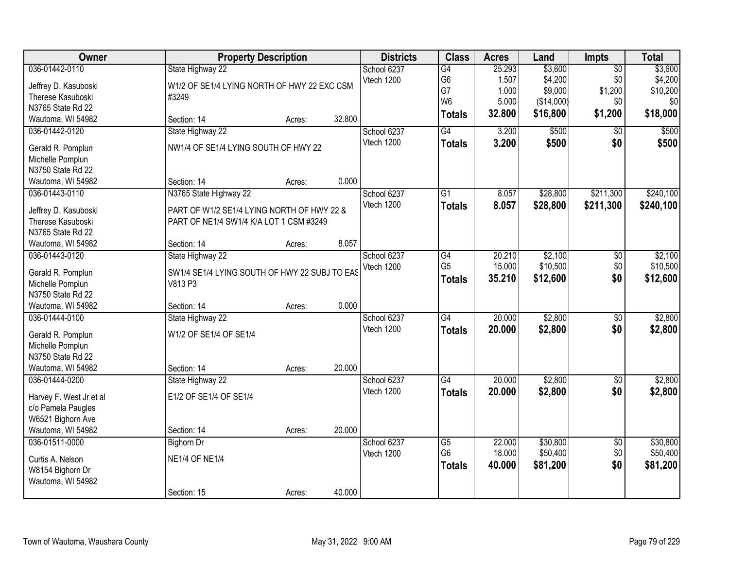| Owner | Property Description | | | Districts | Class | Acres | Land | Impts | Total |
|---|---|---|---|---|---|---|---|---|---|
| 036-01442-0110 | State Highway 22 | | | School 6237 | G4 | 25.293 | $3,600 | $0 | $3,600 |
| Jeffrey D. Kasuboski | W1/2 OF SE1/4 LYING NORTH OF HWY 22 EXC CSM | | | Vtech 1200 | G6 | 1.507 | $4,200 | $0 | $4,200 |
| Therese Kasuboski | #3249 | | | | G7 | 1.000 | $9,000 | $1,200 | $10,200 |
| N3765 State Rd 22 | | | | | W6 | 5.000 | ($14,000) | $0 | $0 |
| Wautoma, WI 54982 | Section: 14 | Acres: | 32.800 | | **Totals** | **32.800** | **$16,800** | **$1,200** | **$18,000** |
| 036-01442-0120 | State Highway 22 | | | School 6237 | G4 | 3.200 | $500 | $0 | $500 |
| Gerald R. Pomplun | NW1/4 OF SE1/4 LYING SOUTH OF HWY 22 | | | Vtech 1200 | **Totals** | **3.200** | **$500** | **$0** | **$500** |
| Michelle Pomplun | | | | | | | | | |
| N3750 State Rd 22 | | | | | | | | | |
| Wautoma, WI 54982 | Section: 14 | Acres: | 0.000 | | | | | | |
| 036-01443-0110 | N3765 State Highway 22 | | | School 6237 | G1 | 8.057 | $28,800 | $211,300 | $240,100 |
| Jeffrey D. Kasuboski | PART OF W1/2 SE1/4 LYING NORTH OF HWY 22 & | | | Vtech 1200 | **Totals** | **8.057** | **$28,800** | **$211,300** | **$240,100** |
| Therese Kasuboski | PART OF NE1/4 SW1/4 K/A LOT 1 CSM #3249 | | | | | | | | |
| N3765 State Rd 22 | | | | | | | | | |
| Wautoma, WI 54982 | Section: 14 | Acres: | 8.057 | | | | | | |
| 036-01443-0120 | State Highway 22 | | | School 6237 | G4 | 20.210 | $2,100 | $0 | $2,100 |
| Gerald R. Pomplun | SW1/4 SE1/4 LYING SOUTH OF HWY 22 SUBJ TO EAS | | | Vtech 1200 | G5 | 15.000 | $10,500 | $0 | $10,500 |
| Michelle Pomplun | V813 P3 | | | | **Totals** | **35.210** | **$12,600** | **$0** | **$12,600** |
| N3750 State Rd 22 | | | | | | | | | |
| Wautoma, WI 54982 | Section: 14 | Acres: | 0.000 | | | | | | |
| 036-01444-0100 | State Highway 22 | | | School 6237 | G4 | 20.000 | $2,800 | $0 | $2,800 |
| Gerald R. Pomplun | W1/2 OF SE1/4 OF SE1/4 | | | Vtech 1200 | **Totals** | **20.000** | **$2,800** | **$0** | **$2,800** |
| Michelle Pomplun | | | | | | | | | |
| N3750 State Rd 22 | | | | | | | | | |
| Wautoma, WI 54982 | Section: 14 | Acres: | 20.000 | | | | | | |
| 036-01444-0200 | State Highway 22 | | | School 6237 | G4 | 20.000 | $2,800 | $0 | $2,800 |
| Harvey F. West Jr et al | E1/2 OF SE1/4 OF SE1/4 | | | Vtech 1200 | **Totals** | **20.000** | **$2,800** | **$0** | **$2,800** |
| c/o Pamela Paugles | | | | | | | | | |
| W6521 Bighorn Ave | | | | | | | | | |
| Wautoma, WI 54982 | Section: 14 | Acres: | 20.000 | | | | | | |
| 036-01511-0000 | Bighorn Dr | | | School 6237 | G5 | 22.000 | $30,800 | $0 | $30,800 |
| Curtis A. Nelson | NE1/4 OF NE1/4 | | | Vtech 1200 | G6 | 18.000 | $50,400 | $0 | $50,400 |
| W8154 Bighorn Dr | | | | | **Totals** | **40.000** | **$81,200** | **$0** | **$81,200** |
| Wautoma, WI 54982 | | | | | | | | | |
| | Section: 15 | Acres: | 40.000 | | | | | | |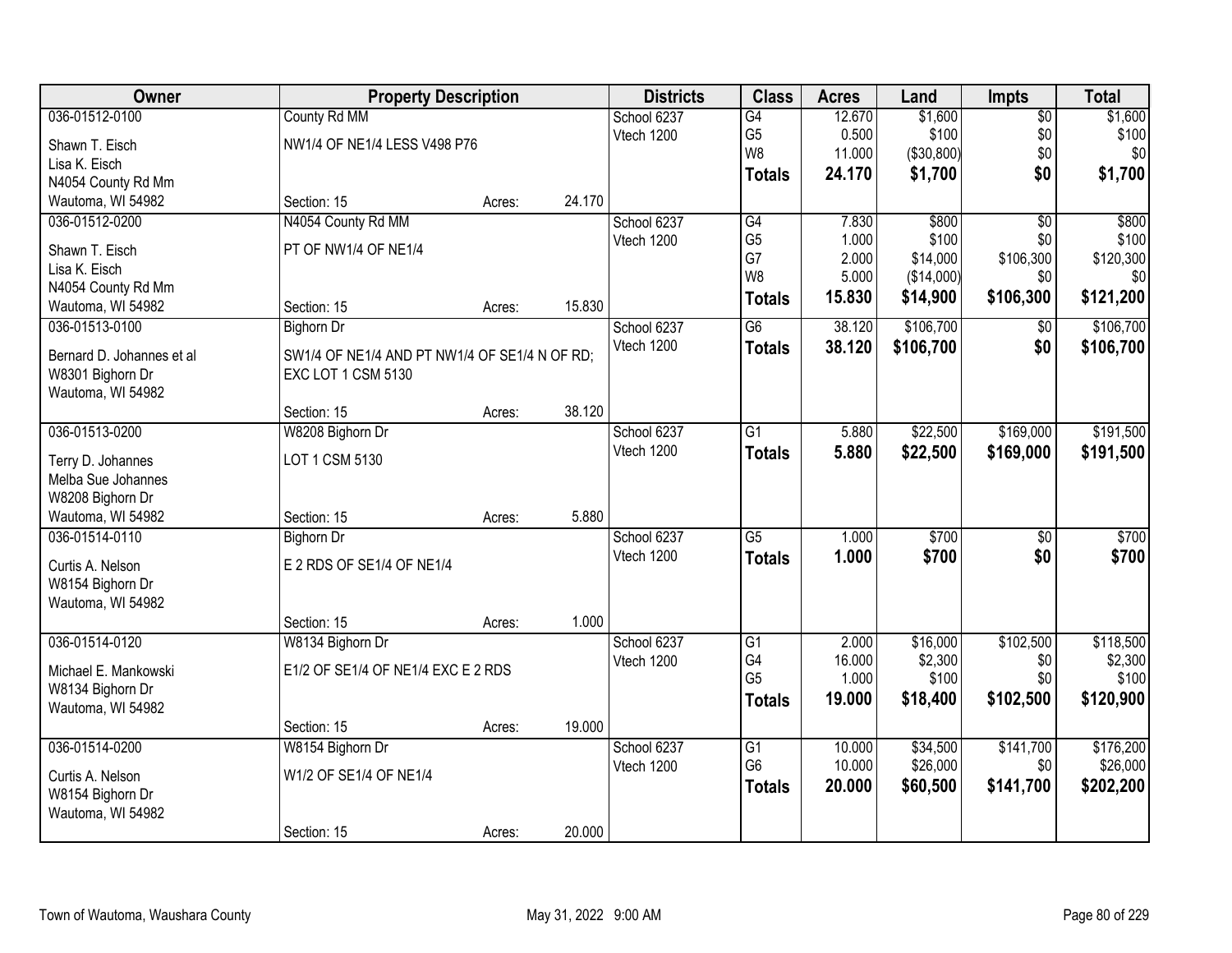| Owner | Property Description | | | Districts | Class | Acres | Land | Impts | Total |
|---|---|---|---|---|---|---|---|---|---|
| 036-01512-0100 | County Rd MM | | | School 6237 | G4 | 12.670 | $1,600 | $0 | $1,600 |
| Shawn T. Eisch | NW1/4 OF NE1/4 LESS V498 P76 | | | Vtech 1200 | G5 | 0.500 | $100 | $0 | $100 |
| Lisa K. Eisch | | | | | W8 | 11.000 | ($30,800) | $0 | $0 |
| N4054 County Rd Mm | | | | | **Totals** | **24.170** | **$1,700** | **$0** | **$1,700** |
| Wautoma, WI 54982 | Section: 15 | Acres: | 24.170 | | | | | | |
| 036-01512-0200 | N4054 County Rd MM | | | School 6237 | G4 | 7.830 | $800 | $0 | $800 |
| Shawn T. Eisch | PT OF NW1/4 OF NE1/4 | | | Vtech 1200 | G5 | 1.000 | $100 | $0 | $100 |
| Lisa K. Eisch | | | | | G7 | 2.000 | $14,000 | $106,300 | $120,300 |
| N4054 County Rd Mm | | | | | W8 | 5.000 | ($14,000) | $0 | $0 |
| Wautoma, WI 54982 | Section: 15 | Acres: | 15.830 | | **Totals** | **15.830** | **$14,900** | **$106,300** | **$121,200** |
| 036-01513-0100 | Bighorn Dr | | | School 6237 | G6 | 38.120 | $106,700 | $0 | $106,700 |
| Bernard D. Johannes et al | SW1/4 OF NE1/4 AND PT NW1/4 OF SE1/4 N OF RD; EXC LOT 1 CSM 5130 | | | Vtech 1200 | **Totals** | **38.120** | **$106,700** | **$0** | **$106,700** |
| W8301 Bighorn Dr | | | | | | | | | |
| Wautoma, WI 54982 | | | | | | | | | |
| | Section: 15 | Acres: | 38.120 | | | | | | |
| 036-01513-0200 | W8208 Bighorn Dr | | | School 6237 | G1 | 5.880 | $22,500 | $169,000 | $191,500 |
| Terry D. Johannes | LOT 1 CSM 5130 | | | Vtech 1200 | **Totals** | **5.880** | **$22,500** | **$169,000** | **$191,500** |
| Melba Sue Johannes | | | | | | | | | |
| W8208 Bighorn Dr | | | | | | | | | |
| Wautoma, WI 54982 | Section: 15 | Acres: | 5.880 | | | | | | |
| 036-01514-0110 | Bighorn Dr | | | School 6237 | G5 | 1.000 | $700 | $0 | $700 |
| Curtis A. Nelson | E 2 RDS OF SE1/4 OF NE1/4 | | | Vtech 1200 | **Totals** | **1.000** | **$700** | **$0** | **$700** |
| W8154 Bighorn Dr | | | | | | | | | |
| Wautoma, WI 54982 | | | | | | | | | |
| | Section: 15 | Acres: | 1.000 | | | | | | |
| 036-01514-0120 | W8134 Bighorn Dr | | | School 6237 | G1 | 2.000 | $16,000 | $102,500 | $118,500 |
| Michael E. Mankowski | E1/2 OF SE1/4 OF NE1/4 EXC E 2 RDS | | | Vtech 1200 | G4 | 16.000 | $2,300 | $0 | $2,300 |
| W8134 Bighorn Dr | | | | | G5 | 1.000 | $100 | $0 | $100 |
| Wautoma, WI 54982 | | | | | **Totals** | **19.000** | **$18,400** | **$102,500** | **$120,900** |
| | Section: 15 | Acres: | 19.000 | | | | | | |
| 036-01514-0200 | W8154 Bighorn Dr | | | School 6237 | G1 | 10.000 | $34,500 | $141,700 | $176,200 |
| Curtis A. Nelson | W1/2 OF SE1/4 OF NE1/4 | | | Vtech 1200 | G6 | 10.000 | $26,000 | $0 | $26,000 |
| W8154 Bighorn Dr | | | | | **Totals** | **20.000** | **$60,500** | **$141,700** | **$202,200** |
| Wautoma, WI 54982 | | | | | | | | | |
| | Section: 15 | Acres: | 20.000 | | | | | | |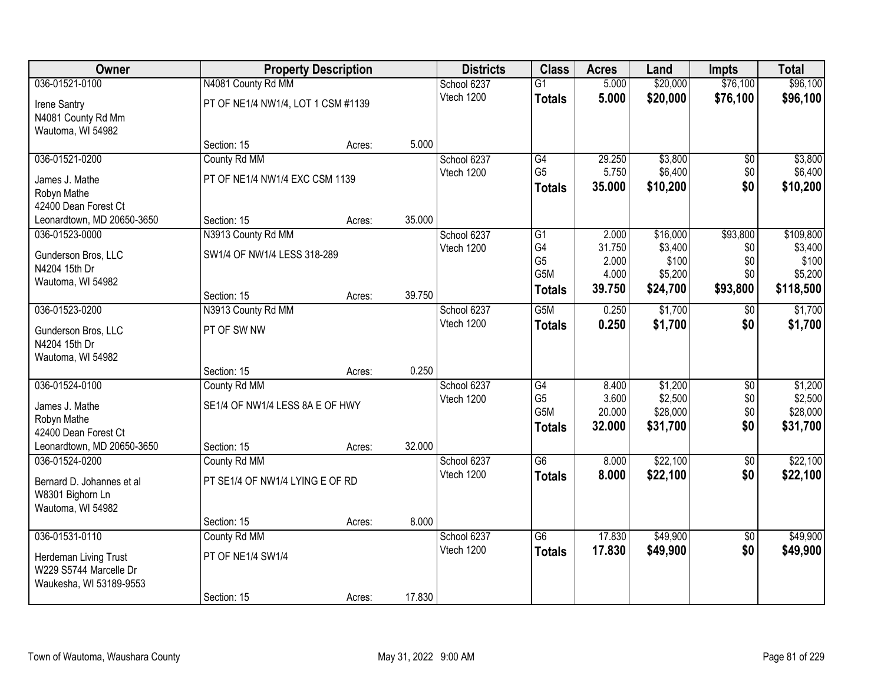| Owner | Property Description | | | Districts | Class | Acres | Land | Impts | Total |
|---|---|---|---|---|---|---|---|---|---|
| 036-01521-0100 | N4081 County Rd MM | | | School 6237 | G1 | 5.000 | $20,000 | $76,100 | $96,100 |
| Irene Santry<br>N4081 County Rd Mm<br>Wautoma, WI 54982 | PT OF NE1/4 NW1/4, LOT 1 CSM #1139 | | | Vtech 1200 | **Totals** | **5.000** | **$20,000** | **$76,100** | **$96,100** |
| | Section: 15 | Acres: | 5.000 | | | | | | |
| 036-01521-0200 | County Rd MM | | | School 6237 | G4 | 29.250 | $3,800 | $0 | $3,800 |
| James J. Mathe<br>Robyn Mathe<br>42400 Dean Forest Ct<br>Leonardtown, MD 20650-3650 | PT OF NE1/4 NW1/4 EXC CSM 1139 | | | Vtech 1200 | G5 | 5.750 | $6,400 | $0 | $6,400 |
| | | | | | **Totals** | **35.000** | **$10,200** | **$0** | **$10,200** |
| | Section: 15 | Acres: | 35.000 | | | | | | |
| 036-01523-0000 | N3913 County Rd MM | | | School 6237 | G1 | 2.000 | $16,000 | $93,800 | $109,800 |
| Gunderson Bros, LLC<br>N4204 15th Dr<br>Wautoma, WI 54982 | SW1/4 OF NW1/4 LESS 318-289 | | | Vtech 1200 | G4 | 31.750 | $3,400 | $0 | $3,400 |
| | | | | | G5 | 2.000 | $100 | $0 | $100 |
| | | | | | G5M | 4.000 | $5,200 | $0 | $5,200 |
| | | | | | **Totals** | **39.750** | **$24,700** | **$93,800** | **$118,500** |
| | Section: 15 | Acres: | 39.750 | | | | | | |
| 036-01523-0200 | N3913 County Rd MM | | | School 6237 | G5M | 0.250 | $1,700 | $0 | $1,700 |
| Gunderson Bros, LLC<br>N4204 15th Dr<br>Wautoma, WI 54982 | PT OF SW NW | | | Vtech 1200 | **Totals** | **0.250** | **$1,700** | **$0** | **$1,700** |
| | Section: 15 | Acres: | 0.250 | | | | | | |
| 036-01524-0100 | County Rd MM | | | School 6237 | G4 | 8.400 | $1,200 | $0 | $1,200 |
| James J. Mathe<br>Robyn Mathe<br>42400 Dean Forest Ct<br>Leonardtown, MD 20650-3650 | SE1/4 OF NW1/4 LESS 8A E OF HWY | | | Vtech 1200 | G5 | 3.600 | $2,500 | $0 | $2,500 |
| | | | | | G5M | 20.000 | $28,000 | $0 | $28,000 |
| | | | | | **Totals** | **32.000** | **$31,700** | **$0** | **$31,700** |
| | Section: 15 | Acres: | 32.000 | | | | | | |
| 036-01524-0200 | County Rd MM | | | School 6237 | G6 | 8.000 | $22,100 | $0 | $22,100 |
| Bernard D. Johannes et al<br>W8301 Bighorn Ln<br>Wautoma, WI 54982 | PT SE1/4 OF NW1/4 LYING E OF RD | | | Vtech 1200 | **Totals** | **8.000** | **$22,100** | **$0** | **$22,100** |
| | Section: 15 | Acres: | 8.000 | | | | | | |
| 036-01531-0110 | County Rd MM | | | School 6237 | G6 | 17.830 | $49,900 | $0 | $49,900 |
| Herdeman Living Trust<br>W229 S5744 Marcelle Dr<br>Waukesha, WI 53189-9553 | PT OF NE1/4 SW1/4 | | | Vtech 1200 | **Totals** | **17.830** | **$49,900** | **$0** | **$49,900** |
| | Section: 15 | Acres: | 17.830 | | | | | | |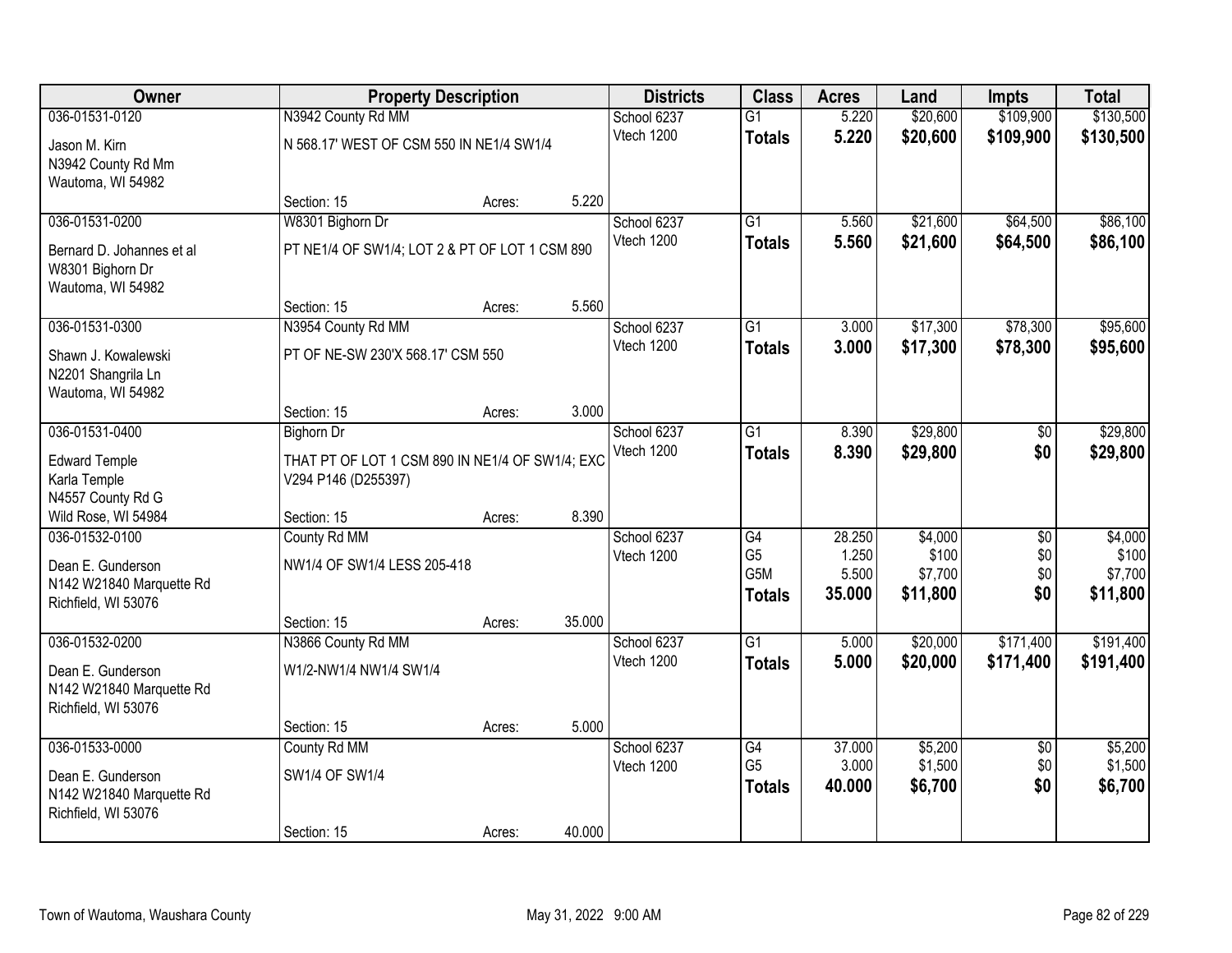| Owner | Property Description | | | Districts | Class | Acres | Land | Impts | Total |
|---|---|---|---|---|---|---|---|---|---|
| 036-01531-0120 | N3942 County Rd MM | | | School 6237 | G1 | 5.220 | $20,600 | $109,900 | $130,500 |
| Jason M. Kirn<br>N3942 County Rd Mm<br>Wautoma, WI 54982 | N 568.17' WEST OF CSM 550 IN NE1/4 SW1/4 | | | Vtech 1200 | **Totals** | **5.220** | **$20,600** | **$109,900** | **$130,500** |
| | Section: 15 | Acres: | 5.220 | | | | | | |
| 036-01531-0200 | W8301 Bighorn Dr | | | School 6237 | G1 | 5.560 | $21,600 | $64,500 | $86,100 |
| Bernard D. Johannes et al<br>W8301 Bighorn Dr<br>Wautoma, WI 54982 | PT NE1/4 OF SW1/4; LOT 2 & PT OF LOT 1 CSM 890 | | | Vtech 1200 | **Totals** | **5.560** | **$21,600** | **$64,500** | **$86,100** |
| | Section: 15 | Acres: | 5.560 | | | | | | |
| 036-01531-0300 | N3954 County Rd MM | | | School 6237 | G1 | 3.000 | $17,300 | $78,300 | $95,600 |
| Shawn J. Kowalewski<br>N2201 Shangrila Ln<br>Wautoma, WI 54982 | PT OF NE-SW 230'X 568.17' CSM 550 | | | Vtech 1200 | **Totals** | **3.000** | **$17,300** | **$78,300** | **$95,600** |
| | Section: 15 | Acres: | 3.000 | | | | | | |
| 036-01531-0400 | Bighorn Dr | | | School 6237 | G1 | 8.390 | $29,800 | $0 | $29,800 |
| Edward Temple<br>Karla Temple<br>N4557 County Rd G<br>Wild Rose, WI 54984 | THAT PT OF LOT 1 CSM 890 IN NE1/4 OF SW1/4; EXC V294 P146 (D255397) | | | Vtech 1200 | **Totals** | **8.390** | **$29,800** | **$0** | **$29,800** |
| | Section: 15 | Acres: | 8.390 | | | | | | |
| 036-01532-0100 | County Rd MM | | | School 6237 | G4 | 28.250 | $4,000 | $0 | $4,000 |
| Dean E. Gunderson<br>N142 W21840 Marquette Rd<br>Richfield, WI 53076 | NW1/4 OF SW1/4 LESS 205-418 | | | Vtech 1200 | G5 | 1.250 | $100 | $0 | $100 |
| | | | | | G5M | 5.500 | $7,700 | $0 | $7,700 |
| | | | | | **Totals** | **35.000** | **$11,800** | **$0** | **$11,800** |
| | Section: 15 | Acres: | 35.000 | | | | | | |
| 036-01532-0200 | N3866 County Rd MM | | | School 6237 | G1 | 5.000 | $20,000 | $171,400 | $191,400 |
| Dean E. Gunderson<br>N142 W21840 Marquette Rd<br>Richfield, WI 53076 | W1/2-NW1/4 NW1/4 SW1/4 | | | Vtech 1200 | **Totals** | **5.000** | **$20,000** | **$171,400** | **$191,400** |
| | Section: 15 | Acres: | 5.000 | | | | | | |
| 036-01533-0000 | County Rd MM | | | School 6237 | G4 | 37.000 | $5,200 | $0 | $5,200 |
| Dean E. Gunderson<br>N142 W21840 Marquette Rd<br>Richfield, WI 53076 | SW1/4 OF SW1/4 | | | Vtech 1200 | G5 | 3.000 | $1,500 | $0 | $1,500 |
| | | | | | **Totals** | **40.000** | **$6,700** | **$0** | **$6,700** |
| | Section: 15 | Acres: | 40.000 | | | | | | |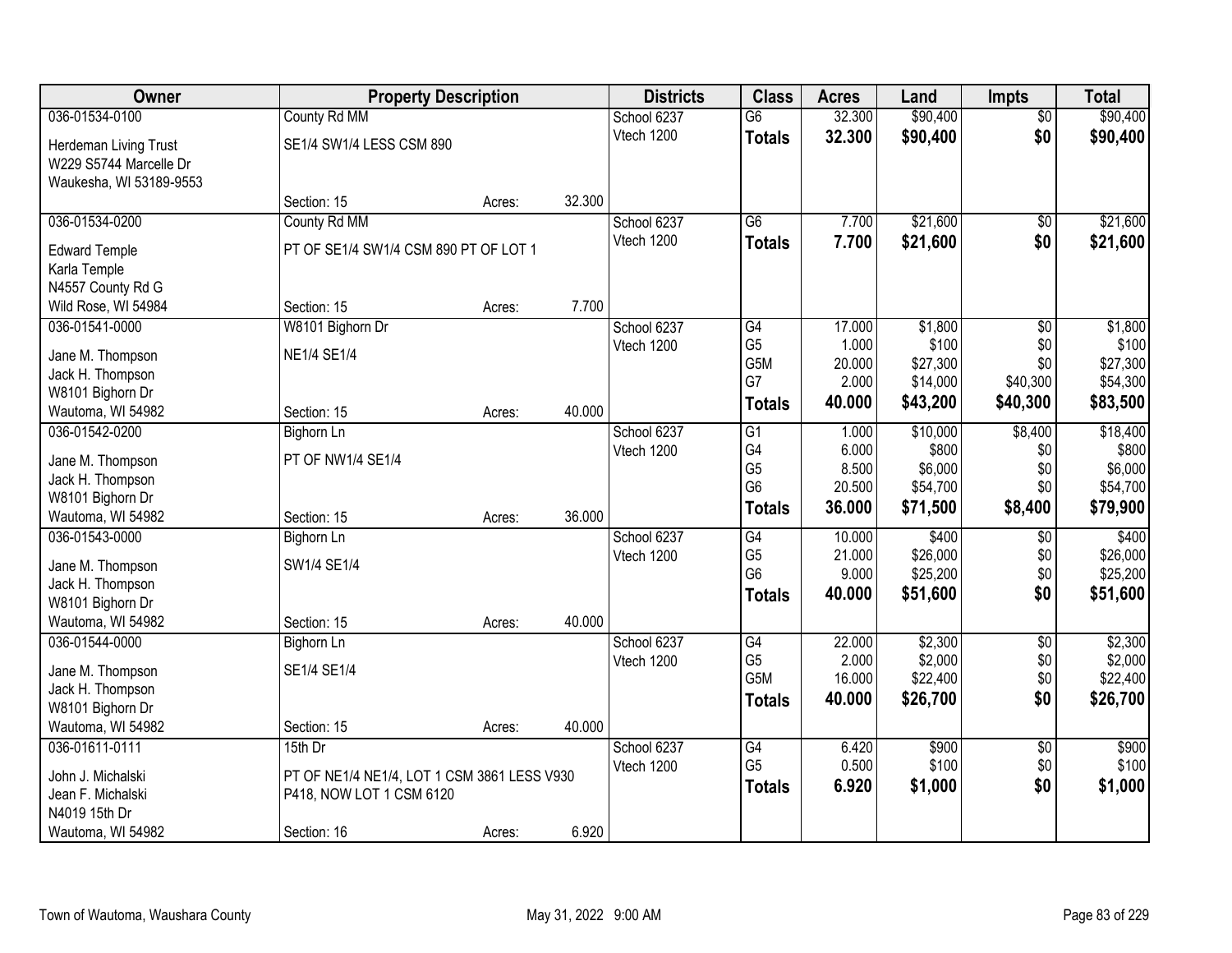| Owner | Property Description | | | Districts | Class | Acres | Land | Impts | Total |
|---|---|---|---|---|---|---|---|---|---|
| 036-01534-0100 | County Rd MM | | | School 6237 | G6 | 32.300 | $90,400 | $0 | $90,400 |
| Herdeman Living Trust<br>W229 S5744 Marcelle Dr<br>Waukesha, WI 53189-9553 | SE1/4 SW1/4 LESS CSM 890 | | | Vtech 1200 | **Totals** | **32.300** | **$90,400** | **$0** | **$90,400** |
| | Section: 15 | Acres: | 32.300 | | | | | | |
| 036-01534-0200 | County Rd MM | | | School 6237 | G6 | 7.700 | $21,600 | $0 | $21,600 |
| Edward Temple<br>Karla Temple<br>N4557 County Rd G<br>Wild Rose, WI 54984 | PT OF SE1/4 SW1/4 CSM 890 PT OF LOT 1 | | | Vtech 1200 | **Totals** | **7.700** | **$21,600** | **$0** | **$21,600** |
| | Section: 15 | Acres: | 7.700 | | | | | | |
| 036-01541-0000 | W8101 Bighorn Dr | | | School 6237 | G4 | 17.000 | $1,800 | $0 | $1,800 |
| Jane M. Thompson<br>Jack H. Thompson<br>W8101 Bighorn Dr<br>Wautoma, WI 54982 | NE1/4 SE1/4 | | | Vtech 1200 | G5 | 1.000 | $100 | $0 | $100 |
| | | | | | G5M | 20.000 | $27,300 | $0 | $27,300 |
| | | | | | G7 | 2.000 | $14,000 | $40,300 | $54,300 |
| | Section: 15 | Acres: | 40.000 | | **Totals** | **40.000** | **$43,200** | **$40,300** | **$83,500** |
| 036-01542-0200 | Bighorn Ln | | | School 6237 | G1 | 1.000 | $10,000 | $8,400 | $18,400 |
| Jane M. Thompson<br>Jack H. Thompson<br>W8101 Bighorn Dr<br>Wautoma, WI 54982 | PT OF NW1/4 SE1/4 | | | Vtech 1200 | G4 | 6.000 | $800 | $0 | $800 |
| | | | | | G5 | 8.500 | $6,000 | $0 | $6,000 |
| | | | | | G6 | 20.500 | $54,700 | $0 | $54,700 |
| | Section: 15 | Acres: | 36.000 | | **Totals** | **36.000** | **$71,500** | **$8,400** | **$79,900** |
| 036-01543-0000 | Bighorn Ln | | | School 6237 | G4 | 10.000 | $400 | $0 | $400 |
| Jane M. Thompson<br>Jack H. Thompson<br>W8101 Bighorn Dr<br>Wautoma, WI 54982 | SW1/4 SE1/4 | | | Vtech 1200 | G5 | 21.000 | $26,000 | $0 | $26,000 |
| | | | | | G6 | 9.000 | $25,200 | $0 | $25,200 |
| | Section: 15 | Acres: | 40.000 | | **Totals** | **40.000** | **$51,600** | **$0** | **$51,600** |
| 036-01544-0000 | Bighorn Ln | | | School 6237 | G4 | 22.000 | $2,300 | $0 | $2,300 |
| Jane M. Thompson<br>Jack H. Thompson<br>W8101 Bighorn Dr<br>Wautoma, WI 54982 | SE1/4 SE1/4 | | | Vtech 1200 | G5 | 2.000 | $2,000 | $0 | $2,000 |
| | | | | | G5M | 16.000 | $22,400 | $0 | $22,400 |
| | Section: 15 | Acres: | 40.000 | | **Totals** | **40.000** | **$26,700** | **$0** | **$26,700** |
| 036-01611-0111 | 15th Dr | | | School 6237 | G4 | 6.420 | $900 | $0 | $900 |
| John J. Michalski<br>Jean F. Michalski<br>N4019 15th Dr<br>Wautoma, WI 54982 | PT OF NE1/4 NE1/4, LOT 1 CSM 3861 LESS V930 P418, NOW LOT 1 CSM 6120 | | | Vtech 1200 | G5 | 0.500 | $100 | $0 | $100 |
| | | | | | **Totals** | **6.920** | **$1,000** | **$0** | **$1,000** |
| | Section: 16 | Acres: | 6.920 | | | | | | |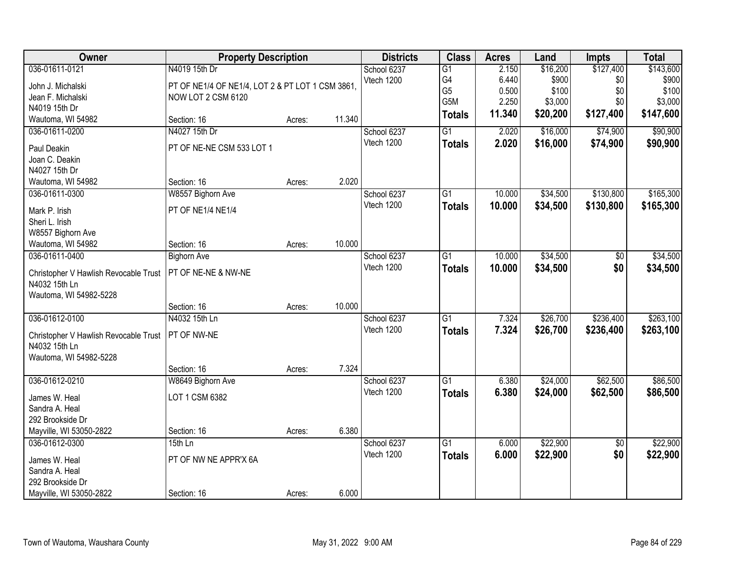| Owner | Property Description | | | Districts | Class | Acres | Land | Impts | Total |
|---|---|---|---|---|---|---|---|---|---|
| 036-01611-0121 | N4019 15th Dr | | | School 6237 | G1 | 2.150 | $16,200 | $127,400 | $143,600 |
| John J. Michalski | PT OF NE1/4 OF NE1/4, LOT 2 & PT LOT 1 CSM 3861, | | | Vtech 1200 | G4 | 6.440 | $900 | $0 | $900 |
| Jean F. Michalski | NOW LOT 2 CSM 6120 | | | | G5 | 0.500 | $100 | $0 | $100 |
| N4019 15th Dr | | | | | G5M | 2.250 | $3,000 | $0 | $3,000 |
| Wautoma, WI 54982 | Section: 16 | Acres: | 11.340 | | **Totals** | **11.340** | **$20,200** | **$127,400** | **$147,600** |
| 036-01611-0200 | N4027 15th Dr | | | School 6237 | G1 | 2.020 | $16,000 | $74,900 | $90,900 |
| Paul Deakin | PT OF NE-NE CSM 533 LOT 1 | | | Vtech 1200 | **Totals** | **2.020** | **$16,000** | **$74,900** | **$90,900** |
| Joan C. Deakin | | | | | | | | | |
| N4027 15th Dr | | | | | | | | | |
| Wautoma, WI 54982 | Section: 16 | Acres: | 2.020 | | | | | | |
| 036-01611-0300 | W8557 Bighorn Ave | | | School 6237 | G1 | 10.000 | $34,500 | $130,800 | $165,300 |
| Mark P. Irish | PT OF NE1/4 NE1/4 | | | Vtech 1200 | **Totals** | **10.000** | **$34,500** | **$130,800** | **$165,300** |
| Sheri L. Irish | | | | | | | | | |
| W8557 Bighorn Ave | | | | | | | | | |
| Wautoma, WI 54982 | Section: 16 | Acres: | 10.000 | | | | | | |
| 036-01611-0400 | Bighorn Ave | | | School 6237 | G1 | 10.000 | $34,500 | $0 | $34,500 |
| Christopher V Hawlish Revocable Trust | PT OF NE-NE & NW-NE | | | Vtech 1200 | **Totals** | **10.000** | **$34,500** | **$0** | **$34,500** |
| N4032 15th Ln | | | | | | | | | |
| Wautoma, WI 54982-5228 | | | | | | | | | |
| | Section: 16 | Acres: | 10.000 | | | | | | |
| 036-01612-0100 | N4032 15th Ln | | | School 6237 | G1 | 7.324 | $26,700 | $236,400 | $263,100 |
| Christopher V Hawlish Revocable Trust | PT OF NW-NE | | | Vtech 1200 | **Totals** | **7.324** | **$26,700** | **$236,400** | **$263,100** |
| N4032 15th Ln | | | | | | | | | |
| Wautoma, WI 54982-5228 | | | | | | | | | |
| | Section: 16 | Acres: | 7.324 | | | | | | |
| 036-01612-0210 | W8649 Bighorn Ave | | | School 6237 | G1 | 6.380 | $24,000 | $62,500 | $86,500 |
| James W. Heal | LOT 1 CSM 6382 | | | Vtech 1200 | **Totals** | **6.380** | **$24,000** | **$62,500** | **$86,500** |
| Sandra A. Heal | | | | | | | | | |
| 292 Brookside Dr | | | | | | | | | |
| Mayville, WI 53050-2822 | Section: 16 | Acres: | 6.380 | | | | | | |
| 036-01612-0300 | 15th Ln | | | School 6237 | G1 | 6.000 | $22,900 | $0 | $22,900 |
| James W. Heal | PT OF NW NE APPR'X 6A | | | Vtech 1200 | **Totals** | **6.000** | **$22,900** | **$0** | **$22,900** |
| Sandra A. Heal | | | | | | | | | |
| 292 Brookside Dr | | | | | | | | | |
| Mayville, WI 53050-2822 | Section: 16 | Acres: | 6.000 | | | | | | |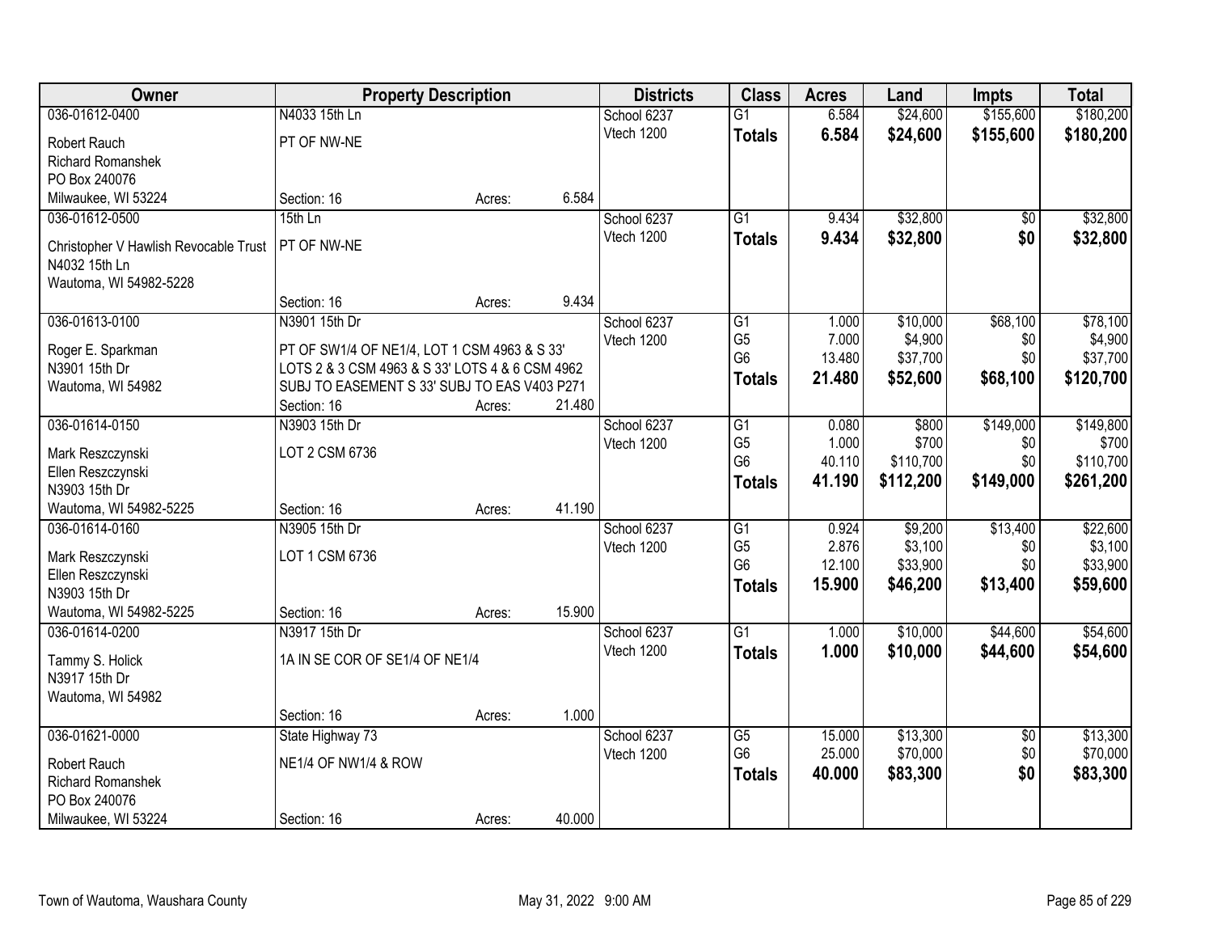| Owner | Property Description | | | Districts | Class | Acres | Land | Impts | Total |
|---|---|---|---|---|---|---|---|---|---|
| 036-01612-0400 | N4033 15th Ln | | | School 6237 | G1 | 6.584 | $24,600 | $155,600 | $180,200 |
| Robert Rauch | PT OF NW-NE | | | Vtech 1200 | **Totals** | **6.584** | **$24,600** | **$155,600** | **$180,200** |
| Richard Romanshek | | | | | | | | | |
| PO Box 240076 | | | | | | | | | |
| Milwaukee, WI 53224 | Section: 16 | Acres: | 6.584 | | | | | | |
| 036-01612-0500 | 15th Ln | | | School 6237 | G1 | 9.434 | $32,800 | $0 | $32,800 |
| Christopher V Hawlish Revocable Trust | PT OF NW-NE | | | Vtech 1200 | **Totals** | **9.434** | **$32,800** | **$0** | **$32,800** |
| N4032 15th Ln | | | | | | | | | |
| Wautoma, WI 54982-5228 | | | | | | | | | |
| | Section: 16 | Acres: | 9.434 | | | | | | |
| 036-01613-0100 | N3901 15th Dr | | | School 6237 | G1 | 1.000 | $10,000 | $68,100 | $78,100 |
| Roger E. Sparkman | PT OF SW1/4 OF NE1/4, LOT 1 CSM 4963 & S 33' | | | Vtech 1200 | G5 | 7.000 | $4,900 | $0 | $4,900 |
| N3901 15th Dr | LOTS 2 & 3 CSM 4963 & S 33' LOTS 4 & 6 CSM 4962 | | | | G6 | 13.480 | $37,700 | $0 | $37,700 |
| Wautoma, WI 54982 | SUBJ TO EASEMENT S 33' SUBJ TO EAS V403 P271 | | | | **Totals** | **21.480** | **$52,600** | **$68,100** | **$120,700** |
| | Section: 16 | Acres: | 21.480 | | | | | | |
| 036-01614-0150 | N3903 15th Dr | | | School 6237 | G1 | 0.080 | $800 | $149,000 | $149,800 |
| Mark Reszczynski | LOT 2 CSM 6736 | | | Vtech 1200 | G5 | 1.000 | $700 | $0 | $700 |
| Ellen Reszczynski | | | | | G6 | 40.110 | $110,700 | $0 | $110,700 |
| N3903 15th Dr | | | | | **Totals** | **41.190** | **$112,200** | **$149,000** | **$261,200** |
| Wautoma, WI 54982-5225 | Section: 16 | Acres: | 41.190 | | | | | | |
| 036-01614-0160 | N3905 15th Dr | | | School 6237 | G1 | 0.924 | $9,200 | $13,400 | $22,600 |
| Mark Reszczynski | LOT 1 CSM 6736 | | | Vtech 1200 | G5 | 2.876 | $3,100 | $0 | $3,100 |
| Ellen Reszczynski | | | | | G6 | 12.100 | $33,900 | $0 | $33,900 |
| N3903 15th Dr | | | | | **Totals** | **15.900** | **$46,200** | **$13,400** | **$59,600** |
| Wautoma, WI 54982-5225 | Section: 16 | Acres: | 15.900 | | | | | | |
| 036-01614-0200 | N3917 15th Dr | | | School 6237 | G1 | 1.000 | $10,000 | $44,600 | $54,600 |
| Tammy S. Holick | 1A IN SE COR OF SE1/4 OF NE1/4 | | | Vtech 1200 | **Totals** | **1.000** | **$10,000** | **$44,600** | **$54,600** |
| N3917 15th Dr | | | | | | | | | |
| Wautoma, WI 54982 | | | | | | | | | |
| | Section: 16 | Acres: | 1.000 | | | | | | |
| 036-01621-0000 | State Highway 73 | | | School 6237 | G5 | 15.000 | $13,300 | $0 | $13,300 |
| Robert Rauch | NE1/4 OF NW1/4 & ROW | | | Vtech 1200 | G6 | 25.000 | $70,000 | $0 | $70,000 |
| Richard Romanshek | | | | | **Totals** | **40.000** | **$83,300** | **$0** | **$83,300** |
| PO Box 240076 | | | | | | | | | |
| Milwaukee, WI 53224 | Section: 16 | Acres: | 40.000 | | | | | | |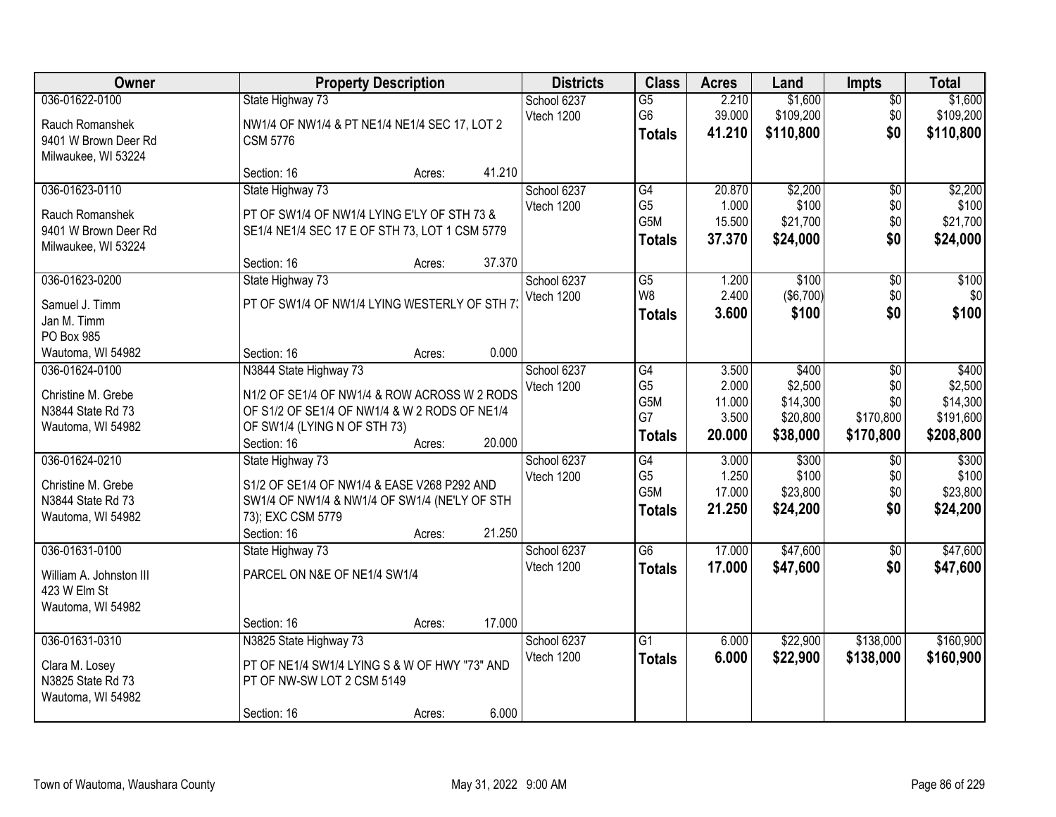| Owner | Property Description | Districts | Class | Acres | Land | Impts | Total |
|---|---|---|---|---|---|---|---|
| 036-01622-0100<br>Rauch Romanshek<br>9401 W Brown Deer Rd<br>Milwaukee, WI 53224 | State Highway 73<br>NW1/4 OF NW1/4 & PT NE1/4 NE1/4 SEC 17, LOT 2 CSM 5776<br>Section: 16 Acres: 41.210 | School 6237<br>Vtech 1200 | G5<br>G6<br>**Totals** | 2.210<br>39.000<br>**41.210** | $1,600<br>$109,200<br>**$110,800** | $0<br>$0<br>**$0** | $1,600<br>$109,200<br>**$110,800** |
| 036-01623-0110<br>Rauch Romanshek<br>9401 W Brown Deer Rd<br>Milwaukee, WI 53224 | State Highway 73<br>PT OF SW1/4 OF NW1/4 LYING E'LY OF STH 73 & SE1/4 NE1/4 SEC 17 E OF STH 73, LOT 1 CSM 5779<br>Section: 16 Acres: 37.370 | School 6237<br>Vtech 1200 | G4<br>G5<br>G5M<br>**Totals** | 20.870<br>1.000<br>15.500<br>**37.370** | $2,200<br>$100<br>$21,700<br>**$24,000** | $0<br>$0<br>$0<br>**$0** | $2,200<br>$100<br>$21,700<br>**$24,000** |
| 036-01623-0200<br>Samuel J. Timm<br>Jan M. Timm<br>PO Box 985<br>Wautoma, WI 54982 | State Highway 73<br>PT OF SW1/4 OF NW1/4 LYING WESTERLY OF STH 73<br>Section: 16 Acres: 0.000 | School 6237<br>Vtech 1200 | G5<br>W8<br>**Totals** | 1.200<br>2.400<br>**3.600** | $100<br>($6,700)<br>**$100** | $0<br>$0<br>**$0** | $100<br>$0<br>**$100** |
| 036-01624-0100<br>Christine M. Grebe<br>N3844 State Rd 73<br>Wautoma, WI 54982 | N3844 State Highway 73<br>N1/2 OF SE1/4 OF NW1/4 & ROW ACROSS W 2 RODS OF S1/2 OF SE1/4 OF NW1/4 & W 2 RODS OF NE1/4 OF SW1/4 (LYING N OF STH 73)<br>Section: 16 Acres: 20.000 | School 6237<br>Vtech 1200 | G4<br>G5<br>G5M<br>G7<br>**Totals** | 3.500<br>2.000<br>11.000<br>3.500<br>**20.000** | $400<br>$2,500<br>$14,300<br>$20,800<br>**$38,000** | $0<br>$0<br>$0<br>$170,800<br>**$170,800** | $400<br>$2,500<br>$14,300<br>$191,600<br>**$208,800** |
| 036-01624-0210<br>Christine M. Grebe<br>N3844 State Rd 73<br>Wautoma, WI 54982 | State Highway 73<br>S1/2 OF SE1/4 OF NW1/4 & EASE V268 P292 AND SW1/4 OF NW1/4 & NW1/4 OF SW1/4 (NE'LY OF STH 73); EXC CSM 5779<br>Section: 16 Acres: 21.250 | School 6237<br>Vtech 1200 | G4<br>G5<br>G5M<br>**Totals** | 3.000<br>1.250<br>17.000<br>**21.250** | $300<br>$100<br>$23,800<br>**$24,200** | $0<br>$0<br>$0<br>**$0** | $300<br>$100<br>$23,800<br>**$24,200** |
| 036-01631-0100<br>William A. Johnston III<br>423 W Elm St<br>Wautoma, WI 54982 | State Highway 73<br>PARCEL ON N&E OF NE1/4 SW1/4<br>Section: 16 Acres: 17.000 | School 6237<br>Vtech 1200 | G6<br>**Totals** | 17.000<br>**17.000** | $47,600<br>**$47,600** | $0<br>**$0** | $47,600<br>**$47,600** |
| 036-01631-0310<br>Clara M. Losey<br>N3825 State Rd 73<br>Wautoma, WI 54982 | N3825 State Highway 73<br>PT OF NE1/4 SW1/4 LYING S & W OF HWY "73" AND PT OF NW-SW LOT 2 CSM 5149<br>Section: 16 Acres: 6.000 | School 6237<br>Vtech 1200 | G1<br>**Totals** | 6.000<br>**6.000** | $22,900<br>**$22,900** | $138,000<br>**$138,000** | $160,900<br>**$160,900** |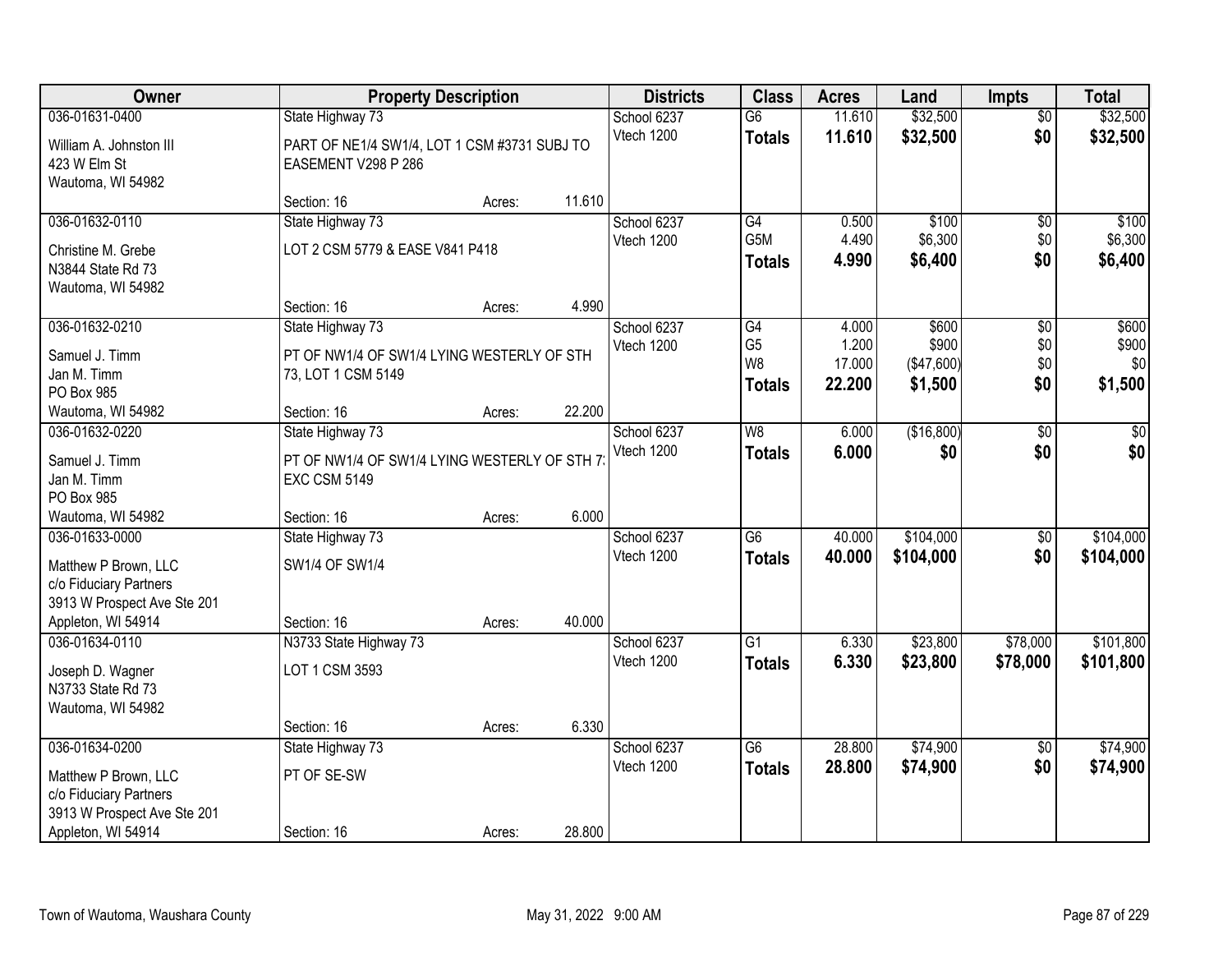| Owner | Property Description | | | Districts | Class | Acres | Land | Impts | Total |
|---|---|---|---|---|---|---|---|---|---|
| 036-01631-0400 | State Highway 73 | | | School 6237 | G6 | 11.610 | $32,500 | $0 | $32,500 |
| William A. Johnston III<br>423 W Elm St<br>Wautoma, WI 54982 | PART OF NE1/4 SW1/4, LOT 1 CSM #3731 SUBJ TO EASEMENT V298 P 286 | | | Vtech 1200 | **Totals** | **11.610** | **$32,500** | **$0** | **$32,500** |
| | Section: 16 | Acres: | 11.610 | | | | | | |
| 036-01632-0110 | State Highway 73 | | | School 6237 | G4 | 0.500 | $100 | $0 | $100 |
| Christine M. Grebe<br>N3844 State Rd 73<br>Wautoma, WI 54982 | LOT 2 CSM 5779 & EASE V841 P418 | | | Vtech 1200 | G5M | 4.490 | $6,300 | $0 | $6,300 |
| | | | | | **Totals** | **4.990** | **$6,400** | **$0** | **$6,400** |
| | Section: 16 | Acres: | 4.990 | | | | | | |
| 036-01632-0210 | State Highway 73 | | | School 6237 | G4 | 4.000 | $600 | $0 | $600 |
| Samuel J. Timm<br>Jan M. Timm<br>PO Box 985<br>Wautoma, WI 54982 | PT OF NW1/4 OF SW1/4 LYING WESTERLY OF STH 73, LOT 1 CSM 5149 | | | Vtech 1200 | G5 | 1.200 | $900 | $0 | $900 |
| | | | | | W8 | 17.000 | ($47,600) | $0 | $0 |
| | | | | | **Totals** | **22.200** | **$1,500** | **$0** | **$1,500** |
| | Section: 16 | Acres: | 22.200 | | | | | | |
| 036-01632-0220 | State Highway 73 | | | School 6237 | W8 | 6.000 | ($16,800) | $0 | $0 |
| Samuel J. Timm<br>Jan M. Timm<br>PO Box 985<br>Wautoma, WI 54982 | PT OF NW1/4 OF SW1/4 LYING WESTERLY OF STH 7: EXC CSM 5149 | | | Vtech 1200 | **Totals** | **6.000** | **$0** | **$0** | **$0** |
| | Section: 16 | Acres: | 6.000 | | | | | | |
| 036-01633-0000 | State Highway 73 | | | School 6237 | G6 | 40.000 | $104,000 | $0 | $104,000 |
| Matthew P Brown, LLC<br>c/o Fiduciary Partners<br>3913 W Prospect Ave Ste 201<br>Appleton, WI 54914 | SW1/4 OF SW1/4 | | | Vtech 1200 | **Totals** | **40.000** | **$104,000** | **$0** | **$104,000** |
| | Section: 16 | Acres: | 40.000 | | | | | | |
| 036-01634-0110 | N3733 State Highway 73 | | | School 6237 | G1 | 6.330 | $23,800 | $78,000 | $101,800 |
| Joseph D. Wagner<br>N3733 State Rd 73<br>Wautoma, WI 54982 | LOT 1 CSM 3593 | | | Vtech 1200 | **Totals** | **6.330** | **$23,800** | **$78,000** | **$101,800** |
| | Section: 16 | Acres: | 6.330 | | | | | | |
| 036-01634-0200 | State Highway 73 | | | School 6237 | G6 | 28.800 | $74,900 | $0 | $74,900 |
| Matthew P Brown, LLC<br>c/o Fiduciary Partners<br>3913 W Prospect Ave Ste 201<br>Appleton, WI 54914 | PT OF SE-SW | | | Vtech 1200 | **Totals** | **28.800** | **$74,900** | **$0** | **$74,900** |
| | Section: 16 | Acres: | 28.800 | | | | | | |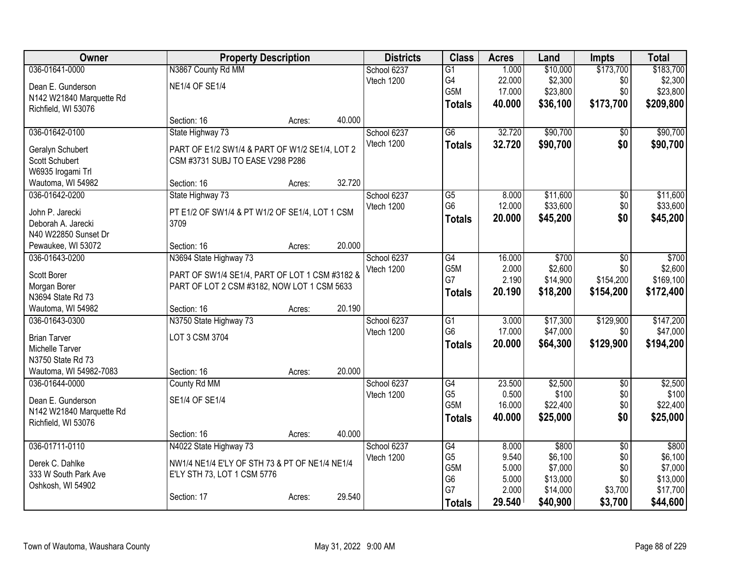| Owner | Property Description | Districts | Class | Acres | Land | Impts | Total |
|---|---|---|---|---|---|---|---|
| 036-01641-0000<br>Dean E. Gunderson<br>N142 W21840 Marquette Rd<br>Richfield, WI 53076 | N3867 County Rd MM<br>NE1/4 OF SE1/4<br>Section: 16 Acres: 40.000 | School 6237<br>Vtech 1200 | G1<br>G4<br>G5M<br>**Totals** | 1.000<br>22.000<br>17.000<br>**40.000** | $10,000<br>$2,300<br>$23,800<br>**$36,100** | $173,700<br>$0<br>$0<br>**$173,700** | $183,700<br>$2,300<br>$23,800<br>**$209,800** |
| 036-01642-0100<br>Geralyn Schubert<br>Scott Schubert<br>W6935 Irogami Trl<br>Wautoma, WI 54982 | State Highway 73<br>PART OF E1/2 SW1/4 & PART OF W1/2 SE1/4, LOT 2 CSM #3731 SUBJ TO EASE V298 P286<br>Section: 16 Acres: 32.720 | School 6237<br>Vtech 1200 | G6<br>**Totals** | 32.720<br>**32.720** | $90,700<br>**$90,700** | $0<br>**$0** | $90,700<br>**$90,700** |
| 036-01642-0200<br>John P. Jarecki<br>Deborah A. Jarecki<br>N40 W22850 Sunset Dr<br>Pewaukee, WI 53072 | State Highway 73<br>PT E1/2 OF SW1/4 & PT W1/2 OF SE1/4, LOT 1 CSM 3709<br>Section: 16 Acres: 20.000 | School 6237<br>Vtech 1200 | G5<br>G6<br>**Totals** | 8.000<br>12.000<br>**20.000** | $11,600<br>$33,600<br>**$45,200** | $0<br>$0<br>**$0** | $11,600<br>$33,600<br>**$45,200** |
| 036-01643-0200<br>Scott Borer<br>Morgan Borer<br>N3694 State Rd 73<br>Wautoma, WI 54982 | N3694 State Highway 73<br>PART OF SW1/4 SE1/4, PART OF LOT 1 CSM #3182 & PART OF LOT 2 CSM #3182, NOW LOT 1 CSM 5633<br>Section: 16 Acres: 20.190 | School 6237<br>Vtech 1200 | G4<br>G5M<br>G7<br>**Totals** | 16.000<br>2.000<br>2.190<br>**20.190** | $700<br>$2,600<br>$14,900<br>**$18,200** | $0<br>$0<br>$154,200<br>**$154,200** | $700<br>$2,600<br>$169,100<br>**$172,400** |
| 036-01643-0300<br>Brian Tarver<br>Michelle Tarver<br>N3750 State Rd 73<br>Wautoma, WI 54982-7083 | N3750 State Highway 73<br>LOT 3 CSM 3704<br>Section: 16 Acres: 20.000 | School 6237<br>Vtech 1200 | G1<br>G6<br>**Totals** | 3.000<br>17.000<br>**20.000** | $17,300<br>$47,000<br>**$64,300** | $129,900<br>$0<br>**$129,900** | $147,200<br>$47,000<br>**$194,200** |
| 036-01644-0000<br>Dean E. Gunderson<br>N142 W21840 Marquette Rd<br>Richfield, WI 53076 | County Rd MM<br>SE1/4 OF SE1/4<br>Section: 16 Acres: 40.000 | School 6237<br>Vtech 1200 | G4<br>G5<br>G5M<br>**Totals** | 23.500<br>0.500<br>16.000<br>**40.000** | $2,500<br>$100<br>$22,400<br>**$25,000** | $0<br>$0<br>$0<br>**$0** | $2,500<br>$100<br>$22,400<br>**$25,000** |
| 036-01711-0110<br>Derek C. Dahlke<br>333 W South Park Ave<br>Oshkosh, WI 54902 | N4022 State Highway 73<br>NW1/4 NE1/4 E'LY OF STH 73 & PT OF NE1/4 NE1/4 E'LY STH 73, LOT 1 CSM 5776<br>Section: 17 Acres: 29.540 | School 6237<br>Vtech 1200 | G4<br>G5<br>G5M<br>G6<br>G7<br>**Totals** | 8.000<br>9.540<br>5.000<br>5.000<br>2.000<br>**29.540** | $800<br>$6,100<br>$7,000<br>$13,000<br>$14,000<br>**$40,900** | $0<br>$0<br>$0<br>$0<br>$3,700<br>**$3,700** | $800<br>$6,100<br>$7,000<br>$13,000<br>$17,700<br>**$44,600** |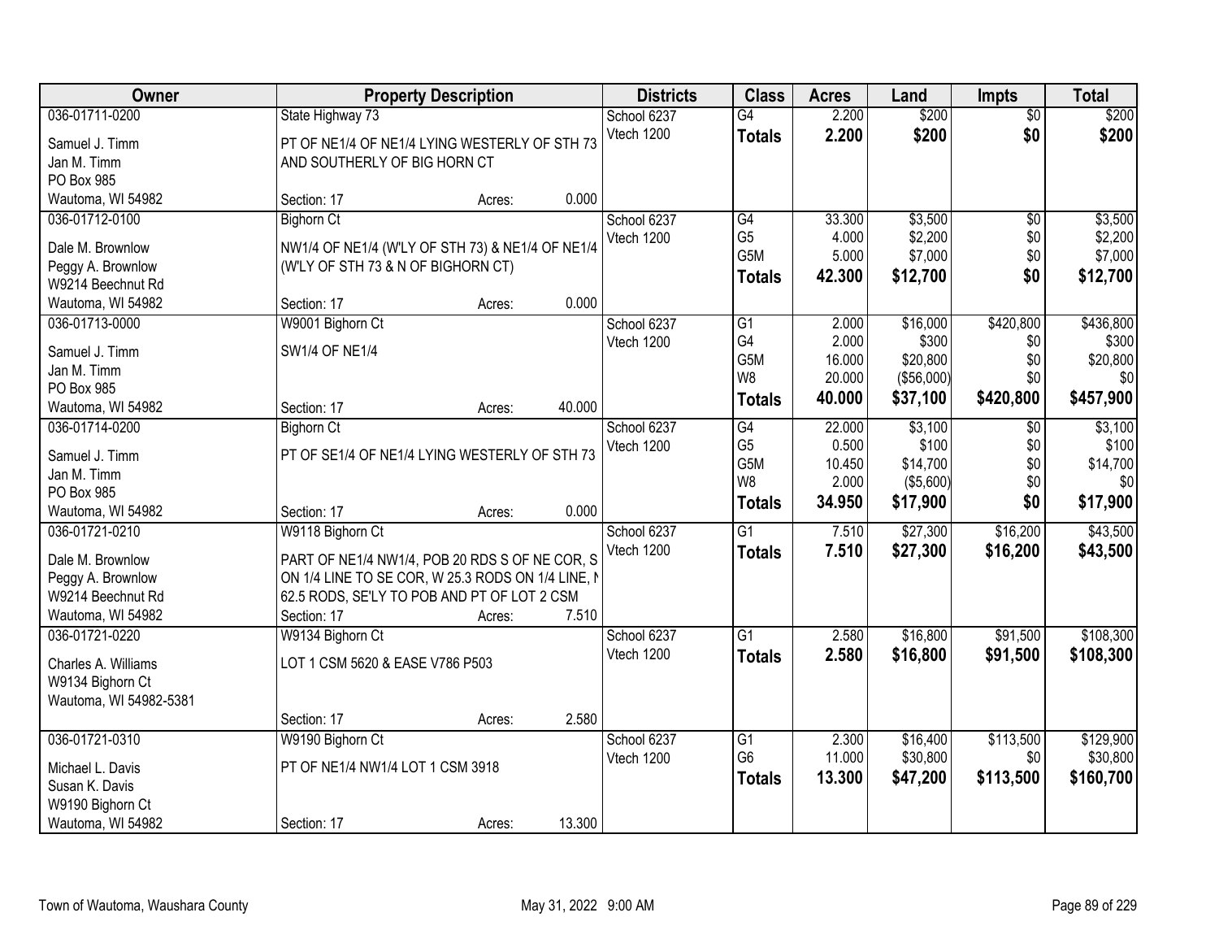| Owner | Property Description | Districts | Class | Acres | Land | Impts | Total |
|---|---|---|---|---|---|---|---|
| 036-01711-0200<br>Samuel J. Timm<br>Jan M. Timm<br>PO Box 985<br>Wautoma, WI 54982 | State Highway 73<br>PT OF NE1/4 OF NE1/4 LYING WESTERLY OF STH 73 AND SOUTHERLY OF BIG HORN CT<br>Section: 17 Acres: 0.000 | School 6237<br>Vtech 1200 | G4<br>**Totals** | 2.200<br>**2.200** | $200<br>**$200** | $0<br>**$0** | $200<br>**$200** |
| 036-01712-0100<br>Dale M. Brownlow<br>Peggy A. Brownlow<br>W9214 Beechnut Rd<br>Wautoma, WI 54982 | Bighorn Ct<br>NW1/4 OF NE1/4 (W'LY OF STH 73) & NE1/4 OF NE1/4 (W'LY OF STH 73 & N OF BIGHORN CT)<br>Section: 17 Acres: 0.000 | School 6237<br>Vtech 1200 | G4<br>G5<br>G5M<br>**Totals** | 33.300<br>4.000<br>5.000<br>**42.300** | $3,500<br>$2,200<br>$7,000<br>**$12,700** | $0<br>$0<br>$0<br>**$0** | $3,500<br>$2,200<br>$7,000<br>**$12,700** |
| 036-01713-0000<br>Samuel J. Timm<br>Jan M. Timm<br>PO Box 985<br>Wautoma, WI 54982 | W9001 Bighorn Ct<br>SW1/4 OF NE1/4<br>Section: 17 Acres: 40.000 | School 6237<br>Vtech 1200 | G1<br>G4<br>G5M<br>W8<br>**Totals** | 2.000<br>2.000<br>16.000<br>20.000<br>**40.000** | $16,000<br>$300<br>$20,800<br>($56,000)<br>**$37,100** | $420,800<br>$0<br>$0<br>$0<br>**$420,800** | $436,800<br>$300<br>$20,800<br>$0<br>**$457,900** |
| 036-01714-0200<br>Samuel J. Timm<br>Jan M. Timm<br>PO Box 985<br>Wautoma, WI 54982 | Bighorn Ct<br>PT OF SE1/4 OF NE1/4 LYING WESTERLY OF STH 73<br>Section: 17 Acres: 0.000 | School 6237<br>Vtech 1200 | G4<br>G5<br>G5M<br>W8<br>**Totals** | 22.000<br>0.500<br>10.450<br>2.000<br>**34.950** | $3,100<br>$100<br>$14,700<br>($5,600)<br>**$17,900** | $0<br>$0<br>$0<br>$0<br>**$0** | $3,100<br>$100<br>$14,700<br>$0<br>**$17,900** |
| 036-01721-0210<br>Dale M. Brownlow<br>Peggy A. Brownlow<br>W9214 Beechnut Rd<br>Wautoma, WI 54982 | W9118 Bighorn Ct<br>PART OF NE1/4 NW1/4, POB 20 RDS S OF NE COR, S ON 1/4 LINE TO SE COR, W 25.3 RODS ON 1/4 LINE, N 62.5 RODS, SE'LY TO POB AND PT OF LOT 2 CSM<br>Section: 17 Acres: 7.510 | School 6237<br>Vtech 1200 | G1<br>**Totals** | 7.510<br>**7.510** | $27,300<br>**$27,300** | $16,200<br>**$16,200** | $43,500<br>**$43,500** |
| 036-01721-0220<br>Charles A. Williams<br>W9134 Bighorn Ct<br>Wautoma, WI 54982-5381 | W9134 Bighorn Ct<br>LOT 1 CSM 5620 & EASE V786 P503<br>Section: 17 Acres: 2.580 | School 6237<br>Vtech 1200 | G1<br>**Totals** | 2.580<br>**2.580** | $16,800<br>**$16,800** | $91,500<br>**$91,500** | $108,300<br>**$108,300** |
| 036-01721-0310<br>Michael L. Davis<br>Susan K. Davis<br>W9190 Bighorn Ct<br>Wautoma, WI 54982 | W9190 Bighorn Ct<br>PT OF NE1/4 NW1/4 LOT 1 CSM 3918<br>Section: 17 Acres: 13.300 | School 6237<br>Vtech 1200 | G1<br>G6<br>**Totals** | 2.300<br>11.000<br>**13.300** | $16,400<br>$30,800<br>**$47,200** | $113,500<br>$0<br>**$113,500** | $129,900<br>$30,800<br>**$160,700** |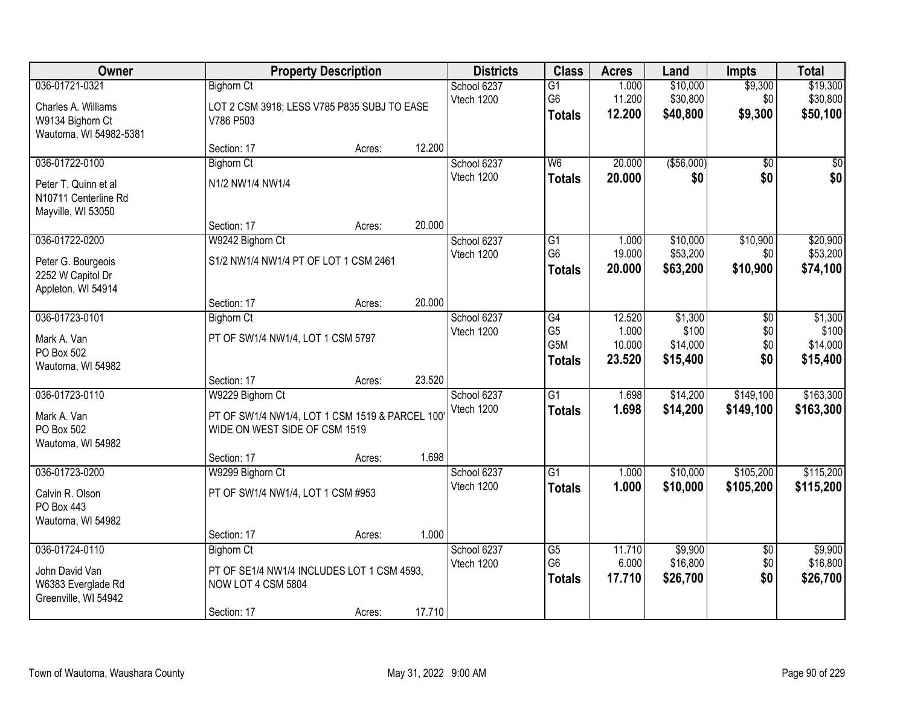| Owner | Property Description | Districts | Class | Acres | Land | Impts | Total |
|---|---|---|---|---|---|---|---|
| 036-01721-0321<br>Charles A. Williams<br>W9134 Bighorn Ct<br>Wautoma, WI 54982-5381 | Bighorn Ct<br>LOT 2 CSM 3918; LESS V785 P835 SUBJ TO EASE V786 P503<br>Section: 17 Acres: 12.200 | School 6237<br>Vtech 1200 | G1<br>G6<br>**Totals** | 1.000<br>11.200<br>**12.200** | $10,000<br>$30,800<br>**$40,800** | $9,300<br>$0<br>**$9,300** | $19,300<br>$30,800<br>**$50,100** |
| 036-01722-0100<br>Peter T. Quinn et al<br>N10711 Centerline Rd<br>Mayville, WI 53050 | Bighorn Ct<br>N1/2 NW1/4 NW1/4<br>Section: 17 Acres: 20.000 | School 6237<br>Vtech 1200 | W6<br>**Totals** | 20.000<br>**20.000** | ($56,000)<br>**$0** | $0<br>**$0** | $0<br>**$0** |
| 036-01722-0200<br>Peter G. Bourgeois<br>2252 W Capitol Dr<br>Appleton, WI 54914 | W9242 Bighorn Ct<br>S1/2 NW1/4 NW1/4 PT OF LOT 1 CSM 2461<br>Section: 17 Acres: 20.000 | School 6237<br>Vtech 1200 | G1<br>G6<br>**Totals** | 1.000<br>19.000<br>**20.000** | $10,000<br>$53,200<br>**$63,200** | $10,900<br>$0<br>**$10,900** | $20,900<br>$53,200<br>**$74,100** |
| 036-01723-0101<br>Mark A. Van<br>PO Box 502<br>Wautoma, WI 54982 | Bighorn Ct<br>PT OF SW1/4 NW1/4, LOT 1 CSM 5797<br>Section: 17 Acres: 23.520 | School 6237<br>Vtech 1200 | G4<br>G5<br>G5M<br>**Totals** | 12.520<br>1.000<br>10.000<br>**23.520** | $1,300<br>$100<br>$14,000<br>**$15,400** | $0<br>$0<br>$0<br>**$0** | $1,300<br>$100<br>$14,000<br>**$15,400** |
| 036-01723-0110<br>Mark A. Van<br>PO Box 502<br>Wautoma, WI 54982 | W9229 Bighorn Ct<br>PT OF SW1/4 NW1/4, LOT 1 CSM 1519 & PARCEL 100' WIDE ON WEST SIDE OF CSM 1519<br>Section: 17 Acres: 1.698 | School 6237<br>Vtech 1200 | G1<br>**Totals** | 1.698<br>**1.698** | $14,200<br>**$14,200** | $149,100<br>**$149,100** | $163,300<br>**$163,300** |
| 036-01723-0200<br>Calvin R. Olson<br>PO Box 443<br>Wautoma, WI 54982 | W9299 Bighorn Ct<br>PT OF SW1/4 NW1/4, LOT 1 CSM #953<br>Section: 17 Acres: 1.000 | School 6237<br>Vtech 1200 | G1<br>**Totals** | 1.000<br>**1.000** | $10,000<br>**$10,000** | $105,200<br>**$105,200** | $115,200<br>**$115,200** |
| 036-01724-0110<br>John David Van<br>W6383 Everglade Rd<br>Greenville, WI 54942 | Bighorn Ct<br>PT OF SE1/4 NW1/4 INCLUDES LOT 1 CSM 4593, NOW LOT 4 CSM 5804<br>Section: 17 Acres: 17.710 | School 6237<br>Vtech 1200 | G5<br>G6<br>**Totals** | 11.710<br>6.000<br>**17.710** | $9,900<br>$16,800<br>**$26,700** | $0<br>$0<br>**$0** | $9,900<br>$16,800<br>**$26,700** |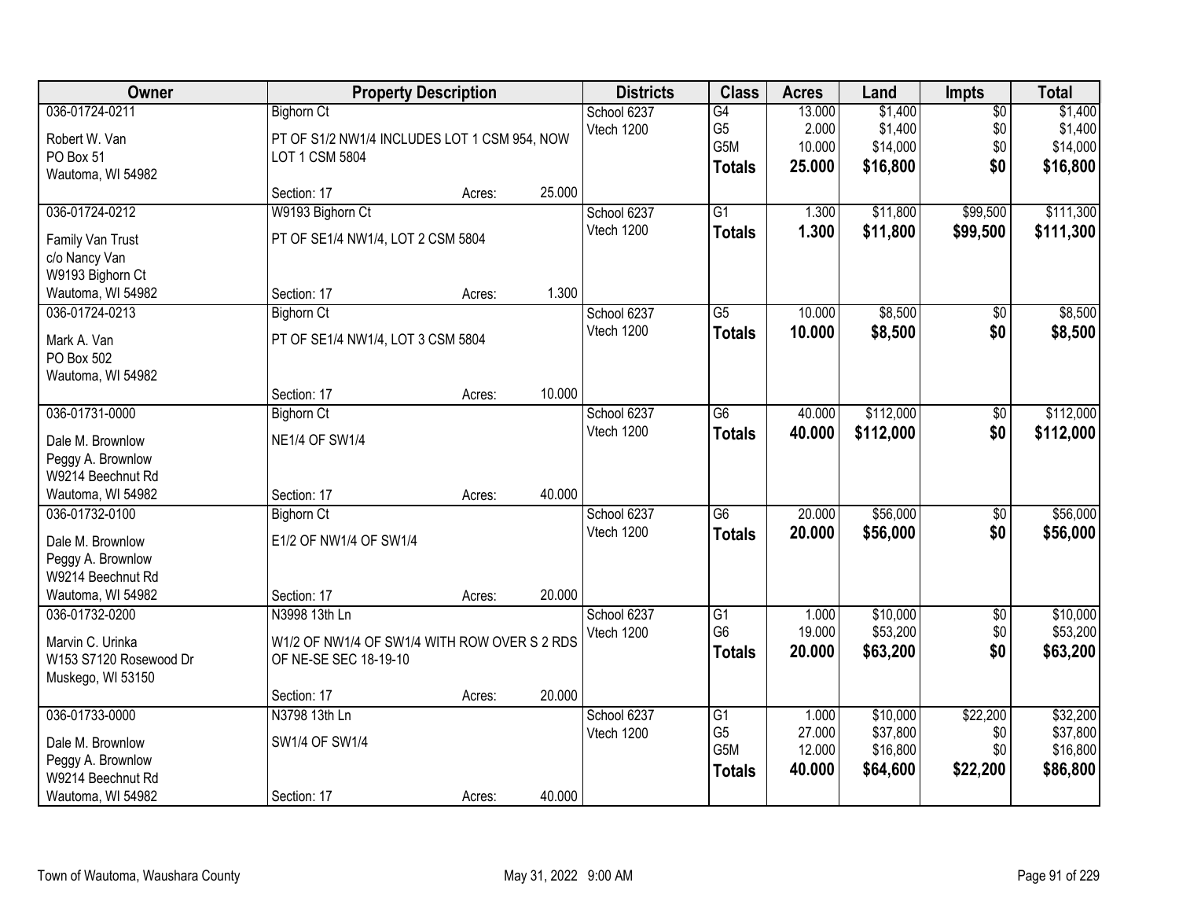| Owner | Property Description | | | Districts | Class | Acres | Land | Impts | Total |
|---|---|---|---|---|---|---|---|---|---|
| 036-01724-0211<br><br>Robert W. Van<br>PO Box 51<br>Wautoma, WI 54982 | Bighorn Ct<br><br>PT OF S1/2 NW1/4 INCLUDES LOT 1 CSM 954, NOW LOT 1 CSM 5804<br><br>Section: 17 | Acres: | 25.000 | School 6237<br>Vtech 1200 | G4<br>G5<br>G5M<br>**Totals** | 13.000<br>2.000<br>10.000<br>**25.000** | $1,400<br>$1,400<br>$14,000<br>**$16,800** | $0<br>$0<br>$0<br>**$0** | $1,400<br>$1,400<br>$14,000<br>**$16,800** |
| 036-01724-0212<br><br>Family Van Trust<br>c/o Nancy Van<br>W9193 Bighorn Ct<br>Wautoma, WI 54982 | W9193 Bighorn Ct<br><br>PT OF SE1/4 NW1/4, LOT 2 CSM 5804<br><br>Section: 17 | Acres: | 1.300 | School 6237<br>Vtech 1200 | G1<br>**Totals** | 1.300<br>**1.300** | $11,800<br>**$11,800** | $99,500<br>**$99,500** | $111,300<br>**$111,300** |
| 036-01724-0213<br><br>Mark A. Van<br>PO Box 502<br>Wautoma, WI 54982 | Bighorn Ct<br><br>PT OF SE1/4 NW1/4, LOT 3 CSM 5804<br><br>Section: 17 | Acres: | 10.000 | School 6237<br>Vtech 1200 | G5<br>**Totals** | 10.000<br>**10.000** | $8,500<br>**$8,500** | $0<br>**$0** | $8,500<br>**$8,500** |
| 036-01731-0000<br><br>Dale M. Brownlow<br>Peggy A. Brownlow<br>W9214 Beechnut Rd<br>Wautoma, WI 54982 | Bighorn Ct<br><br>NE1/4 OF SW1/4<br><br>Section: 17 | Acres: | 40.000 | School 6237<br>Vtech 1200 | G6<br>**Totals** | 40.000<br>**40.000** | $112,000<br>**$112,000** | $0<br>**$0** | $112,000<br>**$112,000** |
| 036-01732-0100<br><br>Dale M. Brownlow<br>Peggy A. Brownlow<br>W9214 Beechnut Rd<br>Wautoma, WI 54982 | Bighorn Ct<br><br>E1/2 OF NW1/4 OF SW1/4<br><br>Section: 17 | Acres: | 20.000 | School 6237<br>Vtech 1200 | G6<br>**Totals** | 20.000<br>**20.000** | $56,000<br>**$56,000** | $0<br>**$0** | $56,000<br>**$56,000** |
| 036-01732-0200<br><br>Marvin C. Urinka<br>W153 S7120 Rosewood Dr<br>Muskego, WI 53150 | N3998 13th Ln<br><br>W1/2 OF NW1/4 OF SW1/4 WITH ROW OVER S 2 RDS OF NE-SE SEC 18-19-10<br><br>Section: 17 | Acres: | 20.000 | School 6237<br>Vtech 1200 | G1<br>G6<br>**Totals** | 1.000<br>19.000<br>**20.000** | $10,000<br>$53,200<br>**$63,200** | $0<br>$0<br>**$0** | $10,000<br>$53,200<br>**$63,200** |
| 036-01733-0000<br><br>Dale M. Brownlow<br>Peggy A. Brownlow<br>W9214 Beechnut Rd<br>Wautoma, WI 54982 | N3798 13th Ln<br><br>SW1/4 OF SW1/4<br><br>Section: 17 | Acres: | 40.000 | School 6237<br>Vtech 1200 | G1<br>G5<br>G5M<br>**Totals** | 1.000<br>27.000<br>12.000<br>**40.000** | $10,000<br>$37,800<br>$16,800<br>**$64,600** | $22,200<br>$0<br>$0<br>**$22,200** | $32,200<br>$37,800<br>$16,800<br>**$86,800** |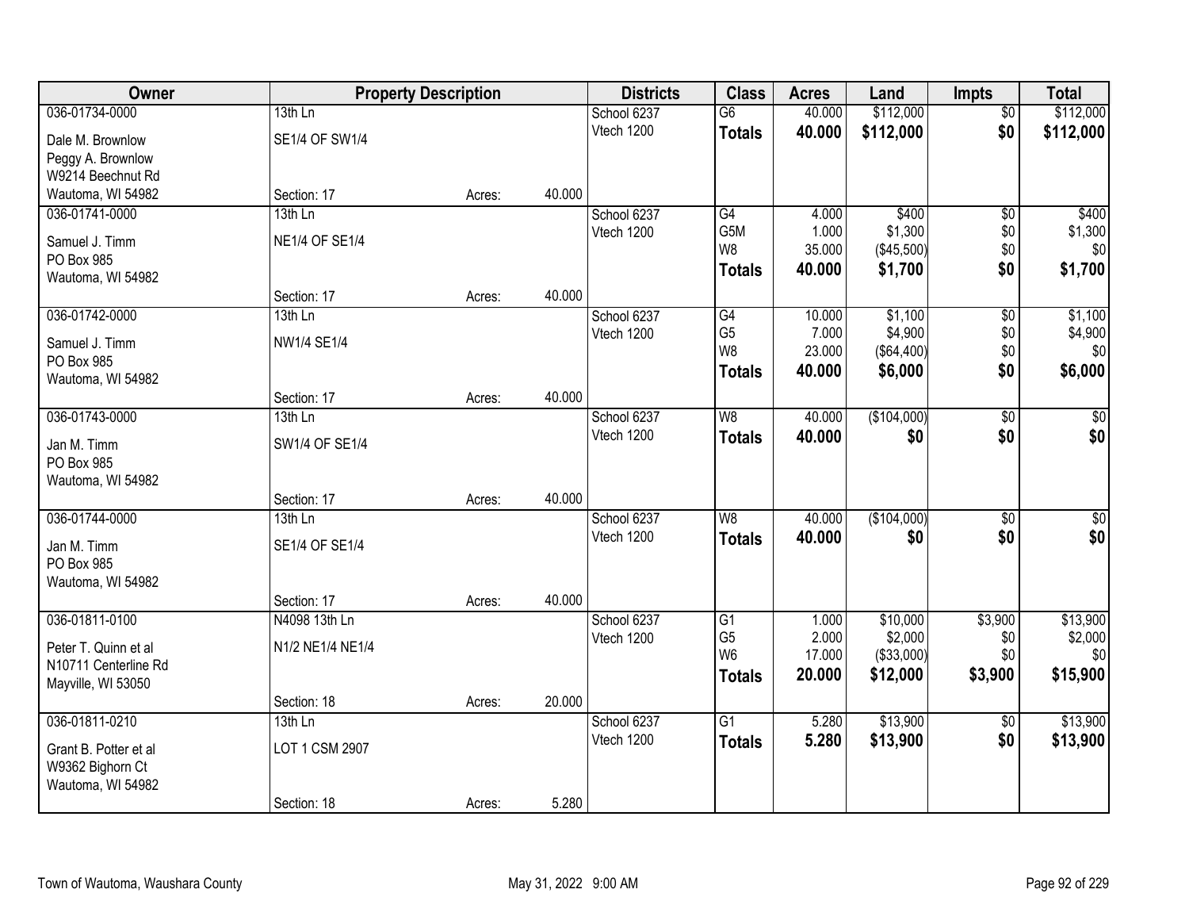| Owner | Property Description | | | Districts | Class | Acres | Land | Impts | Total |
|---|---|---|---|---|---|---|---|---|---|
| 036-01734-0000 | 13th Ln | | | School 6237 | G6 | 40.000 | $112,000 | $0 | $112,000 |
| Dale M. Brownlow | SE1/4 OF SW1/4 | | | Vtech 1200 | **Totals** | **40.000** | **$112,000** | **$0** | **$112,000** |
| Peggy A. Brownlow | | | | | | | | | |
| W9214 Beechnut Rd | | | | | | | | | |
| Wautoma, WI 54982 | Section: 17 | Acres: | 40.000 | | | | | | |
| 036-01741-0000 | 13th Ln | | | School 6237 | G4 | 4.000 | $400 | $0 | $400 |
| Samuel J. Timm | NE1/4 OF SE1/4 | | | Vtech 1200 | G5M | 1.000 | $1,300 | $0 | $1,300 |
| PO Box 985 | | | | | W8 | 35.000 | ($45,500) | $0 | $0 |
| Wautoma, WI 54982 | | | | | **Totals** | **40.000** | **$1,700** | **$0** | **$1,700** |
| | Section: 17 | Acres: | 40.000 | | | | | | |
| 036-01742-0000 | 13th Ln | | | School 6237 | G4 | 10.000 | $1,100 | $0 | $1,100 |
| Samuel J. Timm | NW1/4 SE1/4 | | | Vtech 1200 | G5 | 7.000 | $4,900 | $0 | $4,900 |
| PO Box 985 | | | | | W8 | 23.000 | ($64,400) | $0 | $0 |
| Wautoma, WI 54982 | | | | | **Totals** | **40.000** | **$6,000** | **$0** | **$6,000** |
| | Section: 17 | Acres: | 40.000 | | | | | | |
| 036-01743-0000 | 13th Ln | | | School 6237 | W8 | 40.000 | ($104,000) | $0 | $0 |
| Jan M. Timm | SW1/4 OF SE1/4 | | | Vtech 1200 | **Totals** | **40.000** | **$0** | **$0** | **$0** |
| PO Box 985 | | | | | | | | | |
| Wautoma, WI 54982 | | | | | | | | | |
| | Section: 17 | Acres: | 40.000 | | | | | | |
| 036-01744-0000 | 13th Ln | | | School 6237 | W8 | 40.000 | ($104,000) | $0 | $0 |
| Jan M. Timm | SE1/4 OF SE1/4 | | | Vtech 1200 | **Totals** | **40.000** | **$0** | **$0** | **$0** |
| PO Box 985 | | | | | | | | | |
| Wautoma, WI 54982 | | | | | | | | | |
| | Section: 17 | Acres: | 40.000 | | | | | | |
| 036-01811-0100 | N4098 13th Ln | | | School 6237 | G1 | 1.000 | $10,000 | $3,900 | $13,900 |
| Peter T. Quinn et al | N1/2 NE1/4 NE1/4 | | | Vtech 1200 | G5 | 2.000 | $2,000 | $0 | $2,000 |
| N10711 Centerline Rd | | | | | W6 | 17.000 | ($33,000) | $0 | $0 |
| Mayville, WI 53050 | | | | | **Totals** | **20.000** | **$12,000** | **$3,900** | **$15,900** |
| | Section: 18 | Acres: | 20.000 | | | | | | |
| 036-01811-0210 | 13th Ln | | | School 6237 | G1 | 5.280 | $13,900 | $0 | $13,900 |
| Grant B. Potter et al | LOT 1 CSM 2907 | | | Vtech 1200 | **Totals** | **5.280** | **$13,900** | **$0** | **$13,900** |
| W9362 Bighorn Ct | | | | | | | | | |
| Wautoma, WI 54982 | | | | | | | | | |
| | Section: 18 | Acres: | 5.280 | | | | | | |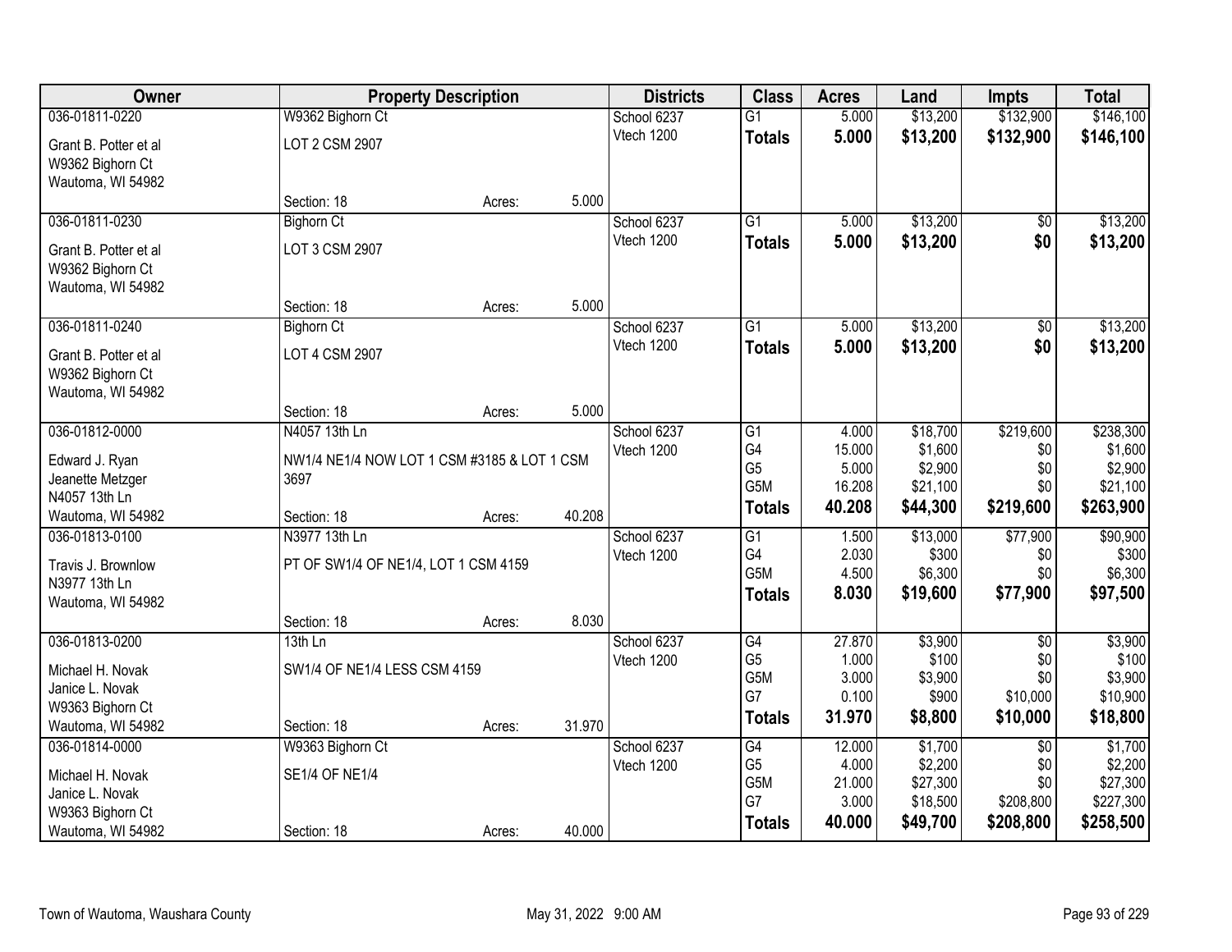| Owner | Property Description | | | Districts | Class | Acres | Land | Impts | Total |
|---|---|---|---|---|---|---|---|---|---|
| 036-01811-0220 | W9362 Bighorn Ct | | | School 6237 | G1 | 5.000 | $13,200 | $132,900 | $146,100 |
| Grant B. Potter et al<br>W9362 Bighorn Ct<br>Wautoma, WI 54982 | LOT 2 CSM 2907 | | | Vtech 1200 | **Totals** | **5.000** | **$13,200** | **$132,900** | **$146,100** |
| | Section: 18 | Acres: | 5.000 | | | | | | |
| 036-01811-0230 | Bighorn Ct | | | School 6237 | G1 | 5.000 | $13,200 | $0 | $13,200 |
| Grant B. Potter et al<br>W9362 Bighorn Ct<br>Wautoma, WI 54982 | LOT 3 CSM 2907 | | | Vtech 1200 | **Totals** | **5.000** | **$13,200** | **$0** | **$13,200** |
| | Section: 18 | Acres: | 5.000 | | | | | | |
| 036-01811-0240 | Bighorn Ct | | | School 6237 | G1 | 5.000 | $13,200 | $0 | $13,200 |
| Grant B. Potter et al<br>W9362 Bighorn Ct<br>Wautoma, WI 54982 | LOT 4 CSM 2907 | | | Vtech 1200 | **Totals** | **5.000** | **$13,200** | **$0** | **$13,200** |
| | Section: 18 | Acres: | 5.000 | | | | | | |
| 036-01812-0000 | N4057 13th Ln | | | School 6237 | G1 | 4.000 | $18,700 | $219,600 | $238,300 |
| Edward J. Ryan<br>Jeanette Metzger<br>N4057 13th Ln<br>Wautoma, WI 54982 | NW1/4 NE1/4 NOW LOT 1 CSM #3185 & LOT 1 CSM 3697 | | | Vtech 1200 | G4 | 15.000 | $1,600 | $0 | $1,600 |
| | | | | | G5 | 5.000 | $2,900 | $0 | $2,900 |
| | | | | | G5M | 16.208 | $21,100 | $0 | $21,100 |
| | Section: 18 | Acres: | 40.208 | | **Totals** | **40.208** | **$44,300** | **$219,600** | **$263,900** |
| 036-01813-0100 | N3977 13th Ln | | | School 6237 | G1 | 1.500 | $13,000 | $77,900 | $90,900 |
| Travis J. Brownlow<br>N3977 13th Ln<br>Wautoma, WI 54982 | PT OF SW1/4 OF NE1/4, LOT 1 CSM 4159 | | | Vtech 1200 | G4 | 2.030 | $300 | $0 | $300 |
| | | | | | G5M | 4.500 | $6,300 | $0 | $6,300 |
| | | | | | **Totals** | **8.030** | **$19,600** | **$77,900** | **$97,500** |
| | Section: 18 | Acres: | 8.030 | | | | | | |
| 036-01813-0200 | 13th Ln | | | School 6237 | G4 | 27.870 | $3,900 | $0 | $3,900 |
| Michael H. Novak<br>Janice L. Novak<br>W9363 Bighorn Ct<br>Wautoma, WI 54982 | SW1/4 OF NE1/4 LESS CSM 4159 | | | Vtech 1200 | G5 | 1.000 | $100 | $0 | $100 |
| | | | | | G5M | 3.000 | $3,900 | $0 | $3,900 |
| | | | | | G7 | 0.100 | $900 | $10,000 | $10,900 |
| | Section: 18 | Acres: | 31.970 | | **Totals** | **31.970** | **$8,800** | **$10,000** | **$18,800** |
| 036-01814-0000 | W9363 Bighorn Ct | | | School 6237 | G4 | 12.000 | $1,700 | $0 | $1,700 |
| Michael H. Novak<br>Janice L. Novak<br>W9363 Bighorn Ct<br>Wautoma, WI 54982 | SE1/4 OF NE1/4 | | | Vtech 1200 | G5 | 4.000 | $2,200 | $0 | $2,200 |
| | | | | | G5M | 21.000 | $27,300 | $0 | $27,300 |
| | | | | | G7 | 3.000 | $18,500 | $208,800 | $227,300 |
| | Section: 18 | Acres: | 40.000 | | **Totals** | **40.000** | **$49,700** | **$208,800** | **$258,500** |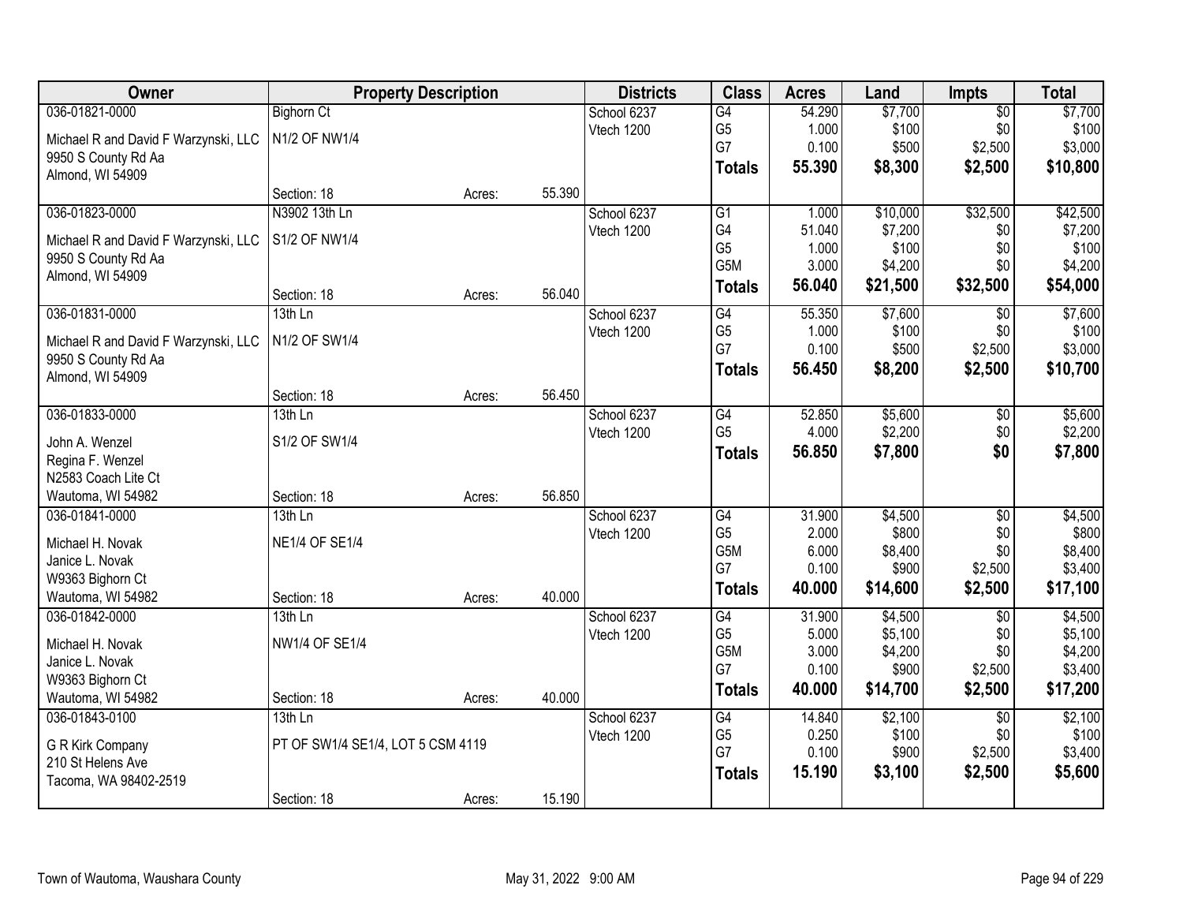| Owner | Property Description | | | Districts | Class | Acres | Land | Impts | Total |
|---|---|---|---|---|---|---|---|---|---|
| 036-01821-0000<br>Michael R and David F Warzynski, LLC<br>9950 S County Rd Aa<br>Almond, WI 54909 | Bighorn Ct<br>N1/2 OF NW1/4<br>Section: 18 | Acres: | 55.390 | School 6237<br>Vtech 1200 | G4<br>G5<br>G7<br>**Totals** | 54.290<br>1.000<br>0.100<br>**55.390** | $7,700<br>$100<br>$500<br>**$8,300** | $0<br>$0<br>$2,500<br>**$2,500** | $7,700<br>$100<br>$3,000<br>**$10,800** |
| 036-01823-0000<br>Michael R and David F Warzynski, LLC<br>9950 S County Rd Aa<br>Almond, WI 54909 | N3902 13th Ln<br>S1/2 OF NW1/4<br>Section: 18 | Acres: | 56.040 | School 6237<br>Vtech 1200 | G1<br>G4<br>G5<br>G5M<br>**Totals** | 1.000<br>51.040<br>1.000<br>3.000<br>**56.040** | $10,000<br>$7,200<br>$100<br>$4,200<br>**$21,500** | $32,500<br>$0<br>$0<br>$0<br>**$32,500** | $42,500<br>$7,200<br>$100<br>$4,200<br>**$54,000** |
| 036-01831-0000<br>Michael R and David F Warzynski, LLC<br>9950 S County Rd Aa<br>Almond, WI 54909 | 13th Ln<br>N1/2 OF SW1/4<br>Section: 18 | Acres: | 56.450 | School 6237<br>Vtech 1200 | G4<br>G5<br>G7<br>**Totals** | 55.350<br>1.000<br>0.100<br>**56.450** | $7,600<br>$100<br>$500<br>**$8,200** | $0<br>$0<br>$2,500<br>**$2,500** | $7,600<br>$100<br>$3,000<br>**$10,700** |
| 036-01833-0000<br>John A. Wenzel<br>Regina F. Wenzel<br>N2583 Coach Lite Ct<br>Wautoma, WI 54982 | 13th Ln<br>S1/2 OF SW1/4<br>Section: 18 | Acres: | 56.850 | School 6237<br>Vtech 1200 | G4<br>G5<br>**Totals** | 52.850<br>4.000<br>**56.850** | $5,600<br>$2,200<br>**$7,800** | $0<br>$0<br>**$0** | $5,600<br>$2,200<br>**$7,800** |
| 036-01841-0000<br>Michael H. Novak<br>Janice L. Novak<br>W9363 Bighorn Ct<br>Wautoma, WI 54982 | 13th Ln<br>NE1/4 OF SE1/4<br>Section: 18 | Acres: | 40.000 | School 6237<br>Vtech 1200 | G4<br>G5<br>G5M<br>G7<br>**Totals** | 31.900<br>2.000<br>6.000<br>0.100<br>**40.000** | $4,500<br>$800<br>$8,400<br>$900<br>**$14,600** | $0<br>$0<br>$0<br>$2,500<br>**$2,500** | $4,500<br>$800<br>$8,400<br>$3,400<br>**$17,100** |
| 036-01842-0000<br>Michael H. Novak<br>Janice L. Novak<br>W9363 Bighorn Ct<br>Wautoma, WI 54982 | 13th Ln<br>NW1/4 OF SE1/4<br>Section: 18 | Acres: | 40.000 | School 6237<br>Vtech 1200 | G4<br>G5<br>G5M<br>G7<br>**Totals** | 31.900<br>5.000<br>3.000<br>0.100<br>**40.000** | $4,500<br>$5,100<br>$4,200<br>$900<br>**$14,700** | $0<br>$0<br>$0<br>$2,500<br>**$2,500** | $4,500<br>$5,100<br>$4,200<br>$3,400<br>**$17,200** |
| 036-01843-0100<br>G R Kirk Company<br>210 St Helens Ave<br>Tacoma, WA 98402-2519 | 13th Ln<br>PT OF SW1/4 SE1/4, LOT 5 CSM 4119<br>Section: 18 | Acres: | 15.190 | School 6237<br>Vtech 1200 | G4<br>G5<br>G7<br>**Totals** | 14.840<br>0.250<br>0.100<br>**15.190** | $2,100<br>$100<br>$900<br>**$3,100** | $0<br>$0<br>$2,500<br>**$2,500** | $2,100<br>$100<br>$3,400<br>**$5,600** |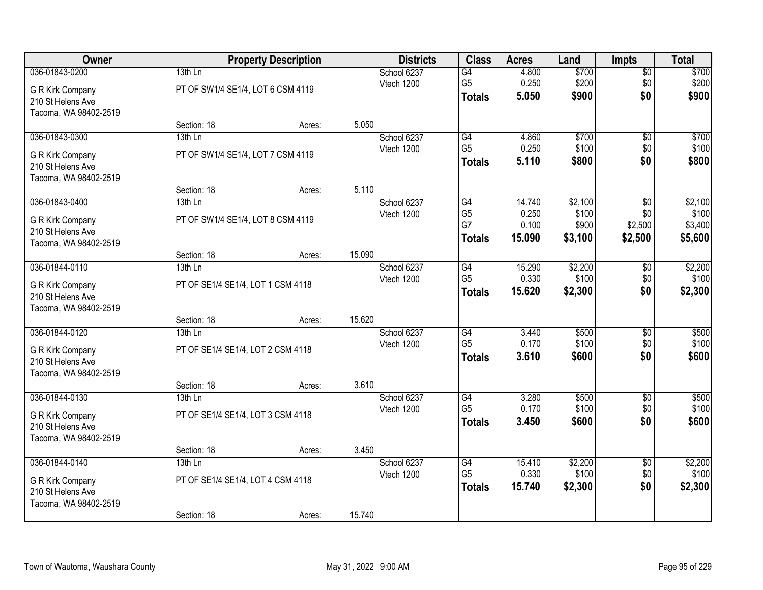| Owner | Property Description | | | Districts | Class | Acres | Land | Impts | Total |
|---|---|---|---|---|---|---|---|---|---|
| 036-01843-0200 | 13th Ln | | | School 6237 | G4 | 4.800 | $700 | $0 | $700 |
| G R Kirk Company | PT OF SW1/4 SE1/4, LOT 6 CSM 4119 | | | Vtech 1200 | G5 | 0.250 | $200 | $0 | $200 |
| 210 St Helens Ave | | | | | **Totals** | **5.050** | **$900** | **$0** | **$900** |
| Tacoma, WA 98402-2519 | | | | | | | | | |
| | Section: 18 | Acres: | 5.050 | | | | | | |
| 036-01843-0300 | 13th Ln | | | School 6237 | G4 | 4.860 | $700 | $0 | $700 |
| G R Kirk Company | PT OF SW1/4 SE1/4, LOT 7 CSM 4119 | | | Vtech 1200 | G5 | 0.250 | $100 | $0 | $100 |
| 210 St Helens Ave | | | | | **Totals** | **5.110** | **$800** | **$0** | **$800** |
| Tacoma, WA 98402-2519 | | | | | | | | | |
| | Section: 18 | Acres: | 5.110 | | | | | | |
| 036-01843-0400 | 13th Ln | | | School 6237 | G4 | 14.740 | $2,100 | $0 | $2,100 |
| G R Kirk Company | PT OF SW1/4 SE1/4, LOT 8 CSM 4119 | | | Vtech 1200 | G5 | 0.250 | $100 | $0 | $100 |
| 210 St Helens Ave | | | | | G7 | 0.100 | $900 | $2,500 | $3,400 |
| Tacoma, WA 98402-2519 | | | | | **Totals** | **15.090** | **$3,100** | **$2,500** | **$5,600** |
| | Section: 18 | Acres: | 15.090 | | | | | | |
| 036-01844-0110 | 13th Ln | | | School 6237 | G4 | 15.290 | $2,200 | $0 | $2,200 |
| G R Kirk Company | PT OF SE1/4 SE1/4, LOT 1 CSM 4118 | | | Vtech 1200 | G5 | 0.330 | $100 | $0 | $100 |
| 210 St Helens Ave | | | | | **Totals** | **15.620** | **$2,300** | **$0** | **$2,300** |
| Tacoma, WA 98402-2519 | | | | | | | | | |
| | Section: 18 | Acres: | 15.620 | | | | | | |
| 036-01844-0120 | 13th Ln | | | School 6237 | G4 | 3.440 | $500 | $0 | $500 |
| G R Kirk Company | PT OF SE1/4 SE1/4, LOT 2 CSM 4118 | | | Vtech 1200 | G5 | 0.170 | $100 | $0 | $100 |
| 210 St Helens Ave | | | | | **Totals** | **3.610** | **$600** | **$0** | **$600** |
| Tacoma, WA 98402-2519 | | | | | | | | | |
| | Section: 18 | Acres: | 3.610 | | | | | | |
| 036-01844-0130 | 13th Ln | | | School 6237 | G4 | 3.280 | $500 | $0 | $500 |
| G R Kirk Company | PT OF SE1/4 SE1/4, LOT 3 CSM 4118 | | | Vtech 1200 | G5 | 0.170 | $100 | $0 | $100 |
| 210 St Helens Ave | | | | | **Totals** | **3.450** | **$600** | **$0** | **$600** |
| Tacoma, WA 98402-2519 | | | | | | | | | |
| | Section: 18 | Acres: | 3.450 | | | | | | |
| 036-01844-0140 | 13th Ln | | | School 6237 | G4 | 15.410 | $2,200 | $0 | $2,200 |
| G R Kirk Company | PT OF SE1/4 SE1/4, LOT 4 CSM 4118 | | | Vtech 1200 | G5 | 0.330 | $100 | $0 | $100 |
| 210 St Helens Ave | | | | | **Totals** | **15.740** | **$2,300** | **$0** | **$2,300** |
| Tacoma, WA 98402-2519 | | | | | | | | | |
| | Section: 18 | Acres: | 15.740 | | | | | | |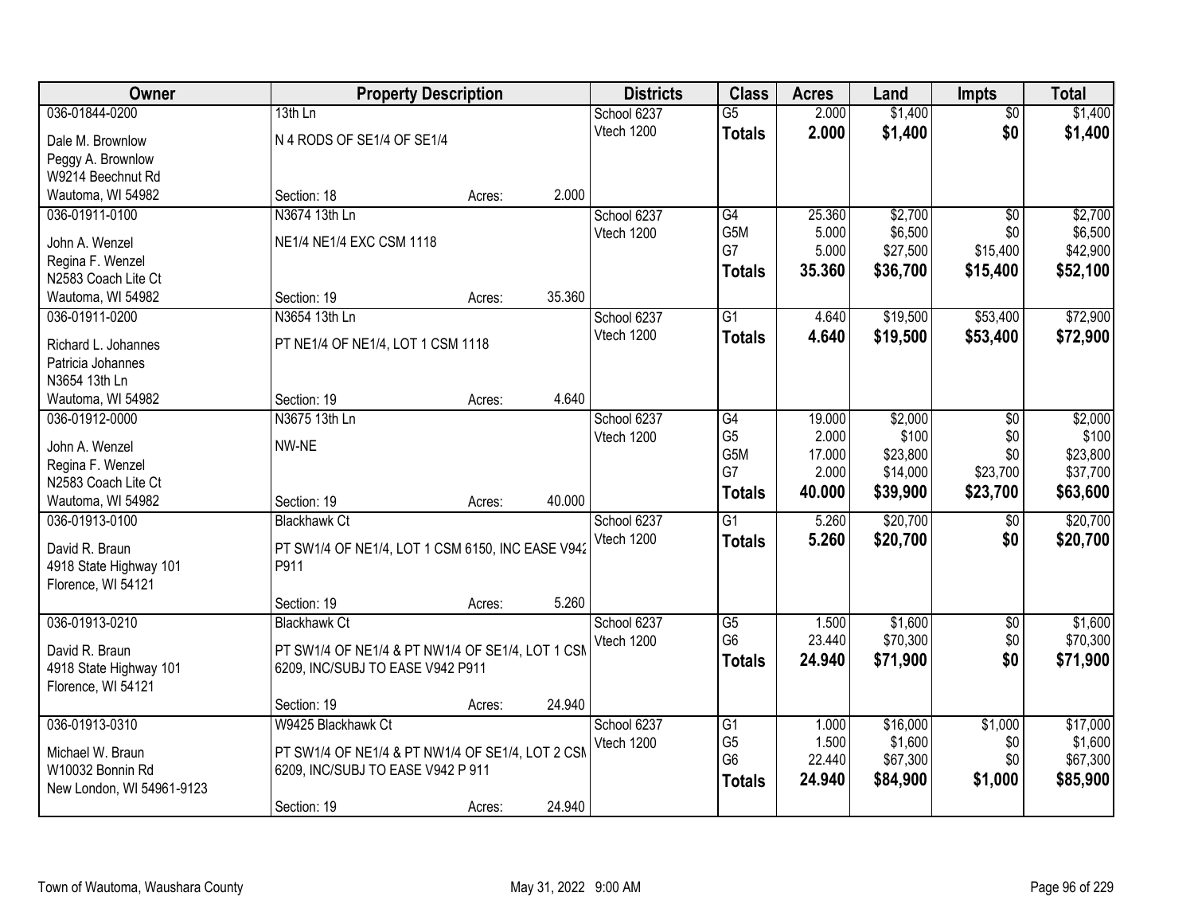| Owner | Property Description | | | Districts | Class | Acres | Land | Impts | Total |
|---|---|---|---|---|---|---|---|---|---|
| 036-01844-0200 | 13th Ln | | | School 6237 | G5 | 2.000 | $1,400 | $0 | $1,400 |
| Dale M. Brownlow<br>Peggy A. Brownlow<br>W9214 Beechnut Rd<br>Wautoma, WI 54982 | N 4 RODS OF SE1/4 OF SE1/4 | | | Vtech 1200 | **Totals** | **2.000** | **$1,400** | **$0** | **$1,400** |
| | Section: 18 | Acres: | 2.000 | | | | | | |
| 036-01911-0100 | N3674 13th Ln | | | School 6237 | G4 | 25.360 | $2,700 | $0 | $2,700 |
| John A. Wenzel<br>Regina F. Wenzel<br>N2583 Coach Lite Ct<br>Wautoma, WI 54982 | NE1/4 NE1/4 EXC CSM 1118 | | | Vtech 1200 | G5M | 5.000 | $6,500 | $0 | $6,500 |
| | | | | | G7 | 5.000 | $27,500 | $15,400 | $42,900 |
| | | | | | **Totals** | **35.360** | **$36,700** | **$15,400** | **$52,100** |
| | Section: 19 | Acres: | 35.360 | | | | | | |
| 036-01911-0200 | N3654 13th Ln | | | School 6237 | G1 | 4.640 | $19,500 | $53,400 | $72,900 |
| Richard L. Johannes<br>Patricia Johannes<br>N3654 13th Ln<br>Wautoma, WI 54982 | PT NE1/4 OF NE1/4, LOT 1 CSM 1118 | | | Vtech 1200 | **Totals** | **4.640** | **$19,500** | **$53,400** | **$72,900** |
| | Section: 19 | Acres: | 4.640 | | | | | | |
| 036-01912-0000 | N3675 13th Ln | | | School 6237 | G4 | 19.000 | $2,000 | $0 | $2,000 |
| John A. Wenzel<br>Regina F. Wenzel<br>N2583 Coach Lite Ct<br>Wautoma, WI 54982 | NW-NE | | | Vtech 1200 | G5 | 2.000 | $100 | $0 | $100 |
| | | | | | G5M | 17.000 | $23,800 | $0 | $23,800 |
| | | | | | G7 | 2.000 | $14,000 | $23,700 | $37,700 |
| | | | | | **Totals** | **40.000** | **$39,900** | **$23,700** | **$63,600** |
| | Section: 19 | Acres: | 40.000 | | | | | | |
| 036-01913-0100 | Blackhawk Ct | | | School 6237 | G1 | 5.260 | $20,700 | $0 | $20,700 |
| David R. Braun<br>4918 State Highway 101<br>Florence, WI 54121 | PT SW1/4 OF NE1/4, LOT 1 CSM 6150, INC EASE V942 P911 | | | Vtech 1200 | **Totals** | **5.260** | **$20,700** | **$0** | **$20,700** |
| | Section: 19 | Acres: | 5.260 | | | | | | |
| 036-01913-0210 | Blackhawk Ct | | | School 6237 | G5 | 1.500 | $1,600 | $0 | $1,600 |
| David R. Braun<br>4918 State Highway 101<br>Florence, WI 54121 | PT SW1/4 OF NE1/4 & PT NW1/4 OF SE1/4, LOT 1 CSM 6209, INC/SUBJ TO EASE V942 P911 | | | Vtech 1200 | G6 | 23.440 | $70,300 | $0 | $70,300 |
| | | | | | **Totals** | **24.940** | **$71,900** | **$0** | **$71,900** |
| | Section: 19 | Acres: | 24.940 | | | | | | |
| 036-01913-0310 | W9425 Blackhawk Ct | | | School 6237 | G1 | 1.000 | $16,000 | $1,000 | $17,000 |
| Michael W. Braun<br>W10032 Bonnin Rd<br>New London, WI 54961-9123 | PT SW1/4 OF NE1/4 & PT NW1/4 OF SE1/4, LOT 2 CSM 6209, INC/SUBJ TO EASE V942 P 911 | | | Vtech 1200 | G5 | 1.500 | $1,600 | $0 | $1,600 |
| | | | | | G6 | 22.440 | $67,300 | $0 | $67,300 |
| | | | | | **Totals** | **24.940** | **$84,900** | **$1,000** | **$85,900** |
| | Section: 19 | Acres: | 24.940 | | | | | | |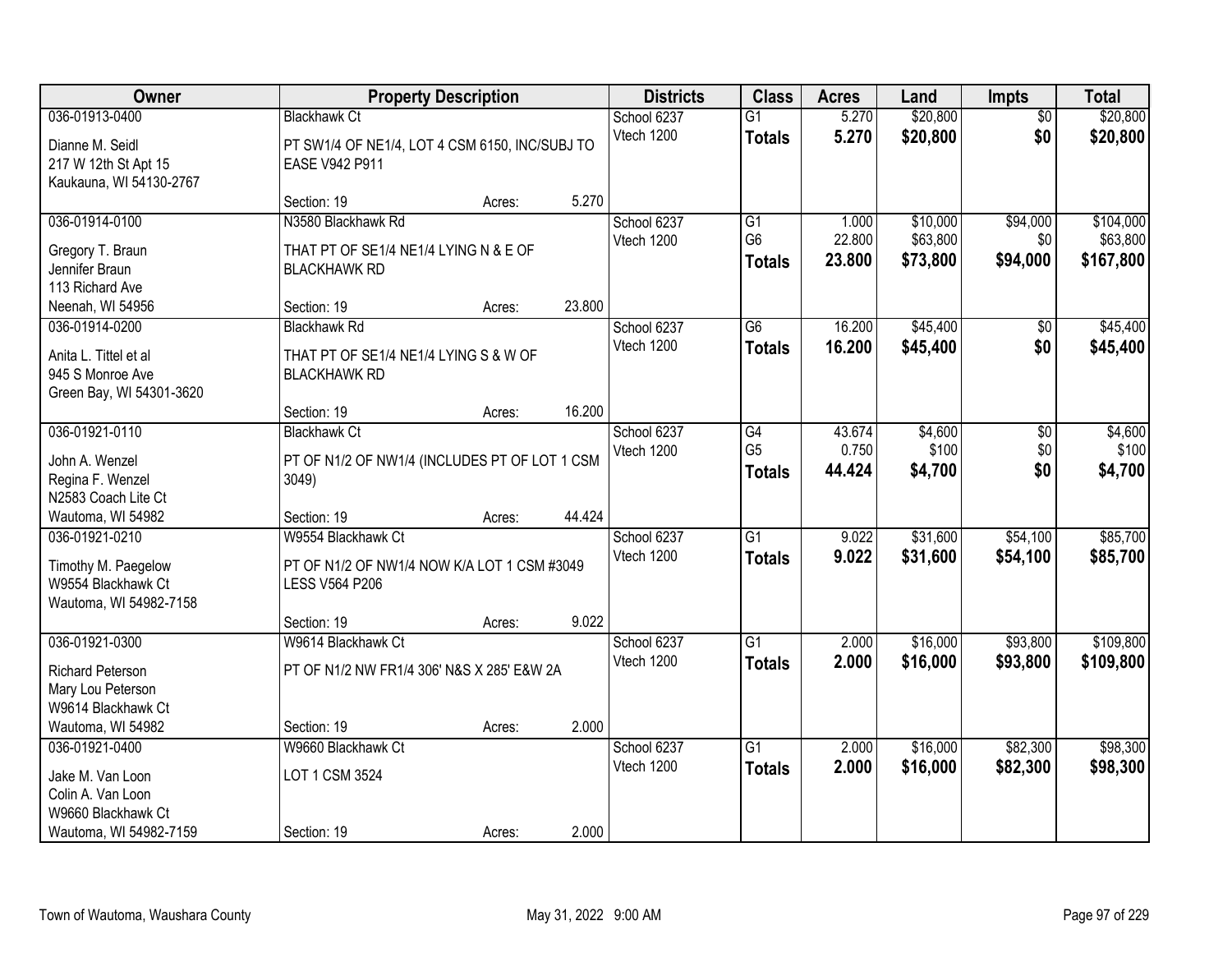| Owner | Property Description | | | Districts | Class | Acres | Land | Impts | Total |
|---|---|---|---|---|---|---|---|---|---|
| 036-01913-0400<br>Dianne M. Seidl<br>217 W 12th St Apt 15<br>Kaukauna, WI 54130-2767 | Blackhawk Ct<br>PT SW1/4 OF NE1/4, LOT 4 CSM 6150, INC/SUBJ TO EASE V942 P911<br>Section: 19 | Acres: | 5.270 | School 6237<br>Vtech 1200 | G1<br>**Totals** | 5.270<br>**5.270** | $20,800<br>**$20,800** | $0<br>**$0** | $20,800<br>**$20,800** |
| 036-01914-0100<br>Gregory T. Braun<br>Jennifer Braun<br>113 Richard Ave<br>Neenah, WI 54956 | N3580 Blackhawk Rd<br>THAT PT OF SE1/4 NE1/4 LYING N & E OF BLACKHAWK RD<br>Section: 19 | Acres: | 23.800 | School 6237<br>Vtech 1200 | G1<br>G6<br>**Totals** | 1.000<br>22.800<br>**23.800** | $10,000<br>$63,800<br>**$73,800** | $94,000<br>$0<br>**$94,000** | $104,000<br>$63,800<br>**$167,800** |
| 036-01914-0200<br>Anita L. Tittel et al<br>945 S Monroe Ave<br>Green Bay, WI 54301-3620 | Blackhawk Rd<br>THAT PT OF SE1/4 NE1/4 LYING S & W OF BLACKHAWK RD<br>Section: 19 | Acres: | 16.200 | School 6237<br>Vtech 1200 | G6<br>**Totals** | 16.200<br>**16.200** | $45,400<br>**$45,400** | $0<br>**$0** | $45,400<br>**$45,400** |
| 036-01921-0110<br>John A. Wenzel<br>Regina F. Wenzel<br>N2583 Coach Lite Ct<br>Wautoma, WI 54982 | Blackhawk Ct<br>PT OF N1/2 OF NW1/4 (INCLUDES PT OF LOT 1 CSM 3049)<br>Section: 19 | Acres: | 44.424 | School 6237<br>Vtech 1200 | G4<br>G5<br>**Totals** | 43.674<br>0.750<br>**44.424** | $4,600<br>$100<br>**$4,700** | $0<br>$0<br>**$0** | $4,600<br>$100<br>**$4,700** |
| 036-01921-0210<br>Timothy M. Paegelow<br>W9554 Blackhawk Ct<br>Wautoma, WI 54982-7158 | W9554 Blackhawk Ct<br>PT OF N1/2 OF NW1/4 NOW K/A LOT 1 CSM #3049 LESS V564 P206<br>Section: 19 | Acres: | 9.022 | School 6237<br>Vtech 1200 | G1<br>**Totals** | 9.022<br>**9.022** | $31,600<br>**$31,600** | $54,100<br>**$54,100** | $85,700<br>**$85,700** |
| 036-01921-0300<br>Richard Peterson<br>Mary Lou Peterson<br>W9614 Blackhawk Ct<br>Wautoma, WI 54982 | W9614 Blackhawk Ct<br>PT OF N1/2 NW FR1/4 306' N&S X 285' E&W 2A<br>Section: 19 | Acres: | 2.000 | School 6237<br>Vtech 1200 | G1<br>**Totals** | 2.000<br>**2.000** | $16,000<br>**$16,000** | $93,800<br>**$93,800** | $109,800<br>**$109,800** |
| 036-01921-0400<br>Jake M. Van Loon<br>Colin A. Van Loon<br>W9660 Blackhawk Ct<br>Wautoma, WI 54982-7159 | W9660 Blackhawk Ct<br>LOT 1 CSM 3524<br>Section: 19 | Acres: | 2.000 | School 6237<br>Vtech 1200 | G1<br>**Totals** | 2.000<br>**2.000** | $16,000<br>**$16,000** | $82,300<br>**$82,300** | $98,300<br>**$98,300** |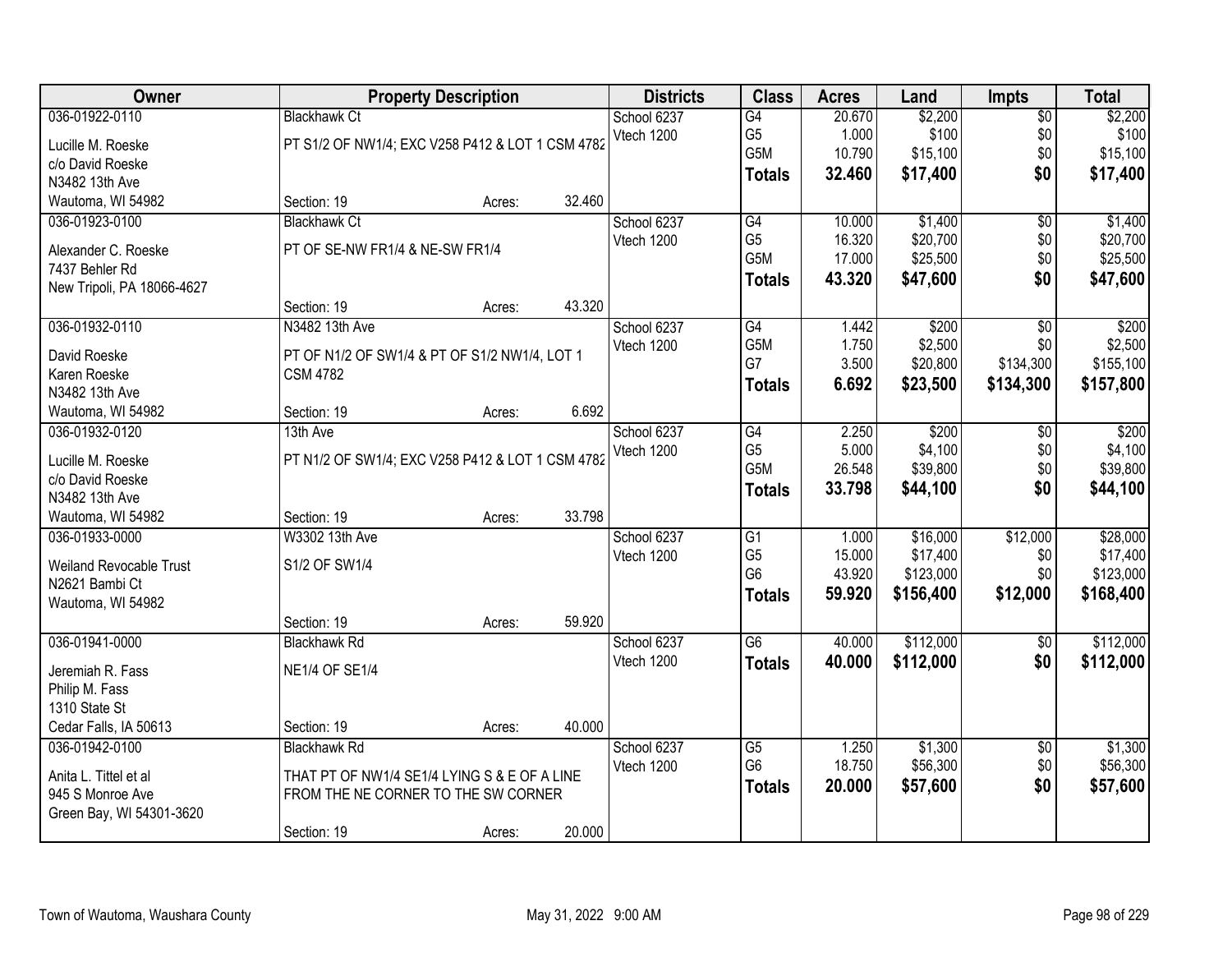| Owner | Property Description | Districts | Class | Acres | Land | Impts | Total |
|---|---|---|---|---|---|---|---|
| 036-01922-0110<br>Lucille M. Roeske<br>c/o David Roeske<br>N3482 13th Ave<br>Wautoma, WI 54982 | Blackhawk Ct<br>PT S1/2 OF NW1/4; EXC V258 P412 & LOT 1 CSM 4782<br>Section: 19 Acres: 32.460 | School 6237<br>Vtech 1200 | G4<br>G5<br>G5M<br>**Totals** | 20.670<br>1.000<br>10.790<br>**32.460** | $2,200<br>$100<br>$15,100<br>**$17,400** | $0<br>$0<br>$0<br>**$0** | $2,200<br>$100<br>$15,100<br>**$17,400** |
| 036-01923-0100<br>Alexander C. Roeske<br>7437 Behler Rd<br>New Tripoli, PA 18066-4627 | Blackhawk Ct<br>PT OF SE-NW FR1/4 & NE-SW FR1/4<br>Section: 19 Acres: 43.320 | School 6237<br>Vtech 1200 | G4<br>G5<br>G5M<br>**Totals** | 10.000<br>16.320<br>17.000<br>**43.320** | $1,400<br>$20,700<br>$25,500<br>**$47,600** | $0<br>$0<br>$0<br>**$0** | $1,400<br>$20,700<br>$25,500<br>**$47,600** |
| 036-01932-0110<br>David Roeske<br>Karen Roeske<br>N3482 13th Ave<br>Wautoma, WI 54982 | N3482 13th Ave<br>PT OF N1/2 OF SW1/4 & PT OF S1/2 NW1/4, LOT 1 CSM 4782<br>Section: 19 Acres: 6.692 | School 6237<br>Vtech 1200 | G4<br>G5M<br>G7<br>**Totals** | 1.442<br>1.750<br>3.500<br>**6.692** | $200<br>$2,500<br>$20,800<br>**$23,500** | $0<br>$0<br>$134,300<br>**$134,300** | $200<br>$2,500<br>$155,100<br>**$157,800** |
| 036-01932-0120<br>Lucille M. Roeske<br>c/o David Roeske<br>N3482 13th Ave<br>Wautoma, WI 54982 | 13th Ave<br>PT N1/2 OF SW1/4; EXC V258 P412 & LOT 1 CSM 4782<br>Section: 19 Acres: 33.798 | School 6237<br>Vtech 1200 | G4<br>G5<br>G5M<br>**Totals** | 2.250<br>5.000<br>26.548<br>**33.798** | $200<br>$4,100<br>$39,800<br>**$44,100** | $0<br>$0<br>$0<br>**$0** | $200<br>$4,100<br>$39,800<br>**$44,100** |
| 036-01933-0000<br>Weiland Revocable Trust<br>N2621 Bambi Ct<br>Wautoma, WI 54982 | W3302 13th Ave<br>S1/2 OF SW1/4<br>Section: 19 Acres: 59.920 | School 6237<br>Vtech 1200 | G1<br>G5<br>G6<br>**Totals** | 1.000<br>15.000<br>43.920<br>**59.920** | $16,000<br>$17,400<br>$123,000<br>**$156,400** | $12,000<br>$0<br>$0<br>**$12,000** | $28,000<br>$17,400<br>$123,000<br>**$168,400** |
| 036-01941-0000<br>Jeremiah R. Fass<br>Philip M. Fass<br>1310 State St<br>Cedar Falls, IA 50613 | Blackhawk Rd<br>NE1/4 OF SE1/4<br>Section: 19 Acres: 40.000 | School 6237<br>Vtech 1200 | G6<br>**Totals** | 40.000<br>**40.000** | $112,000<br>**$112,000** | $0<br>**$0** | $112,000<br>**$112,000** |
| 036-01942-0100<br>Anita L. Tittel et al<br>945 S Monroe Ave<br>Green Bay, WI 54301-3620 | Blackhawk Rd<br>THAT PT OF NW1/4 SE1/4 LYING S & E OF A LINE FROM THE NE CORNER TO THE SW CORNER<br>Section: 19 Acres: 20.000 | School 6237<br>Vtech 1200 | G5<br>G6<br>**Totals** | 1.250<br>18.750<br>**20.000** | $1,300<br>$56,300<br>**$57,600** | $0<br>$0<br>**$0** | $1,300<br>$56,300<br>**$57,600** |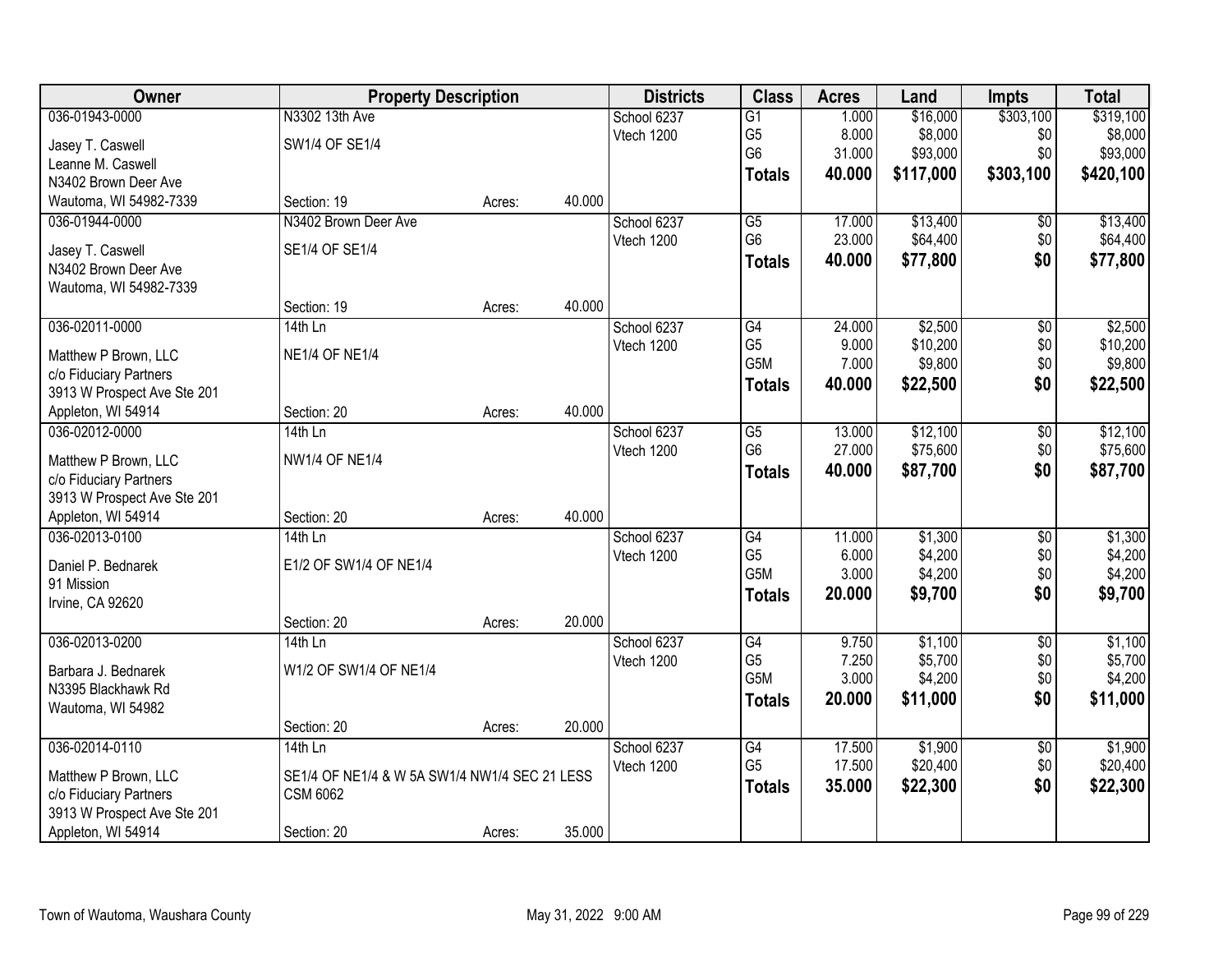| Owner | Property Description | | | Districts | Class | Acres | Land | Impts | Total |
|---|---|---|---|---|---|---|---|---|---|
| 036-01943-0000 | N3302 13th Ave | | | School 6237 | G1 | 1.000 | $16,000 | $303,100 | $319,100 |
| Jasey T. Caswell | SW1/4 OF SE1/4 | | | Vtech 1200 | G5 | 8.000 | $8,000 | $0 | $8,000 |
| Leanne M. Caswell | | | | | G6 | 31.000 | $93,000 | $0 | $93,000 |
| N3402 Brown Deer Ave | | | | | **Totals** | **40.000** | **$117,000** | **$303,100** | **$420,100** |
| Wautoma, WI 54982-7339 | Section: 19 | Acres: | 40.000 | | | | | | |
| 036-01944-0000 | N3402 Brown Deer Ave | | | School 6237 | G5 | 17.000 | $13,400 | $0 | $13,400 |
| Jasey T. Caswell | SE1/4 OF SE1/4 | | | Vtech 1200 | G6 | 23.000 | $64,400 | $0 | $64,400 |
| N3402 Brown Deer Ave | | | | | **Totals** | **40.000** | **$77,800** | **$0** | **$77,800** |
| Wautoma, WI 54982-7339 | | | | | | | | | |
| | Section: 19 | Acres: | 40.000 | | | | | | |
| 036-02011-0000 | 14th Ln | | | School 6237 | G4 | 24.000 | $2,500 | $0 | $2,500 |
| Matthew P Brown, LLC | NE1/4 OF NE1/4 | | | Vtech 1200 | G5 | 9.000 | $10,200 | $0 | $10,200 |
| c/o Fiduciary Partners | | | | | G5M | 7.000 | $9,800 | $0 | $9,800 |
| 3913 W Prospect Ave Ste 201 | | | | | **Totals** | **40.000** | **$22,500** | **$0** | **$22,500** |
| Appleton, WI 54914 | Section: 20 | Acres: | 40.000 | | | | | | |
| 036-02012-0000 | 14th Ln | | | School 6237 | G5 | 13.000 | $12,100 | $0 | $12,100 |
| Matthew P Brown, LLC | NW1/4 OF NE1/4 | | | Vtech 1200 | G6 | 27.000 | $75,600 | $0 | $75,600 |
| c/o Fiduciary Partners | | | | | **Totals** | **40.000** | **$87,700** | **$0** | **$87,700** |
| 3913 W Prospect Ave Ste 201 | | | | | | | | | |
| Appleton, WI 54914 | Section: 20 | Acres: | 40.000 | | | | | | |
| 036-02013-0100 | 14th Ln | | | School 6237 | G4 | 11.000 | $1,300 | $0 | $1,300 |
| Daniel P. Bednarek | E1/2 OF SW1/4 OF NE1/4 | | | Vtech 1200 | G5 | 6.000 | $4,200 | $0 | $4,200 |
| 91 Mission | | | | | G5M | 3.000 | $4,200 | $0 | $4,200 |
| Irvine, CA 92620 | | | | | **Totals** | **20.000** | **$9,700** | **$0** | **$9,700** |
| | Section: 20 | Acres: | 20.000 | | | | | | |
| 036-02013-0200 | 14th Ln | | | School 6237 | G4 | 9.750 | $1,100 | $0 | $1,100 |
| Barbara J. Bednarek | W1/2 OF SW1/4 OF NE1/4 | | | Vtech 1200 | G5 | 7.250 | $5,700 | $0 | $5,700 |
| N3395 Blackhawk Rd | | | | | G5M | 3.000 | $4,200 | $0 | $4,200 |
| Wautoma, WI 54982 | | | | | **Totals** | **20.000** | **$11,000** | **$0** | **$11,000** |
| | Section: 20 | Acres: | 20.000 | | | | | | |
| 036-02014-0110 | 14th Ln | | | School 6237 | G4 | 17.500 | $1,900 | $0 | $1,900 |
| Matthew P Brown, LLC | SE1/4 OF NE1/4 & W 5A SW1/4 NW1/4 SEC 21 LESS | | | Vtech 1200 | G5 | 17.500 | $20,400 | $0 | $20,400 |
| c/o Fiduciary Partners | CSM 6062 | | | | **Totals** | **35.000** | **$22,300** | **$0** | **$22,300** |
| 3913 W Prospect Ave Ste 201 | | | | | | | | | |
| Appleton, WI 54914 | Section: 20 | Acres: | 35.000 | | | | | | |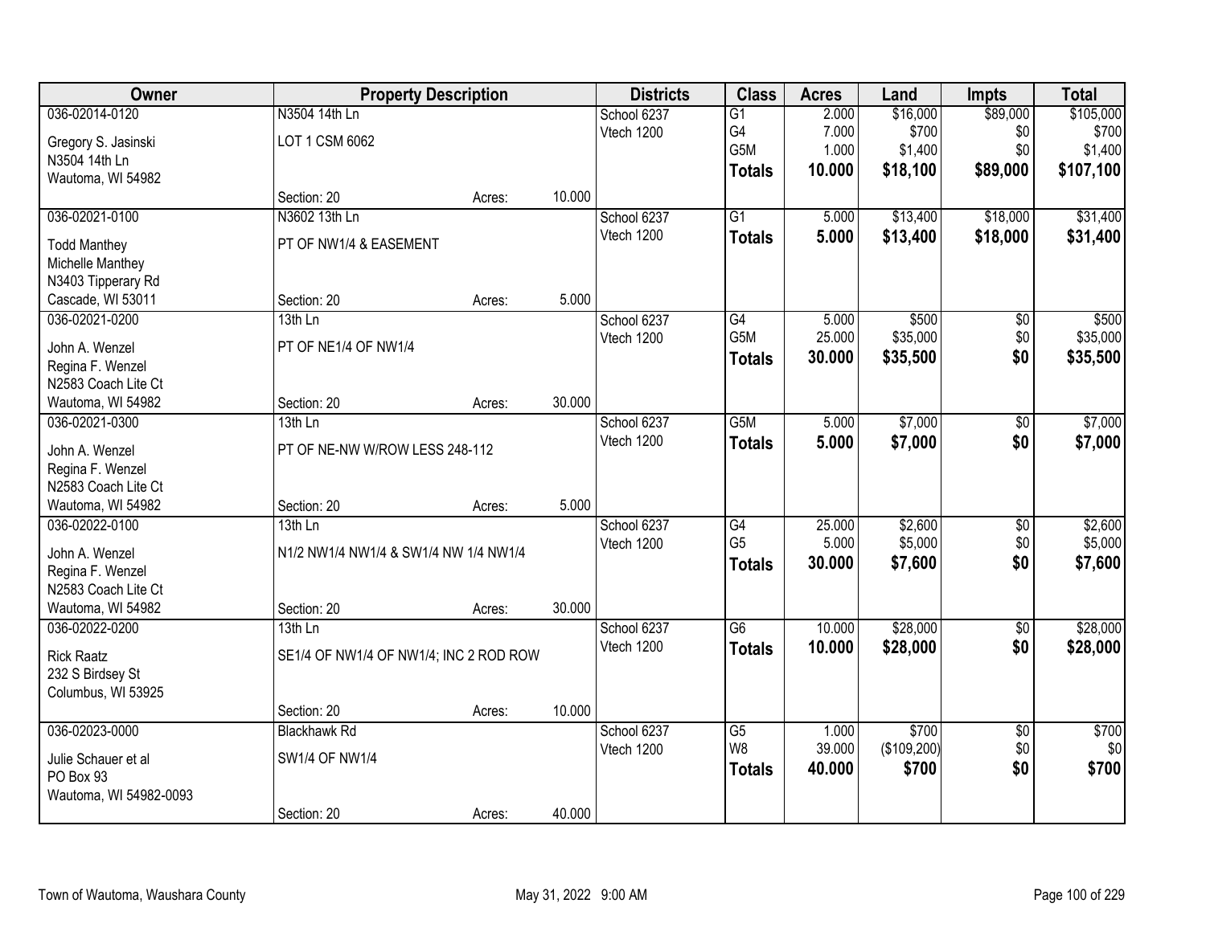| Owner | Property Description | | | Districts | Class | Acres | Land | Impts | Total |
|---|---|---|---|---|---|---|---|---|---|
| 036-02014-0120 | N3504 14th Ln | | | School 6237 | G1 | 2.000 | $16,000 | $89,000 | $105,000 |
| Gregory S. Jasinski | LOT 1 CSM 6062 | | | Vtech 1200 | G4 | 7.000 | $700 | $0 | $700 |
| N3504 14th Ln | | | | | G5M | 1.000 | $1,400 | $0 | $1,400 |
| Wautoma, WI 54982 | | | | | **Totals** | **10.000** | **$18,100** | **$89,000** | **$107,100** |
| | Section: 20 | Acres: | 10.000 | | | | | | |
| 036-02021-0100 | N3602 13th Ln | | | School 6237 | G1 | 5.000 | $13,400 | $18,000 | $31,400 |
| Todd Manthey | PT OF NW1/4 & EASEMENT | | | Vtech 1200 | **Totals** | **5.000** | **$13,400** | **$18,000** | **$31,400** |
| Michelle Manthey | | | | | | | | | |
| N3403 Tipperary Rd | | | | | | | | | |
| Cascade, WI 53011 | Section: 20 | Acres: | 5.000 | | | | | | |
| 036-02021-0200 | 13th Ln | | | School 6237 | G4 | 5.000 | $500 | $0 | $500 |
| John A. Wenzel | PT OF NE1/4 OF NW1/4 | | | Vtech 1200 | G5M | 25.000 | $35,000 | $0 | $35,000 |
| Regina F. Wenzel | | | | | **Totals** | **30.000** | **$35,500** | **$0** | **$35,500** |
| N2583 Coach Lite Ct | | | | | | | | | |
| Wautoma, WI 54982 | Section: 20 | Acres: | 30.000 | | | | | | |
| 036-02021-0300 | 13th Ln | | | School 6237 | G5M | 5.000 | $7,000 | $0 | $7,000 |
| John A. Wenzel | PT OF NE-NW W/ROW LESS 248-112 | | | Vtech 1200 | **Totals** | **5.000** | **$7,000** | **$0** | **$7,000** |
| Regina F. Wenzel | | | | | | | | | |
| N2583 Coach Lite Ct | | | | | | | | | |
| Wautoma, WI 54982 | Section: 20 | Acres: | 5.000 | | | | | | |
| 036-02022-0100 | 13th Ln | | | School 6237 | G4 | 25.000 | $2,600 | $0 | $2,600 |
| John A. Wenzel | N1/2 NW1/4 NW1/4 & SW1/4 NW 1/4 NW1/4 | | | Vtech 1200 | G5 | 5.000 | $5,000 | $0 | $5,000 |
| Regina F. Wenzel | | | | | **Totals** | **30.000** | **$7,600** | **$0** | **$7,600** |
| N2583 Coach Lite Ct | | | | | | | | | |
| Wautoma, WI 54982 | Section: 20 | Acres: | 30.000 | | | | | | |
| 036-02022-0200 | 13th Ln | | | School 6237 | G6 | 10.000 | $28,000 | $0 | $28,000 |
| Rick Raatz | SE1/4 OF NW1/4 OF NW1/4; INC 2 ROD ROW | | | Vtech 1200 | **Totals** | **10.000** | **$28,000** | **$0** | **$28,000** |
| 232 S Birdsey St | | | | | | | | | |
| Columbus, WI 53925 | | | | | | | | | |
| | Section: 20 | Acres: | 10.000 | | | | | | |
| 036-02023-0000 | Blackhawk Rd | | | School 6237 | G5 | 1.000 | $700 | $0 | $700 |
| Julie Schauer et al | SW1/4 OF NW1/4 | | | Vtech 1200 | W8 | 39.000 | ($109,200) | $0 | $0 |
| PO Box 93 | | | | | **Totals** | **40.000** | **$700** | **$0** | **$700** |
| Wautoma, WI 54982-0093 | | | | | | | | | |
| | Section: 20 | Acres: | 40.000 | | | | | | |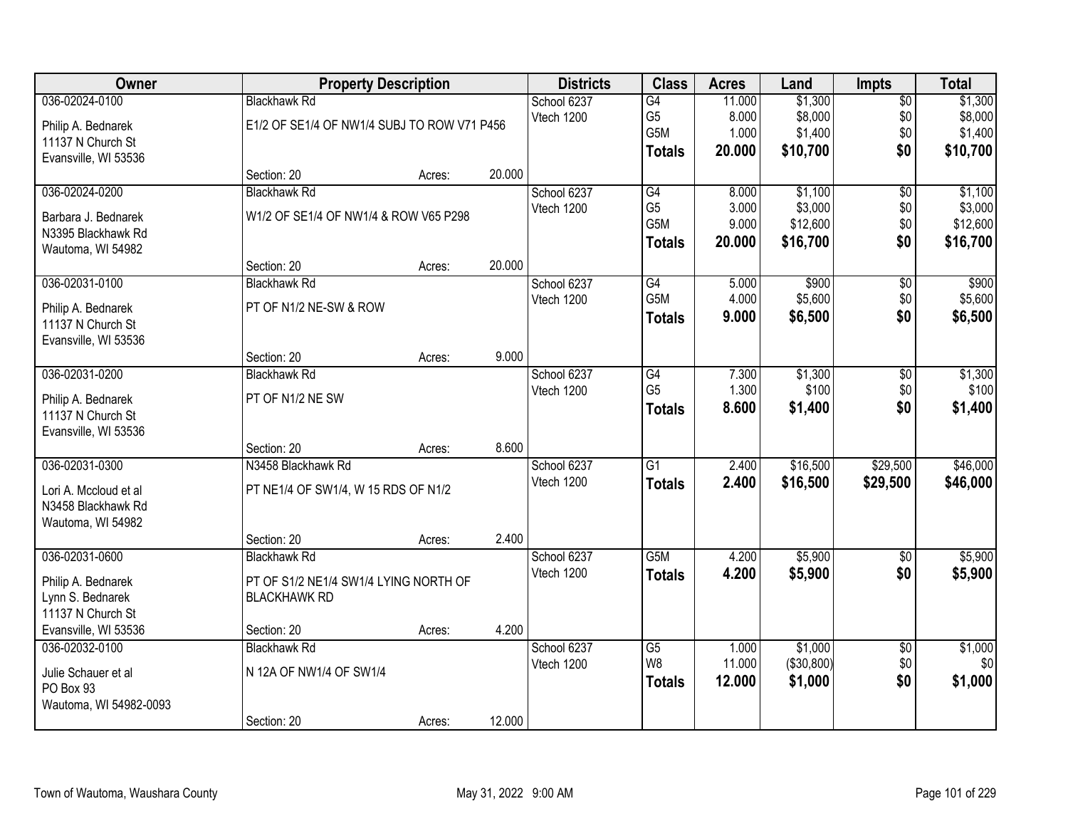| Owner | Property Description | | | Districts | Class | Acres | Land | Impts | Total |
|---|---|---|---|---|---|---|---|---|---|
| 036-02024-0100 | Blackhawk Rd | | | School 6237 | G4 | 11.000 | $1,300 | $0 | $1,300 |
| Philip A. Bednarek | E1/2 OF SE1/4 OF NW1/4 SUBJ TO ROW V71 P456 | | | Vtech 1200 | G5 | 8.000 | $8,000 | $0 | $8,000 |
| 11137 N Church St | | | | | G5M | 1.000 | $1,400 | $0 | $1,400 |
| Evansville, WI 53536 | | | | | **Totals** | **20.000** | **$10,700** | **$0** | **$10,700** |
| | Section: 20 | Acres: | 20.000 | | | | | | |
| 036-02024-0200 | Blackhawk Rd | | | School 6237 | G4 | 8.000 | $1,100 | $0 | $1,100 |
| Barbara J. Bednarek | W1/2 OF SE1/4 OF NW1/4 & ROW V65 P298 | | | Vtech 1200 | G5 | 3.000 | $3,000 | $0 | $3,000 |
| N3395 Blackhawk Rd | | | | | G5M | 9.000 | $12,600 | $0 | $12,600 |
| Wautoma, WI 54982 | | | | | **Totals** | **20.000** | **$16,700** | **$0** | **$16,700** |
| | Section: 20 | Acres: | 20.000 | | | | | | |
| 036-02031-0100 | Blackhawk Rd | | | School 6237 | G4 | 5.000 | $900 | $0 | $900 |
| Philip A. Bednarek | PT OF N1/2 NE-SW & ROW | | | Vtech 1200 | G5M | 4.000 | $5,600 | $0 | $5,600 |
| 11137 N Church St | | | | | **Totals** | **9.000** | **$6,500** | **$0** | **$6,500** |
| Evansville, WI 53536 | | | | | | | | | |
| | Section: 20 | Acres: | 9.000 | | | | | | |
| 036-02031-0200 | Blackhawk Rd | | | School 6237 | G4 | 7.300 | $1,300 | $0 | $1,300 |
| Philip A. Bednarek | PT OF N1/2 NE SW | | | Vtech 1200 | G5 | 1.300 | $100 | $0 | $100 |
| 11137 N Church St | | | | | **Totals** | **8.600** | **$1,400** | **$0** | **$1,400** |
| Evansville, WI 53536 | | | | | | | | | |
| | Section: 20 | Acres: | 8.600 | | | | | | |
| 036-02031-0300 | N3458 Blackhawk Rd | | | School 6237 | G1 | 2.400 | $16,500 | $29,500 | $46,000 |
| Lori A. Mccloud et al | PT NE1/4 OF SW1/4, W 15 RDS OF N1/2 | | | Vtech 1200 | **Totals** | **2.400** | **$16,500** | **$29,500** | **$46,000** |
| N3458 Blackhawk Rd | | | | | | | | | |
| Wautoma, WI 54982 | | | | | | | | | |
| | Section: 20 | Acres: | 2.400 | | | | | | |
| 036-02031-0600 | Blackhawk Rd | | | School 6237 | G5M | 4.200 | $5,900 | $0 | $5,900 |
| Philip A. Bednarek | PT OF S1/2 NE1/4 SW1/4 LYING NORTH OF | | | Vtech 1200 | **Totals** | **4.200** | **$5,900** | **$0** | **$5,900** |
| Lynn S. Bednarek | BLACKHAWK RD | | | | | | | | |
| 11137 N Church St | | | | | | | | | |
| Evansville, WI 53536 | Section: 20 | Acres: | 4.200 | | | | | | |
| 036-02032-0100 | Blackhawk Rd | | | School 6237 | G5 | 1.000 | $1,000 | $0 | $1,000 |
| Julie Schauer et al | N 12A OF NW1/4 OF SW1/4 | | | Vtech 1200 | W8 | 11.000 | ($30,800) | $0 | $0 |
| PO Box 93 | | | | | **Totals** | **12.000** | **$1,000** | **$0** | **$1,000** |
| Wautoma, WI 54982-0093 | | | | | | | | | |
| | Section: 20 | Acres: | 12.000 | | | | | | |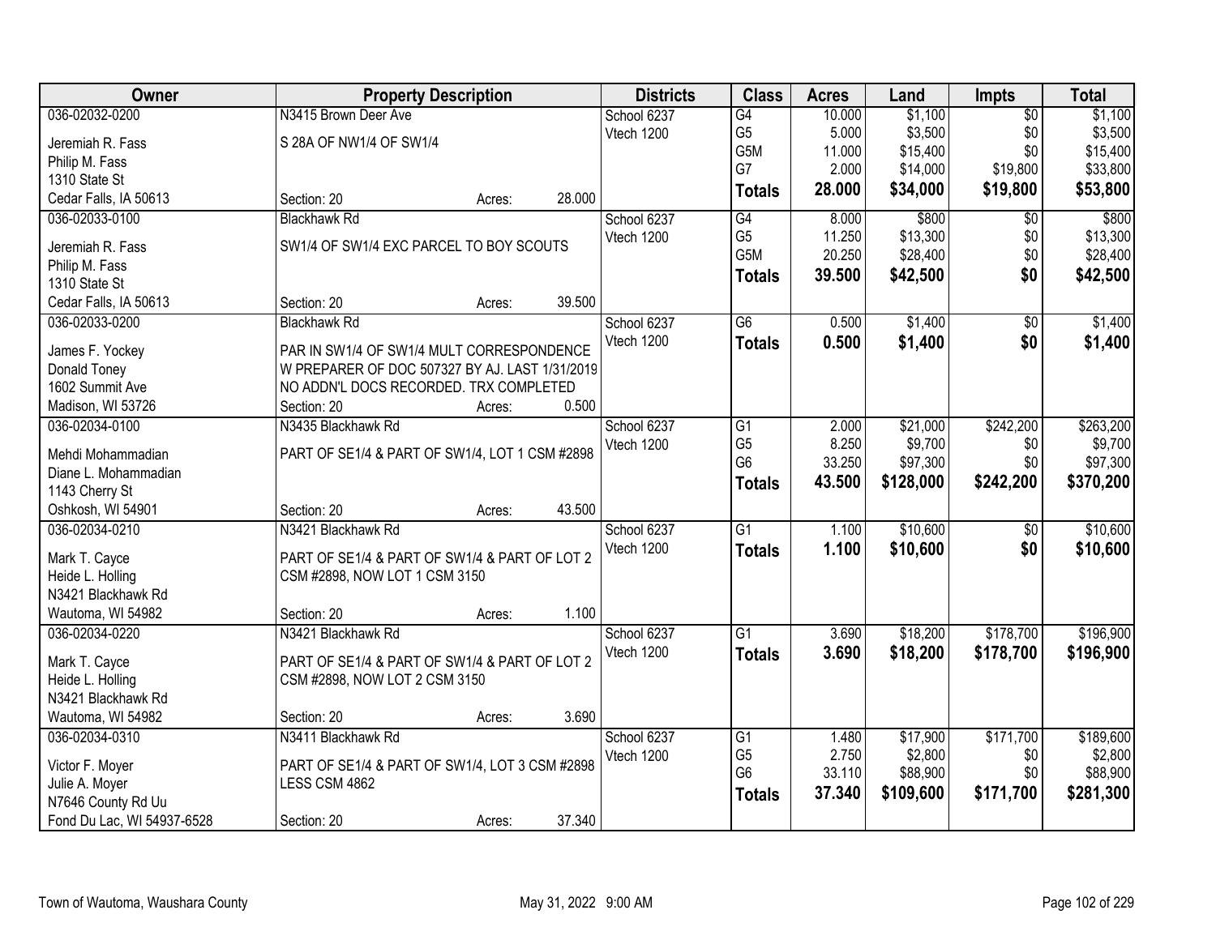| Owner | Property Description | | | Districts | Class | Acres | Land | Impts | Total |
|---|---|---|---|---|---|---|---|---|---|
| 036-02032-0200 | N3415 Brown Deer Ave | | | School 6237 | G4 | 10.000 | $1,100 | $0 | $1,100 |
| Jeremiah R. Fass | S 28A OF NW1/4 OF SW1/4 | | | Vtech 1200 | G5 | 5.000 | $3,500 | $0 | $3,500 |
| Philip M. Fass | | | | | G5M | 11.000 | $15,400 | $0 | $15,400 |
| 1310 State St | | | | | G7 | 2.000 | $14,000 | $19,800 | $33,800 |
| Cedar Falls, IA 50613 | Section: 20 | Acres: | 28.000 | | **Totals** | **28.000** | **$34,000** | **$19,800** | **$53,800** |
| 036-02033-0100 | Blackhawk Rd | | | School 6237 | G4 | 8.000 | $800 | $0 | $800 |
| Jeremiah R. Fass | SW1/4 OF SW1/4 EXC PARCEL TO BOY SCOUTS | | | Vtech 1200 | G5 | 11.250 | $13,300 | $0 | $13,300 |
| Philip M. Fass | | | | | G5M | 20.250 | $28,400 | $0 | $28,400 |
| 1310 State St | | | | | **Totals** | **39.500** | **$42,500** | **$0** | **$42,500** |
| Cedar Falls, IA 50613 | Section: 20 | Acres: | 39.500 | | | | | | |
| 036-02033-0200 | Blackhawk Rd | | | School 6237 | G6 | 0.500 | $1,400 | $0 | $1,400 |
| James F. Yockey | PAR IN SW1/4 OF SW1/4 MULT CORRESPONDENCE | | | Vtech 1200 | **Totals** | **0.500** | **$1,400** | **$0** | **$1,400** |
| Donald Toney | W PREPARER OF DOC 507327 BY AJ. LAST 1/31/2019 | | | | | | | | |
| 1602 Summit Ave | NO ADDN'L DOCS RECORDED. TRX COMPLETED | | | | | | | | |
| Madison, WI 53726 | Section: 20 | Acres: | 0.500 | | | | | | |
| 036-02034-0100 | N3435 Blackhawk Rd | | | School 6237 | G1 | 2.000 | $21,000 | $242,200 | $263,200 |
| Mehdi Mohammadian | PART OF SE1/4 & PART OF SW1/4, LOT 1 CSM #2898 | | | Vtech 1200 | G5 | 8.250 | $9,700 | $0 | $9,700 |
| Diane L. Mohammadian | | | | | G6 | 33.250 | $97,300 | $0 | $97,300 |
| 1143 Cherry St | | | | | **Totals** | **43.500** | **$128,000** | **$242,200** | **$370,200** |
| Oshkosh, WI 54901 | Section: 20 | Acres: | 43.500 | | | | | | |
| 036-02034-0210 | N3421 Blackhawk Rd | | | School 6237 | G1 | 1.100 | $10,600 | $0 | $10,600 |
| Mark T. Cayce | PART OF SE1/4 & PART OF SW1/4 & PART OF LOT 2 | | | Vtech 1200 | **Totals** | **1.100** | **$10,600** | **$0** | **$10,600** |
| Heide L. Holling | CSM #2898, NOW LOT 1 CSM 3150 | | | | | | | | |
| N3421 Blackhawk Rd | | | | | | | | | |
| Wautoma, WI 54982 | Section: 20 | Acres: | 1.100 | | | | | | |
| 036-02034-0220 | N3421 Blackhawk Rd | | | School 6237 | G1 | 3.690 | $18,200 | $178,700 | $196,900 |
| Mark T. Cayce | PART OF SE1/4 & PART OF SW1/4 & PART OF LOT 2 | | | Vtech 1200 | **Totals** | **3.690** | **$18,200** | **$178,700** | **$196,900** |
| Heide L. Holling | CSM #2898, NOW LOT 2 CSM 3150 | | | | | | | | |
| N3421 Blackhawk Rd | | | | | | | | | |
| Wautoma, WI 54982 | Section: 20 | Acres: | 3.690 | | | | | | |
| 036-02034-0310 | N3411 Blackhawk Rd | | | School 6237 | G1 | 1.480 | $17,900 | $171,700 | $189,600 |
| Victor F. Moyer | PART OF SE1/4 & PART OF SW1/4, LOT 3 CSM #2898 | | | Vtech 1200 | G5 | 2.750 | $2,800 | $0 | $2,800 |
| Julie A. Moyer | LESS CSM 4862 | | | | G6 | 33.110 | $88,900 | $0 | $88,900 |
| N7646 County Rd Uu | | | | | **Totals** | **37.340** | **$109,600** | **$171,700** | **$281,300** |
| Fond Du Lac, WI 54937-6528 | Section: 20 | Acres: | 37.340 | | | | | | |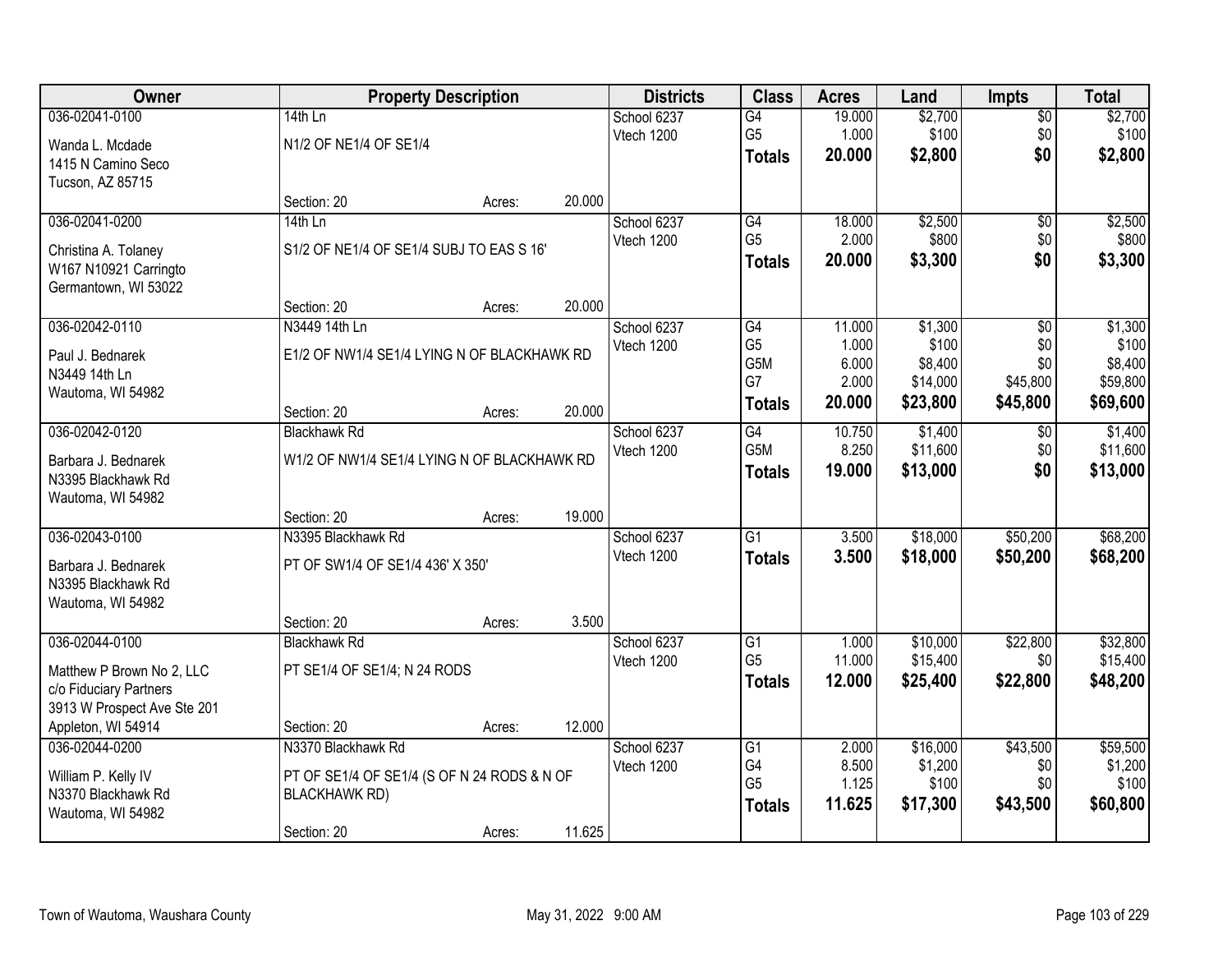| Owner | Property Description | | | Districts | Class | Acres | Land | Impts | Total |
|---|---|---|---|---|---|---|---|---|---|
| 036-02041-0100 | 14th Ln | | | School 6237 | G4 | 19.000 | $2,700 | $0 | $2,700 |
| Wanda L. Mcdade | N1/2 OF NE1/4 OF SE1/4 | | | Vtech 1200 | G5 | 1.000 | $100 | $0 | $100 |
| 1415 N Camino Seco | | | | | **Totals** | **20.000** | **$2,800** | **$0** | **$2,800** |
| Tucson, AZ 85715 | | | | | | | | | |
| | Section: 20 | Acres: | 20.000 | | | | | | |
| 036-02041-0200 | 14th Ln | | | School 6237 | G4 | 18.000 | $2,500 | $0 | $2,500 |
| Christina A. Tolaney | S1/2 OF NE1/4 OF SE1/4 SUBJ TO EAS S 16' | | | Vtech 1200 | G5 | 2.000 | $800 | $0 | $800 |
| W167 N10921 Carringto | | | | | **Totals** | **20.000** | **$3,300** | **$0** | **$3,300** |
| Germantown, WI 53022 | | | | | | | | | |
| | Section: 20 | Acres: | 20.000 | | | | | | |
| 036-02042-0110 | N3449 14th Ln | | | School 6237 | G4 | 11.000 | $1,300 | $0 | $1,300 |
| Paul J. Bednarek | E1/2 OF NW1/4 SE1/4 LYING N OF BLACKHAWK RD | | | Vtech 1200 | G5 | 1.000 | $100 | $0 | $100 |
| N3449 14th Ln | | | | | G5M | 6.000 | $8,400 | $0 | $8,400 |
| Wautoma, WI 54982 | | | | | G7 | 2.000 | $14,000 | $45,800 | $59,800 |
| | Section: 20 | Acres: | 20.000 | | **Totals** | **20.000** | **$23,800** | **$45,800** | **$69,600** |
| 036-02042-0120 | Blackhawk Rd | | | School 6237 | G4 | 10.750 | $1,400 | $0 | $1,400 |
| Barbara J. Bednarek | W1/2 OF NW1/4 SE1/4 LYING N OF BLACKHAWK RD | | | Vtech 1200 | G5M | 8.250 | $11,600 | $0 | $11,600 |
| N3395 Blackhawk Rd | | | | | **Totals** | **19.000** | **$13,000** | **$0** | **$13,000** |
| Wautoma, WI 54982 | | | | | | | | | |
| | Section: 20 | Acres: | 19.000 | | | | | | |
| 036-02043-0100 | N3395 Blackhawk Rd | | | School 6237 | G1 | 3.500 | $18,000 | $50,200 | $68,200 |
| Barbara J. Bednarek | PT OF SW1/4 OF SE1/4 436' X 350' | | | Vtech 1200 | **Totals** | **3.500** | **$18,000** | **$50,200** | **$68,200** |
| N3395 Blackhawk Rd | | | | | | | | | |
| Wautoma, WI 54982 | | | | | | | | | |
| | Section: 20 | Acres: | 3.500 | | | | | | |
| 036-02044-0100 | Blackhawk Rd | | | School 6237 | G1 | 1.000 | $10,000 | $22,800 | $32,800 |
| Matthew P Brown No 2, LLC | PT SE1/4 OF SE1/4; N 24 RODS | | | Vtech 1200 | G5 | 11.000 | $15,400 | $0 | $15,400 |
| c/o Fiduciary Partners | | | | | **Totals** | **12.000** | **$25,400** | **$22,800** | **$48,200** |
| 3913 W Prospect Ave Ste 201 | | | | | | | | | |
| Appleton, WI 54914 | Section: 20 | Acres: | 12.000 | | | | | | |
| 036-02044-0200 | N3370 Blackhawk Rd | | | School 6237 | G1 | 2.000 | $16,000 | $43,500 | $59,500 |
| William P. Kelly IV | PT OF SE1/4 OF SE1/4 (S OF N 24 RODS & N OF BLACKHAWK RD) | | | Vtech 1200 | G4 | 8.500 | $1,200 | $0 | $1,200 |
| N3370 Blackhawk Rd | | | | | G5 | 1.125 | $100 | $0 | $100 |
| Wautoma, WI 54982 | | | | | **Totals** | **11.625** | **$17,300** | **$43,500** | **$60,800** |
| | Section: 20 | Acres: | 11.625 | | | | | | |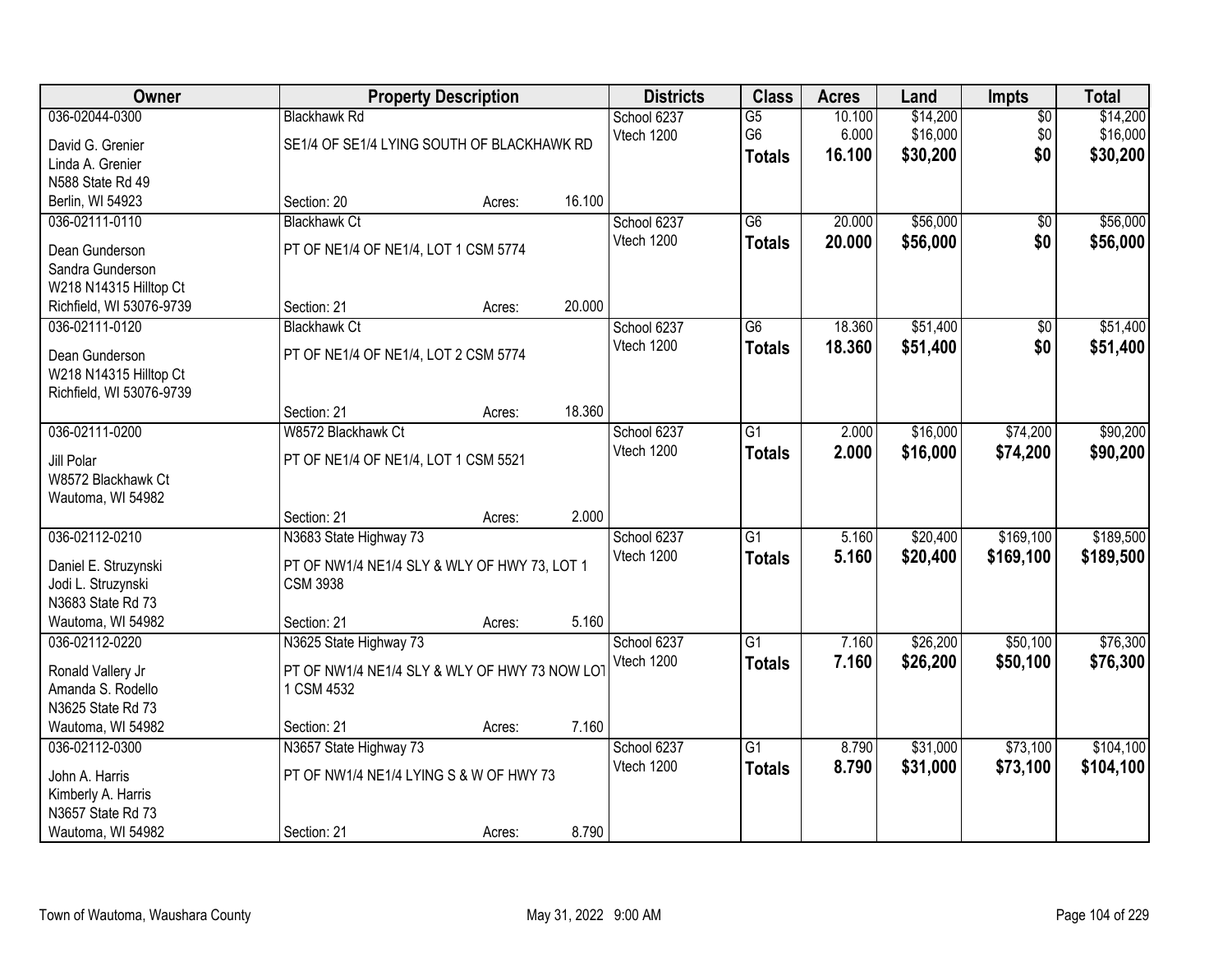| Owner | Property Description | | | Districts | Class | Acres | Land | Impts | Total |
|---|---|---|---|---|---|---|---|---|---|
| 036-02044-0300 | Blackhawk Rd | | | School 6237 | G5 | 10.100 | $14,200 | $0 | $14,200 |
| David G. Grenier | SE1/4 OF SE1/4 LYING SOUTH OF BLACKHAWK RD | | | Vtech 1200 | G6 | 6.000 | $16,000 | $0 | $16,000 |
| Linda A. Grenier | | | | | **Totals** | **16.100** | **$30,200** | **$0** | **$30,200** |
| N588 State Rd 49 | | | | | | | | | |
| Berlin, WI 54923 | Section: 20 | Acres: | 16.100 | | | | | | |
| 036-02111-0110 | Blackhawk Ct | | | School 6237 | G6 | 20.000 | $56,000 | $0 | $56,000 |
| Dean Gunderson | PT OF NE1/4 OF NE1/4, LOT 1 CSM 5774 | | | Vtech 1200 | **Totals** | **20.000** | **$56,000** | **$0** | **$56,000** |
| Sandra Gunderson | | | | | | | | | |
| W218 N14315 Hilltop Ct | | | | | | | | | |
| Richfield, WI 53076-9739 | Section: 21 | Acres: | 20.000 | | | | | | |
| 036-02111-0120 | Blackhawk Ct | | | School 6237 | G6 | 18.360 | $51,400 | $0 | $51,400 |
| Dean Gunderson | PT OF NE1/4 OF NE1/4, LOT 2 CSM 5774 | | | Vtech 1200 | **Totals** | **18.360** | **$51,400** | **$0** | **$51,400** |
| W218 N14315 Hilltop Ct | | | | | | | | | |
| Richfield, WI 53076-9739 | | | | | | | | | |
| | Section: 21 | Acres: | 18.360 | | | | | | |
| 036-02111-0200 | W8572 Blackhawk Ct | | | School 6237 | G1 | 2.000 | $16,000 | $74,200 | $90,200 |
| Jill Polar | PT OF NE1/4 OF NE1/4, LOT 1 CSM 5521 | | | Vtech 1200 | **Totals** | **2.000** | **$16,000** | **$74,200** | **$90,200** |
| W8572 Blackhawk Ct | | | | | | | | | |
| Wautoma, WI 54982 | | | | | | | | | |
| | Section: 21 | Acres: | 2.000 | | | | | | |
| 036-02112-0210 | N3683 State Highway 73 | | | School 6237 | G1 | 5.160 | $20,400 | $169,100 | $189,500 |
| Daniel E. Struzynski | PT OF NW1/4 NE1/4 SLY & WLY OF HWY 73, LOT 1 CSM 3938 | | | Vtech 1200 | **Totals** | **5.160** | **$20,400** | **$169,100** | **$189,500** |
| Jodi L. Struzynski | | | | | | | | | |
| N3683 State Rd 73 | | | | | | | | | |
| Wautoma, WI 54982 | Section: 21 | Acres: | 5.160 | | | | | | |
| 036-02112-0220 | N3625 State Highway 73 | | | School 6237 | G1 | 7.160 | $26,200 | $50,100 | $76,300 |
| Ronald Vallery Jr | PT OF NW1/4 NE1/4 SLY & WLY OF HWY 73 NOW LOT 1 CSM 4532 | | | Vtech 1200 | **Totals** | **7.160** | **$26,200** | **$50,100** | **$76,300** |
| Amanda S. Rodello | | | | | | | | | |
| N3625 State Rd 73 | | | | | | | | | |
| Wautoma, WI 54982 | Section: 21 | Acres: | 7.160 | | | | | | |
| 036-02112-0300 | N3657 State Highway 73 | | | School 6237 | G1 | 8.790 | $31,000 | $73,100 | $104,100 |
| John A. Harris | PT OF NW1/4 NE1/4 LYING S & W OF HWY 73 | | | Vtech 1200 | **Totals** | **8.790** | **$31,000** | **$73,100** | **$104,100** |
| Kimberly A. Harris | | | | | | | | | |
| N3657 State Rd 73 | | | | | | | | | |
| Wautoma, WI 54982 | Section: 21 | Acres: | 8.790 | | | | | | |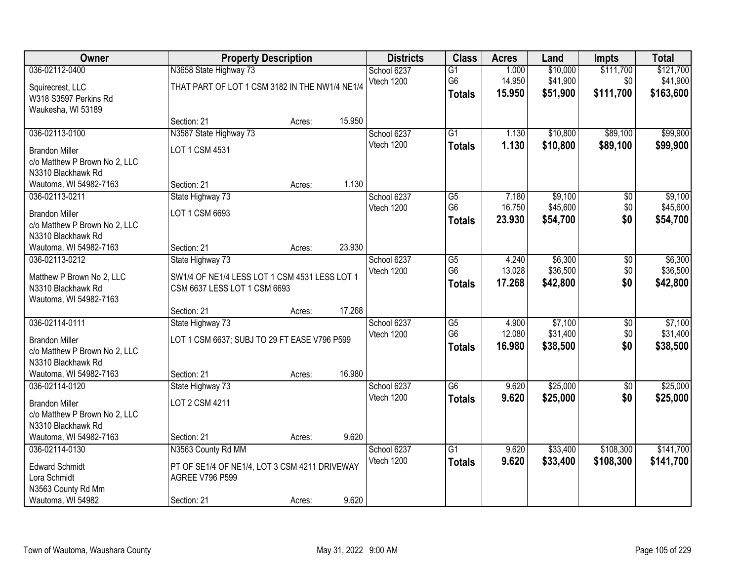| Owner | Property Description | | | Districts | Class | Acres | Land | Impts | Total |
|---|---|---|---|---|---|---|---|---|---|
| 036-02112-0400 | N3658 State Highway 73 | | | School 6237 | G1 | 1.000 | $10,000 | $111,700 | $121,700 |
| Squirecrest, LLC<br>W318 S3597 Perkins Rd<br>Waukesha, WI 53189 | THAT PART OF LOT 1 CSM 3182 IN THE NW1/4 NE1/4 | | | Vtech 1200 | G6 | 14.950 | $41,900 | $0 | $41,900 |
| | | | | | **Totals** | **15.950** | **$51,900** | **$111,700** | **$163,600** |
| | Section: 21 | Acres: | 15.950 | | | | | | |
| 036-02113-0100 | N3587 State Highway 73 | | | School 6237 | G1 | 1.130 | $10,800 | $89,100 | $99,900 |
| Brandon Miller<br>c/o Matthew P Brown No 2, LLC<br>N3310 Blackhawk Rd<br>Wautoma, WI 54982-7163 | LOT 1 CSM 4531 | | | Vtech 1200 | **Totals** | **1.130** | **$10,800** | **$89,100** | **$99,900** |
| | Section: 21 | Acres: | 1.130 | | | | | | |
| 036-02113-0211 | State Highway 73 | | | School 6237 | G5 | 7.180 | $9,100 | $0 | $9,100 |
| Brandon Miller<br>c/o Matthew P Brown No 2, LLC<br>N3310 Blackhawk Rd<br>Wautoma, WI 54982-7163 | LOT 1 CSM 6693 | | | Vtech 1200 | G6 | 16.750 | $45,600 | $0 | $45,600 |
| | | | | | **Totals** | **23.930** | **$54,700** | **$0** | **$54,700** |
| | Section: 21 | Acres: | 23.930 | | | | | | |
| 036-02113-0212 | State Highway 73 | | | School 6237 | G5 | 4.240 | $6,300 | $0 | $6,300 |
| Matthew P Brown No 2, LLC<br>N3310 Blackhawk Rd<br>Wautoma, WI 54982-7163 | SW1/4 OF NE1/4 LESS LOT 1 CSM 4531 LESS LOT 1 CSM 6637 LESS LOT 1 CSM 6693 | | | Vtech 1200 | G6 | 13.028 | $36,500 | $0 | $36,500 |
| | | | | | **Totals** | **17.268** | **$42,800** | **$0** | **$42,800** |
| | Section: 21 | Acres: | 17.268 | | | | | | |
| 036-02114-0111 | State Highway 73 | | | School 6237 | G5 | 4.900 | $7,100 | $0 | $7,100 |
| Brandon Miller<br>c/o Matthew P Brown No 2, LLC<br>N3310 Blackhawk Rd<br>Wautoma, WI 54982-7163 | LOT 1 CSM 6637; SUBJ TO 29 FT EASE V796 P599 | | | Vtech 1200 | G6 | 12.080 | $31,400 | $0 | $31,400 |
| | | | | | **Totals** | **16.980** | **$38,500** | **$0** | **$38,500** |
| | Section: 21 | Acres: | 16.980 | | | | | | |
| 036-02114-0120 | State Highway 73 | | | School 6237 | G6 | 9.620 | $25,000 | $0 | $25,000 |
| Brandon Miller<br>c/o Matthew P Brown No 2, LLC<br>N3310 Blackhawk Rd<br>Wautoma, WI 54982-7163 | LOT 2 CSM 4211 | | | Vtech 1200 | **Totals** | **9.620** | **$25,000** | **$0** | **$25,000** |
| | Section: 21 | Acres: | 9.620 | | | | | | |
| 036-02114-0130 | N3563 County Rd MM | | | School 6237 | G1 | 9.620 | $33,400 | $108,300 | $141,700 |
| Edward Schmidt<br>Lora Schmidt<br>N3563 County Rd Mm<br>Wautoma, WI 54982 | PT OF SE1/4 OF NE1/4, LOT 3 CSM 4211 DRIVEWAY AGREE V796 P599 | | | Vtech 1200 | **Totals** | **9.620** | **$33,400** | **$108,300** | **$141,700** |
| | Section: 21 | Acres: | 9.620 | | | | | | |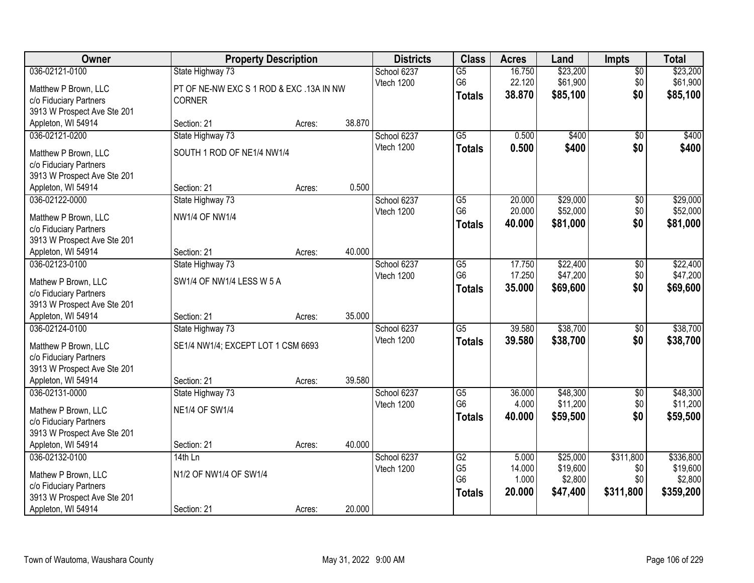| Owner | Property Description | | | Districts | Class | Acres | Land | Impts | Total |
|---|---|---|---|---|---|---|---|---|---|
| 036-02121-0100 | State Highway 73 | | | School 6237 | G5 | 16.750 | $23,200 | $0 | $23,200 |
| Matthew P Brown, LLC | PT OF NE-NW EXC S 1 ROD & EXC .13A IN NW | | | Vtech 1200 | G6 | 22.120 | $61,900 | $0 | $61,900 |
| c/o Fiduciary Partners | CORNER | | | | **Totals** | **38.870** | **$85,100** | **$0** | **$85,100** |
| 3913 W Prospect Ave Ste 201 | | | | | | | | | |
| Appleton, WI 54914 | Section: 21 | Acres: | 38.870 | | | | | | |
| 036-02121-0200 | State Highway 73 | | | School 6237 | G5 | 0.500 | $400 | $0 | $400 |
| Matthew P Brown, LLC | SOUTH 1 ROD OF NE1/4 NW1/4 | | | Vtech 1200 | **Totals** | **0.500** | **$400** | **$0** | **$400** |
| c/o Fiduciary Partners | | | | | | | | | |
| 3913 W Prospect Ave Ste 201 | | | | | | | | | |
| Appleton, WI 54914 | Section: 21 | Acres: | 0.500 | | | | | | |
| 036-02122-0000 | State Highway 73 | | | School 6237 | G5 | 20.000 | $29,000 | $0 | $29,000 |
| Matthew P Brown, LLC | NW1/4 OF NW1/4 | | | Vtech 1200 | G6 | 20.000 | $52,000 | $0 | $52,000 |
| c/o Fiduciary Partners | | | | | **Totals** | **40.000** | **$81,000** | **$0** | **$81,000** |
| 3913 W Prospect Ave Ste 201 | | | | | | | | | |
| Appleton, WI 54914 | Section: 21 | Acres: | 40.000 | | | | | | |
| 036-02123-0100 | State Highway 73 | | | School 6237 | G5 | 17.750 | $22,400 | $0 | $22,400 |
| Mathew P Brown, LLC | SW1/4 OF NW1/4 LESS W 5 A | | | Vtech 1200 | G6 | 17.250 | $47,200 | $0 | $47,200 |
| c/o Fiduciary Partners | | | | | **Totals** | **35.000** | **$69,600** | **$0** | **$69,600** |
| 3913 W Prospect Ave Ste 201 | | | | | | | | | |
| Appleton, WI 54914 | Section: 21 | Acres: | 35.000 | | | | | | |
| 036-02124-0100 | State Highway 73 | | | School 6237 | G5 | 39.580 | $38,700 | $0 | $38,700 |
| Matthew P Brown, LLC | SE1/4 NW1/4; EXCEPT LOT 1 CSM 6693 | | | Vtech 1200 | **Totals** | **39.580** | **$38,700** | **$0** | **$38,700** |
| c/o Fiduciary Partners | | | | | | | | | |
| 3913 W Prospect Ave Ste 201 | | | | | | | | | |
| Appleton, WI 54914 | Section: 21 | Acres: | 39.580 | | | | | | |
| 036-02131-0000 | State Highway 73 | | | School 6237 | G5 | 36.000 | $48,300 | $0 | $48,300 |
| Mathew P Brown, LLC | NE1/4 OF SW1/4 | | | Vtech 1200 | G6 | 4.000 | $11,200 | $0 | $11,200 |
| c/o Fiduciary Partners | | | | | **Totals** | **40.000** | **$59,500** | **$0** | **$59,500** |
| 3913 W Prospect Ave Ste 201 | | | | | | | | | |
| Appleton, WI 54914 | Section: 21 | Acres: | 40.000 | | | | | | |
| 036-02132-0100 | 14th Ln | | | School 6237 | G2 | 5.000 | $25,000 | $311,800 | $336,800 |
| Mathew P Brown, LLC | N1/2 OF NW1/4 OF SW1/4 | | | Vtech 1200 | G5 | 14.000 | $19,600 | $0 | $19,600 |
| c/o Fiduciary Partners | | | | | G6 | 1.000 | $2,800 | $0 | $2,800 |
| 3913 W Prospect Ave Ste 201 | | | | | **Totals** | **20.000** | **$47,400** | **$311,800** | **$359,200** |
| Appleton, WI 54914 | Section: 21 | Acres: | 20.000 | | | | | | |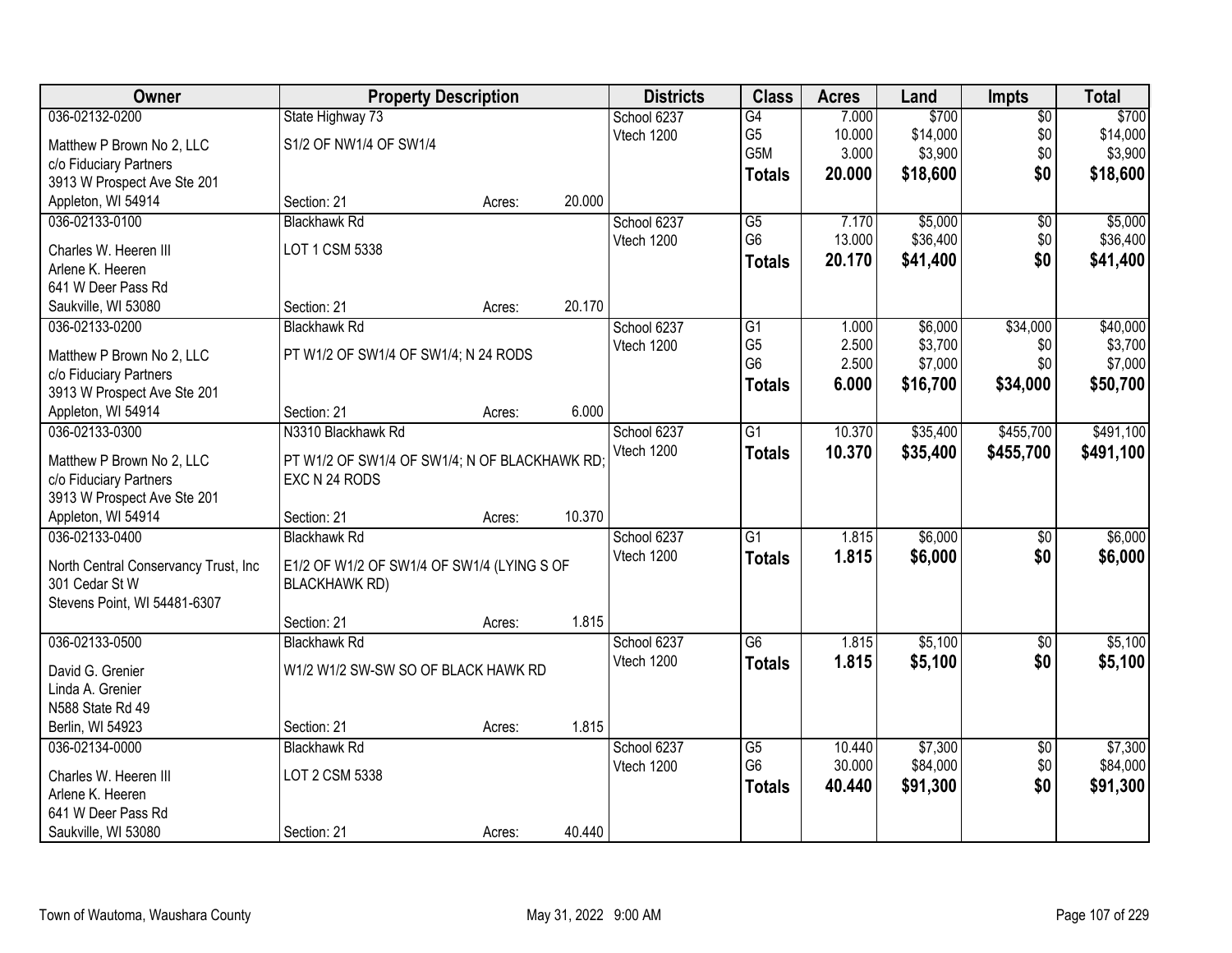| Owner | Property Description | | | Districts | Class | Acres | Land | Impts | Total |
|---|---|---|---|---|---|---|---|---|---|
| 036-02132-0200 | State Highway 73 | | | School 6237 | G4 | 7.000 | $700 | $0 | $700 |
| Matthew P Brown No 2, LLC | S1/2 OF NW1/4 OF SW1/4 | | | Vtech 1200 | G5 | 10.000 | $14,000 | $0 | $14,000 |
| c/o Fiduciary Partners | | | | | G5M | 3.000 | $3,900 | $0 | $3,900 |
| 3913 W Prospect Ave Ste 201 | | | | | **Totals** | **20.000** | **$18,600** | **$0** | **$18,600** |
| Appleton, WI 54914 | Section: 21 | Acres: | 20.000 | | | | | | |
| 036-02133-0100 | Blackhawk Rd | | | School 6237 | G5 | 7.170 | $5,000 | $0 | $5,000 |
| Charles W. Heeren III | LOT 1 CSM 5338 | | | Vtech 1200 | G6 | 13.000 | $36,400 | $0 | $36,400 |
| Arlene K. Heeren | | | | | **Totals** | **20.170** | **$41,400** | **$0** | **$41,400** |
| 641 W Deer Pass Rd | | | | | | | | | |
| Saukville, WI 53080 | Section: 21 | Acres: | 20.170 | | | | | | |
| 036-02133-0200 | Blackhawk Rd | | | School 6237 | G1 | 1.000 | $6,000 | $34,000 | $40,000 |
| Matthew P Brown No 2, LLC | PT W1/2 OF SW1/4 OF SW1/4; N 24 RODS | | | Vtech 1200 | G5 | 2.500 | $3,700 | $0 | $3,700 |
| c/o Fiduciary Partners | | | | | G6 | 2.500 | $7,000 | $0 | $7,000 |
| 3913 W Prospect Ave Ste 201 | | | | | **Totals** | **6.000** | **$16,700** | **$34,000** | **$50,700** |
| Appleton, WI 54914 | Section: 21 | Acres: | 6.000 | | | | | | |
| 036-02133-0300 | N3310 Blackhawk Rd | | | School 6237 | G1 | 10.370 | $35,400 | $455,700 | $491,100 |
| Matthew P Brown No 2, LLC | PT W1/2 OF SW1/4 OF SW1/4; N OF BLACKHAWK RD; | | | Vtech 1200 | **Totals** | **10.370** | **$35,400** | **$455,700** | **$491,100** |
| c/o Fiduciary Partners | EXC N 24 RODS | | | | | | | | |
| 3913 W Prospect Ave Ste 201 | | | | | | | | | |
| Appleton, WI 54914 | Section: 21 | Acres: | 10.370 | | | | | | |
| 036-02133-0400 | Blackhawk Rd | | | School 6237 | G1 | 1.815 | $6,000 | $0 | $6,000 |
| North Central Conservancy Trust, Inc | E1/2 OF W1/2 OF SW1/4 OF SW1/4 (LYING S OF | | | Vtech 1200 | **Totals** | **1.815** | **$6,000** | **$0** | **$6,000** |
| 301 Cedar St W | BLACKHAWK RD) | | | | | | | | |
| Stevens Point, WI 54481-6307 | | | | | | | | | |
| | Section: 21 | Acres: | 1.815 | | | | | | |
| 036-02133-0500 | Blackhawk Rd | | | School 6237 | G6 | 1.815 | $5,100 | $0 | $5,100 |
| David G. Grenier | W1/2 W1/2 SW-SW SO OF BLACK HAWK RD | | | Vtech 1200 | **Totals** | **1.815** | **$5,100** | **$0** | **$5,100** |
| Linda A. Grenier | | | | | | | | | |
| N588 State Rd 49 | | | | | | | | | |
| Berlin, WI 54923 | Section: 21 | Acres: | 1.815 | | | | | | |
| 036-02134-0000 | Blackhawk Rd | | | School 6237 | G5 | 10.440 | $7,300 | $0 | $7,300 |
| Charles W. Heeren III | LOT 2 CSM 5338 | | | Vtech 1200 | G6 | 30.000 | $84,000 | $0 | $84,000 |
| Arlene K. Heeren | | | | | **Totals** | **40.440** | **$91,300** | **$0** | **$91,300** |
| 641 W Deer Pass Rd | | | | | | | | | |
| Saukville, WI 53080 | Section: 21 | Acres: | 40.440 | | | | | | |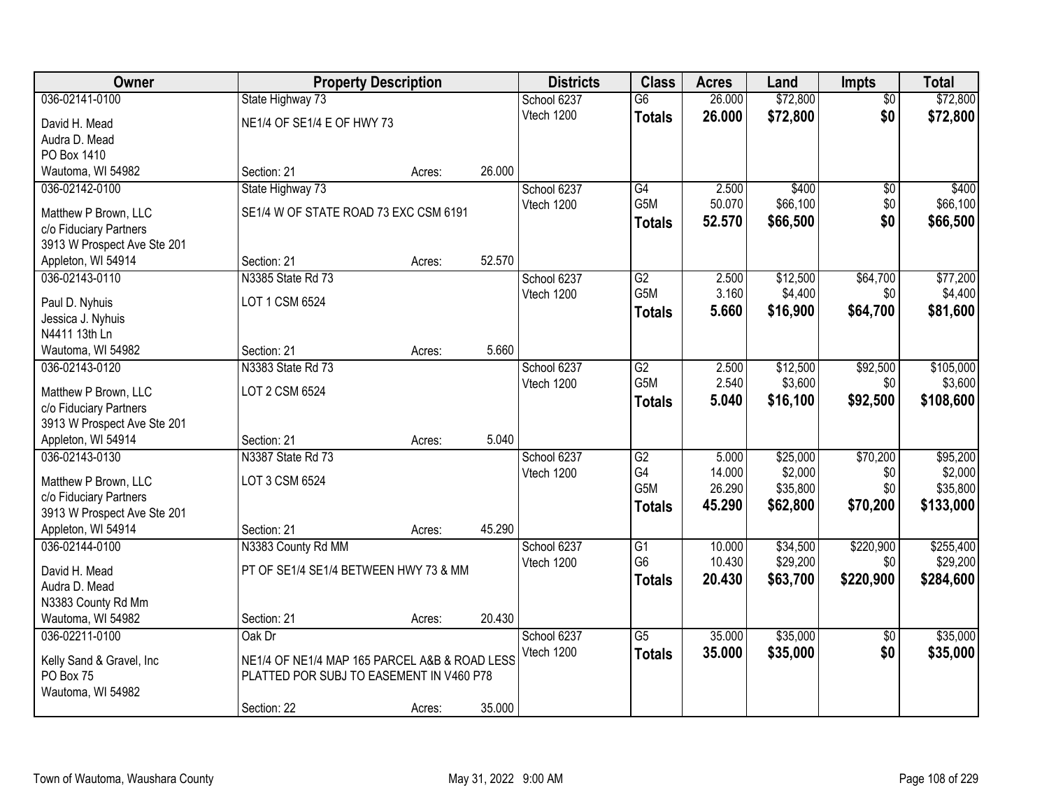| Owner | Property Description | | | Districts | Class | Acres | Land | Impts | Total |
|---|---|---|---|---|---|---|---|---|---|
| 036-02141-0100 | State Highway 73 | | | School 6237 | G6 | 26.000 | $72,800 | $0 | $72,800 |
| David H. Mead | NE1/4 OF SE1/4 E OF HWY 73 | | | Vtech 1200 | **Totals** | **26.000** | **$72,800** | **$0** | **$72,800** |
| Audra D. Mead | | | | | | | | | |
| PO Box 1410 | | | | | | | | | |
| Wautoma, WI 54982 | Section: 21 | Acres: | 26.000 | | | | | | |
| 036-02142-0100 | State Highway 73 | | | School 6237 | G4 | 2.500 | $400 | $0 | $400 |
| Matthew P Brown, LLC | SE1/4 W OF STATE ROAD 73 EXC CSM 6191 | | | Vtech 1200 | G5M | 50.070 | $66,100 | $0 | $66,100 |
| c/o Fiduciary Partners | | | | | **Totals** | **52.570** | **$66,500** | **$0** | **$66,500** |
| 3913 W Prospect Ave Ste 201 | | | | | | | | | |
| Appleton, WI 54914 | Section: 21 | Acres: | 52.570 | | | | | | |
| 036-02143-0110 | N3385 State Rd 73 | | | School 6237 | G2 | 2.500 | $12,500 | $64,700 | $77,200 |
| Paul D. Nyhuis | LOT 1 CSM 6524 | | | Vtech 1200 | G5M | 3.160 | $4,400 | $0 | $4,400 |
| Jessica J. Nyhuis | | | | | **Totals** | **5.660** | **$16,900** | **$64,700** | **$81,600** |
| N4411 13th Ln | | | | | | | | | |
| Wautoma, WI 54982 | Section: 21 | Acres: | 5.660 | | | | | | |
| 036-02143-0120 | N3383 State Rd 73 | | | School 6237 | G2 | 2.500 | $12,500 | $92,500 | $105,000 |
| Matthew P Brown, LLC | LOT 2 CSM 6524 | | | Vtech 1200 | G5M | 2.540 | $3,600 | $0 | $3,600 |
| c/o Fiduciary Partners | | | | | **Totals** | **5.040** | **$16,100** | **$92,500** | **$108,600** |
| 3913 W Prospect Ave Ste 201 | | | | | | | | | |
| Appleton, WI 54914 | Section: 21 | Acres: | 5.040 | | | | | | |
| 036-02143-0130 | N3387 State Rd 73 | | | School 6237 | G2 | 5.000 | $25,000 | $70,200 | $95,200 |
| Matthew P Brown, LLC | LOT 3 CSM 6524 | | | Vtech 1200 | G4 | 14.000 | $2,000 | $0 | $2,000 |
| c/o Fiduciary Partners | | | | | G5M | 26.290 | $35,800 | $0 | $35,800 |
| 3913 W Prospect Ave Ste 201 | | | | | **Totals** | **45.290** | **$62,800** | **$70,200** | **$133,000** |
| Appleton, WI 54914 | Section: 21 | Acres: | 45.290 | | | | | | |
| 036-02144-0100 | N3383 County Rd MM | | | School 6237 | G1 | 10.000 | $34,500 | $220,900 | $255,400 |
| David H. Mead | PT OF SE1/4 SE1/4 BETWEEN HWY 73 & MM | | | Vtech 1200 | G6 | 10.430 | $29,200 | $0 | $29,200 |
| Audra D. Mead | | | | | **Totals** | **20.430** | **$63,700** | **$220,900** | **$284,600** |
| N3383 County Rd Mm | | | | | | | | | |
| Wautoma, WI 54982 | Section: 21 | Acres: | 20.430 | | | | | | |
| 036-02211-0100 | Oak Dr | | | School 6237 | G5 | 35.000 | $35,000 | $0 | $35,000 |
| Kelly Sand & Gravel, Inc | NE1/4 OF NE1/4 MAP 165 PARCEL A&B & ROAD LESS PLATTED POR SUBJ TO EASEMENT IN V460 P78 | | | Vtech 1200 | **Totals** | **35.000** | **$35,000** | **$0** | **$35,000** |
| PO Box 75 | | | | | | | | | |
| Wautoma, WI 54982 | Section: 22 | Acres: | 35.000 | | | | | | |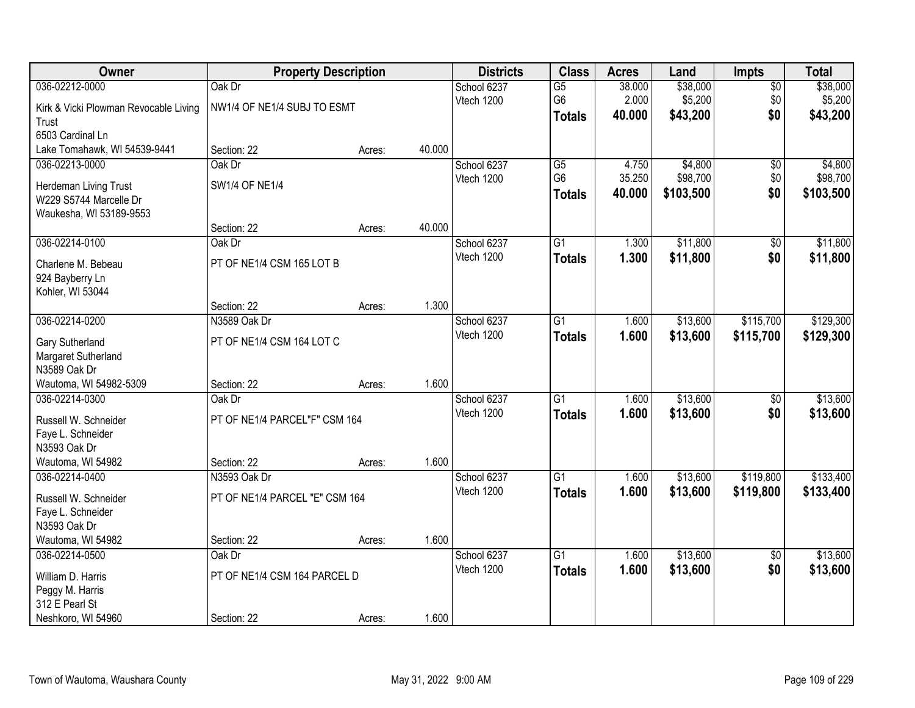| Owner | Property Description | | | Districts | Class | Acres | Land | Impts | Total |
|---|---|---|---|---|---|---|---|---|---|
| 036-02212-0000 | Oak Dr | | | School 6237 | G5 | 38.000 | $38,000 | $0 | $38,000 |
| Kirk & Vicki Plowman Revocable Living Trust | NW1/4 OF NE1/4 SUBJ TO ESMT | | | Vtech 1200 | G6 | 2.000 | $5,200 | $0 | $5,200 |
| 6503 Cardinal Ln | | | | | **Totals** | **40.000** | **$43,200** | **$0** | **$43,200** |
| Lake Tomahawk, WI 54539-9441 | Section: 22 | Acres: | 40.000 | | | | | | |
| 036-02213-0000 | Oak Dr | | | School 6237 | G5 | 4.750 | $4,800 | $0 | $4,800 |
| Herdeman Living Trust | SW1/4 OF NE1/4 | | | Vtech 1200 | G6 | 35.250 | $98,700 | $0 | $98,700 |
| W229 S5744 Marcelle Dr | | | | | **Totals** | **40.000** | **$103,500** | **$0** | **$103,500** |
| Waukesha, WI 53189-9553 | | | | | | | | | |
| | Section: 22 | Acres: | 40.000 | | | | | | |
| 036-02214-0100 | Oak Dr | | | School 6237 | G1 | 1.300 | $11,800 | $0 | $11,800 |
| Charlene M. Bebeau | PT OF NE1/4 CSM 165 LOT B | | | Vtech 1200 | **Totals** | **1.300** | **$11,800** | **$0** | **$11,800** |
| 924 Bayberry Ln | | | | | | | | | |
| Kohler, WI 53044 | | | | | | | | | |
| | Section: 22 | Acres: | 1.300 | | | | | | |
| 036-02214-0200 | N3589 Oak Dr | | | School 6237 | G1 | 1.600 | $13,600 | $115,700 | $129,300 |
| Gary Sutherland | PT OF NE1/4 CSM 164 LOT C | | | Vtech 1200 | **Totals** | **1.600** | **$13,600** | **$115,700** | **$129,300** |
| Margaret Sutherland | | | | | | | | | |
| N3589 Oak Dr | | | | | | | | | |
| Wautoma, WI 54982-5309 | Section: 22 | Acres: | 1.600 | | | | | | |
| 036-02214-0300 | Oak Dr | | | School 6237 | G1 | 1.600 | $13,600 | $0 | $13,600 |
| Russell W. Schneider | PT OF NE1/4 PARCEL"F" CSM 164 | | | Vtech 1200 | **Totals** | **1.600** | **$13,600** | **$0** | **$13,600** |
| Faye L. Schneider | | | | | | | | | |
| N3593 Oak Dr | | | | | | | | | |
| Wautoma, WI 54982 | Section: 22 | Acres: | 1.600 | | | | | | |
| 036-02214-0400 | N3593 Oak Dr | | | School 6237 | G1 | 1.600 | $13,600 | $119,800 | $133,400 |
| Russell W. Schneider | PT OF NE1/4 PARCEL "E" CSM 164 | | | Vtech 1200 | **Totals** | **1.600** | **$13,600** | **$119,800** | **$133,400** |
| Faye L. Schneider | | | | | | | | | |
| N3593 Oak Dr | | | | | | | | | |
| Wautoma, WI 54982 | Section: 22 | Acres: | 1.600 | | | | | | |
| 036-02214-0500 | Oak Dr | | | School 6237 | G1 | 1.600 | $13,600 | $0 | $13,600 |
| William D. Harris | PT OF NE1/4 CSM 164 PARCEL D | | | Vtech 1200 | **Totals** | **1.600** | **$13,600** | **$0** | **$13,600** |
| Peggy M. Harris | | | | | | | | | |
| 312 E Pearl St | | | | | | | | | |
| Neshkoro, WI 54960 | Section: 22 | Acres: | 1.600 | | | | | | |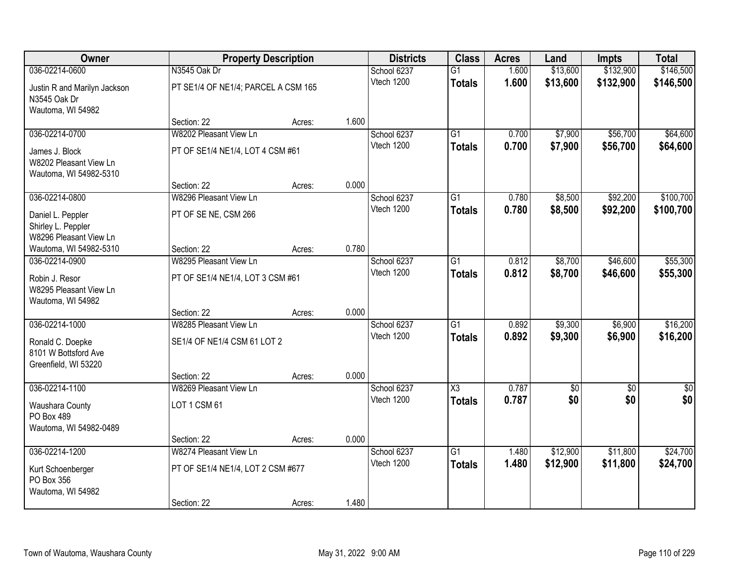| Owner | Property Description | | | Districts | Class | Acres | Land | Impts | Total |
|---|---|---|---|---|---|---|---|---|---|
| 036-02214-0600 | N3545 Oak Dr | | | School 6237 | G1 | 1.600 | $13,600 | $132,900 | $146,500 |
| Justin R and Marilyn Jackson<br>N3545 Oak Dr<br>Wautoma, WI 54982 | PT SE1/4 OF NE1/4; PARCEL A CSM 165 | | | Vtech 1200 | **Totals** | **1.600** | **$13,600** | **$132,900** | **$146,500** |
| | Section: 22 | Acres: | 1.600 | | | | | | |
| 036-02214-0700 | W8202 Pleasant View Ln | | | School 6237 | G1 | 0.700 | $7,900 | $56,700 | $64,600 |
| James J. Block<br>W8202 Pleasant View Ln<br>Wautoma, WI 54982-5310 | PT OF SE1/4 NE1/4, LOT 4 CSM #61 | | | Vtech 1200 | **Totals** | **0.700** | **$7,900** | **$56,700** | **$64,600** |
| | Section: 22 | Acres: | 0.000 | | | | | | |
| 036-02214-0800 | W8296 Pleasant View Ln | | | School 6237 | G1 | 0.780 | $8,500 | $92,200 | $100,700 |
| Daniel L. Peppler<br>Shirley L. Peppler<br>W8296 Pleasant View Ln<br>Wautoma, WI 54982-5310 | PT OF SE NE, CSM 266 | | | Vtech 1200 | **Totals** | **0.780** | **$8,500** | **$92,200** | **$100,700** |
| | Section: 22 | Acres: | 0.780 | | | | | | |
| 036-02214-0900 | W8295 Pleasant View Ln | | | School 6237 | G1 | 0.812 | $8,700 | $46,600 | $55,300 |
| Robin J. Resor<br>W8295 Pleasant View Ln<br>Wautoma, WI 54982 | PT OF SE1/4 NE1/4, LOT 3 CSM #61 | | | Vtech 1200 | **Totals** | **0.812** | **$8,700** | **$46,600** | **$55,300** |
| | Section: 22 | Acres: | 0.000 | | | | | | |
| 036-02214-1000 | W8285 Pleasant View Ln | | | School 6237 | G1 | 0.892 | $9,300 | $6,900 | $16,200 |
| Ronald C. Doepke<br>8101 W Bottsford Ave<br>Greenfield, WI 53220 | SE1/4 OF NE1/4 CSM 61 LOT 2 | | | Vtech 1200 | **Totals** | **0.892** | **$9,300** | **$6,900** | **$16,200** |
| | Section: 22 | Acres: | 0.000 | | | | | | |
| 036-02214-1100 | W8269 Pleasant View Ln | | | School 6237 | X3 | 0.787 | $0 | $0 | $0 |
| Waushara County<br>PO Box 489<br>Wautoma, WI 54982-0489 | LOT 1 CSM 61 | | | Vtech 1200 | **Totals** | **0.787** | **$0** | **$0** | **$0** |
| | Section: 22 | Acres: | 0.000 | | | | | | |
| 036-02214-1200 | W8274 Pleasant View Ln | | | School 6237 | G1 | 1.480 | $12,900 | $11,800 | $24,700 |
| Kurt Schoenberger<br>PO Box 356<br>Wautoma, WI 54982 | PT OF SE1/4 NE1/4, LOT 2 CSM #677 | | | Vtech 1200 | **Totals** | **1.480** | **$12,900** | **$11,800** | **$24,700** |
| | Section: 22 | Acres: | 1.480 | | | | | | |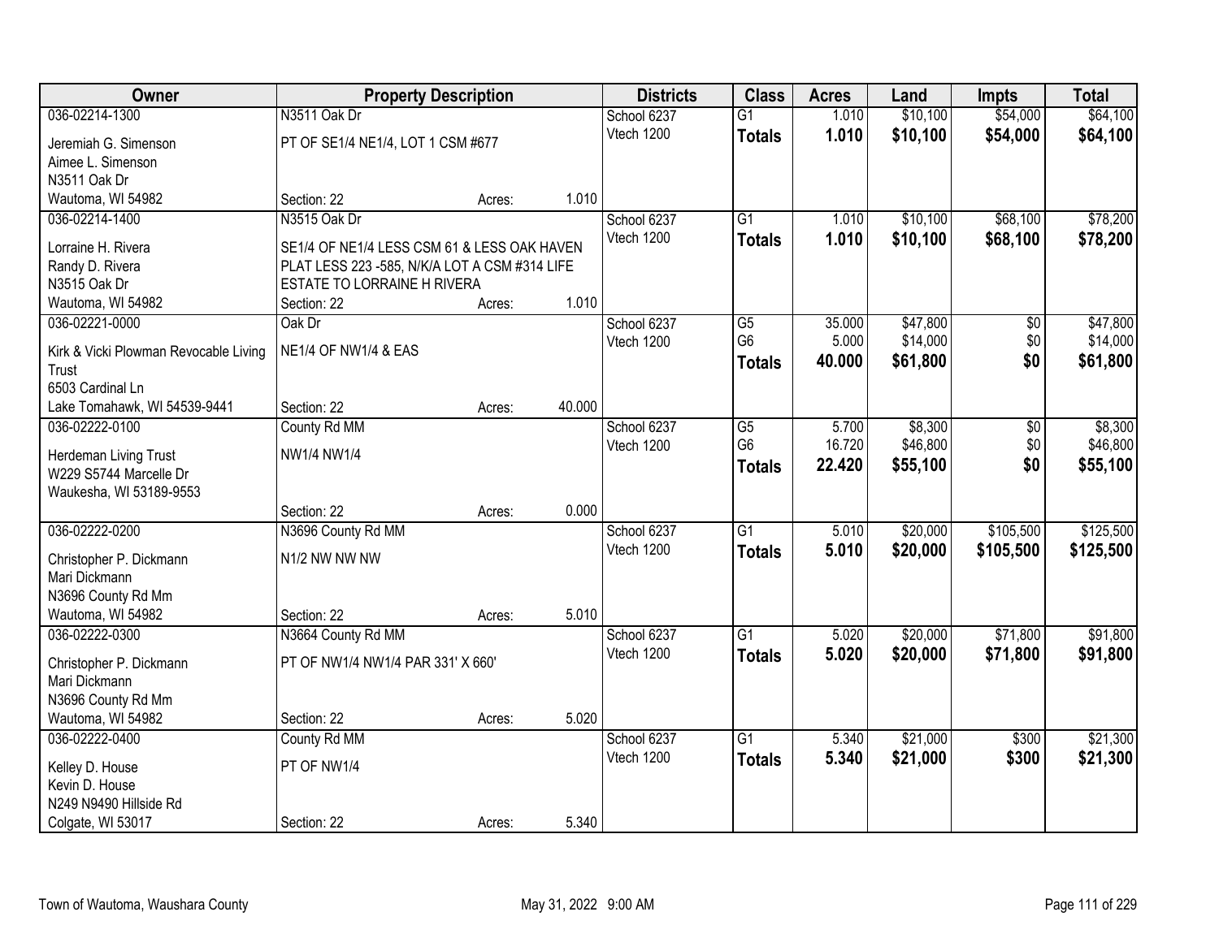| Owner | Property Description | | | Districts | Class | Acres | Land | Impts | Total |
|---|---|---|---|---|---|---|---|---|---|
| 036-02214-1300 | N3511 Oak Dr | | | School 6237 | G1 | 1.010 | $10,100 | $54,000 | $64,100 |
| Jeremiah G. Simenson<br>Aimee L. Simenson<br>N3511 Oak Dr<br>Wautoma, WI 54982 | PT OF SE1/4 NE1/4, LOT 1 CSM #677 | | | Vtech 1200 | **Totals** | **1.010** | **$10,100** | **$54,000** | **$64,100** |
| | Section: 22 | Acres: | 1.010 | | | | | | |
| 036-02214-1400 | N3515 Oak Dr | | | School 6237 | G1 | 1.010 | $10,100 | $68,100 | $78,200 |
| Lorraine H. Rivera<br>Randy D. Rivera<br>N3515 Oak Dr<br>Wautoma, WI 54982 | SE1/4 OF NE1/4 LESS CSM 61 & LESS OAK HAVEN PLAT LESS 223 -585, N/K/A LOT A CSM #314 LIFE ESTATE TO LORRAINE H RIVERA | | | Vtech 1200 | **Totals** | **1.010** | **$10,100** | **$68,100** | **$78,200** |
| | Section: 22 | Acres: | 1.010 | | | | | | |
| 036-02221-0000 | Oak Dr | | | School 6237 | G5 | 35.000 | $47,800 | $0 | $47,800 |
| Kirk & Vicki Plowman Revocable Living Trust<br>6503 Cardinal Ln<br>Lake Tomahawk, WI 54539-9441 | NE1/4 OF NW1/4 & EAS | | | Vtech 1200 | G6 | 5.000 | $14,000 | $0 | $14,000 |
| | | | | | **Totals** | **40.000** | **$61,800** | **$0** | **$61,800** |
| | Section: 22 | Acres: | 40.000 | | | | | | |
| 036-02222-0100 | County Rd MM | | | School 6237 | G5 | 5.700 | $8,300 | $0 | $8,300 |
| Herdeman Living Trust<br>W229 S5744 Marcelle Dr<br>Waukesha, WI 53189-9553 | NW1/4 NW1/4 | | | Vtech 1200 | G6 | 16.720 | $46,800 | $0 | $46,800 |
| | | | | | **Totals** | **22.420** | **$55,100** | **$0** | **$55,100** |
| | Section: 22 | Acres: | 0.000 | | | | | | |
| 036-02222-0200 | N3696 County Rd MM | | | School 6237 | G1 | 5.010 | $20,000 | $105,500 | $125,500 |
| Christopher P. Dickmann<br>Mari Dickmann<br>N3696 County Rd Mm<br>Wautoma, WI 54982 | N1/2 NW NW NW | | | Vtech 1200 | **Totals** | **5.010** | **$20,000** | **$105,500** | **$125,500** |
| | Section: 22 | Acres: | 5.010 | | | | | | |
| 036-02222-0300 | N3664 County Rd MM | | | School 6237 | G1 | 5.020 | $20,000 | $71,800 | $91,800 |
| Christopher P. Dickmann<br>Mari Dickmann<br>N3696 County Rd Mm<br>Wautoma, WI 54982 | PT OF NW1/4 NW1/4 PAR 331' X 660' | | | Vtech 1200 | **Totals** | **5.020** | **$20,000** | **$71,800** | **$91,800** |
| | Section: 22 | Acres: | 5.020 | | | | | | |
| 036-02222-0400 | County Rd MM | | | School 6237 | G1 | 5.340 | $21,000 | $300 | $21,300 |
| Kelley D. House<br>Kevin D. House<br>N249 N9490 Hillside Rd<br>Colgate, WI 53017 | PT OF NW1/4 | | | Vtech 1200 | **Totals** | **5.340** | **$21,000** | **$300** | **$21,300** |
| | Section: 22 | Acres: | 5.340 | | | | | | |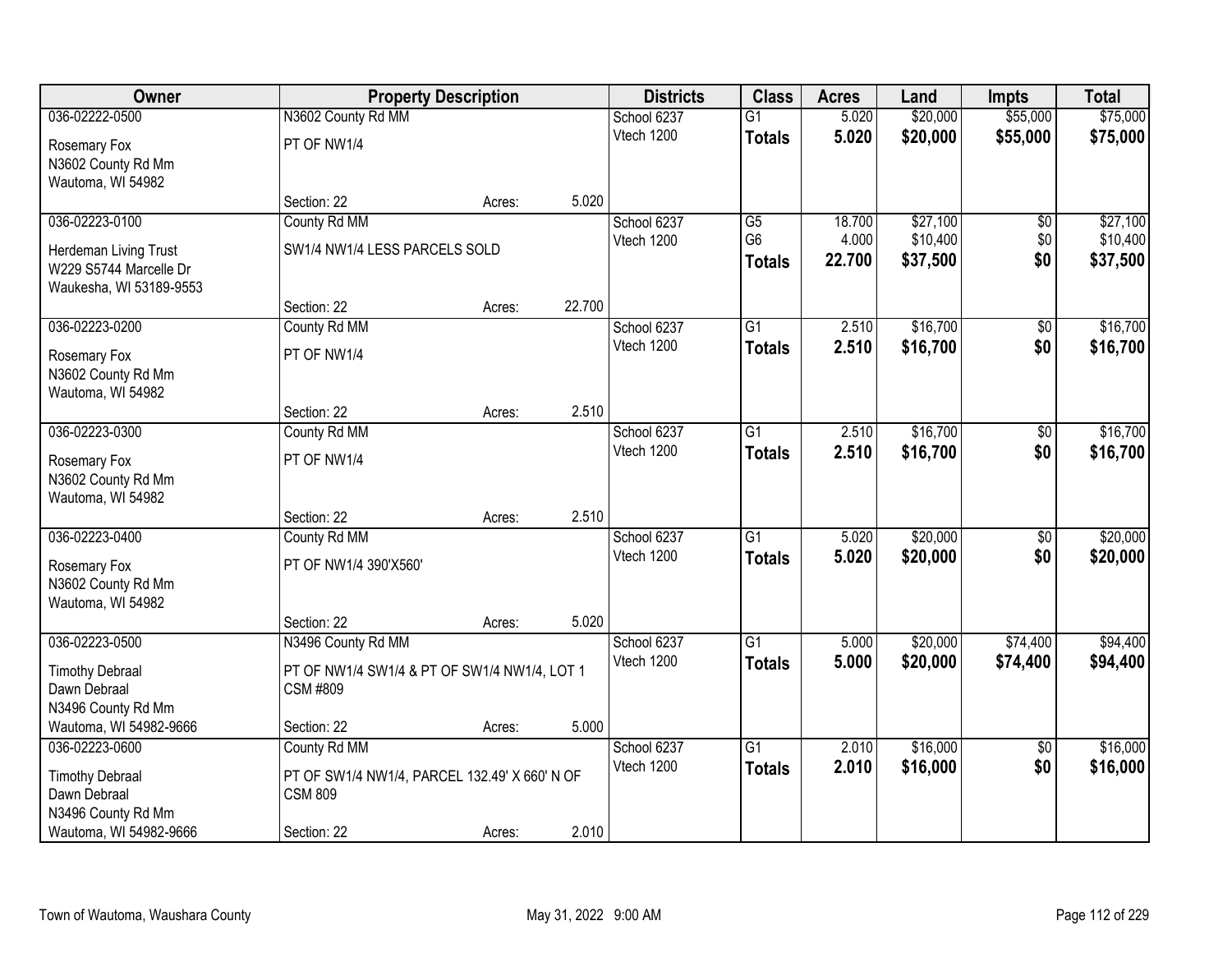| Owner | Property Description | | | Districts | Class | Acres | Land | Impts | Total |
|---|---|---|---|---|---|---|---|---|---|
| 036-02222-0500 | N3602 County Rd MM | | | School 6237 | G1 | 5.020 | $20,000 | $55,000 | $75,000 |
| Rosemary Fox<br>N3602 County Rd Mm<br>Wautoma, WI 54982 | PT OF NW1/4 | | | Vtech 1200 | **Totals** | **5.020** | **$20,000** | **$55,000** | **$75,000** |
| | Section: 22 | Acres: | 5.020 | | | | | | |
| 036-02223-0100 | County Rd MM | | | School 6237 | G5 | 18.700 | $27,100 | $0 | $27,100 |
| Herdeman Living Trust<br>W229 S5744 Marcelle Dr<br>Waukesha, WI 53189-9553 | SW1/4 NW1/4 LESS PARCELS SOLD | | | Vtech 1200 | G6 | 4.000 | $10,400 | $0 | $10,400 |
| | | | | | **Totals** | **22.700** | **$37,500** | **$0** | **$37,500** |
| | Section: 22 | Acres: | 22.700 | | | | | | |
| 036-02223-0200 | County Rd MM | | | School 6237 | G1 | 2.510 | $16,700 | $0 | $16,700 |
| Rosemary Fox<br>N3602 County Rd Mm<br>Wautoma, WI 54982 | PT OF NW1/4 | | | Vtech 1200 | **Totals** | **2.510** | **$16,700** | **$0** | **$16,700** |
| | Section: 22 | Acres: | 2.510 | | | | | | |
| 036-02223-0300 | County Rd MM | | | School 6237 | G1 | 2.510 | $16,700 | $0 | $16,700 |
| Rosemary Fox<br>N3602 County Rd Mm<br>Wautoma, WI 54982 | PT OF NW1/4 | | | Vtech 1200 | **Totals** | **2.510** | **$16,700** | **$0** | **$16,700** |
| | Section: 22 | Acres: | 2.510 | | | | | | |
| 036-02223-0400 | County Rd MM | | | School 6237 | G1 | 5.020 | $20,000 | $0 | $20,000 |
| Rosemary Fox<br>N3602 County Rd Mm<br>Wautoma, WI 54982 | PT OF NW1/4 390'X560' | | | Vtech 1200 | **Totals** | **5.020** | **$20,000** | **$0** | **$20,000** |
| | Section: 22 | Acres: | 5.020 | | | | | | |
| 036-02223-0500 | N3496 County Rd MM | | | School 6237 | G1 | 5.000 | $20,000 | $74,400 | $94,400 |
| Timothy Debraal<br>Dawn Debraal<br>N3496 County Rd Mm<br>Wautoma, WI 54982-9666 | PT OF NW1/4 SW1/4 & PT OF SW1/4 NW1/4, LOT 1 CSM #809 | | | Vtech 1200 | **Totals** | **5.000** | **$20,000** | **$74,400** | **$94,400** |
| | Section: 22 | Acres: | 5.000 | | | | | | |
| 036-02223-0600 | County Rd MM | | | School 6237 | G1 | 2.010 | $16,000 | $0 | $16,000 |
| Timothy Debraal<br>Dawn Debraal<br>N3496 County Rd Mm<br>Wautoma, WI 54982-9666 | PT OF SW1/4 NW1/4, PARCEL 132.49' X 660' N OF CSM 809 | | | Vtech 1200 | **Totals** | **2.010** | **$16,000** | **$0** | **$16,000** |
| | Section: 22 | Acres: | 2.010 | | | | | | |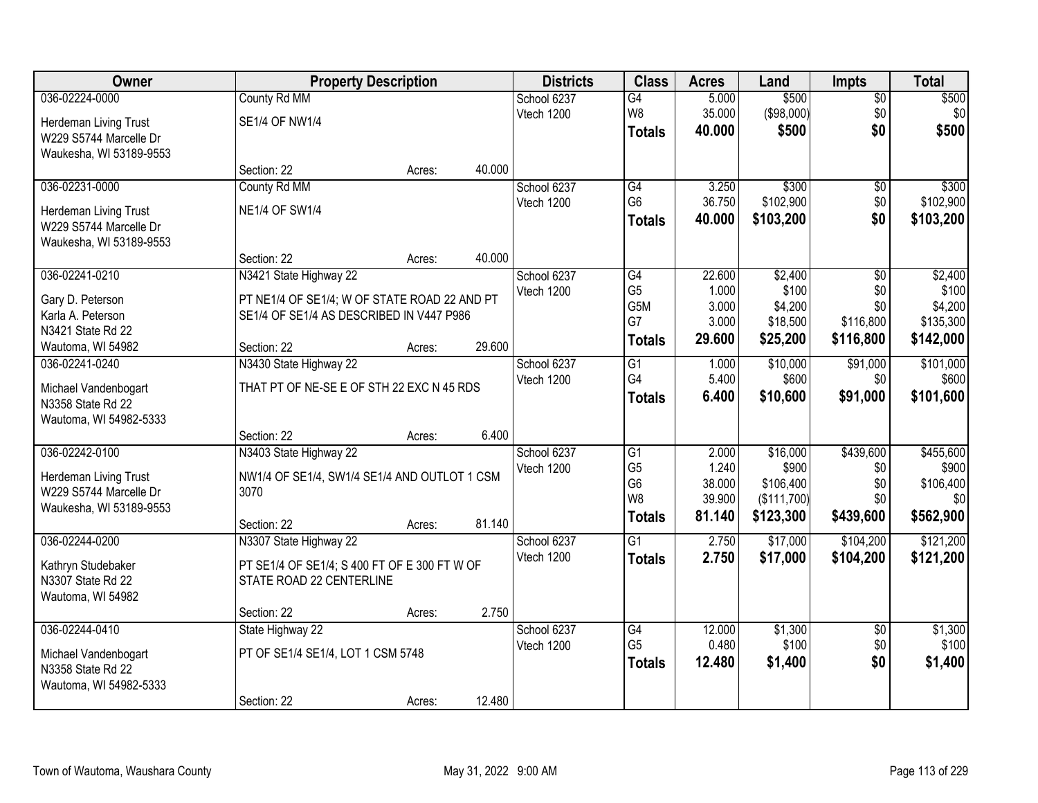| Owner | Property Description | Districts | Class | Acres | Land | Impts | Total |
|---|---|---|---|---|---|---|---|
| 036-02224-0000<br>Herdeman Living Trust<br>W229 S5744 Marcelle Dr<br>Waukesha, WI 53189-9553 | County Rd MM<br>SE1/4 OF NW1/4<br>Section: 22 Acres: 40.000 | School 6237<br>Vtech 1200 | G4<br>W8<br>**Totals** | 5.000<br>35.000<br>**40.000** | $500<br>($98,000)<br>**$500** | $0<br>$0<br>**$0** | $500<br>$0<br>**$500** |
| 036-02231-0000<br>Herdeman Living Trust<br>W229 S5744 Marcelle Dr<br>Waukesha, WI 53189-9553 | County Rd MM<br>NE1/4 OF SW1/4<br>Section: 22 Acres: 40.000 | School 6237<br>Vtech 1200 | G4<br>G6<br>**Totals** | 3.250<br>36.750<br>**40.000** | $300<br>$102,900<br>**$103,200** | $0<br>$0<br>**$0** | $300<br>$102,900<br>**$103,200** |
| 036-02241-0210<br>Gary D. Peterson<br>Karla A. Peterson<br>N3421 State Rd 22<br>Wautoma, WI 54982 | N3421 State Highway 22<br>PT NE1/4 OF SE1/4; W OF STATE ROAD 22 AND PT SE1/4 OF SE1/4 AS DESCRIBED IN V447 P986<br>Section: 22 Acres: 29.600 | School 6237<br>Vtech 1200 | G4<br>G5<br>G5M<br>G7<br>**Totals** | 22.600<br>1.000<br>3.000<br>3.000<br>**29.600** | $2,400<br>$100<br>$4,200<br>$18,500<br>**$25,200** | $0<br>$0<br>$0<br>$116,800<br>**$116,800** | $2,400<br>$100<br>$4,200<br>$135,300<br>**$142,000** |
| 036-02241-0240<br>Michael Vandenbogart<br>N3358 State Rd 22<br>Wautoma, WI 54982-5333 | N3430 State Highway 22<br>THAT PT OF NE-SE E OF STH 22 EXC N 45 RDS<br>Section: 22 Acres: 6.400 | School 6237<br>Vtech 1200 | G1<br>G4<br>**Totals** | 1.000<br>5.400<br>**6.400** | $10,000<br>$600<br>**$10,600** | $91,000<br>$0<br>**$91,000** | $101,000<br>$600<br>**$101,600** |
| 036-02242-0100<br>Herdeman Living Trust<br>W229 S5744 Marcelle Dr<br>Waukesha, WI 53189-9553 | N3403 State Highway 22<br>NW1/4 OF SE1/4, SW1/4 SE1/4 AND OUTLOT 1 CSM 3070<br>Section: 22 Acres: 81.140 | School 6237<br>Vtech 1200 | G1<br>G5<br>G6<br>W8<br>**Totals** | 2.000<br>1.240<br>38.000<br>39.900<br>**81.140** | $16,000<br>$900<br>$106,400<br>($111,700)<br>**$123,300** | $439,600<br>$0<br>$0<br>$0<br>**$439,600** | $455,600<br>$900<br>$106,400<br>$0<br>**$562,900** |
| 036-02244-0200<br>Kathryn Studebaker<br>N3307 State Rd 22<br>Wautoma, WI 54982 | N3307 State Highway 22<br>PT SE1/4 OF SE1/4; S 400 FT OF E 300 FT W OF STATE ROAD 22 CENTERLINE<br>Section: 22 Acres: 2.750 | School 6237<br>Vtech 1200 | G1<br>**Totals** | 2.750<br>**2.750** | $17,000<br>**$17,000** | $104,200<br>**$104,200** | $121,200<br>**$121,200** |
| 036-02244-0410<br>Michael Vandenbogart<br>N3358 State Rd 22<br>Wautoma, WI 54982-5333 | State Highway 22<br>PT OF SE1/4 SE1/4, LOT 1 CSM 5748<br>Section: 22 Acres: 12.480 | School 6237<br>Vtech 1200 | G4<br>G5<br>**Totals** | 12.000<br>0.480<br>**12.480** | $1,300<br>$100<br>**$1,400** | $0<br>$0<br>**$0** | $1,300<br>$100<br>**$1,400** |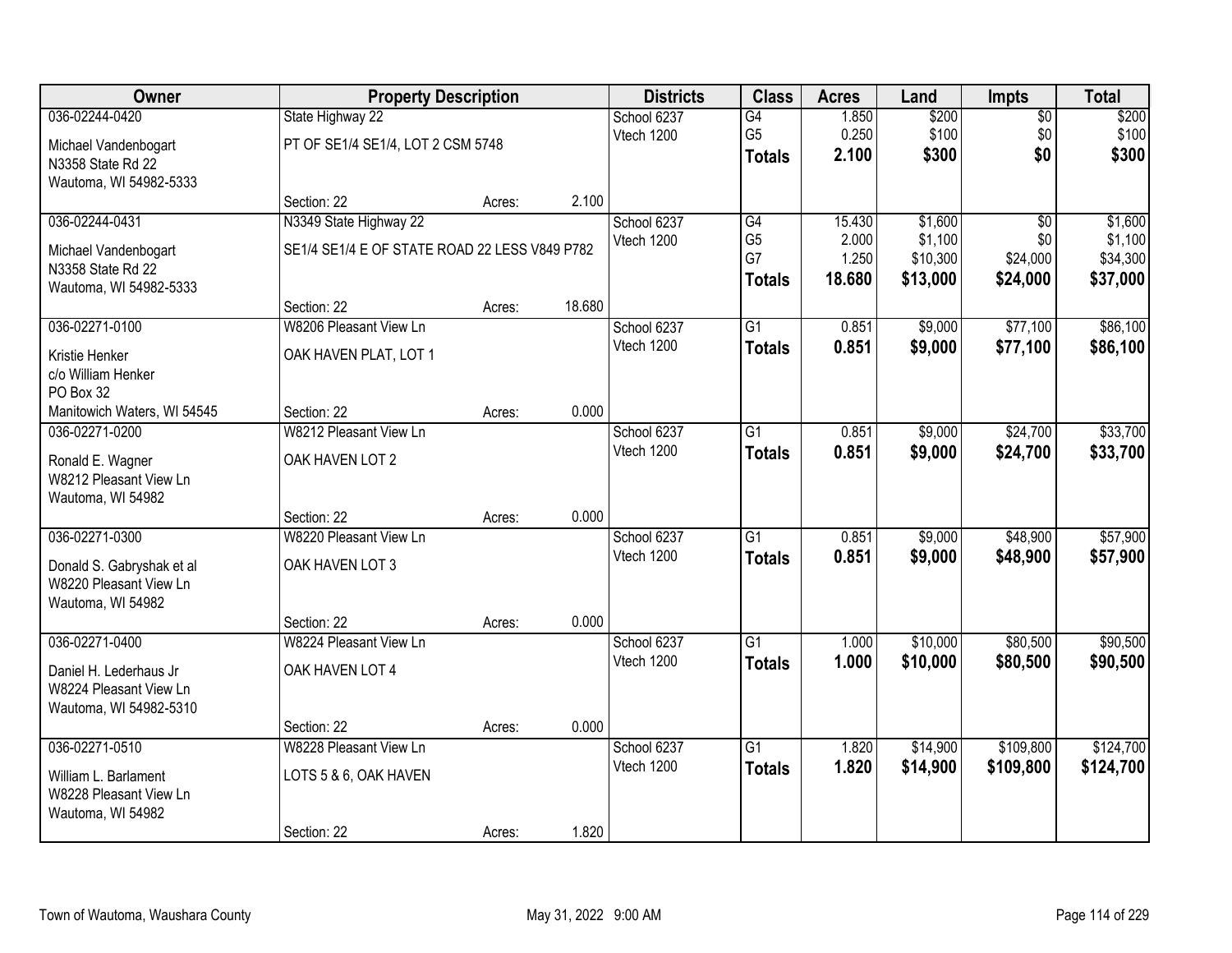| Owner | Property Description | | | Districts | Class | Acres | Land | Impts | Total |
|---|---|---|---|---|---|---|---|---|---|
| 036-02244-0420 | State Highway 22 | | | School 6237 | G4 | 1.850 | $200 | $0 | $200 |
| Michael Vandenbogart | PT OF SE1/4 SE1/4, LOT 2 CSM 5748 | | | Vtech 1200 | G5 | 0.250 | $100 | $0 | $100 |
| N3358 State Rd 22 | | | | | **Totals** | **2.100** | **$300** | **$0** | **$300** |
| Wautoma, WI 54982-5333 | | | | | | | | | |
| | Section: 22 | Acres: | 2.100 | | | | | | |
| 036-02244-0431 | N3349 State Highway 22 | | | School 6237 | G4 | 15.430 | $1,600 | $0 | $1,600 |
| Michael Vandenbogart | SE1/4 SE1/4 E OF STATE ROAD 22 LESS V849 P782 | | | Vtech 1200 | G5 | 2.000 | $1,100 | $0 | $1,100 |
| N3358 State Rd 22 | | | | | G7 | 1.250 | $10,300 | $24,000 | $34,300 |
| Wautoma, WI 54982-5333 | | | | | **Totals** | **18.680** | **$13,000** | **$24,000** | **$37,000** |
| | Section: 22 | Acres: | 18.680 | | | | | | |
| 036-02271-0100 | W8206 Pleasant View Ln | | | School 6237 | G1 | 0.851 | $9,000 | $77,100 | $86,100 |
| Kristie Henker | OAK HAVEN PLAT, LOT 1 | | | Vtech 1200 | **Totals** | **0.851** | **$9,000** | **$77,100** | **$86,100** |
| c/o William Henker | | | | | | | | | |
| PO Box 32 | | | | | | | | | |
| Manitowich Waters, WI 54545 | Section: 22 | Acres: | 0.000 | | | | | | |
| 036-02271-0200 | W8212 Pleasant View Ln | | | School 6237 | G1 | 0.851 | $9,000 | $24,700 | $33,700 |
| Ronald E. Wagner | OAK HAVEN LOT 2 | | | Vtech 1200 | **Totals** | **0.851** | **$9,000** | **$24,700** | **$33,700** |
| W8212 Pleasant View Ln | | | | | | | | | |
| Wautoma, WI 54982 | | | | | | | | | |
| | Section: 22 | Acres: | 0.000 | | | | | | |
| 036-02271-0300 | W8220 Pleasant View Ln | | | School 6237 | G1 | 0.851 | $9,000 | $48,900 | $57,900 |
| Donald S. Gabryshak et al | OAK HAVEN LOT 3 | | | Vtech 1200 | **Totals** | **0.851** | **$9,000** | **$48,900** | **$57,900** |
| W8220 Pleasant View Ln | | | | | | | | | |
| Wautoma, WI 54982 | | | | | | | | | |
| | Section: 22 | Acres: | 0.000 | | | | | | |
| 036-02271-0400 | W8224 Pleasant View Ln | | | School 6237 | G1 | 1.000 | $10,000 | $80,500 | $90,500 |
| Daniel H. Lederhaus Jr | OAK HAVEN LOT 4 | | | Vtech 1200 | **Totals** | **1.000** | **$10,000** | **$80,500** | **$90,500** |
| W8224 Pleasant View Ln | | | | | | | | | |
| Wautoma, WI 54982-5310 | | | | | | | | | |
| | Section: 22 | Acres: | 0.000 | | | | | | |
| 036-02271-0510 | W8228 Pleasant View Ln | | | School 6237 | G1 | 1.820 | $14,900 | $109,800 | $124,700 |
| William L. Barlament | LOTS 5 & 6, OAK HAVEN | | | Vtech 1200 | **Totals** | **1.820** | **$14,900** | **$109,800** | **$124,700** |
| W8228 Pleasant View Ln | | | | | | | | | |
| Wautoma, WI 54982 | | | | | | | | | |
| | Section: 22 | Acres: | 1.820 | | | | | | |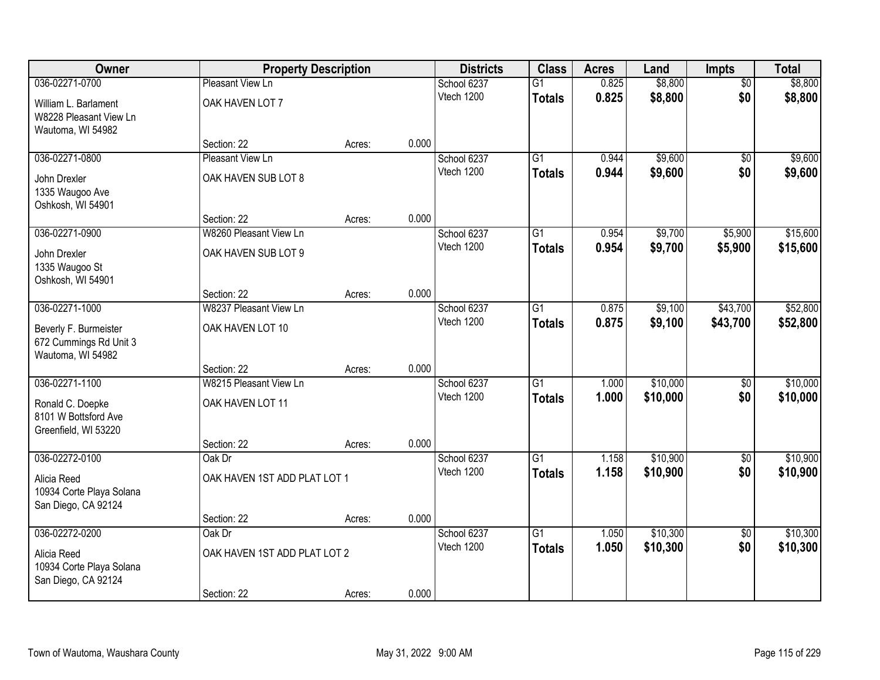| Owner | Property Description | | | Districts | Class | Acres | Land | Impts | Total |
|---|---|---|---|---|---|---|---|---|---|
| 036-02271-0700 | Pleasant View Ln | | | School 6237 | G1 | 0.825 | $8,800 | $0 | $8,800 |
| William L. Barlament<br>W8228 Pleasant View Ln<br>Wautoma, WI 54982 | OAK HAVEN LOT 7 | | | Vtech 1200 | **Totals** | **0.825** | **$8,800** | **$0** | **$8,800** |
| | Section: 22 | Acres: | 0.000 | | | | | | |
| 036-02271-0800 | Pleasant View Ln | | | School 6237 | G1 | 0.944 | $9,600 | $0 | $9,600 |
| John Drexler<br>1335 Waugoo Ave<br>Oshkosh, WI 54901 | OAK HAVEN SUB LOT 8 | | | Vtech 1200 | **Totals** | **0.944** | **$9,600** | **$0** | **$9,600** |
| | Section: 22 | Acres: | 0.000 | | | | | | |
| 036-02271-0900 | W8260 Pleasant View Ln | | | School 6237 | G1 | 0.954 | $9,700 | $5,900 | $15,600 |
| John Drexler<br>1335 Waugoo St<br>Oshkosh, WI 54901 | OAK HAVEN SUB LOT 9 | | | Vtech 1200 | **Totals** | **0.954** | **$9,700** | **$5,900** | **$15,600** |
| | Section: 22 | Acres: | 0.000 | | | | | | |
| 036-02271-1000 | W8237 Pleasant View Ln | | | School 6237 | G1 | 0.875 | $9,100 | $43,700 | $52,800 |
| Beverly F. Burmeister<br>672 Cummings Rd Unit 3<br>Wautoma, WI 54982 | OAK HAVEN LOT 10 | | | Vtech 1200 | **Totals** | **0.875** | **$9,100** | **$43,700** | **$52,800** |
| | Section: 22 | Acres: | 0.000 | | | | | | |
| 036-02271-1100 | W8215 Pleasant View Ln | | | School 6237 | G1 | 1.000 | $10,000 | $0 | $10,000 |
| Ronald C. Doepke<br>8101 W Bottsford Ave<br>Greenfield, WI 53220 | OAK HAVEN LOT 11 | | | Vtech 1200 | **Totals** | **1.000** | **$10,000** | **$0** | **$10,000** |
| | Section: 22 | Acres: | 0.000 | | | | | | |
| 036-02272-0100 | Oak Dr | | | School 6237 | G1 | 1.158 | $10,900 | $0 | $10,900 |
| Alicia Reed<br>10934 Corte Playa Solana<br>San Diego, CA 92124 | OAK HAVEN 1ST ADD PLAT LOT 1 | | | Vtech 1200 | **Totals** | **1.158** | **$10,900** | **$0** | **$10,900** |
| | Section: 22 | Acres: | 0.000 | | | | | | |
| 036-02272-0200 | Oak Dr | | | School 6237 | G1 | 1.050 | $10,300 | $0 | $10,300 |
| Alicia Reed<br>10934 Corte Playa Solana<br>San Diego, CA 92124 | OAK HAVEN 1ST ADD PLAT LOT 2 | | | Vtech 1200 | **Totals** | **1.050** | **$10,300** | **$0** | **$10,300** |
| | Section: 22 | Acres: | 0.000 | | | | | | |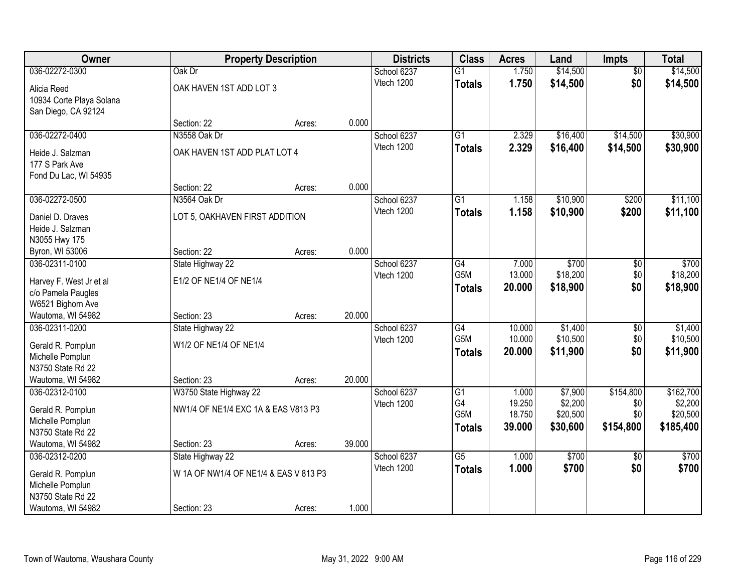| Owner | Property Description | | | Districts | Class | Acres | Land | Impts | Total |
|---|---|---|---|---|---|---|---|---|---|
| 036-02272-0300 | Oak Dr | | | School 6237 | G1 | 1.750 | $14,500 | $0 | $14,500 |
| Alicia Reed<br>10934 Corte Playa Solana<br>San Diego, CA 92124 | OAK HAVEN 1ST ADD LOT 3 | | | Vtech 1200 | **Totals** | **1.750** | **$14,500** | **$0** | **$14,500** |
| | Section: 22 | Acres: | 0.000 | | | | | | |
| 036-02272-0400 | N3558 Oak Dr | | | School 6237 | G1 | 2.329 | $16,400 | $14,500 | $30,900 |
| Heide J. Salzman<br>177 S Park Ave<br>Fond Du Lac, WI 54935 | OAK HAVEN 1ST ADD PLAT LOT 4 | | | Vtech 1200 | **Totals** | **2.329** | **$16,400** | **$14,500** | **$30,900** |
| | Section: 22 | Acres: | 0.000 | | | | | | |
| 036-02272-0500 | N3564 Oak Dr | | | School 6237 | G1 | 1.158 | $10,900 | $200 | $11,100 |
| Daniel D. Draves<br>Heide J. Salzman<br>N3055 Hwy 175<br>Byron, WI 53006 | LOT 5, OAKHAVEN FIRST ADDITION | | | Vtech 1200 | **Totals** | **1.158** | **$10,900** | **$200** | **$11,100** |
| | Section: 22 | Acres: | 0.000 | | | | | | |
| 036-02311-0100 | State Highway 22 | | | School 6237 | G4 | 7.000 | $700 | $0 | $700 |
| Harvey F. West Jr et al<br>c/o Pamela Paugles<br>W6521 Bighorn Ave<br>Wautoma, WI 54982 | E1/2 OF NE1/4 OF NE1/4 | | | Vtech 1200 | G5M | 13.000 | $18,200 | $0 | $18,200 |
| | | | | | **Totals** | **20.000** | **$18,900** | **$0** | **$18,900** |
| | Section: 23 | Acres: | 20.000 | | | | | | |
| 036-02311-0200 | State Highway 22 | | | School 6237 | G4 | 10.000 | $1,400 | $0 | $1,400 |
| Gerald R. Pomplun<br>Michelle Pomplun<br>N3750 State Rd 22<br>Wautoma, WI 54982 | W1/2 OF NE1/4 OF NE1/4 | | | Vtech 1200 | G5M | 10.000 | $10,500 | $0 | $10,500 |
| | | | | | **Totals** | **20.000** | **$11,900** | **$0** | **$11,900** |
| | Section: 23 | Acres: | 20.000 | | | | | | |
| 036-02312-0100 | W3750 State Highway 22 | | | School 6237 | G1 | 1.000 | $7,900 | $154,800 | $162,700 |
| Gerald R. Pomplun<br>Michelle Pomplun<br>N3750 State Rd 22<br>Wautoma, WI 54982 | NW1/4 OF NE1/4 EXC 1A & EAS V813 P3 | | | Vtech 1200 | G4 | 19.250 | $2,200 | $0 | $2,200 |
| | | | | | G5M | 18.750 | $20,500 | $0 | $20,500 |
| | | | | | **Totals** | **39.000** | **$30,600** | **$154,800** | **$185,400** |
| | Section: 23 | Acres: | 39.000 | | | | | | |
| 036-02312-0200 | State Highway 22 | | | School 6237 | G5 | 1.000 | $700 | $0 | $700 |
| Gerald R. Pomplun<br>Michelle Pomplun<br>N3750 State Rd 22<br>Wautoma, WI 54982 | W 1A OF NW1/4 OF NE1/4 & EAS V 813 P3 | | | Vtech 1200 | **Totals** | **1.000** | **$700** | **$0** | **$700** |
| | Section: 23 | Acres: | 1.000 | | | | | | |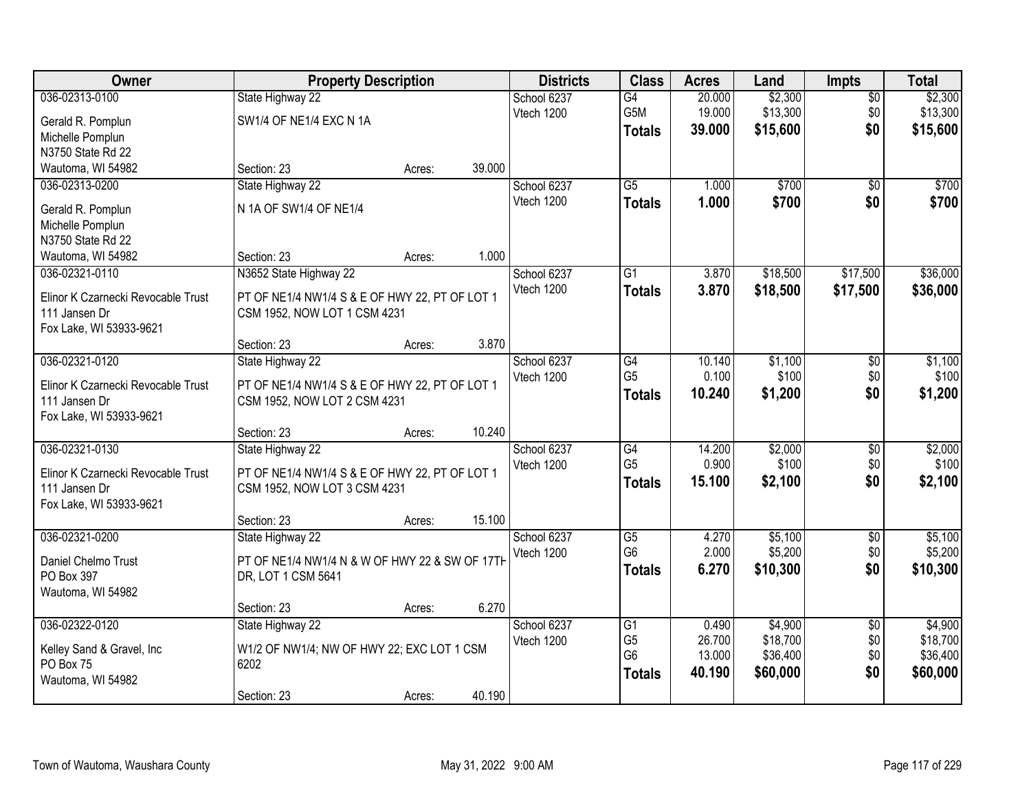| Owner | Property Description | Districts | Class | Acres | Land | Impts | Total |
|---|---|---|---|---|---|---|---|
| 036-02313-0100<br>Gerald R. Pomplun<br>Michelle Pomplun<br>N3750 State Rd 22<br>Wautoma, WI 54982 | State Highway 22<br>SW1/4 OF NE1/4 EXC N 1A<br>Section: 23 Acres: 39.000 | School 6237<br>Vtech 1200 | G4<br>G5M<br>**Totals** | 20.000<br>19.000<br>**39.000** | $2,300<br>$13,300<br>**$15,600** | $0<br>$0<br>**$0** | $2,300<br>$13,300<br>**$15,600** |
| 036-02313-0200<br>Gerald R. Pomplun<br>Michelle Pomplun<br>N3750 State Rd 22<br>Wautoma, WI 54982 | State Highway 22<br>N 1A OF SW1/4 OF NE1/4<br>Section: 23 Acres: 1.000 | School 6237<br>Vtech 1200 | G5<br>**Totals** | 1.000<br>**1.000** | $700<br>**$700** | $0<br>**$0** | $700<br>**$700** |
| 036-02321-0110<br>Elinor K Czarnecki Revocable Trust<br>111 Jansen Dr<br>Fox Lake, WI 53933-9621 | N3652 State Highway 22<br>PT OF NE1/4 NW1/4 S & E OF HWY 22, PT OF LOT 1 CSM 1952, NOW LOT 1 CSM 4231<br>Section: 23 Acres: 3.870 | School 6237<br>Vtech 1200 | G1<br>**Totals** | 3.870<br>**3.870** | $18,500<br>**$18,500** | $17,500<br>**$17,500** | $36,000<br>**$36,000** |
| 036-02321-0120<br>Elinor K Czarnecki Revocable Trust<br>111 Jansen Dr<br>Fox Lake, WI 53933-9621 | State Highway 22<br>PT OF NE1/4 NW1/4 S & E OF HWY 22, PT OF LOT 1 CSM 1952, NOW LOT 2 CSM 4231<br>Section: 23 Acres: 10.240 | School 6237<br>Vtech 1200 | G4<br>G5<br>**Totals** | 10.140<br>0.100<br>**10.240** | $1,100<br>$100<br>**$1,200** | $0<br>$0<br>**$0** | $1,100<br>$100<br>**$1,200** |
| 036-02321-0130<br>Elinor K Czarnecki Revocable Trust<br>111 Jansen Dr<br>Fox Lake, WI 53933-9621 | State Highway 22<br>PT OF NE1/4 NW1/4 S & E OF HWY 22, PT OF LOT 1 CSM 1952, NOW LOT 3 CSM 4231<br>Section: 23 Acres: 15.100 | School 6237<br>Vtech 1200 | G4<br>G5<br>**Totals** | 14.200<br>0.900<br>**15.100** | $2,000<br>$100<br>**$2,100** | $0<br>$0<br>**$0** | $2,000<br>$100<br>**$2,100** |
| 036-02321-0200<br>Daniel Chelmo Trust<br>PO Box 397<br>Wautoma, WI 54982 | State Highway 22<br>PT OF NE1/4 NW1/4 N & W OF HWY 22 & SW OF 17TH DR, LOT 1 CSM 5641<br>Section: 23 Acres: 6.270 | School 6237<br>Vtech 1200 | G5<br>G6<br>**Totals** | 4.270<br>2.000<br>**6.270** | $5,100<br>$5,200<br>**$10,300** | $0<br>$0<br>**$0** | $5,100<br>$5,200<br>**$10,300** |
| 036-02322-0120<br>Kelley Sand & Gravel, Inc<br>PO Box 75<br>Wautoma, WI 54982 | State Highway 22<br>W1/2 OF NW1/4; NW OF HWY 22; EXC LOT 1 CSM 6202<br>Section: 23 Acres: 40.190 | School 6237<br>Vtech 1200 | G1<br>G5<br>G6<br>**Totals** | 0.490<br>26.700<br>13.000<br>**40.190** | $4,900<br>$18,700<br>$36,400<br>**$60,000** | $0<br>$0<br>$0<br>**$0** | $4,900<br>$18,700<br>$36,400<br>**$60,000** |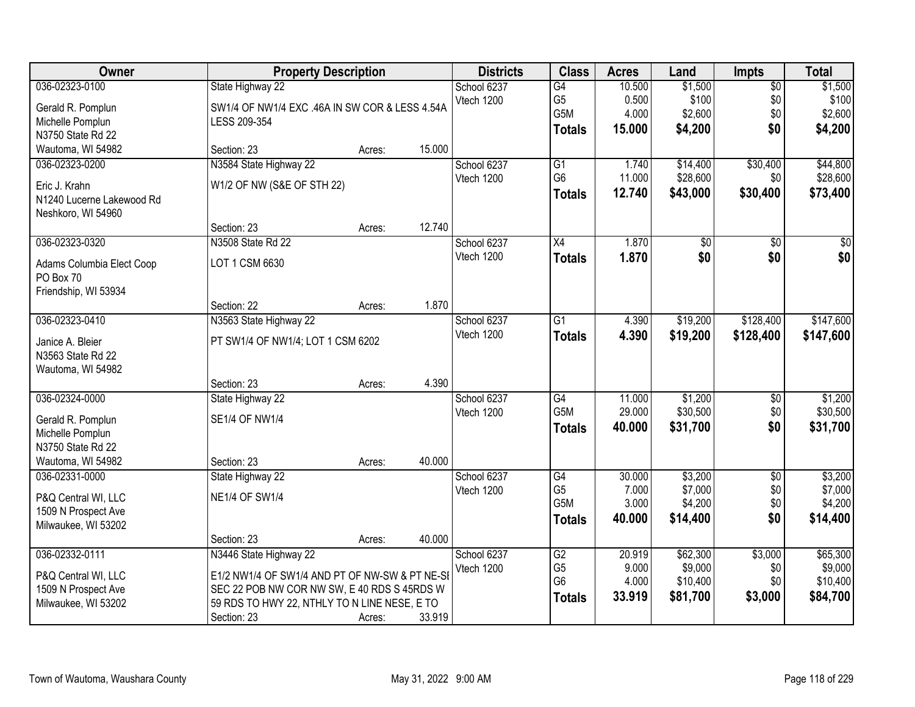| Owner | Property Description | | | Districts | Class | Acres | Land | Impts | Total |
|---|---|---|---|---|---|---|---|---|---|
| 036-02323-0100 | State Highway 22 | | | School 6237 | G4 | 10.500 | $1,500 | $0 | $1,500 |
| Gerald R. Pomplun | SW1/4 OF NW1/4 EXC .46A IN SW COR & LESS 4.54A | | | Vtech 1200 | G5 | 0.500 | $100 | $0 | $100 |
| Michelle Pomplun | LESS 209-354 | | | | G5M | 4.000 | $2,600 | $0 | $2,600 |
| N3750 State Rd 22 | | | | | **Totals** | **15.000** | **$4,200** | **$0** | **$4,200** |
| Wautoma, WI 54982 | Section: 23 | Acres: | 15.000 | | | | | | |
| 036-02323-0200 | N3584 State Highway 22 | | | School 6237 | G1 | 1.740 | $14,400 | $30,400 | $44,800 |
| Eric J. Krahn | W1/2 OF NW (S&E OF STH 22) | | | Vtech 1200 | G6 | 11.000 | $28,600 | $0 | $28,600 |
| N1240 Lucerne Lakewood Rd | | | | | **Totals** | **12.740** | **$43,000** | **$30,400** | **$73,400** |
| Neshkoro, WI 54960 | | | | | | | | | |
| | Section: 23 | Acres: | 12.740 | | | | | | |
| 036-02323-0320 | N3508 State Rd 22 | | | School 6237 | X4 | 1.870 | $0 | $0 | $0 |
| Adams Columbia Elect Coop | LOT 1 CSM 6630 | | | Vtech 1200 | **Totals** | **1.870** | **$0** | **$0** | **$0** |
| PO Box 70 | | | | | | | | | |
| Friendship, WI 53934 | | | | | | | | | |
| | Section: 22 | Acres: | 1.870 | | | | | | |
| 036-02323-0410 | N3563 State Highway 22 | | | School 6237 | G1 | 4.390 | $19,200 | $128,400 | $147,600 |
| Janice A. Bleier | PT SW1/4 OF NW1/4; LOT 1 CSM 6202 | | | Vtech 1200 | **Totals** | **4.390** | **$19,200** | **$128,400** | **$147,600** |
| N3563 State Rd 22 | | | | | | | | | |
| Wautoma, WI 54982 | | | | | | | | | |
| | Section: 23 | Acres: | 4.390 | | | | | | |
| 036-02324-0000 | State Highway 22 | | | School 6237 | G4 | 11.000 | $1,200 | $0 | $1,200 |
| Gerald R. Pomplun | SE1/4 OF NW1/4 | | | Vtech 1200 | G5M | 29.000 | $30,500 | $0 | $30,500 |
| Michelle Pomplun | | | | | **Totals** | **40.000** | **$31,700** | **$0** | **$31,700** |
| N3750 State Rd 22 | | | | | | | | | |
| Wautoma, WI 54982 | Section: 23 | Acres: | 40.000 | | | | | | |
| 036-02331-0000 | State Highway 22 | | | School 6237 | G4 | 30.000 | $3,200 | $0 | $3,200 |
| P&Q Central WI, LLC | NE1/4 OF SW1/4 | | | Vtech 1200 | G5 | 7.000 | $7,000 | $0 | $7,000 |
| 1509 N Prospect Ave | | | | | G5M | 3.000 | $4,200 | $0 | $4,200 |
| Milwaukee, WI 53202 | | | | | **Totals** | **40.000** | **$14,400** | **$0** | **$14,400** |
| | Section: 23 | Acres: | 40.000 | | | | | | |
| 036-02332-0111 | N3446 State Highway 22 | | | School 6237 | G2 | 20.919 | $62,300 | $3,000 | $65,300 |
| P&Q Central WI, LLC | E1/2 NW1/4 OF SW1/4 AND PT OF NW-SW & PT NE-SE | | | Vtech 1200 | G5 | 9.000 | $9,000 | $0 | $9,000 |
| 1509 N Prospect Ave | SEC 22 POB NW COR NW SW, E 40 RDS S 45RDS W | | | | G6 | 4.000 | $10,400 | $0 | $10,400 |
| Milwaukee, WI 53202 | 59 RDS TO HWY 22, NTHLY TO N LINE NESE, E TO | | | | **Totals** | **33.919** | **$81,700** | **$3,000** | **$84,700** |
| | Section: 23 | Acres: | 33.919 | | | | | | |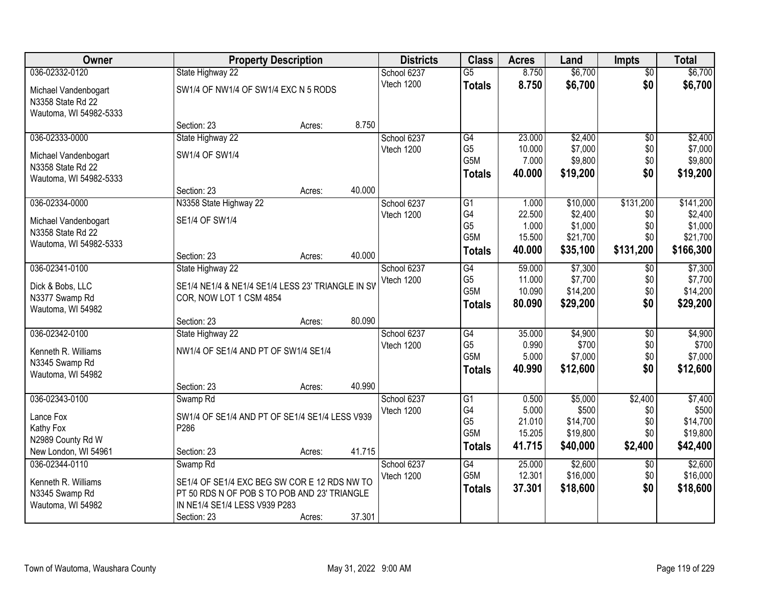| Owner | Property Description | | | Districts | Class | Acres | Land | Impts | Total |
|---|---|---|---|---|---|---|---|---|---|
| 036-02332-0120 | State Highway 22 | | | School 6237 | G5 | 8.750 | $6,700 | $0 | $6,700 |
| Michael Vandenbogart | SW1/4 OF NW1/4 OF SW1/4 EXC N 5 RODS | | | Vtech 1200 | **Totals** | **8.750** | **$6,700** | **$0** | **$6,700** |
| N3358 State Rd 22 | | | | | | | | | |
| Wautoma, WI 54982-5333 | | | | | | | | | |
| | Section: 23 | Acres: | 8.750 | | | | | | |
| 036-02333-0000 | State Highway 22 | | | School 6237 | G4 | 23.000 | $2,400 | $0 | $2,400 |
| Michael Vandenbogart | SW1/4 OF SW1/4 | | | Vtech 1200 | G5 | 10.000 | $7,000 | $0 | $7,000 |
| N3358 State Rd 22 | | | | | G5M | 7.000 | $9,800 | $0 | $9,800 |
| Wautoma, WI 54982-5333 | | | | | **Totals** | **40.000** | **$19,200** | **$0** | **$19,200** |
| | Section: 23 | Acres: | 40.000 | | | | | | |
| 036-02334-0000 | N3358 State Highway 22 | | | School 6237 | G1 | 1.000 | $10,000 | $131,200 | $141,200 |
| Michael Vandenbogart | SE1/4 OF SW1/4 | | | Vtech 1200 | G4 | 22.500 | $2,400 | $0 | $2,400 |
| N3358 State Rd 22 | | | | | G5 | 1.000 | $1,000 | $0 | $1,000 |
| Wautoma, WI 54982-5333 | | | | | G5M | 15.500 | $21,700 | $0 | $21,700 |
| | Section: 23 | Acres: | 40.000 | | **Totals** | **40.000** | **$35,100** | **$131,200** | **$166,300** |
| 036-02341-0100 | State Highway 22 | | | School 6237 | G4 | 59.000 | $7,300 | $0 | $7,300 |
| Dick & Bobs, LLC | SE1/4 NE1/4 & NE1/4 SE1/4 LESS 23' TRIANGLE IN SV | | | Vtech 1200 | G5 | 11.000 | $7,700 | $0 | $7,700 |
| N3377 Swamp Rd | COR, NOW LOT 1 CSM 4854 | | | | G5M | 10.090 | $14,200 | $0 | $14,200 |
| Wautoma, WI 54982 | | | | | **Totals** | **80.090** | **$29,200** | **$0** | **$29,200** |
| | Section: 23 | Acres: | 80.090 | | | | | | |
| 036-02342-0100 | State Highway 22 | | | School 6237 | G4 | 35.000 | $4,900 | $0 | $4,900 |
| Kenneth R. Williams | NW1/4 OF SE1/4 AND PT OF SW1/4 SE1/4 | | | Vtech 1200 | G5 | 0.990 | $700 | $0 | $700 |
| N3345 Swamp Rd | | | | | G5M | 5.000 | $7,000 | $0 | $7,000 |
| Wautoma, WI 54982 | | | | | **Totals** | **40.990** | **$12,600** | **$0** | **$12,600** |
| | Section: 23 | Acres: | 40.990 | | | | | | |
| 036-02343-0100 | Swamp Rd | | | School 6237 | G1 | 0.500 | $5,000 | $2,400 | $7,400 |
| Lance Fox | SW1/4 OF SE1/4 AND PT OF SE1/4 SE1/4 LESS V939 | | | Vtech 1200 | G4 | 5.000 | $500 | $0 | $500 |
| Kathy Fox | P286 | | | | G5 | 21.010 | $14,700 | $0 | $14,700 |
| N2989 County Rd W | | | | | G5M | 15.205 | $19,800 | $0 | $19,800 |
| New London, WI 54961 | Section: 23 | Acres: | 41.715 | | **Totals** | **41.715** | **$40,000** | **$2,400** | **$42,400** |
| 036-02344-0110 | Swamp Rd | | | School 6237 | G4 | 25.000 | $2,600 | $0 | $2,600 |
| Kenneth R. Williams | SE1/4 OF SE1/4 EXC BEG SW COR E 12 RDS NW TO | | | Vtech 1200 | G5M | 12.301 | $16,000 | $0 | $16,000 |
| N3345 Swamp Rd | PT 50 RDS N OF POB S TO POB AND 23' TRIANGLE | | | | **Totals** | **37.301** | **$18,600** | **$0** | **$18,600** |
| Wautoma, WI 54982 | IN NE1/4 SE1/4 LESS V939 P283 | | | | | | | | |
| | Section: 23 | Acres: | 37.301 | | | | | | |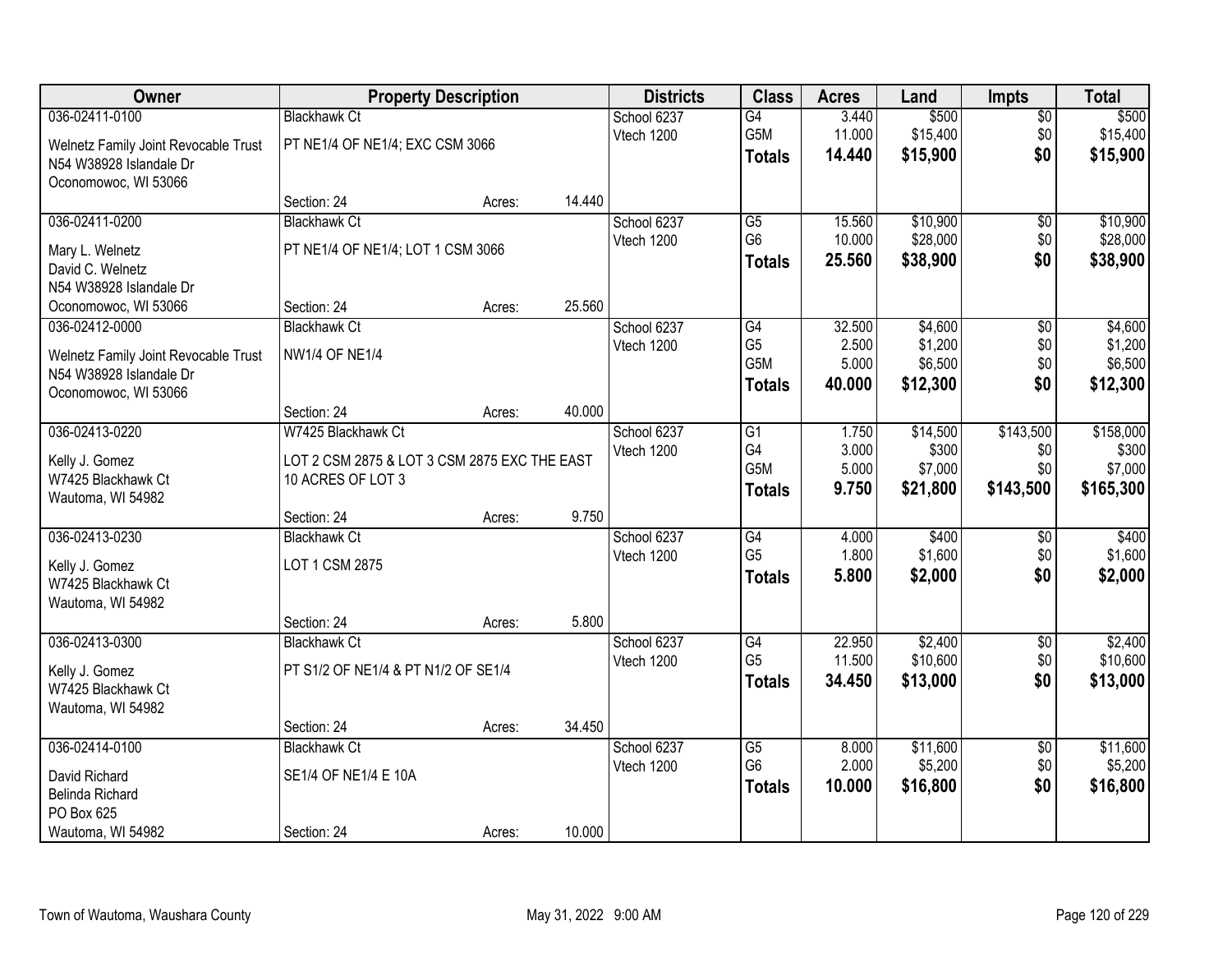| Owner | Property Description | | | Districts | Class | Acres | Land | Impts | Total |
|---|---|---|---|---|---|---|---|---|---|
| 036-02411-0100 | Blackhawk Ct | | | School 6237 | G4 | 3.440 | $500 | $0 | $500 |
| Welnetz Family Joint Revocable Trust | PT NE1/4 OF NE1/4; EXC CSM 3066 | | | Vtech 1200 | G5M | 11.000 | $15,400 | $0 | $15,400 |
| N54 W38928 Islandale Dr | | | | | **Totals** | **14.440** | **$15,900** | **$0** | **$15,900** |
| Oconomowoc, WI 53066 | | | | | | | | | |
| | Section: 24 | Acres: | 14.440 | | | | | | |
| 036-02411-0200 | Blackhawk Ct | | | School 6237 | G5 | 15.560 | $10,900 | $0 | $10,900 |
| Mary L. Welnetz | PT NE1/4 OF NE1/4; LOT 1 CSM 3066 | | | Vtech 1200 | G6 | 10.000 | $28,000 | $0 | $28,000 |
| David C. Welnetz | | | | | **Totals** | **25.560** | **$38,900** | **$0** | **$38,900** |
| N54 W38928 Islandale Dr | | | | | | | | | |
| Oconomowoc, WI 53066 | Section: 24 | Acres: | 25.560 | | | | | | |
| 036-02412-0000 | Blackhawk Ct | | | School 6237 | G4 | 32.500 | $4,600 | $0 | $4,600 |
| Welnetz Family Joint Revocable Trust | NW1/4 OF NE1/4 | | | Vtech 1200 | G5 | 2.500 | $1,200 | $0 | $1,200 |
| N54 W38928 Islandale Dr | | | | | G5M | 5.000 | $6,500 | $0 | $6,500 |
| Oconomowoc, WI 53066 | | | | | **Totals** | **40.000** | **$12,300** | **$0** | **$12,300** |
| | Section: 24 | Acres: | 40.000 | | | | | | |
| 036-02413-0220 | W7425 Blackhawk Ct | | | School 6237 | G1 | 1.750 | $14,500 | $143,500 | $158,000 |
| Kelly J. Gomez | LOT 2 CSM 2875 & LOT 3 CSM 2875 EXC THE EAST 10 ACRES OF LOT 3 | | | Vtech 1200 | G4 | 3.000 | $300 | $0 | $300 |
| W7425 Blackhawk Ct | | | | | G5M | 5.000 | $7,000 | $0 | $7,000 |
| Wautoma, WI 54982 | | | | | **Totals** | **9.750** | **$21,800** | **$143,500** | **$165,300** |
| | Section: 24 | Acres: | 9.750 | | | | | | |
| 036-02413-0230 | Blackhawk Ct | | | School 6237 | G4 | 4.000 | $400 | $0 | $400 |
| Kelly J. Gomez | LOT 1 CSM 2875 | | | Vtech 1200 | G5 | 1.800 | $1,600 | $0 | $1,600 |
| W7425 Blackhawk Ct | | | | | **Totals** | **5.800** | **$2,000** | **$0** | **$2,000** |
| Wautoma, WI 54982 | | | | | | | | | |
| | Section: 24 | Acres: | 5.800 | | | | | | |
| 036-02413-0300 | Blackhawk Ct | | | School 6237 | G4 | 22.950 | $2,400 | $0 | $2,400 |
| Kelly J. Gomez | PT S1/2 OF NE1/4 & PT N1/2 OF SE1/4 | | | Vtech 1200 | G5 | 11.500 | $10,600 | $0 | $10,600 |
| W7425 Blackhawk Ct | | | | | **Totals** | **34.450** | **$13,000** | **$0** | **$13,000** |
| Wautoma, WI 54982 | | | | | | | | | |
| | Section: 24 | Acres: | 34.450 | | | | | | |
| 036-02414-0100 | Blackhawk Ct | | | School 6237 | G5 | 8.000 | $11,600 | $0 | $11,600 |
| David Richard | SE1/4 OF NE1/4 E 10A | | | Vtech 1200 | G6 | 2.000 | $5,200 | $0 | $5,200 |
| Belinda Richard | | | | | **Totals** | **10.000** | **$16,800** | **$0** | **$16,800** |
| PO Box 625 | | | | | | | | | |
| Wautoma, WI 54982 | Section: 24 | Acres: | 10.000 | | | | | | |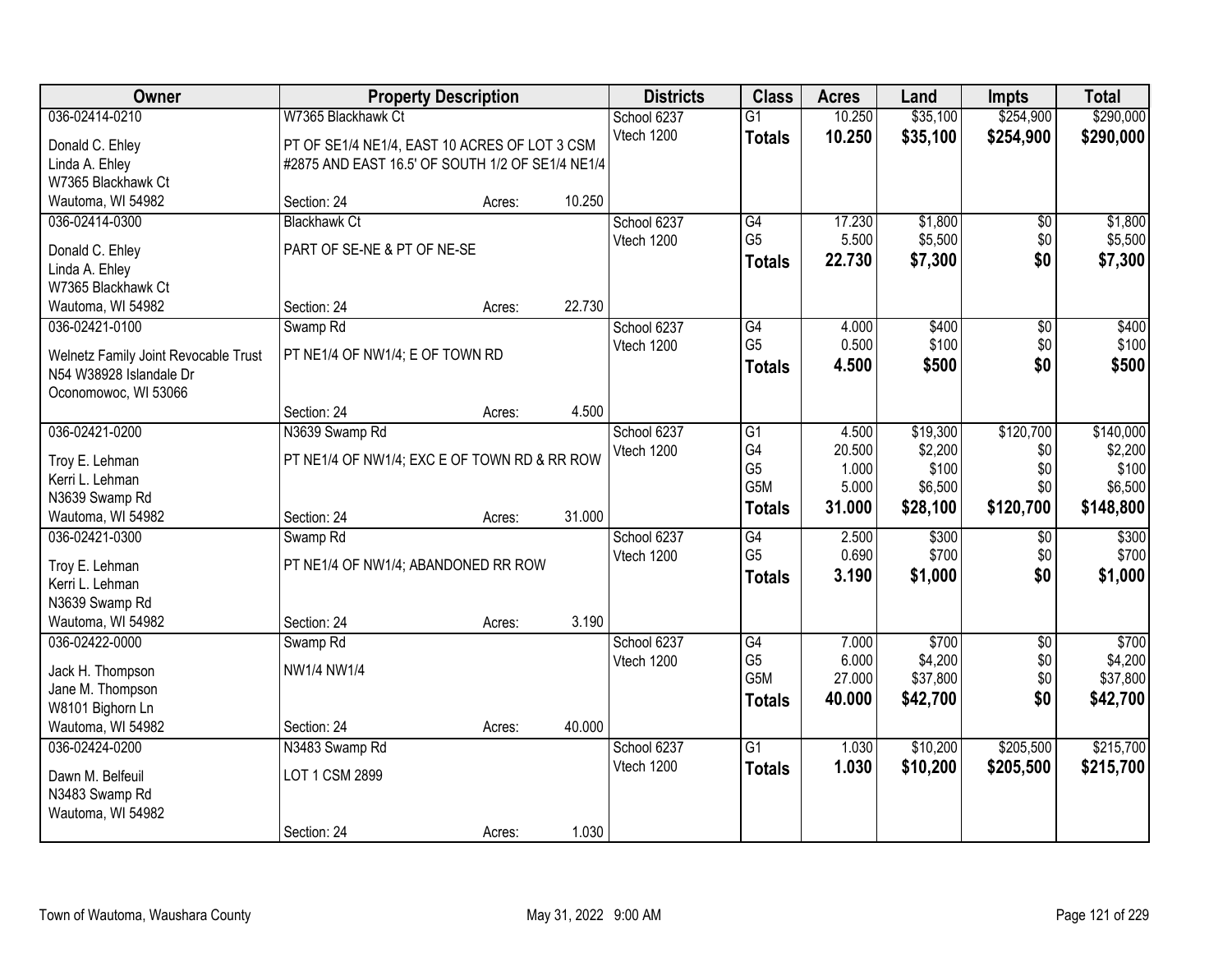| Owner | Property Description | Districts | Class | Acres | Land | Impts | Total |
|---|---|---|---|---|---|---|---|
| 036-02414-0210 | W7365 Blackhawk Ct | School 6237 | G1 | 10.250 | $35,100 | $254,900 | $290,000 |
| Donald C. Ehley | PT OF SE1/4 NE1/4, EAST 10 ACRES OF LOT 3 CSM | Vtech 1200 | **Totals** | **10.250** | **$35,100** | **$254,900** | **$290,000** |
| Linda A. Ehley | #2875 AND EAST 16.5' OF SOUTH 1/2 OF SE1/4 NE1/4 | | | | | | |
| W7365 Blackhawk Ct | | | | | | | |
| Wautoma, WI 54982 | Section: 24 Acres: 10.250 | | | | | | |
| 036-02414-0300 | Blackhawk Ct | School 6237 | G4 | 17.230 | $1,800 | $0 | $1,800 |
| Donald C. Ehley | PART OF SE-NE & PT OF NE-SE | Vtech 1200 | G5 | 5.500 | $5,500 | $0 | $5,500 |
| Linda A. Ehley | | | **Totals** | **22.730** | **$7,300** | **$0** | **$7,300** |
| W7365 Blackhawk Ct | | | | | | | |
| Wautoma, WI 54982 | Section: 24 Acres: 22.730 | | | | | | |
| 036-02421-0100 | Swamp Rd | School 6237 | G4 | 4.000 | $400 | $0 | $400 |
| Welnetz Family Joint Revocable Trust | PT NE1/4 OF NW1/4; E OF TOWN RD | Vtech 1200 | G5 | 0.500 | $100 | $0 | $100 |
| N54 W38928 Islandale Dr | | | **Totals** | **4.500** | **$500** | **$0** | **$500** |
| Oconomowoc, WI 53066 | | | | | | | |
| | Section: 24 Acres: 4.500 | | | | | | |
| 036-02421-0200 | N3639 Swamp Rd | School 6237 | G1 | 4.500 | $19,300 | $120,700 | $140,000 |
| Troy E. Lehman | PT NE1/4 OF NW1/4; EXC E OF TOWN RD & RR ROW | Vtech 1200 | G4 | 20.500 | $2,200 | $0 | $2,200 |
| Kerri L. Lehman | | | G5 | 1.000 | $100 | $0 | $100 |
| N3639 Swamp Rd | | | G5M | 5.000 | $6,500 | $0 | $6,500 |
| Wautoma, WI 54982 | Section: 24 Acres: 31.000 | | **Totals** | **31.000** | **$28,100** | **$120,700** | **$148,800** |
| 036-02421-0300 | Swamp Rd | School 6237 | G4 | 2.500 | $300 | $0 | $300 |
| Troy E. Lehman | PT NE1/4 OF NW1/4; ABANDONED RR ROW | Vtech 1200 | G5 | 0.690 | $700 | $0 | $700 |
| Kerri L. Lehman | | | **Totals** | **3.190** | **$1,000** | **$0** | **$1,000** |
| N3639 Swamp Rd | | | | | | | |
| Wautoma, WI 54982 | Section: 24 Acres: 3.190 | | | | | | |
| 036-02422-0000 | Swamp Rd | School 6237 | G4 | 7.000 | $700 | $0 | $700 |
| Jack H. Thompson | NW1/4 NW1/4 | Vtech 1200 | G5 | 6.000 | $4,200 | $0 | $4,200 |
| Jane M. Thompson | | | G5M | 27.000 | $37,800 | $0 | $37,800 |
| W8101 Bighorn Ln | | | **Totals** | **40.000** | **$42,700** | **$0** | **$42,700** |
| Wautoma, WI 54982 | Section: 24 Acres: 40.000 | | | | | | |
| 036-02424-0200 | N3483 Swamp Rd | School 6237 | G1 | 1.030 | $10,200 | $205,500 | $215,700 |
| Dawn M. Belfeuil | LOT 1 CSM 2899 | Vtech 1200 | **Totals** | **1.030** | **$10,200** | **$205,500** | **$215,700** |
| N3483 Swamp Rd | | | | | | | |
| Wautoma, WI 54982 | | | | | | | |
| | Section: 24 Acres: 1.030 | | | | | | |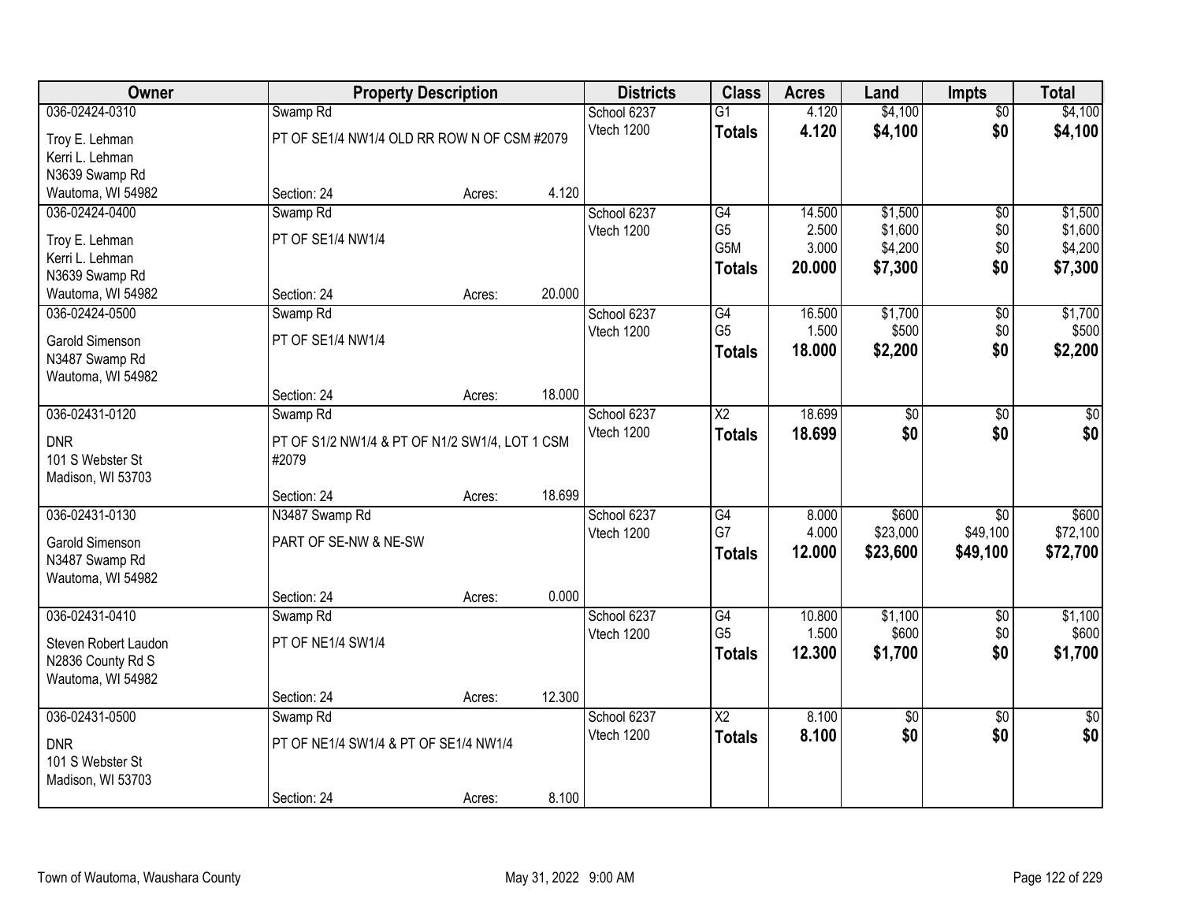| Owner | Property Description | | | Districts | Class | Acres | Land | Impts | Total |
|---|---|---|---|---|---|---|---|---|---|
| 036-02424-0310 | Swamp Rd | | | School 6237 | G1 | 4.120 | $4,100 | $0 | $4,100 |
| Troy E. Lehman<br>Kerri L. Lehman<br>N3639 Swamp Rd<br>Wautoma, WI 54982 | PT OF SE1/4 NW1/4 OLD RR ROW N OF CSM #2079 | | | Vtech 1200 | **Totals** | **4.120** | **$4,100** | **$0** | **$4,100** |
| | Section: 24 | Acres: | 4.120 | | | | | | |
| 036-02424-0400 | Swamp Rd | | | School 6237 | G4 | 14.500 | $1,500 | $0 | $1,500 |
| Troy E. Lehman<br>Kerri L. Lehman<br>N3639 Swamp Rd<br>Wautoma, WI 54982 | PT OF SE1/4 NW1/4 | | | Vtech 1200 | G5 | 2.500 | $1,600 | $0 | $1,600 |
| | | | | | G5M | 3.000 | $4,200 | $0 | $4,200 |
| | | | | | **Totals** | **20.000** | **$7,300** | **$0** | **$7,300** |
| | Section: 24 | Acres: | 20.000 | | | | | | |
| 036-02424-0500 | Swamp Rd | | | School 6237 | G4 | 16.500 | $1,700 | $0 | $1,700 |
| Garold Simenson<br>N3487 Swamp Rd<br>Wautoma, WI 54982 | PT OF SE1/4 NW1/4 | | | Vtech 1200 | G5 | 1.500 | $500 | $0 | $500 |
| | | | | | **Totals** | **18.000** | **$2,200** | **$0** | **$2,200** |
| | Section: 24 | Acres: | 18.000 | | | | | | |
| 036-02431-0120 | Swamp Rd | | | School 6237 | X2 | 18.699 | $0 | $0 | $0 |
| DNR<br>101 S Webster St<br>Madison, WI 53703 | PT OF S1/2 NW1/4 & PT OF N1/2 SW1/4, LOT 1 CSM #2079 | | | Vtech 1200 | **Totals** | **18.699** | **$0** | **$0** | **$0** |
| | Section: 24 | Acres: | 18.699 | | | | | | |
| 036-02431-0130 | N3487 Swamp Rd | | | School 6237 | G4 | 8.000 | $600 | $0 | $600 |
| Garold Simenson<br>N3487 Swamp Rd<br>Wautoma, WI 54982 | PART OF SE-NW & NE-SW | | | Vtech 1200 | G7 | 4.000 | $23,000 | $49,100 | $72,100 |
| | | | | | **Totals** | **12.000** | **$23,600** | **$49,100** | **$72,700** |
| | Section: 24 | Acres: | 0.000 | | | | | | |
| 036-02431-0410 | Swamp Rd | | | School 6237 | G4 | 10.800 | $1,100 | $0 | $1,100 |
| Steven Robert Laudon<br>N2836 County Rd S<br>Wautoma, WI 54982 | PT OF NE1/4 SW1/4 | | | Vtech 1200 | G5 | 1.500 | $600 | $0 | $600 |
| | | | | | **Totals** | **12.300** | **$1,700** | **$0** | **$1,700** |
| | Section: 24 | Acres: | 12.300 | | | | | | |
| 036-02431-0500 | Swamp Rd | | | School 6237 | X2 | 8.100 | $0 | $0 | $0 |
| DNR<br>101 S Webster St<br>Madison, WI 53703 | PT OF NE1/4 SW1/4 & PT OF SE1/4 NW1/4 | | | Vtech 1200 | **Totals** | **8.100** | **$0** | **$0** | **$0** |
| | Section: 24 | Acres: | 8.100 | | | | | | |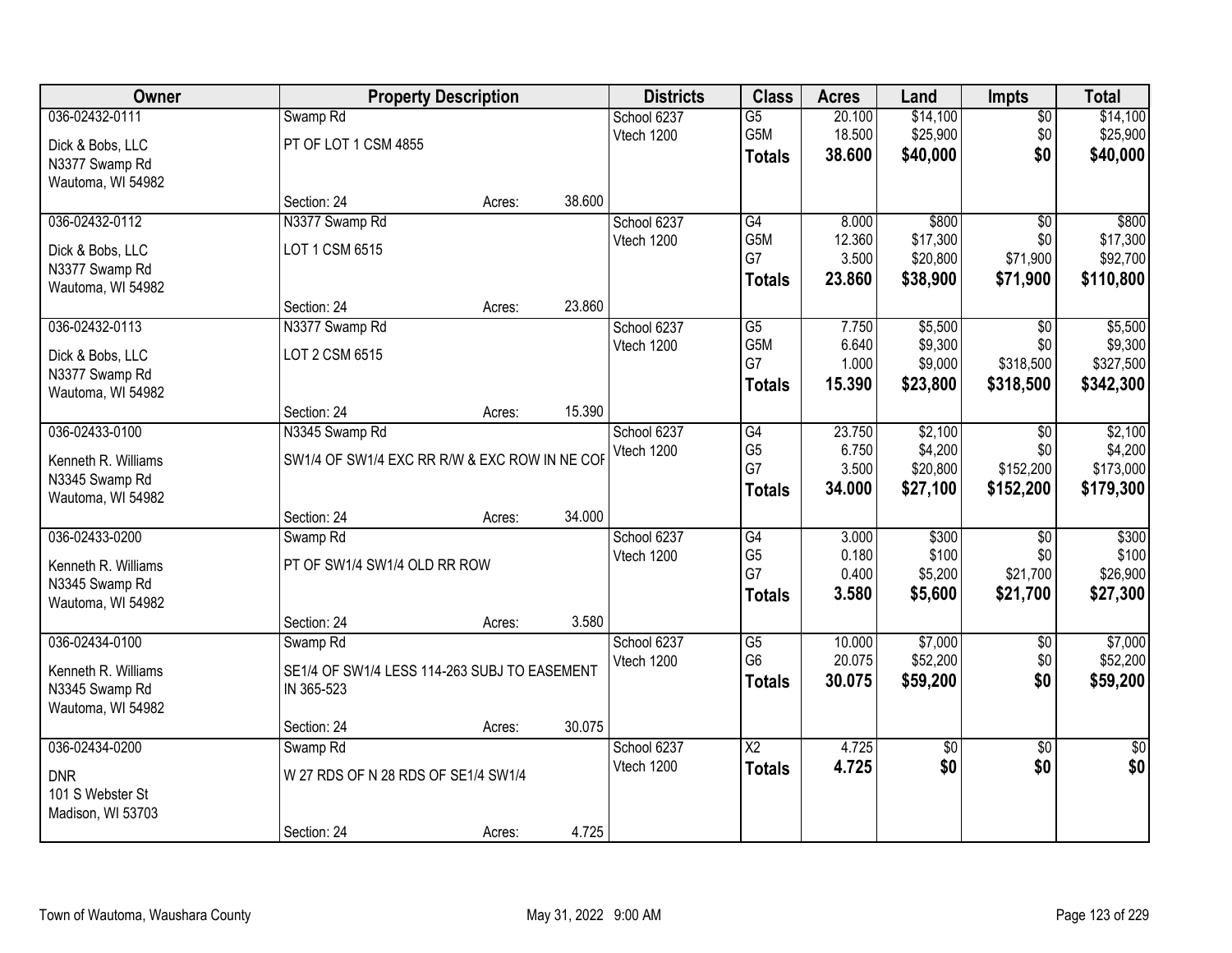| Owner | Property Description | | | Districts | Class | Acres | Land | Impts | Total |
|---|---|---|---|---|---|---|---|---|---|
| 036-02432-0111 | Swamp Rd | | | School 6237 | G5 | 20.100 | $14,100 | $0 | $14,100 |
| Dick & Bobs, LLC | PT OF LOT 1 CSM 4855 | | | Vtech 1200 | G5M | 18.500 | $25,900 | $0 | $25,900 |
| N3377 Swamp Rd | | | | | **Totals** | **38.600** | **$40,000** | **$0** | **$40,000** |
| Wautoma, WI 54982 | | | | | | | | | |
| | Section: 24 | Acres: | 38.600 | | | | | | |
| 036-02432-0112 | N3377 Swamp Rd | | | School 6237 | G4 | 8.000 | $800 | $0 | $800 |
| Dick & Bobs, LLC | LOT 1 CSM 6515 | | | Vtech 1200 | G5M | 12.360 | $17,300 | $0 | $17,300 |
| N3377 Swamp Rd | | | | | G7 | 3.500 | $20,800 | $71,900 | $92,700 |
| Wautoma, WI 54982 | | | | | **Totals** | **23.860** | **$38,900** | **$71,900** | **$110,800** |
| | Section: 24 | Acres: | 23.860 | | | | | | |
| 036-02432-0113 | N3377 Swamp Rd | | | School 6237 | G5 | 7.750 | $5,500 | $0 | $5,500 |
| Dick & Bobs, LLC | LOT 2 CSM 6515 | | | Vtech 1200 | G5M | 6.640 | $9,300 | $0 | $9,300 |
| N3377 Swamp Rd | | | | | G7 | 1.000 | $9,000 | $318,500 | $327,500 |
| Wautoma, WI 54982 | | | | | **Totals** | **15.390** | **$23,800** | **$318,500** | **$342,300** |
| | Section: 24 | Acres: | 15.390 | | | | | | |
| 036-02433-0100 | N3345 Swamp Rd | | | School 6237 | G4 | 23.750 | $2,100 | $0 | $2,100 |
| Kenneth R. Williams | SW1/4 OF SW1/4 EXC RR R/W & EXC ROW IN NE COF | | | Vtech 1200 | G5 | 6.750 | $4,200 | $0 | $4,200 |
| N3345 Swamp Rd | | | | | G7 | 3.500 | $20,800 | $152,200 | $173,000 |
| Wautoma, WI 54982 | | | | | **Totals** | **34.000** | **$27,100** | **$152,200** | **$179,300** |
| | Section: 24 | Acres: | 34.000 | | | | | | |
| 036-02433-0200 | Swamp Rd | | | School 6237 | G4 | 3.000 | $300 | $0 | $300 |
| Kenneth R. Williams | PT OF SW1/4 SW1/4 OLD RR ROW | | | Vtech 1200 | G5 | 0.180 | $100 | $0 | $100 |
| N3345 Swamp Rd | | | | | G7 | 0.400 | $5,200 | $21,700 | $26,900 |
| Wautoma, WI 54982 | | | | | **Totals** | **3.580** | **$5,600** | **$21,700** | **$27,300** |
| | Section: 24 | Acres: | 3.580 | | | | | | |
| 036-02434-0100 | Swamp Rd | | | School 6237 | G5 | 10.000 | $7,000 | $0 | $7,000 |
| Kenneth R. Williams | SE1/4 OF SW1/4 LESS 114-263 SUBJ TO EASEMENT | | | Vtech 1200 | G6 | 20.075 | $52,200 | $0 | $52,200 |
| N3345 Swamp Rd | IN 365-523 | | | | **Totals** | **30.075** | **$59,200** | **$0** | **$59,200** |
| Wautoma, WI 54982 | | | | | | | | | |
| | Section: 24 | Acres: | 30.075 | | | | | | |
| 036-02434-0200 | Swamp Rd | | | School 6237 | X2 | 4.725 | $0 | $0 | $0 |
| DNR | W 27 RDS OF N 28 RDS OF SE1/4 SW1/4 | | | Vtech 1200 | **Totals** | **4.725** | **$0** | **$0** | **$0** |
| 101 S Webster St | | | | | | | | | |
| Madison, WI 53703 | | | | | | | | | |
| | Section: 24 | Acres: | 4.725 | | | | | | |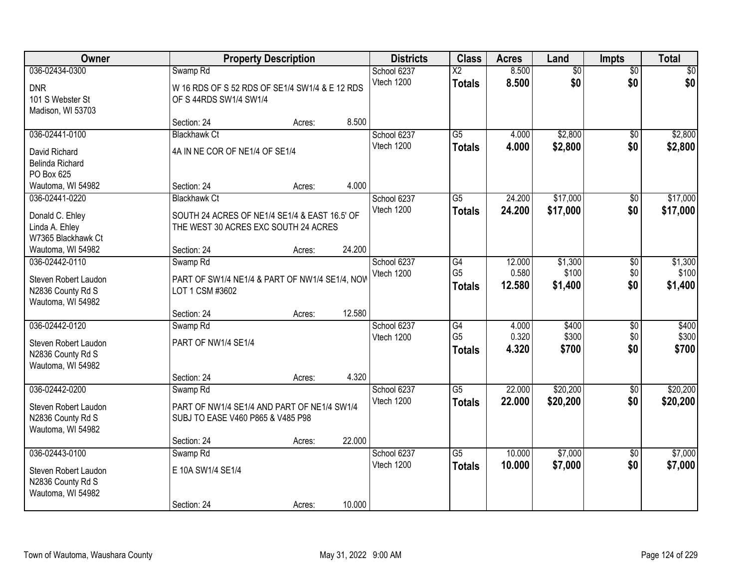| Owner | Property Description | | | Districts | Class | Acres | Land | Impts | Total |
|---|---|---|---|---|---|---|---|---|---|
| 036-02434-0300 | Swamp Rd | | | School 6237 | X2 | 8.500 | $0 | $0 | $0 |
| DNR<br>101 S Webster St<br>Madison, WI 53703 | W 16 RDS OF S 52 RDS OF SE1/4 SW1/4 & E 12 RDS OF S 44RDS SW1/4 SW1/4 | | | Vtech 1200 | **Totals** | **8.500** | **$0** | **$0** | **$0** |
| | Section: 24 | Acres: | 8.500 | | | | | | |
| 036-02441-0100 | Blackhawk Ct | | | School 6237 | G5 | 4.000 | $2,800 | $0 | $2,800 |
| David Richard<br>Belinda Richard<br>PO Box 625<br>Wautoma, WI 54982 | 4A IN NE COR OF NE1/4 OF SE1/4 | | | Vtech 1200 | **Totals** | **4.000** | **$2,800** | **$0** | **$2,800** |
| | Section: 24 | Acres: | 4.000 | | | | | | |
| 036-02441-0220 | Blackhawk Ct | | | School 6237 | G5 | 24.200 | $17,000 | $0 | $17,000 |
| Donald C. Ehley<br>Linda A. Ehley<br>W7365 Blackhawk Ct<br>Wautoma, WI 54982 | SOUTH 24 ACRES OF NE1/4 SE1/4 & EAST 16.5' OF THE WEST 30 ACRES EXC SOUTH 24 ACRES | | | Vtech 1200 | **Totals** | **24.200** | **$17,000** | **$0** | **$17,000** |
| | Section: 24 | Acres: | 24.200 | | | | | | |
| 036-02442-0110 | Swamp Rd | | | School 6237 | G4 | 12.000 | $1,300 | $0 | $1,300 |
| Steven Robert Laudon<br>N2836 County Rd S<br>Wautoma, WI 54982 | PART OF SW1/4 NE1/4 & PART OF NW1/4 SE1/4, NOW LOT 1 CSM #3602 | | | Vtech 1200 | G5 | 0.580 | $100 | $0 | $100 |
| | | | | | **Totals** | **12.580** | **$1,400** | **$0** | **$1,400** |
| | Section: 24 | Acres: | 12.580 | | | | | | |
| 036-02442-0120 | Swamp Rd | | | School 6237 | G4 | 4.000 | $400 | $0 | $400 |
| Steven Robert Laudon<br>N2836 County Rd S<br>Wautoma, WI 54982 | PART OF NW1/4 SE1/4 | | | Vtech 1200 | G5 | 0.320 | $300 | $0 | $300 |
| | | | | | **Totals** | **4.320** | **$700** | **$0** | **$700** |
| | Section: 24 | Acres: | 4.320 | | | | | | |
| 036-02442-0200 | Swamp Rd | | | School 6237 | G5 | 22.000 | $20,200 | $0 | $20,200 |
| Steven Robert Laudon<br>N2836 County Rd S<br>Wautoma, WI 54982 | PART OF NW1/4 SE1/4 AND PART OF NE1/4 SW1/4 SUBJ TO EASE V460 P865 & V485 P98 | | | Vtech 1200 | **Totals** | **22.000** | **$20,200** | **$0** | **$20,200** |
| | Section: 24 | Acres: | 22.000 | | | | | | |
| 036-02443-0100 | Swamp Rd | | | School 6237 | G5 | 10.000 | $7,000 | $0 | $7,000 |
| Steven Robert Laudon<br>N2836 County Rd S<br>Wautoma, WI 54982 | E 10A SW1/4 SE1/4 | | | Vtech 1200 | **Totals** | **10.000** | **$7,000** | **$0** | **$7,000** |
| | Section: 24 | Acres: | 10.000 | | | | | | |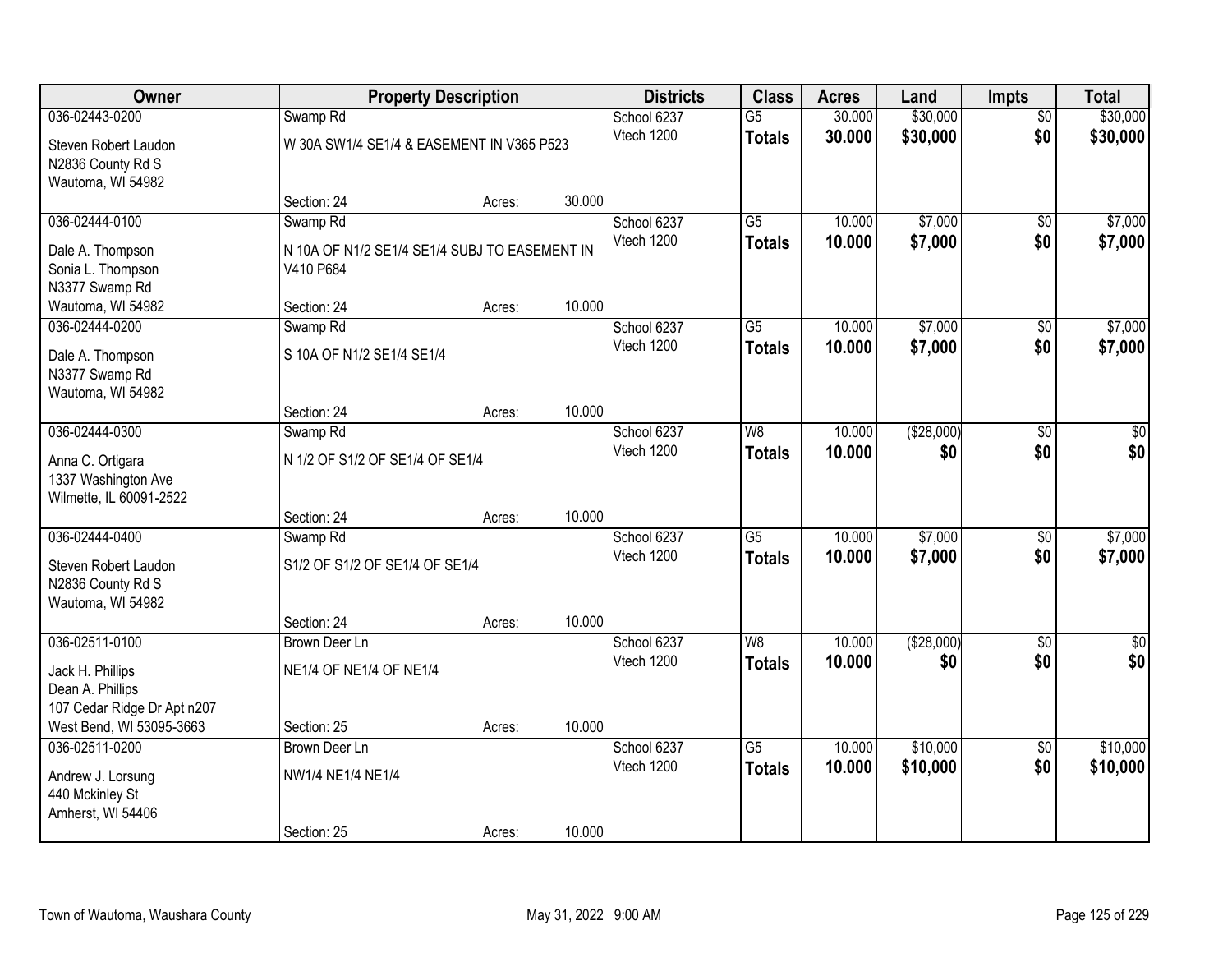| Owner | Property Description | | | Districts | Class | Acres | Land | Impts | Total |
|---|---|---|---|---|---|---|---|---|---|
| 036-02443-0200 | Swamp Rd | | | School 6237 | G5 | 30.000 | $30,000 | $0 | $30,000 |
| Steven Robert Laudon<br>N2836 County Rd S<br>Wautoma, WI 54982 | W 30A SW1/4 SE1/4 & EASEMENT IN V365 P523 | | | Vtech 1200 | **Totals** | **30.000** | **$30,000** | **$0** | **$30,000** |
| | Section: 24 | Acres: | 30.000 | | | | | | |
| 036-02444-0100 | Swamp Rd | | | School 6237 | G5 | 10.000 | $7,000 | $0 | $7,000 |
| Dale A. Thompson<br>Sonia L. Thompson<br>N3377 Swamp Rd<br>Wautoma, WI 54982 | N 10A OF N1/2 SE1/4 SE1/4 SUBJ TO EASEMENT IN V410 P684 | | | Vtech 1200 | **Totals** | **10.000** | **$7,000** | **$0** | **$7,000** |
| | Section: 24 | Acres: | 10.000 | | | | | | |
| 036-02444-0200 | Swamp Rd | | | School 6237 | G5 | 10.000 | $7,000 | $0 | $7,000 |
| Dale A. Thompson<br>N3377 Swamp Rd<br>Wautoma, WI 54982 | S 10A OF N1/2 SE1/4 SE1/4 | | | Vtech 1200 | **Totals** | **10.000** | **$7,000** | **$0** | **$7,000** |
| | Section: 24 | Acres: | 10.000 | | | | | | |
| 036-02444-0300 | Swamp Rd | | | School 6237 | W8 | 10.000 | ($28,000) | $0 | $0 |
| Anna C. Ortigara<br>1337 Washington Ave<br>Wilmette, IL 60091-2522 | N 1/2 OF S1/2 OF SE1/4 OF SE1/4 | | | Vtech 1200 | **Totals** | **10.000** | **$0** | **$0** | **$0** |
| | Section: 24 | Acres: | 10.000 | | | | | | |
| 036-02444-0400 | Swamp Rd | | | School 6237 | G5 | 10.000 | $7,000 | $0 | $7,000 |
| Steven Robert Laudon<br>N2836 County Rd S<br>Wautoma, WI 54982 | S1/2 OF S1/2 OF SE1/4 OF SE1/4 | | | Vtech 1200 | **Totals** | **10.000** | **$7,000** | **$0** | **$7,000** |
| | Section: 24 | Acres: | 10.000 | | | | | | |
| 036-02511-0100 | Brown Deer Ln | | | School 6237 | W8 | 10.000 | ($28,000) | $0 | $0 |
| Jack H. Phillips<br>Dean A. Phillips<br>107 Cedar Ridge Dr Apt n207<br>West Bend, WI 53095-3663 | NE1/4 OF NE1/4 OF NE1/4 | | | Vtech 1200 | **Totals** | **10.000** | **$0** | **$0** | **$0** |
| | Section: 25 | Acres: | 10.000 | | | | | | |
| 036-02511-0200 | Brown Deer Ln | | | School 6237 | G5 | 10.000 | $10,000 | $0 | $10,000 |
| Andrew J. Lorsung<br>440 Mckinley St<br>Amherst, WI 54406 | NW1/4 NE1/4 NE1/4 | | | Vtech 1200 | **Totals** | **10.000** | **$10,000** | **$0** | **$10,000** |
| | Section: 25 | Acres: | 10.000 | | | | | | |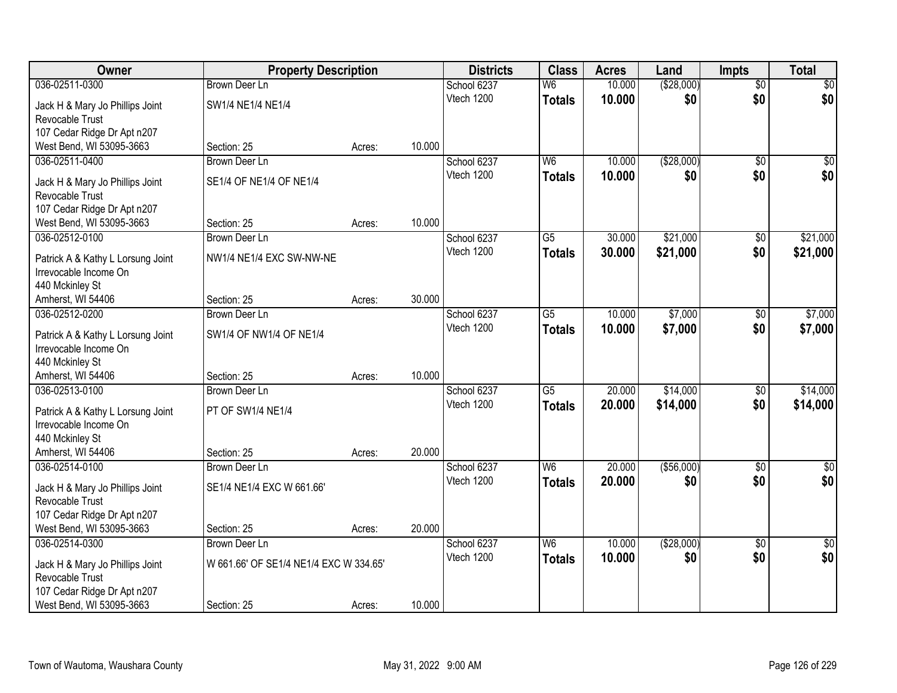| Owner | Property Description | | | Districts | Class | Acres | Land | Impts | Total |
|---|---|---|---|---|---|---|---|---|---|
| 036-02511-0300 | Brown Deer Ln | | | School 6237 | W6 | 10.000 | ($28,000) | $0 | $0 |
| Jack H & Mary Jo Phillips Joint Revocable Trust | SW1/4 NE1/4 NE1/4 | | | Vtech 1200 | **Totals** | **10.000** | **$0** | **$0** | **$0** |
| 107 Cedar Ridge Dr Apt n207 | | | | | | | | | |
| West Bend, WI 53095-3663 | Section: 25 | Acres: | 10.000 | | | | | | |
| 036-02511-0400 | Brown Deer Ln | | | School 6237 | W6 | 10.000 | ($28,000) | $0 | $0 |
| Jack H & Mary Jo Phillips Joint Revocable Trust | SE1/4 OF NE1/4 OF NE1/4 | | | Vtech 1200 | **Totals** | **10.000** | **$0** | **$0** | **$0** |
| 107 Cedar Ridge Dr Apt n207 | | | | | | | | | |
| West Bend, WI 53095-3663 | Section: 25 | Acres: | 10.000 | | | | | | |
| 036-02512-0100 | Brown Deer Ln | | | School 6237 | G5 | 30.000 | $21,000 | $0 | $21,000 |
| Patrick A & Kathy L Lorsung Joint Irrevocable Income On | NW1/4 NE1/4 EXC SW-NW-NE | | | Vtech 1200 | **Totals** | **30.000** | **$21,000** | **$0** | **$21,000** |
| 440 Mckinley St | | | | | | | | | |
| Amherst, WI 54406 | Section: 25 | Acres: | 30.000 | | | | | | |
| 036-02512-0200 | Brown Deer Ln | | | School 6237 | G5 | 10.000 | $7,000 | $0 | $7,000 |
| Patrick A & Kathy L Lorsung Joint Irrevocable Income On | SW1/4 OF NW1/4 OF NE1/4 | | | Vtech 1200 | **Totals** | **10.000** | **$7,000** | **$0** | **$7,000** |
| 440 Mckinley St | | | | | | | | | |
| Amherst, WI 54406 | Section: 25 | Acres: | 10.000 | | | | | | |
| 036-02513-0100 | Brown Deer Ln | | | School 6237 | G5 | 20.000 | $14,000 | $0 | $14,000 |
| Patrick A & Kathy L Lorsung Joint Irrevocable Income On | PT OF SW1/4 NE1/4 | | | Vtech 1200 | **Totals** | **20.000** | **$14,000** | **$0** | **$14,000** |
| 440 Mckinley St | | | | | | | | | |
| Amherst, WI 54406 | Section: 25 | Acres: | 20.000 | | | | | | |
| 036-02514-0100 | Brown Deer Ln | | | School 6237 | W6 | 20.000 | ($56,000) | $0 | $0 |
| Jack H & Mary Jo Phillips Joint Revocable Trust | SE1/4 NE1/4 EXC W 661.66' | | | Vtech 1200 | **Totals** | **20.000** | **$0** | **$0** | **$0** |
| 107 Cedar Ridge Dr Apt n207 | | | | | | | | | |
| West Bend, WI 53095-3663 | Section: 25 | Acres: | 20.000 | | | | | | |
| 036-02514-0300 | Brown Deer Ln | | | School 6237 | W6 | 10.000 | ($28,000) | $0 | $0 |
| Jack H & Mary Jo Phillips Joint Revocable Trust | W 661.66' OF SE1/4 NE1/4 EXC W 334.65' | | | Vtech 1200 | **Totals** | **10.000** | **$0** | **$0** | **$0** |
| 107 Cedar Ridge Dr Apt n207 | | | | | | | | | |
| West Bend, WI 53095-3663 | Section: 25 | Acres: | 10.000 | | | | | | |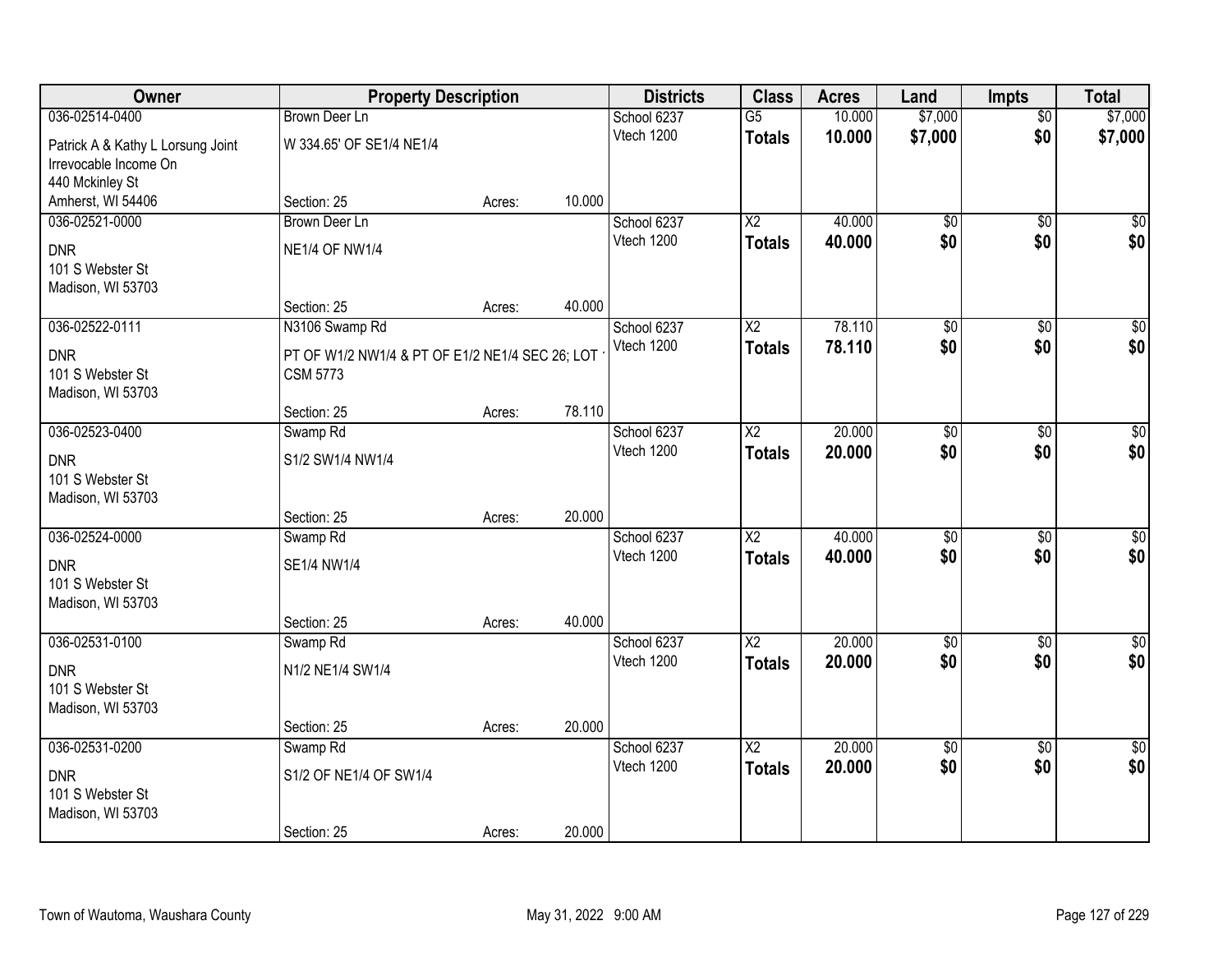| Owner | Property Description | | | Districts | Class | Acres | Land | Impts | Total |
|---|---|---|---|---|---|---|---|---|---|
| 036-02514-0400 | Brown Deer Ln | | | School 6237 | G5 | 10.000 | $7,000 | $0 | $7,000 |
| Patrick A & Kathy L Lorsung Joint Irrevocable Income On 440 Mckinley St Amherst, WI 54406 | W 334.65' OF SE1/4 NE1/4 | | | Vtech 1200 | **Totals** | **10.000** | **$7,000** | **$0** | **$7,000** |
| | Section: 25 | Acres: | 10.000 | | | | | | |
| 036-02521-0000 | Brown Deer Ln | | | School 6237 | X2 | 40.000 | $0 | $0 | $0 |
| DNR 101 S Webster St Madison, WI 53703 | NE1/4 OF NW1/4 | | | Vtech 1200 | **Totals** | **40.000** | **$0** | **$0** | **$0** |
| | Section: 25 | Acres: | 40.000 | | | | | | |
| 036-02522-0111 | N3106 Swamp Rd | | | School 6237 | X2 | 78.110 | $0 | $0 | $0 |
| DNR 101 S Webster St Madison, WI 53703 | PT OF W1/2 NW1/4 & PT OF E1/2 NE1/4 SEC 26; LOT 1 CSM 5773 | | | Vtech 1200 | **Totals** | **78.110** | **$0** | **$0** | **$0** |
| | Section: 25 | Acres: | 78.110 | | | | | | |
| 036-02523-0400 | Swamp Rd | | | School 6237 | X2 | 20.000 | $0 | $0 | $0 |
| DNR 101 S Webster St Madison, WI 53703 | S1/2 SW1/4 NW1/4 | | | Vtech 1200 | **Totals** | **20.000** | **$0** | **$0** | **$0** |
| | Section: 25 | Acres: | 20.000 | | | | | | |
| 036-02524-0000 | Swamp Rd | | | School 6237 | X2 | 40.000 | $0 | $0 | $0 |
| DNR 101 S Webster St Madison, WI 53703 | SE1/4 NW1/4 | | | Vtech 1200 | **Totals** | **40.000** | **$0** | **$0** | **$0** |
| | Section: 25 | Acres: | 40.000 | | | | | | |
| 036-02531-0100 | Swamp Rd | | | School 6237 | X2 | 20.000 | $0 | $0 | $0 |
| DNR 101 S Webster St Madison, WI 53703 | N1/2 NE1/4 SW1/4 | | | Vtech 1200 | **Totals** | **20.000** | **$0** | **$0** | **$0** |
| | Section: 25 | Acres: | 20.000 | | | | | | |
| 036-02531-0200 | Swamp Rd | | | School 6237 | X2 | 20.000 | $0 | $0 | $0 |
| DNR 101 S Webster St Madison, WI 53703 | S1/2 OF NE1/4 OF SW1/4 | | | Vtech 1200 | **Totals** | **20.000** | **$0** | **$0** | **$0** |
| | Section: 25 | Acres: | 20.000 | | | | | | |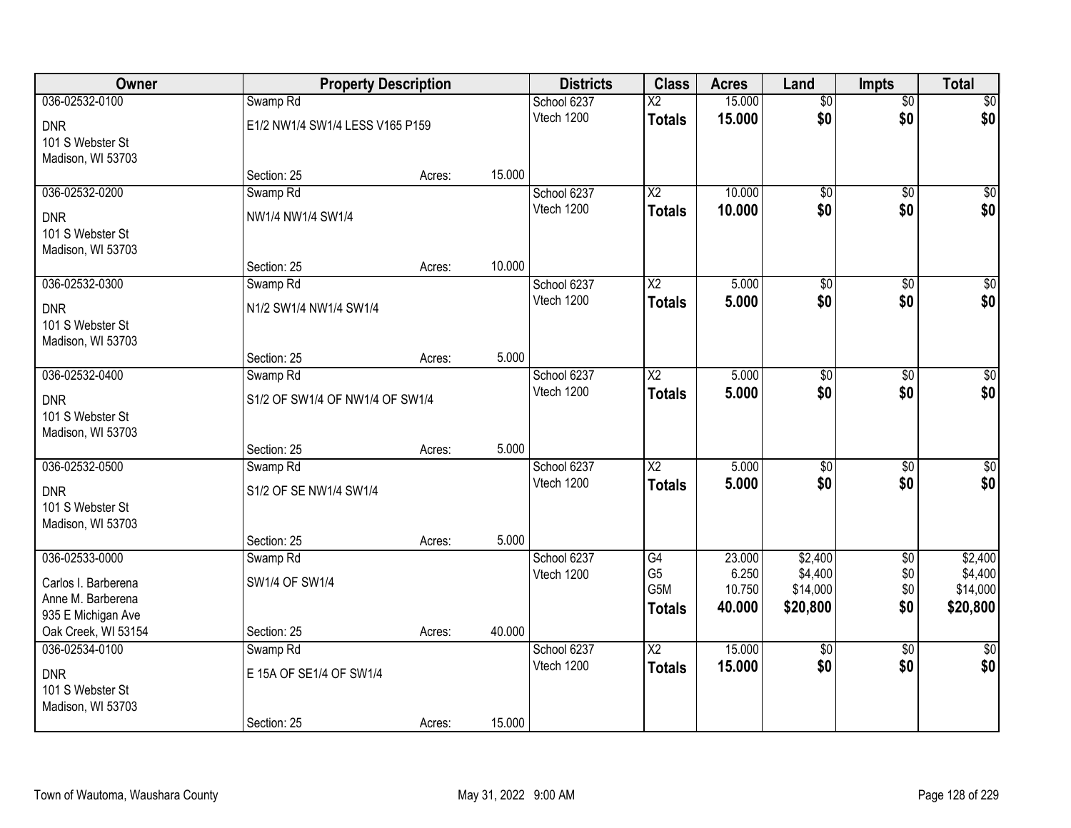| Owner | Property Description | | | Districts | Class | Acres | Land | Impts | Total |
|---|---|---|---|---|---|---|---|---|---|
| 036-02532-0100 | Swamp Rd | | | School 6237 | X2 | 15.000 | $0 | $0 | $0 |
| DNR<br>101 S Webster St<br>Madison, WI 53703 | E1/2 NW1/4 SW1/4 LESS V165 P159 | | | Vtech 1200 | **Totals** | **15.000** | **$0** | **$0** | **$0** |
| | Section: 25 | Acres: | 15.000 | | | | | | |
| 036-02532-0200 | Swamp Rd | | | School 6237 | X2 | 10.000 | $0 | $0 | $0 |
| DNR<br>101 S Webster St<br>Madison, WI 53703 | NW1/4 NW1/4 SW1/4 | | | Vtech 1200 | **Totals** | **10.000** | **$0** | **$0** | **$0** |
| | Section: 25 | Acres: | 10.000 | | | | | | |
| 036-02532-0300 | Swamp Rd | | | School 6237 | X2 | 5.000 | $0 | $0 | $0 |
| DNR<br>101 S Webster St<br>Madison, WI 53703 | N1/2 SW1/4 NW1/4 SW1/4 | | | Vtech 1200 | **Totals** | **5.000** | **$0** | **$0** | **$0** |
| | Section: 25 | Acres: | 5.000 | | | | | | |
| 036-02532-0400 | Swamp Rd | | | School 6237 | X2 | 5.000 | $0 | $0 | $0 |
| DNR<br>101 S Webster St<br>Madison, WI 53703 | S1/2 OF SW1/4 OF NW1/4 OF SW1/4 | | | Vtech 1200 | **Totals** | **5.000** | **$0** | **$0** | **$0** |
| | Section: 25 | Acres: | 5.000 | | | | | | |
| 036-02532-0500 | Swamp Rd | | | School 6237 | X2 | 5.000 | $0 | $0 | $0 |
| DNR<br>101 S Webster St<br>Madison, WI 53703 | S1/2 OF SE NW1/4 SW1/4 | | | Vtech 1200 | **Totals** | **5.000** | **$0** | **$0** | **$0** |
| | Section: 25 | Acres: | 5.000 | | | | | | |
| 036-02533-0000 | Swamp Rd | | | School 6237 | G4 | 23.000 | $2,400 | $0 | $2,400 |
| Carlos I. Barberena<br>Anne M. Barberena<br>935 E Michigan Ave<br>Oak Creek, WI 53154 | SW1/4 OF SW1/4 | | | Vtech 1200 | G5<br>G5M<br>**Totals** | 6.250<br>10.750<br>**40.000** | $4,400<br>$14,000<br>**$20,800** | $0<br>$0<br>**$0** | $4,400<br>$14,000<br>**$20,800** |
| | Section: 25 | Acres: | 40.000 | | | | | | |
| 036-02534-0100 | Swamp Rd | | | School 6237 | X2 | 15.000 | $0 | $0 | $0 |
| DNR<br>101 S Webster St<br>Madison, WI 53703 | E 15A OF SE1/4 OF SW1/4 | | | Vtech 1200 | **Totals** | **15.000** | **$0** | **$0** | **$0** |
| | Section: 25 | Acres: | 15.000 | | | | | | |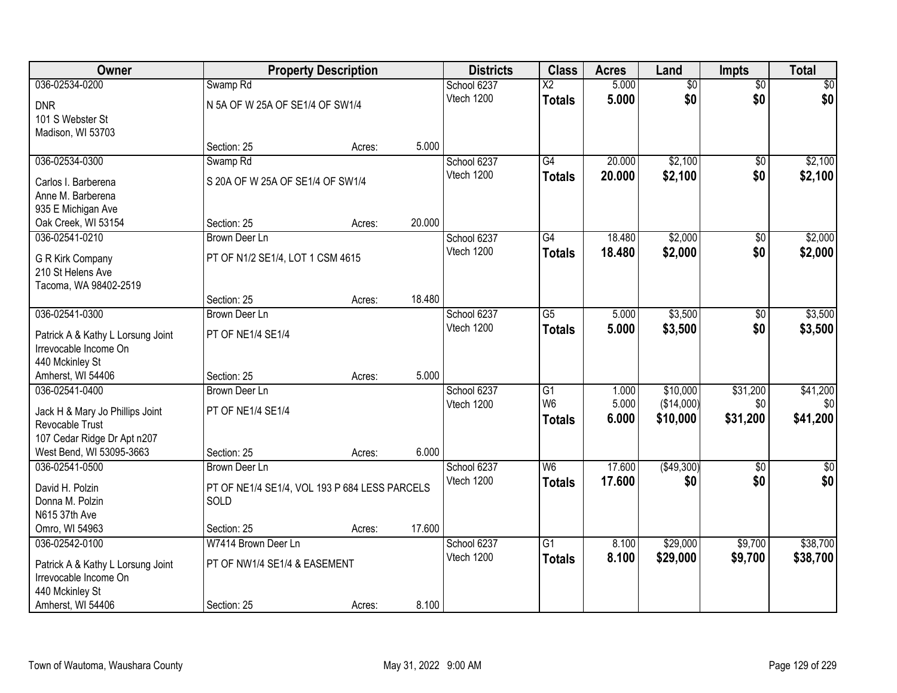| Owner | Property Description | | | Districts | Class | Acres | Land | Impts | Total |
|---|---|---|---|---|---|---|---|---|---|
| 036-02534-0200 | Swamp Rd | | | School 6237 | X2 | 5.000 | $0 | $0 | $0 |
| DNR | N 5A OF W 25A OF SE1/4 OF SW1/4 | | | Vtech 1200 | **Totals** | **5.000** | **$0** | **$0** | **$0** |
| 101 S Webster St | | | | | | | | | |
| Madison, WI 53703 | Section: 25 | Acres: | 5.000 | | | | | | |
| 036-02534-0300 | Swamp Rd | | | School 6237 | G4 | 20.000 | $2,100 | $0 | $2,100 |
| Carlos I. Barberena | S 20A OF W 25A OF SE1/4 OF SW1/4 | | | Vtech 1200 | **Totals** | **20.000** | **$2,100** | **$0** | **$2,100** |
| Anne M. Barberena | | | | | | | | | |
| 935 E Michigan Ave | | | | | | | | | |
| Oak Creek, WI 53154 | Section: 25 | Acres: | 20.000 | | | | | | |
| 036-02541-0210 | Brown Deer Ln | | | School 6237 | G4 | 18.480 | $2,000 | $0 | $2,000 |
| G R Kirk Company | PT OF N1/2 SE1/4, LOT 1 CSM 4615 | | | Vtech 1200 | **Totals** | **18.480** | **$2,000** | **$0** | **$2,000** |
| 210 St Helens Ave | | | | | | | | | |
| Tacoma, WA 98402-2519 | Section: 25 | Acres: | 18.480 | | | | | | |
| 036-02541-0300 | Brown Deer Ln | | | School 6237 | G5 | 5.000 | $3,500 | $0 | $3,500 |
| Patrick A & Kathy L Lorsung Joint | PT OF NE1/4 SE1/4 | | | Vtech 1200 | **Totals** | **5.000** | **$3,500** | **$0** | **$3,500** |
| Irrevocable Income On | | | | | | | | | |
| 440 Mckinley St | | | | | | | | | |
| Amherst, WI 54406 | Section: 25 | Acres: | 5.000 | | | | | | |
| 036-02541-0400 | Brown Deer Ln | | | School 6237 | G1 | 1.000 | $10,000 | $31,200 | $41,200 |
| Jack H & Mary Jo Phillips Joint | PT OF NE1/4 SE1/4 | | | Vtech 1200 | W6 | 5.000 | ($14,000) | $0 | $0 |
| Revocable Trust | | | | | **Totals** | **6.000** | **$10,000** | **$31,200** | **$41,200** |
| 107 Cedar Ridge Dr Apt n207 | | | | | | | | | |
| West Bend, WI 53095-3663 | Section: 25 | Acres: | 6.000 | | | | | | |
| 036-02541-0500 | Brown Deer Ln | | | School 6237 | W6 | 17.600 | ($49,300) | $0 | $0 |
| David H. Polzin | PT OF NE1/4 SE1/4, VOL 193 P 684 LESS PARCELS SOLD | | | Vtech 1200 | **Totals** | **17.600** | **$0** | **$0** | **$0** |
| Donna M. Polzin | | | | | | | | | |
| N615 37th Ave | | | | | | | | | |
| Omro, WI 54963 | Section: 25 | Acres: | 17.600 | | | | | | |
| 036-02542-0100 | W7414 Brown Deer Ln | | | School 6237 | G1 | 8.100 | $29,000 | $9,700 | $38,700 |
| Patrick A & Kathy L Lorsung Joint | PT OF NW1/4 SE1/4 & EASEMENT | | | Vtech 1200 | **Totals** | **8.100** | **$29,000** | **$9,700** | **$38,700** |
| Irrevocable Income On | | | | | | | | | |
| 440 Mckinley St | | | | | | | | | |
| Amherst, WI 54406 | Section: 25 | Acres: | 8.100 | | | | | | |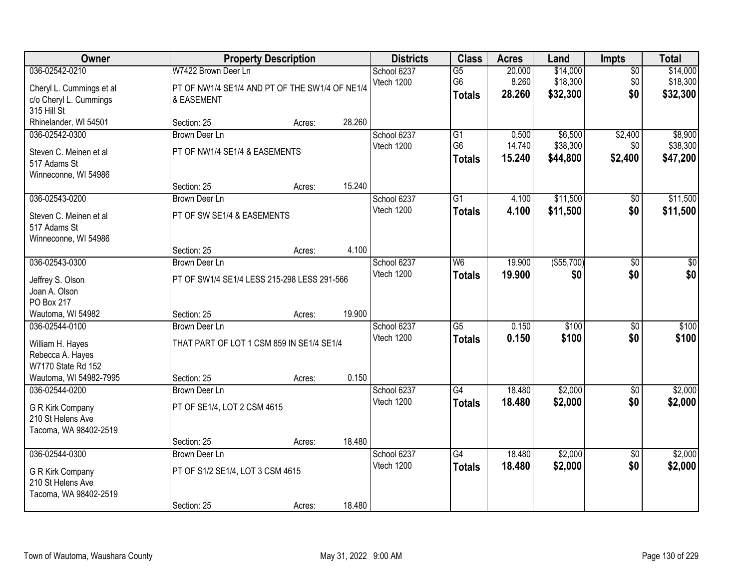| Owner | Property Description | | | Districts | Class | Acres | Land | Impts | Total |
|---|---|---|---|---|---|---|---|---|---|
| 036-02542-0210 | W7422 Brown Deer Ln | | | School 6237 | G5 | 20.000 | $14,000 | $0 | $14,000 |
| Cheryl L. Cummings et al | PT OF NW1/4 SE1/4 AND PT OF THE SW1/4 OF NE1/4 | | | Vtech 1200 | G6 | 8.260 | $18,300 | $0 | $18,300 |
| c/o Cheryl L. Cummings | & EASEMENT | | | | **Totals** | **28.260** | **$32,300** | **$0** | **$32,300** |
| 315 Hill St | | | | | | | | | |
| Rhinelander, WI 54501 | Section: 25 | Acres: | 28.260 | | | | | | |
| 036-02542-0300 | Brown Deer Ln | | | School 6237 | G1 | 0.500 | $6,500 | $2,400 | $8,900 |
| Steven C. Meinen et al | PT OF NW1/4 SE1/4 & EASEMENTS | | | Vtech 1200 | G6 | 14.740 | $38,300 | $0 | $38,300 |
| 517 Adams St | | | | | **Totals** | **15.240** | **$44,800** | **$2,400** | **$47,200** |
| Winneconne, WI 54986 | | | | | | | | | |
| | Section: 25 | Acres: | 15.240 | | | | | | |
| 036-02543-0200 | Brown Deer Ln | | | School 6237 | G1 | 4.100 | $11,500 | $0 | $11,500 |
| Steven C. Meinen et al | PT OF SW SE1/4 & EASEMENTS | | | Vtech 1200 | **Totals** | **4.100** | **$11,500** | **$0** | **$11,500** |
| 517 Adams St | | | | | | | | | |
| Winneconne, WI 54986 | | | | | | | | | |
| | Section: 25 | Acres: | 4.100 | | | | | | |
| 036-02543-0300 | Brown Deer Ln | | | School 6237 | W6 | 19.900 | ($55,700) | $0 | $0 |
| Jeffrey S. Olson | PT OF SW1/4 SE1/4 LESS 215-298 LESS 291-566 | | | Vtech 1200 | **Totals** | **19.900** | **$0** | **$0** | **$0** |
| Joan A. Olson | | | | | | | | | |
| PO Box 217 | | | | | | | | | |
| Wautoma, WI 54982 | Section: 25 | Acres: | 19.900 | | | | | | |
| 036-02544-0100 | Brown Deer Ln | | | School 6237 | G5 | 0.150 | $100 | $0 | $100 |
| William H. Hayes | THAT PART OF LOT 1 CSM 859 IN SE1/4 SE1/4 | | | Vtech 1200 | **Totals** | **0.150** | **$100** | **$0** | **$100** |
| Rebecca A. Hayes | | | | | | | | | |
| W7170 State Rd 152 | | | | | | | | | |
| Wautoma, WI 54982-7995 | Section: 25 | Acres: | 0.150 | | | | | | |
| 036-02544-0200 | Brown Deer Ln | | | School 6237 | G4 | 18.480 | $2,000 | $0 | $2,000 |
| G R Kirk Company | PT OF SE1/4, LOT 2 CSM 4615 | | | Vtech 1200 | **Totals** | **18.480** | **$2,000** | **$0** | **$2,000** |
| 210 St Helens Ave | | | | | | | | | |
| Tacoma, WA 98402-2519 | | | | | | | | | |
| | Section: 25 | Acres: | 18.480 | | | | | | |
| 036-02544-0300 | Brown Deer Ln | | | School 6237 | G4 | 18.480 | $2,000 | $0 | $2,000 |
| G R Kirk Company | PT OF S1/2 SE1/4, LOT 3 CSM 4615 | | | Vtech 1200 | **Totals** | **18.480** | **$2,000** | **$0** | **$2,000** |
| 210 St Helens Ave | | | | | | | | | |
| Tacoma, WA 98402-2519 | | | | | | | | | |
| | Section: 25 | Acres: | 18.480 | | | | | | |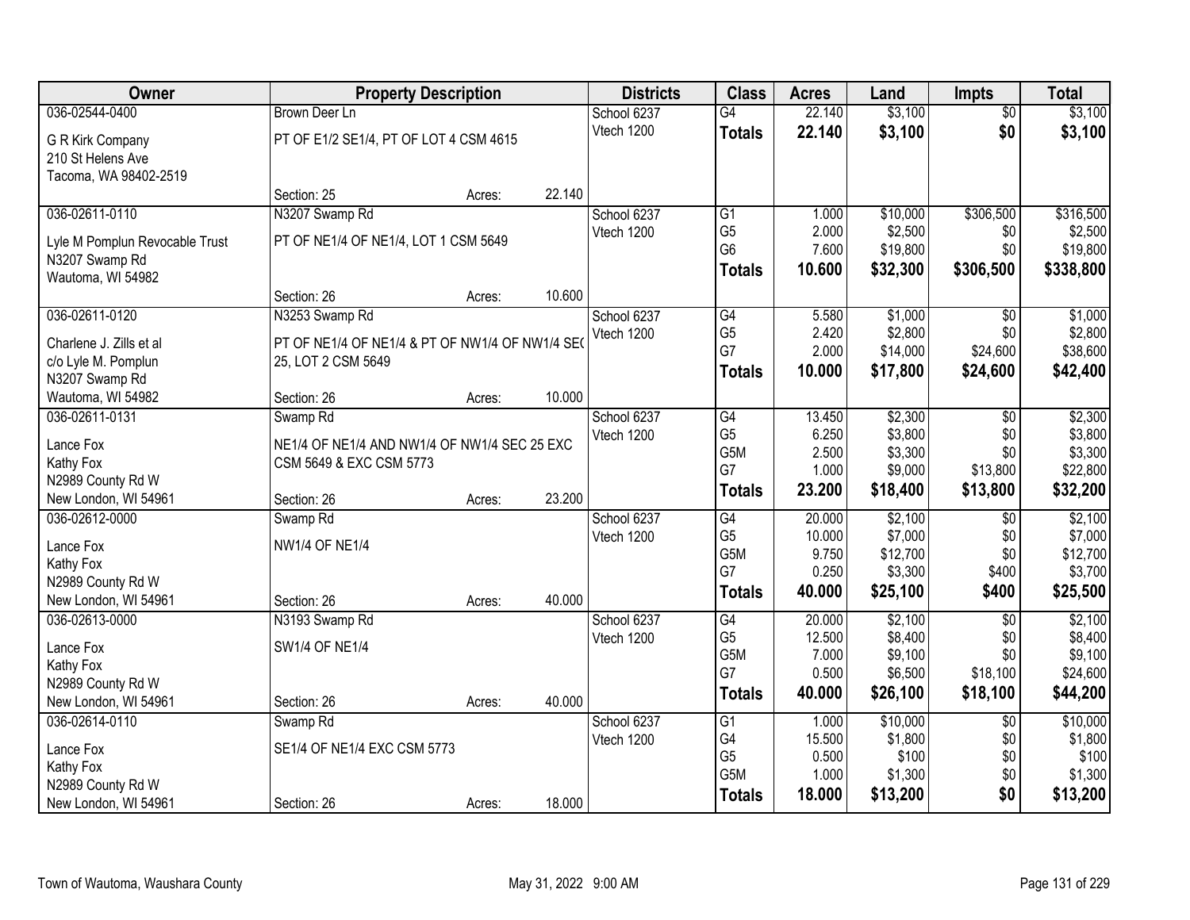| Owner | Property Description | | | Districts | Class | Acres | Land | Impts | Total |
|---|---|---|---|---|---|---|---|---|---|
| 036-02544-0400 | Brown Deer Ln | | | School 6237 | G4 | 22.140 | $3,100 | $0 | $3,100 |
| G R Kirk Company<br>210 St Helens Ave<br>Tacoma, WA 98402-2519 | PT OF E1/2 SE1/4, PT OF LOT 4 CSM 4615 | | | Vtech 1200 | **Totals** | **22.140** | **$3,100** | **$0** | **$3,100** |
| | Section: 25 | Acres: | 22.140 | | | | | | |
| 036-02611-0110 | N3207 Swamp Rd | | | School 6237 | G1 | 1.000 | $10,000 | $306,500 | $316,500 |
| Lyle M Pomplun Revocable Trust<br>N3207 Swamp Rd<br>Wautoma, WI 54982 | PT OF NE1/4 OF NE1/4, LOT 1 CSM 5649 | | | Vtech 1200 | G5 | 2.000 | $2,500 | $0 | $2,500 |
| | | | | | G6 | 7.600 | $19,800 | $0 | $19,800 |
| | | | | | **Totals** | **10.600** | **$32,300** | **$306,500** | **$338,800** |
| | Section: 26 | Acres: | 10.600 | | | | | | |
| 036-02611-0120 | N3253 Swamp Rd | | | School 6237 | G4 | 5.580 | $1,000 | $0 | $1,000 |
| Charlene J. Zills et al<br>c/o Lyle M. Pomplun<br>N3207 Swamp Rd<br>Wautoma, WI 54982 | PT OF NE1/4 OF NE1/4 & PT OF NW1/4 OF NW1/4 SEC 25, LOT 2 CSM 5649 | | | Vtech 1200 | G5 | 2.420 | $2,800 | $0 | $2,800 |
| | | | | | G7 | 2.000 | $14,000 | $24,600 | $38,600 |
| | | | | | **Totals** | **10.000** | **$17,800** | **$24,600** | **$42,400** |
| | Section: 26 | Acres: | 10.000 | | | | | | |
| 036-02611-0131 | Swamp Rd | | | School 6237 | G4 | 13.450 | $2,300 | $0 | $2,300 |
| Lance Fox<br>Kathy Fox<br>N2989 County Rd W<br>New London, WI 54961 | NE1/4 OF NE1/4 AND NW1/4 OF NW1/4 SEC 25 EXC CSM 5649 & EXC CSM 5773 | | | Vtech 1200 | G5 | 6.250 | $3,800 | $0 | $3,800 |
| | | | | | G5M | 2.500 | $3,300 | $0 | $3,300 |
| | | | | | G7 | 1.000 | $9,000 | $13,800 | $22,800 |
| | | | | | **Totals** | **23.200** | **$18,400** | **$13,800** | **$32,200** |
| | Section: 26 | Acres: | 23.200 | | | | | | |
| 036-02612-0000 | Swamp Rd | | | School 6237 | G4 | 20.000 | $2,100 | $0 | $2,100 |
| Lance Fox<br>Kathy Fox<br>N2989 County Rd W<br>New London, WI 54961 | NW1/4 OF NE1/4 | | | Vtech 1200 | G5 | 10.000 | $7,000 | $0 | $7,000 |
| | | | | | G5M | 9.750 | $12,700 | $0 | $12,700 |
| | | | | | G7 | 0.250 | $3,300 | $400 | $3,700 |
| | | | | | **Totals** | **40.000** | **$25,100** | **$400** | **$25,500** |
| | Section: 26 | Acres: | 40.000 | | | | | | |
| 036-02613-0000 | N3193 Swamp Rd | | | School 6237 | G4 | 20.000 | $2,100 | $0 | $2,100 |
| Lance Fox<br>Kathy Fox<br>N2989 County Rd W<br>New London, WI 54961 | SW1/4 OF NE1/4 | | | Vtech 1200 | G5 | 12.500 | $8,400 | $0 | $8,400 |
| | | | | | G5M | 7.000 | $9,100 | $0 | $9,100 |
| | | | | | G7 | 0.500 | $6,500 | $18,100 | $24,600 |
| | | | | | **Totals** | **40.000** | **$26,100** | **$18,100** | **$44,200** |
| | Section: 26 | Acres: | 40.000 | | | | | | |
| 036-02614-0110 | Swamp Rd | | | School 6237 | G1 | 1.000 | $10,000 | $0 | $10,000 |
| Lance Fox<br>Kathy Fox<br>N2989 County Rd W<br>New London, WI 54961 | SE1/4 OF NE1/4 EXC CSM 5773 | | | Vtech 1200 | G4 | 15.500 | $1,800 | $0 | $1,800 |
| | | | | | G5 | 0.500 | $100 | $0 | $100 |
| | | | | | G5M | 1.000 | $1,300 | $0 | $1,300 |
| | | | | | **Totals** | **18.000** | **$13,200** | **$0** | **$13,200** |
| | Section: 26 | Acres: | 18.000 | | | | | | |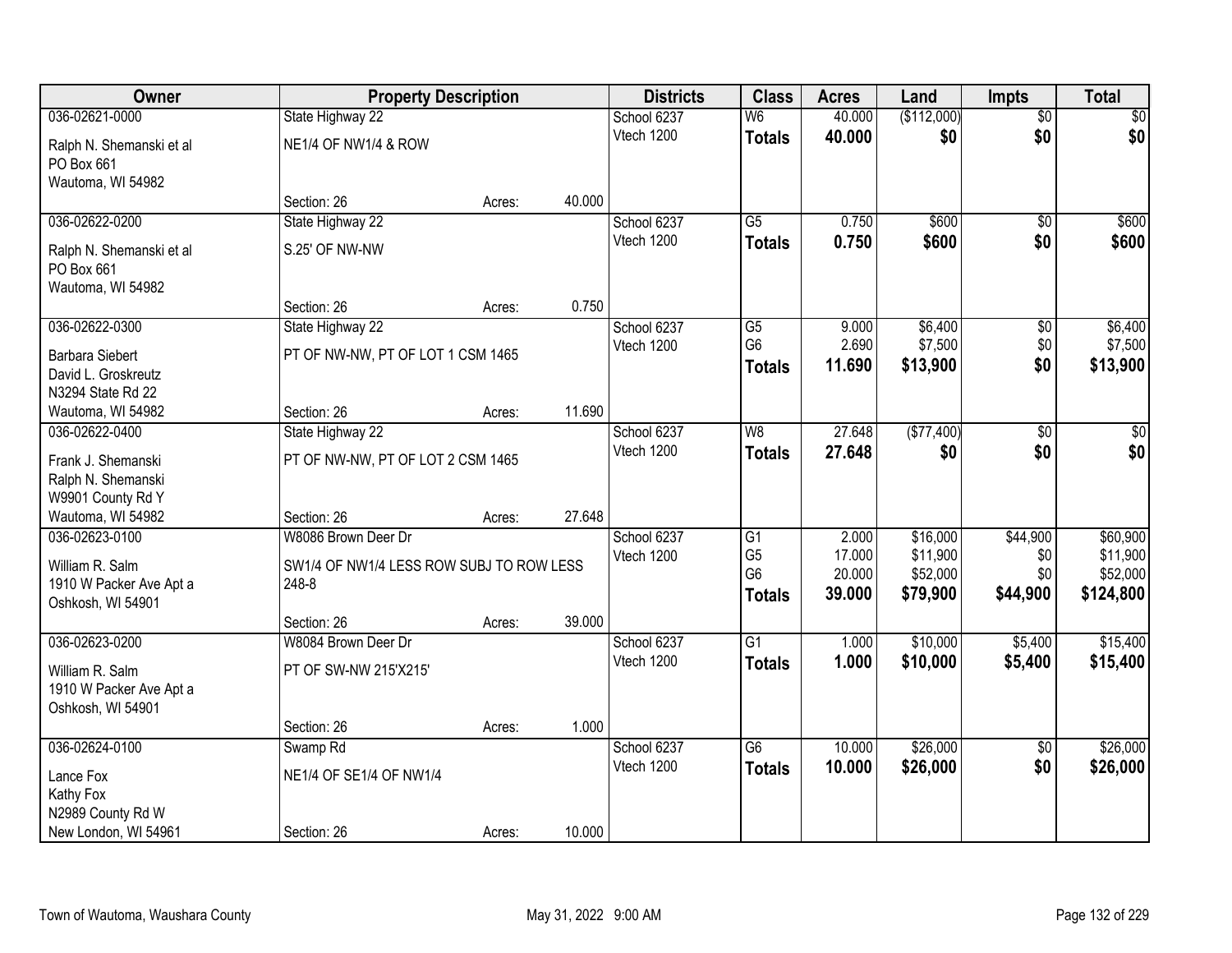| Owner | Property Description | | | Districts | Class | Acres | Land | Impts | Total |
|---|---|---|---|---|---|---|---|---|---|
| 036-02621-0000 | State Highway 22 | | | School 6237 | W6 | 40.000 | ($112,000) | $0 | $0 |
| Ralph N. Shemanski et al<br>PO Box 661<br>Wautoma, WI 54982 | NE1/4 OF NW1/4 & ROW | | | Vtech 1200 | **Totals** | **40.000** | **$0** | **$0** | **$0** |
| | Section: 26 | Acres: | 40.000 | | | | | | |
| 036-02622-0200 | State Highway 22 | | | School 6237 | G5 | 0.750 | $600 | $0 | $600 |
| Ralph N. Shemanski et al<br>PO Box 661<br>Wautoma, WI 54982 | S.25' OF NW-NW | | | Vtech 1200 | **Totals** | **0.750** | **$600** | **$0** | **$600** |
| | Section: 26 | Acres: | 0.750 | | | | | | |
| 036-02622-0300 | State Highway 22 | | | School 6237 | G5 | 9.000 | $6,400 | $0 | $6,400 |
| Barbara Siebert<br>David L. Groskreutz<br>N3294 State Rd 22<br>Wautoma, WI 54982 | PT OF NW-NW, PT OF LOT 1 CSM 1465 | | | Vtech 1200 | G6 | 2.690 | $7,500 | $0 | $7,500 |
| | | | | | **Totals** | **11.690** | **$13,900** | **$0** | **$13,900** |
| | Section: 26 | Acres: | 11.690 | | | | | | |
| 036-02622-0400 | State Highway 22 | | | School 6237 | W8 | 27.648 | ($77,400) | $0 | $0 |
| Frank J. Shemanski<br>Ralph N. Shemanski<br>W9901 County Rd Y<br>Wautoma, WI 54982 | PT OF NW-NW, PT OF LOT 2 CSM 1465 | | | Vtech 1200 | **Totals** | **27.648** | **$0** | **$0** | **$0** |
| | Section: 26 | Acres: | 27.648 | | | | | | |
| 036-02623-0100 | W8086 Brown Deer Dr | | | School 6237 | G1 | 2.000 | $16,000 | $44,900 | $60,900 |
| William R. Salm<br>1910 W Packer Ave Apt a<br>Oshkosh, WI 54901 | SW1/4 OF NW1/4 LESS ROW SUBJ TO ROW LESS 248-8 | | | Vtech 1200 | G5 | 17.000 | $11,900 | $0 | $11,900 |
| | | | | | G6 | 20.000 | $52,000 | $0 | $52,000 |
| | | | | | **Totals** | **39.000** | **$79,900** | **$44,900** | **$124,800** |
| | Section: 26 | Acres: | 39.000 | | | | | | |
| 036-02623-0200 | W8084 Brown Deer Dr | | | School 6237 | G1 | 1.000 | $10,000 | $5,400 | $15,400 |
| William R. Salm<br>1910 W Packer Ave Apt a<br>Oshkosh, WI 54901 | PT OF SW-NW 215'X215' | | | Vtech 1200 | **Totals** | **1.000** | **$10,000** | **$5,400** | **$15,400** |
| | Section: 26 | Acres: | 1.000 | | | | | | |
| 036-02624-0100 | Swamp Rd | | | School 6237 | G6 | 10.000 | $26,000 | $0 | $26,000 |
| Lance Fox<br>Kathy Fox<br>N2989 County Rd W<br>New London, WI 54961 | NE1/4 OF SE1/4 OF NW1/4 | | | Vtech 1200 | **Totals** | **10.000** | **$26,000** | **$0** | **$26,000** |
| | Section: 26 | Acres: | 10.000 | | | | | | |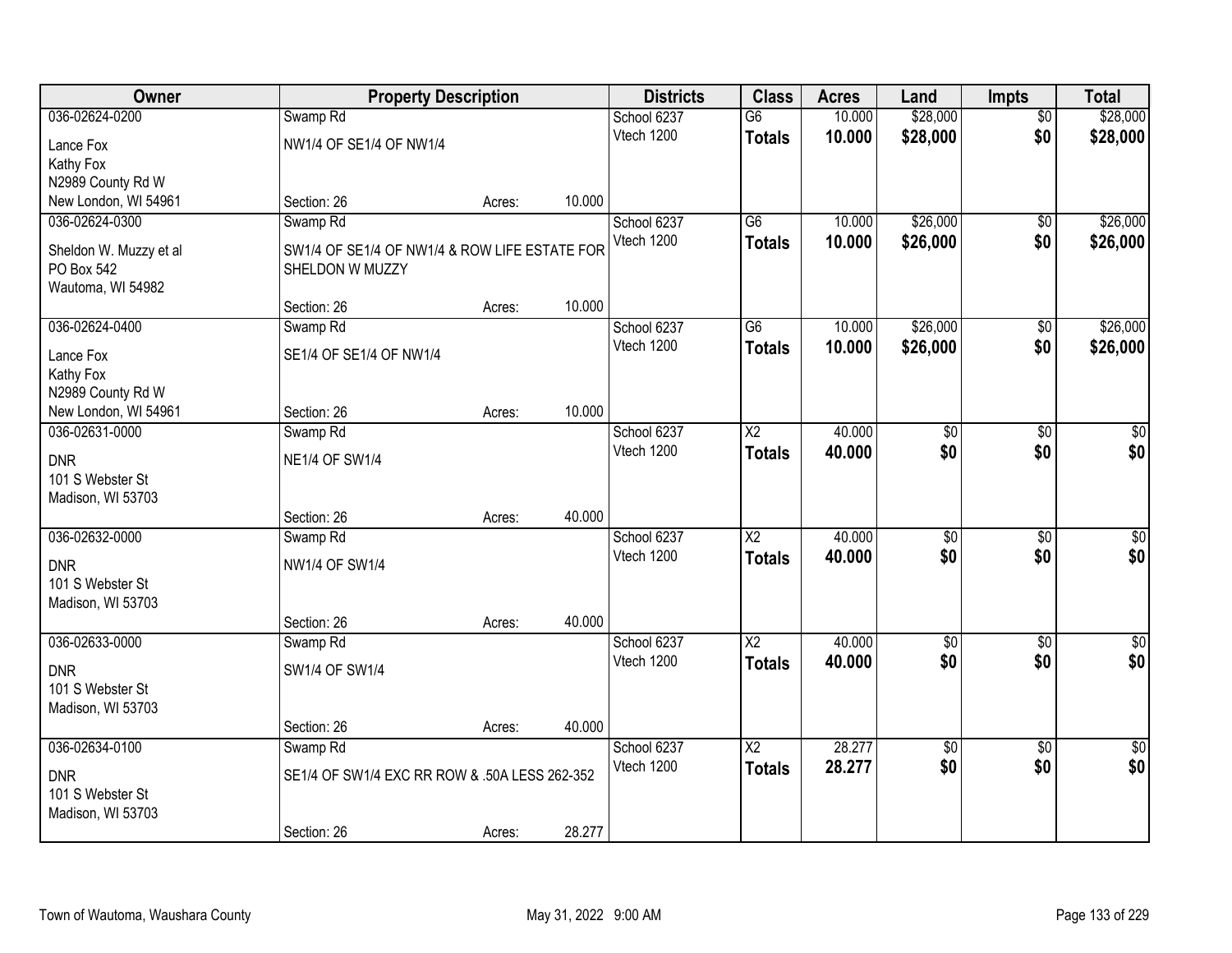| Owner | Property Description | | | Districts | Class | Acres | Land | Impts | Total |
|---|---|---|---|---|---|---|---|---|---|
| 036-02624-0200 | Swamp Rd | | | School 6237 | G6 | 10.000 | $28,000 | $0 | $28,000 |
| Lance Fox<br>Kathy Fox<br>N2989 County Rd W<br>New London, WI 54961 | NW1/4 OF SE1/4 OF NW1/4 | | | Vtech 1200 | **Totals** | **10.000** | **$28,000** | **$0** | **$28,000** |
| | Section: 26 | Acres: | 10.000 | | | | | | |
| 036-02624-0300 | Swamp Rd | | | School 6237 | G6 | 10.000 | $26,000 | $0 | $26,000 |
| Sheldon W. Muzzy et al<br>PO Box 542<br>Wautoma, WI 54982 | SW1/4 OF SE1/4 OF NW1/4 & ROW LIFE ESTATE FOR SHELDON W MUZZY | | | Vtech 1200 | **Totals** | **10.000** | **$26,000** | **$0** | **$26,000** |
| | Section: 26 | Acres: | 10.000 | | | | | | |
| 036-02624-0400 | Swamp Rd | | | School 6237 | G6 | 10.000 | $26,000 | $0 | $26,000 |
| Lance Fox<br>Kathy Fox<br>N2989 County Rd W<br>New London, WI 54961 | SE1/4 OF SE1/4 OF NW1/4 | | | Vtech 1200 | **Totals** | **10.000** | **$26,000** | **$0** | **$26,000** |
| | Section: 26 | Acres: | 10.000 | | | | | | |
| 036-02631-0000 | Swamp Rd | | | School 6237 | X2 | 40.000 | $0 | $0 | $0 |
| DNR<br>101 S Webster St<br>Madison, WI 53703 | NE1/4 OF SW1/4 | | | Vtech 1200 | **Totals** | **40.000** | **$0** | **$0** | **$0** |
| | Section: 26 | Acres: | 40.000 | | | | | | |
| 036-02632-0000 | Swamp Rd | | | School 6237 | X2 | 40.000 | $0 | $0 | $0 |
| DNR<br>101 S Webster St<br>Madison, WI 53703 | NW1/4 OF SW1/4 | | | Vtech 1200 | **Totals** | **40.000** | **$0** | **$0** | **$0** |
| | Section: 26 | Acres: | 40.000 | | | | | | |
| 036-02633-0000 | Swamp Rd | | | School 6237 | X2 | 40.000 | $0 | $0 | $0 |
| DNR<br>101 S Webster St<br>Madison, WI 53703 | SW1/4 OF SW1/4 | | | Vtech 1200 | **Totals** | **40.000** | **$0** | **$0** | **$0** |
| | Section: 26 | Acres: | 40.000 | | | | | | |
| 036-02634-0100 | Swamp Rd | | | School 6237 | X2 | 28.277 | $0 | $0 | $0 |
| DNR<br>101 S Webster St<br>Madison, WI 53703 | SE1/4 OF SW1/4 EXC RR ROW & .50A LESS 262-352 | | | Vtech 1200 | **Totals** | **28.277** | **$0** | **$0** | **$0** |
| | Section: 26 | Acres: | 28.277 | | | | | | |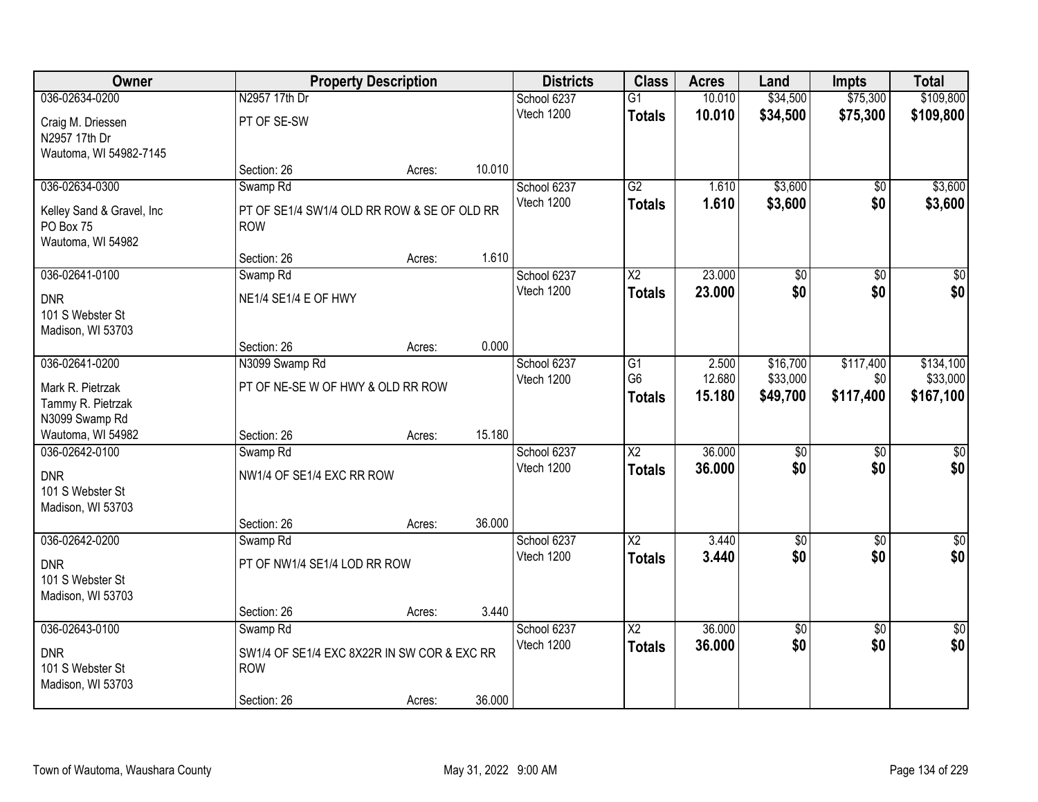| Owner | Property Description | | | Districts | Class | Acres | Land | Impts | Total |
|---|---|---|---|---|---|---|---|---|---|
| 036-02634-0200 | N2957 17th Dr | | | School 6237 | G1 | 10.010 | $34,500 | $75,300 | $109,800 |
| Craig M. Driessen<br>N2957 17th Dr<br>Wautoma, WI 54982-7145 | PT OF SE-SW | | | Vtech 1200 | **Totals** | **10.010** | **$34,500** | **$75,300** | **$109,800** |
| | Section: 26 | Acres: | 10.010 | | | | | | |
| 036-02634-0300 | Swamp Rd | | | School 6237 | G2 | 1.610 | $3,600 | $0 | $3,600 |
| Kelley Sand & Gravel, Inc<br>PO Box 75<br>Wautoma, WI 54982 | PT OF SE1/4 SW1/4 OLD RR ROW & SE OF OLD RR ROW | | | Vtech 1200 | **Totals** | **1.610** | **$3,600** | **$0** | **$3,600** |
| | Section: 26 | Acres: | 1.610 | | | | | | |
| 036-02641-0100 | Swamp Rd | | | School 6237 | X2 | 23.000 | $0 | $0 | $0 |
| DNR<br>101 S Webster St<br>Madison, WI 53703 | NE1/4 SE1/4 E OF HWY | | | Vtech 1200 | **Totals** | **23.000** | **$0** | **$0** | **$0** |
| | Section: 26 | Acres: | 0.000 | | | | | | |
| 036-02641-0200 | N3099 Swamp Rd | | | School 6237 | G1 | 2.500 | $16,700 | $117,400 | $134,100 |
| Mark R. Pietrzak<br>Tammy R. Pietrzak<br>N3099 Swamp Rd<br>Wautoma, WI 54982 | PT OF NE-SE W OF HWY & OLD RR ROW | | | Vtech 1200 | G6 | 12.680 | $33,000 | $0 | $33,000 |
| | | | | | **Totals** | **15.180** | **$49,700** | **$117,400** | **$167,100** |
| | Section: 26 | Acres: | 15.180 | | | | | | |
| 036-02642-0100 | Swamp Rd | | | School 6237 | X2 | 36.000 | $0 | $0 | $0 |
| DNR<br>101 S Webster St<br>Madison, WI 53703 | NW1/4 OF SE1/4 EXC RR ROW | | | Vtech 1200 | **Totals** | **36.000** | **$0** | **$0** | **$0** |
| | Section: 26 | Acres: | 36.000 | | | | | | |
| 036-02642-0200 | Swamp Rd | | | School 6237 | X2 | 3.440 | $0 | $0 | $0 |
| DNR<br>101 S Webster St<br>Madison, WI 53703 | PT OF NW1/4 SE1/4 LOD RR ROW | | | Vtech 1200 | **Totals** | **3.440** | **$0** | **$0** | **$0** |
| | Section: 26 | Acres: | 3.440 | | | | | | |
| 036-02643-0100 | Swamp Rd | | | School 6237 | X2 | 36.000 | $0 | $0 | $0 |
| DNR<br>101 S Webster St<br>Madison, WI 53703 | SW1/4 OF SE1/4 EXC 8X22R IN SW COR & EXC RR ROW | | | Vtech 1200 | **Totals** | **36.000** | **$0** | **$0** | **$0** |
| | Section: 26 | Acres: | 36.000 | | | | | | |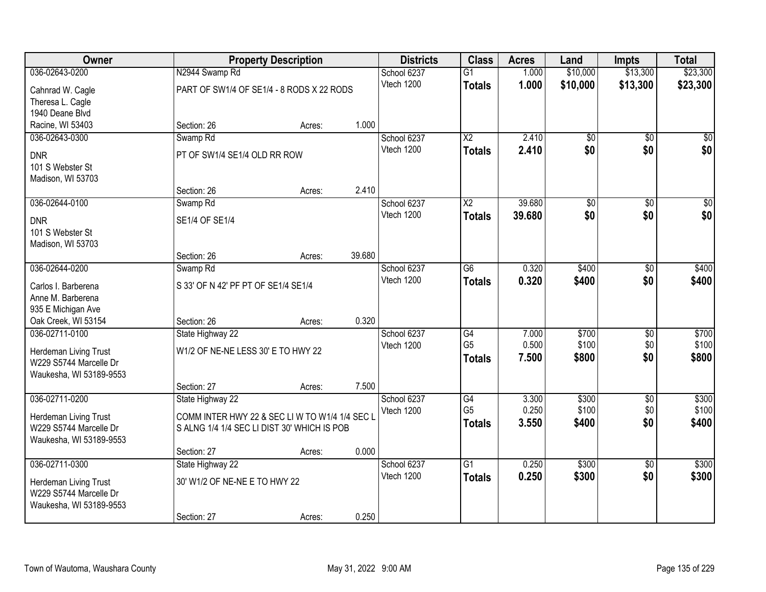| Owner | Property Description | | | Districts | Class | Acres | Land | Impts | Total |
|---|---|---|---|---|---|---|---|---|---|
| 036-02643-0200 | N2944 Swamp Rd | | | School 6237 | G1 | 1.000 | $10,000 | $13,300 | $23,300 |
| Cahnrad W. Cagle<br>Theresa L. Cagle<br>1940 Deane Blvd<br>Racine, WI 53403 | PART OF SW1/4 OF SE1/4 - 8 RODS X 22 RODS | | | Vtech 1200 | **Totals** | **1.000** | **$10,000** | **$13,300** | **$23,300** |
| | Section: 26 | Acres: | 1.000 | | | | | | |
| 036-02643-0300 | Swamp Rd | | | School 6237 | X2 | 2.410 | $0 | $0 | $0 |
| DNR<br>101 S Webster St<br>Madison, WI 53703 | PT OF SW1/4 SE1/4 OLD RR ROW | | | Vtech 1200 | **Totals** | **2.410** | **$0** | **$0** | **$0** |
| | Section: 26 | Acres: | 2.410 | | | | | | |
| 036-02644-0100 | Swamp Rd | | | School 6237 | X2 | 39.680 | $0 | $0 | $0 |
| DNR<br>101 S Webster St<br>Madison, WI 53703 | SE1/4 OF SE1/4 | | | Vtech 1200 | **Totals** | **39.680** | **$0** | **$0** | **$0** |
| | Section: 26 | Acres: | 39.680 | | | | | | |
| 036-02644-0200 | Swamp Rd | | | School 6237 | G6 | 0.320 | $400 | $0 | $400 |
| Carlos I. Barberena<br>Anne M. Barberena<br>935 E Michigan Ave<br>Oak Creek, WI 53154 | S 33' OF N 42' PF PT OF SE1/4 SE1/4 | | | Vtech 1200 | **Totals** | **0.320** | **$400** | **$0** | **$400** |
| | Section: 26 | Acres: | 0.320 | | | | | | |
| 036-02711-0100 | State Highway 22 | | | School 6237 | G4 | 7.000 | $700 | $0 | $700 |
| Herdeman Living Trust<br>W229 S5744 Marcelle Dr<br>Waukesha, WI 53189-9553 | W1/2 OF NE-NE LESS 30' E TO HWY 22 | | | Vtech 1200 | G5 | 0.500 | $100 | $0 | $100 |
| | | | | | **Totals** | **7.500** | **$800** | **$0** | **$800** |
| | Section: 27 | Acres: | 7.500 | | | | | | |
| 036-02711-0200 | State Highway 22 | | | School 6237 | G4 | 3.300 | $300 | $0 | $300 |
| Herdeman Living Trust<br>W229 S5744 Marcelle Dr<br>Waukesha, WI 53189-9553 | COMM INTER HWY 22 & SEC LI W TO W1/4 1/4 SEC L S ALNG 1/4 1/4 SEC LI DIST 30' WHICH IS POB | | | Vtech 1200 | G5 | 0.250 | $100 | $0 | $100 |
| | | | | | **Totals** | **3.550** | **$400** | **$0** | **$400** |
| | Section: 27 | Acres: | 0.000 | | | | | | |
| 036-02711-0300 | State Highway 22 | | | School 6237 | G1 | 0.250 | $300 | $0 | $300 |
| Herdeman Living Trust<br>W229 S5744 Marcelle Dr<br>Waukesha, WI 53189-9553 | 30' W1/2 OF NE-NE E TO HWY 22 | | | Vtech 1200 | **Totals** | **0.250** | **$300** | **$0** | **$300** |
| | Section: 27 | Acres: | 0.250 | | | | | | |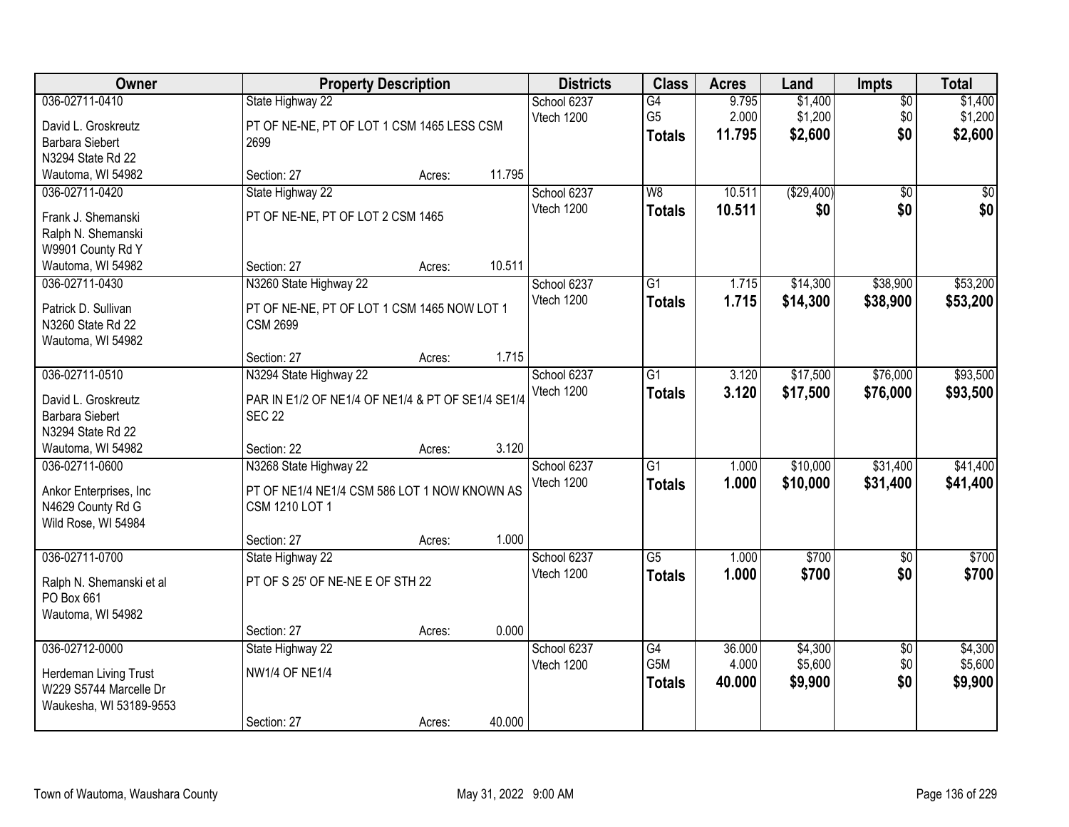| Owner | Property Description | Districts | Class | Acres | Land | Impts | Total |
|---|---|---|---|---|---|---|---|
| 036-02711-0410<br>David L. Groskreutz<br>Barbara Siebert<br>N3294 State Rd 22<br>Wautoma, WI 54982 | State Highway 22<br>PT OF NE-NE, PT OF LOT 1 CSM 1465 LESS CSM 2699<br>Section: 27 Acres: 11.795 | School 6237<br>Vtech 1200 | G4<br>G5<br>**Totals** | 9.795<br>2.000<br>**11.795** | $1,400<br>$1,200<br>**$2,600** | $0<br>$0<br>**$0** | $1,400<br>$1,200<br>**$2,600** |
| 036-02711-0420<br>Frank J. Shemanski<br>Ralph N. Shemanski<br>W9901 County Rd Y<br>Wautoma, WI 54982 | State Highway 22<br>PT OF NE-NE, PT OF LOT 2 CSM 1465<br>Section: 27 Acres: 10.511 | School 6237<br>Vtech 1200 | W8<br>**Totals** | 10.511<br>**10.511** | ($29,400)<br>**$0** | $0<br>**$0** | $0<br>**$0** |
| 036-02711-0430<br>Patrick D. Sullivan<br>N3260 State Rd 22<br>Wautoma, WI 54982 | N3260 State Highway 22<br>PT OF NE-NE, PT OF LOT 1 CSM 1465 NOW LOT 1 CSM 2699<br>Section: 27 Acres: 1.715 | School 6237<br>Vtech 1200 | G1<br>**Totals** | 1.715<br>**1.715** | $14,300<br>**$14,300** | $38,900<br>**$38,900** | $53,200<br>**$53,200** |
| 036-02711-0510<br>David L. Groskreutz<br>Barbara Siebert<br>N3294 State Rd 22<br>Wautoma, WI 54982 | N3294 State Highway 22<br>PAR IN E1/2 OF NE1/4 OF NE1/4 & PT OF SE1/4 SE1/4 SEC 22<br>Section: 22 Acres: 3.120 | School 6237<br>Vtech 1200 | G1<br>**Totals** | 3.120<br>**3.120** | $17,500<br>**$17,500** | $76,000<br>**$76,000** | $93,500<br>**$93,500** |
| 036-02711-0600<br>Ankor Enterprises, Inc<br>N4629 County Rd G<br>Wild Rose, WI 54984 | N3268 State Highway 22<br>PT OF NE1/4 NE1/4 CSM 586 LOT 1 NOW KNOWN AS CSM 1210 LOT 1<br>Section: 27 Acres: 1.000 | School 6237<br>Vtech 1200 | G1<br>**Totals** | 1.000<br>**1.000** | $10,000<br>**$10,000** | $31,400<br>**$31,400** | $41,400<br>**$41,400** |
| 036-02711-0700<br>Ralph N. Shemanski et al<br>PO Box 661<br>Wautoma, WI 54982 | State Highway 22<br>PT OF S 25' OF NE-NE E OF STH 22<br>Section: 27 Acres: 0.000 | School 6237<br>Vtech 1200 | G5<br>**Totals** | 1.000<br>**1.000** | $700<br>**$700** | $0<br>**$0** | $700<br>**$700** |
| 036-02712-0000<br>Herdeman Living Trust<br>W229 S5744 Marcelle Dr<br>Waukesha, WI 53189-9553 | State Highway 22<br>NW1/4 OF NE1/4<br>Section: 27 Acres: 40.000 | School 6237<br>Vtech 1200 | G4<br>G5M<br>**Totals** | 36.000<br>4.000<br>**40.000** | $4,300<br>$5,600<br>**$9,900** | $0<br>$0<br>**$0** | $4,300<br>$5,600<br>**$9,900** |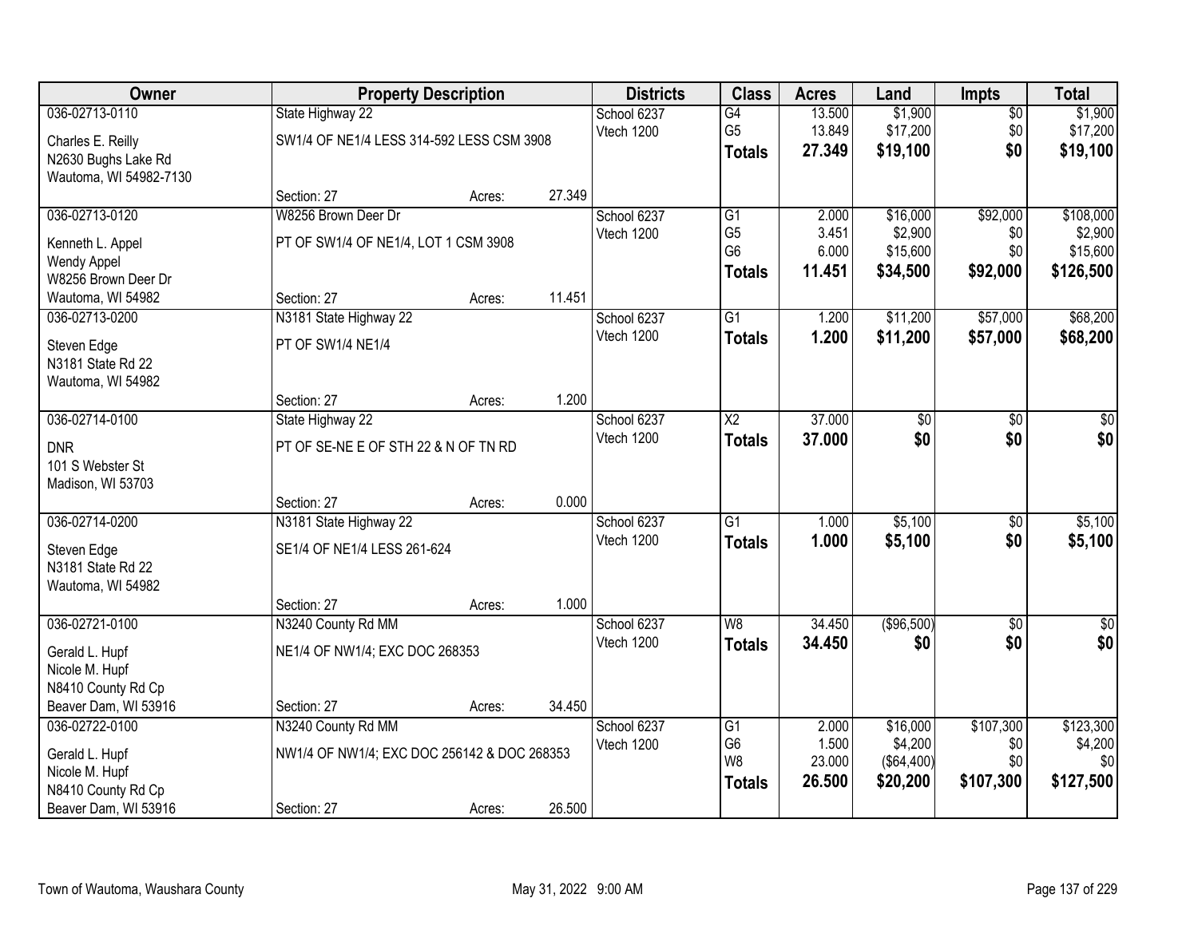| Owner | Property Description | | | Districts | Class | Acres | Land | Impts | Total |
|---|---|---|---|---|---|---|---|---|---|
| 036-02713-0110 | State Highway 22 | | | School 6237 | G4 | 13.500 | $1,900 | $0 | $1,900 |
| Charles E. Reilly | SW1/4 OF NE1/4 LESS 314-592 LESS CSM 3908 | | | Vtech 1200 | G5 | 13.849 | $17,200 | $0 | $17,200 |
| N2630 Bughs Lake Rd | | | | | **Totals** | **27.349** | **$19,100** | **$0** | **$19,100** |
| Wautoma, WI 54982-7130 | | | | | | | | | |
| | Section: 27 | Acres: | 27.349 | | | | | | |
| 036-02713-0120 | W8256 Brown Deer Dr | | | School 6237 | G1 | 2.000 | $16,000 | $92,000 | $108,000 |
| Kenneth L. Appel | PT OF SW1/4 OF NE1/4, LOT 1 CSM 3908 | | | Vtech 1200 | G5 | 3.451 | $2,900 | $0 | $2,900 |
| Wendy Appel | | | | | G6 | 6.000 | $15,600 | $0 | $15,600 |
| W8256 Brown Deer Dr | | | | | **Totals** | **11.451** | **$34,500** | **$92,000** | **$126,500** |
| Wautoma, WI 54982 | Section: 27 | Acres: | 11.451 | | | | | | |
| 036-02713-0200 | N3181 State Highway 22 | | | School 6237 | G1 | 1.200 | $11,200 | $57,000 | $68,200 |
| Steven Edge | PT OF SW1/4 NE1/4 | | | Vtech 1200 | **Totals** | **1.200** | **$11,200** | **$57,000** | **$68,200** |
| N3181 State Rd 22 | | | | | | | | | |
| Wautoma, WI 54982 | | | | | | | | | |
| | Section: 27 | Acres: | 1.200 | | | | | | |
| 036-02714-0100 | State Highway 22 | | | School 6237 | X2 | 37.000 | $0 | $0 | $0 |
| DNR | PT OF SE-NE E OF STH 22 & N OF TN RD | | | Vtech 1200 | **Totals** | **37.000** | **$0** | **$0** | **$0** |
| 101 S Webster St | | | | | | | | | |
| Madison, WI 53703 | | | | | | | | | |
| | Section: 27 | Acres: | 0.000 | | | | | | |
| 036-02714-0200 | N3181 State Highway 22 | | | School 6237 | G1 | 1.000 | $5,100 | $0 | $5,100 |
| Steven Edge | SE1/4 OF NE1/4 LESS 261-624 | | | Vtech 1200 | **Totals** | **1.000** | **$5,100** | **$0** | **$5,100** |
| N3181 State Rd 22 | | | | | | | | | |
| Wautoma, WI 54982 | | | | | | | | | |
| | Section: 27 | Acres: | 1.000 | | | | | | |
| 036-02721-0100 | N3240 County Rd MM | | | School 6237 | W8 | 34.450 | ($96,500) | $0 | $0 |
| Gerald L. Hupf | NE1/4 OF NW1/4; EXC DOC 268353 | | | Vtech 1200 | **Totals** | **34.450** | **$0** | **$0** | **$0** |
| Nicole M. Hupf | | | | | | | | | |
| N8410 County Rd Cp | | | | | | | | | |
| Beaver Dam, WI 53916 | Section: 27 | Acres: | 34.450 | | | | | | |
| 036-02722-0100 | N3240 County Rd MM | | | School 6237 | G1 | 2.000 | $16,000 | $107,300 | $123,300 |
| Gerald L. Hupf | NW1/4 OF NW1/4; EXC DOC 256142 & DOC 268353 | | | Vtech 1200 | G6 | 1.500 | $4,200 | $0 | $4,200 |
| Nicole M. Hupf | | | | | W8 | 23.000 | ($64,400) | $0 | $0 |
| N8410 County Rd Cp | | | | | **Totals** | **26.500** | **$20,200** | **$107,300** | **$127,500** |
| Beaver Dam, WI 53916 | Section: 27 | Acres: | 26.500 | | | | | | |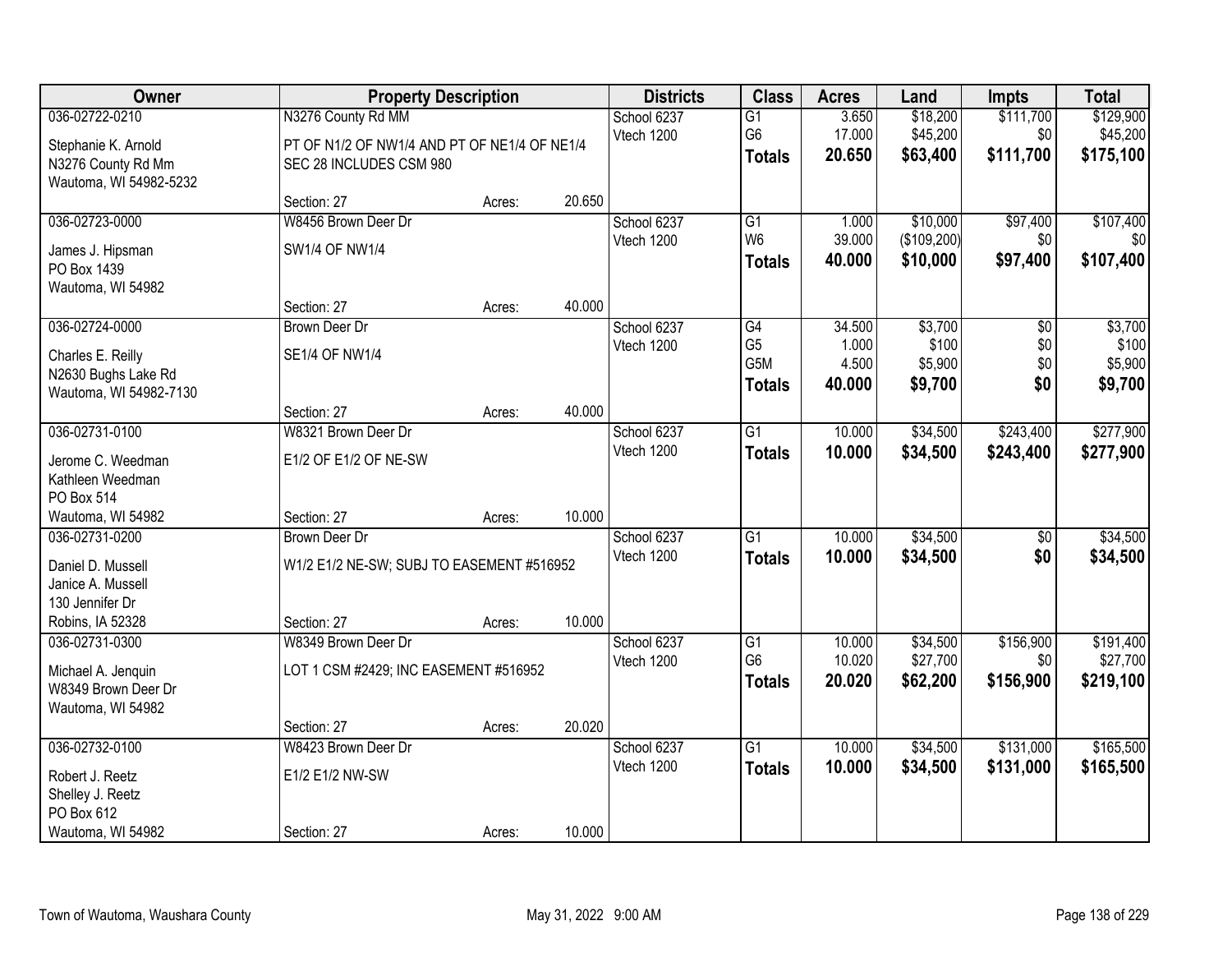| Owner | Property Description | | | Districts | Class | Acres | Land | Impts | Total |
|---|---|---|---|---|---|---|---|---|---|
| 036-02722-0210 | N3276 County Rd MM | | | School 6237 | G1 | 3.650 | $18,200 | $111,700 | $129,900 |
| Stephanie K. Arnold | PT OF N1/2 OF NW1/4 AND PT OF NE1/4 OF NE1/4 | | | Vtech 1200 | G6 | 17.000 | $45,200 | $0 | $45,200 |
| N3276 County Rd Mm | SEC 28 INCLUDES CSM 980 | | | | **Totals** | **20.650** | **$63,400** | **$111,700** | **$175,100** |
| Wautoma, WI 54982-5232 | | | | | | | | | |
| | Section: 27 | Acres: | 20.650 | | | | | | |
| 036-02723-0000 | W8456 Brown Deer Dr | | | School 6237 | G1 | 1.000 | $10,000 | $97,400 | $107,400 |
| James J. Hipsman | SW1/4 OF NW1/4 | | | Vtech 1200 | W6 | 39.000 | ($109,200) | $0 | $0 |
| PO Box 1439 | | | | | **Totals** | **40.000** | **$10,000** | **$97,400** | **$107,400** |
| Wautoma, WI 54982 | | | | | | | | | |
| | Section: 27 | Acres: | 40.000 | | | | | | |
| 036-02724-0000 | Brown Deer Dr | | | School 6237 | G4 | 34.500 | $3,700 | $0 | $3,700 |
| Charles E. Reilly | SE1/4 OF NW1/4 | | | Vtech 1200 | G5 | 1.000 | $100 | $0 | $100 |
| N2630 Bughs Lake Rd | | | | | G5M | 4.500 | $5,900 | $0 | $5,900 |
| Wautoma, WI 54982-7130 | | | | | **Totals** | **40.000** | **$9,700** | **$0** | **$9,700** |
| | Section: 27 | Acres: | 40.000 | | | | | | |
| 036-02731-0100 | W8321 Brown Deer Dr | | | School 6237 | G1 | 10.000 | $34,500 | $243,400 | $277,900 |
| Jerome C. Weedman | E1/2 OF E1/2 OF NE-SW | | | Vtech 1200 | **Totals** | **10.000** | **$34,500** | **$243,400** | **$277,900** |
| Kathleen Weedman | | | | | | | | | |
| PO Box 514 | | | | | | | | | |
| Wautoma, WI 54982 | Section: 27 | Acres: | 10.000 | | | | | | |
| 036-02731-0200 | Brown Deer Dr | | | School 6237 | G1 | 10.000 | $34,500 | $0 | $34,500 |
| Daniel D. Mussell | W1/2 E1/2 NE-SW; SUBJ TO EASEMENT #516952 | | | Vtech 1200 | **Totals** | **10.000** | **$34,500** | **$0** | **$34,500** |
| Janice A. Mussell | | | | | | | | | |
| 130 Jennifer Dr | | | | | | | | | |
| Robins, IA 52328 | Section: 27 | Acres: | 10.000 | | | | | | |
| 036-02731-0300 | W8349 Brown Deer Dr | | | School 6237 | G1 | 10.000 | $34,500 | $156,900 | $191,400 |
| Michael A. Jenquin | LOT 1 CSM #2429; INC EASEMENT #516952 | | | Vtech 1200 | G6 | 10.020 | $27,700 | $0 | $27,700 |
| W8349 Brown Deer Dr | | | | | **Totals** | **20.020** | **$62,200** | **$156,900** | **$219,100** |
| Wautoma, WI 54982 | | | | | | | | | |
| | Section: 27 | Acres: | 20.020 | | | | | | |
| 036-02732-0100 | W8423 Brown Deer Dr | | | School 6237 | G1 | 10.000 | $34,500 | $131,000 | $165,500 |
| Robert J. Reetz | E1/2 E1/2 NW-SW | | | Vtech 1200 | **Totals** | **10.000** | **$34,500** | **$131,000** | **$165,500** |
| Shelley J. Reetz | | | | | | | | | |
| PO Box 612 | | | | | | | | | |
| Wautoma, WI 54982 | Section: 27 | Acres: | 10.000 | | | | | | |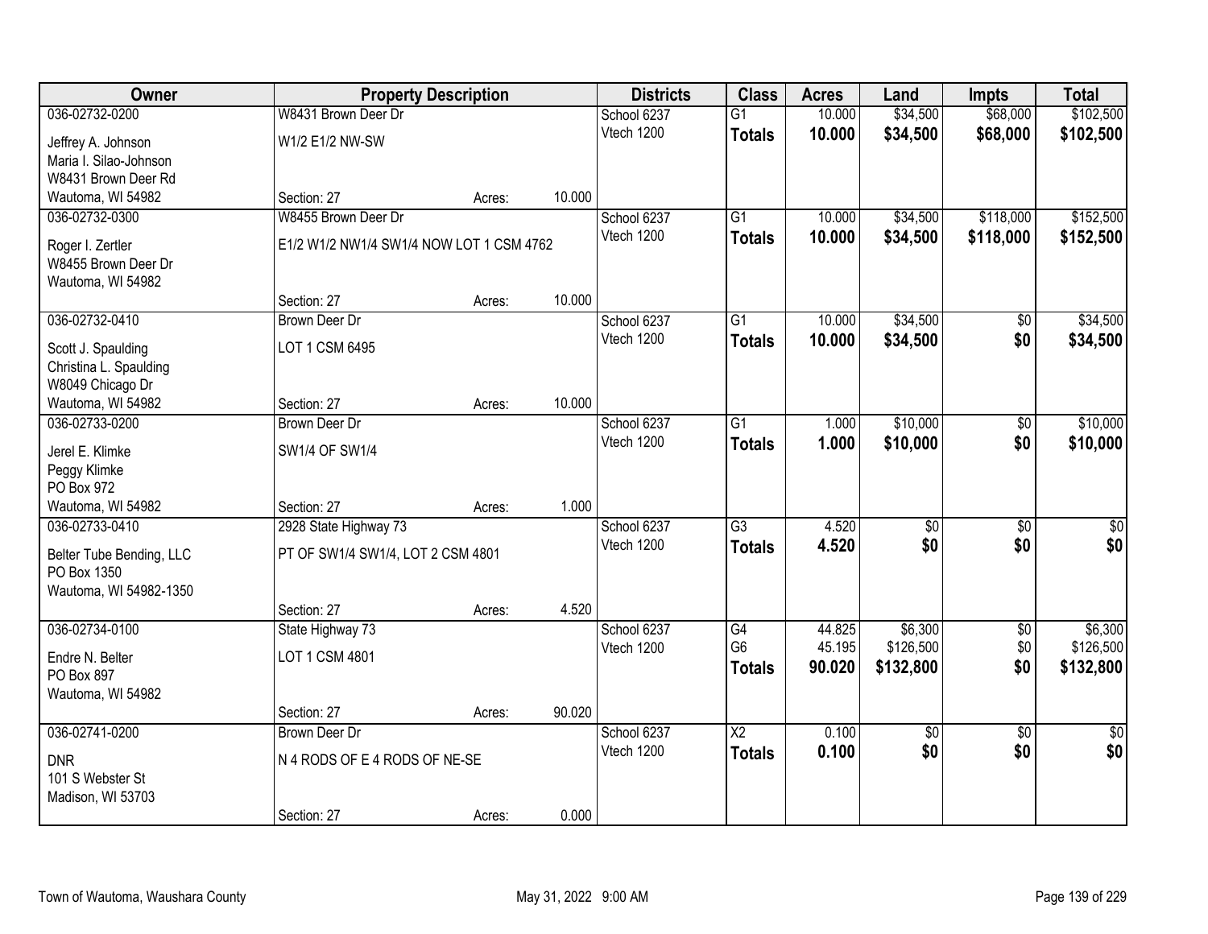| Owner | Property Description | | | Districts | Class | Acres | Land | Impts | Total |
|---|---|---|---|---|---|---|---|---|---|
| 036-02732-0200 | W8431 Brown Deer Dr | | | School 6237 | G1 | 10.000 | $34,500 | $68,000 | $102,500 |
| Jeffrey A. Johnson<br>Maria I. Silao-Johnson<br>W8431 Brown Deer Rd<br>Wautoma, WI 54982 | W1/2 E1/2 NW-SW | | | Vtech 1200 | **Totals** | **10.000** | **$34,500** | **$68,000** | **$102,500** |
| | Section: 27 | Acres: | 10.000 | | | | | | |
| 036-02732-0300 | W8455 Brown Deer Dr | | | School 6237 | G1 | 10.000 | $34,500 | $118,000 | $152,500 |
| Roger I. Zertler<br>W8455 Brown Deer Dr<br>Wautoma, WI 54982 | E1/2 W1/2 NW1/4 SW1/4 NOW LOT 1 CSM 4762 | | | Vtech 1200 | **Totals** | **10.000** | **$34,500** | **$118,000** | **$152,500** |
| | Section: 27 | Acres: | 10.000 | | | | | | |
| 036-02732-0410 | Brown Deer Dr | | | School 6237 | G1 | 10.000 | $34,500 | $0 | $34,500 |
| Scott J. Spaulding<br>Christina L. Spaulding<br>W8049 Chicago Dr<br>Wautoma, WI 54982 | LOT 1 CSM 6495 | | | Vtech 1200 | **Totals** | **10.000** | **$34,500** | **$0** | **$34,500** |
| | Section: 27 | Acres: | 10.000 | | | | | | |
| 036-02733-0200 | Brown Deer Dr | | | School 6237 | G1 | 1.000 | $10,000 | $0 | $10,000 |
| Jerel E. Klimke<br>Peggy Klimke<br>PO Box 972<br>Wautoma, WI 54982 | SW1/4 OF SW1/4 | | | Vtech 1200 | **Totals** | **1.000** | **$10,000** | **$0** | **$10,000** |
| | Section: 27 | Acres: | 1.000 | | | | | | |
| 036-02733-0410 | 2928 State Highway 73 | | | School 6237 | G3 | 4.520 | $0 | $0 | $0 |
| Belter Tube Bending, LLC<br>PO Box 1350<br>Wautoma, WI 54982-1350 | PT OF SW1/4 SW1/4, LOT 2 CSM 4801 | | | Vtech 1200 | **Totals** | **4.520** | **$0** | **$0** | **$0** |
| | Section: 27 | Acres: | 4.520 | | | | | | |
| 036-02734-0100 | State Highway 73 | | | School 6237 | G4 | 44.825 | $6,300 | $0 | $6,300 |
| Endre N. Belter<br>PO Box 897<br>Wautoma, WI 54982 | LOT 1 CSM 4801 | | | Vtech 1200 | G6 | 45.195 | $126,500 | $0 | $126,500 |
| | | | | | **Totals** | **90.020** | **$132,800** | **$0** | **$132,800** |
| | Section: 27 | Acres: | 90.020 | | | | | | |
| 036-02741-0200 | Brown Deer Dr | | | School 6237 | X2 | 0.100 | $0 | $0 | $0 |
| DNR<br>101 S Webster St<br>Madison, WI 53703 | N 4 RODS OF E 4 RODS OF NE-SE | | | Vtech 1200 | **Totals** | **0.100** | **$0** | **$0** | **$0** |
| | Section: 27 | Acres: | 0.000 | | | | | | |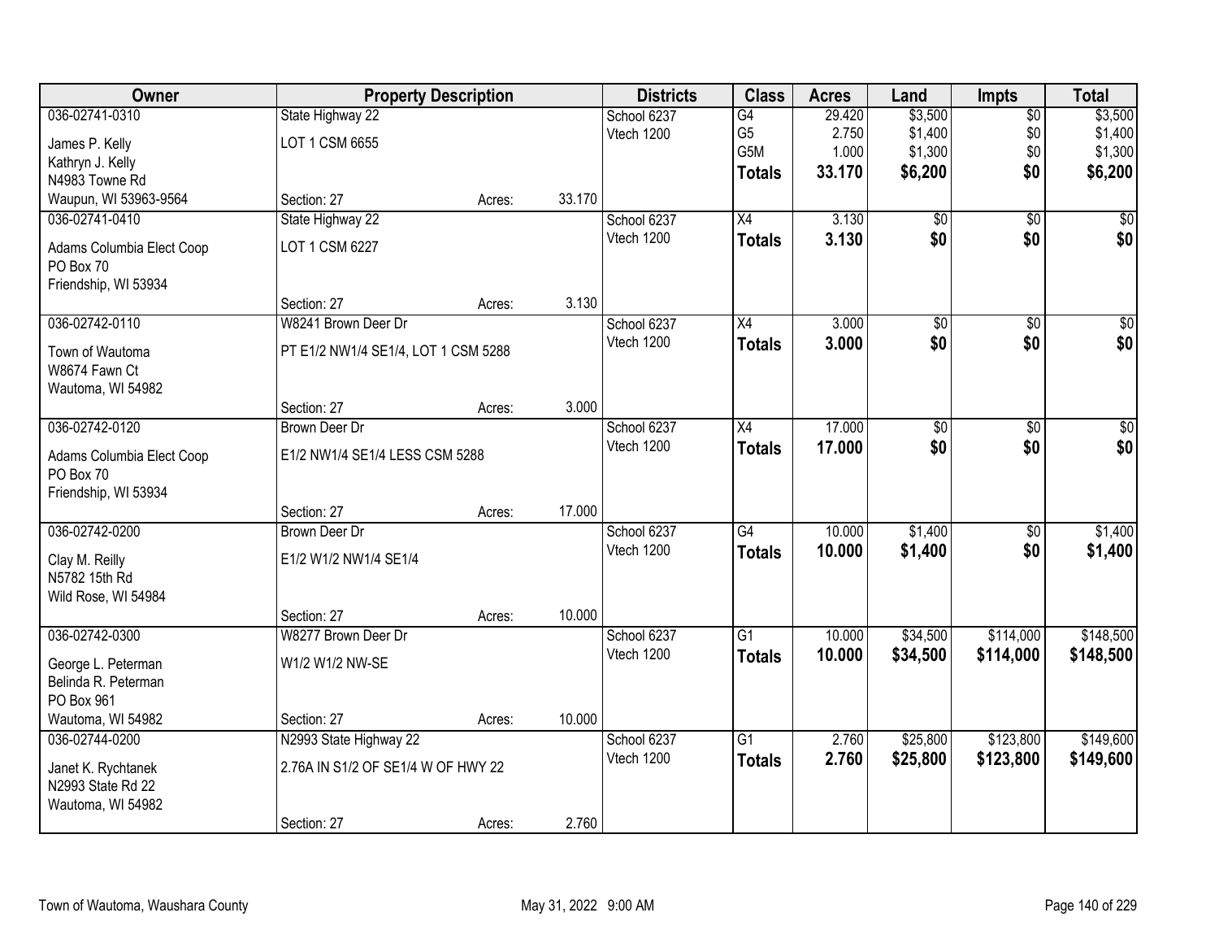| Owner | Property Description | | | Districts | Class | Acres | Land | Impts | Total |
|---|---|---|---|---|---|---|---|---|---|
| 036-02741-0310 | State Highway 22 | | | School 6237 | G4 | 29.420 | $3,500 | $0 | $3,500 |
| James P. Kelly | LOT 1 CSM 6655 | | | Vtech 1200 | G5 | 2.750 | $1,400 | $0 | $1,400 |
| Kathryn J. Kelly | | | | | G5M | 1.000 | $1,300 | $0 | $1,300 |
| N4983 Towne Rd | | | | | **Totals** | **33.170** | **$6,200** | **$0** | **$6,200** |
| Waupun, WI 53963-9564 | Section: 27 | Acres: | 33.170 | | | | | | |
| 036-02741-0410 | State Highway 22 | | | School 6237 | X4 | 3.130 | $0 | $0 | $0 |
| Adams Columbia Elect Coop | LOT 1 CSM 6227 | | | Vtech 1200 | **Totals** | **3.130** | **$0** | **$0** | **$0** |
| PO Box 70 | | | | | | | | | |
| Friendship, WI 53934 | | | | | | | | | |
| | Section: 27 | Acres: | 3.130 | | | | | | |
| 036-02742-0110 | W8241 Brown Deer Dr | | | School 6237 | X4 | 3.000 | $0 | $0 | $0 |
| Town of Wautoma | PT E1/2 NW1/4 SE1/4, LOT 1 CSM 5288 | | | Vtech 1200 | **Totals** | **3.000** | **$0** | **$0** | **$0** |
| W8674 Fawn Ct | | | | | | | | | |
| Wautoma, WI 54982 | | | | | | | | | |
| | Section: 27 | Acres: | 3.000 | | | | | | |
| 036-02742-0120 | Brown Deer Dr | | | School 6237 | X4 | 17.000 | $0 | $0 | $0 |
| Adams Columbia Elect Coop | E1/2 NW1/4 SE1/4 LESS CSM 5288 | | | Vtech 1200 | **Totals** | **17.000** | **$0** | **$0** | **$0** |
| PO Box 70 | | | | | | | | | |
| Friendship, WI 53934 | | | | | | | | | |
| | Section: 27 | Acres: | 17.000 | | | | | | |
| 036-02742-0200 | Brown Deer Dr | | | School 6237 | G4 | 10.000 | $1,400 | $0 | $1,400 |
| Clay M. Reilly | E1/2 W1/2 NW1/4 SE1/4 | | | Vtech 1200 | **Totals** | **10.000** | **$1,400** | **$0** | **$1,400** |
| N5782 15th Rd | | | | | | | | | |
| Wild Rose, WI 54984 | | | | | | | | | |
| | Section: 27 | Acres: | 10.000 | | | | | | |
| 036-02742-0300 | W8277 Brown Deer Dr | | | School 6237 | G1 | 10.000 | $34,500 | $114,000 | $148,500 |
| George L. Peterman | W1/2 W1/2 NW-SE | | | Vtech 1200 | **Totals** | **10.000** | **$34,500** | **$114,000** | **$148,500** |
| Belinda R. Peterman | | | | | | | | | |
| PO Box 961 | | | | | | | | | |
| Wautoma, WI 54982 | Section: 27 | Acres: | 10.000 | | | | | | |
| 036-02744-0200 | N2993 State Highway 22 | | | School 6237 | G1 | 2.760 | $25,800 | $123,800 | $149,600 |
| Janet K. Rychtanek | 2.76A IN S1/2 OF SE1/4 W OF HWY 22 | | | Vtech 1200 | **Totals** | **2.760** | **$25,800** | **$123,800** | **$149,600** |
| N2993 State Rd 22 | | | | | | | | | |
| Wautoma, WI 54982 | | | | | | | | | |
| | Section: 27 | Acres: | 2.760 | | | | | | |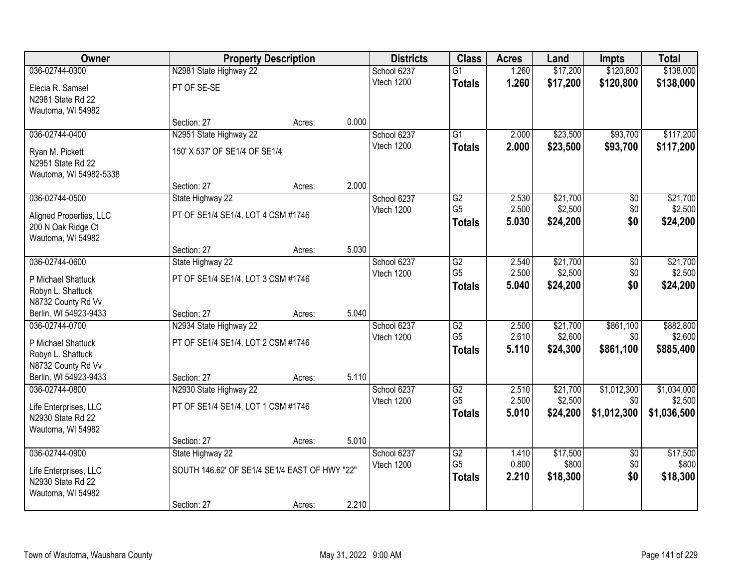| Owner | Property Description | | | Districts | Class | Acres | Land | Impts | Total |
|---|---|---|---|---|---|---|---|---|---|
| 036-02744-0300 | N2981 State Highway 22 | | | School 6237 | G1 | 1.260 | $17,200 | $120,800 | $138,000 |
| Elecia R. Samsel | PT OF SE-SE | | | Vtech 1200 | **Totals** | **1.260** | **$17,200** | **$120,800** | **$138,000** |
| N2981 State Rd 22 | | | | | | | | | |
| Wautoma, WI 54982 | | | | | | | | | |
| | Section: 27 | Acres: | 0.000 | | | | | | |
| 036-02744-0400 | N2951 State Highway 22 | | | School 6237 | G1 | 2.000 | $23,500 | $93,700 | $117,200 |
| Ryan M. Pickett | 150' X 537' OF SE1/4 OF SE1/4 | | | Vtech 1200 | **Totals** | **2.000** | **$23,500** | **$93,700** | **$117,200** |
| N2951 State Rd 22 | | | | | | | | | |
| Wautoma, WI 54982-5338 | | | | | | | | | |
| | Section: 27 | Acres: | 2.000 | | | | | | |
| 036-02744-0500 | State Highway 22 | | | School 6237 | G2 | 2.530 | $21,700 | $0 | $21,700 |
| Aligned Properties, LLC | PT OF SE1/4 SE1/4, LOT 4 CSM #1746 | | | Vtech 1200 | G5 | 2.500 | $2,500 | $0 | $2,500 |
| 200 N Oak Ridge Ct | | | | | **Totals** | **5.030** | **$24,200** | **$0** | **$24,200** |
| Wautoma, WI 54982 | | | | | | | | | |
| | Section: 27 | Acres: | 5.030 | | | | | | |
| 036-02744-0600 | State Highway 22 | | | School 6237 | G2 | 2.540 | $21,700 | $0 | $21,700 |
| P Michael Shattuck | PT OF SE1/4 SE1/4, LOT 3 CSM #1746 | | | Vtech 1200 | G5 | 2.500 | $2,500 | $0 | $2,500 |
| Robyn L. Shattuck | | | | | **Totals** | **5.040** | **$24,200** | **$0** | **$24,200** |
| N8732 County Rd Vv | | | | | | | | | |
| Berlin, WI 54923-9433 | Section: 27 | Acres: | 5.040 | | | | | | |
| 036-02744-0700 | N2934 State Highway 22 | | | School 6237 | G2 | 2.500 | $21,700 | $861,100 | $882,800 |
| P Michael Shattuck | PT OF SE1/4 SE1/4, LOT 2 CSM #1746 | | | Vtech 1200 | G5 | 2.610 | $2,600 | $0 | $2,600 |
| Robyn L. Shattuck | | | | | **Totals** | **5.110** | **$24,300** | **$861,100** | **$885,400** |
| N8732 County Rd Vv | | | | | | | | | |
| Berlin, WI 54923-9433 | Section: 27 | Acres: | 5.110 | | | | | | |
| 036-02744-0800 | N2930 State Highway 22 | | | School 6237 | G2 | 2.510 | $21,700 | $1,012,300 | $1,034,000 |
| Life Enterprises, LLC | PT OF SE1/4 SE1/4, LOT 1 CSM #1746 | | | Vtech 1200 | G5 | 2.500 | $2,500 | $0 | $2,500 |
| N2930 State Rd 22 | | | | | **Totals** | **5.010** | **$24,200** | **$1,012,300** | **$1,036,500** |
| Wautoma, WI 54982 | | | | | | | | | |
| | Section: 27 | Acres: | 5.010 | | | | | | |
| 036-02744-0900 | State Highway 22 | | | School 6237 | G2 | 1.410 | $17,500 | $0 | $17,500 |
| Life Enterprises, LLC | SOUTH 146.62' OF SE1/4 SE1/4 EAST OF HWY "22" | | | Vtech 1200 | G5 | 0.800 | $800 | $0 | $800 |
| N2930 State Rd 22 | | | | | **Totals** | **2.210** | **$18,300** | **$0** | **$18,300** |
| Wautoma, WI 54982 | | | | | | | | | |
| | Section: 27 | Acres: | 2.210 | | | | | | |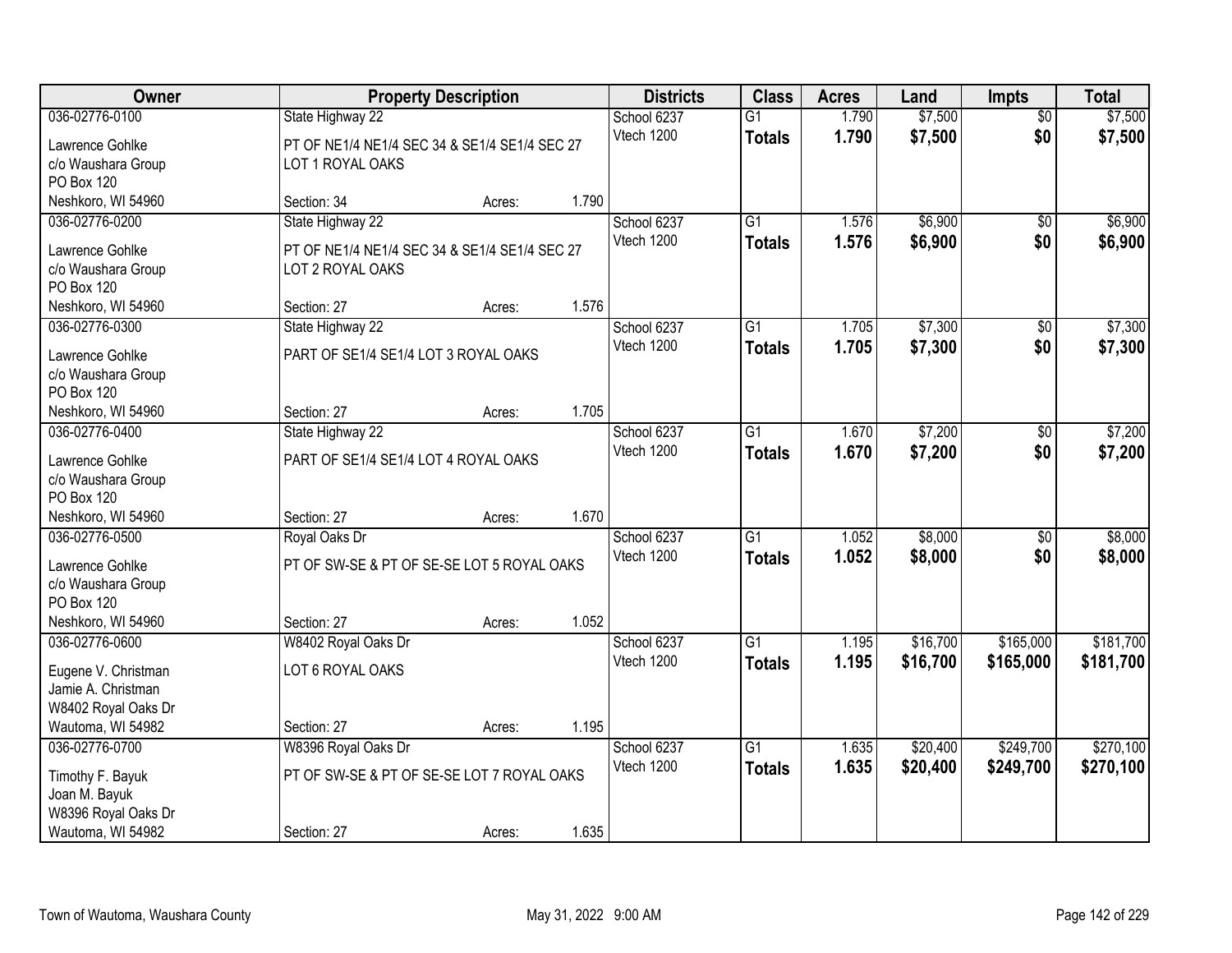| Owner | Property Description | | | Districts | Class | Acres | Land | Impts | Total |
|---|---|---|---|---|---|---|---|---|---|
| 036-02776-0100 | State Highway 22 | | | School 6237 | G1 | 1.790 | $7,500 | $0 | $7,500 |
| Lawrence Gohlke<br>c/o Waushara Group<br>PO Box 120<br>Neshkoro, WI 54960 | PT OF NE1/4 NE1/4 SEC 34 & SE1/4 SE1/4 SEC 27 LOT 1 ROYAL OAKS | | | Vtech 1200 | **Totals** | **1.790** | **$7,500** | **$0** | **$7,500** |
| | Section: 34 | Acres: | 1.790 | | | | | | |
| 036-02776-0200 | State Highway 22 | | | School 6237 | G1 | 1.576 | $6,900 | $0 | $6,900 |
| Lawrence Gohlke<br>c/o Waushara Group<br>PO Box 120<br>Neshkoro, WI 54960 | PT OF NE1/4 NE1/4 SEC 34 & SE1/4 SE1/4 SEC 27 LOT 2 ROYAL OAKS | | | Vtech 1200 | **Totals** | **1.576** | **$6,900** | **$0** | **$6,900** |
| | Section: 27 | Acres: | 1.576 | | | | | | |
| 036-02776-0300 | State Highway 22 | | | School 6237 | G1 | 1.705 | $7,300 | $0 | $7,300 |
| Lawrence Gohlke<br>c/o Waushara Group<br>PO Box 120<br>Neshkoro, WI 54960 | PART OF SE1/4 SE1/4 LOT 3 ROYAL OAKS | | | Vtech 1200 | **Totals** | **1.705** | **$7,300** | **$0** | **$7,300** |
| | Section: 27 | Acres: | 1.705 | | | | | | |
| 036-02776-0400 | State Highway 22 | | | School 6237 | G1 | 1.670 | $7,200 | $0 | $7,200 |
| Lawrence Gohlke<br>c/o Waushara Group<br>PO Box 120<br>Neshkoro, WI 54960 | PART OF SE1/4 SE1/4 LOT 4 ROYAL OAKS | | | Vtech 1200 | **Totals** | **1.670** | **$7,200** | **$0** | **$7,200** |
| | Section: 27 | Acres: | 1.670 | | | | | | |
| 036-02776-0500 | Royal Oaks Dr | | | School 6237 | G1 | 1.052 | $8,000 | $0 | $8,000 |
| Lawrence Gohlke<br>c/o Waushara Group<br>PO Box 120<br>Neshkoro, WI 54960 | PT OF SW-SE & PT OF SE-SE LOT 5 ROYAL OAKS | | | Vtech 1200 | **Totals** | **1.052** | **$8,000** | **$0** | **$8,000** |
| | Section: 27 | Acres: | 1.052 | | | | | | |
| 036-02776-0600 | W8402 Royal Oaks Dr | | | School 6237 | G1 | 1.195 | $16,700 | $165,000 | $181,700 |
| Eugene V. Christman<br>Jamie A. Christman<br>W8402 Royal Oaks Dr<br>Wautoma, WI 54982 | LOT 6 ROYAL OAKS | | | Vtech 1200 | **Totals** | **1.195** | **$16,700** | **$165,000** | **$181,700** |
| | Section: 27 | Acres: | 1.195 | | | | | | |
| 036-02776-0700 | W8396 Royal Oaks Dr | | | School 6237 | G1 | 1.635 | $20,400 | $249,700 | $270,100 |
| Timothy F. Bayuk<br>Joan M. Bayuk<br>W8396 Royal Oaks Dr<br>Wautoma, WI 54982 | PT OF SW-SE & PT OF SE-SE LOT 7 ROYAL OAKS | | | Vtech 1200 | **Totals** | **1.635** | **$20,400** | **$249,700** | **$270,100** |
| | Section: 27 | Acres: | 1.635 | | | | | | |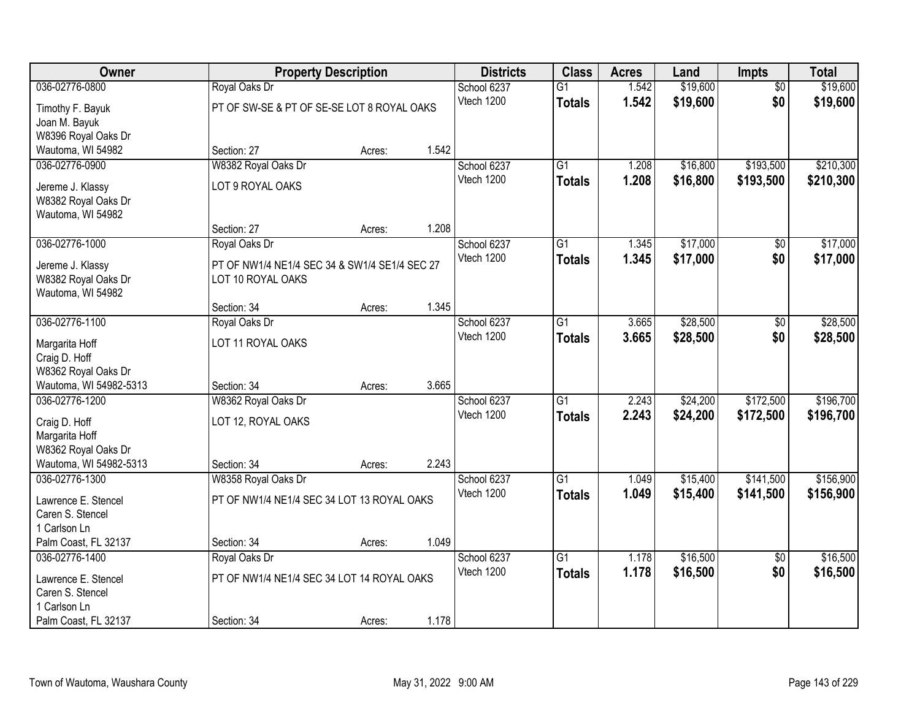| Owner | Property Description | | | Districts | Class | Acres | Land | Impts | Total |
|---|---|---|---|---|---|---|---|---|---|
| 036-02776-0800 | Royal Oaks Dr | | | School 6237 | G1 | 1.542 | $19,600 | $0 | $19,600 |
| Timothy F. Bayuk<br>Joan M. Bayuk<br>W8396 Royal Oaks Dr<br>Wautoma, WI 54982 | PT OF SW-SE & PT OF SE-SE LOT 8 ROYAL OAKS | | | Vtech 1200 | **Totals** | **1.542** | **$19,600** | **$0** | **$19,600** |
| | Section: 27 | Acres: | 1.542 | | | | | | |
| 036-02776-0900 | W8382 Royal Oaks Dr | | | School 6237 | G1 | 1.208 | $16,800 | $193,500 | $210,300 |
| Jereme J. Klassy<br>W8382 Royal Oaks Dr<br>Wautoma, WI 54982 | LOT 9 ROYAL OAKS | | | Vtech 1200 | **Totals** | **1.208** | **$16,800** | **$193,500** | **$210,300** |
| | Section: 27 | Acres: | 1.208 | | | | | | |
| 036-02776-1000 | Royal Oaks Dr | | | School 6237 | G1 | 1.345 | $17,000 | $0 | $17,000 |
| Jereme J. Klassy<br>W8382 Royal Oaks Dr<br>Wautoma, WI 54982 | PT OF NW1/4 NE1/4 SEC 34 & SW1/4 SE1/4 SEC 27 LOT 10 ROYAL OAKS | | | Vtech 1200 | **Totals** | **1.345** | **$17,000** | **$0** | **$17,000** |
| | Section: 34 | Acres: | 1.345 | | | | | | |
| 036-02776-1100 | Royal Oaks Dr | | | School 6237 | G1 | 3.665 | $28,500 | $0 | $28,500 |
| Margarita Hoff<br>Craig D. Hoff<br>W8362 Royal Oaks Dr<br>Wautoma, WI 54982-5313 | LOT 11 ROYAL OAKS | | | Vtech 1200 | **Totals** | **3.665** | **$28,500** | **$0** | **$28,500** |
| | Section: 34 | Acres: | 3.665 | | | | | | |
| 036-02776-1200 | W8362 Royal Oaks Dr | | | School 6237 | G1 | 2.243 | $24,200 | $172,500 | $196,700 |
| Craig D. Hoff<br>Margarita Hoff<br>W8362 Royal Oaks Dr<br>Wautoma, WI 54982-5313 | LOT 12, ROYAL OAKS | | | Vtech 1200 | **Totals** | **2.243** | **$24,200** | **$172,500** | **$196,700** |
| | Section: 34 | Acres: | 2.243 | | | | | | |
| 036-02776-1300 | W8358 Royal Oaks Dr | | | School 6237 | G1 | 1.049 | $15,400 | $141,500 | $156,900 |
| Lawrence E. Stencel<br>Caren S. Stencel<br>1 Carlson Ln<br>Palm Coast, FL 32137 | PT OF NW1/4 NE1/4 SEC 34 LOT 13 ROYAL OAKS | | | Vtech 1200 | **Totals** | **1.049** | **$15,400** | **$141,500** | **$156,900** |
| | Section: 34 | Acres: | 1.049 | | | | | | |
| 036-02776-1400 | Royal Oaks Dr | | | School 6237 | G1 | 1.178 | $16,500 | $0 | $16,500 |
| Lawrence E. Stencel<br>Caren S. Stencel<br>1 Carlson Ln<br>Palm Coast, FL 32137 | PT OF NW1/4 NE1/4 SEC 34 LOT 14 ROYAL OAKS | | | Vtech 1200 | **Totals** | **1.178** | **$16,500** | **$0** | **$16,500** |
| | Section: 34 | Acres: | 1.178 | | | | | | |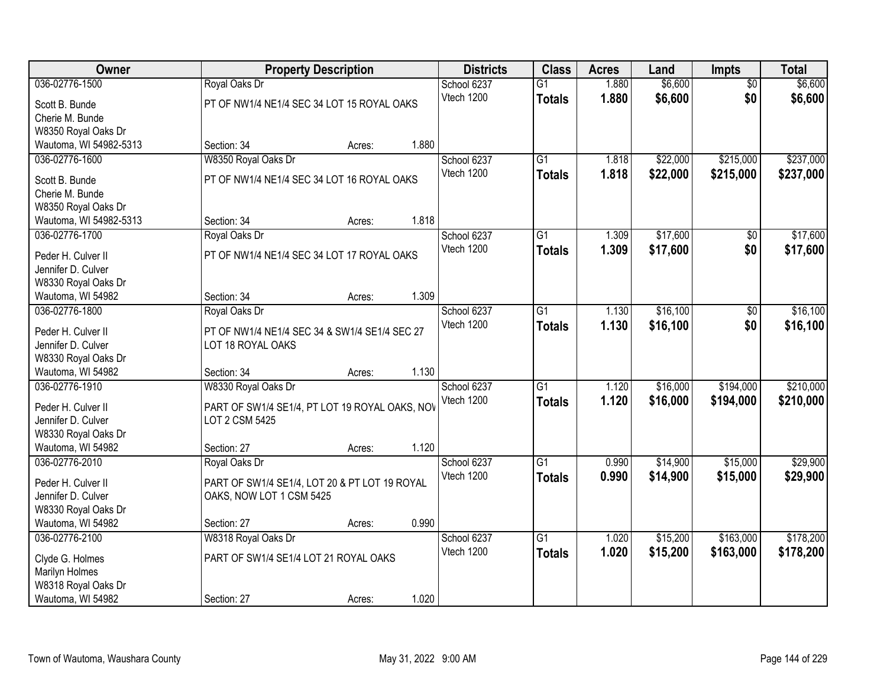| Owner | Property Description | | | Districts | Class | Acres | Land | Impts | Total |
|---|---|---|---|---|---|---|---|---|---|
| 036-02776-1500 | Royal Oaks Dr | | | School 6237 | G1 | 1.880 | $6,600 | $0 | $6,600 |
| Scott B. Bunde<br>Cherie M. Bunde<br>W8350 Royal Oaks Dr<br>Wautoma, WI 54982-5313 | PT OF NW1/4 NE1/4 SEC 34 LOT 15 ROYAL OAKS | | | Vtech 1200 | **Totals** | **1.880** | **$6,600** | **$0** | **$6,600** |
| | Section: 34 | Acres: | 1.880 | | | | | | |
| 036-02776-1600 | W8350 Royal Oaks Dr | | | School 6237 | G1 | 1.818 | $22,000 | $215,000 | $237,000 |
| Scott B. Bunde<br>Cherie M. Bunde<br>W8350 Royal Oaks Dr<br>Wautoma, WI 54982-5313 | PT OF NW1/4 NE1/4 SEC 34 LOT 16 ROYAL OAKS | | | Vtech 1200 | **Totals** | **1.818** | **$22,000** | **$215,000** | **$237,000** |
| | Section: 34 | Acres: | 1.818 | | | | | | |
| 036-02776-1700 | Royal Oaks Dr | | | School 6237 | G1 | 1.309 | $17,600 | $0 | $17,600 |
| Peder H. Culver II<br>Jennifer D. Culver<br>W8330 Royal Oaks Dr<br>Wautoma, WI 54982 | PT OF NW1/4 NE1/4 SEC 34 LOT 17 ROYAL OAKS | | | Vtech 1200 | **Totals** | **1.309** | **$17,600** | **$0** | **$17,600** |
| | Section: 34 | Acres: | 1.309 | | | | | | |
| 036-02776-1800 | Royal Oaks Dr | | | School 6237 | G1 | 1.130 | $16,100 | $0 | $16,100 |
| Peder H. Culver II<br>Jennifer D. Culver<br>W8330 Royal Oaks Dr<br>Wautoma, WI 54982 | PT OF NW1/4 NE1/4 SEC 34 & SW1/4 SE1/4 SEC 27 LOT 18 ROYAL OAKS | | | Vtech 1200 | **Totals** | **1.130** | **$16,100** | **$0** | **$16,100** |
| | Section: 34 | Acres: | 1.130 | | | | | | |
| 036-02776-1910 | W8330 Royal Oaks Dr | | | School 6237 | G1 | 1.120 | $16,000 | $194,000 | $210,000 |
| Peder H. Culver II<br>Jennifer D. Culver<br>W8330 Royal Oaks Dr<br>Wautoma, WI 54982 | PART OF SW1/4 SE1/4, PT LOT 19 ROYAL OAKS, NOW LOT 2 CSM 5425 | | | Vtech 1200 | **Totals** | **1.120** | **$16,000** | **$194,000** | **$210,000** |
| | Section: 27 | Acres: | 1.120 | | | | | | |
| 036-02776-2010 | Royal Oaks Dr | | | School 6237 | G1 | 0.990 | $14,900 | $15,000 | $29,900 |
| Peder H. Culver II<br>Jennifer D. Culver<br>W8330 Royal Oaks Dr<br>Wautoma, WI 54982 | PART OF SW1/4 SE1/4, LOT 20 & PT LOT 19 ROYAL OAKS, NOW LOT 1 CSM 5425 | | | Vtech 1200 | **Totals** | **0.990** | **$14,900** | **$15,000** | **$29,900** |
| | Section: 27 | Acres: | 0.990 | | | | | | |
| 036-02776-2100 | W8318 Royal Oaks Dr | | | School 6237 | G1 | 1.020 | $15,200 | $163,000 | $178,200 |
| Clyde G. Holmes<br>Marilyn Holmes<br>W8318 Royal Oaks Dr<br>Wautoma, WI 54982 | PART OF SW1/4 SE1/4 LOT 21 ROYAL OAKS | | | Vtech 1200 | **Totals** | **1.020** | **$15,200** | **$163,000** | **$178,200** |
| | Section: 27 | Acres: | 1.020 | | | | | | |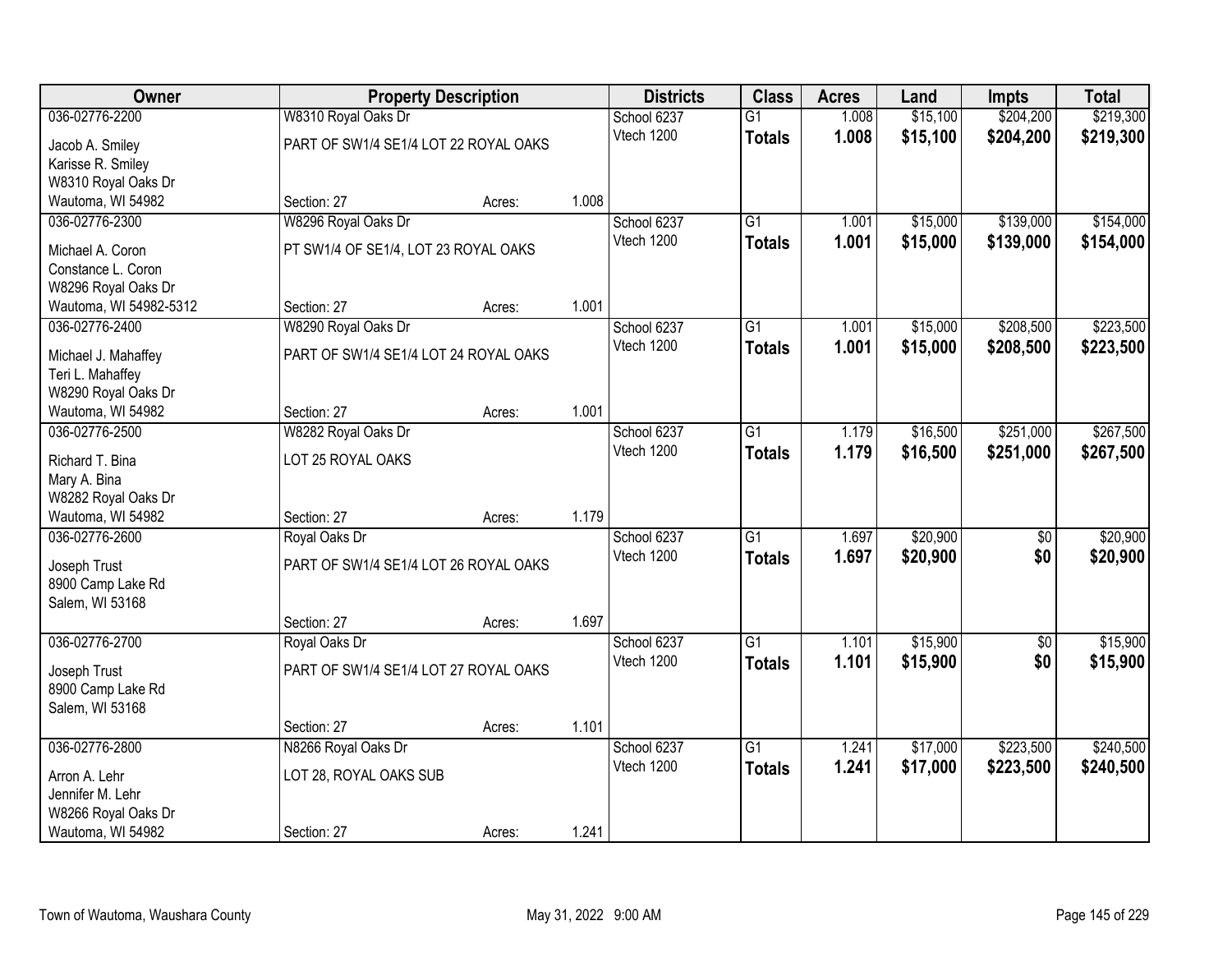| Owner | Property Description | | | Districts | Class | Acres | Land | Impts | Total |
|---|---|---|---|---|---|---|---|---|---|
| 036-02776-2200 | W8310 Royal Oaks Dr | | | School 6237 | G1 | 1.008 | $15,100 | $204,200 | $219,300 |
| Jacob A. Smiley<br>Karisse R. Smiley<br>W8310 Royal Oaks Dr<br>Wautoma, WI 54982 | PART OF SW1/4 SE1/4 LOT 22 ROYAL OAKS<br>Section: 27 | Acres: | 1.008 | Vtech 1200 | **Totals** | **1.008** | **$15,100** | **$204,200** | **$219,300** |
| 036-02776-2300 | W8296 Royal Oaks Dr | | | School 6237 | G1 | 1.001 | $15,000 | $139,000 | $154,000 |
| Michael A. Coron<br>Constance L. Coron<br>W8296 Royal Oaks Dr<br>Wautoma, WI 54982-5312 | PT SW1/4 OF SE1/4, LOT 23 ROYAL OAKS<br>Section: 27 | Acres: | 1.001 | Vtech 1200 | **Totals** | **1.001** | **$15,000** | **$139,000** | **$154,000** |
| 036-02776-2400 | W8290 Royal Oaks Dr | | | School 6237 | G1 | 1.001 | $15,000 | $208,500 | $223,500 |
| Michael J. Mahaffey<br>Teri L. Mahaffey<br>W8290 Royal Oaks Dr<br>Wautoma, WI 54982 | PART OF SW1/4 SE1/4 LOT 24 ROYAL OAKS<br>Section: 27 | Acres: | 1.001 | Vtech 1200 | **Totals** | **1.001** | **$15,000** | **$208,500** | **$223,500** |
| 036-02776-2500 | W8282 Royal Oaks Dr | | | School 6237 | G1 | 1.179 | $16,500 | $251,000 | $267,500 |
| Richard T. Bina<br>Mary A. Bina<br>W8282 Royal Oaks Dr<br>Wautoma, WI 54982 | LOT 25 ROYAL OAKS<br>Section: 27 | Acres: | 1.179 | Vtech 1200 | **Totals** | **1.179** | **$16,500** | **$251,000** | **$267,500** |
| 036-02776-2600 | Royal Oaks Dr | | | School 6237 | G1 | 1.697 | $20,900 | $0 | $20,900 |
| Joseph Trust<br>8900 Camp Lake Rd<br>Salem, WI 53168 | PART OF SW1/4 SE1/4 LOT 26 ROYAL OAKS<br>Section: 27 | Acres: | 1.697 | Vtech 1200 | **Totals** | **1.697** | **$20,900** | **$0** | **$20,900** |
| 036-02776-2700 | Royal Oaks Dr | | | School 6237 | G1 | 1.101 | $15,900 | $0 | $15,900 |
| Joseph Trust<br>8900 Camp Lake Rd<br>Salem, WI 53168 | PART OF SW1/4 SE1/4 LOT 27 ROYAL OAKS<br>Section: 27 | Acres: | 1.101 | Vtech 1200 | **Totals** | **1.101** | **$15,900** | **$0** | **$15,900** |
| 036-02776-2800 | N8266 Royal Oaks Dr | | | School 6237 | G1 | 1.241 | $17,000 | $223,500 | $240,500 |
| Arron A. Lehr<br>Jennifer M. Lehr<br>W8266 Royal Oaks Dr<br>Wautoma, WI 54982 | LOT 28, ROYAL OAKS SUB<br>Section: 27 | Acres: | 1.241 | Vtech 1200 | **Totals** | **1.241** | **$17,000** | **$223,500** | **$240,500** |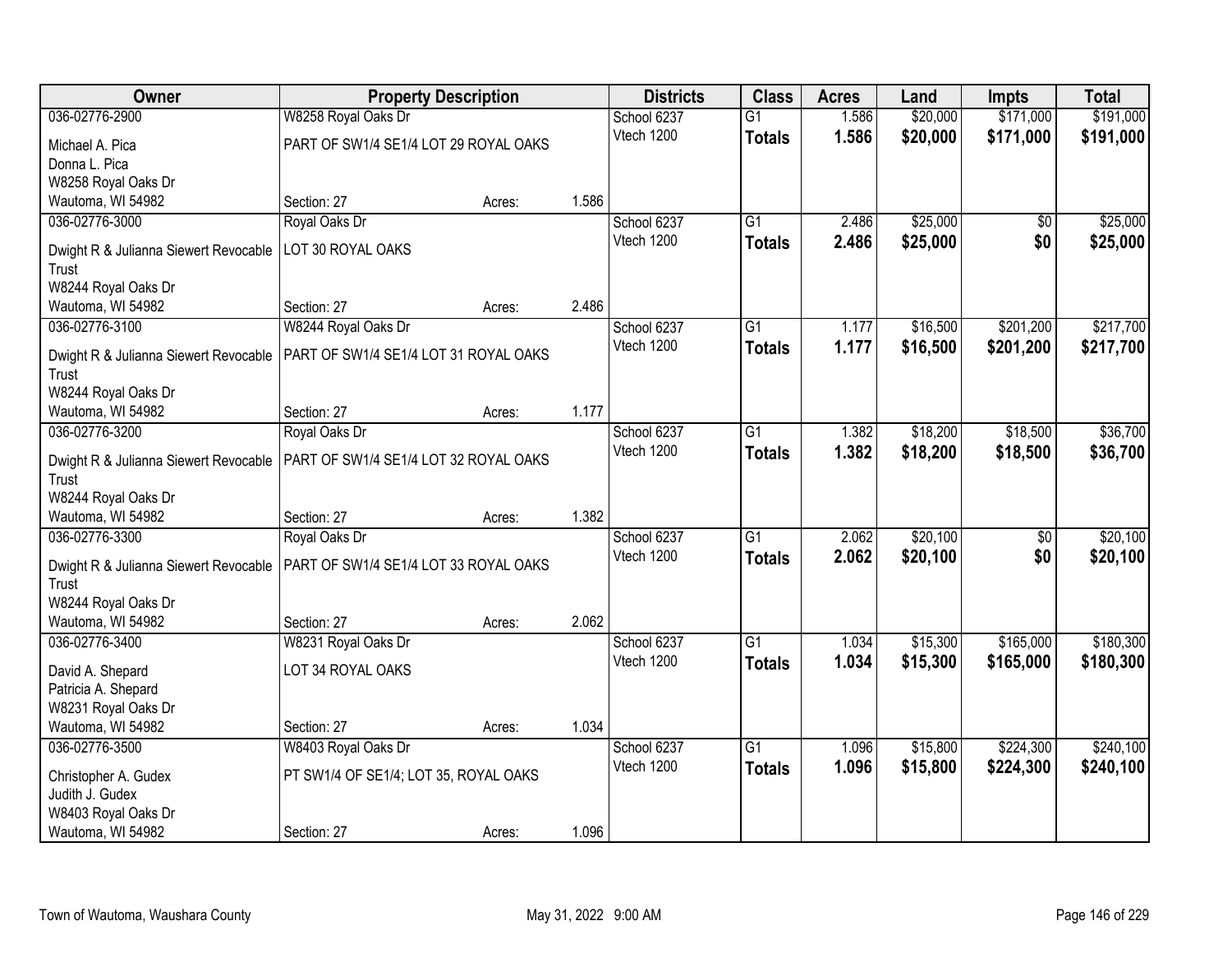| Owner | Property Description | | | Districts | Class | Acres | Land | Impts | Total |
|---|---|---|---|---|---|---|---|---|---|
| 036-02776-2900 | W8258 Royal Oaks Dr | | | School 6237 | G1 | 1.586 | $20,000 | $171,000 | $191,000 |
| Michael A. Pica<br>Donna L. Pica<br>W8258 Royal Oaks Dr<br>Wautoma, WI 54982 | PART OF SW1/4 SE1/4 LOT 29 ROYAL OAKS<br>Section: 27 | Acres: | 1.586 | Vtech 1200 | **Totals** | **1.586** | **$20,000** | **$171,000** | **$191,000** |
| 036-02776-3000 | Royal Oaks Dr | | | School 6237 | G1 | 2.486 | $25,000 | $0 | $25,000 |
| Dwight R & Julianna Siewert Revocable Trust<br>W8244 Royal Oaks Dr<br>Wautoma, WI 54982 | LOT 30 ROYAL OAKS<br>Section: 27 | Acres: | 2.486 | Vtech 1200 | **Totals** | **2.486** | **$25,000** | **$0** | **$25,000** |
| 036-02776-3100 | W8244 Royal Oaks Dr | | | School 6237 | G1 | 1.177 | $16,500 | $201,200 | $217,700 |
| Dwight R & Julianna Siewert Revocable Trust<br>W8244 Royal Oaks Dr<br>Wautoma, WI 54982 | PART OF SW1/4 SE1/4 LOT 31 ROYAL OAKS<br>Section: 27 | Acres: | 1.177 | Vtech 1200 | **Totals** | **1.177** | **$16,500** | **$201,200** | **$217,700** |
| 036-02776-3200 | Royal Oaks Dr | | | School 6237 | G1 | 1.382 | $18,200 | $18,500 | $36,700 |
| Dwight R & Julianna Siewert Revocable Trust<br>W8244 Royal Oaks Dr<br>Wautoma, WI 54982 | PART OF SW1/4 SE1/4 LOT 32 ROYAL OAKS<br>Section: 27 | Acres: | 1.382 | Vtech 1200 | **Totals** | **1.382** | **$18,200** | **$18,500** | **$36,700** |
| 036-02776-3300 | Royal Oaks Dr | | | School 6237 | G1 | 2.062 | $20,100 | $0 | $20,100 |
| Dwight R & Julianna Siewert Revocable Trust<br>W8244 Royal Oaks Dr<br>Wautoma, WI 54982 | PART OF SW1/4 SE1/4 LOT 33 ROYAL OAKS<br>Section: 27 | Acres: | 2.062 | Vtech 1200 | **Totals** | **2.062** | **$20,100** | **$0** | **$20,100** |
| 036-02776-3400 | W8231 Royal Oaks Dr | | | School 6237 | G1 | 1.034 | $15,300 | $165,000 | $180,300 |
| David A. Shepard<br>Patricia A. Shepard<br>W8231 Royal Oaks Dr<br>Wautoma, WI 54982 | LOT 34 ROYAL OAKS<br>Section: 27 | Acres: | 1.034 | Vtech 1200 | **Totals** | **1.034** | **$15,300** | **$165,000** | **$180,300** |
| 036-02776-3500 | W8403 Royal Oaks Dr | | | School 6237 | G1 | 1.096 | $15,800 | $224,300 | $240,100 |
| Christopher A. Gudex<br>Judith J. Gudex<br>W8403 Royal Oaks Dr<br>Wautoma, WI 54982 | PT SW1/4 OF SE1/4; LOT 35, ROYAL OAKS<br>Section: 27 | Acres: | 1.096 | Vtech 1200 | **Totals** | **1.096** | **$15,800** | **$224,300** | **$240,100** |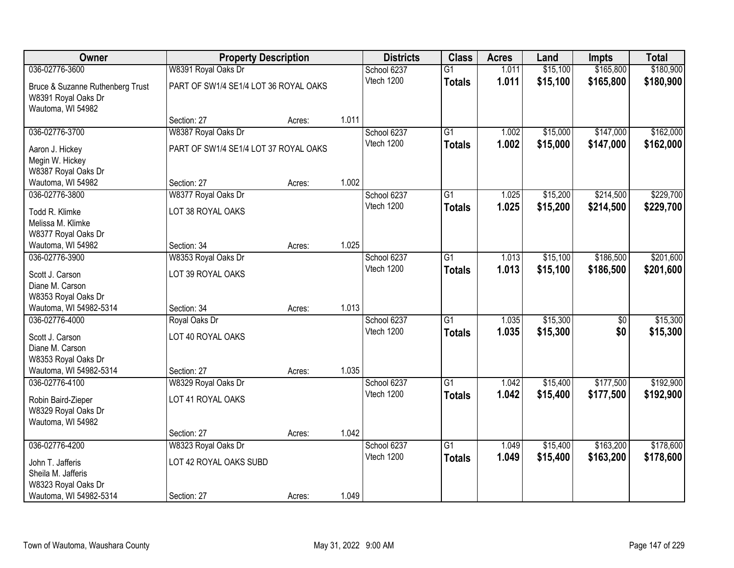| Owner | Property Description | | | Districts | Class | Acres | Land | Impts | Total |
|---|---|---|---|---|---|---|---|---|---|
| 036-02776-3600 | W8391 Royal Oaks Dr | | | School 6237 | G1 | 1.011 | $15,100 | $165,800 | $180,900 |
| Bruce & Suzanne Ruthenberg Trust<br>W8391 Royal Oaks Dr<br>Wautoma, WI 54982 | PART OF SW1/4 SE1/4 LOT 36 ROYAL OAKS | | | Vtech 1200 | **Totals** | **1.011** | **$15,100** | **$165,800** | **$180,900** |
| | Section: 27 | Acres: | 1.011 | | | | | | |
| 036-02776-3700 | W8387 Royal Oaks Dr | | | School 6237 | G1 | 1.002 | $15,000 | $147,000 | $162,000 |
| Aaron J. Hickey<br>Megin W. Hickey<br>W8387 Royal Oaks Dr<br>Wautoma, WI 54982 | PART OF SW1/4 SE1/4 LOT 37 ROYAL OAKS | | | Vtech 1200 | **Totals** | **1.002** | **$15,000** | **$147,000** | **$162,000** |
| | Section: 27 | Acres: | 1.002 | | | | | | |
| 036-02776-3800 | W8377 Royal Oaks Dr | | | School 6237 | G1 | 1.025 | $15,200 | $214,500 | $229,700 |
| Todd R. Klimke<br>Melissa M. Klimke<br>W8377 Royal Oaks Dr<br>Wautoma, WI 54982 | LOT 38 ROYAL OAKS | | | Vtech 1200 | **Totals** | **1.025** | **$15,200** | **$214,500** | **$229,700** |
| | Section: 34 | Acres: | 1.025 | | | | | | |
| 036-02776-3900 | W8353 Royal Oaks Dr | | | School 6237 | G1 | 1.013 | $15,100 | $186,500 | $201,600 |
| Scott J. Carson<br>Diane M. Carson<br>W8353 Royal Oaks Dr<br>Wautoma, WI 54982-5314 | LOT 39 ROYAL OAKS | | | Vtech 1200 | **Totals** | **1.013** | **$15,100** | **$186,500** | **$201,600** |
| | Section: 34 | Acres: | 1.013 | | | | | | |
| 036-02776-4000 | Royal Oaks Dr | | | School 6237 | G1 | 1.035 | $15,300 | $0 | $15,300 |
| Scott J. Carson<br>Diane M. Carson<br>W8353 Royal Oaks Dr<br>Wautoma, WI 54982-5314 | LOT 40 ROYAL OAKS | | | Vtech 1200 | **Totals** | **1.035** | **$15,300** | **$0** | **$15,300** |
| | Section: 27 | Acres: | 1.035 | | | | | | |
| 036-02776-4100 | W8329 Royal Oaks Dr | | | School 6237 | G1 | 1.042 | $15,400 | $177,500 | $192,900 |
| Robin Baird-Zieper<br>W8329 Royal Oaks Dr<br>Wautoma, WI 54982 | LOT 41 ROYAL OAKS | | | Vtech 1200 | **Totals** | **1.042** | **$15,400** | **$177,500** | **$192,900** |
| | Section: 27 | Acres: | 1.042 | | | | | | |
| 036-02776-4200 | W8323 Royal Oaks Dr | | | School 6237 | G1 | 1.049 | $15,400 | $163,200 | $178,600 |
| John T. Jafferis<br>Sheila M. Jafferis<br>W8323 Royal Oaks Dr<br>Wautoma, WI 54982-5314 | LOT 42 ROYAL OAKS SUBD | | | Vtech 1200 | **Totals** | **1.049** | **$15,400** | **$163,200** | **$178,600** |
| | Section: 27 | Acres: | 1.049 | | | | | | |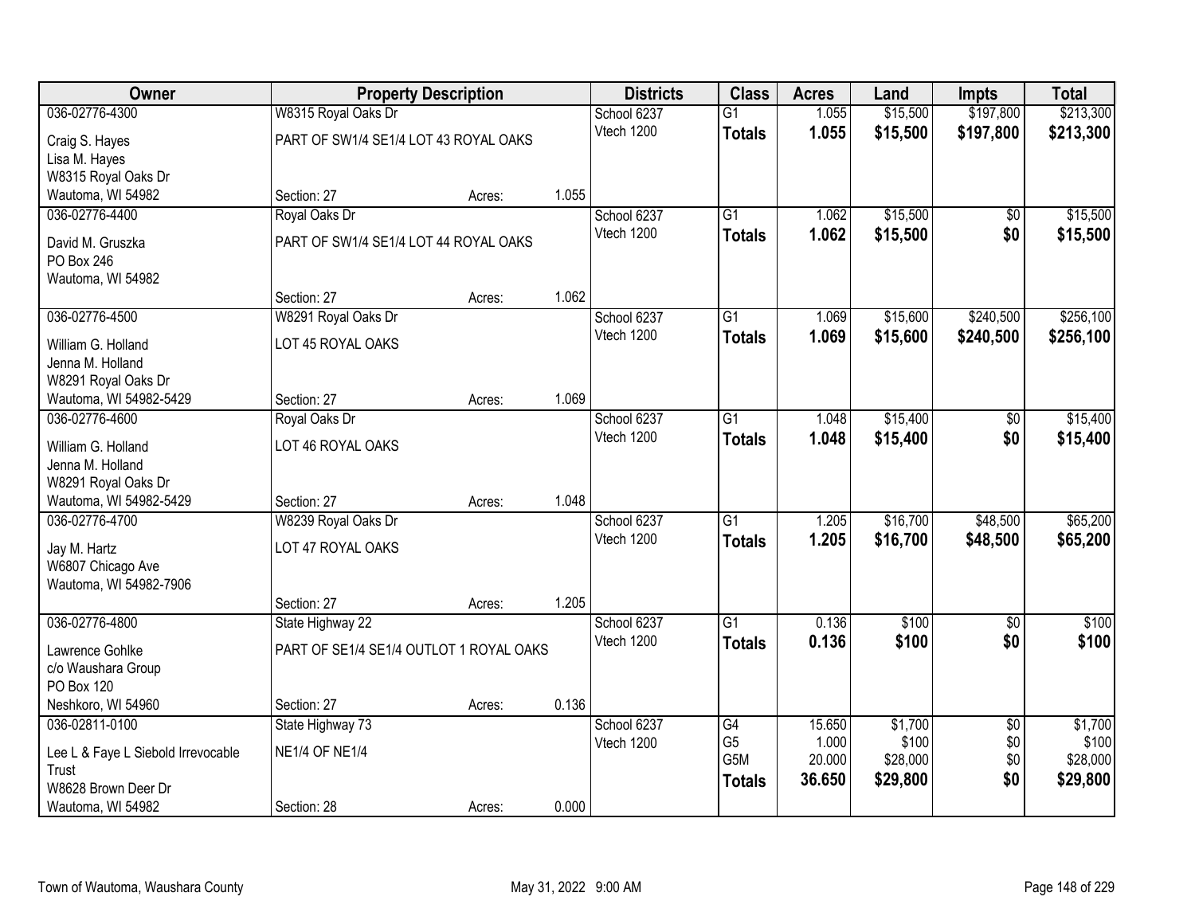| Owner | Property Description | | | Districts | Class | Acres | Land | Impts | Total |
|---|---|---|---|---|---|---|---|---|---|
| 036-02776-4300 | W8315 Royal Oaks Dr | | | School 6237 | G1 | 1.055 | $15,500 | $197,800 | $213,300 |
| Craig S. Hayes<br>Lisa M. Hayes<br>W8315 Royal Oaks Dr<br>Wautoma, WI 54982 | PART OF SW1/4 SE1/4 LOT 43 ROYAL OAKS | | | Vtech 1200 | **Totals** | **1.055** | **$15,500** | **$197,800** | **$213,300** |
| | Section: 27 | Acres: | 1.055 | | | | | | |
| 036-02776-4400 | Royal Oaks Dr | | | School 6237 | G1 | 1.062 | $15,500 | $0 | $15,500 |
| David M. Gruszka<br>PO Box 246<br>Wautoma, WI 54982 | PART OF SW1/4 SE1/4 LOT 44 ROYAL OAKS | | | Vtech 1200 | **Totals** | **1.062** | **$15,500** | **$0** | **$15,500** |
| | Section: 27 | Acres: | 1.062 | | | | | | |
| 036-02776-4500 | W8291 Royal Oaks Dr | | | School 6237 | G1 | 1.069 | $15,600 | $240,500 | $256,100 |
| William G. Holland<br>Jenna M. Holland<br>W8291 Royal Oaks Dr<br>Wautoma, WI 54982-5429 | LOT 45 ROYAL OAKS | | | Vtech 1200 | **Totals** | **1.069** | **$15,600** | **$240,500** | **$256,100** |
| | Section: 27 | Acres: | 1.069 | | | | | | |
| 036-02776-4600 | Royal Oaks Dr | | | School 6237 | G1 | 1.048 | $15,400 | $0 | $15,400 |
| William G. Holland<br>Jenna M. Holland<br>W8291 Royal Oaks Dr<br>Wautoma, WI 54982-5429 | LOT 46 ROYAL OAKS | | | Vtech 1200 | **Totals** | **1.048** | **$15,400** | **$0** | **$15,400** |
| | Section: 27 | Acres: | 1.048 | | | | | | |
| 036-02776-4700 | W8239 Royal Oaks Dr | | | School 6237 | G1 | 1.205 | $16,700 | $48,500 | $65,200 |
| Jay M. Hartz<br>W6807 Chicago Ave<br>Wautoma, WI 54982-7906 | LOT 47 ROYAL OAKS | | | Vtech 1200 | **Totals** | **1.205** | **$16,700** | **$48,500** | **$65,200** |
| | Section: 27 | Acres: | 1.205 | | | | | | |
| 036-02776-4800 | State Highway 22 | | | School 6237 | G1 | 0.136 | $100 | $0 | $100 |
| Lawrence Gohlke<br>c/o Waushara Group<br>PO Box 120<br>Neshkoro, WI 54960 | PART OF SE1/4 SE1/4 OUTLOT 1 ROYAL OAKS | | | Vtech 1200 | **Totals** | **0.136** | **$100** | **$0** | **$100** |
| | Section: 27 | Acres: | 0.136 | | | | | | |
| 036-02811-0100 | State Highway 73 | | | School 6237 | G4 | 15.650 | $1,700 | $0 | $1,700 |
| Lee L & Faye L Siebold Irrevocable Trust<br>W8628 Brown Deer Dr<br>Wautoma, WI 54982 | NE1/4 OF NE1/4 | | | Vtech 1200 | G5 | 1.000 | $100 | $0 | $100 |
| | | | | | G5M | 20.000 | $28,000 | $0 | $28,000 |
| | | | | | **Totals** | **36.650** | **$29,800** | **$0** | **$29,800** |
| | Section: 28 | Acres: | 0.000 | | | | | | |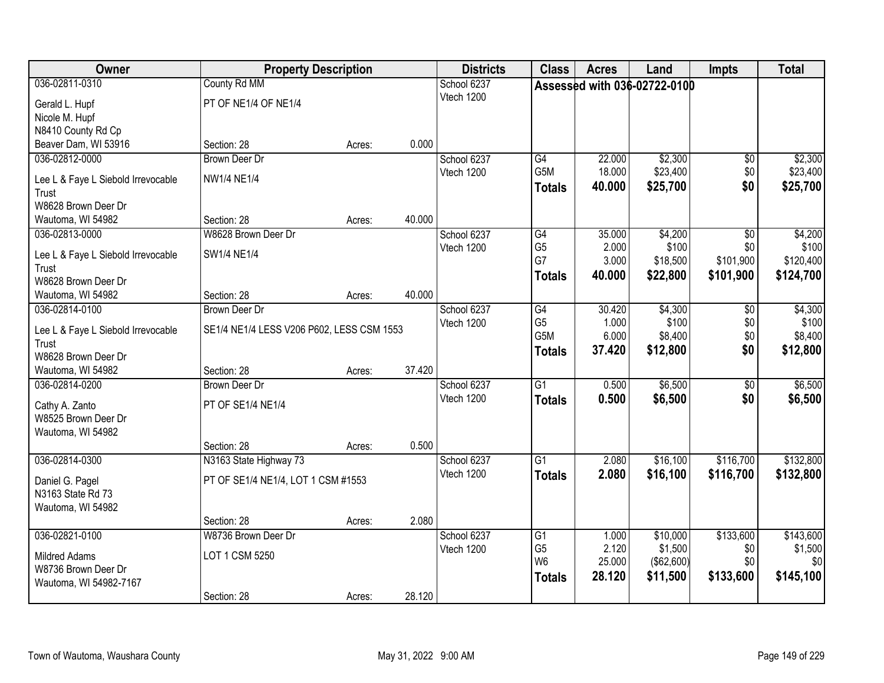| Owner | Property Description | | | Districts | Class | Acres | Land | Impts | Total |
|---|---|---|---|---|---|---|---|---|---|
| 036-02811-0310 | County Rd MM | | | School 6237 | Assessed with 036-02722-0100 | | | | |
| Gerald L. Hupf<br>Nicole M. Hupf<br>N8410 County Rd Cp<br>Beaver Dam, WI 53916 | PT OF NE1/4 OF NE1/4 | | | Vtech 1200 | | | | | |
| | Section: 28 | Acres: | 0.000 | | | | | | |
| 036-02812-0000 | Brown Deer Dr | | | School 6237 | G4 | 22.000 | $2,300 | $0 | $2,300 |
| Lee L & Faye L Siebold Irrevocable Trust<br>W8628 Brown Deer Dr<br>Wautoma, WI 54982 | NW1/4 NE1/4 | | | Vtech 1200 | G5M | 18.000 | $23,400 | $0 | $23,400 |
| | | | | | **Totals** | **40.000** | **$25,700** | **$0** | **$25,700** |
| | Section: 28 | Acres: | 40.000 | | | | | | |
| 036-02813-0000 | W8628 Brown Deer Dr | | | School 6237 | G4 | 35.000 | $4,200 | $0 | $4,200 |
| Lee L & Faye L Siebold Irrevocable Trust<br>W8628 Brown Deer Dr<br>Wautoma, WI 54982 | SW1/4 NE1/4 | | | Vtech 1200 | G5 | 2.000 | $100 | $0 | $100 |
| | | | | | G7 | 3.000 | $18,500 | $101,900 | $120,400 |
| | | | | | **Totals** | **40.000** | **$22,800** | **$101,900** | **$124,700** |
| | Section: 28 | Acres: | 40.000 | | | | | | |
| 036-02814-0100 | Brown Deer Dr | | | School 6237 | G4 | 30.420 | $4,300 | $0 | $4,300 |
| Lee L & Faye L Siebold Irrevocable Trust<br>W8628 Brown Deer Dr<br>Wautoma, WI 54982 | SE1/4 NE1/4 LESS V206 P602, LESS CSM 1553 | | | Vtech 1200 | G5 | 1.000 | $100 | $0 | $100 |
| | | | | | G5M | 6.000 | $8,400 | $0 | $8,400 |
| | | | | | **Totals** | **37.420** | **$12,800** | **$0** | **$12,800** |
| | Section: 28 | Acres: | 37.420 | | | | | | |
| 036-02814-0200 | Brown Deer Dr | | | School 6237 | G1 | 0.500 | $6,500 | $0 | $6,500 |
| Cathy A. Zanto<br>W8525 Brown Deer Dr<br>Wautoma, WI 54982 | PT OF SE1/4 NE1/4 | | | Vtech 1200 | **Totals** | **0.500** | **$6,500** | **$0** | **$6,500** |
| | Section: 28 | Acres: | 0.500 | | | | | | |
| 036-02814-0300 | N3163 State Highway 73 | | | School 6237 | G1 | 2.080 | $16,100 | $116,700 | $132,800 |
| Daniel G. Pagel<br>N3163 State Rd 73<br>Wautoma, WI 54982 | PT OF SE1/4 NE1/4, LOT 1 CSM #1553 | | | Vtech 1200 | **Totals** | **2.080** | **$16,100** | **$116,700** | **$132,800** |
| | Section: 28 | Acres: | 2.080 | | | | | | |
| 036-02821-0100 | W8736 Brown Deer Dr | | | School 6237 | G1 | 1.000 | $10,000 | $133,600 | $143,600 |
| Mildred Adams<br>W8736 Brown Deer Dr<br>Wautoma, WI 54982-7167 | LOT 1 CSM 5250 | | | Vtech 1200 | G5 | 2.120 | $1,500 | $0 | $1,500 |
| | | | | | W6 | 25.000 | ($62,600) | $0 | $0 |
| | | | | | **Totals** | **28.120** | **$11,500** | **$133,600** | **$145,100** |
| | Section: 28 | Acres: | 28.120 | | | | | | |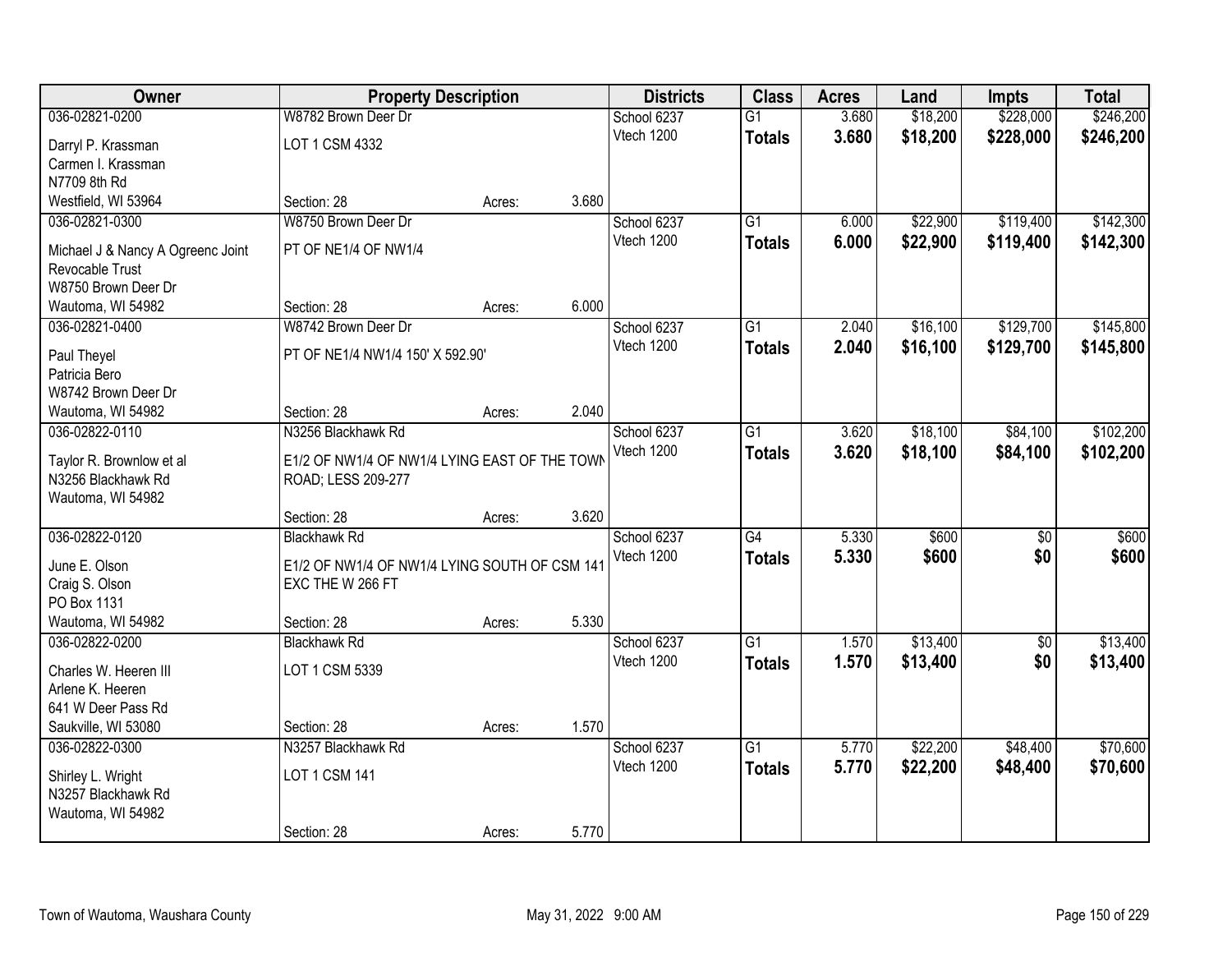| Owner | Property Description | | | Districts | Class | Acres | Land | Impts | Total |
|---|---|---|---|---|---|---|---|---|---|
| 036-02821-0200 | W8782 Brown Deer Dr | | | School 6237 | G1 | 3.680 | $18,200 | $228,000 | $246,200 |
| Darryl P. Krassman<br>Carmen I. Krassman<br>N7709 8th Rd<br>Westfield, WI 53964 | LOT 1 CSM 4332 | | | Vtech 1200 | **Totals** | **3.680** | **$18,200** | **$228,000** | **$246,200** |
| | Section: 28 | Acres: | 3.680 | | | | | | |
| 036-02821-0300 | W8750 Brown Deer Dr | | | School 6237 | G1 | 6.000 | $22,900 | $119,400 | $142,300 |
| Michael J & Nancy A Ogreenc Joint Revocable Trust<br>W8750 Brown Deer Dr<br>Wautoma, WI 54982 | PT OF NE1/4 OF NW1/4 | | | Vtech 1200 | **Totals** | **6.000** | **$22,900** | **$119,400** | **$142,300** |
| | Section: 28 | Acres: | 6.000 | | | | | | |
| 036-02821-0400 | W8742 Brown Deer Dr | | | School 6237 | G1 | 2.040 | $16,100 | $129,700 | $145,800 |
| Paul Theyel<br>Patricia Bero<br>W8742 Brown Deer Dr<br>Wautoma, WI 54982 | PT OF NE1/4 NW1/4 150' X 592.90' | | | Vtech 1200 | **Totals** | **2.040** | **$16,100** | **$129,700** | **$145,800** |
| | Section: 28 | Acres: | 2.040 | | | | | | |
| 036-02822-0110 | N3256 Blackhawk Rd | | | School 6237 | G1 | 3.620 | $18,100 | $84,100 | $102,200 |
| Taylor R. Brownlow et al<br>N3256 Blackhawk Rd<br>Wautoma, WI 54982 | E1/2 OF NW1/4 OF NW1/4 LYING EAST OF THE TOWN ROAD; LESS 209-277 | | | Vtech 1200 | **Totals** | **3.620** | **$18,100** | **$84,100** | **$102,200** |
| | Section: 28 | Acres: | 3.620 | | | | | | |
| 036-02822-0120 | Blackhawk Rd | | | School 6237 | G4 | 5.330 | $600 | $0 | $600 |
| June E. Olson<br>Craig S. Olson<br>PO Box 1131<br>Wautoma, WI 54982 | E1/2 OF NW1/4 OF NW1/4 LYING SOUTH OF CSM 141 EXC THE W 266 FT | | | Vtech 1200 | **Totals** | **5.330** | **$600** | **$0** | **$600** |
| | Section: 28 | Acres: | 5.330 | | | | | | |
| 036-02822-0200 | Blackhawk Rd | | | School 6237 | G1 | 1.570 | $13,400 | $0 | $13,400 |
| Charles W. Heeren III<br>Arlene K. Heeren<br>641 W Deer Pass Rd<br>Saukville, WI 53080 | LOT 1 CSM 5339 | | | Vtech 1200 | **Totals** | **1.570** | **$13,400** | **$0** | **$13,400** |
| | Section: 28 | Acres: | 1.570 | | | | | | |
| 036-02822-0300 | N3257 Blackhawk Rd | | | School 6237 | G1 | 5.770 | $22,200 | $48,400 | $70,600 |
| Shirley L. Wright<br>N3257 Blackhawk Rd<br>Wautoma, WI 54982 | LOT 1 CSM 141 | | | Vtech 1200 | **Totals** | **5.770** | **$22,200** | **$48,400** | **$70,600** |
| | Section: 28 | Acres: | 5.770 | | | | | | |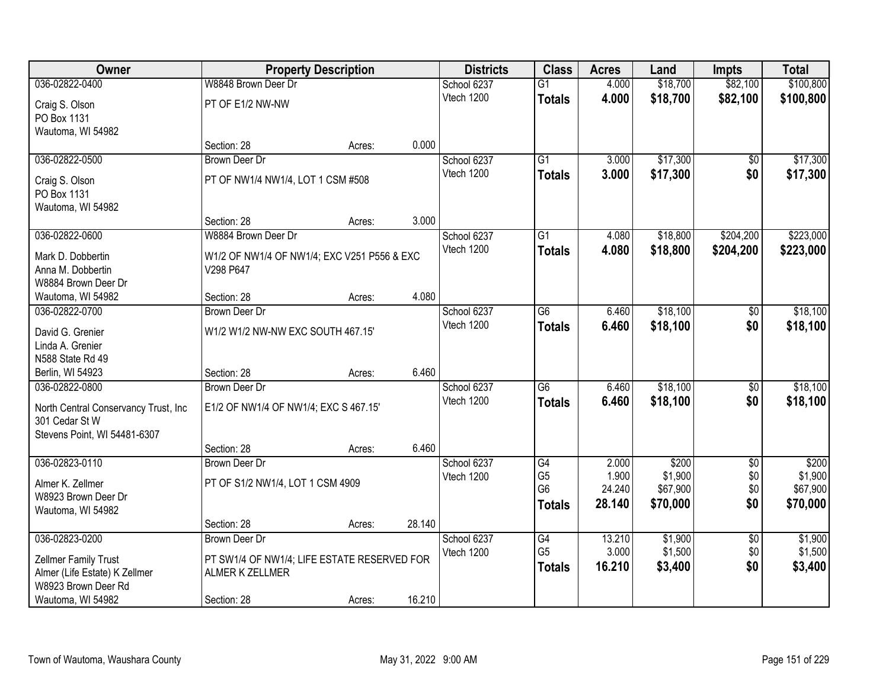| Owner | Property Description | | | Districts | Class | Acres | Land | Impts | Total |
|---|---|---|---|---|---|---|---|---|---|
| 036-02822-0400 | W8848 Brown Deer Dr | | | School 6237 | G1 | 4.000 | $18,700 | $82,100 | $100,800 |
| Craig S. Olson<br>PO Box 1131<br>Wautoma, WI 54982 | PT OF E1/2 NW-NW | | | Vtech 1200 | **Totals** | **4.000** | **$18,700** | **$82,100** | **$100,800** |
| | Section: 28 | Acres: | 0.000 | | | | | | |
| 036-02822-0500 | Brown Deer Dr | | | School 6237 | G1 | 3.000 | $17,300 | $0 | $17,300 |
| Craig S. Olson<br>PO Box 1131<br>Wautoma, WI 54982 | PT OF NW1/4 NW1/4, LOT 1 CSM #508 | | | Vtech 1200 | **Totals** | **3.000** | **$17,300** | **$0** | **$17,300** |
| | Section: 28 | Acres: | 3.000 | | | | | | |
| 036-02822-0600 | W8884 Brown Deer Dr | | | School 6237 | G1 | 4.080 | $18,800 | $204,200 | $223,000 |
| Mark D. Dobbertin<br>Anna M. Dobbertin<br>W8884 Brown Deer Dr<br>Wautoma, WI 54982 | W1/2 OF NW1/4 OF NW1/4; EXC V251 P556 & EXC V298 P647 | | | Vtech 1200 | **Totals** | **4.080** | **$18,800** | **$204,200** | **$223,000** |
| | Section: 28 | Acres: | 4.080 | | | | | | |
| 036-02822-0700 | Brown Deer Dr | | | School 6237 | G6 | 6.460 | $18,100 | $0 | $18,100 |
| David G. Grenier<br>Linda A. Grenier<br>N588 State Rd 49<br>Berlin, WI 54923 | W1/2 W1/2 NW-NW EXC SOUTH 467.15' | | | Vtech 1200 | **Totals** | **6.460** | **$18,100** | **$0** | **$18,100** |
| | Section: 28 | Acres: | 6.460 | | | | | | |
| 036-02822-0800 | Brown Deer Dr | | | School 6237 | G6 | 6.460 | $18,100 | $0 | $18,100 |
| North Central Conservancy Trust, Inc<br>301 Cedar St W<br>Stevens Point, WI 54481-6307 | E1/2 OF NW1/4 OF NW1/4; EXC S 467.15' | | | Vtech 1200 | **Totals** | **6.460** | **$18,100** | **$0** | **$18,100** |
| | Section: 28 | Acres: | 6.460 | | | | | | |
| 036-02823-0110 | Brown Deer Dr | | | School 6237 | G4 | 2.000 | $200 | $0 | $200 |
| Almer K. Zellmer<br>W8923 Brown Deer Dr<br>Wautoma, WI 54982 | PT OF S1/2 NW1/4, LOT 1 CSM 4909 | | | Vtech 1200 | G5 | 1.900 | $1,900 | $0 | $1,900 |
| | | | | | G6 | 24.240 | $67,900 | $0 | $67,900 |
| | | | | | **Totals** | **28.140** | **$70,000** | **$0** | **$70,000** |
| | Section: 28 | Acres: | 28.140 | | | | | | |
| 036-02823-0200 | Brown Deer Dr | | | School 6237 | G4 | 13.210 | $1,900 | $0 | $1,900 |
| Zellmer Family Trust<br>Almer (Life Estate) K Zellmer<br>W8923 Brown Deer Rd<br>Wautoma, WI 54982 | PT SW1/4 OF NW1/4; LIFE ESTATE RESERVED FOR ALMER K ZELLMER | | | Vtech 1200 | G5 | 3.000 | $1,500 | $0 | $1,500 |
| | | | | | **Totals** | **16.210** | **$3,400** | **$0** | **$3,400** |
| | Section: 28 | Acres: | 16.210 | | | | | | |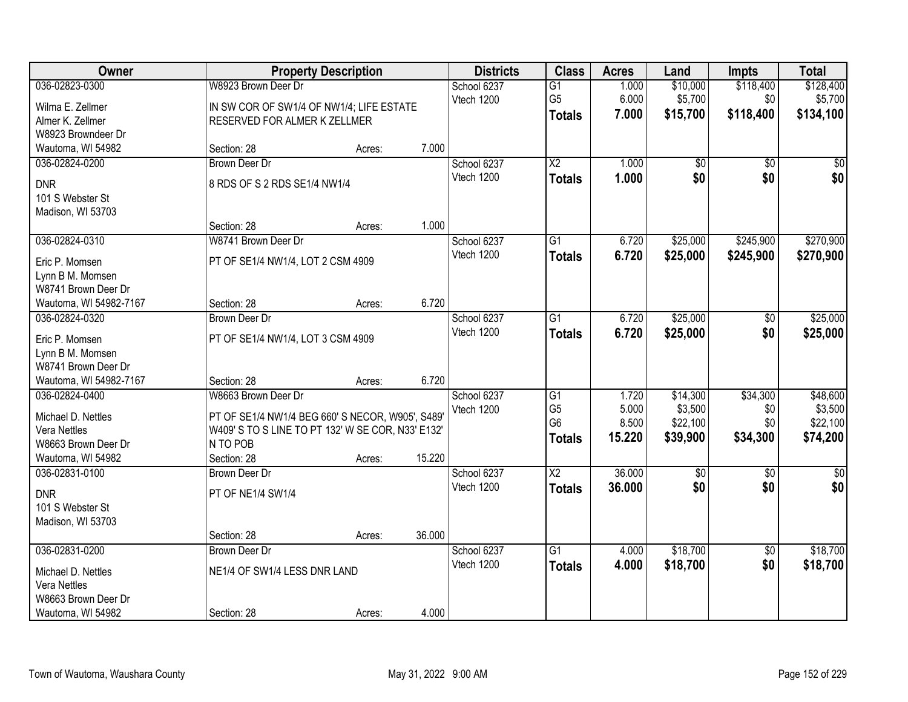| Owner | Property Description | | | Districts | Class | Acres | Land | Impts | Total |
|---|---|---|---|---|---|---|---|---|---|
| 036-02823-0300 | W8923 Brown Deer Dr | | | School 6237 | G1 | 1.000 | $10,000 | $118,400 | $128,400 |
| Wilma E. Zellmer | IN SW COR OF SW1/4 OF NW1/4; LIFE ESTATE | | | Vtech 1200 | G5 | 6.000 | $5,700 | $0 | $5,700 |
| Almer K. Zellmer | RESERVED FOR ALMER K ZELLMER | | | | **Totals** | **7.000** | **$15,700** | **$118,400** | **$134,100** |
| W8923 Browndeer Dr | | | | | | | | | |
| Wautoma, WI 54982 | Section: 28 | Acres: | 7.000 | | | | | | |
| 036-02824-0200 | Brown Deer Dr | | | School 6237 | X2 | 1.000 | $0 | $0 | $0 |
| DNR | 8 RDS OF S 2 RDS SE1/4 NW1/4 | | | Vtech 1200 | **Totals** | **1.000** | **$0** | **$0** | **$0** |
| 101 S Webster St | | | | | | | | | |
| Madison, WI 53703 | | | | | | | | | |
| | Section: 28 | Acres: | 1.000 | | | | | | |
| 036-02824-0310 | W8741 Brown Deer Dr | | | School 6237 | G1 | 6.720 | $25,000 | $245,900 | $270,900 |
| Eric P. Momsen | PT OF SE1/4 NW1/4, LOT 2 CSM 4909 | | | Vtech 1200 | **Totals** | **6.720** | **$25,000** | **$245,900** | **$270,900** |
| Lynn B M. Momsen | | | | | | | | | |
| W8741 Brown Deer Dr | | | | | | | | | |
| Wautoma, WI 54982-7167 | Section: 28 | Acres: | 6.720 | | | | | | |
| 036-02824-0320 | Brown Deer Dr | | | School 6237 | G1 | 6.720 | $25,000 | $0 | $25,000 |
| Eric P. Momsen | PT OF SE1/4 NW1/4, LOT 3 CSM 4909 | | | Vtech 1200 | **Totals** | **6.720** | **$25,000** | **$0** | **$25,000** |
| Lynn B M. Momsen | | | | | | | | | |
| W8741 Brown Deer Dr | | | | | | | | | |
| Wautoma, WI 54982-7167 | Section: 28 | Acres: | 6.720 | | | | | | |
| 036-02824-0400 | W8663 Brown Deer Dr | | | School 6237 | G1 | 1.720 | $14,300 | $34,300 | $48,600 |
| Michael D. Nettles | PT OF SE1/4 NW1/4 BEG 660' S NECOR, W905', S489' | | | Vtech 1200 | G5 | 5.000 | $3,500 | $0 | $3,500 |
| Vera Nettles | W409' S TO S LINE TO PT 132' W SE COR, N33' E132' | | | | G6 | 8.500 | $22,100 | $0 | $22,100 |
| W8663 Brown Deer Dr | N TO POB | | | | **Totals** | **15.220** | **$39,900** | **$34,300** | **$74,200** |
| Wautoma, WI 54982 | Section: 28 | Acres: | 15.220 | | | | | | |
| 036-02831-0100 | Brown Deer Dr | | | School 6237 | X2 | 36.000 | $0 | $0 | $0 |
| DNR | PT OF NE1/4 SW1/4 | | | Vtech 1200 | **Totals** | **36.000** | **$0** | **$0** | **$0** |
| 101 S Webster St | | | | | | | | | |
| Madison, WI 53703 | | | | | | | | | |
| | Section: 28 | Acres: | 36.000 | | | | | | |
| 036-02831-0200 | Brown Deer Dr | | | School 6237 | G1 | 4.000 | $18,700 | $0 | $18,700 |
| Michael D. Nettles | NE1/4 OF SW1/4 LESS DNR LAND | | | Vtech 1200 | **Totals** | **4.000** | **$18,700** | **$0** | **$18,700** |
| Vera Nettles | | | | | | | | | |
| W8663 Brown Deer Dr | | | | | | | | | |
| Wautoma, WI 54982 | Section: 28 | Acres: | 4.000 | | | | | | |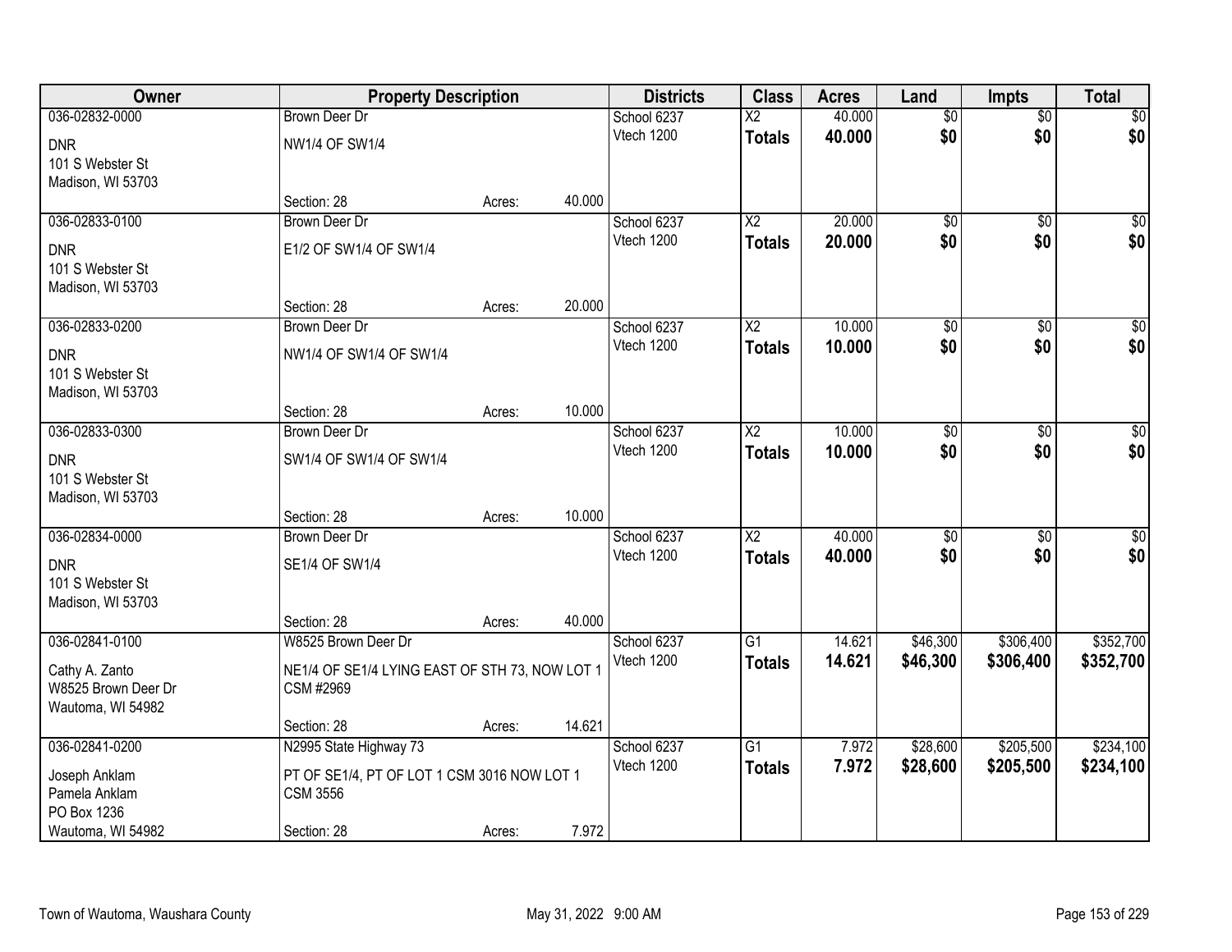| Owner | Property Description | | | Districts | Class | Acres | Land | Impts | Total |
|---|---|---|---|---|---|---|---|---|---|
| 036-02832-0000 | Brown Deer Dr | | | School 6237 | X2 | 40.000 | $0 | $0 | $0 |
| DNR<br>101 S Webster St<br>Madison, WI 53703 | NW1/4 OF SW1/4 | | | Vtech 1200 | **Totals** | **40.000** | **$0** | **$0** | **$0** |
| | Section: 28 | Acres: | 40.000 | | | | | | |
| 036-02833-0100 | Brown Deer Dr | | | School 6237 | X2 | 20.000 | $0 | $0 | $0 |
| DNR<br>101 S Webster St<br>Madison, WI 53703 | E1/2 OF SW1/4 OF SW1/4 | | | Vtech 1200 | **Totals** | **20.000** | **$0** | **$0** | **$0** |
| | Section: 28 | Acres: | 20.000 | | | | | | |
| 036-02833-0200 | Brown Deer Dr | | | School 6237 | X2 | 10.000 | $0 | $0 | $0 |
| DNR<br>101 S Webster St<br>Madison, WI 53703 | NW1/4 OF SW1/4 OF SW1/4 | | | Vtech 1200 | **Totals** | **10.000** | **$0** | **$0** | **$0** |
| | Section: 28 | Acres: | 10.000 | | | | | | |
| 036-02833-0300 | Brown Deer Dr | | | School 6237 | X2 | 10.000 | $0 | $0 | $0 |
| DNR<br>101 S Webster St<br>Madison, WI 53703 | SW1/4 OF SW1/4 OF SW1/4 | | | Vtech 1200 | **Totals** | **10.000** | **$0** | **$0** | **$0** |
| | Section: 28 | Acres: | 10.000 | | | | | | |
| 036-02834-0000 | Brown Deer Dr | | | School 6237 | X2 | 40.000 | $0 | $0 | $0 |
| DNR<br>101 S Webster St<br>Madison, WI 53703 | SE1/4 OF SW1/4 | | | Vtech 1200 | **Totals** | **40.000** | **$0** | **$0** | **$0** |
| | Section: 28 | Acres: | 40.000 | | | | | | |
| 036-02841-0100 | W8525 Brown Deer Dr | | | School 6237 | G1 | 14.621 | $46,300 | $306,400 | $352,700 |
| Cathy A. Zanto<br>W8525 Brown Deer Dr<br>Wautoma, WI 54982 | NE1/4 OF SE1/4 LYING EAST OF STH 73, NOW LOT 1 CSM #2969 | | | Vtech 1200 | **Totals** | **14.621** | **$46,300** | **$306,400** | **$352,700** |
| | Section: 28 | Acres: | 14.621 | | | | | | |
| 036-02841-0200 | N2995 State Highway 73 | | | School 6237 | G1 | 7.972 | $28,600 | $205,500 | $234,100 |
| Joseph Anklam<br>Pamela Anklam<br>PO Box 1236<br>Wautoma, WI 54982 | PT OF SE1/4, PT OF LOT 1 CSM 3016 NOW LOT 1 CSM 3556 | | | Vtech 1200 | **Totals** | **7.972** | **$28,600** | **$205,500** | **$234,100** |
| | Section: 28 | Acres: | 7.972 | | | | | | |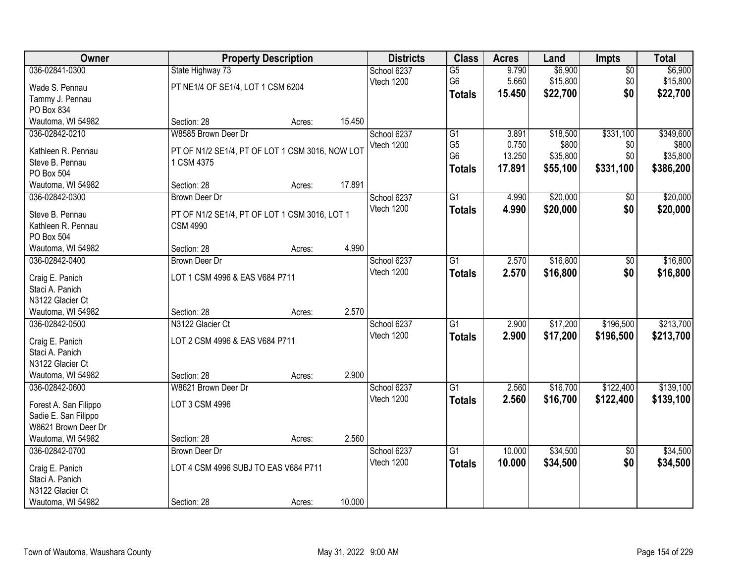| Owner | Property Description | | | Districts | Class | Acres | Land | Impts | Total |
|---|---|---|---|---|---|---|---|---|---|
| 036-02841-0300 | State Highway 73 | | | School 6237 | G5 | 9.790 | $6,900 | $0 | $6,900 |
| Wade S. Pennau | PT NE1/4 OF SE1/4, LOT 1 CSM 6204 | | | Vtech 1200 | G6 | 5.660 | $15,800 | $0 | $15,800 |
| Tammy J. Pennau | | | | | **Totals** | **15.450** | **$22,700** | **$0** | **$22,700** |
| PO Box 834 | | | | | | | | | |
| Wautoma, WI 54982 | Section: 28 | Acres: | 15.450 | | | | | | |
| 036-02842-0210 | W8585 Brown Deer Dr | | | School 6237 | G1 | 3.891 | $18,500 | $331,100 | $349,600 |
| Kathleen R. Pennau | PT OF N1/2 SE1/4, PT OF LOT 1 CSM 3016, NOW LOT 1 CSM 4375 | | | Vtech 1200 | G5 | 0.750 | $800 | $0 | $800 |
| Steve B. Pennau | | | | | G6 | 13.250 | $35,800 | $0 | $35,800 |
| PO Box 504 | | | | | **Totals** | **17.891** | **$55,100** | **$331,100** | **$386,200** |
| Wautoma, WI 54982 | Section: 28 | Acres: | 17.891 | | | | | | |
| 036-02842-0300 | Brown Deer Dr | | | School 6237 | G1 | 4.990 | $20,000 | $0 | $20,000 |
| Steve B. Pennau | PT OF N1/2 SE1/4, PT OF LOT 1 CSM 3016, LOT 1 CSM 4990 | | | Vtech 1200 | **Totals** | **4.990** | **$20,000** | **$0** | **$20,000** |
| Kathleen R. Pennau | | | | | | | | | |
| PO Box 504 | | | | | | | | | |
| Wautoma, WI 54982 | Section: 28 | Acres: | 4.990 | | | | | | |
| 036-02842-0400 | Brown Deer Dr | | | School 6237 | G1 | 2.570 | $16,800 | $0 | $16,800 |
| Craig E. Panich | LOT 1 CSM 4996 & EAS V684 P711 | | | Vtech 1200 | **Totals** | **2.570** | **$16,800** | **$0** | **$16,800** |
| Staci A. Panich | | | | | | | | | |
| N3122 Glacier Ct | | | | | | | | | |
| Wautoma, WI 54982 | Section: 28 | Acres: | 2.570 | | | | | | |
| 036-02842-0500 | N3122 Glacier Ct | | | School 6237 | G1 | 2.900 | $17,200 | $196,500 | $213,700 |
| Craig E. Panich | LOT 2 CSM 4996 & EAS V684 P711 | | | Vtech 1200 | **Totals** | **2.900** | **$17,200** | **$196,500** | **$213,700** |
| Staci A. Panich | | | | | | | | | |
| N3122 Glacier Ct | | | | | | | | | |
| Wautoma, WI 54982 | Section: 28 | Acres: | 2.900 | | | | | | |
| 036-02842-0600 | W8621 Brown Deer Dr | | | School 6237 | G1 | 2.560 | $16,700 | $122,400 | $139,100 |
| Forest A. San Filippo | LOT 3 CSM 4996 | | | Vtech 1200 | **Totals** | **2.560** | **$16,700** | **$122,400** | **$139,100** |
| Sadie E. San Filippo | | | | | | | | | |
| W8621 Brown Deer Dr | | | | | | | | | |
| Wautoma, WI 54982 | Section: 28 | Acres: | 2.560 | | | | | | |
| 036-02842-0700 | Brown Deer Dr | | | School 6237 | G1 | 10.000 | $34,500 | $0 | $34,500 |
| Craig E. Panich | LOT 4 CSM 4996 SUBJ TO EAS V684 P711 | | | Vtech 1200 | **Totals** | **10.000** | **$34,500** | **$0** | **$34,500** |
| Staci A. Panich | | | | | | | | | |
| N3122 Glacier Ct | | | | | | | | | |
| Wautoma, WI 54982 | Section: 28 | Acres: | 10.000 | | | | | | |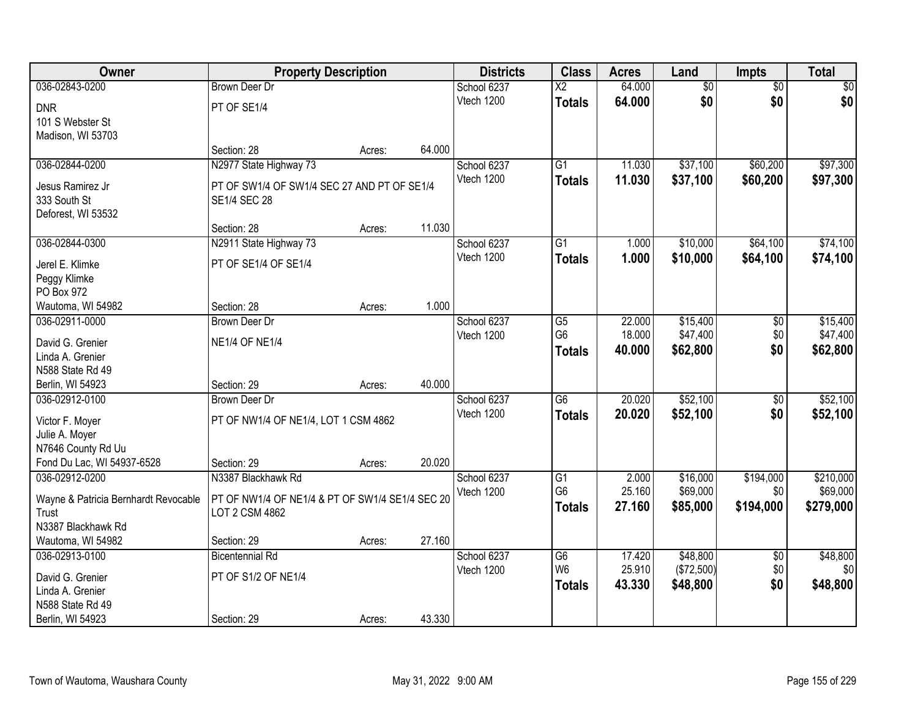| Owner | Property Description | | | Districts | Class | Acres | Land | Impts | Total |
|---|---|---|---|---|---|---|---|---|---|
| 036-02843-0200 | Brown Deer Dr | | | School 6237 | X2 | 64.000 | $0 | $0 | $0 |
| DNR<br>101 S Webster St<br>Madison, WI 53703 | PT OF SE1/4 | | | Vtech 1200 | **Totals** | **64.000** | **$0** | **$0** | **$0** |
| | Section: 28 | Acres: | 64.000 | | | | | | |
| 036-02844-0200 | N2977 State Highway 73 | | | School 6237 | G1 | 11.030 | $37,100 | $60,200 | $97,300 |
| Jesus Ramirez Jr<br>333 South St<br>Deforest, WI 53532 | PT OF SW1/4 OF SW1/4 SEC 27 AND PT OF SE1/4 SE1/4 SEC 28 | | | Vtech 1200 | **Totals** | **11.030** | **$37,100** | **$60,200** | **$97,300** |
| | Section: 28 | Acres: | 11.030 | | | | | | |
| 036-02844-0300 | N2911 State Highway 73 | | | School 6237 | G1 | 1.000 | $10,000 | $64,100 | $74,100 |
| Jerel E. Klimke<br>Peggy Klimke<br>PO Box 972<br>Wautoma, WI 54982 | PT OF SE1/4 OF SE1/4 | | | Vtech 1200 | **Totals** | **1.000** | **$10,000** | **$64,100** | **$74,100** |
| | Section: 28 | Acres: | 1.000 | | | | | | |
| 036-02911-0000 | Brown Deer Dr | | | School 6237 | G5 | 22.000 | $15,400 | $0 | $15,400 |
| David G. Grenier<br>Linda A. Grenier<br>N588 State Rd 49<br>Berlin, WI 54923 | NE1/4 OF NE1/4 | | | Vtech 1200 | G6 | 18.000 | $47,400 | $0 | $47,400 |
| | | | | | **Totals** | **40.000** | **$62,800** | **$0** | **$62,800** |
| | Section: 29 | Acres: | 40.000 | | | | | | |
| 036-02912-0100 | Brown Deer Dr | | | School 6237 | G6 | 20.020 | $52,100 | $0 | $52,100 |
| Victor F. Moyer<br>Julie A. Moyer<br>N7646 County Rd Uu<br>Fond Du Lac, WI 54937-6528 | PT OF NW1/4 OF NE1/4, LOT 1 CSM 4862 | | | Vtech 1200 | **Totals** | **20.020** | **$52,100** | **$0** | **$52,100** |
| | Section: 29 | Acres: | 20.020 | | | | | | |
| 036-02912-0200 | N3387 Blackhawk Rd | | | School 6237 | G1 | 2.000 | $16,000 | $194,000 | $210,000 |
| Wayne & Patricia Bernhardt Revocable Trust<br>N3387 Blackhawk Rd<br>Wautoma, WI 54982 | PT OF NW1/4 OF NE1/4 & PT OF SW1/4 SE1/4 SEC 20 LOT 2 CSM 4862 | | | Vtech 1200 | G6 | 25.160 | $69,000 | $0 | $69,000 |
| | | | | | **Totals** | **27.160** | **$85,000** | **$194,000** | **$279,000** |
| | Section: 29 | Acres: | 27.160 | | | | | | |
| 036-02913-0100 | Bicentennial Rd | | | School 6237 | G6 | 17.420 | $48,800 | $0 | $48,800 |
| David G. Grenier<br>Linda A. Grenier<br>N588 State Rd 49<br>Berlin, WI 54923 | PT OF S1/2 OF NE1/4 | | | Vtech 1200 | W6 | 25.910 | ($72,500) | $0 | $0 |
| | | | | | **Totals** | **43.330** | **$48,800** | **$0** | **$48,800** |
| | Section: 29 | Acres: | 43.330 | | | | | | |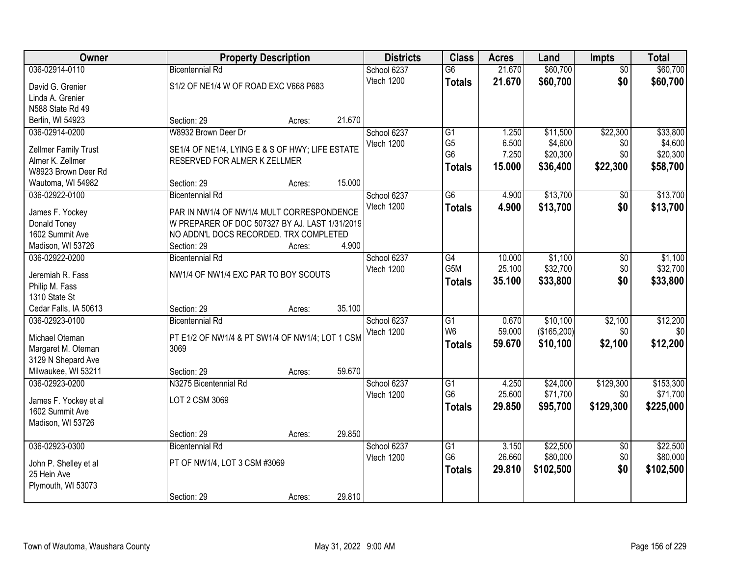| Owner | Property Description | Districts | Class | Acres | Land | Impts | Total |
|---|---|---|---|---|---|---|---|
| 036-02914-0110<br>David G. Grenier<br>Linda A. Grenier<br>N588 State Rd 49<br>Berlin, WI 54923 | Bicentennial Rd<br>S1/2 OF NE1/4 W OF ROAD EXC V668 P683<br>Section: 29 Acres: 21.670 | School 6237<br>Vtech 1200 | G6<br>**Totals** | 21.670<br>**21.670** | $60,700<br>**$60,700** | $0<br>**$0** | $60,700<br>**$60,700** |
| 036-02914-0200<br>Zellmer Family Trust<br>Almer K. Zellmer<br>W8923 Brown Deer Rd<br>Wautoma, WI 54982 | W8932 Brown Deer Dr<br>SE1/4 OF NE1/4, LYING E & S OF HWY; LIFE ESTATE RESERVED FOR ALMER K ZELLMER<br>Section: 29 Acres: 15.000 | School 6237<br>Vtech 1200 | G1<br>G5<br>G6<br>**Totals** | 1.250<br>6.500<br>7.250<br>**15.000** | $11,500<br>$4,600<br>$20,300<br>**$36,400** | $22,300<br>$0<br>$0<br>**$22,300** | $33,800<br>$4,600<br>$20,300<br>**$58,700** |
| 036-02922-0100<br>James F. Yockey<br>Donald Toney<br>1602 Summit Ave<br>Madison, WI 53726 | Bicentennial Rd<br>PAR IN NW1/4 OF NW1/4 MULT CORRESPONDENCE W PREPARER OF DOC 507327 BY AJ. LAST 1/31/2019 NO ADDN'L DOCS RECORDED. TRX COMPLETED<br>Section: 29 Acres: 4.900 | School 6237<br>Vtech 1200 | G6<br>**Totals** | 4.900<br>**4.900** | $13,700<br>**$13,700** | $0<br>**$0** | $13,700<br>**$13,700** |
| 036-02922-0200<br>Jeremiah R. Fass<br>Philip M. Fass<br>1310 State St<br>Cedar Falls, IA 50613 | Bicentennial Rd<br>NW1/4 OF NW1/4 EXC PAR TO BOY SCOUTS<br>Section: 29 Acres: 35.100 | School 6237<br>Vtech 1200 | G4<br>G5M<br>**Totals** | 10.000<br>25.100<br>**35.100** | $1,100<br>$32,700<br>**$33,800** | $0<br>$0<br>**$0** | $1,100<br>$32,700<br>**$33,800** |
| 036-02923-0100<br>Michael Oteman<br>Margaret M. Oteman<br>3129 N Shepard Ave<br>Milwaukee, WI 53211 | Bicentennial Rd<br>PT E1/2 OF NW1/4 & PT SW1/4 OF NW1/4; LOT 1 CSM 3069<br>Section: 29 Acres: 59.670 | School 6237<br>Vtech 1200 | G1<br>W6<br>**Totals** | 0.670<br>59.000<br>**59.670** | $10,100<br>($165,200)<br>**$10,100** | $2,100<br>$0<br>**$2,100** | $12,200<br>$0<br>**$12,200** |
| 036-02923-0200<br>James F. Yockey et al<br>1602 Summit Ave<br>Madison, WI 53726 | N3275 Bicentennial Rd<br>LOT 2 CSM 3069<br>Section: 29 Acres: 29.850 | School 6237<br>Vtech 1200 | G1<br>G6<br>**Totals** | 4.250<br>25.600<br>**29.850** | $24,000<br>$71,700<br>**$95,700** | $129,300<br>$0<br>**$129,300** | $153,300<br>$71,700<br>**$225,000** |
| 036-02923-0300<br>John P. Shelley et al<br>25 Hein Ave<br>Plymouth, WI 53073 | Bicentennial Rd<br>PT OF NW1/4, LOT 3 CSM #3069<br>Section: 29 Acres: 29.810 | School 6237<br>Vtech 1200 | G1<br>G6<br>**Totals** | 3.150<br>26.660<br>**29.810** | $22,500<br>$80,000<br>**$102,500** | $0<br>$0<br>**$0** | $22,500<br>$80,000<br>**$102,500** |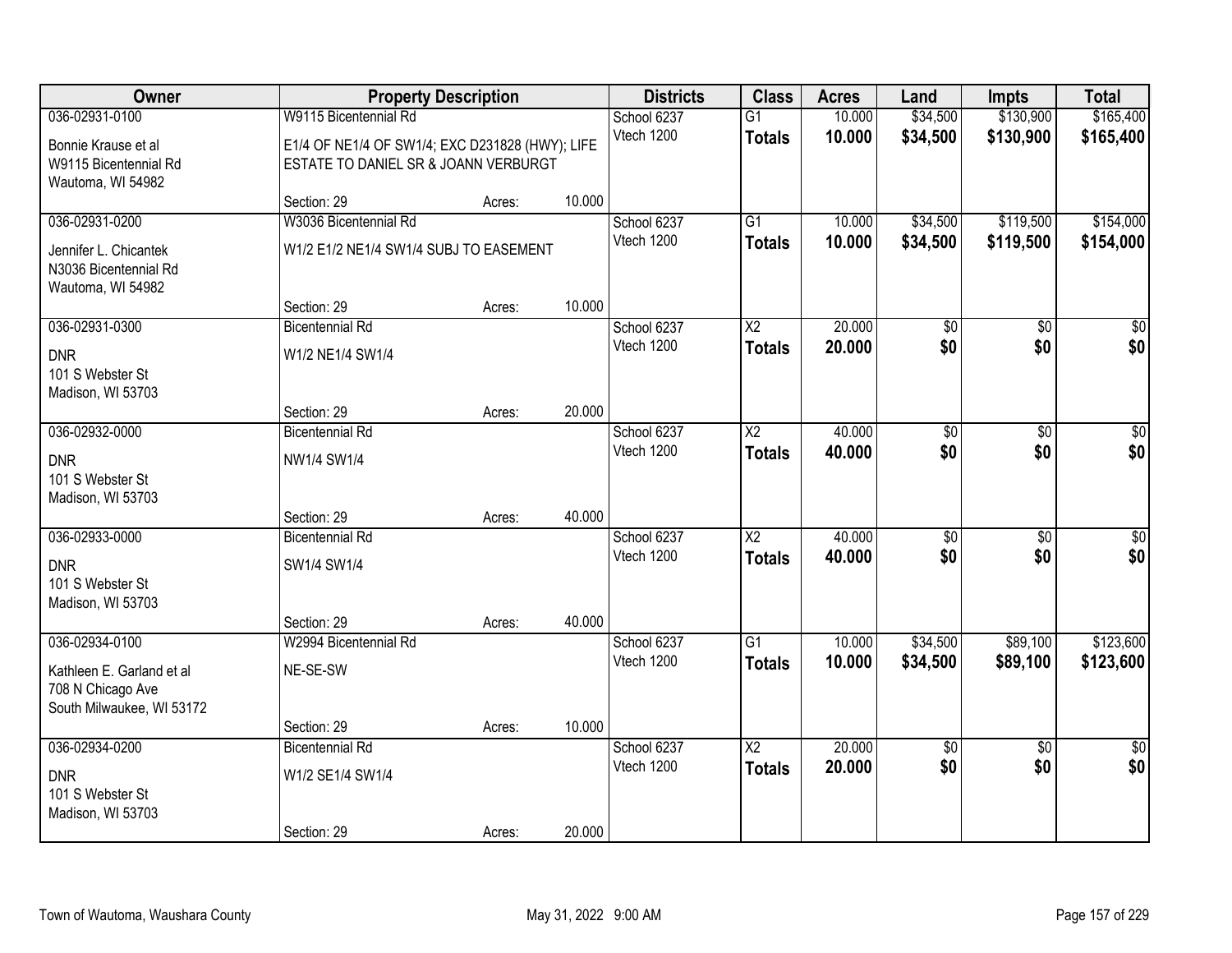| Owner | Property Description | | | Districts | Class | Acres | Land | Impts | Total |
|---|---|---|---|---|---|---|---|---|---|
| 036-02931-0100 | W9115 Bicentennial Rd | | | School 6237 | G1 | 10.000 | $34,500 | $130,900 | $165,400 |
| Bonnie Krause et al<br>W9115 Bicentennial Rd<br>Wautoma, WI 54982 | E1/4 OF NE1/4 OF SW1/4; EXC D231828 (HWY); LIFE ESTATE TO DANIEL SR & JOANN VERBURGT | | | Vtech 1200 | **Totals** | **10.000** | **$34,500** | **$130,900** | **$165,400** |
| | Section: 29 | Acres: | 10.000 | | | | | | |
| 036-02931-0200 | W3036 Bicentennial Rd | | | School 6237 | G1 | 10.000 | $34,500 | $119,500 | $154,000 |
| Jennifer L. Chicantek<br>N3036 Bicentennial Rd<br>Wautoma, WI 54982 | W1/2 E1/2 NE1/4 SW1/4 SUBJ TO EASEMENT | | | Vtech 1200 | **Totals** | **10.000** | **$34,500** | **$119,500** | **$154,000** |
| | Section: 29 | Acres: | 10.000 | | | | | | |
| 036-02931-0300 | Bicentennial Rd | | | School 6237 | X2 | 20.000 | $0 | $0 | $0 |
| DNR<br>101 S Webster St<br>Madison, WI 53703 | W1/2 NE1/4 SW1/4 | | | Vtech 1200 | **Totals** | **20.000** | **$0** | **$0** | **$0** |
| | Section: 29 | Acres: | 20.000 | | | | | | |
| 036-02932-0000 | Bicentennial Rd | | | School 6237 | X2 | 40.000 | $0 | $0 | $0 |
| DNR<br>101 S Webster St<br>Madison, WI 53703 | NW1/4 SW1/4 | | | Vtech 1200 | **Totals** | **40.000** | **$0** | **$0** | **$0** |
| | Section: 29 | Acres: | 40.000 | | | | | | |
| 036-02933-0000 | Bicentennial Rd | | | School 6237 | X2 | 40.000 | $0 | $0 | $0 |
| DNR<br>101 S Webster St<br>Madison, WI 53703 | SW1/4 SW1/4 | | | Vtech 1200 | **Totals** | **40.000** | **$0** | **$0** | **$0** |
| | Section: 29 | Acres: | 40.000 | | | | | | |
| 036-02934-0100 | W2994 Bicentennial Rd | | | School 6237 | G1 | 10.000 | $34,500 | $89,100 | $123,600 |
| Kathleen E. Garland et al<br>708 N Chicago Ave<br>South Milwaukee, WI 53172 | NE-SE-SW | | | Vtech 1200 | **Totals** | **10.000** | **$34,500** | **$89,100** | **$123,600** |
| | Section: 29 | Acres: | 10.000 | | | | | | |
| 036-02934-0200 | Bicentennial Rd | | | School 6237 | X2 | 20.000 | $0 | $0 | $0 |
| DNR<br>101 S Webster St<br>Madison, WI 53703 | W1/2 SE1/4 SW1/4 | | | Vtech 1200 | **Totals** | **20.000** | **$0** | **$0** | **$0** |
| | Section: 29 | Acres: | 20.000 | | | | | | |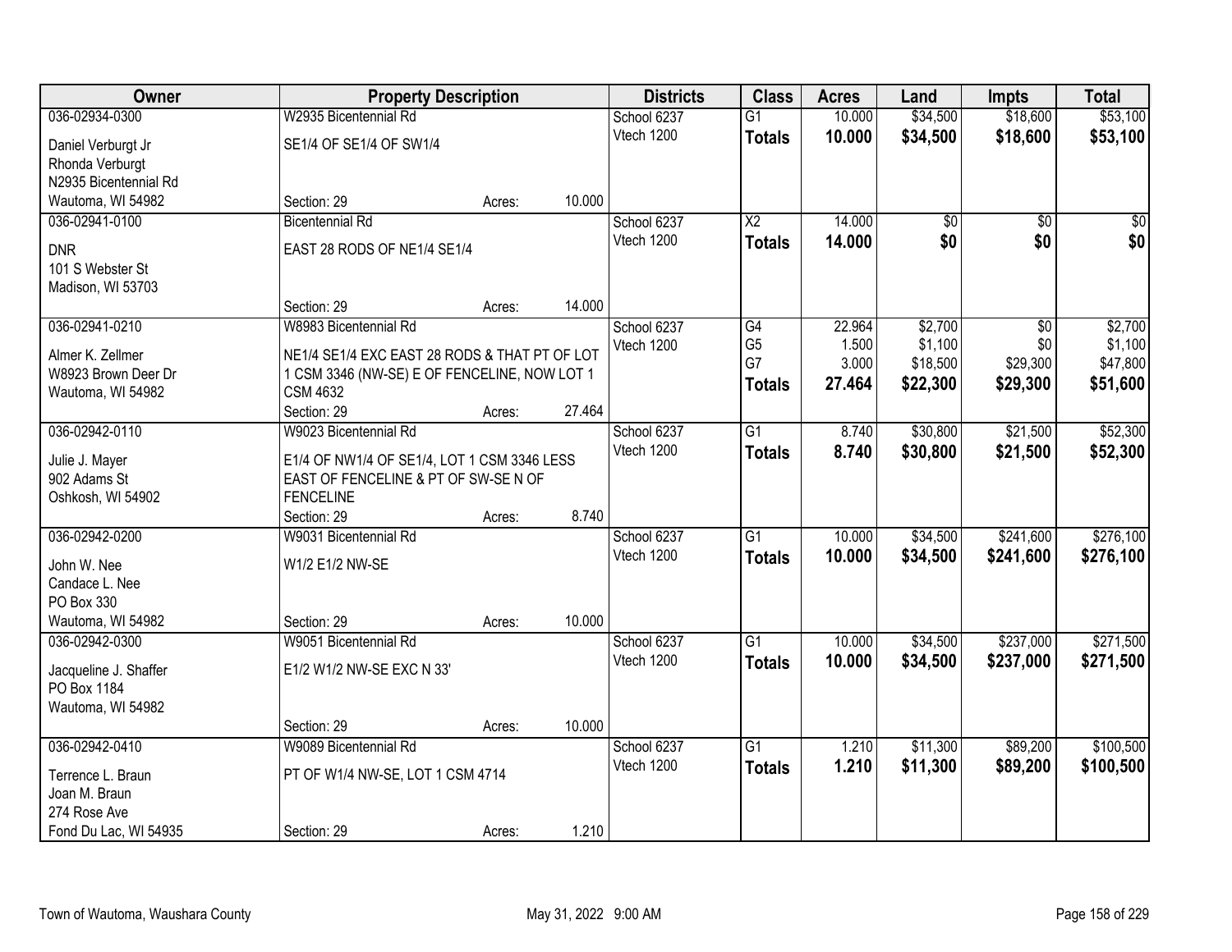| Owner | Property Description | | | Districts | Class | Acres | Land | Impts | Total |
|---|---|---|---|---|---|---|---|---|---|
| 036-02934-0300 | W2935 Bicentennial Rd | | | School 6237 | G1 | 10.000 | $34,500 | $18,600 | $53,100 |
| Daniel Verburgt Jr<br>Rhonda Verburgt<br>N2935 Bicentennial Rd<br>Wautoma, WI 54982 | SE1/4 OF SE1/4 OF SW1/4 | | | Vtech 1200 | **Totals** | **10.000** | **$34,500** | **$18,600** | **$53,100** |
| | Section: 29 | Acres: | 10.000 | | | | | | |
| 036-02941-0100 | Bicentennial Rd | | | School 6237 | X2 | 14.000 | $0 | $0 | $0 |
| DNR<br>101 S Webster St<br>Madison, WI 53703 | EAST 28 RODS OF NE1/4 SE1/4 | | | Vtech 1200 | **Totals** | **14.000** | **$0** | **$0** | **$0** |
| | Section: 29 | Acres: | 14.000 | | | | | | |
| 036-02941-0210 | W8983 Bicentennial Rd | | | School 6237 | G4 | 22.964 | $2,700 | $0 | $2,700 |
| Almer K. Zellmer<br>W8923 Brown Deer Dr<br>Wautoma, WI 54982 | NE1/4 SE1/4 EXC EAST 28 RODS & THAT PT OF LOT 1 CSM 3346 (NW-SE) E OF FENCELINE, NOW LOT 1 CSM 4632 | | | Vtech 1200 | G5 | 1.500 | $1,100 | $0 | $1,100 |
| | | | | | G7 | 3.000 | $18,500 | $29,300 | $47,800 |
| | | | | | **Totals** | **27.464** | **$22,300** | **$29,300** | **$51,600** |
| | Section: 29 | Acres: | 27.464 | | | | | | |
| 036-02942-0110 | W9023 Bicentennial Rd | | | School 6237 | G1 | 8.740 | $30,800 | $21,500 | $52,300 |
| Julie J. Mayer<br>902 Adams St<br>Oshkosh, WI 54902 | E1/4 OF NW1/4 OF SE1/4, LOT 1 CSM 3346 LESS EAST OF FENCELINE & PT OF SW-SE N OF FENCELINE | | | Vtech 1200 | **Totals** | **8.740** | **$30,800** | **$21,500** | **$52,300** |
| | Section: 29 | Acres: | 8.740 | | | | | | |
| 036-02942-0200 | W9031 Bicentennial Rd | | | School 6237 | G1 | 10.000 | $34,500 | $241,600 | $276,100 |
| John W. Nee<br>Candace L. Nee<br>PO Box 330<br>Wautoma, WI 54982 | W1/2 E1/2 NW-SE | | | Vtech 1200 | **Totals** | **10.000** | **$34,500** | **$241,600** | **$276,100** |
| | Section: 29 | Acres: | 10.000 | | | | | | |
| 036-02942-0300 | W9051 Bicentennial Rd | | | School 6237 | G1 | 10.000 | $34,500 | $237,000 | $271,500 |
| Jacqueline J. Shaffer<br>PO Box 1184<br>Wautoma, WI 54982 | E1/2 W1/2 NW-SE EXC N 33' | | | Vtech 1200 | **Totals** | **10.000** | **$34,500** | **$237,000** | **$271,500** |
| | Section: 29 | Acres: | 10.000 | | | | | | |
| 036-02942-0410 | W9089 Bicentennial Rd | | | School 6237 | G1 | 1.210 | $11,300 | $89,200 | $100,500 |
| Terrence L. Braun<br>Joan M. Braun<br>274 Rose Ave<br>Fond Du Lac, WI 54935 | PT OF W1/4 NW-SE, LOT 1 CSM 4714 | | | Vtech 1200 | **Totals** | **1.210** | **$11,300** | **$89,200** | **$100,500** |
| | Section: 29 | Acres: | 1.210 | | | | | | |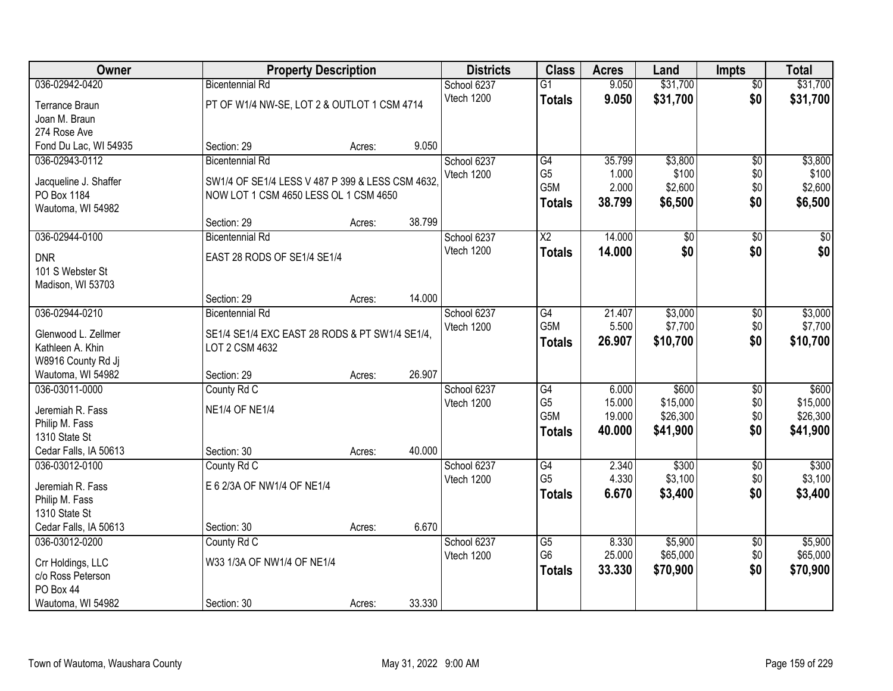| Owner | Property Description | Districts | Class | Acres | Land | Impts | Total |
|---|---|---|---|---|---|---|---|
| 036-02942-0420 | Bicentennial Rd | School 6237 | G1 | 9.050 | $31,700 | $0 | $31,700 |
| Terrance Braun<br>Joan M. Braun<br>274 Rose Ave<br>Fond Du Lac, WI 54935 | PT OF W1/4 NW-SE, LOT 2 & OUTLOT 1 CSM 4714<br>Section: 29 Acres: 9.050 | Vtech 1200 | **Totals** | **9.050** | **$31,700** | **$0** | **$31,700** |
| 036-02943-0112 | Bicentennial Rd | School 6237 | G4 | 35.799 | $3,800 | $0 | $3,800 |
| Jacqueline J. Shaffer<br>PO Box 1184<br>Wautoma, WI 54982 | SW1/4 OF SE1/4 LESS V 487 P 399 & LESS CSM 4632, NOW LOT 1 CSM 4650 LESS OL 1 CSM 4650<br>Section: 29 Acres: 38.799 | Vtech 1200 | G5<br>G5M<br>**Totals** | 1.000<br>2.000<br>**38.799** | $100<br>$2,600<br>**$6,500** | $0<br>$0<br>**$0** | $100<br>$2,600<br>**$6,500** |
| 036-02944-0100 | Bicentennial Rd | School 6237 | X2 | 14.000 | $0 | $0 | $0 |
| DNR<br>101 S Webster St<br>Madison, WI 53703 | EAST 28 RODS OF SE1/4 SE1/4<br>Section: 29 Acres: 14.000 | Vtech 1200 | **Totals** | **14.000** | **$0** | **$0** | **$0** |
| 036-02944-0210 | Bicentennial Rd | School 6237 | G4 | 21.407 | $3,000 | $0 | $3,000 |
| Glenwood L. Zellmer<br>Kathleen A. Khin<br>W8916 County Rd Jj<br>Wautoma, WI 54982 | SE1/4 SE1/4 EXC EAST 28 RODS & PT SW1/4 SE1/4, LOT 2 CSM 4632<br>Section: 29 Acres: 26.907 | Vtech 1200 | G5M<br>**Totals** | 5.500<br>**26.907** | $7,700<br>**$10,700** | $0<br>**$0** | $7,700<br>**$10,700** |
| 036-03011-0000 | County Rd C | School 6237 | G4 | 6.000 | $600 | $0 | $600 |
| Jeremiah R. Fass<br>Philip M. Fass<br>1310 State St<br>Cedar Falls, IA 50613 | NE1/4 OF NE1/4<br>Section: 30 Acres: 40.000 | Vtech 1200 | G5<br>G5M<br>**Totals** | 15.000<br>19.000<br>**40.000** | $15,000<br>$26,300<br>**$41,900** | $0<br>$0<br>**$0** | $15,000<br>$26,300<br>**$41,900** |
| 036-03012-0100 | County Rd C | School 6237 | G4 | 2.340 | $300 | $0 | $300 |
| Jeremiah R. Fass<br>Philip M. Fass<br>1310 State St<br>Cedar Falls, IA 50613 | E 6 2/3A OF NW1/4 OF NE1/4<br>Section: 30 Acres: 6.670 | Vtech 1200 | G5<br>**Totals** | 4.330<br>**6.670** | $3,100<br>**$3,400** | $0<br>**$0** | $3,100<br>**$3,400** |
| 036-03012-0200 | County Rd C | School 6237 | G5 | 8.330 | $5,900 | $0 | $5,900 |
| Crr Holdings, LLC<br>c/o Ross Peterson<br>PO Box 44<br>Wautoma, WI 54982 | W33 1/3A OF NW1/4 OF NE1/4<br>Section: 30 Acres: 33.330 | Vtech 1200 | G6<br>**Totals** | 25.000<br>**33.330** | $65,000<br>**$70,900** | $0<br>**$0** | $65,000<br>**$70,900** |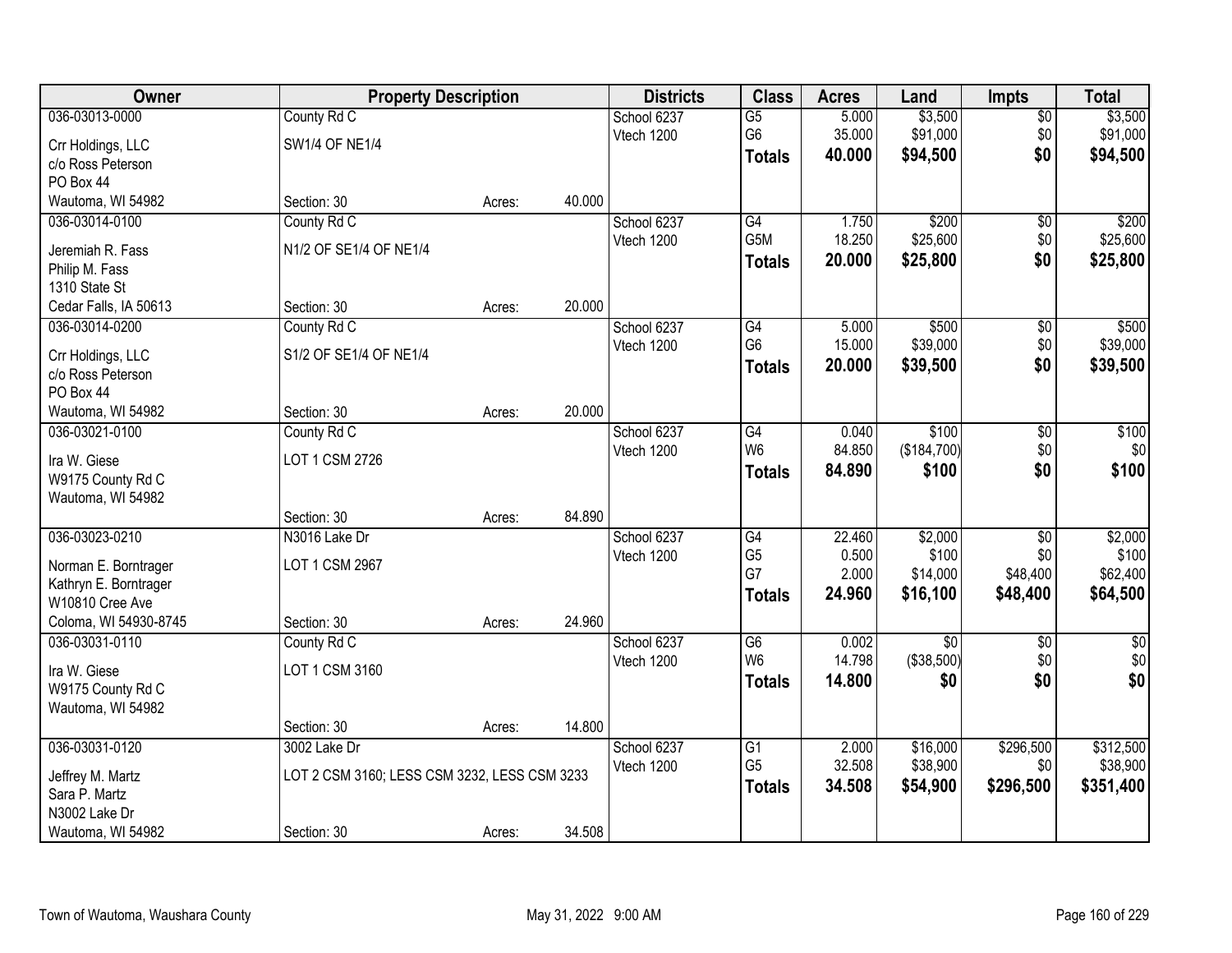| Owner | Property Description | | | Districts | Class | Acres | Land | Impts | Total |
|---|---|---|---|---|---|---|---|---|---|
| 036-03013-0000 | County Rd C | | | School 6237 | G5 | 5.000 | $3,500 | $0 | $3,500 |
| Crr Holdings, LLC | SW1/4 OF NE1/4 | | | Vtech 1200 | G6 | 35.000 | $91,000 | $0 | $91,000 |
| c/o Ross Peterson | | | | | **Totals** | **40.000** | **$94,500** | **$0** | **$94,500** |
| PO Box 44 | | | | | | | | | |
| Wautoma, WI 54982 | Section: 30 | Acres: | 40.000 | | | | | | |
| 036-03014-0100 | County Rd C | | | School 6237 | G4 | 1.750 | $200 | $0 | $200 |
| Jeremiah R. Fass | N1/2 OF SE1/4 OF NE1/4 | | | Vtech 1200 | G5M | 18.250 | $25,600 | $0 | $25,600 |
| Philip M. Fass | | | | | **Totals** | **20.000** | **$25,800** | **$0** | **$25,800** |
| 1310 State St | | | | | | | | | |
| Cedar Falls, IA 50613 | Section: 30 | Acres: | 20.000 | | | | | | |
| 036-03014-0200 | County Rd C | | | School 6237 | G4 | 5.000 | $500 | $0 | $500 |
| Crr Holdings, LLC | S1/2 OF SE1/4 OF NE1/4 | | | Vtech 1200 | G6 | 15.000 | $39,000 | $0 | $39,000 |
| c/o Ross Peterson | | | | | **Totals** | **20.000** | **$39,500** | **$0** | **$39,500** |
| PO Box 44 | | | | | | | | | |
| Wautoma, WI 54982 | Section: 30 | Acres: | 20.000 | | | | | | |
| 036-03021-0100 | County Rd C | | | School 6237 | G4 | 0.040 | $100 | $0 | $100 |
| Ira W. Giese | LOT 1 CSM 2726 | | | Vtech 1200 | W6 | 84.850 | ($184,700) | $0 | $0 |
| W9175 County Rd C | | | | | **Totals** | **84.890** | **$100** | **$0** | **$100** |
| Wautoma, WI 54982 | | | | | | | | | |
| | Section: 30 | Acres: | 84.890 | | | | | | |
| 036-03023-0210 | N3016 Lake Dr | | | School 6237 | G4 | 22.460 | $2,000 | $0 | $2,000 |
| Norman E. Borntrager | LOT 1 CSM 2967 | | | Vtech 1200 | G5 | 0.500 | $100 | $0 | $100 |
| Kathryn E. Borntrager | | | | | G7 | 2.000 | $14,000 | $48,400 | $62,400 |
| W10810 Cree Ave | | | | | **Totals** | **24.960** | **$16,100** | **$48,400** | **$64,500** |
| Coloma, WI 54930-8745 | Section: 30 | Acres: | 24.960 | | | | | | |
| 036-03031-0110 | County Rd C | | | School 6237 | G6 | 0.002 | $0 | $0 | $0 |
| Ira W. Giese | LOT 1 CSM 3160 | | | Vtech 1200 | W6 | 14.798 | ($38,500) | $0 | $0 |
| W9175 County Rd C | | | | | **Totals** | **14.800** | **$0** | **$0** | **$0** |
| Wautoma, WI 54982 | | | | | | | | | |
| | Section: 30 | Acres: | 14.800 | | | | | | |
| 036-03031-0120 | 3002 Lake Dr | | | School 6237 | G1 | 2.000 | $16,000 | $296,500 | $312,500 |
| Jeffrey M. Martz | LOT 2 CSM 3160; LESS CSM 3232, LESS CSM 3233 | | | Vtech 1200 | G5 | 32.508 | $38,900 | $0 | $38,900 |
| Sara P. Martz | | | | | **Totals** | **34.508** | **$54,900** | **$296,500** | **$351,400** |
| N3002 Lake Dr | | | | | | | | | |
| Wautoma, WI 54982 | Section: 30 | Acres: | 34.508 | | | | | | |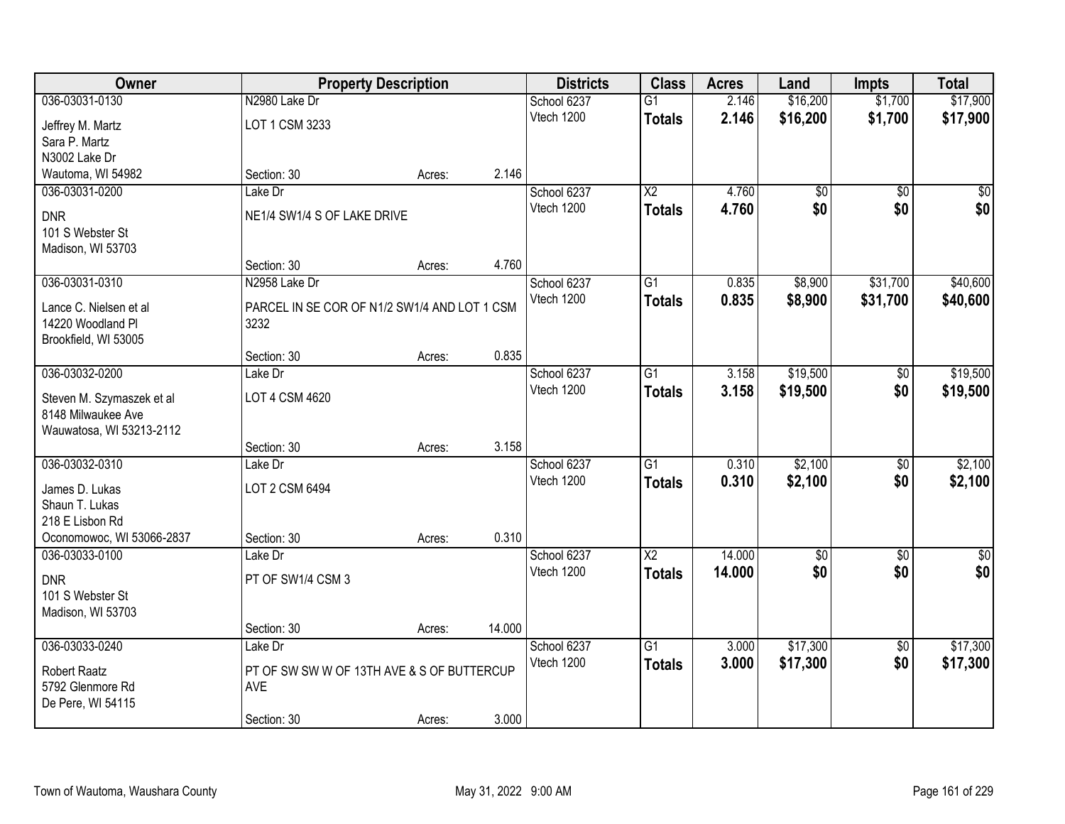| Owner | Property Description | | | Districts | Class | Acres | Land | Impts | Total |
|---|---|---|---|---|---|---|---|---|---|
| 036-03031-0130 | N2980 Lake Dr | | | School 6237 | G1 | 2.146 | $16,200 | $1,700 | $17,900 |
| Jeffrey M. Martz<br>Sara P. Martz<br>N3002 Lake Dr<br>Wautoma, WI 54982 | LOT 1 CSM 3233 | | | Vtech 1200 | **Totals** | **2.146** | **$16,200** | **$1,700** | **$17,900** |
| | Section: 30 | Acres: | 2.146 | | | | | | |
| 036-03031-0200 | Lake Dr | | | School 6237 | X2 | 4.760 | $0 | $0 | $0 |
| DNR<br>101 S Webster St<br>Madison, WI 53703 | NE1/4 SW1/4 S OF LAKE DRIVE | | | Vtech 1200 | **Totals** | **4.760** | **$0** | **$0** | **$0** |
| | Section: 30 | Acres: | 4.760 | | | | | | |
| 036-03031-0310 | N2958 Lake Dr | | | School 6237 | G1 | 0.835 | $8,900 | $31,700 | $40,600 |
| Lance C. Nielsen et al<br>14220 Woodland Pl<br>Brookfield, WI 53005 | PARCEL IN SE COR OF N1/2 SW1/4 AND LOT 1 CSM 3232 | | | Vtech 1200 | **Totals** | **0.835** | **$8,900** | **$31,700** | **$40,600** |
| | Section: 30 | Acres: | 0.835 | | | | | | |
| 036-03032-0200 | Lake Dr | | | School 6237 | G1 | 3.158 | $19,500 | $0 | $19,500 |
| Steven M. Szymaszek et al<br>8148 Milwaukee Ave<br>Wauwatosa, WI 53213-2112 | LOT 4 CSM 4620 | | | Vtech 1200 | **Totals** | **3.158** | **$19,500** | **$0** | **$19,500** |
| | Section: 30 | Acres: | 3.158 | | | | | | |
| 036-03032-0310 | Lake Dr | | | School 6237 | G1 | 0.310 | $2,100 | $0 | $2,100 |
| James D. Lukas<br>Shaun T. Lukas<br>218 E Lisbon Rd<br>Oconomowoc, WI 53066-2837 | LOT 2 CSM 6494 | | | Vtech 1200 | **Totals** | **0.310** | **$2,100** | **$0** | **$2,100** |
| | Section: 30 | Acres: | 0.310 | | | | | | |
| 036-03033-0100 | Lake Dr | | | School 6237 | X2 | 14.000 | $0 | $0 | $0 |
| DNR<br>101 S Webster St<br>Madison, WI 53703 | PT OF SW1/4 CSM 3 | | | Vtech 1200 | **Totals** | **14.000** | **$0** | **$0** | **$0** |
| | Section: 30 | Acres: | 14.000 | | | | | | |
| 036-03033-0240 | Lake Dr | | | School 6237 | G1 | 3.000 | $17,300 | $0 | $17,300 |
| Robert Raatz<br>5792 Glenmore Rd<br>De Pere, WI 54115 | PT OF SW SW W OF 13TH AVE & S OF BUTTERCUP AVE | | | Vtech 1200 | **Totals** | **3.000** | **$17,300** | **$0** | **$17,300** |
| | Section: 30 | Acres: | 3.000 | | | | | | |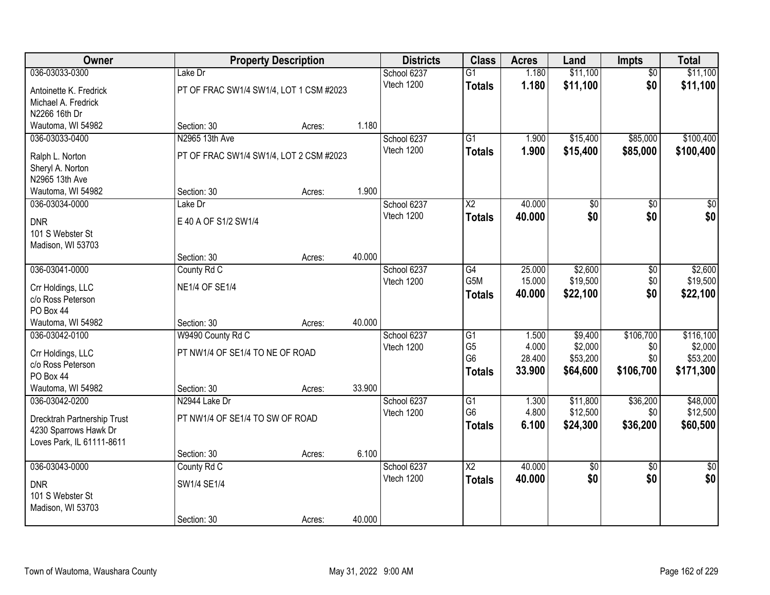| Owner | Property Description | | | Districts | Class | Acres | Land | Impts | Total |
|---|---|---|---|---|---|---|---|---|---|
| 036-03033-0300 | Lake Dr | | | School 6237 | G1 | 1.180 | $11,100 | $0 | $11,100 |
| Antoinette K. Fredrick<br>Michael A. Fredrick<br>N2266 16th Dr<br>Wautoma, WI 54982 | PT OF FRAC SW1/4 SW1/4, LOT 1 CSM #2023 | | | Vtech 1200 | **Totals** | **1.180** | **$11,100** | **$0** | **$11,100** |
| | Section: 30 | Acres: | 1.180 | | | | | | |
| 036-03033-0400 | N2965 13th Ave | | | School 6237 | G1 | 1.900 | $15,400 | $85,000 | $100,400 |
| Ralph L. Norton<br>Sheryl A. Norton<br>N2965 13th Ave<br>Wautoma, WI 54982 | PT OF FRAC SW1/4 SW1/4, LOT 2 CSM #2023 | | | Vtech 1200 | **Totals** | **1.900** | **$15,400** | **$85,000** | **$100,400** |
| | Section: 30 | Acres: | 1.900 | | | | | | |
| 036-03034-0000 | Lake Dr | | | School 6237 | X2 | 40.000 | $0 | $0 | $0 |
| DNR<br>101 S Webster St<br>Madison, WI 53703 | E 40 A OF S1/2 SW1/4 | | | Vtech 1200 | **Totals** | **40.000** | **$0** | **$0** | **$0** |
| | Section: 30 | Acres: | 40.000 | | | | | | |
| 036-03041-0000 | County Rd C | | | School 6237 | G4 | 25.000 | $2,600 | $0 | $2,600 |
| Crr Holdings, LLC<br>c/o Ross Peterson<br>PO Box 44<br>Wautoma, WI 54982 | NE1/4 OF SE1/4 | | | Vtech 1200 | G5M | 15.000 | $19,500 | $0 | $19,500 |
| | | | | | **Totals** | **40.000** | **$22,100** | **$0** | **$22,100** |
| | Section: 30 | Acres: | 40.000 | | | | | | |
| 036-03042-0100 | W9490 County Rd C | | | School 6237 | G1 | 1.500 | $9,400 | $106,700 | $116,100 |
| Crr Holdings, LLC<br>c/o Ross Peterson<br>PO Box 44<br>Wautoma, WI 54982 | PT NW1/4 OF SE1/4 TO NE OF ROAD | | | Vtech 1200 | G5 | 4.000 | $2,000 | $0 | $2,000 |
| | | | | | G6 | 28.400 | $53,200 | $0 | $53,200 |
| | | | | | **Totals** | **33.900** | **$64,600** | **$106,700** | **$171,300** |
| | Section: 30 | Acres: | 33.900 | | | | | | |
| 036-03042-0200 | N2944 Lake Dr | | | School 6237 | G1 | 1.300 | $11,800 | $36,200 | $48,000 |
| Drecktrah Partnership Trust<br>4230 Sparrows Hawk Dr<br>Loves Park, IL 61111-8611 | PT NW1/4 OF SE1/4 TO SW OF ROAD | | | Vtech 1200 | G6 | 4.800 | $12,500 | $0 | $12,500 |
| | | | | | **Totals** | **6.100** | **$24,300** | **$36,200** | **$60,500** |
| | Section: 30 | Acres: | 6.100 | | | | | | |
| 036-03043-0000 | County Rd C | | | School 6237 | X2 | 40.000 | $0 | $0 | $0 |
| DNR<br>101 S Webster St<br>Madison, WI 53703 | SW1/4 SE1/4 | | | Vtech 1200 | **Totals** | **40.000** | **$0** | **$0** | **$0** |
| | Section: 30 | Acres: | 40.000 | | | | | | |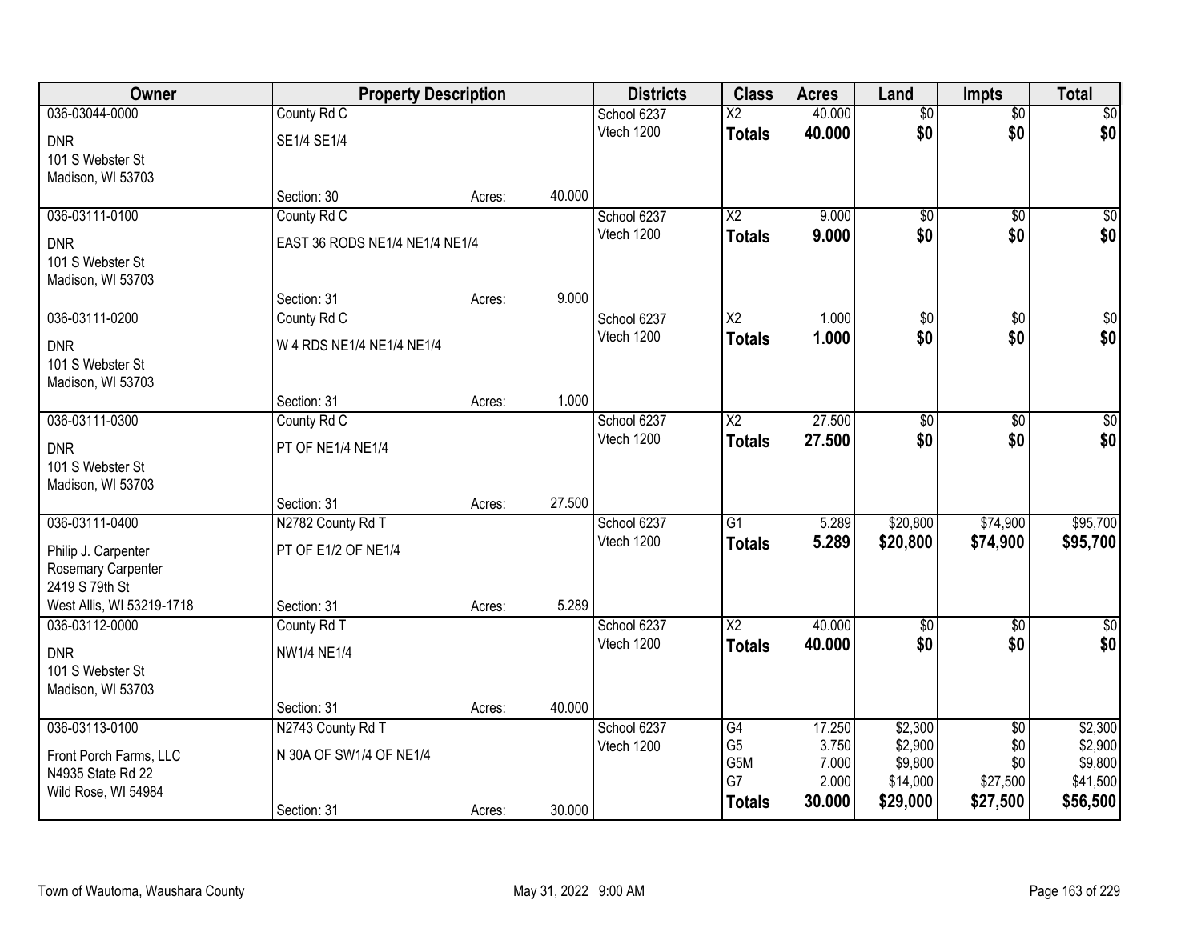| Owner | Property Description | | | Districts | Class | Acres | Land | Impts | Total |
|---|---|---|---|---|---|---|---|---|---|
| 036-03044-0000 | County Rd C | | | School 6237 | X2 | 40.000 | $0 | $0 | $0 |
| DNR<br>101 S Webster St<br>Madison, WI 53703 | SE1/4 SE1/4 | | | Vtech 1200 | **Totals** | **40.000** | **$0** | **$0** | **$0** |
| | Section: 30 | Acres: | 40.000 | | | | | | |
| 036-03111-0100 | County Rd C | | | School 6237 | X2 | 9.000 | $0 | $0 | $0 |
| DNR<br>101 S Webster St<br>Madison, WI 53703 | EAST 36 RODS NE1/4 NE1/4 NE1/4 | | | Vtech 1200 | **Totals** | **9.000** | **$0** | **$0** | **$0** |
| | Section: 31 | Acres: | 9.000 | | | | | | |
| 036-03111-0200 | County Rd C | | | School 6237 | X2 | 1.000 | $0 | $0 | $0 |
| DNR<br>101 S Webster St<br>Madison, WI 53703 | W 4 RDS NE1/4 NE1/4 NE1/4 | | | Vtech 1200 | **Totals** | **1.000** | **$0** | **$0** | **$0** |
| | Section: 31 | Acres: | 1.000 | | | | | | |
| 036-03111-0300 | County Rd C | | | School 6237 | X2 | 27.500 | $0 | $0 | $0 |
| DNR<br>101 S Webster St<br>Madison, WI 53703 | PT OF NE1/4 NE1/4 | | | Vtech 1200 | **Totals** | **27.500** | **$0** | **$0** | **$0** |
| | Section: 31 | Acres: | 27.500 | | | | | | |
| 036-03111-0400 | N2782 County Rd T | | | School 6237 | G1 | 5.289 | $20,800 | $74,900 | $95,700 |
| Philip J. Carpenter<br>Rosemary Carpenter<br>2419 S 79th St<br>West Allis, WI 53219-1718 | PT OF E1/2 OF NE1/4 | | | Vtech 1200 | **Totals** | **5.289** | **$20,800** | **$74,900** | **$95,700** |
| | Section: 31 | Acres: | 5.289 | | | | | | |
| 036-03112-0000 | County Rd T | | | School 6237 | X2 | 40.000 | $0 | $0 | $0 |
| DNR<br>101 S Webster St<br>Madison, WI 53703 | NW1/4 NE1/4 | | | Vtech 1200 | **Totals** | **40.000** | **$0** | **$0** | **$0** |
| | Section: 31 | Acres: | 40.000 | | | | | | |
| 036-03113-0100 | N2743 County Rd T | | | School 6237 | G4 | 17.250 | $2,300 | $0 | $2,300 |
| Front Porch Farms, LLC<br>N4935 State Rd 22<br>Wild Rose, WI 54984 | N 30A OF SW1/4 OF NE1/4 | | | Vtech 1200 | G5 | 3.750 | $2,900 | $0 | $2,900 |
| | | | | | G5M | 7.000 | $9,800 | $0 | $9,800 |
| | | | | | G7 | 2.000 | $14,000 | $27,500 | $41,500 |
| | Section: 31 | Acres: | 30.000 | | **Totals** | **30.000** | **$29,000** | **$27,500** | **$56,500** |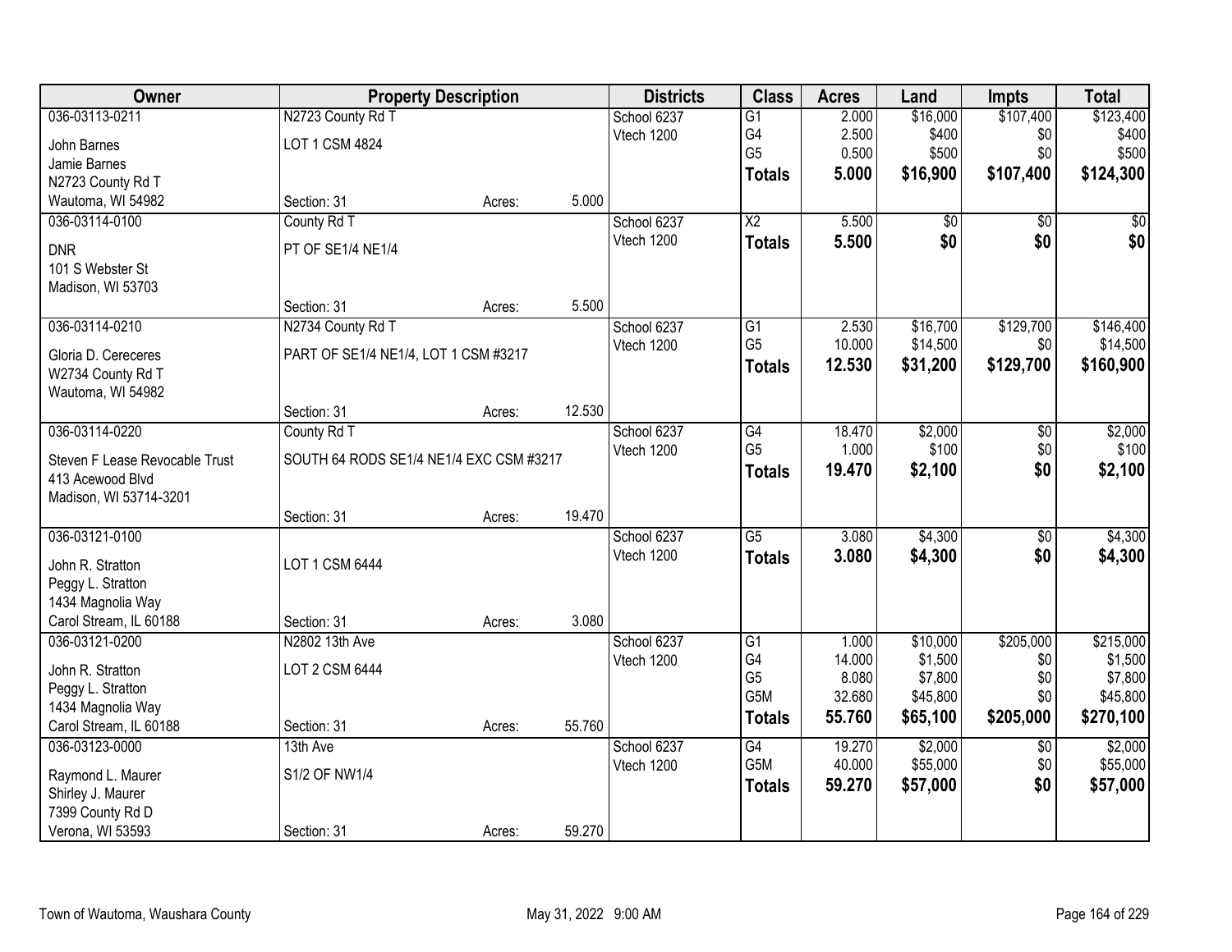| Owner | Property Description | | | Districts | Class | Acres | Land | Impts | Total |
|---|---|---|---|---|---|---|---|---|---|
| 036-03113-0211 | N2723 County Rd T | | | School 6237 | G1 | 2.000 | $16,000 | $107,400 | $123,400 |
| John Barnes | LOT 1 CSM 4824 | | | Vtech 1200 | G4 | 2.500 | $400 | $0 | $400 |
| Jamie Barnes | | | | | G5 | 0.500 | $500 | $0 | $500 |
| N2723 County Rd T | | | | | **Totals** | **5.000** | **$16,900** | **$107,400** | **$124,300** |
| Wautoma, WI 54982 | Section: 31 | Acres: | 5.000 | | | | | | |
| 036-03114-0100 | County Rd T | | | School 6237 | X2 | 5.500 | $0 | $0 | $0 |
| DNR | PT OF SE1/4 NE1/4 | | | Vtech 1200 | **Totals** | **5.500** | **$0** | **$0** | **$0** |
| 101 S Webster St | | | | | | | | | |
| Madison, WI 53703 | | | | | | | | | |
| | Section: 31 | Acres: | 5.500 | | | | | | |
| 036-03114-0210 | N2734 County Rd T | | | School 6237 | G1 | 2.530 | $16,700 | $129,700 | $146,400 |
| Gloria D. Cereceres | PART OF SE1/4 NE1/4, LOT 1 CSM #3217 | | | Vtech 1200 | G5 | 10.000 | $14,500 | $0 | $14,500 |
| W2734 County Rd T | | | | | **Totals** | **12.530** | **$31,200** | **$129,700** | **$160,900** |
| Wautoma, WI 54982 | | | | | | | | | |
| | Section: 31 | Acres: | 12.530 | | | | | | |
| 036-03114-0220 | County Rd T | | | School 6237 | G4 | 18.470 | $2,000 | $0 | $2,000 |
| Steven F Lease Revocable Trust | SOUTH 64 RODS SE1/4 NE1/4 EXC CSM #3217 | | | Vtech 1200 | G5 | 1.000 | $100 | $0 | $100 |
| 413 Acewood Blvd | | | | | **Totals** | **19.470** | **$2,100** | **$0** | **$2,100** |
| Madison, WI 53714-3201 | | | | | | | | | |
| | Section: 31 | Acres: | 19.470 | | | | | | |
| 036-03121-0100 | | | | School 6237 | G5 | 3.080 | $4,300 | $0 | $4,300 |
| John R. Stratton | LOT 1 CSM 6444 | | | Vtech 1200 | **Totals** | **3.080** | **$4,300** | **$0** | **$4,300** |
| Peggy L. Stratton | | | | | | | | | |
| 1434 Magnolia Way | | | | | | | | | |
| Carol Stream, IL 60188 | Section: 31 | Acres: | 3.080 | | | | | | |
| 036-03121-0200 | N2802 13th Ave | | | School 6237 | G1 | 1.000 | $10,000 | $205,000 | $215,000 |
| John R. Stratton | LOT 2 CSM 6444 | | | Vtech 1200 | G4 | 14.000 | $1,500 | $0 | $1,500 |
| Peggy L. Stratton | | | | | G5 | 8.080 | $7,800 | $0 | $7,800 |
| 1434 Magnolia Way | | | | | G5M | 32.680 | $45,800 | $0 | $45,800 |
| Carol Stream, IL 60188 | Section: 31 | Acres: | 55.760 | | **Totals** | **55.760** | **$65,100** | **$205,000** | **$270,100** |
| 036-03123-0000 | 13th Ave | | | School 6237 | G4 | 19.270 | $2,000 | $0 | $2,000 |
| Raymond L. Maurer | S1/2 OF NW1/4 | | | Vtech 1200 | G5M | 40.000 | $55,000 | $0 | $55,000 |
| Shirley J. Maurer | | | | | **Totals** | **59.270** | **$57,000** | **$0** | **$57,000** |
| 7399 County Rd D | | | | | | | | | |
| Verona, WI 53593 | Section: 31 | Acres: | 59.270 | | | | | | |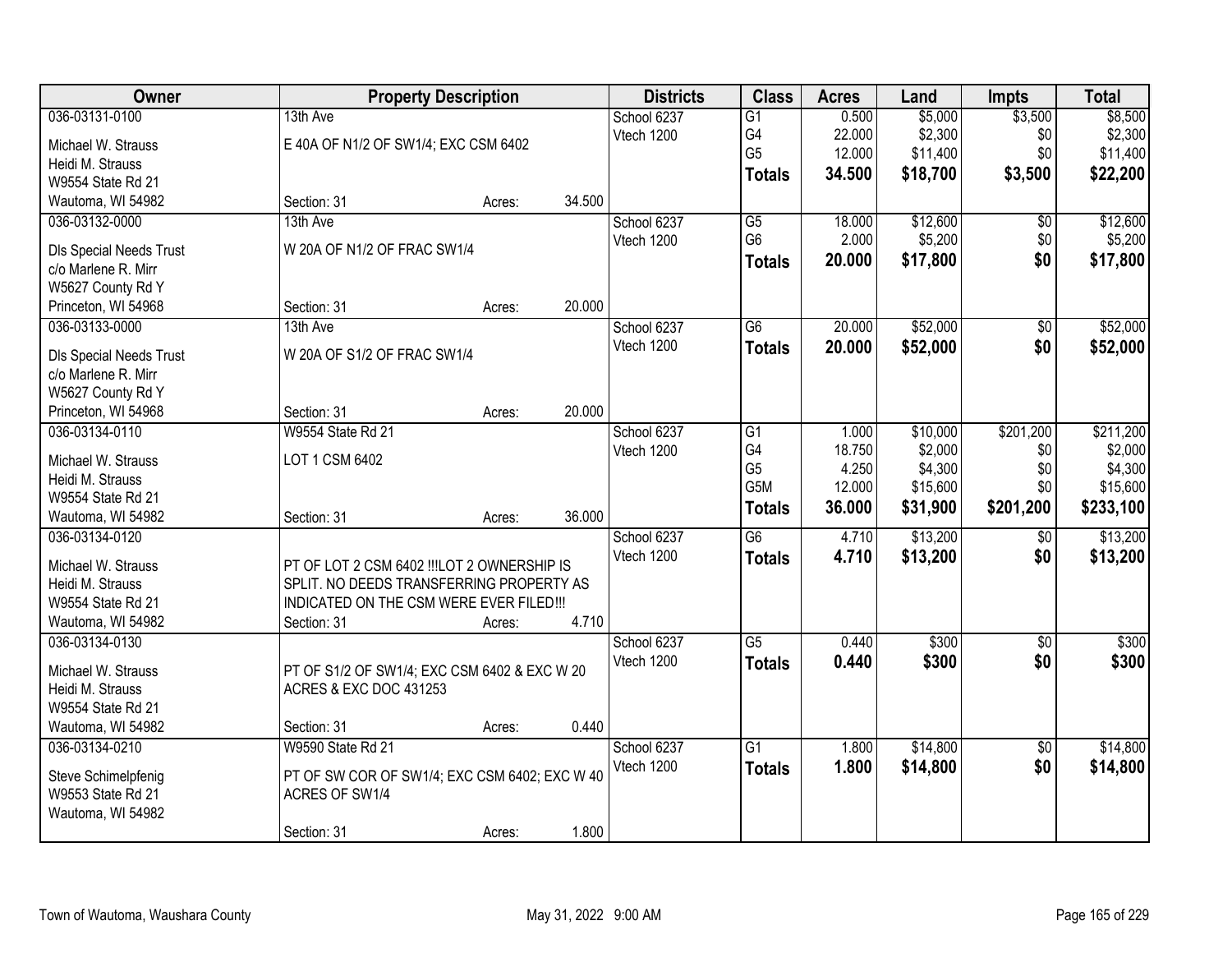| Owner | Property Description | | | Districts | Class | Acres | Land | Impts | Total |
|---|---|---|---|---|---|---|---|---|---|
| 036-03131-0100 | 13th Ave | | | School 6237 | G1 | 0.500 | $5,000 | $3,500 | $8,500 |
| Michael W. Strauss | E 40A OF N1/2 OF SW1/4; EXC CSM 6402 | | | Vtech 1200 | G4 | 22.000 | $2,300 | $0 | $2,300 |
| Heidi M. Strauss | | | | | G5 | 12.000 | $11,400 | $0 | $11,400 |
| W9554 State Rd 21 | | | | | **Totals** | **34.500** | **$18,700** | **$3,500** | **$22,200** |
| Wautoma, WI 54982 | Section: 31 | Acres: | 34.500 | | | | | | |
| 036-03132-0000 | 13th Ave | | | School 6237 | G5 | 18.000 | $12,600 | $0 | $12,600 |
| Dls Special Needs Trust | W 20A OF N1/2 OF FRAC SW1/4 | | | Vtech 1200 | G6 | 2.000 | $5,200 | $0 | $5,200 |
| c/o Marlene R. Mirr | | | | | **Totals** | **20.000** | **$17,800** | **$0** | **$17,800** |
| W5627 County Rd Y | | | | | | | | | |
| Princeton, WI 54968 | Section: 31 | Acres: | 20.000 | | | | | | |
| 036-03133-0000 | 13th Ave | | | School 6237 | G6 | 20.000 | $52,000 | $0 | $52,000 |
| Dls Special Needs Trust | W 20A OF S1/2 OF FRAC SW1/4 | | | Vtech 1200 | **Totals** | **20.000** | **$52,000** | **$0** | **$52,000** |
| c/o Marlene R. Mirr | | | | | | | | | |
| W5627 County Rd Y | | | | | | | | | |
| Princeton, WI 54968 | Section: 31 | Acres: | 20.000 | | | | | | |
| 036-03134-0110 | W9554 State Rd 21 | | | School 6237 | G1 | 1.000 | $10,000 | $201,200 | $211,200 |
| Michael W. Strauss | LOT 1 CSM 6402 | | | Vtech 1200 | G4 | 18.750 | $2,000 | $0 | $2,000 |
| Heidi M. Strauss | | | | | G5 | 4.250 | $4,300 | $0 | $4,300 |
| W9554 State Rd 21 | | | | | G5M | 12.000 | $15,600 | $0 | $15,600 |
| Wautoma, WI 54982 | Section: 31 | Acres: | 36.000 | | **Totals** | **36.000** | **$31,900** | **$201,200** | **$233,100** |
| 036-03134-0120 | | | | School 6237 | G6 | 4.710 | $13,200 | $0 | $13,200 |
| Michael W. Strauss | PT OF LOT 2 CSM 6402 !!!LOT 2 OWNERSHIP IS | | | Vtech 1200 | **Totals** | **4.710** | **$13,200** | **$0** | **$13,200** |
| Heidi M. Strauss | SPLIT. NO DEEDS TRANSFERRING PROPERTY AS | | | | | | | | |
| W9554 State Rd 21 | INDICATED ON THE CSM WERE EVER FILED!!! | | | | | | | | |
| Wautoma, WI 54982 | Section: 31 | Acres: | 4.710 | | | | | | |
| 036-03134-0130 | | | | School 6237 | G5 | 0.440 | $300 | $0 | $300 |
| Michael W. Strauss | PT OF S1/2 OF SW1/4; EXC CSM 6402 & EXC W 20 | | | Vtech 1200 | **Totals** | **0.440** | **$300** | **$0** | **$300** |
| Heidi M. Strauss | ACRES & EXC DOC 431253 | | | | | | | | |
| W9554 State Rd 21 | | | | | | | | | |
| Wautoma, WI 54982 | Section: 31 | Acres: | 0.440 | | | | | | |
| 036-03134-0210 | W9590 State Rd 21 | | | School 6237 | G1 | 1.800 | $14,800 | $0 | $14,800 |
| Steve Schimelpfenig | PT OF SW COR OF SW1/4; EXC CSM 6402; EXC W 40 | | | Vtech 1200 | **Totals** | **1.800** | **$14,800** | **$0** | **$14,800** |
| W9553 State Rd 21 | ACRES OF SW1/4 | | | | | | | | |
| Wautoma, WI 54982 | | | | | | | | | |
| | Section: 31 | Acres: | 1.800 | | | | | | |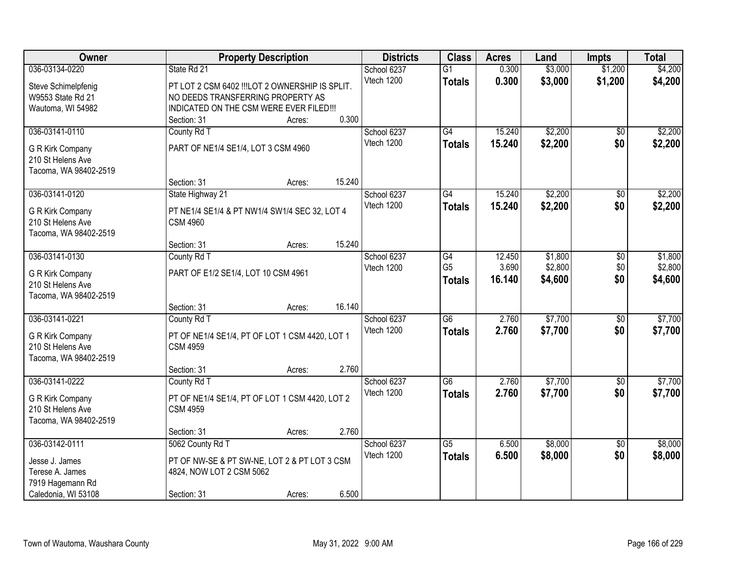| Owner | Property Description | Districts | Class | Acres | Land | Impts | Total |
|---|---|---|---|---|---|---|---|
| 036-03134-0220<br>Steve Schimelpfenig<br>W9553 State Rd 21<br>Wautoma, WI 54982 | State Rd 21<br>PT LOT 2 CSM 6402 !!!LOT 2 OWNERSHIP IS SPLIT. NO DEEDS TRANSFERRING PROPERTY AS INDICATED ON THE CSM WERE EVER FILED!!!<br>Section: 31 Acres: 0.300 | School 6237<br>Vtech 1200 | G1<br>**Totals** | 0.300<br>**0.300** | $3,000<br>**$3,000** | $1,200<br>**$1,200** | $4,200<br>**$4,200** |
| 036-03141-0110<br>G R Kirk Company<br>210 St Helens Ave<br>Tacoma, WA 98402-2519 | County Rd T<br>PART OF NE1/4 SE1/4, LOT 3 CSM 4960<br>Section: 31 Acres: 15.240 | School 6237<br>Vtech 1200 | G4<br>**Totals** | 15.240<br>**15.240** | $2,200<br>**$2,200** | $0<br>**$0** | $2,200<br>**$2,200** |
| 036-03141-0120<br>G R Kirk Company<br>210 St Helens Ave<br>Tacoma, WA 98402-2519 | State Highway 21<br>PT NE1/4 SE1/4 & PT NW1/4 SW1/4 SEC 32, LOT 4 CSM 4960<br>Section: 31 Acres: 15.240 | School 6237<br>Vtech 1200 | G4<br>**Totals** | 15.240<br>**15.240** | $2,200<br>**$2,200** | $0<br>**$0** | $2,200<br>**$2,200** |
| 036-03141-0130<br>G R Kirk Company<br>210 St Helens Ave<br>Tacoma, WA 98402-2519 | County Rd T<br>PART OF E1/2 SE1/4, LOT 10 CSM 4961<br>Section: 31 Acres: 16.140 | School 6237<br>Vtech 1200 | G4<br>G5<br>**Totals** | 12.450<br>3.690<br>**16.140** | $1,800<br>$2,800<br>**$4,600** | $0<br>$0<br>**$0** | $1,800<br>$2,800<br>**$4,600** |
| 036-03141-0221<br>G R Kirk Company<br>210 St Helens Ave<br>Tacoma, WA 98402-2519 | County Rd T<br>PT OF NE1/4 SE1/4, PT OF LOT 1 CSM 4420, LOT 1 CSM 4959<br>Section: 31 Acres: 2.760 | School 6237<br>Vtech 1200 | G6<br>**Totals** | 2.760<br>**2.760** | $7,700<br>**$7,700** | $0<br>**$0** | $7,700<br>**$7,700** |
| 036-03141-0222<br>G R Kirk Company<br>210 St Helens Ave<br>Tacoma, WA 98402-2519 | County Rd T<br>PT OF NE1/4 SE1/4, PT OF LOT 1 CSM 4420, LOT 2 CSM 4959<br>Section: 31 Acres: 2.760 | School 6237<br>Vtech 1200 | G6<br>**Totals** | 2.760<br>**2.760** | $7,700<br>**$7,700** | $0<br>**$0** | $7,700<br>**$7,700** |
| 036-03142-0111<br>Jesse J. James<br>Terese A. James<br>7919 Hagemann Rd<br>Caledonia, WI 53108 | 5062 County Rd T<br>PT OF NW-SE & PT SW-NE, LOT 2 & PT LOT 3 CSM 4824, NOW LOT 2 CSM 5062<br>Section: 31 Acres: 6.500 | School 6237<br>Vtech 1200 | G5<br>**Totals** | 6.500<br>**6.500** | $8,000<br>**$8,000** | $0<br>**$0** | $8,000<br>**$8,000** |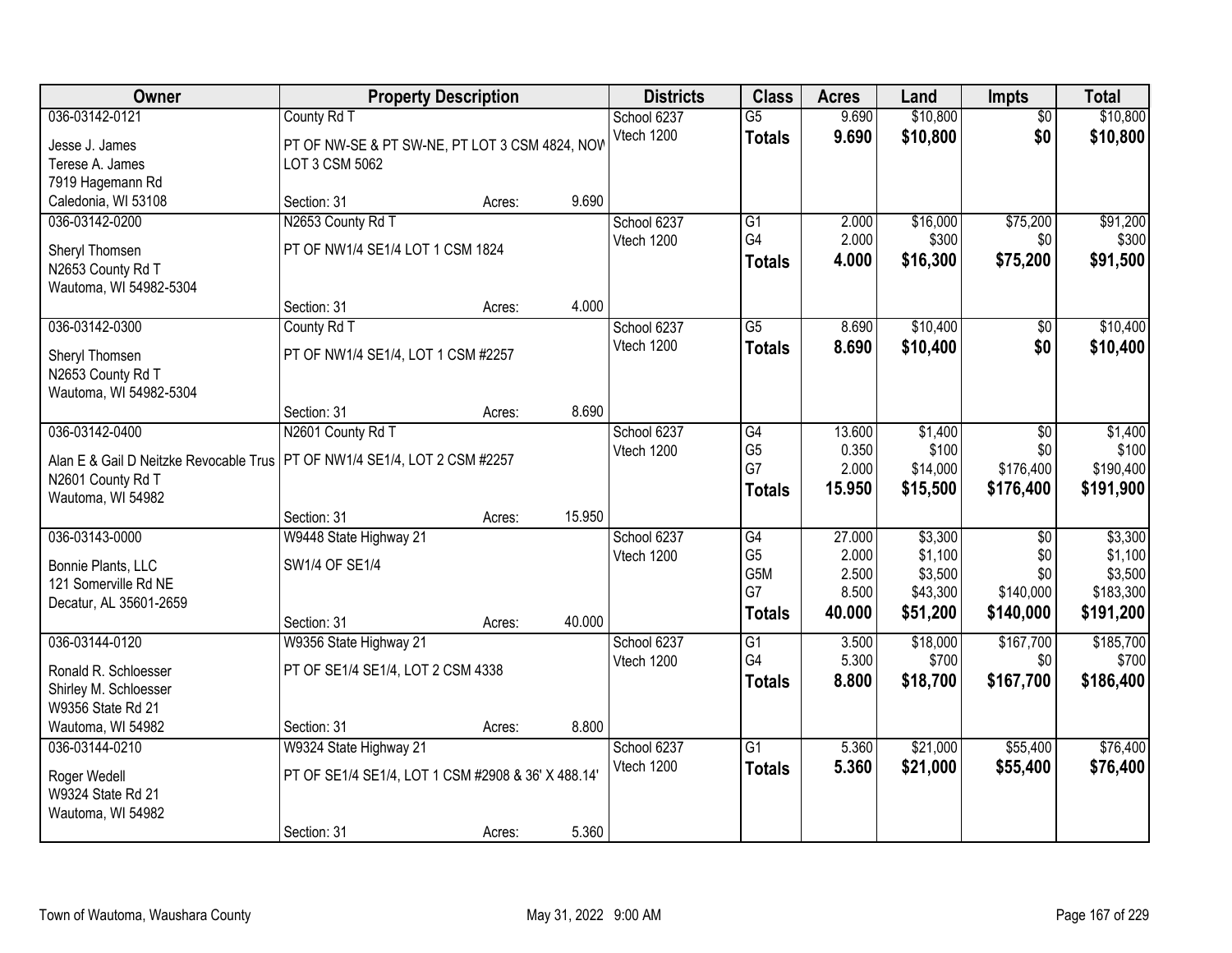| Owner | Property Description | | | Districts | Class | Acres | Land | Impts | Total |
|---|---|---|---|---|---|---|---|---|---|
| 036-03142-0121 | County Rd T | | | School 6237 | G5 | 9.690 | $10,800 | $0 | $10,800 |
| Jesse J. James<br>Terese A. James<br>7919 Hagemann Rd<br>Caledonia, WI 53108 | PT OF NW-SE & PT SW-NE, PT LOT 3 CSM 4824, NOW LOT 3 CSM 5062 | | | Vtech 1200 | **Totals** | **9.690** | **$10,800** | **$0** | **$10,800** |
| | Section: 31 | Acres: | 9.690 | | | | | | |
| 036-03142-0200 | N2653 County Rd T | | | School 6237 | G1 | 2.000 | $16,000 | $75,200 | $91,200 |
| Sheryl Thomsen<br>N2653 County Rd T<br>Wautoma, WI 54982-5304 | PT OF NW1/4 SE1/4 LOT 1 CSM 1824 | | | Vtech 1200 | G4 | 2.000 | $300 | $0 | $300 |
| | | | | | **Totals** | **4.000** | **$16,300** | **$75,200** | **$91,500** |
| | Section: 31 | Acres: | 4.000 | | | | | | |
| 036-03142-0300 | County Rd T | | | School 6237 | G5 | 8.690 | $10,400 | $0 | $10,400 |
| Sheryl Thomsen<br>N2653 County Rd T<br>Wautoma, WI 54982-5304 | PT OF NW1/4 SE1/4, LOT 1 CSM #2257 | | | Vtech 1200 | **Totals** | **8.690** | **$10,400** | **$0** | **$10,400** |
| | Section: 31 | Acres: | 8.690 | | | | | | |
| 036-03142-0400 | N2601 County Rd T | | | School 6237 | G4 | 13.600 | $1,400 | $0 | $1,400 |
| Alan E & Gail D Neitzke Revocable Trus<br>N2601 County Rd T<br>Wautoma, WI 54982 | PT OF NW1/4 SE1/4, LOT 2 CSM #2257 | | | Vtech 1200 | G5 | 0.350 | $100 | $0 | $100 |
| | | | | | G7 | 2.000 | $14,000 | $176,400 | $190,400 |
| | | | | | **Totals** | **15.950** | **$15,500** | **$176,400** | **$191,900** |
| | Section: 31 | Acres: | 15.950 | | | | | | |
| 036-03143-0000 | W9448 State Highway 21 | | | School 6237 | G4 | 27.000 | $3,300 | $0 | $3,300 |
| Bonnie Plants, LLC<br>121 Somerville Rd NE<br>Decatur, AL 35601-2659 | SW1/4 OF SE1/4 | | | Vtech 1200 | G5 | 2.000 | $1,100 | $0 | $1,100 |
| | | | | | G5M | 2.500 | $3,500 | $0 | $3,500 |
| | | | | | G7 | 8.500 | $43,300 | $140,000 | $183,300 |
| | Section: 31 | Acres: | 40.000 | | **Totals** | **40.000** | **$51,200** | **$140,000** | **$191,200** |
| 036-03144-0120 | W9356 State Highway 21 | | | School 6237 | G1 | 3.500 | $18,000 | $167,700 | $185,700 |
| Ronald R. Schloesser<br>Shirley M. Schloesser<br>W9356 State Rd 21<br>Wautoma, WI 54982 | PT OF SE1/4 SE1/4, LOT 2 CSM 4338 | | | Vtech 1200 | G4 | 5.300 | $700 | $0 | $700 |
| | | | | | **Totals** | **8.800** | **$18,700** | **$167,700** | **$186,400** |
| | Section: 31 | Acres: | 8.800 | | | | | | |
| 036-03144-0210 | W9324 State Highway 21 | | | School 6237 | G1 | 5.360 | $21,000 | $55,400 | $76,400 |
| Roger Wedell<br>W9324 State Rd 21<br>Wautoma, WI 54982 | PT OF SE1/4 SE1/4, LOT 1 CSM #2908 & 36' X 488.14' | | | Vtech 1200 | **Totals** | **5.360** | **$21,000** | **$55,400** | **$76,400** |
| | Section: 31 | Acres: | 5.360 | | | | | | |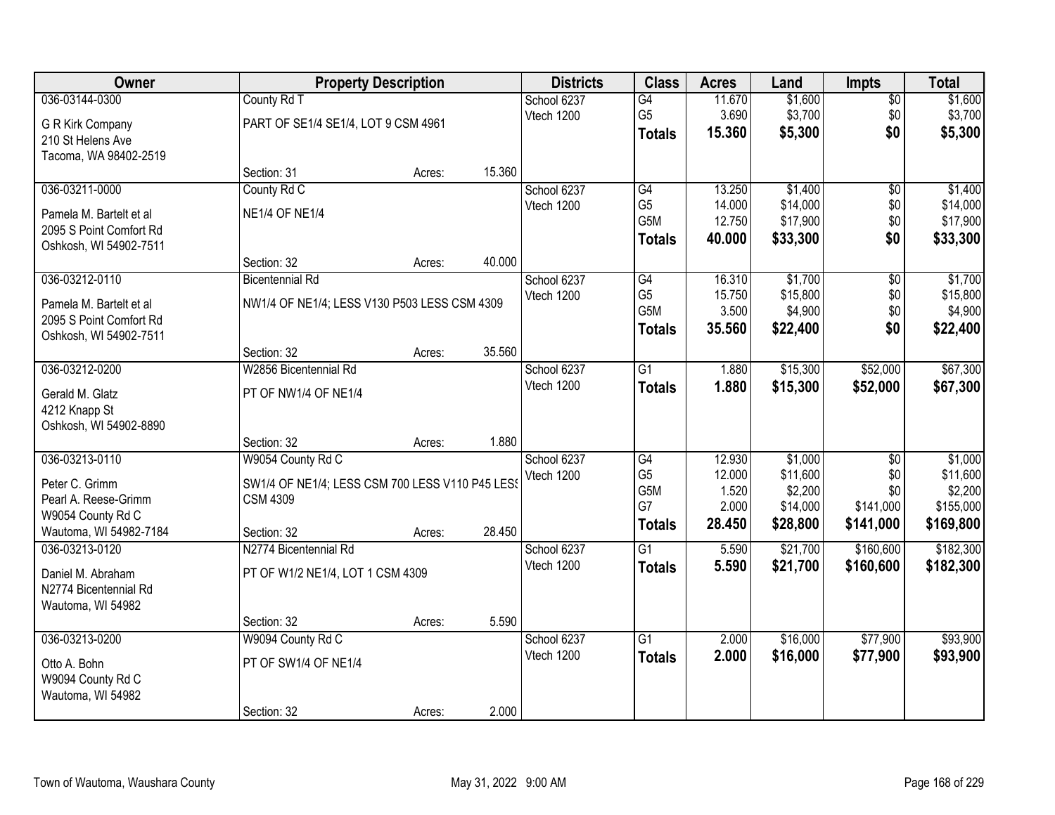| Owner | Property Description | | | Districts | Class | Acres | Land | Impts | Total |
|---|---|---|---|---|---|---|---|---|---|
| 036-03144-0300 | County Rd T | | | School 6237 | G4 | 11.670 | $1,600 | $0 | $1,600 |
| G R Kirk Company<br>210 St Helens Ave<br>Tacoma, WA 98402-2519 | PART OF SE1/4 SE1/4, LOT 9 CSM 4961 | | | Vtech 1200 | G5 | 3.690 | $3,700 | $0 | $3,700 |
| | | | | | **Totals** | **15.360** | **$5,300** | **$0** | **$5,300** |
| | Section: 31 | Acres: | 15.360 | | | | | | |
| 036-03211-0000 | County Rd C | | | School 6237 | G4 | 13.250 | $1,400 | $0 | $1,400 |
| Pamela M. Bartelt et al<br>2095 S Point Comfort Rd<br>Oshkosh, WI 54902-7511 | NE1/4 OF NE1/4 | | | Vtech 1200 | G5 | 14.000 | $14,000 | $0 | $14,000 |
| | | | | | G5M | 12.750 | $17,900 | $0 | $17,900 |
| | | | | | **Totals** | **40.000** | **$33,300** | **$0** | **$33,300** |
| | Section: 32 | Acres: | 40.000 | | | | | | |
| 036-03212-0110 | Bicentennial Rd | | | School 6237 | G4 | 16.310 | $1,700 | $0 | $1,700 |
| Pamela M. Bartelt et al<br>2095 S Point Comfort Rd<br>Oshkosh, WI 54902-7511 | NW1/4 OF NE1/4; LESS V130 P503 LESS CSM 4309 | | | Vtech 1200 | G5 | 15.750 | $15,800 | $0 | $15,800 |
| | | | | | G5M | 3.500 | $4,900 | $0 | $4,900 |
| | | | | | **Totals** | **35.560** | **$22,400** | **$0** | **$22,400** |
| | Section: 32 | Acres: | 35.560 | | | | | | |
| 036-03212-0200 | W2856 Bicentennial Rd | | | School 6237 | G1 | 1.880 | $15,300 | $52,000 | $67,300 |
| Gerald M. Glatz<br>4212 Knapp St<br>Oshkosh, WI 54902-8890 | PT OF NW1/4 OF NE1/4 | | | Vtech 1200 | **Totals** | **1.880** | **$15,300** | **$52,000** | **$67,300** |
| | Section: 32 | Acres: | 1.880 | | | | | | |
| 036-03213-0110 | W9054 County Rd C | | | School 6237 | G4 | 12.930 | $1,000 | $0 | $1,000 |
| Peter C. Grimm<br>Pearl A. Reese-Grimm<br>W9054 County Rd C<br>Wautoma, WI 54982-7184 | SW1/4 OF NE1/4; LESS CSM 700 LESS V110 P45 LESS CSM 4309 | | | Vtech 1200 | G5 | 12.000 | $11,600 | $0 | $11,600 |
| | | | | | G5M | 1.520 | $2,200 | $0 | $2,200 |
| | | | | | G7 | 2.000 | $14,000 | $141,000 | $155,000 |
| | | | | | **Totals** | **28.450** | **$28,800** | **$141,000** | **$169,800** |
| | Section: 32 | Acres: | 28.450 | | | | | | |
| 036-03213-0120 | N2774 Bicentennial Rd | | | School 6237 | G1 | 5.590 | $21,700 | $160,600 | $182,300 |
| Daniel M. Abraham<br>N2774 Bicentennial Rd<br>Wautoma, WI 54982 | PT OF W1/2 NE1/4, LOT 1 CSM 4309 | | | Vtech 1200 | **Totals** | **5.590** | **$21,700** | **$160,600** | **$182,300** |
| | Section: 32 | Acres: | 5.590 | | | | | | |
| 036-03213-0200 | W9094 County Rd C | | | School 6237 | G1 | 2.000 | $16,000 | $77,900 | $93,900 |
| Otto A. Bohn<br>W9094 County Rd C<br>Wautoma, WI 54982 | PT OF SW1/4 OF NE1/4 | | | Vtech 1200 | **Totals** | **2.000** | **$16,000** | **$77,900** | **$93,900** |
| | Section: 32 | Acres: | 2.000 | | | | | | |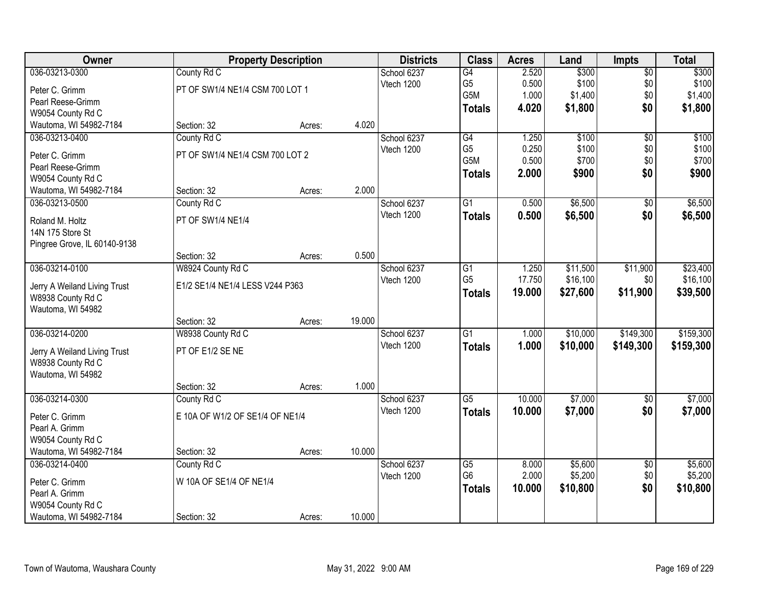| Owner | Property Description | | | Districts | Class | Acres | Land | Impts | Total |
|---|---|---|---|---|---|---|---|---|---|
| 036-03213-0300 | County Rd C | | | School 6237 | G4 | 2.520 | $300 | $0 | $300 |
| Peter C. Grimm | PT OF SW1/4 NE1/4 CSM 700 LOT 1 | | | Vtech 1200 | G5 | 0.500 | $100 | $0 | $100 |
| Pearl Reese-Grimm | | | | | G5M | 1.000 | $1,400 | $0 | $1,400 |
| W9054 County Rd C | | | | | **Totals** | **4.020** | **$1,800** | **$0** | **$1,800** |
| Wautoma, WI 54982-7184 | Section: 32 | Acres: | 4.020 | | | | | | |
| 036-03213-0400 | County Rd C | | | School 6237 | G4 | 1.250 | $100 | $0 | $100 |
| Peter C. Grimm | PT OF SW1/4 NE1/4 CSM 700 LOT 2 | | | Vtech 1200 | G5 | 0.250 | $100 | $0 | $100 |
| Pearl Reese-Grimm | | | | | G5M | 0.500 | $700 | $0 | $700 |
| W9054 County Rd C | | | | | **Totals** | **2.000** | **$900** | **$0** | **$900** |
| Wautoma, WI 54982-7184 | Section: 32 | Acres: | 2.000 | | | | | | |
| 036-03213-0500 | County Rd C | | | School 6237 | G1 | 0.500 | $6,500 | $0 | $6,500 |
| Roland M. Holtz | PT OF SW1/4 NE1/4 | | | Vtech 1200 | **Totals** | **0.500** | **$6,500** | **$0** | **$6,500** |
| 14N 175 Store St | | | | | | | | | |
| Pingree Grove, IL 60140-9138 | | | | | | | | | |
| | Section: 32 | Acres: | 0.500 | | | | | | |
| 036-03214-0100 | W8924 County Rd C | | | School 6237 | G1 | 1.250 | $11,500 | $11,900 | $23,400 |
| Jerry A Weiland Living Trust | E1/2 SE1/4 NE1/4 LESS V244 P363 | | | Vtech 1200 | G5 | 17.750 | $16,100 | $0 | $16,100 |
| W8938 County Rd C | | | | | **Totals** | **19.000** | **$27,600** | **$11,900** | **$39,500** |
| Wautoma, WI 54982 | | | | | | | | | |
| | Section: 32 | Acres: | 19.000 | | | | | | |
| 036-03214-0200 | W8938 County Rd C | | | School 6237 | G1 | 1.000 | $10,000 | $149,300 | $159,300 |
| Jerry A Weiland Living Trust | PT OF E1/2 SE NE | | | Vtech 1200 | **Totals** | **1.000** | **$10,000** | **$149,300** | **$159,300** |
| W8938 County Rd C | | | | | | | | | |
| Wautoma, WI 54982 | | | | | | | | | |
| | Section: 32 | Acres: | 1.000 | | | | | | |
| 036-03214-0300 | County Rd C | | | School 6237 | G5 | 10.000 | $7,000 | $0 | $7,000 |
| Peter C. Grimm | E 10A OF W1/2 OF SE1/4 OF NE1/4 | | | Vtech 1200 | **Totals** | **10.000** | **$7,000** | **$0** | **$7,000** |
| Pearl A. Grimm | | | | | | | | | |
| W9054 County Rd C | | | | | | | | | |
| Wautoma, WI 54982-7184 | Section: 32 | Acres: | 10.000 | | | | | | |
| 036-03214-0400 | County Rd C | | | School 6237 | G5 | 8.000 | $5,600 | $0 | $5,600 |
| Peter C. Grimm | W 10A OF SE1/4 OF NE1/4 | | | Vtech 1200 | G6 | 2.000 | $5,200 | $0 | $5,200 |
| Pearl A. Grimm | | | | | **Totals** | **10.000** | **$10,800** | **$0** | **$10,800** |
| W9054 County Rd C | | | | | | | | | |
| Wautoma, WI 54982-7184 | Section: 32 | Acres: | 10.000 | | | | | | |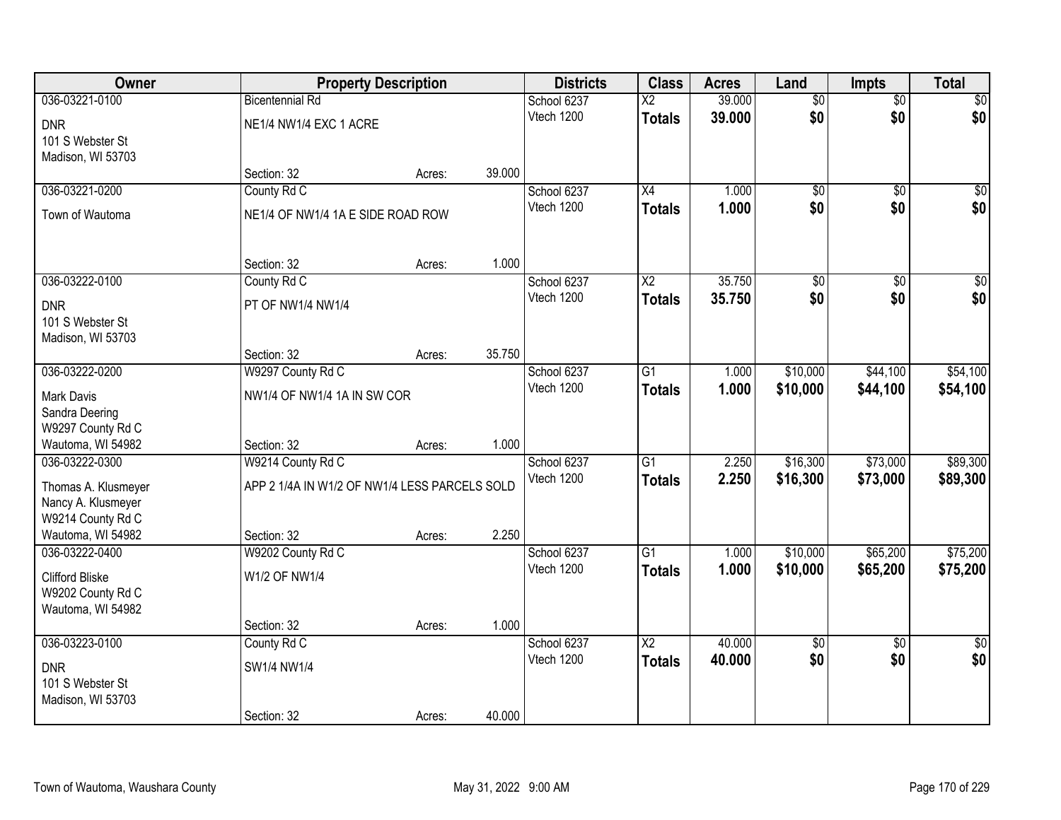| Owner | Property Description | | | Districts | Class | Acres | Land | Impts | Total |
|---|---|---|---|---|---|---|---|---|---|
| 036-03221-0100 | Bicentennial Rd | | | School 6237 | X2 | 39.000 | $0 | $0 | $0 |
| DNR<br>101 S Webster St<br>Madison, WI 53703 | NE1/4 NW1/4 EXC 1 ACRE | | | Vtech 1200 | **Totals** | **39.000** | **$0** | **$0** | **$0** |
| | Section: 32 | Acres: | 39.000 | | | | | | |
| 036-03221-0200 | County Rd C | | | School 6237 | X4 | 1.000 | $0 | $0 | $0 |
| Town of Wautoma | NE1/4 OF NW1/4 1A E SIDE ROAD ROW | | | Vtech 1200 | **Totals** | **1.000** | **$0** | **$0** | **$0** |
| | Section: 32 | Acres: | 1.000 | | | | | | |
| 036-03222-0100 | County Rd C | | | School 6237 | X2 | 35.750 | $0 | $0 | $0 |
| DNR<br>101 S Webster St<br>Madison, WI 53703 | PT OF NW1/4 NW1/4 | | | Vtech 1200 | **Totals** | **35.750** | **$0** | **$0** | **$0** |
| | Section: 32 | Acres: | 35.750 | | | | | | |
| 036-03222-0200 | W9297 County Rd C | | | School 6237 | G1 | 1.000 | $10,000 | $44,100 | $54,100 |
| Mark Davis<br>Sandra Deering<br>W9297 County Rd C<br>Wautoma, WI 54982 | NW1/4 OF NW1/4 1A IN SW COR | | | Vtech 1200 | **Totals** | **1.000** | **$10,000** | **$44,100** | **$54,100** |
| | Section: 32 | Acres: | 1.000 | | | | | | |
| 036-03222-0300 | W9214 County Rd C | | | School 6237 | G1 | 2.250 | $16,300 | $73,000 | $89,300 |
| Thomas A. Klusmeyer<br>Nancy A. Klusmeyer<br>W9214 County Rd C<br>Wautoma, WI 54982 | APP 2 1/4A IN W1/2 OF NW1/4 LESS PARCELS SOLD | | | Vtech 1200 | **Totals** | **2.250** | **$16,300** | **$73,000** | **$89,300** |
| | Section: 32 | Acres: | 2.250 | | | | | | |
| 036-03222-0400 | W9202 County Rd C | | | School 6237 | G1 | 1.000 | $10,000 | $65,200 | $75,200 |
| Clifford Bliske<br>W9202 County Rd C<br>Wautoma, WI 54982 | W1/2 OF NW1/4 | | | Vtech 1200 | **Totals** | **1.000** | **$10,000** | **$65,200** | **$75,200** |
| | Section: 32 | Acres: | 1.000 | | | | | | |
| 036-03223-0100 | County Rd C | | | School 6237 | X2 | 40.000 | $0 | $0 | $0 |
| DNR<br>101 S Webster St<br>Madison, WI 53703 | SW1/4 NW1/4 | | | Vtech 1200 | **Totals** | **40.000** | **$0** | **$0** | **$0** |
| | Section: 32 | Acres: | 40.000 | | | | | | |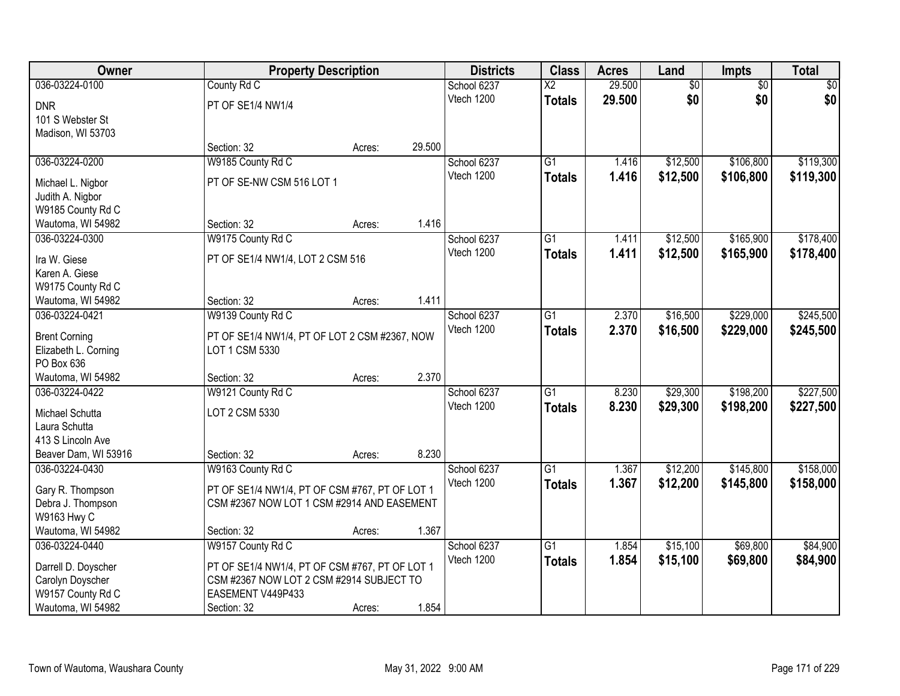| Owner | Property Description | Districts | Class | Acres | Land | Impts | Total |
|---|---|---|---|---|---|---|---|
| 036-03224-0100<br>DNR<br>101 S Webster St<br>Madison, WI 53703 | County Rd C<br>PT OF SE1/4 NW1/4<br>Section: 32 Acres: 29.500 | School 6237<br>Vtech 1200 | X2<br>**Totals** | 29.500<br>**29.500** | $0<br>**$0** | $0<br>**$0** | $0<br>**$0** |
| 036-03224-0200<br>Michael L. Nigbor<br>Judith A. Nigbor<br>W9185 County Rd C<br>Wautoma, WI 54982 | W9185 County Rd C<br>PT OF SE-NW CSM 516 LOT 1<br>Section: 32 Acres: 1.416 | School 6237<br>Vtech 1200 | G1<br>**Totals** | 1.416<br>**1.416** | $12,500<br>**$12,500** | $106,800<br>**$106,800** | $119,300<br>**$119,300** |
| 036-03224-0300<br>Ira W. Giese<br>Karen A. Giese<br>W9175 County Rd C<br>Wautoma, WI 54982 | W9175 County Rd C<br>PT OF SE1/4 NW1/4, LOT 2 CSM 516<br>Section: 32 Acres: 1.411 | School 6237<br>Vtech 1200 | G1<br>**Totals** | 1.411<br>**1.411** | $12,500<br>**$12,500** | $165,900<br>**$165,900** | $178,400<br>**$178,400** |
| 036-03224-0421<br>Brent Corning<br>Elizabeth L. Corning<br>PO Box 636<br>Wautoma, WI 54982 | W9139 County Rd C<br>PT OF SE1/4 NW1/4, PT OF LOT 2 CSM #2367, NOW LOT 1 CSM 5330<br>Section: 32 Acres: 2.370 | School 6237<br>Vtech 1200 | G1<br>**Totals** | 2.370<br>**2.370** | $16,500<br>**$16,500** | $229,000<br>**$229,000** | $245,500<br>**$245,500** |
| 036-03224-0422<br>Michael Schutta<br>Laura Schutta<br>413 S Lincoln Ave<br>Beaver Dam, WI 53916 | W9121 County Rd C<br>LOT 2 CSM 5330<br>Section: 32 Acres: 8.230 | School 6237<br>Vtech 1200 | G1<br>**Totals** | 8.230<br>**8.230** | $29,300<br>**$29,300** | $198,200<br>**$198,200** | $227,500<br>**$227,500** |
| 036-03224-0430<br>Gary R. Thompson<br>Debra J. Thompson<br>W9163 Hwy C<br>Wautoma, WI 54982 | W9163 County Rd C<br>PT OF SE1/4 NW1/4, PT OF CSM #767, PT OF LOT 1 CSM #2367 NOW LOT 1 CSM #2914 AND EASEMENT<br>Section: 32 Acres: 1.367 | School 6237<br>Vtech 1200 | G1<br>**Totals** | 1.367<br>**1.367** | $12,200<br>**$12,200** | $145,800<br>**$145,800** | $158,000<br>**$158,000** |
| 036-03224-0440<br>Darrell D. Doyscher<br>Carolyn Doyscher<br>W9157 County Rd C<br>Wautoma, WI 54982 | W9157 County Rd C<br>PT OF SE1/4 NW1/4, PT OF CSM #767, PT OF LOT 1 CSM #2367 NOW LOT 2 CSM #2914 SUBJECT TO EASEMENT V449P433<br>Section: 32 Acres: 1.854 | School 6237<br>Vtech 1200 | G1<br>**Totals** | 1.854<br>**1.854** | $15,100<br>**$15,100** | $69,800<br>**$69,800** | $84,900<br>**$84,900** |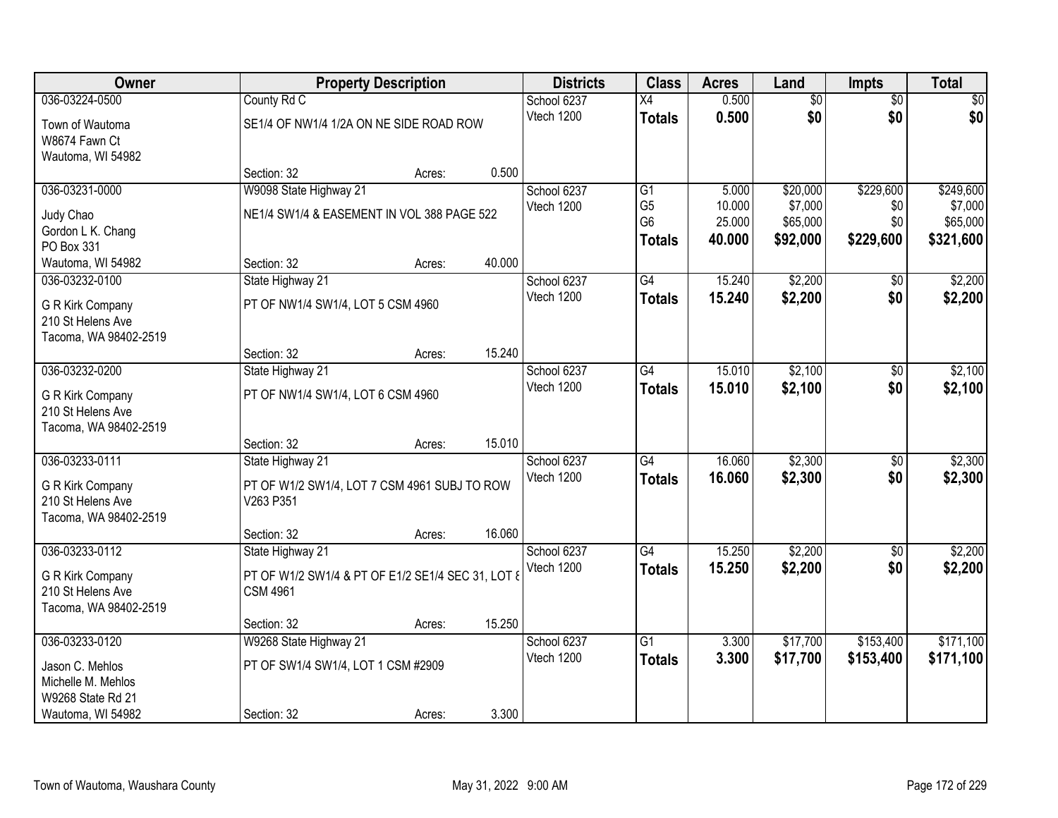| Owner | Property Description | | | Districts | Class | Acres | Land | Impts | Total |
|---|---|---|---|---|---|---|---|---|---|
| 036-03224-0500 | County Rd C | | | School 6237 | X4 | 0.500 | $0 | $0 | $0 |
| Town of Wautoma<br>W8674 Fawn Ct<br>Wautoma, WI 54982 | SE1/4 OF NW1/4 1/2A ON NE SIDE ROAD ROW | | | Vtech 1200 | **Totals** | **0.500** | **$0** | **$0** | **$0** |
| | Section: 32 | Acres: | 0.500 | | | | | | |
| 036-03231-0000 | W9098 State Highway 21 | | | School 6237 | G1 | 5.000 | $20,000 | $229,600 | $249,600 |
| Judy Chao<br>Gordon L K. Chang<br>PO Box 331<br>Wautoma, WI 54982 | NE1/4 SW1/4 & EASEMENT IN VOL 388 PAGE 522 | | | Vtech 1200 | G5 | 10.000 | $7,000 | $0 | $7,000 |
| | | | | | G6 | 25.000 | $65,000 | $0 | $65,000 |
| | | | | | **Totals** | **40.000** | **$92,000** | **$229,600** | **$321,600** |
| | Section: 32 | Acres: | 40.000 | | | | | | |
| 036-03232-0100 | State Highway 21 | | | School 6237 | G4 | 15.240 | $2,200 | $0 | $2,200 |
| G R Kirk Company<br>210 St Helens Ave<br>Tacoma, WA 98402-2519 | PT OF NW1/4 SW1/4, LOT 5 CSM 4960 | | | Vtech 1200 | **Totals** | **15.240** | **$2,200** | **$0** | **$2,200** |
| | Section: 32 | Acres: | 15.240 | | | | | | |
| 036-03232-0200 | State Highway 21 | | | School 6237 | G4 | 15.010 | $2,100 | $0 | $2,100 |
| G R Kirk Company<br>210 St Helens Ave<br>Tacoma, WA 98402-2519 | PT OF NW1/4 SW1/4, LOT 6 CSM 4960 | | | Vtech 1200 | **Totals** | **15.010** | **$2,100** | **$0** | **$2,100** |
| | Section: 32 | Acres: | 15.010 | | | | | | |
| 036-03233-0111 | State Highway 21 | | | School 6237 | G4 | 16.060 | $2,300 | $0 | $2,300 |
| G R Kirk Company<br>210 St Helens Ave<br>Tacoma, WA 98402-2519 | PT OF W1/2 SW1/4, LOT 7 CSM 4961 SUBJ TO ROW V263 P351 | | | Vtech 1200 | **Totals** | **16.060** | **$2,300** | **$0** | **$2,300** |
| | Section: 32 | Acres: | 16.060 | | | | | | |
| 036-03233-0112 | State Highway 21 | | | School 6237 | G4 | 15.250 | $2,200 | $0 | $2,200 |
| G R Kirk Company<br>210 St Helens Ave<br>Tacoma, WA 98402-2519 | PT OF W1/2 SW1/4 & PT OF E1/2 SE1/4 SEC 31, LOT 8 CSM 4961 | | | Vtech 1200 | **Totals** | **15.250** | **$2,200** | **$0** | **$2,200** |
| | Section: 32 | Acres: | 15.250 | | | | | | |
| 036-03233-0120 | W9268 State Highway 21 | | | School 6237 | G1 | 3.300 | $17,700 | $153,400 | $171,100 |
| Jason C. Mehlos<br>Michelle M. Mehlos<br>W9268 State Rd 21<br>Wautoma, WI 54982 | PT OF SW1/4 SW1/4, LOT 1 CSM #2909 | | | Vtech 1200 | **Totals** | **3.300** | **$17,700** | **$153,400** | **$171,100** |
| | Section: 32 | Acres: | 3.300 | | | | | | |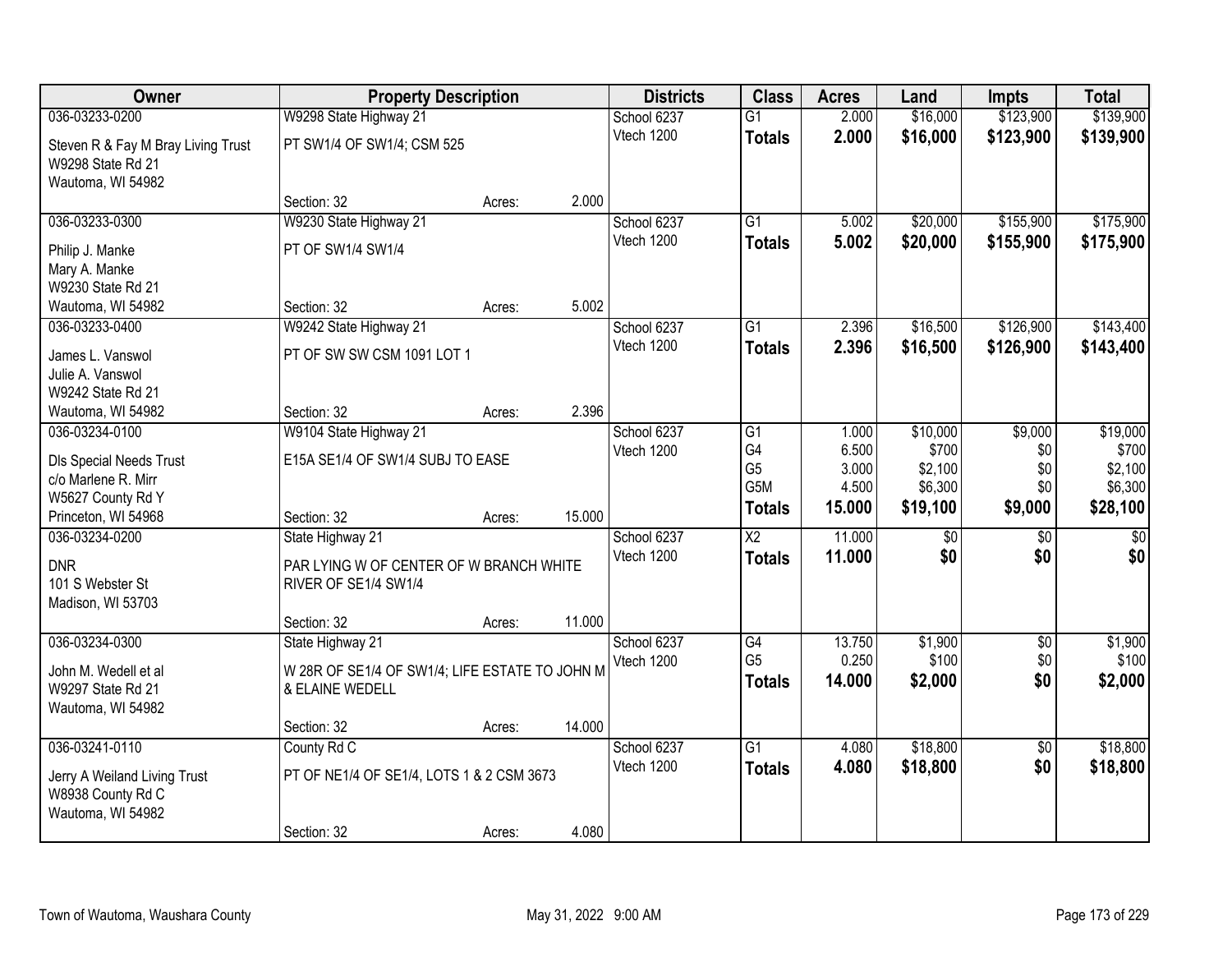| Owner | Property Description | | | Districts | Class | Acres | Land | Impts | Total |
|---|---|---|---|---|---|---|---|---|---|
| 036-03233-0200 | W9298 State Highway 21 | | | School 6237 | G1 | 2.000 | $16,000 | $123,900 | $139,900 |
| Steven R & Fay M Bray Living Trust<br>W9298 State Rd 21<br>Wautoma, WI 54982 | PT SW1/4 OF SW1/4; CSM 525 | | | Vtech 1200 | **Totals** | **2.000** | **$16,000** | **$123,900** | **$139,900** |
| | Section: 32 | Acres: | 2.000 | | | | | | |
| 036-03233-0300 | W9230 State Highway 21 | | | School 6237 | G1 | 5.002 | $20,000 | $155,900 | $175,900 |
| Philip J. Manke<br>Mary A. Manke<br>W9230 State Rd 21<br>Wautoma, WI 54982 | PT OF SW1/4 SW1/4 | | | Vtech 1200 | **Totals** | **5.002** | **$20,000** | **$155,900** | **$175,900** |
| | Section: 32 | Acres: | 5.002 | | | | | | |
| 036-03233-0400 | W9242 State Highway 21 | | | School 6237 | G1 | 2.396 | $16,500 | $126,900 | $143,400 |
| James L. Vanswol<br>Julie A. Vanswol<br>W9242 State Rd 21<br>Wautoma, WI 54982 | PT OF SW SW CSM 1091 LOT 1 | | | Vtech 1200 | **Totals** | **2.396** | **$16,500** | **$126,900** | **$143,400** |
| | Section: 32 | Acres: | 2.396 | | | | | | |
| 036-03234-0100 | W9104 State Highway 21 | | | School 6237 | G1 | 1.000 | $10,000 | $9,000 | $19,000 |
| Dls Special Needs Trust<br>c/o Marlene R. Mirr<br>W5627 County Rd Y<br>Princeton, WI 54968 | E15A SE1/4 OF SW1/4 SUBJ TO EASE | | | Vtech 1200 | G4 | 6.500 | $700 | $0 | $700 |
| | | | | | G5 | 3.000 | $2,100 | $0 | $2,100 |
| | | | | | G5M | 4.500 | $6,300 | $0 | $6,300 |
| | | | | | **Totals** | **15.000** | **$19,100** | **$9,000** | **$28,100** |
| | Section: 32 | Acres: | 15.000 | | | | | | |
| 036-03234-0200 | State Highway 21 | | | School 6237 | X2 | 11.000 | $0 | $0 | $0 |
| DNR<br>101 S Webster St<br>Madison, WI 53703 | PAR LYING W OF CENTER OF W BRANCH WHITE RIVER OF SE1/4 SW1/4 | | | Vtech 1200 | **Totals** | **11.000** | **$0** | **$0** | **$0** |
| | Section: 32 | Acres: | 11.000 | | | | | | |
| 036-03234-0300 | State Highway 21 | | | School 6237 | G4 | 13.750 | $1,900 | $0 | $1,900 |
| John M. Wedell et al<br>W9297 State Rd 21<br>Wautoma, WI 54982 | W 28R OF SE1/4 OF SW1/4; LIFE ESTATE TO JOHN M & ELAINE WEDELL | | | Vtech 1200 | G5 | 0.250 | $100 | $0 | $100 |
| | | | | | **Totals** | **14.000** | **$2,000** | **$0** | **$2,000** |
| | Section: 32 | Acres: | 14.000 | | | | | | |
| 036-03241-0110 | County Rd C | | | School 6237 | G1 | 4.080 | $18,800 | $0 | $18,800 |
| Jerry A Weiland Living Trust<br>W8938 County Rd C<br>Wautoma, WI 54982 | PT OF NE1/4 OF SE1/4, LOTS 1 & 2 CSM 3673 | | | Vtech 1200 | **Totals** | **4.080** | **$18,800** | **$0** | **$18,800** |
| | Section: 32 | Acres: | 4.080 | | | | | | |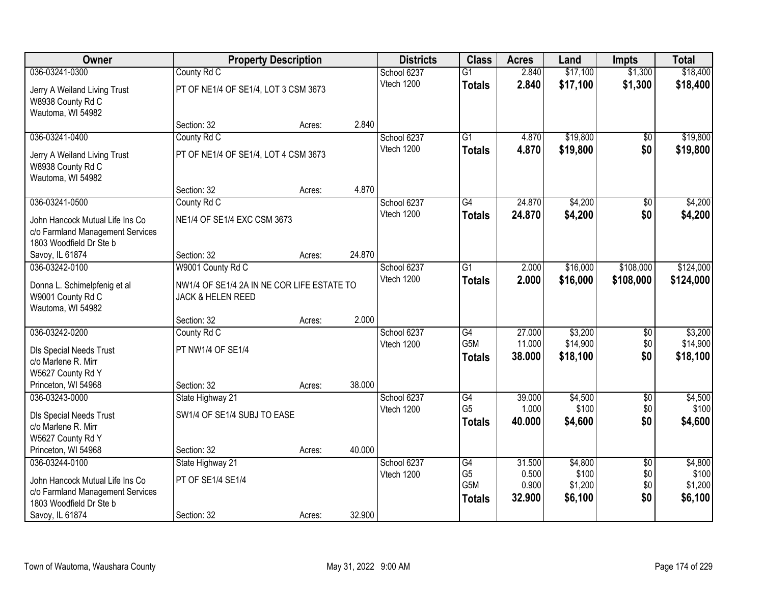| Owner | Property Description | | | Districts | Class | Acres | Land | Impts | Total |
|---|---|---|---|---|---|---|---|---|---|
| 036-03241-0300 | County Rd C | | | School 6237 | G1 | 2.840 | $17,100 | $1,300 | $18,400 |
| Jerry A Weiland Living Trust<br>W8938 County Rd C<br>Wautoma, WI 54982 | PT OF NE1/4 OF SE1/4, LOT 3 CSM 3673 | | | Vtech 1200 | **Totals** | **2.840** | **$17,100** | **$1,300** | **$18,400** |
| | Section: 32 | Acres: | 2.840 | | | | | | |
| 036-03241-0400 | County Rd C | | | School 6237 | G1 | 4.870 | $19,800 | $0 | $19,800 |
| Jerry A Weiland Living Trust<br>W8938 County Rd C<br>Wautoma, WI 54982 | PT OF NE1/4 OF SE1/4, LOT 4 CSM 3673 | | | Vtech 1200 | **Totals** | **4.870** | **$19,800** | **$0** | **$19,800** |
| | Section: 32 | Acres: | 4.870 | | | | | | |
| 036-03241-0500 | County Rd C | | | School 6237 | G4 | 24.870 | $4,200 | $0 | $4,200 |
| John Hancock Mutual Life Ins Co<br>c/o Farmland Management Services<br>1803 Woodfield Dr Ste b<br>Savoy, IL 61874 | NE1/4 OF SE1/4 EXC CSM 3673 | | | Vtech 1200 | **Totals** | **24.870** | **$4,200** | **$0** | **$4,200** |
| | Section: 32 | Acres: | 24.870 | | | | | | |
| 036-03242-0100 | W9001 County Rd C | | | School 6237 | G1 | 2.000 | $16,000 | $108,000 | $124,000 |
| Donna L. Schimelpfenig et al<br>W9001 County Rd C<br>Wautoma, WI 54982 | NW1/4 OF SE1/4 2A IN NE COR LIFE ESTATE TO JACK & HELEN REED | | | Vtech 1200 | **Totals** | **2.000** | **$16,000** | **$108,000** | **$124,000** |
| | Section: 32 | Acres: | 2.000 | | | | | | |
| 036-03242-0200 | County Rd C | | | School 6237 | G4 | 27.000 | $3,200 | $0 | $3,200 |
| Dls Special Needs Trust<br>c/o Marlene R. Mirr<br>W5627 County Rd Y<br>Princeton, WI 54968 | PT NW1/4 OF SE1/4 | | | Vtech 1200 | G5M | 11.000 | $14,900 | $0 | $14,900 |
| | | | | | **Totals** | **38.000** | **$18,100** | **$0** | **$18,100** |
| | Section: 32 | Acres: | 38.000 | | | | | | |
| 036-03243-0000 | State Highway 21 | | | School 6237 | G4 | 39.000 | $4,500 | $0 | $4,500 |
| Dls Special Needs Trust<br>c/o Marlene R. Mirr<br>W5627 County Rd Y<br>Princeton, WI 54968 | SW1/4 OF SE1/4 SUBJ TO EASE | | | Vtech 1200 | G5 | 1.000 | $100 | $0 | $100 |
| | | | | | **Totals** | **40.000** | **$4,600** | **$0** | **$4,600** |
| | Section: 32 | Acres: | 40.000 | | | | | | |
| 036-03244-0100 | State Highway 21 | | | School 6237 | G4 | 31.500 | $4,800 | $0 | $4,800 |
| John Hancock Mutual Life Ins Co<br>c/o Farmland Management Services<br>1803 Woodfield Dr Ste b<br>Savoy, IL 61874 | PT OF SE1/4 SE1/4 | | | Vtech 1200 | G5 | 0.500 | $100 | $0 | $100 |
| | | | | | G5M | 0.900 | $1,200 | $0 | $1,200 |
| | | | | | **Totals** | **32.900** | **$6,100** | **$0** | **$6,100** |
| | Section: 32 | Acres: | 32.900 | | | | | | |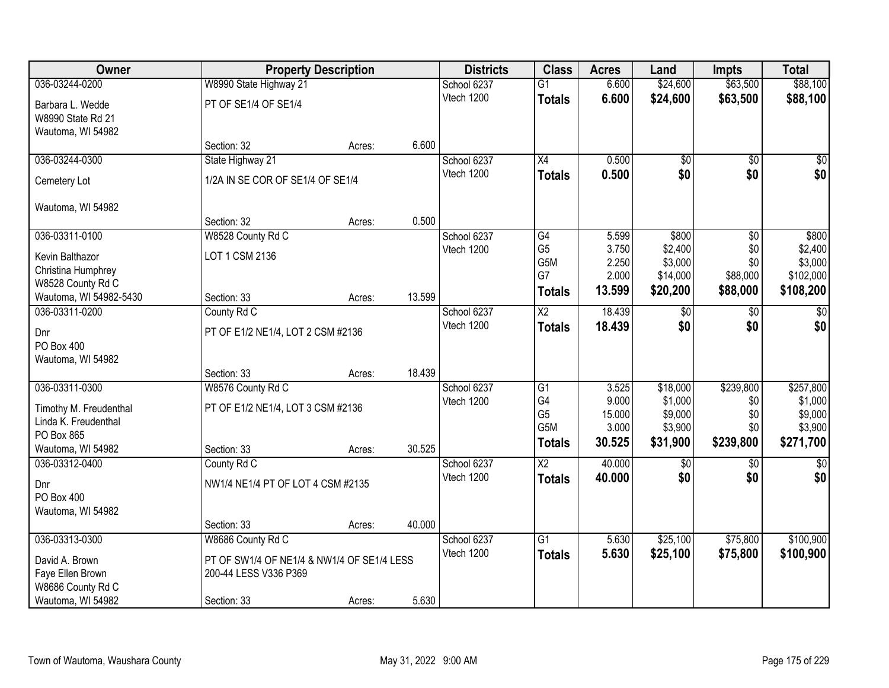| Owner | Property Description | | | Districts | Class | Acres | Land | Impts | Total |
|---|---|---|---|---|---|---|---|---|---|
| 036-03244-0200 | W8990 State Highway 21 | | | School 6237 | G1 | 6.600 | $24,600 | $63,500 | $88,100 |
| Barbara L. Wedde<br>W8990 State Rd 21<br>Wautoma, WI 54982 | PT OF SE1/4 OF SE1/4 | | | Vtech 1200 | **Totals** | **6.600** | **$24,600** | **$63,500** | **$88,100** |
| | Section: 32 | Acres: | 6.600 | | | | | | |
| 036-03244-0300 | State Highway 21 | | | School 6237 | X4 | 0.500 | $0 | $0 | $0 |
| Cemetery Lot<br><br>Wautoma, WI 54982 | 1/2A IN SE COR OF SE1/4 OF SE1/4 | | | Vtech 1200 | **Totals** | **0.500** | **$0** | **$0** | **$0** |
| | Section: 32 | Acres: | 0.500 | | | | | | |
| 036-03311-0100 | W8528 County Rd C | | | School 6237 | G4 | 5.599 | $800 | $0 | $800 |
| Kevin Balthazor | LOT 1 CSM 2136 | | | Vtech 1200 | G5 | 3.750 | $2,400 | $0 | $2,400 |
| Christina Humphrey | | | | | G5M | 2.250 | $3,000 | $0 | $3,000 |
| W8528 County Rd C | | | | | G7 | 2.000 | $14,000 | $88,000 | $102,000 |
| Wautoma, WI 54982-5430 | Section: 33 | Acres: | 13.599 | | **Totals** | **13.599** | **$20,200** | **$88,000** | **$108,200** |
| 036-03311-0200 | County Rd C | | | School 6237 | X2 | 18.439 | $0 | $0 | $0 |
| Dnr<br>PO Box 400<br>Wautoma, WI 54982 | PT OF E1/2 NE1/4, LOT 2 CSM #2136 | | | Vtech 1200 | **Totals** | **18.439** | **$0** | **$0** | **$0** |
| | Section: 33 | Acres: | 18.439 | | | | | | |
| 036-03311-0300 | W8576 County Rd C | | | School 6237 | G1 | 3.525 | $18,000 | $239,800 | $257,800 |
| Timothy M. Freudenthal | PT OF E1/2 NE1/4, LOT 3 CSM #2136 | | | Vtech 1200 | G4 | 9.000 | $1,000 | $0 | $1,000 |
| Linda K. Freudenthal | | | | | G5 | 15.000 | $9,000 | $0 | $9,000 |
| PO Box 865 | | | | | G5M | 3.000 | $3,900 | $0 | $3,900 |
| Wautoma, WI 54982 | Section: 33 | Acres: | 30.525 | | **Totals** | **30.525** | **$31,900** | **$239,800** | **$271,700** |
| 036-03312-0400 | County Rd C | | | School 6237 | X2 | 40.000 | $0 | $0 | $0 |
| Dnr<br>PO Box 400<br>Wautoma, WI 54982 | NW1/4 NE1/4 PT OF LOT 4 CSM #2135 | | | Vtech 1200 | **Totals** | **40.000** | **$0** | **$0** | **$0** |
| | Section: 33 | Acres: | 40.000 | | | | | | |
| 036-03313-0300 | W8686 County Rd C | | | School 6237 | G1 | 5.630 | $25,100 | $75,800 | $100,900 |
| David A. Brown<br>Faye Ellen Brown<br>W8686 County Rd C | PT OF SW1/4 OF NE1/4 & NW1/4 OF SE1/4 LESS 200-44 LESS V336 P369 | | | Vtech 1200 | **Totals** | **5.630** | **$25,100** | **$75,800** | **$100,900** |
| Wautoma, WI 54982 | Section: 33 | Acres: | 5.630 | | | | | | |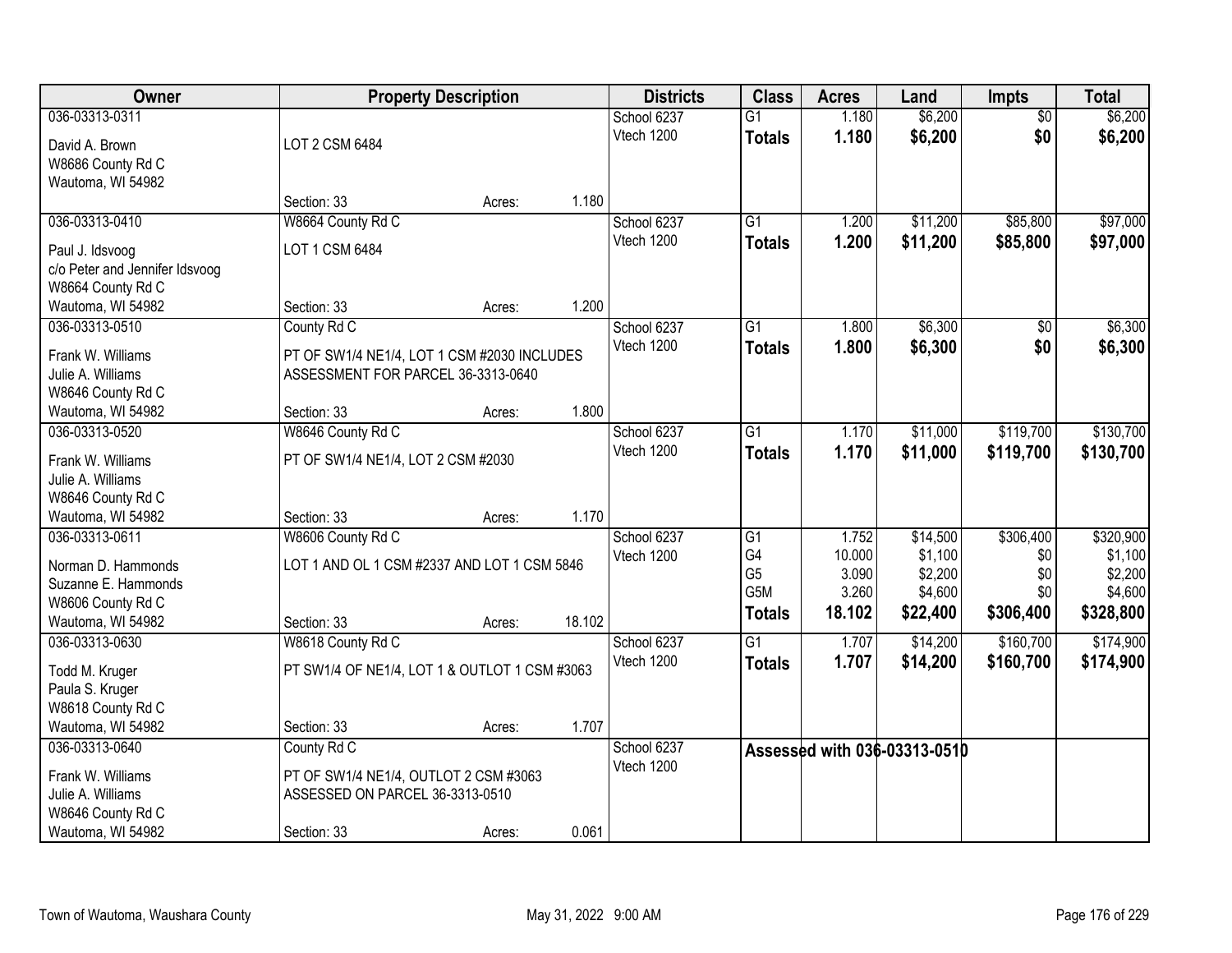| Owner | Property Description | | | Districts | Class | Acres | Land | Impts | Total |
|---|---|---|---|---|---|---|---|---|---|
| 036-03313-0311 | | | | School 6237 | G1 | 1.180 | $6,200 | $0 | $6,200 |
| David A. Brown | LOT 2 CSM 6484 | | | Vtech 1200 | **Totals** | **1.180** | **$6,200** | **$0** | **$6,200** |
| W8686 County Rd C | | | | | | | | | |
| Wautoma, WI 54982 | | | | | | | | | |
| | Section: 33 | Acres: | 1.180 | | | | | | |
| 036-03313-0410 | W8664 County Rd C | | | School 6237 | G1 | 1.200 | $11,200 | $85,800 | $97,000 |
| Paul J. Idsvoog | LOT 1 CSM 6484 | | | Vtech 1200 | **Totals** | **1.200** | **$11,200** | **$85,800** | **$97,000** |
| c/o Peter and Jennifer Idsvoog | | | | | | | | | |
| W8664 County Rd C | | | | | | | | | |
| Wautoma, WI 54982 | Section: 33 | Acres: | 1.200 | | | | | | |
| 036-03313-0510 | County Rd C | | | School 6237 | G1 | 1.800 | $6,300 | $0 | $6,300 |
| Frank W. Williams | PT OF SW1/4 NE1/4, LOT 1 CSM #2030 INCLUDES | | | Vtech 1200 | **Totals** | **1.800** | **$6,300** | **$0** | **$6,300** |
| Julie A. Williams | ASSESSMENT FOR PARCEL 36-3313-0640 | | | | | | | | |
| W8646 County Rd C | | | | | | | | | |
| Wautoma, WI 54982 | Section: 33 | Acres: | 1.800 | | | | | | |
| 036-03313-0520 | W8646 County Rd C | | | School 6237 | G1 | 1.170 | $11,000 | $119,700 | $130,700 |
| Frank W. Williams | PT OF SW1/4 NE1/4, LOT 2 CSM #2030 | | | Vtech 1200 | **Totals** | **1.170** | **$11,000** | **$119,700** | **$130,700** |
| Julie A. Williams | | | | | | | | | |
| W8646 County Rd C | | | | | | | | | |
| Wautoma, WI 54982 | Section: 33 | Acres: | 1.170 | | | | | | |
| 036-03313-0611 | W8606 County Rd C | | | School 6237 | G1 | 1.752 | $14,500 | $306,400 | $320,900 |
| Norman D. Hammonds | LOT 1 AND OL 1 CSM #2337 AND LOT 1 CSM 5846 | | | Vtech 1200 | G4 | 10.000 | $1,100 | $0 | $1,100 |
| Suzanne E. Hammonds | | | | | G5 | 3.090 | $2,200 | $0 | $2,200 |
| W8606 County Rd C | | | | | G5M | 3.260 | $4,600 | $0 | $4,600 |
| Wautoma, WI 54982 | Section: 33 | Acres: | 18.102 | | **Totals** | **18.102** | **$22,400** | **$306,400** | **$328,800** |
| 036-03313-0630 | W8618 County Rd C | | | School 6237 | G1 | 1.707 | $14,200 | $160,700 | $174,900 |
| Todd M. Kruger | PT SW1/4 OF NE1/4, LOT 1 & OUTLOT 1 CSM #3063 | | | Vtech 1200 | **Totals** | **1.707** | **$14,200** | **$160,700** | **$174,900** |
| Paula S. Kruger | | | | | | | | | |
| W8618 County Rd C | | | | | | | | | |
| Wautoma, WI 54982 | Section: 33 | Acres: | 1.707 | | | | | | |
| 036-03313-0640 | County Rd C | | | School 6237 | Assessed with 036-03313-0510 | | | | |
| Frank W. Williams | PT OF SW1/4 NE1/4, OUTLOT 2 CSM #3063 | | | Vtech 1200 | | | | | |
| Julie A. Williams | ASSESSED ON PARCEL 36-3313-0510 | | | | | | | | |
| W8646 County Rd C | | | | | | | | | |
| Wautoma, WI 54982 | Section: 33 | Acres: | 0.061 | | | | | | |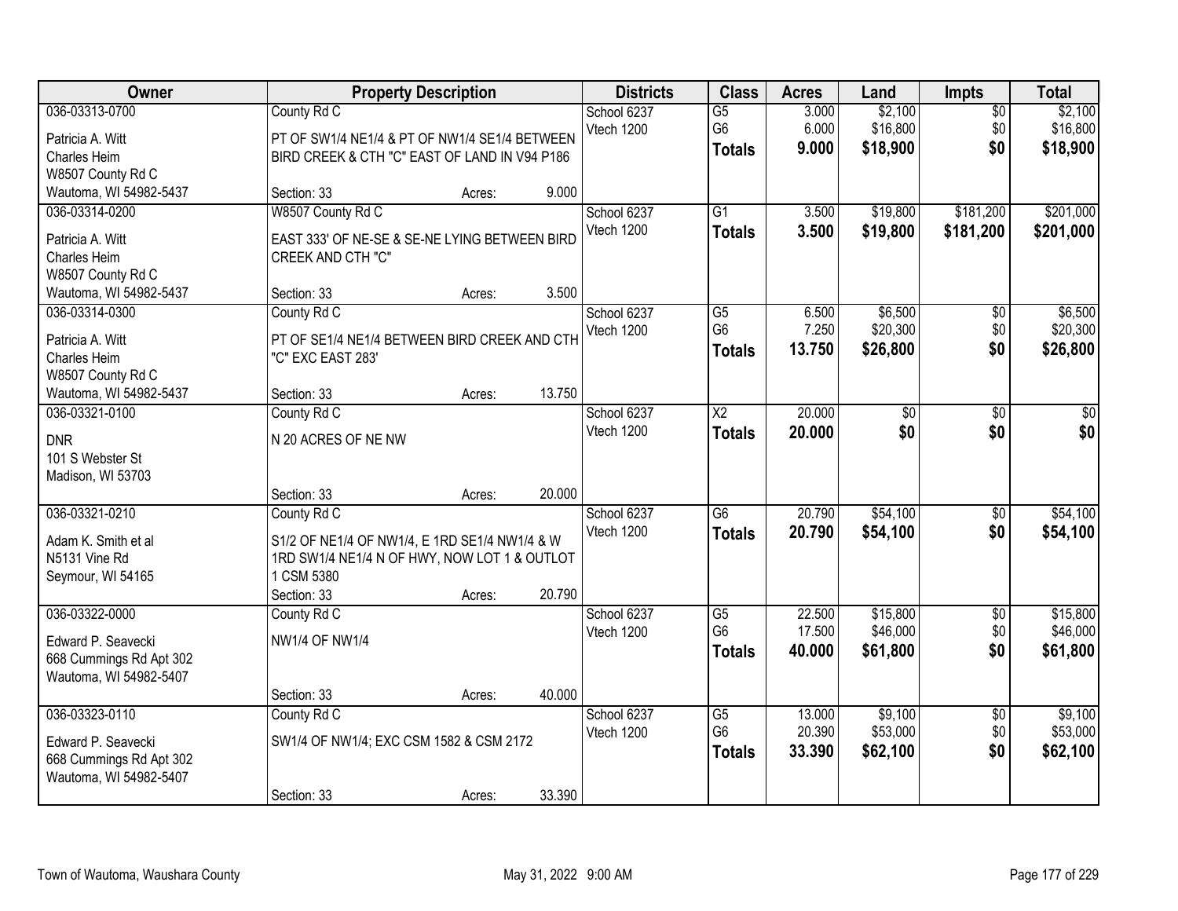| Owner | Property Description | Districts | Class | Acres | Land | Impts | Total |
|---|---|---|---|---|---|---|---|
| 036-03313-0700<br>Patricia A. Witt<br>Charles Heim<br>W8507 County Rd C<br>Wautoma, WI 54982-5437 | County Rd C<br>PT OF SW1/4 NE1/4 & PT OF NW1/4 SE1/4 BETWEEN BIRD CREEK & CTH "C" EAST OF LAND IN V94 P186<br>Section: 33 Acres: 9.000 | School 6237<br>Vtech 1200 | G5<br>G6<br>**Totals** | 3.000<br>6.000<br>**9.000** | $2,100<br>$16,800<br>**$18,900** | $0<br>$0<br>**$0** | $2,100<br>$16,800<br>**$18,900** |
| 036-03314-0200<br>Patricia A. Witt<br>Charles Heim<br>W8507 County Rd C<br>Wautoma, WI 54982-5437 | W8507 County Rd C<br>EAST 333' OF NE-SE & SE-NE LYING BETWEEN BIRD CREEK AND CTH "C"<br>Section: 33 Acres: 3.500 | School 6237<br>Vtech 1200 | G1<br>**Totals** | 3.500<br>**3.500** | $19,800<br>**$19,800** | $181,200<br>**$181,200** | $201,000<br>**$201,000** |
| 036-03314-0300<br>Patricia A. Witt<br>Charles Heim<br>W8507 County Rd C<br>Wautoma, WI 54982-5437 | County Rd C<br>PT OF SE1/4 NE1/4 BETWEEN BIRD CREEK AND CTH "C" EXC EAST 283'<br>Section: 33 Acres: 13.750 | School 6237<br>Vtech 1200 | G5<br>G6<br>**Totals** | 6.500<br>7.250<br>**13.750** | $6,500<br>$20,300<br>**$26,800** | $0<br>$0<br>**$0** | $6,500<br>$20,300<br>**$26,800** |
| 036-03321-0100<br>DNR<br>101 S Webster St<br>Madison, WI 53703 | County Rd C<br>N 20 ACRES OF NE NW<br>Section: 33 Acres: 20.000 | School 6237<br>Vtech 1200 | X2<br>**Totals** | 20.000<br>**20.000** | $0<br>**$0** | $0<br>**$0** | $0<br>**$0** |
| 036-03321-0210<br>Adam K. Smith et al<br>N5131 Vine Rd<br>Seymour, WI 54165 | County Rd C<br>S1/2 OF NE1/4 OF NW1/4, E 1RD SE1/4 NW1/4 & W 1RD SW1/4 NE1/4 N OF HWY, NOW LOT 1 & OUTLOT 1 CSM 5380<br>Section: 33 Acres: 20.790 | School 6237<br>Vtech 1200 | G6<br>**Totals** | 20.790<br>**20.790** | $54,100<br>**$54,100** | $0<br>**$0** | $54,100<br>**$54,100** |
| 036-03322-0000<br>Edward P. Seavecki<br>668 Cummings Rd Apt 302<br>Wautoma, WI 54982-5407 | County Rd C<br>NW1/4 OF NW1/4<br>Section: 33 Acres: 40.000 | School 6237<br>Vtech 1200 | G5<br>G6<br>**Totals** | 22.500<br>17.500<br>**40.000** | $15,800<br>$46,000<br>**$61,800** | $0<br>$0<br>**$0** | $15,800<br>$46,000<br>**$61,800** |
| 036-03323-0110<br>Edward P. Seavecki<br>668 Cummings Rd Apt 302<br>Wautoma, WI 54982-5407 | County Rd C<br>SW1/4 OF NW1/4; EXC CSM 1582 & CSM 2172<br>Section: 33 Acres: 33.390 | School 6237<br>Vtech 1200 | G5<br>G6<br>**Totals** | 13.000<br>20.390<br>**33.390** | $9,100<br>$53,000<br>**$62,100** | $0<br>$0<br>**$0** | $9,100<br>$53,000<br>**$62,100** |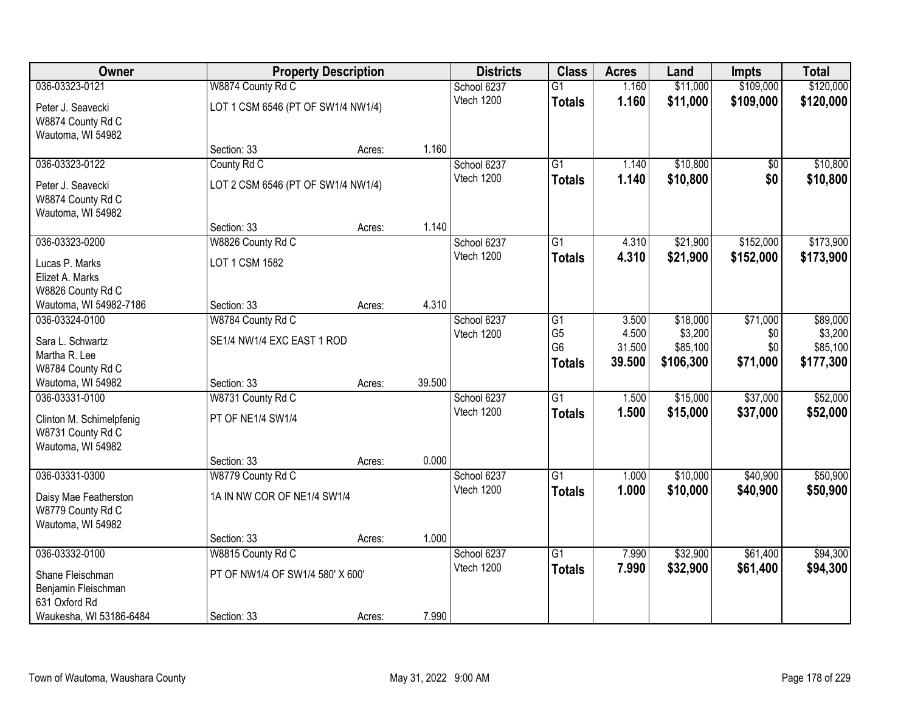| Owner | Property Description | | | Districts | Class | Acres | Land | Impts | Total |
|---|---|---|---|---|---|---|---|---|---|
| 036-03323-0121 | W8874 County Rd C | | | School 6237 | G1 | 1.160 | $11,000 | $109,000 | $120,000 |
| Peter J. Seavecki<br>W8874 County Rd C<br>Wautoma, WI 54982 | LOT 1 CSM 6546 (PT OF SW1/4 NW1/4) | | | Vtech 1200 | **Totals** | **1.160** | **$11,000** | **$109,000** | **$120,000** |
| | Section: 33 | Acres: | 1.160 | | | | | | |
| 036-03323-0122 | County Rd C | | | School 6237 | G1 | 1.140 | $10,800 | $0 | $10,800 |
| Peter J. Seavecki<br>W8874 County Rd C<br>Wautoma, WI 54982 | LOT 2 CSM 6546 (PT OF SW1/4 NW1/4) | | | Vtech 1200 | **Totals** | **1.140** | **$10,800** | **$0** | **$10,800** |
| | Section: 33 | Acres: | 1.140 | | | | | | |
| 036-03323-0200 | W8826 County Rd C | | | School 6237 | G1 | 4.310 | $21,900 | $152,000 | $173,900 |
| Lucas P. Marks<br>Elizet A. Marks<br>W8826 County Rd C<br>Wautoma, WI 54982-7186 | LOT 1 CSM 1582 | | | Vtech 1200 | **Totals** | **4.310** | **$21,900** | **$152,000** | **$173,900** |
| | Section: 33 | Acres: | 4.310 | | | | | | |
| 036-03324-0100 | W8784 County Rd C | | | School 6237 | G1 | 3.500 | $18,000 | $71,000 | $89,000 |
| Sara L. Schwartz<br>Martha R. Lee<br>W8784 County Rd C<br>Wautoma, WI 54982 | SE1/4 NW1/4 EXC EAST 1 ROD | | | Vtech 1200 | G5 | 4.500 | $3,200 | $0 | $3,200 |
| | | | | | G6 | 31.500 | $85,100 | $0 | $85,100 |
| | | | | | **Totals** | **39.500** | **$106,300** | **$71,000** | **$177,300** |
| | Section: 33 | Acres: | 39.500 | | | | | | |
| 036-03331-0100 | W8731 County Rd C | | | School 6237 | G1 | 1.500 | $15,000 | $37,000 | $52,000 |
| Clinton M. Schimelpfenig<br>W8731 County Rd C<br>Wautoma, WI 54982 | PT OF NE1/4 SW1/4 | | | Vtech 1200 | **Totals** | **1.500** | **$15,000** | **$37,000** | **$52,000** |
| | Section: 33 | Acres: | 0.000 | | | | | | |
| 036-03331-0300 | W8779 County Rd C | | | School 6237 | G1 | 1.000 | $10,000 | $40,900 | $50,900 |
| Daisy Mae Featherston<br>W8779 County Rd C<br>Wautoma, WI 54982 | 1A IN NW COR OF NE1/4 SW1/4 | | | Vtech 1200 | **Totals** | **1.000** | **$10,000** | **$40,900** | **$50,900** |
| | Section: 33 | Acres: | 1.000 | | | | | | |
| 036-03332-0100 | W8815 County Rd C | | | School 6237 | G1 | 7.990 | $32,900 | $61,400 | $94,300 |
| Shane Fleischman<br>Benjamin Fleischman<br>631 Oxford Rd<br>Waukesha, WI 53186-6484 | PT OF NW1/4 OF SW1/4 580' X 600' | | | Vtech 1200 | **Totals** | **7.990** | **$32,900** | **$61,400** | **$94,300** |
| | Section: 33 | Acres: | 7.990 | | | | | | |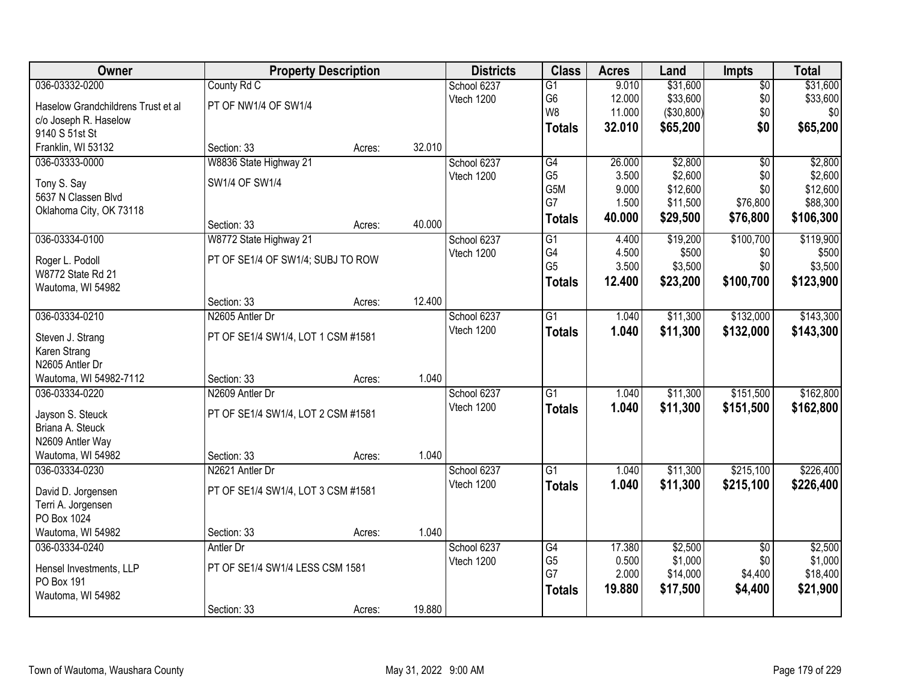| Owner | Property Description | | | Districts | Class | Acres | Land | Impts | Total |
|---|---|---|---|---|---|---|---|---|---|
| 036-03332-0200 | County Rd C | | | School 6237 | G1 | 9.010 | $31,600 | $0 | $31,600 |
| Haselow Grandchildrens Trust et al | PT OF NW1/4 OF SW1/4 | | | Vtech 1200 | G6 | 12.000 | $33,600 | $0 | $33,600 |
| c/o Joseph R. Haselow | | | | | W8 | 11.000 | ($30,800) | $0 | $0 |
| 9140 S 51st St | | | | | **Totals** | **32.010** | **$65,200** | **$0** | **$65,200** |
| Franklin, WI 53132 | Section: 33 | Acres: | 32.010 | | | | | | |
| 036-03333-0000 | W8836 State Highway 21 | | | School 6237 | G4 | 26.000 | $2,800 | $0 | $2,800 |
| Tony S. Say | SW1/4 OF SW1/4 | | | Vtech 1200 | G5 | 3.500 | $2,600 | $0 | $2,600 |
| 5637 N Classen Blvd | | | | | G5M | 9.000 | $12,600 | $0 | $12,600 |
| Oklahoma City, OK 73118 | | | | | G7 | 1.500 | $11,500 | $76,800 | $88,300 |
| | Section: 33 | Acres: | 40.000 | | **Totals** | **40.000** | **$29,500** | **$76,800** | **$106,300** |
| 036-03334-0100 | W8772 State Highway 21 | | | School 6237 | G1 | 4.400 | $19,200 | $100,700 | $119,900 |
| Roger L. Podoll | PT OF SE1/4 OF SW1/4; SUBJ TO ROW | | | Vtech 1200 | G4 | 4.500 | $500 | $0 | $500 |
| W8772 State Rd 21 | | | | | G5 | 3.500 | $3,500 | $0 | $3,500 |
| Wautoma, WI 54982 | | | | | **Totals** | **12.400** | **$23,200** | **$100,700** | **$123,900** |
| | Section: 33 | Acres: | 12.400 | | | | | | |
| 036-03334-0210 | N2605 Antler Dr | | | School 6237 | G1 | 1.040 | $11,300 | $132,000 | $143,300 |
| Steven J. Strang | PT OF SE1/4 SW1/4, LOT 1 CSM #1581 | | | Vtech 1200 | **Totals** | **1.040** | **$11,300** | **$132,000** | **$143,300** |
| Karen Strang | | | | | | | | | |
| N2605 Antler Dr | | | | | | | | | |
| Wautoma, WI 54982-7112 | Section: 33 | Acres: | 1.040 | | | | | | |
| 036-03334-0220 | N2609 Antler Dr | | | School 6237 | G1 | 1.040 | $11,300 | $151,500 | $162,800 |
| Jayson S. Steuck | PT OF SE1/4 SW1/4, LOT 2 CSM #1581 | | | Vtech 1200 | **Totals** | **1.040** | **$11,300** | **$151,500** | **$162,800** |
| Briana A. Steuck | | | | | | | | | |
| N2609 Antler Way | | | | | | | | | |
| Wautoma, WI 54982 | Section: 33 | Acres: | 1.040 | | | | | | |
| 036-03334-0230 | N2621 Antler Dr | | | School 6237 | G1 | 1.040 | $11,300 | $215,100 | $226,400 |
| David D. Jorgensen | PT OF SE1/4 SW1/4, LOT 3 CSM #1581 | | | Vtech 1200 | **Totals** | **1.040** | **$11,300** | **$215,100** | **$226,400** |
| Terri A. Jorgensen | | | | | | | | | |
| PO Box 1024 | | | | | | | | | |
| Wautoma, WI 54982 | Section: 33 | Acres: | 1.040 | | | | | | |
| 036-03334-0240 | Antler Dr | | | School 6237 | G4 | 17.380 | $2,500 | $0 | $2,500 |
| Hensel Investments, LLP | PT OF SE1/4 SW1/4 LESS CSM 1581 | | | Vtech 1200 | G5 | 0.500 | $1,000 | $0 | $1,000 |
| PO Box 191 | | | | | G7 | 2.000 | $14,000 | $4,400 | $18,400 |
| Wautoma, WI 54982 | | | | | **Totals** | **19.880** | **$17,500** | **$4,400** | **$21,900** |
| | Section: 33 | Acres: | 19.880 | | | | | | |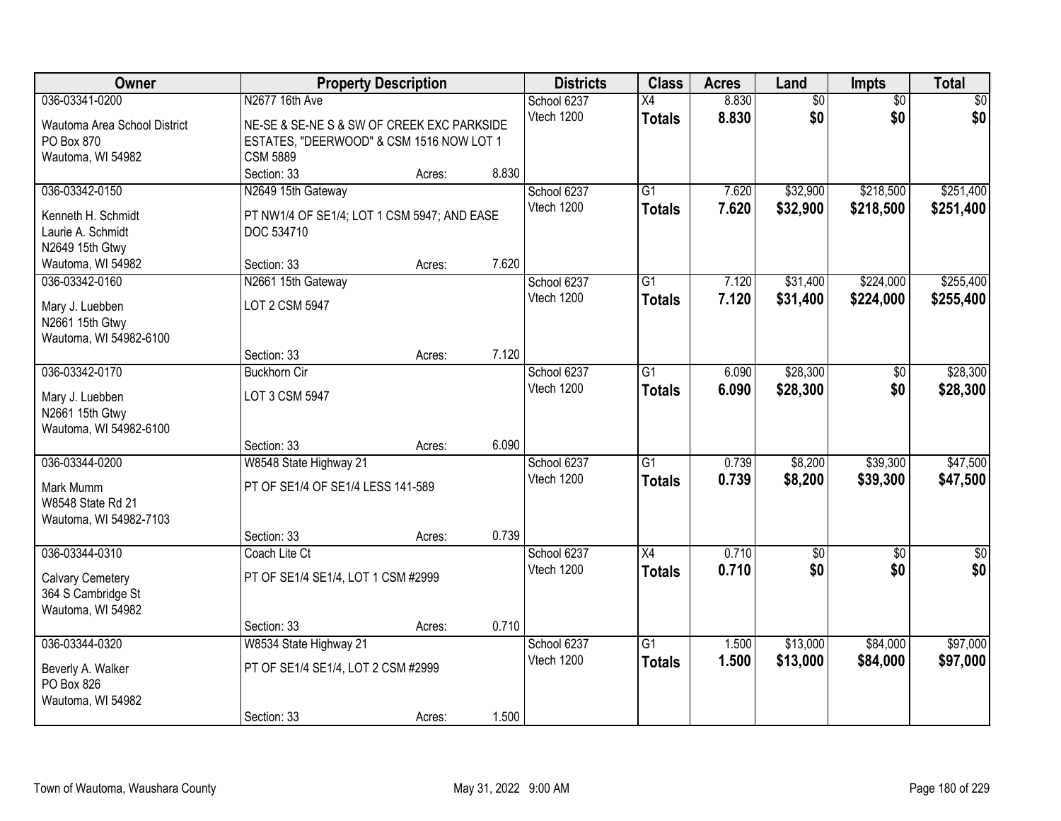| Owner | Property Description | | | Districts | Class | Acres | Land | Impts | Total |
|---|---|---|---|---|---|---|---|---|---|
| 036-03341-0200<br>Wautoma Area School District<br>PO Box 870<br>Wautoma, WI 54982 | N2677 16th Ave<br>NE-SE & SE-NE S & SW OF CREEK EXC PARKSIDE ESTATES, "DEERWOOD" & CSM 1516 NOW LOT 1 CSM 5889<br>Section: 33 | Acres: | 8.830 | School 6237<br>Vtech 1200 | X4<br>**Totals** | 8.830<br>**8.830** | $0<br>**$0** | $0<br>**$0** | $0<br>**$0** |
| 036-03342-0150<br>Kenneth H. Schmidt<br>Laurie A. Schmidt<br>N2649 15th Gtwy<br>Wautoma, WI 54982 | N2649 15th Gateway<br>PT NW1/4 OF SE1/4; LOT 1 CSM 5947; AND EASE DOC 534710<br>Section: 33 | Acres: | 7.620 | School 6237<br>Vtech 1200 | G1<br>**Totals** | 7.620<br>**7.620** | $32,900<br>**$32,900** | $218,500<br>**$218,500** | $251,400<br>**$251,400** |
| 036-03342-0160<br>Mary J. Luebben<br>N2661 15th Gtwy<br>Wautoma, WI 54982-6100 | N2661 15th Gateway<br>LOT 2 CSM 5947<br>Section: 33 | Acres: | 7.120 | School 6237<br>Vtech 1200 | G1<br>**Totals** | 7.120<br>**7.120** | $31,400<br>**$31,400** | $224,000<br>**$224,000** | $255,400<br>**$255,400** |
| 036-03342-0170<br>Mary J. Luebben<br>N2661 15th Gtwy<br>Wautoma, WI 54982-6100 | Buckhorn Cir<br>LOT 3 CSM 5947<br>Section: 33 | Acres: | 6.090 | School 6237<br>Vtech 1200 | G1<br>**Totals** | 6.090<br>**6.090** | $28,300<br>**$28,300** | $0<br>**$0** | $28,300<br>**$28,300** |
| 036-03344-0200<br>Mark Mumm<br>W8548 State Rd 21<br>Wautoma, WI 54982-7103 | W8548 State Highway 21<br>PT OF SE1/4 OF SE1/4 LESS 141-589<br>Section: 33 | Acres: | 0.739 | School 6237<br>Vtech 1200 | G1<br>**Totals** | 0.739<br>**0.739** | $8,200<br>**$8,200** | $39,300<br>**$39,300** | $47,500<br>**$47,500** |
| 036-03344-0310<br>Calvary Cemetery<br>364 S Cambridge St<br>Wautoma, WI 54982 | Coach Lite Ct<br>PT OF SE1/4 SE1/4, LOT 1 CSM #2999<br>Section: 33 | Acres: | 0.710 | School 6237<br>Vtech 1200 | X4<br>**Totals** | 0.710<br>**0.710** | $0<br>**$0** | $0<br>**$0** | $0<br>**$0** |
| 036-03344-0320<br>Beverly A. Walker<br>PO Box 826<br>Wautoma, WI 54982 | W8534 State Highway 21<br>PT OF SE1/4 SE1/4, LOT 2 CSM #2999<br>Section: 33 | Acres: | 1.500 | School 6237<br>Vtech 1200 | G1<br>**Totals** | 1.500<br>**1.500** | $13,000<br>**$13,000** | $84,000<br>**$84,000** | $97,000<br>**$97,000** |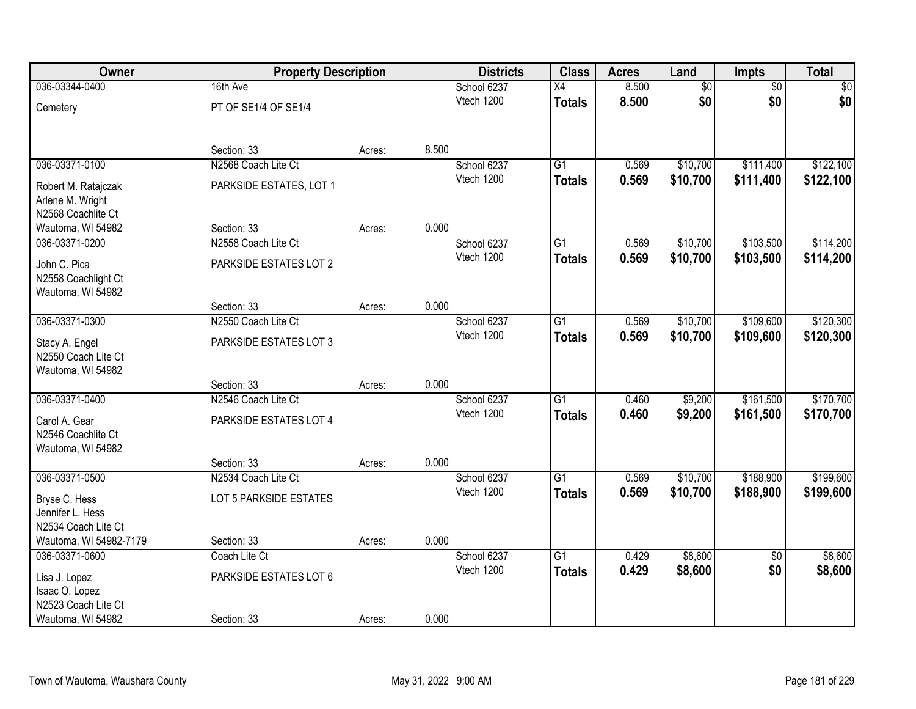| Owner | Property Description | | | Districts | Class | Acres | Land | Impts | Total |
|---|---|---|---|---|---|---|---|---|---|
| 036-03344-0400 | 16th Ave | | | School 6237 | X4 | 8.500 | $0 | $0 | $0 |
| Cemetery | PT OF SE1/4 OF SE1/4 | | | Vtech 1200 | **Totals** | **8.500** | **$0** | **$0** | **$0** |
| | Section: 33 | Acres: | 8.500 | | | | | | |
| 036-03371-0100 | N2568 Coach Lite Ct | | | School 6237 | G1 | 0.569 | $10,700 | $111,400 | $122,100 |
| Robert M. Ratajczak<br>Arlene M. Wright<br>N2568 Coachlite Ct<br>Wautoma, WI 54982 | PARKSIDE ESTATES, LOT 1 | | | Vtech 1200 | **Totals** | **0.569** | **$10,700** | **$111,400** | **$122,100** |
| | Section: 33 | Acres: | 0.000 | | | | | | |
| 036-03371-0200 | N2558 Coach Lite Ct | | | School 6237 | G1 | 0.569 | $10,700 | $103,500 | $114,200 |
| John C. Pica<br>N2558 Coachlight Ct<br>Wautoma, WI 54982 | PARKSIDE ESTATES LOT 2 | | | Vtech 1200 | **Totals** | **0.569** | **$10,700** | **$103,500** | **$114,200** |
| | Section: 33 | Acres: | 0.000 | | | | | | |
| 036-03371-0300 | N2550 Coach Lite Ct | | | School 6237 | G1 | 0.569 | $10,700 | $109,600 | $120,300 |
| Stacy A. Engel<br>N2550 Coach Lite Ct<br>Wautoma, WI 54982 | PARKSIDE ESTATES LOT 3 | | | Vtech 1200 | **Totals** | **0.569** | **$10,700** | **$109,600** | **$120,300** |
| | Section: 33 | Acres: | 0.000 | | | | | | |
| 036-03371-0400 | N2546 Coach Lite Ct | | | School 6237 | G1 | 0.460 | $9,200 | $161,500 | $170,700 |
| Carol A. Gear<br>N2546 Coachlite Ct<br>Wautoma, WI 54982 | PARKSIDE ESTATES LOT 4 | | | Vtech 1200 | **Totals** | **0.460** | **$9,200** | **$161,500** | **$170,700** |
| | Section: 33 | Acres: | 0.000 | | | | | | |
| 036-03371-0500 | N2534 Coach Lite Ct | | | School 6237 | G1 | 0.569 | $10,700 | $188,900 | $199,600 |
| Bryse C. Hess<br>Jennifer L. Hess<br>N2534 Coach Lite Ct<br>Wautoma, WI 54982-7179 | LOT 5 PARKSIDE ESTATES | | | Vtech 1200 | **Totals** | **0.569** | **$10,700** | **$188,900** | **$199,600** |
| | Section: 33 | Acres: | 0.000 | | | | | | |
| 036-03371-0600 | Coach Lite Ct | | | School 6237 | G1 | 0.429 | $8,600 | $0 | $8,600 |
| Lisa J. Lopez<br>Isaac O. Lopez<br>N2523 Coach Lite Ct<br>Wautoma, WI 54982 | PARKSIDE ESTATES LOT 6 | | | Vtech 1200 | **Totals** | **0.429** | **$8,600** | **$0** | **$8,600** |
| | Section: 33 | Acres: | 0.000 | | | | | | |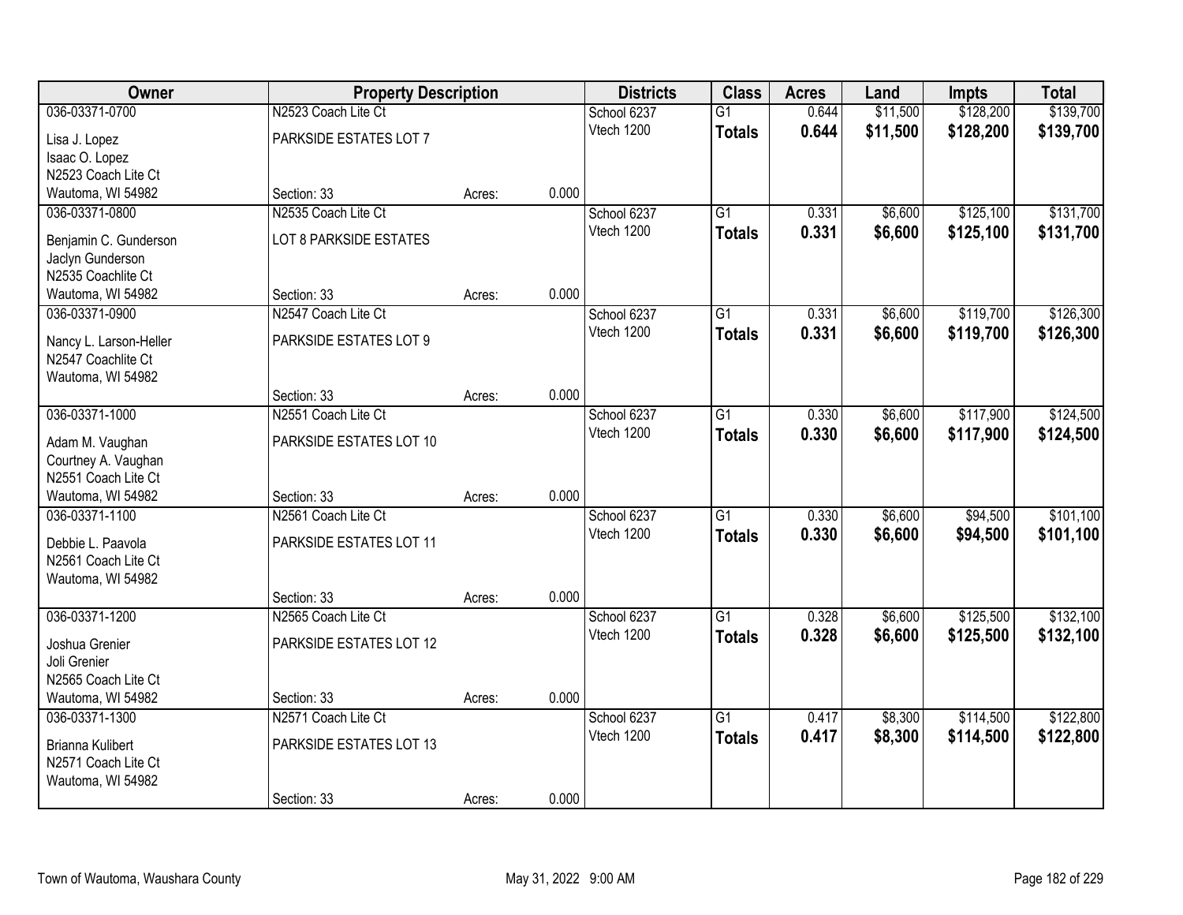| Owner | Property Description | | | Districts | Class | Acres | Land | Impts | Total |
|---|---|---|---|---|---|---|---|---|---|
| 036-03371-0700 | N2523 Coach Lite Ct | | | School 6237 | G1 | 0.644 | $11,500 | $128,200 | $139,700 |
| Lisa J. Lopez<br>Isaac O. Lopez<br>N2523 Coach Lite Ct<br>Wautoma, WI 54982 | PARKSIDE ESTATES LOT 7 | | | Vtech 1200 | **Totals** | **0.644** | **$11,500** | **$128,200** | **$139,700** |
| | Section: 33 | Acres: | 0.000 | | | | | | |
| 036-03371-0800 | N2535 Coach Lite Ct | | | School 6237 | G1 | 0.331 | $6,600 | $125,100 | $131,700 |
| Benjamin C. Gunderson<br>Jaclyn Gunderson<br>N2535 Coachlite Ct<br>Wautoma, WI 54982 | LOT 8 PARKSIDE ESTATES | | | Vtech 1200 | **Totals** | **0.331** | **$6,600** | **$125,100** | **$131,700** |
| | Section: 33 | Acres: | 0.000 | | | | | | |
| 036-03371-0900 | N2547 Coach Lite Ct | | | School 6237 | G1 | 0.331 | $6,600 | $119,700 | $126,300 |
| Nancy L. Larson-Heller<br>N2547 Coachlite Ct<br>Wautoma, WI 54982 | PARKSIDE ESTATES LOT 9 | | | Vtech 1200 | **Totals** | **0.331** | **$6,600** | **$119,700** | **$126,300** |
| | Section: 33 | Acres: | 0.000 | | | | | | |
| 036-03371-1000 | N2551 Coach Lite Ct | | | School 6237 | G1 | 0.330 | $6,600 | $117,900 | $124,500 |
| Adam M. Vaughan<br>Courtney A. Vaughan<br>N2551 Coach Lite Ct<br>Wautoma, WI 54982 | PARKSIDE ESTATES LOT 10 | | | Vtech 1200 | **Totals** | **0.330** | **$6,600** | **$117,900** | **$124,500** |
| | Section: 33 | Acres: | 0.000 | | | | | | |
| 036-03371-1100 | N2561 Coach Lite Ct | | | School 6237 | G1 | 0.330 | $6,600 | $94,500 | $101,100 |
| Debbie L. Paavola<br>N2561 Coach Lite Ct<br>Wautoma, WI 54982 | PARKSIDE ESTATES LOT 11 | | | Vtech 1200 | **Totals** | **0.330** | **$6,600** | **$94,500** | **$101,100** |
| | Section: 33 | Acres: | 0.000 | | | | | | |
| 036-03371-1200 | N2565 Coach Lite Ct | | | School 6237 | G1 | 0.328 | $6,600 | $125,500 | $132,100 |
| Joshua Grenier<br>Joli Grenier<br>N2565 Coach Lite Ct<br>Wautoma, WI 54982 | PARKSIDE ESTATES LOT 12 | | | Vtech 1200 | **Totals** | **0.328** | **$6,600** | **$125,500** | **$132,100** |
| | Section: 33 | Acres: | 0.000 | | | | | | |
| 036-03371-1300 | N2571 Coach Lite Ct | | | School 6237 | G1 | 0.417 | $8,300 | $114,500 | $122,800 |
| Brianna Kulibert<br>N2571 Coach Lite Ct<br>Wautoma, WI 54982 | PARKSIDE ESTATES LOT 13 | | | Vtech 1200 | **Totals** | **0.417** | **$8,300** | **$114,500** | **$122,800** |
| | Section: 33 | Acres: | 0.000 | | | | | | |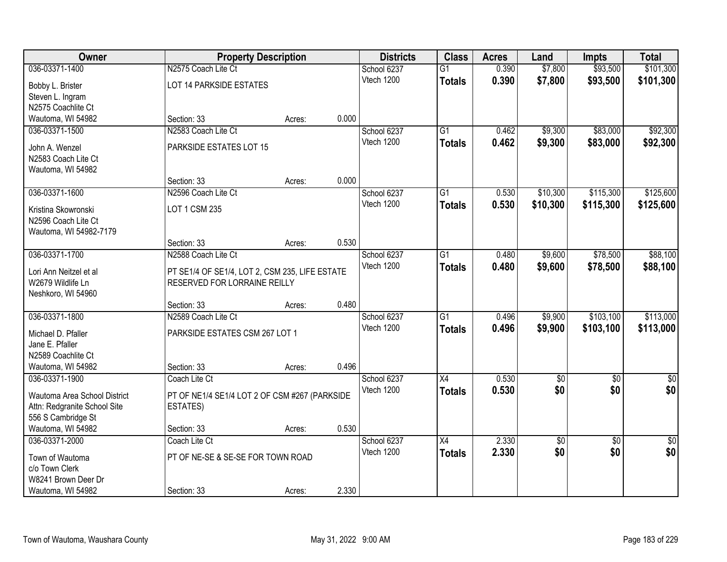| Owner | Property Description | | | Districts | Class | Acres | Land | Impts | Total |
|---|---|---|---|---|---|---|---|---|---|
| 036-03371-1400 | N2575 Coach Lite Ct | | | School 6237 | G1 | 0.390 | $7,800 | $93,500 | $101,300 |
| Bobby L. Brister<br>Steven L. Ingram<br>N2575 Coachlite Ct<br>Wautoma, WI 54982 | LOT 14 PARKSIDE ESTATES | | | Vtech 1200 | **Totals** | **0.390** | **$7,800** | **$93,500** | **$101,300** |
| | Section: 33 | Acres: | 0.000 | | | | | | |
| 036-03371-1500 | N2583 Coach Lite Ct | | | School 6237 | G1 | 0.462 | $9,300 | $83,000 | $92,300 |
| John A. Wenzel<br>N2583 Coach Lite Ct<br>Wautoma, WI 54982 | PARKSIDE ESTATES LOT 15 | | | Vtech 1200 | **Totals** | **0.462** | **$9,300** | **$83,000** | **$92,300** |
| | Section: 33 | Acres: | 0.000 | | | | | | |
| 036-03371-1600 | N2596 Coach Lite Ct | | | School 6237 | G1 | 0.530 | $10,300 | $115,300 | $125,600 |
| Kristina Skowronski<br>N2596 Coach Lite Ct<br>Wautoma, WI 54982-7179 | LOT 1 CSM 235 | | | Vtech 1200 | **Totals** | **0.530** | **$10,300** | **$115,300** | **$125,600** |
| | Section: 33 | Acres: | 0.530 | | | | | | |
| 036-03371-1700 | N2588 Coach Lite Ct | | | School 6237 | G1 | 0.480 | $9,600 | $78,500 | $88,100 |
| Lori Ann Neitzel et al<br>W2679 Wildlife Ln<br>Neshkoro, WI 54960 | PT SE1/4 OF SE1/4, LOT 2, CSM 235, LIFE ESTATE RESERVED FOR LORRAINE REILLY | | | Vtech 1200 | **Totals** | **0.480** | **$9,600** | **$78,500** | **$88,100** |
| | Section: 33 | Acres: | 0.480 | | | | | | |
| 036-03371-1800 | N2589 Coach Lite Ct | | | School 6237 | G1 | 0.496 | $9,900 | $103,100 | $113,000 |
| Michael D. Pfaller<br>Jane E. Pfaller<br>N2589 Coachlite Ct<br>Wautoma, WI 54982 | PARKSIDE ESTATES CSM 267 LOT 1 | | | Vtech 1200 | **Totals** | **0.496** | **$9,900** | **$103,100** | **$113,000** |
| | Section: 33 | Acres: | 0.496 | | | | | | |
| 036-03371-1900 | Coach Lite Ct | | | School 6237 | X4 | 0.530 | $0 | $0 | $0 |
| Wautoma Area School District<br>Attn: Redgranite School Site<br>556 S Cambridge St<br>Wautoma, WI 54982 | PT OF NE1/4 SE1/4 LOT 2 OF CSM #267 (PARKSIDE ESTATES) | | | Vtech 1200 | **Totals** | **0.530** | **$0** | **$0** | **$0** |
| | Section: 33 | Acres: | 0.530 | | | | | | |
| 036-03371-2000 | Coach Lite Ct | | | School 6237 | X4 | 2.330 | $0 | $0 | $0 |
| Town of Wautoma<br>c/o Town Clerk<br>W8241 Brown Deer Dr<br>Wautoma, WI 54982 | PT OF NE-SE & SE-SE FOR TOWN ROAD | | | Vtech 1200 | **Totals** | **2.330** | **$0** | **$0** | **$0** |
| | Section: 33 | Acres: | 2.330 | | | | | | |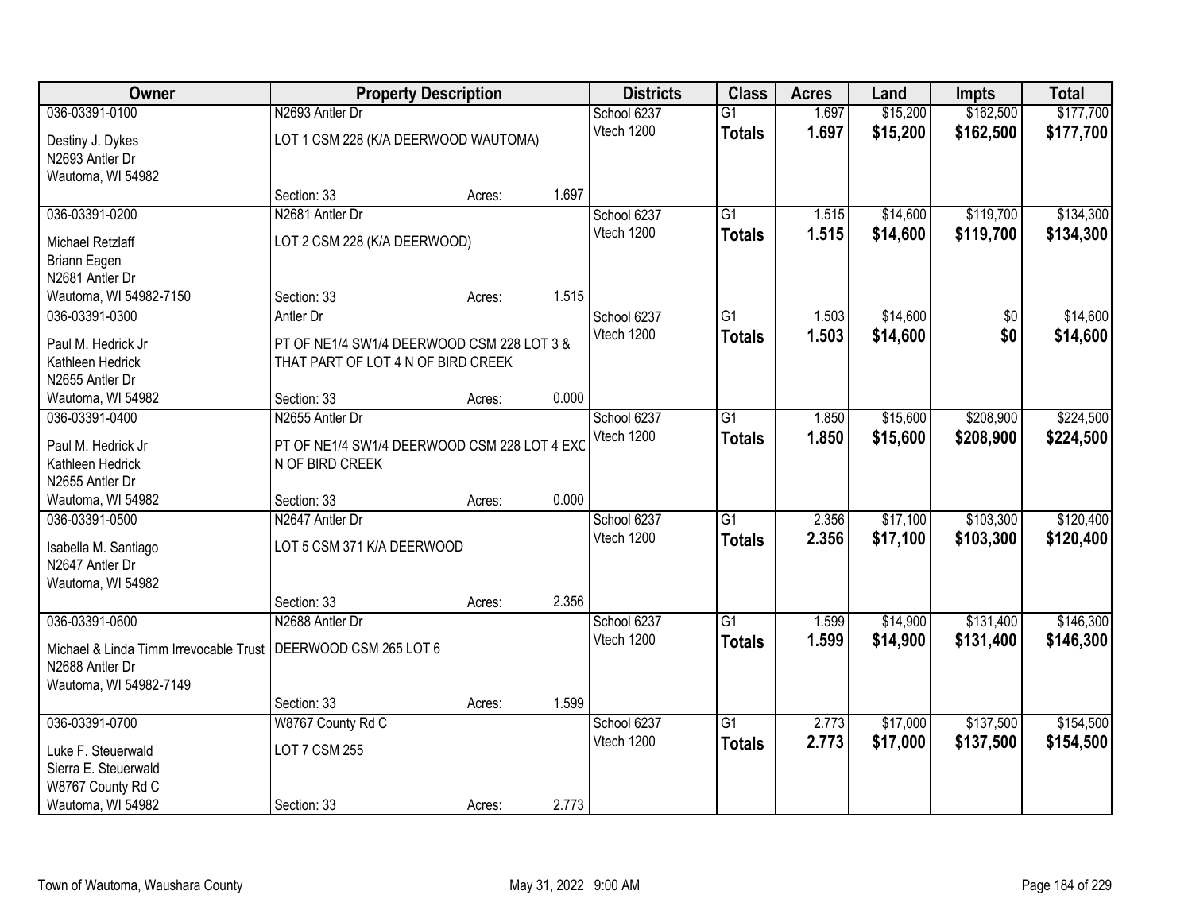| Owner | Property Description | | | Districts | Class | Acres | Land | Impts | Total |
|---|---|---|---|---|---|---|---|---|---|
| 036-03391-0100 | N2693 Antler Dr | | | School 6237 | G1 | 1.697 | $15,200 | $162,500 | $177,700 |
| Destiny J. Dykes<br>N2693 Antler Dr<br>Wautoma, WI 54982 | LOT 1 CSM 228 (K/A DEERWOOD WAUTOMA) | | | Vtech 1200 | **Totals** | **1.697** | **$15,200** | **$162,500** | **$177,700** |
| | Section: 33 | Acres: | 1.697 | | | | | | |
| 036-03391-0200 | N2681 Antler Dr | | | School 6237 | G1 | 1.515 | $14,600 | $119,700 | $134,300 |
| Michael Retzlaff<br>Briann Eagen<br>N2681 Antler Dr<br>Wautoma, WI 54982-7150 | LOT 2 CSM 228 (K/A DEERWOOD) | | | Vtech 1200 | **Totals** | **1.515** | **$14,600** | **$119,700** | **$134,300** |
| | Section: 33 | Acres: | 1.515 | | | | | | |
| 036-03391-0300 | Antler Dr | | | School 6237 | G1 | 1.503 | $14,600 | $0 | $14,600 |
| Paul M. Hedrick Jr<br>Kathleen Hedrick<br>N2655 Antler Dr<br>Wautoma, WI 54982 | PT OF NE1/4 SW1/4 DEERWOOD CSM 228 LOT 3 & THAT PART OF LOT 4 N OF BIRD CREEK | | | Vtech 1200 | **Totals** | **1.503** | **$14,600** | **$0** | **$14,600** |
| | Section: 33 | Acres: | 0.000 | | | | | | |
| 036-03391-0400 | N2655 Antler Dr | | | School 6237 | G1 | 1.850 | $15,600 | $208,900 | $224,500 |
| Paul M. Hedrick Jr<br>Kathleen Hedrick<br>N2655 Antler Dr<br>Wautoma, WI 54982 | PT OF NE1/4 SW1/4 DEERWOOD CSM 228 LOT 4 EXC N OF BIRD CREEK | | | Vtech 1200 | **Totals** | **1.850** | **$15,600** | **$208,900** | **$224,500** |
| | Section: 33 | Acres: | 0.000 | | | | | | |
| 036-03391-0500 | N2647 Antler Dr | | | School 6237 | G1 | 2.356 | $17,100 | $103,300 | $120,400 |
| Isabella M. Santiago<br>N2647 Antler Dr<br>Wautoma, WI 54982 | LOT 5 CSM 371 K/A DEERWOOD | | | Vtech 1200 | **Totals** | **2.356** | **$17,100** | **$103,300** | **$120,400** |
| | Section: 33 | Acres: | 2.356 | | | | | | |
| 036-03391-0600 | N2688 Antler Dr | | | School 6237 | G1 | 1.599 | $14,900 | $131,400 | $146,300 |
| Michael & Linda Timm Irrevocable Trust<br>N2688 Antler Dr<br>Wautoma, WI 54982-7149 | DEERWOOD CSM 265 LOT 6 | | | Vtech 1200 | **Totals** | **1.599** | **$14,900** | **$131,400** | **$146,300** |
| | Section: 33 | Acres: | 1.599 | | | | | | |
| 036-03391-0700 | W8767 County Rd C | | | School 6237 | G1 | 2.773 | $17,000 | $137,500 | $154,500 |
| Luke F. Steuerwald<br>Sierra E. Steuerwald<br>W8767 County Rd C<br>Wautoma, WI 54982 | LOT 7 CSM 255 | | | Vtech 1200 | **Totals** | **2.773** | **$17,000** | **$137,500** | **$154,500** |
| | Section: 33 | Acres: | 2.773 | | | | | | |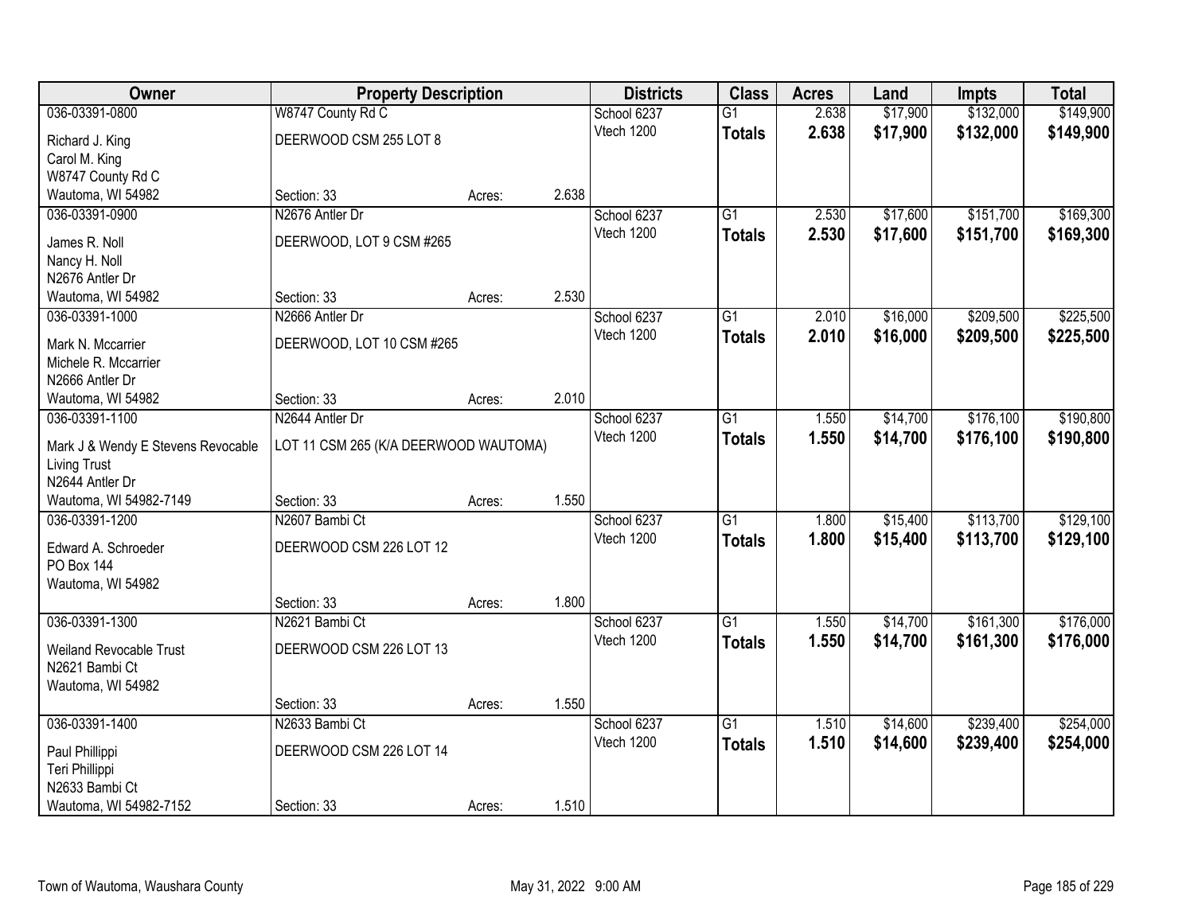| Owner | Property Description | | | Districts | Class | Acres | Land | Impts | Total |
|---|---|---|---|---|---|---|---|---|---|
| 036-03391-0800 | W8747 County Rd C | | | School 6237 | G1 | 2.638 | $17,900 | $132,000 | $149,900 |
| Richard J. King<br>Carol M. King<br>W8747 County Rd C<br>Wautoma, WI 54982 | DEERWOOD CSM 255 LOT 8 | | | Vtech 1200 | **Totals** | **2.638** | **$17,900** | **$132,000** | **$149,900** |
| | Section: 33 | Acres: | 2.638 | | | | | | |
| 036-03391-0900 | N2676 Antler Dr | | | School 6237 | G1 | 2.530 | $17,600 | $151,700 | $169,300 |
| James R. Noll<br>Nancy H. Noll<br>N2676 Antler Dr<br>Wautoma, WI 54982 | DEERWOOD, LOT 9 CSM #265 | | | Vtech 1200 | **Totals** | **2.530** | **$17,600** | **$151,700** | **$169,300** |
| | Section: 33 | Acres: | 2.530 | | | | | | |
| 036-03391-1000 | N2666 Antler Dr | | | School 6237 | G1 | 2.010 | $16,000 | $209,500 | $225,500 |
| Mark N. Mccarrier<br>Michele R. Mccarrier<br>N2666 Antler Dr<br>Wautoma, WI 54982 | DEERWOOD, LOT 10 CSM #265 | | | Vtech 1200 | **Totals** | **2.010** | **$16,000** | **$209,500** | **$225,500** |
| | Section: 33 | Acres: | 2.010 | | | | | | |
| 036-03391-1100 | N2644 Antler Dr | | | School 6237 | G1 | 1.550 | $14,700 | $176,100 | $190,800 |
| Mark J & Wendy E Stevens Revocable Living Trust<br>N2644 Antler Dr<br>Wautoma, WI 54982-7149 | LOT 11 CSM 265 (K/A DEERWOOD WAUTOMA) | | | Vtech 1200 | **Totals** | **1.550** | **$14,700** | **$176,100** | **$190,800** |
| | Section: 33 | Acres: | 1.550 | | | | | | |
| 036-03391-1200 | N2607 Bambi Ct | | | School 6237 | G1 | 1.800 | $15,400 | $113,700 | $129,100 |
| Edward A. Schroeder<br>PO Box 144<br>Wautoma, WI 54982 | DEERWOOD CSM 226 LOT 12 | | | Vtech 1200 | **Totals** | **1.800** | **$15,400** | **$113,700** | **$129,100** |
| | Section: 33 | Acres: | 1.800 | | | | | | |
| 036-03391-1300 | N2621 Bambi Ct | | | School 6237 | G1 | 1.550 | $14,700 | $161,300 | $176,000 |
| Weiland Revocable Trust<br>N2621 Bambi Ct<br>Wautoma, WI 54982 | DEERWOOD CSM 226 LOT 13 | | | Vtech 1200 | **Totals** | **1.550** | **$14,700** | **$161,300** | **$176,000** |
| | Section: 33 | Acres: | 1.550 | | | | | | |
| 036-03391-1400 | N2633 Bambi Ct | | | School 6237 | G1 | 1.510 | $14,600 | $239,400 | $254,000 |
| Paul Phillippi<br>Teri Phillippi<br>N2633 Bambi Ct<br>Wautoma, WI 54982-7152 | DEERWOOD CSM 226 LOT 14 | | | Vtech 1200 | **Totals** | **1.510** | **$14,600** | **$239,400** | **$254,000** |
| | Section: 33 | Acres: | 1.510 | | | | | | |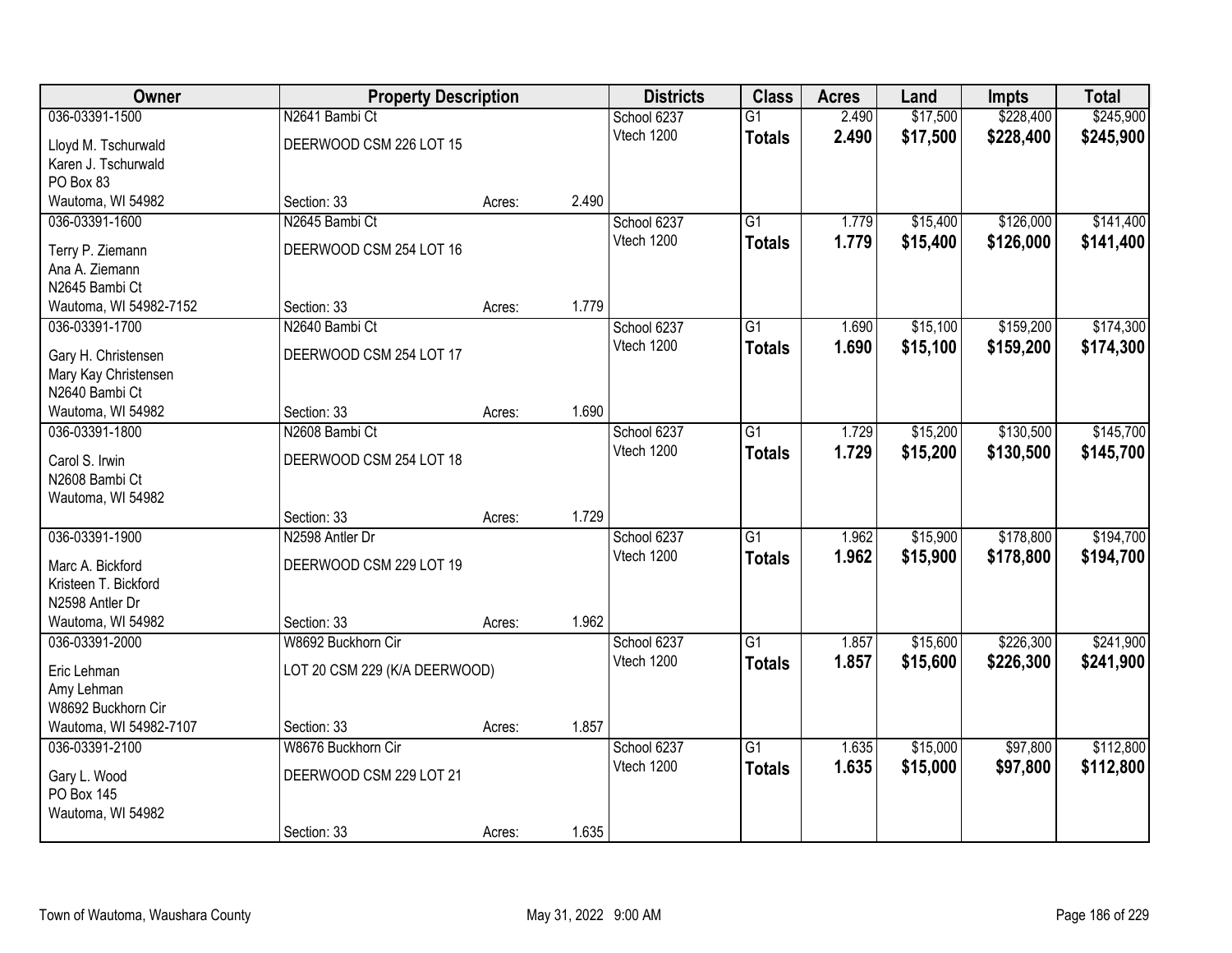| Owner | Property Description | | | Districts | Class | Acres | Land | Impts | Total |
|---|---|---|---|---|---|---|---|---|---|
| 036-03391-1500 | N2641 Bambi Ct | | | School 6237 | G1 | 2.490 | $17,500 | $228,400 | $245,900 |
| Lloyd M. Tschurwald<br>Karen J. Tschurwald<br>PO Box 83<br>Wautoma, WI 54982 | DEERWOOD CSM 226 LOT 15 | | | Vtech 1200 | **Totals** | **2.490** | **$17,500** | **$228,400** | **$245,900** |
| | Section: 33 | Acres: | 2.490 | | | | | | |
| 036-03391-1600 | N2645 Bambi Ct | | | School 6237 | G1 | 1.779 | $15,400 | $126,000 | $141,400 |
| Terry P. Ziemann<br>Ana A. Ziemann<br>N2645 Bambi Ct<br>Wautoma, WI 54982-7152 | DEERWOOD CSM 254 LOT 16 | | | Vtech 1200 | **Totals** | **1.779** | **$15,400** | **$126,000** | **$141,400** |
| | Section: 33 | Acres: | 1.779 | | | | | | |
| 036-03391-1700 | N2640 Bambi Ct | | | School 6237 | G1 | 1.690 | $15,100 | $159,200 | $174,300 |
| Gary H. Christensen<br>Mary Kay Christensen<br>N2640 Bambi Ct<br>Wautoma, WI 54982 | DEERWOOD CSM 254 LOT 17 | | | Vtech 1200 | **Totals** | **1.690** | **$15,100** | **$159,200** | **$174,300** |
| | Section: 33 | Acres: | 1.690 | | | | | | |
| 036-03391-1800 | N2608 Bambi Ct | | | School 6237 | G1 | 1.729 | $15,200 | $130,500 | $145,700 |
| Carol S. Irwin<br>N2608 Bambi Ct<br>Wautoma, WI 54982 | DEERWOOD CSM 254 LOT 18 | | | Vtech 1200 | **Totals** | **1.729** | **$15,200** | **$130,500** | **$145,700** |
| | Section: 33 | Acres: | 1.729 | | | | | | |
| 036-03391-1900 | N2598 Antler Dr | | | School 6237 | G1 | 1.962 | $15,900 | $178,800 | $194,700 |
| Marc A. Bickford<br>Kristeen T. Bickford<br>N2598 Antler Dr<br>Wautoma, WI 54982 | DEERWOOD CSM 229 LOT 19 | | | Vtech 1200 | **Totals** | **1.962** | **$15,900** | **$178,800** | **$194,700** |
| | Section: 33 | Acres: | 1.962 | | | | | | |
| 036-03391-2000 | W8692 Buckhorn Cir | | | School 6237 | G1 | 1.857 | $15,600 | $226,300 | $241,900 |
| Eric Lehman<br>Amy Lehman<br>W8692 Buckhorn Cir<br>Wautoma, WI 54982-7107 | LOT 20 CSM 229 (K/A DEERWOOD) | | | Vtech 1200 | **Totals** | **1.857** | **$15,600** | **$226,300** | **$241,900** |
| | Section: 33 | Acres: | 1.857 | | | | | | |
| 036-03391-2100 | W8676 Buckhorn Cir | | | School 6237 | G1 | 1.635 | $15,000 | $97,800 | $112,800 |
| Gary L. Wood<br>PO Box 145<br>Wautoma, WI 54982 | DEERWOOD CSM 229 LOT 21 | | | Vtech 1200 | **Totals** | **1.635** | **$15,000** | **$97,800** | **$112,800** |
| | Section: 33 | Acres: | 1.635 | | | | | | |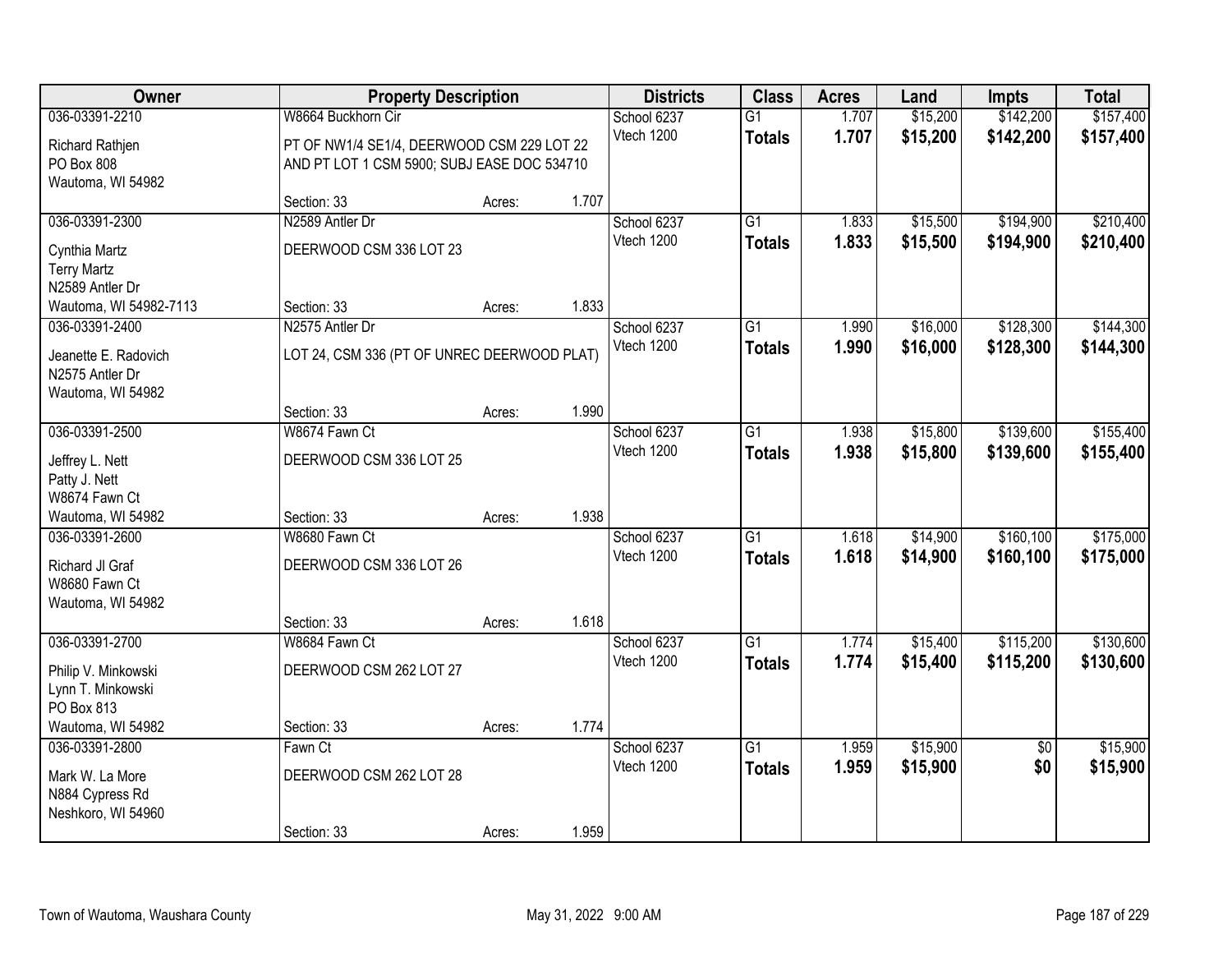| Owner | Property Description | | | Districts | Class | Acres | Land | Impts | Total |
|---|---|---|---|---|---|---|---|---|---|
| 036-03391-2210 | W8664 Buckhorn Cir | | | School 6237 | G1 | 1.707 | $15,200 | $142,200 | $157,400 |
| Richard Rathjen<br>PO Box 808<br>Wautoma, WI 54982 | PT OF NW1/4 SE1/4, DEERWOOD CSM 229 LOT 22 AND PT LOT 1 CSM 5900; SUBJ EASE DOC 534710 | | | Vtech 1200 | **Totals** | **1.707** | **$15,200** | **$142,200** | **$157,400** |
| | Section: 33 | Acres: | 1.707 | | | | | | |
| 036-03391-2300 | N2589 Antler Dr | | | School 6237 | G1 | 1.833 | $15,500 | $194,900 | $210,400 |
| Cynthia Martz<br>Terry Martz<br>N2589 Antler Dr<br>Wautoma, WI 54982-7113 | DEERWOOD CSM 336 LOT 23 | | | Vtech 1200 | **Totals** | **1.833** | **$15,500** | **$194,900** | **$210,400** |
| | Section: 33 | Acres: | 1.833 | | | | | | |
| 036-03391-2400 | N2575 Antler Dr | | | School 6237 | G1 | 1.990 | $16,000 | $128,300 | $144,300 |
| Jeanette E. Radovich<br>N2575 Antler Dr<br>Wautoma, WI 54982 | LOT 24, CSM 336 (PT OF UNREC DEERWOOD PLAT) | | | Vtech 1200 | **Totals** | **1.990** | **$16,000** | **$128,300** | **$144,300** |
| | Section: 33 | Acres: | 1.990 | | | | | | |
| 036-03391-2500 | W8674 Fawn Ct | | | School 6237 | G1 | 1.938 | $15,800 | $139,600 | $155,400 |
| Jeffrey L. Nett<br>Patty J. Nett<br>W8674 Fawn Ct<br>Wautoma, WI 54982 | DEERWOOD CSM 336 LOT 25 | | | Vtech 1200 | **Totals** | **1.938** | **$15,800** | **$139,600** | **$155,400** |
| | Section: 33 | Acres: | 1.938 | | | | | | |
| 036-03391-2600 | W8680 Fawn Ct | | | School 6237 | G1 | 1.618 | $14,900 | $160,100 | $175,000 |
| Richard Jl Graf<br>W8680 Fawn Ct<br>Wautoma, WI 54982 | DEERWOOD CSM 336 LOT 26 | | | Vtech 1200 | **Totals** | **1.618** | **$14,900** | **$160,100** | **$175,000** |
| | Section: 33 | Acres: | 1.618 | | | | | | |
| 036-03391-2700 | W8684 Fawn Ct | | | School 6237 | G1 | 1.774 | $15,400 | $115,200 | $130,600 |
| Philip V. Minkowski<br>Lynn T. Minkowski<br>PO Box 813<br>Wautoma, WI 54982 | DEERWOOD CSM 262 LOT 27 | | | Vtech 1200 | **Totals** | **1.774** | **$15,400** | **$115,200** | **$130,600** |
| | Section: 33 | Acres: | 1.774 | | | | | | |
| 036-03391-2800 | Fawn Ct | | | School 6237 | G1 | 1.959 | $15,900 | $0 | $15,900 |
| Mark W. La More<br>N884 Cypress Rd<br>Neshkoro, WI 54960 | DEERWOOD CSM 262 LOT 28 | | | Vtech 1200 | **Totals** | **1.959** | **$15,900** | **$0** | **$15,900** |
| | Section: 33 | Acres: | 1.959 | | | | | | |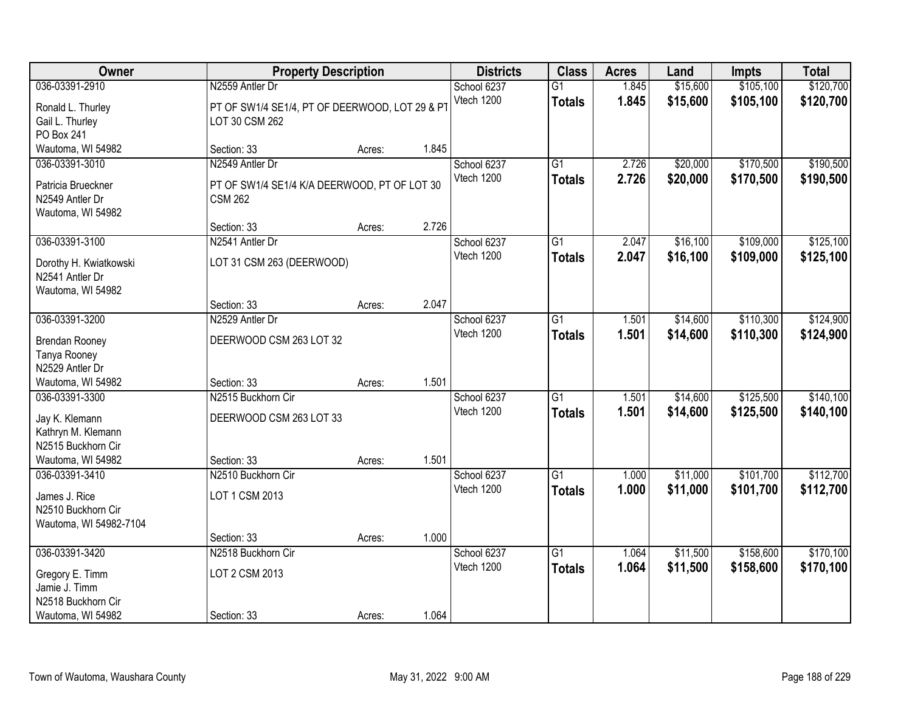| Owner | Property Description | | | Districts | Class | Acres | Land | Impts | Total |
|---|---|---|---|---|---|---|---|---|---|
| 036-03391-2910 | N2559 Antler Dr | | | School 6237 | G1 | 1.845 | $15,600 | $105,100 | $120,700 |
| Ronald L. Thurley<br>Gail L. Thurley<br>PO Box 241<br>Wautoma, WI 54982 | PT OF SW1/4 SE1/4, PT OF DEERWOOD, LOT 29 & PT LOT 30 CSM 262 | | | Vtech 1200 | **Totals** | **1.845** | **$15,600** | **$105,100** | **$120,700** |
| | Section: 33 | Acres: | 1.845 | | | | | | |
| 036-03391-3010 | N2549 Antler Dr | | | School 6237 | G1 | 2.726 | $20,000 | $170,500 | $190,500 |
| Patricia Brueckner<br>N2549 Antler Dr<br>Wautoma, WI 54982 | PT OF SW1/4 SE1/4 K/A DEERWOOD, PT OF LOT 30 CSM 262 | | | Vtech 1200 | **Totals** | **2.726** | **$20,000** | **$170,500** | **$190,500** |
| | Section: 33 | Acres: | 2.726 | | | | | | |
| 036-03391-3100 | N2541 Antler Dr | | | School 6237 | G1 | 2.047 | $16,100 | $109,000 | $125,100 |
| Dorothy H. Kwiatkowski<br>N2541 Antler Dr<br>Wautoma, WI 54982 | LOT 31 CSM 263 (DEERWOOD) | | | Vtech 1200 | **Totals** | **2.047** | **$16,100** | **$109,000** | **$125,100** |
| | Section: 33 | Acres: | 2.047 | | | | | | |
| 036-03391-3200 | N2529 Antler Dr | | | School 6237 | G1 | 1.501 | $14,600 | $110,300 | $124,900 |
| Brendan Rooney<br>Tanya Rooney<br>N2529 Antler Dr<br>Wautoma, WI 54982 | DEERWOOD CSM 263 LOT 32 | | | Vtech 1200 | **Totals** | **1.501** | **$14,600** | **$110,300** | **$124,900** |
| | Section: 33 | Acres: | 1.501 | | | | | | |
| 036-03391-3300 | N2515 Buckhorn Cir | | | School 6237 | G1 | 1.501 | $14,600 | $125,500 | $140,100 |
| Jay K. Klemann<br>Kathryn M. Klemann<br>N2515 Buckhorn Cir<br>Wautoma, WI 54982 | DEERWOOD CSM 263 LOT 33 | | | Vtech 1200 | **Totals** | **1.501** | **$14,600** | **$125,500** | **$140,100** |
| | Section: 33 | Acres: | 1.501 | | | | | | |
| 036-03391-3410 | N2510 Buckhorn Cir | | | School 6237 | G1 | 1.000 | $11,000 | $101,700 | $112,700 |
| James J. Rice<br>N2510 Buckhorn Cir<br>Wautoma, WI 54982-7104 | LOT 1 CSM 2013 | | | Vtech 1200 | **Totals** | **1.000** | **$11,000** | **$101,700** | **$112,700** |
| | Section: 33 | Acres: | 1.000 | | | | | | |
| 036-03391-3420 | N2518 Buckhorn Cir | | | School 6237 | G1 | 1.064 | $11,500 | $158,600 | $170,100 |
| Gregory E. Timm<br>Jamie J. Timm<br>N2518 Buckhorn Cir<br>Wautoma, WI 54982 | LOT 2 CSM 2013 | | | Vtech 1200 | **Totals** | **1.064** | **$11,500** | **$158,600** | **$170,100** |
| | Section: 33 | Acres: | 1.064 | | | | | | |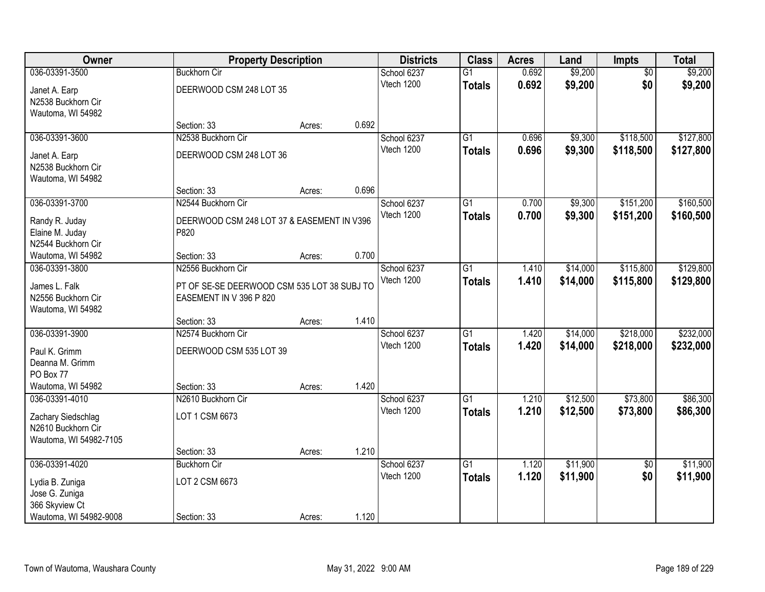| Owner | Property Description | | | Districts | Class | Acres | Land | Impts | Total |
|---|---|---|---|---|---|---|---|---|---|
| 036-03391-3500 | Buckhorn Cir | | | School 6237 | G1 | 0.692 | $9,200 | $0 | $9,200 |
| Janet A. Earp<br>N2538 Buckhorn Cir<br>Wautoma, WI 54982 | DEERWOOD CSM 248 LOT 35 | | | Vtech 1200 | **Totals** | **0.692** | **$9,200** | **$0** | **$9,200** |
| | Section: 33 | Acres: | 0.692 | | | | | | |
| 036-03391-3600 | N2538 Buckhorn Cir | | | School 6237 | G1 | 0.696 | $9,300 | $118,500 | $127,800 |
| Janet A. Earp<br>N2538 Buckhorn Cir<br>Wautoma, WI 54982 | DEERWOOD CSM 248 LOT 36 | | | Vtech 1200 | **Totals** | **0.696** | **$9,300** | **$118,500** | **$127,800** |
| | Section: 33 | Acres: | 0.696 | | | | | | |
| 036-03391-3700 | N2544 Buckhorn Cir | | | School 6237 | G1 | 0.700 | $9,300 | $151,200 | $160,500 |
| Randy R. Juday<br>Elaine M. Juday<br>N2544 Buckhorn Cir<br>Wautoma, WI 54982 | DEERWOOD CSM 248 LOT 37 & EASEMENT IN V396 P820 | | | Vtech 1200 | **Totals** | **0.700** | **$9,300** | **$151,200** | **$160,500** |
| | Section: 33 | Acres: | 0.700 | | | | | | |
| 036-03391-3800 | N2556 Buckhorn Cir | | | School 6237 | G1 | 1.410 | $14,000 | $115,800 | $129,800 |
| James L. Falk<br>N2556 Buckhorn Cir<br>Wautoma, WI 54982 | PT OF SE-SE DEERWOOD CSM 535 LOT 38 SUBJ TO EASEMENT IN V 396 P 820 | | | Vtech 1200 | **Totals** | **1.410** | **$14,000** | **$115,800** | **$129,800** |
| | Section: 33 | Acres: | 1.410 | | | | | | |
| 036-03391-3900 | N2574 Buckhorn Cir | | | School 6237 | G1 | 1.420 | $14,000 | $218,000 | $232,000 |
| Paul K. Grimm<br>Deanna M. Grimm<br>PO Box 77<br>Wautoma, WI 54982 | DEERWOOD CSM 535 LOT 39 | | | Vtech 1200 | **Totals** | **1.420** | **$14,000** | **$218,000** | **$232,000** |
| | Section: 33 | Acres: | 1.420 | | | | | | |
| 036-03391-4010 | N2610 Buckhorn Cir | | | School 6237 | G1 | 1.210 | $12,500 | $73,800 | $86,300 |
| Zachary Siedschlag<br>N2610 Buckhorn Cir<br>Wautoma, WI 54982-7105 | LOT 1 CSM 6673 | | | Vtech 1200 | **Totals** | **1.210** | **$12,500** | **$73,800** | **$86,300** |
| | Section: 33 | Acres: | 1.210 | | | | | | |
| 036-03391-4020 | Buckhorn Cir | | | School 6237 | G1 | 1.120 | $11,900 | $0 | $11,900 |
| Lydia B. Zuniga<br>Jose G. Zuniga<br>366 Skyview Ct<br>Wautoma, WI 54982-9008 | LOT 2 CSM 6673 | | | Vtech 1200 | **Totals** | **1.120** | **$11,900** | **$0** | **$11,900** |
| | Section: 33 | Acres: | 1.120 | | | | | | |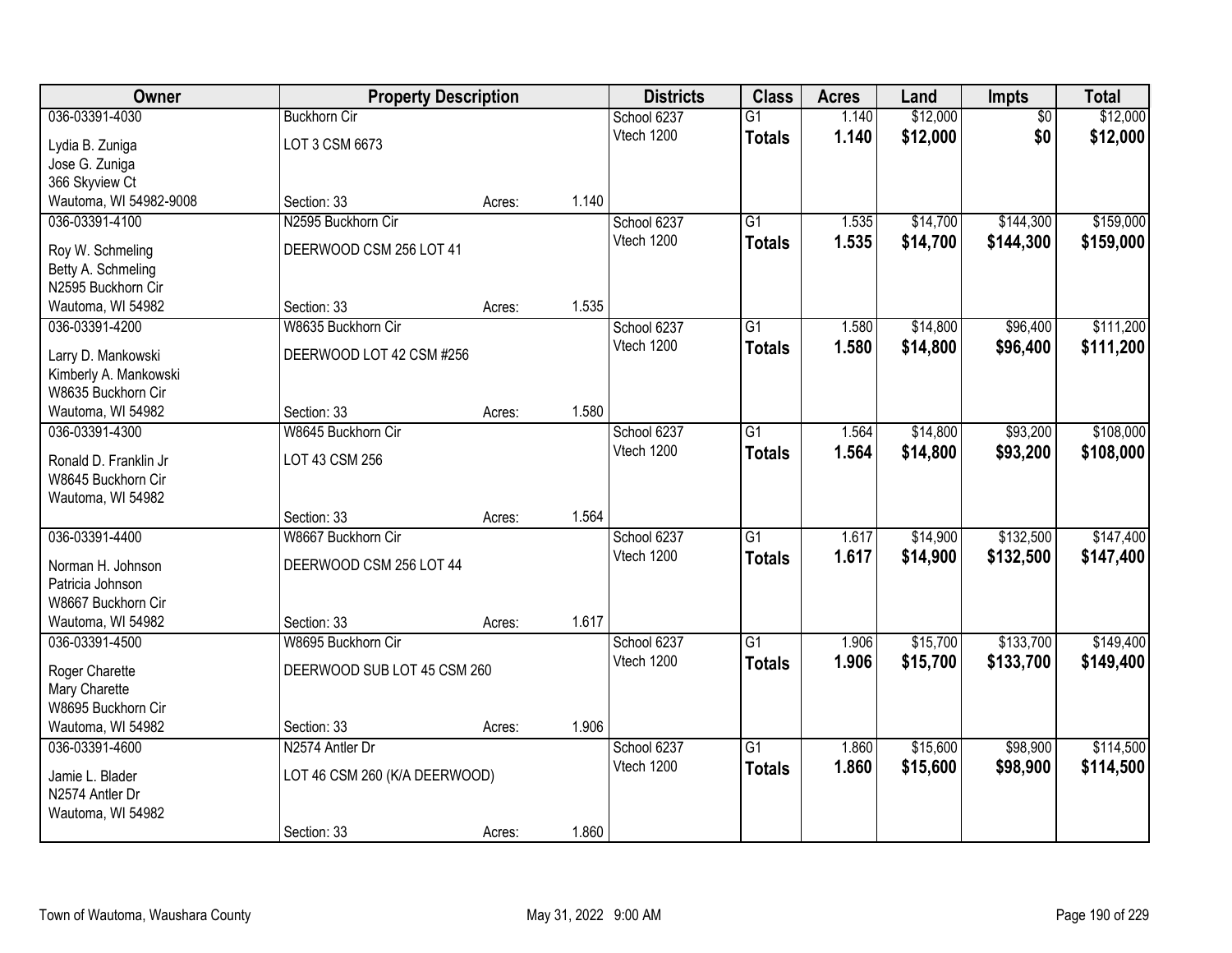| Owner | Property Description | | | Districts | Class | Acres | Land | Impts | Total |
|---|---|---|---|---|---|---|---|---|---|
| 036-03391-4030 | Buckhorn Cir | | | School 6237 | G1 | 1.140 | $12,000 | $0 | $12,000 |
| Lydia B. Zuniga<br>Jose G. Zuniga<br>366 Skyview Ct<br>Wautoma, WI 54982-9008 | LOT 3 CSM 6673 | | | Vtech 1200 | **Totals** | **1.140** | **$12,000** | **$0** | **$12,000** |
| | Section: 33 | Acres: | 1.140 | | | | | | |
| 036-03391-4100 | N2595 Buckhorn Cir | | | School 6237 | G1 | 1.535 | $14,700 | $144,300 | $159,000 |
| Roy W. Schmeling<br>Betty A. Schmeling<br>N2595 Buckhorn Cir<br>Wautoma, WI 54982 | DEERWOOD CSM 256 LOT 41 | | | Vtech 1200 | **Totals** | **1.535** | **$14,700** | **$144,300** | **$159,000** |
| | Section: 33 | Acres: | 1.535 | | | | | | |
| 036-03391-4200 | W8635 Buckhorn Cir | | | School 6237 | G1 | 1.580 | $14,800 | $96,400 | $111,200 |
| Larry D. Mankowski<br>Kimberly A. Mankowski<br>W8635 Buckhorn Cir<br>Wautoma, WI 54982 | DEERWOOD LOT 42 CSM #256 | | | Vtech 1200 | **Totals** | **1.580** | **$14,800** | **$96,400** | **$111,200** |
| | Section: 33 | Acres: | 1.580 | | | | | | |
| 036-03391-4300 | W8645 Buckhorn Cir | | | School 6237 | G1 | 1.564 | $14,800 | $93,200 | $108,000 |
| Ronald D. Franklin Jr<br>W8645 Buckhorn Cir<br>Wautoma, WI 54982 | LOT 43 CSM 256 | | | Vtech 1200 | **Totals** | **1.564** | **$14,800** | **$93,200** | **$108,000** |
| | Section: 33 | Acres: | 1.564 | | | | | | |
| 036-03391-4400 | W8667 Buckhorn Cir | | | School 6237 | G1 | 1.617 | $14,900 | $132,500 | $147,400 |
| Norman H. Johnson<br>Patricia Johnson<br>W8667 Buckhorn Cir<br>Wautoma, WI 54982 | DEERWOOD CSM 256 LOT 44 | | | Vtech 1200 | **Totals** | **1.617** | **$14,900** | **$132,500** | **$147,400** |
| | Section: 33 | Acres: | 1.617 | | | | | | |
| 036-03391-4500 | W8695 Buckhorn Cir | | | School 6237 | G1 | 1.906 | $15,700 | $133,700 | $149,400 |
| Roger Charette<br>Mary Charette<br>W8695 Buckhorn Cir<br>Wautoma, WI 54982 | DEERWOOD SUB LOT 45 CSM 260 | | | Vtech 1200 | **Totals** | **1.906** | **$15,700** | **$133,700** | **$149,400** |
| | Section: 33 | Acres: | 1.906 | | | | | | |
| 036-03391-4600 | N2574 Antler Dr | | | School 6237 | G1 | 1.860 | $15,600 | $98,900 | $114,500 |
| Jamie L. Blader<br>N2574 Antler Dr<br>Wautoma, WI 54982 | LOT 46 CSM 260 (K/A DEERWOOD) | | | Vtech 1200 | **Totals** | **1.860** | **$15,600** | **$98,900** | **$114,500** |
| | Section: 33 | Acres: | 1.860 | | | | | | |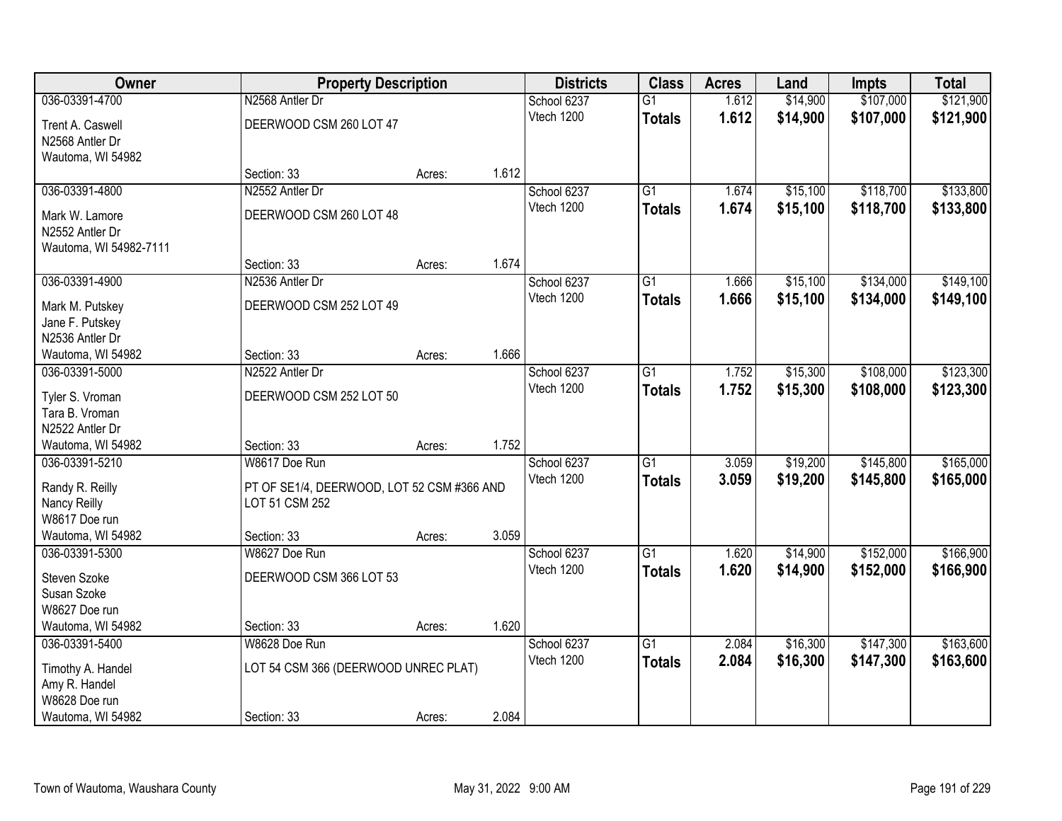| Owner | Property Description | | | Districts | Class | Acres | Land | Impts | Total |
|---|---|---|---|---|---|---|---|---|---|
| 036-03391-4700 | N2568 Antler Dr | | | School 6237 | G1 | 1.612 | $14,900 | $107,000 | $121,900 |
| Trent A. Caswell<br>N2568 Antler Dr<br>Wautoma, WI 54982 | DEERWOOD CSM 260 LOT 47 | | | Vtech 1200 | **Totals** | **1.612** | **$14,900** | **$107,000** | **$121,900** |
| | Section: 33 | Acres: | 1.612 | | | | | | |
| 036-03391-4800 | N2552 Antler Dr | | | School 6237 | G1 | 1.674 | $15,100 | $118,700 | $133,800 |
| Mark W. Lamore<br>N2552 Antler Dr<br>Wautoma, WI 54982-7111 | DEERWOOD CSM 260 LOT 48 | | | Vtech 1200 | **Totals** | **1.674** | **$15,100** | **$118,700** | **$133,800** |
| | Section: 33 | Acres: | 1.674 | | | | | | |
| 036-03391-4900 | N2536 Antler Dr | | | School 6237 | G1 | 1.666 | $15,100 | $134,000 | $149,100 |
| Mark M. Putskey<br>Jane F. Putskey<br>N2536 Antler Dr<br>Wautoma, WI 54982 | DEERWOOD CSM 252 LOT 49 | | | Vtech 1200 | **Totals** | **1.666** | **$15,100** | **$134,000** | **$149,100** |
| | Section: 33 | Acres: | 1.666 | | | | | | |
| 036-03391-5000 | N2522 Antler Dr | | | School 6237 | G1 | 1.752 | $15,300 | $108,000 | $123,300 |
| Tyler S. Vroman<br>Tara B. Vroman<br>N2522 Antler Dr<br>Wautoma, WI 54982 | DEERWOOD CSM 252 LOT 50 | | | Vtech 1200 | **Totals** | **1.752** | **$15,300** | **$108,000** | **$123,300** |
| | Section: 33 | Acres: | 1.752 | | | | | | |
| 036-03391-5210 | W8617 Doe Run | | | School 6237 | G1 | 3.059 | $19,200 | $145,800 | $165,000 |
| Randy R. Reilly<br>Nancy Reilly<br>W8617 Doe run<br>Wautoma, WI 54982 | PT OF SE1/4, DEERWOOD, LOT 52 CSM #366 AND LOT 51 CSM 252 | | | Vtech 1200 | **Totals** | **3.059** | **$19,200** | **$145,800** | **$165,000** |
| | Section: 33 | Acres: | 3.059 | | | | | | |
| 036-03391-5300 | W8627 Doe Run | | | School 6237 | G1 | 1.620 | $14,900 | $152,000 | $166,900 |
| Steven Szoke<br>Susan Szoke<br>W8627 Doe run<br>Wautoma, WI 54982 | DEERWOOD CSM 366 LOT 53 | | | Vtech 1200 | **Totals** | **1.620** | **$14,900** | **$152,000** | **$166,900** |
| | Section: 33 | Acres: | 1.620 | | | | | | |
| 036-03391-5400 | W8628 Doe Run | | | School 6237 | G1 | 2.084 | $16,300 | $147,300 | $163,600 |
| Timothy A. Handel<br>Amy R. Handel<br>W8628 Doe run<br>Wautoma, WI 54982 | LOT 54 CSM 366 (DEERWOOD UNREC PLAT) | | | Vtech 1200 | **Totals** | **2.084** | **$16,300** | **$147,300** | **$163,600** |
| | Section: 33 | Acres: | 2.084 | | | | | | |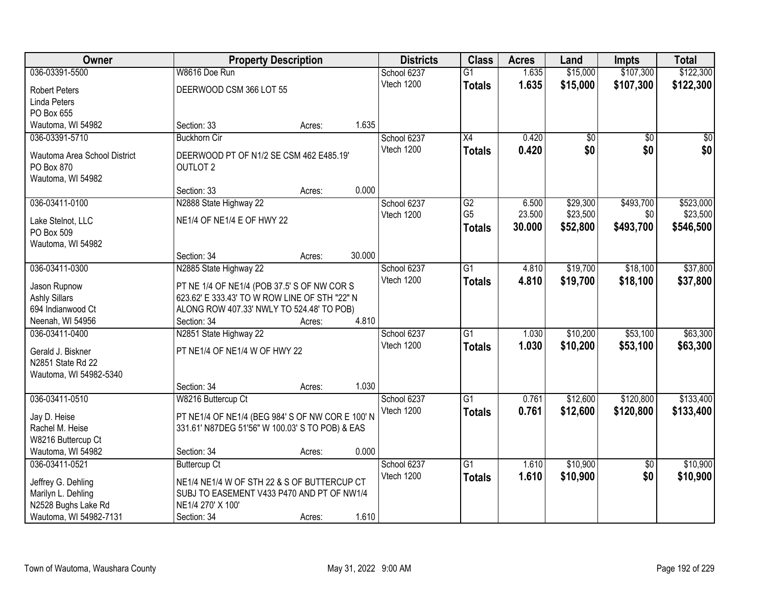| Owner | Property Description | | | Districts | Class | Acres | Land | Impts | Total |
|---|---|---|---|---|---|---|---|---|---|
| 036-03391-5500 | W8616 Doe Run | | | School 6237 | G1 | 1.635 | $15,000 | $107,300 | $122,300 |
| Robert Peters<br>Linda Peters<br>PO Box 655<br>Wautoma, WI 54982 | DEERWOOD CSM 366 LOT 55 | | | Vtech 1200 | **Totals** | **1.635** | **$15,000** | **$107,300** | **$122,300** |
| | Section: 33 | Acres: | 1.635 | | | | | | |
| 036-03391-5710 | Buckhorn Cir | | | School 6237 | X4 | 0.420 | $0 | $0 | $0 |
| Wautoma Area School District<br>PO Box 870<br>Wautoma, WI 54982 | DEERWOOD PT OF N1/2 SE CSM 462 E485.19' OUTLOT 2 | | | Vtech 1200 | **Totals** | **0.420** | **$0** | **$0** | **$0** |
| | Section: 33 | Acres: | 0.000 | | | | | | |
| 036-03411-0100 | N2888 State Highway 22 | | | School 6237 | G2 | 6.500 | $29,300 | $493,700 | $523,000 |
| Lake Stelnot, LLC<br>PO Box 509<br>Wautoma, WI 54982 | NE1/4 OF NE1/4 E OF HWY 22 | | | Vtech 1200 | G5 | 23.500 | $23,500 | $0 | $23,500 |
| | | | | | **Totals** | **30.000** | **$52,800** | **$493,700** | **$546,500** |
| | Section: 34 | Acres: | 30.000 | | | | | | |
| 036-03411-0300 | N2885 State Highway 22 | | | School 6237 | G1 | 4.810 | $19,700 | $18,100 | $37,800 |
| Jason Rupnow<br>Ashly Sillars<br>694 Indianwood Ct<br>Neenah, WI 54956 | PT NE 1/4 OF NE1/4 (POB 37.5' S OF NW COR S 623.62' E 333.43' TO W ROW LINE OF STH "22" N ALONG ROW 407.33' NWLY TO 524.48' TO POB) | | | Vtech 1200 | **Totals** | **4.810** | **$19,700** | **$18,100** | **$37,800** |
| | Section: 34 | Acres: | 4.810 | | | | | | |
| 036-03411-0400 | N2851 State Highway 22 | | | School 6237 | G1 | 1.030 | $10,200 | $53,100 | $63,300 |
| Gerald J. Biskner<br>N2851 State Rd 22<br>Wautoma, WI 54982-5340 | PT NE1/4 OF NE1/4 W OF HWY 22 | | | Vtech 1200 | **Totals** | **1.030** | **$10,200** | **$53,100** | **$63,300** |
| | Section: 34 | Acres: | 1.030 | | | | | | |
| 036-03411-0510 | W8216 Buttercup Ct | | | School 6237 | G1 | 0.761 | $12,600 | $120,800 | $133,400 |
| Jay D. Heise<br>Rachel M. Heise<br>W8216 Buttercup Ct<br>Wautoma, WI 54982 | PT NE1/4 OF NE1/4 (BEG 984' S OF NW COR E 100' N 331.61' N87DEG 51'56" W 100.03' S TO POB) & EAS | | | Vtech 1200 | **Totals** | **0.761** | **$12,600** | **$120,800** | **$133,400** |
| | Section: 34 | Acres: | 0.000 | | | | | | |
| 036-03411-0521 | Buttercup Ct | | | School 6237 | G1 | 1.610 | $10,900 | $0 | $10,900 |
| Jeffrey G. Dehling<br>Marilyn L. Dehling<br>N2528 Bughs Lake Rd<br>Wautoma, WI 54982-7131 | NE1/4 NE1/4 W OF STH 22 & S OF BUTTERCUP CT SUBJ TO EASEMENT V433 P470 AND PT OF NW1/4 NE1/4 270' X 100' | | | Vtech 1200 | **Totals** | **1.610** | **$10,900** | **$0** | **$10,900** |
| | Section: 34 | Acres: | 1.610 | | | | | | |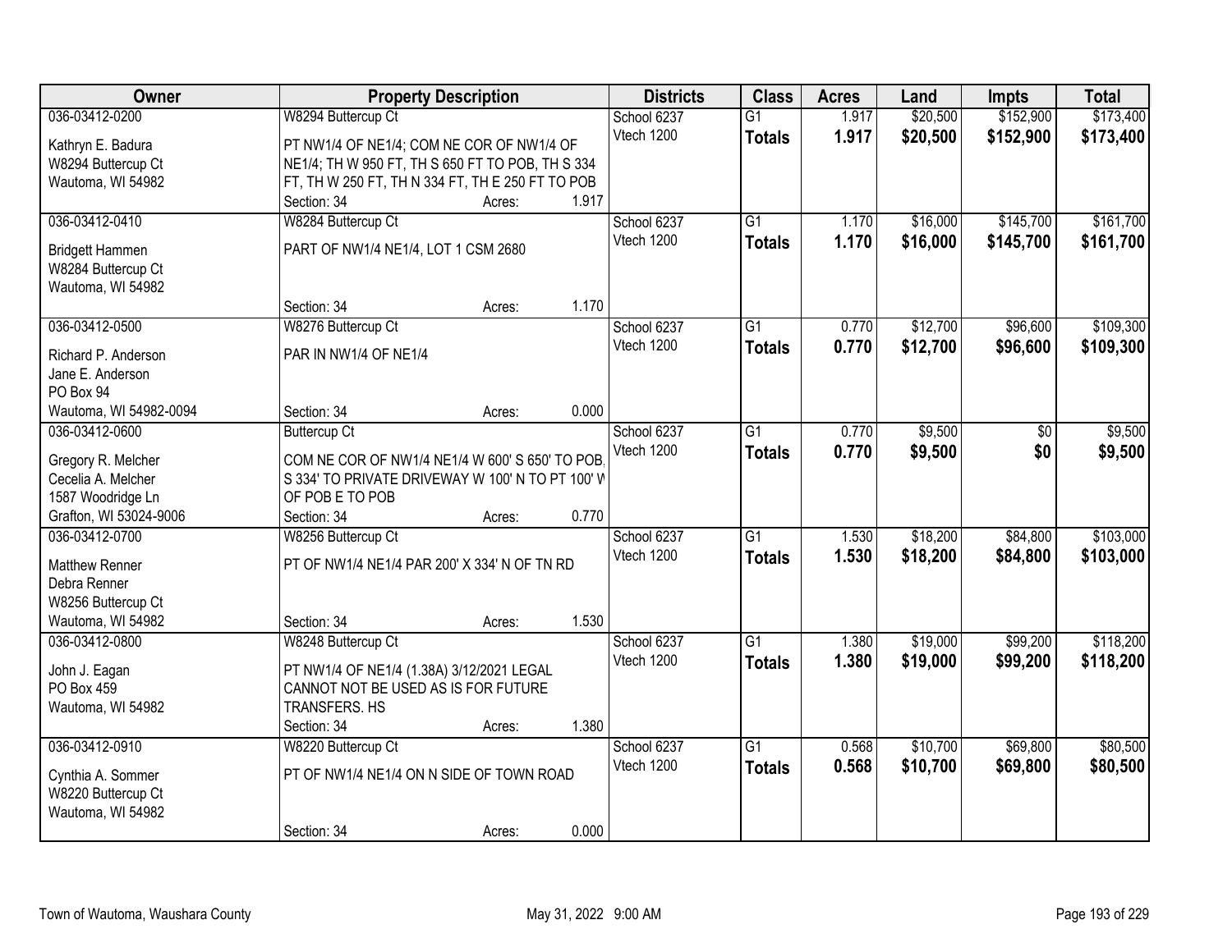| Owner | Property Description | Districts | Class | Acres | Land | Impts | Total |
|---|---|---|---|---|---|---|---|
| 036-03412-0200<br>Kathryn E. Badura<br>W8294 Buttercup Ct<br>Wautoma, WI 54982 | W8294 Buttercup Ct<br>PT NW1/4 OF NE1/4; COM NE COR OF NW1/4 OF NE1/4; TH W 950 FT, TH S 650 FT TO POB, TH S 334 FT, TH W 250 FT, TH N 334 FT, TH E 250 FT TO POB<br>Section: 34 Acres: 1.917 | School 6237<br>Vtech 1200 | G1<br>**Totals** | 1.917<br>**1.917** | $20,500<br>**$20,500** | $152,900<br>**$152,900** | $173,400<br>**$173,400** |
| 036-03412-0410<br>Bridgett Hammen<br>W8284 Buttercup Ct<br>Wautoma, WI 54982 | W8284 Buttercup Ct<br>PART OF NW1/4 NE1/4, LOT 1 CSM 2680<br>Section: 34 Acres: 1.170 | School 6237<br>Vtech 1200 | G1<br>**Totals** | 1.170<br>**1.170** | $16,000<br>**$16,000** | $145,700<br>**$145,700** | $161,700<br>**$161,700** |
| 036-03412-0500<br>Richard P. Anderson<br>Jane E. Anderson<br>PO Box 94<br>Wautoma, WI 54982-0094 | W8276 Buttercup Ct<br>PAR IN NW1/4 OF NE1/4<br>Section: 34 Acres: 0.000 | School 6237<br>Vtech 1200 | G1<br>**Totals** | 0.770<br>**0.770** | $12,700<br>**$12,700** | $96,600<br>**$96,600** | $109,300<br>**$109,300** |
| 036-03412-0600<br>Gregory R. Melcher<br>Cecelia A. Melcher<br>1587 Woodridge Ln<br>Grafton, WI 53024-9006 | Buttercup Ct<br>COM NE COR OF NW1/4 NE1/4 W 600' S 650' TO POB, S 334' TO PRIVATE DRIVEWAY W 100' N TO PT 100' W OF POB E TO POB<br>Section: 34 Acres: 0.770 | School 6237<br>Vtech 1200 | G1<br>**Totals** | 0.770<br>**0.770** | $9,500<br>**$9,500** | $0<br>**$0** | $9,500<br>**$9,500** |
| 036-03412-0700<br>Matthew Renner<br>Debra Renner<br>W8256 Buttercup Ct<br>Wautoma, WI 54982 | W8256 Buttercup Ct<br>PT OF NW1/4 NE1/4 PAR 200' X 334' N OF TN RD<br>Section: 34 Acres: 1.530 | School 6237<br>Vtech 1200 | G1<br>**Totals** | 1.530<br>**1.530** | $18,200<br>**$18,200** | $84,800<br>**$84,800** | $103,000<br>**$103,000** |
| 036-03412-0800<br>John J. Eagan<br>PO Box 459<br>Wautoma, WI 54982 | W8248 Buttercup Ct<br>PT NW1/4 OF NE1/4 (1.38A) 3/12/2021 LEGAL CANNOT NOT BE USED AS IS FOR FUTURE TRANSFERS. HS<br>Section: 34 Acres: 1.380 | School 6237<br>Vtech 1200 | G1<br>**Totals** | 1.380<br>**1.380** | $19,000<br>**$19,000** | $99,200<br>**$99,200** | $118,200<br>**$118,200** |
| 036-03412-0910<br>Cynthia A. Sommer<br>W8220 Buttercup Ct<br>Wautoma, WI 54982 | W8220 Buttercup Ct<br>PT OF NW1/4 NE1/4 ON N SIDE OF TOWN ROAD<br>Section: 34 Acres: 0.000 | School 6237<br>Vtech 1200 | G1<br>**Totals** | 0.568<br>**0.568** | $10,700<br>**$10,700** | $69,800<br>**$69,800** | $80,500<br>**$80,500** |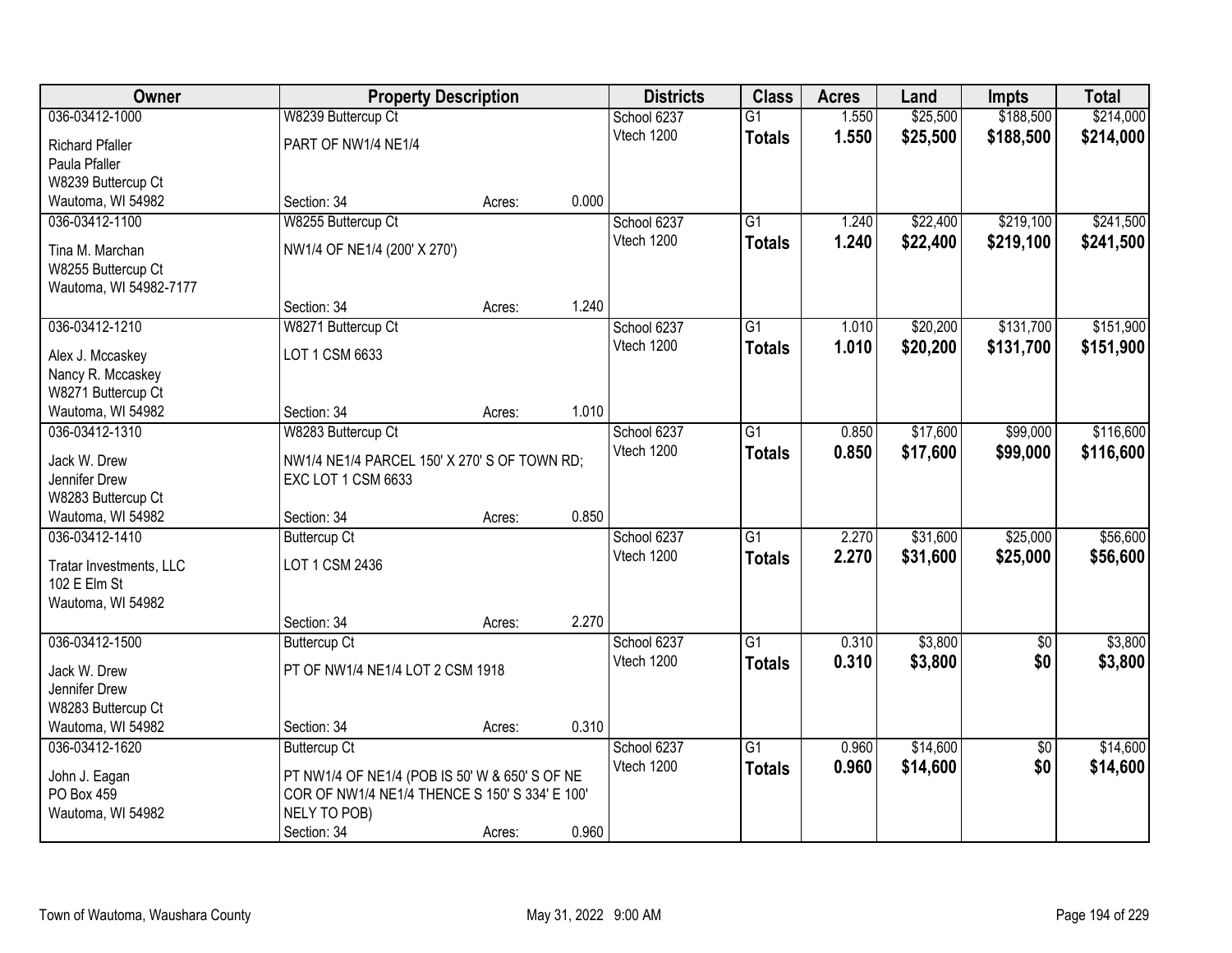| Owner | Property Description | | | Districts | Class | Acres | Land | Impts | Total |
|---|---|---|---|---|---|---|---|---|---|
| 036-03412-1000 | W8239 Buttercup Ct | | | School 6237 | G1 | 1.550 | $25,500 | $188,500 | $214,000 |
| Richard Pfaller<br>Paula Pfaller<br>W8239 Buttercup Ct<br>Wautoma, WI 54982 | PART OF NW1/4 NE1/4 | | | Vtech 1200 | **Totals** | **1.550** | **$25,500** | **$188,500** | **$214,000** |
| | Section: 34 | Acres: | 0.000 | | | | | | |
| 036-03412-1100 | W8255 Buttercup Ct | | | School 6237 | G1 | 1.240 | $22,400 | $219,100 | $241,500 |
| Tina M. Marchan<br>W8255 Buttercup Ct<br>Wautoma, WI 54982-7177 | NW1/4 OF NE1/4 (200' X 270') | | | Vtech 1200 | **Totals** | **1.240** | **$22,400** | **$219,100** | **$241,500** |
| | Section: 34 | Acres: | 1.240 | | | | | | |
| 036-03412-1210 | W8271 Buttercup Ct | | | School 6237 | G1 | 1.010 | $20,200 | $131,700 | $151,900 |
| Alex J. Mccaskey<br>Nancy R. Mccaskey<br>W8271 Buttercup Ct<br>Wautoma, WI 54982 | LOT 1 CSM 6633 | | | Vtech 1200 | **Totals** | **1.010** | **$20,200** | **$131,700** | **$151,900** |
| | Section: 34 | Acres: | 1.010 | | | | | | |
| 036-03412-1310 | W8283 Buttercup Ct | | | School 6237 | G1 | 0.850 | $17,600 | $99,000 | $116,600 |
| Jack W. Drew<br>Jennifer Drew<br>W8283 Buttercup Ct<br>Wautoma, WI 54982 | NW1/4 NE1/4 PARCEL 150' X 270' S OF TOWN RD; EXC LOT 1 CSM 6633 | | | Vtech 1200 | **Totals** | **0.850** | **$17,600** | **$99,000** | **$116,600** |
| | Section: 34 | Acres: | 0.850 | | | | | | |
| 036-03412-1410 | Buttercup Ct | | | School 6237 | G1 | 2.270 | $31,600 | $25,000 | $56,600 |
| Tratar Investments, LLC<br>102 E Elm St<br>Wautoma, WI 54982 | LOT 1 CSM 2436 | | | Vtech 1200 | **Totals** | **2.270** | **$31,600** | **$25,000** | **$56,600** |
| | Section: 34 | Acres: | 2.270 | | | | | | |
| 036-03412-1500 | Buttercup Ct | | | School 6237 | G1 | 0.310 | $3,800 | $0 | $3,800 |
| Jack W. Drew<br>Jennifer Drew<br>W8283 Buttercup Ct<br>Wautoma, WI 54982 | PT OF NW1/4 NE1/4 LOT 2 CSM 1918 | | | Vtech 1200 | **Totals** | **0.310** | **$3,800** | **$0** | **$3,800** |
| | Section: 34 | Acres: | 0.310 | | | | | | |
| 036-03412-1620 | Buttercup Ct | | | School 6237 | G1 | 0.960 | $14,600 | $0 | $14,600 |
| John J. Eagan<br>PO Box 459<br>Wautoma, WI 54982 | PT NW1/4 OF NE1/4 (POB IS 50' W & 650' S OF NE COR OF NW1/4 NE1/4 THENCE S 150' S 334' E 100' NELY TO POB) | | | Vtech 1200 | **Totals** | **0.960** | **$14,600** | **$0** | **$14,600** |
| | Section: 34 | Acres: | 0.960 | | | | | | |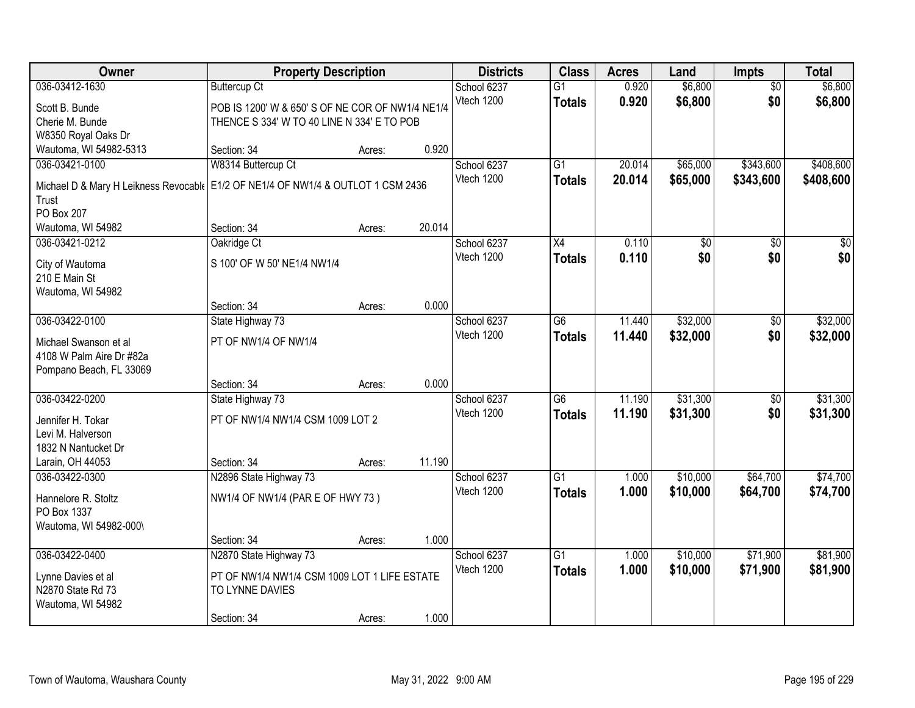| Owner | Property Description | | | Districts | Class | Acres | Land | Impts | Total |
|---|---|---|---|---|---|---|---|---|---|
| 036-03412-1630 | Buttercup Ct | | | School 6237 | G1 | 0.920 | $6,800 | $0 | $6,800 |
| Scott B. Bunde<br>Cherie M. Bunde<br>W8350 Royal Oaks Dr<br>Wautoma, WI 54982-5313 | POB IS 1200' W & 650' S OF NE COR OF NW1/4 NE1/4 THENCE S 334' W TO 40 LINE N 334' E TO POB | | | Vtech 1200 | **Totals** | **0.920** | **$6,800** | **$0** | **$6,800** |
| | Section: 34 | Acres: | 0.920 | | | | | | |
| 036-03421-0100 | W8314 Buttercup Ct | | | School 6237 | G1 | 20.014 | $65,000 | $343,600 | $408,600 |
| Michael D & Mary H Leikness Revocable Trust<br>PO Box 207<br>Wautoma, WI 54982 | E1/2 OF NE1/4 OF NW1/4 & OUTLOT 1 CSM 2436 | | | Vtech 1200 | **Totals** | **20.014** | **$65,000** | **$343,600** | **$408,600** |
| | Section: 34 | Acres: | 20.014 | | | | | | |
| 036-03421-0212 | Oakridge Ct | | | School 6237 | X4 | 0.110 | $0 | $0 | $0 |
| City of Wautoma<br>210 E Main St<br>Wautoma, WI 54982 | S 100' OF W 50' NE1/4 NW1/4 | | | Vtech 1200 | **Totals** | **0.110** | **$0** | **$0** | **$0** |
| | Section: 34 | Acres: | 0.000 | | | | | | |
| 036-03422-0100 | State Highway 73 | | | School 6237 | G6 | 11.440 | $32,000 | $0 | $32,000 |
| Michael Swanson et al<br>4108 W Palm Aire Dr #82a<br>Pompano Beach, FL 33069 | PT OF NW1/4 OF NW1/4 | | | Vtech 1200 | **Totals** | **11.440** | **$32,000** | **$0** | **$32,000** |
| | Section: 34 | Acres: | 0.000 | | | | | | |
| 036-03422-0200 | State Highway 73 | | | School 6237 | G6 | 11.190 | $31,300 | $0 | $31,300 |
| Jennifer H. Tokar<br>Levi M. Halverson<br>1832 N Nantucket Dr<br>Larain, OH 44053 | PT OF NW1/4 NW1/4 CSM 1009 LOT 2 | | | Vtech 1200 | **Totals** | **11.190** | **$31,300** | **$0** | **$31,300** |
| | Section: 34 | Acres: | 11.190 | | | | | | |
| 036-03422-0300 | N2896 State Highway 73 | | | School 6237 | G1 | 1.000 | $10,000 | $64,700 | $74,700 |
| Hannelore R. Stoltz<br>PO Box 1337<br>Wautoma, WI 54982-000\ | NW1/4 OF NW1/4 (PAR E OF HWY 73 ) | | | Vtech 1200 | **Totals** | **1.000** | **$10,000** | **$64,700** | **$74,700** |
| | Section: 34 | Acres: | 1.000 | | | | | | |
| 036-03422-0400 | N2870 State Highway 73 | | | School 6237 | G1 | 1.000 | $10,000 | $71,900 | $81,900 |
| Lynne Davies et al<br>N2870 State Rd 73<br>Wautoma, WI 54982 | PT OF NW1/4 NW1/4 CSM 1009 LOT 1 LIFE ESTATE TO LYNNE DAVIES | | | Vtech 1200 | **Totals** | **1.000** | **$10,000** | **$71,900** | **$81,900** |
| | Section: 34 | Acres: | 1.000 | | | | | | |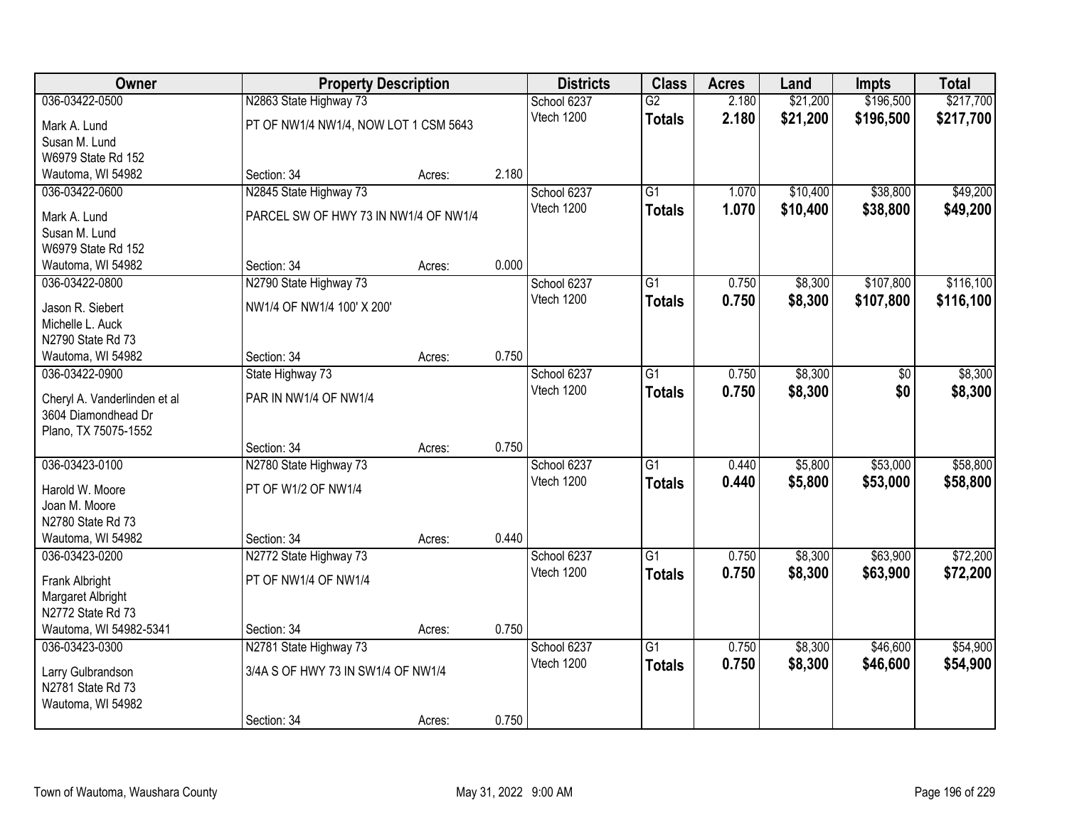| Owner | Property Description | | | Districts | Class | Acres | Land | Impts | Total |
|---|---|---|---|---|---|---|---|---|---|
| 036-03422-0500 | N2863 State Highway 73 | | | School 6237 | G2 | 2.180 | $21,200 | $196,500 | $217,700 |
| Mark A. Lund<br>Susan M. Lund<br>W6979 State Rd 152<br>Wautoma, WI 54982 | PT OF NW1/4 NW1/4, NOW LOT 1 CSM 5643 | | | Vtech 1200 | **Totals** | **2.180** | **$21,200** | **$196,500** | **$217,700** |
| | Section: 34 | Acres: | 2.180 | | | | | | |
| 036-03422-0600 | N2845 State Highway 73 | | | School 6237 | G1 | 1.070 | $10,400 | $38,800 | $49,200 |
| Mark A. Lund<br>Susan M. Lund<br>W6979 State Rd 152<br>Wautoma, WI 54982 | PARCEL SW OF HWY 73 IN NW1/4 OF NW1/4 | | | Vtech 1200 | **Totals** | **1.070** | **$10,400** | **$38,800** | **$49,200** |
| | Section: 34 | Acres: | 0.000 | | | | | | |
| 036-03422-0800 | N2790 State Highway 73 | | | School 6237 | G1 | 0.750 | $8,300 | $107,800 | $116,100 |
| Jason R. Siebert<br>Michelle L. Auck<br>N2790 State Rd 73<br>Wautoma, WI 54982 | NW1/4 OF NW1/4 100' X 200' | | | Vtech 1200 | **Totals** | **0.750** | **$8,300** | **$107,800** | **$116,100** |
| | Section: 34 | Acres: | 0.750 | | | | | | |
| 036-03422-0900 | State Highway 73 | | | School 6237 | G1 | 0.750 | $8,300 | $0 | $8,300 |
| Cheryl A. Vanderlinden et al<br>3604 Diamondhead Dr<br>Plano, TX 75075-1552 | PAR IN NW1/4 OF NW1/4 | | | Vtech 1200 | **Totals** | **0.750** | **$8,300** | **$0** | **$8,300** |
| | Section: 34 | Acres: | 0.750 | | | | | | |
| 036-03423-0100 | N2780 State Highway 73 | | | School 6237 | G1 | 0.440 | $5,800 | $53,000 | $58,800 |
| Harold W. Moore<br>Joan M. Moore<br>N2780 State Rd 73<br>Wautoma, WI 54982 | PT OF W1/2 OF NW1/4 | | | Vtech 1200 | **Totals** | **0.440** | **$5,800** | **$53,000** | **$58,800** |
| | Section: 34 | Acres: | 0.440 | | | | | | |
| 036-03423-0200 | N2772 State Highway 73 | | | School 6237 | G1 | 0.750 | $8,300 | $63,900 | $72,200 |
| Frank Albright<br>Margaret Albright<br>N2772 State Rd 73<br>Wautoma, WI 54982-5341 | PT OF NW1/4 OF NW1/4 | | | Vtech 1200 | **Totals** | **0.750** | **$8,300** | **$63,900** | **$72,200** |
| | Section: 34 | Acres: | 0.750 | | | | | | |
| 036-03423-0300 | N2781 State Highway 73 | | | School 6237 | G1 | 0.750 | $8,300 | $46,600 | $54,900 |
| Larry Gulbrandson<br>N2781 State Rd 73<br>Wautoma, WI 54982 | 3/4A S OF HWY 73 IN SW1/4 OF NW1/4 | | | Vtech 1200 | **Totals** | **0.750** | **$8,300** | **$46,600** | **$54,900** |
| | Section: 34 | Acres: | 0.750 | | | | | | |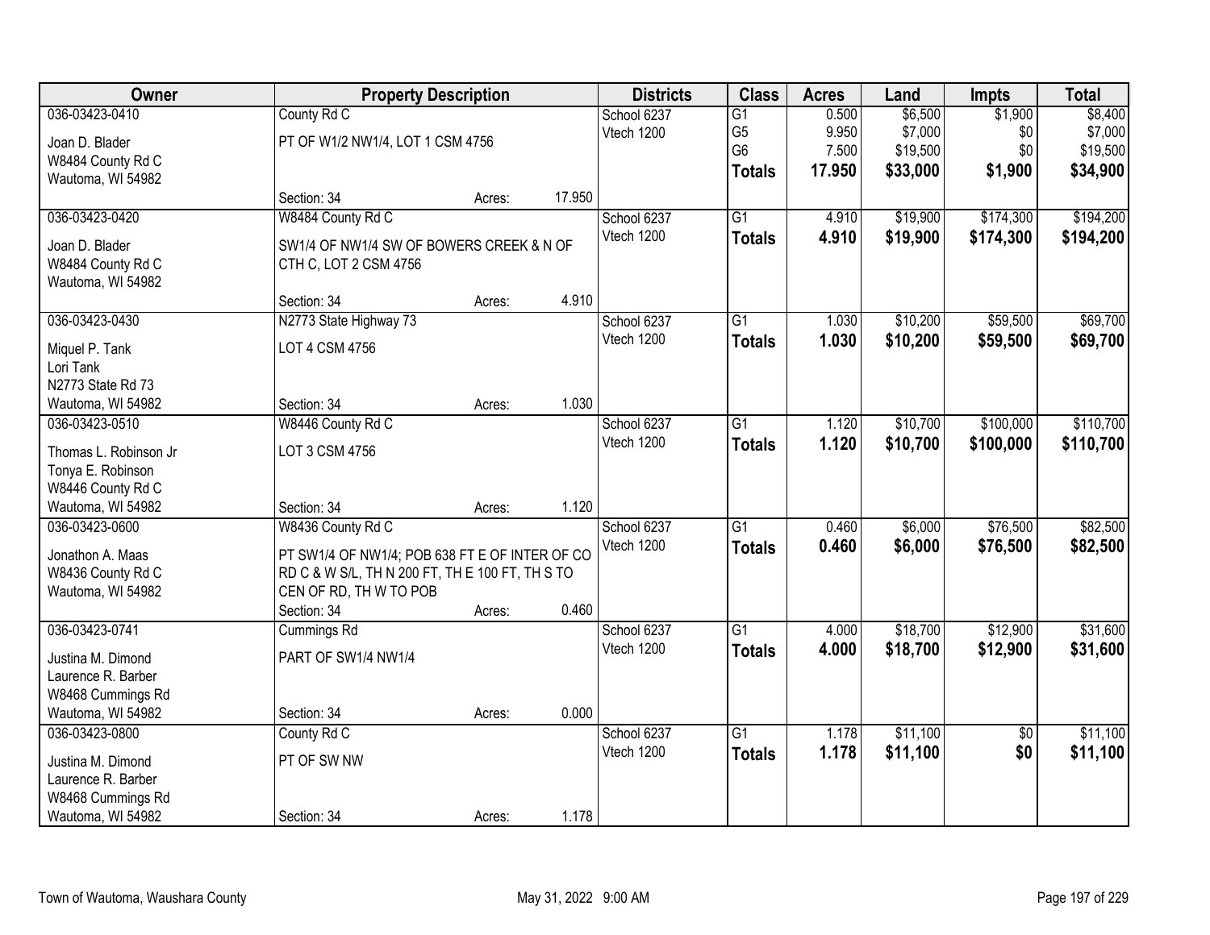| Owner | Property Description | | | Districts | Class | Acres | Land | Impts | Total |
|---|---|---|---|---|---|---|---|---|---|
| 036-03423-0410 | County Rd C | | | School 6237 | G1 | 0.500 | $6,500 | $1,900 | $8,400 |
| Joan D. Blader | PT OF W1/2 NW1/4, LOT 1 CSM 4756 | | | Vtech 1200 | G5 | 9.950 | $7,000 | $0 | $7,000 |
| W8484 County Rd C | | | | | G6 | 7.500 | $19,500 | $0 | $19,500 |
| Wautoma, WI 54982 | | | | | **Totals** | **17.950** | **$33,000** | **$1,900** | **$34,900** |
| | Section: 34 | Acres: | 17.950 | | | | | | |
| 036-03423-0420 | W8484 County Rd C | | | School 6237 | G1 | 4.910 | $19,900 | $174,300 | $194,200 |
| Joan D. Blader | SW1/4 OF NW1/4 SW OF BOWERS CREEK & N OF CTH C, LOT 2 CSM 4756 | | | Vtech 1200 | **Totals** | **4.910** | **$19,900** | **$174,300** | **$194,200** |
| W8484 County Rd C | | | | | | | | | |
| Wautoma, WI 54982 | | | | | | | | | |
| | Section: 34 | Acres: | 4.910 | | | | | | |
| 036-03423-0430 | N2773 State Highway 73 | | | School 6237 | G1 | 1.030 | $10,200 | $59,500 | $69,700 |
| Miquel P. Tank | LOT 4 CSM 4756 | | | Vtech 1200 | **Totals** | **1.030** | **$10,200** | **$59,500** | **$69,700** |
| Lori Tank | | | | | | | | | |
| N2773 State Rd 73 | | | | | | | | | |
| Wautoma, WI 54982 | Section: 34 | Acres: | 1.030 | | | | | | |
| 036-03423-0510 | W8446 County Rd C | | | School 6237 | G1 | 1.120 | $10,700 | $100,000 | $110,700 |
| Thomas L. Robinson Jr | LOT 3 CSM 4756 | | | Vtech 1200 | **Totals** | **1.120** | **$10,700** | **$100,000** | **$110,700** |
| Tonya E. Robinson | | | | | | | | | |
| W8446 County Rd C | | | | | | | | | |
| Wautoma, WI 54982 | Section: 34 | Acres: | 1.120 | | | | | | |
| 036-03423-0600 | W8436 County Rd C | | | School 6237 | G1 | 0.460 | $6,000 | $76,500 | $82,500 |
| Jonathon A. Maas | PT SW1/4 OF NW1/4; POB 638 FT E OF INTER OF CO RD C & W S/L, TH N 200 FT, TH E 100 FT, TH S TO CEN OF RD, TH W TO POB | | | Vtech 1200 | **Totals** | **0.460** | **$6,000** | **$76,500** | **$82,500** |
| W8436 County Rd C | | | | | | | | | |
| Wautoma, WI 54982 | | | | | | | | | |
| | Section: 34 | Acres: | 0.460 | | | | | | |
| 036-03423-0741 | Cummings Rd | | | School 6237 | G1 | 4.000 | $18,700 | $12,900 | $31,600 |
| Justina M. Dimond | PART OF SW1/4 NW1/4 | | | Vtech 1200 | **Totals** | **4.000** | **$18,700** | **$12,900** | **$31,600** |
| Laurence R. Barber | | | | | | | | | |
| W8468 Cummings Rd | | | | | | | | | |
| Wautoma, WI 54982 | Section: 34 | Acres: | 0.000 | | | | | | |
| 036-03423-0800 | County Rd C | | | School 6237 | G1 | 1.178 | $11,100 | $0 | $11,100 |
| Justina M. Dimond | PT OF SW NW | | | Vtech 1200 | **Totals** | **1.178** | **$11,100** | **$0** | **$11,100** |
| Laurence R. Barber | | | | | | | | | |
| W8468 Cummings Rd | | | | | | | | | |
| Wautoma, WI 54982 | Section: 34 | Acres: | 1.178 | | | | | | |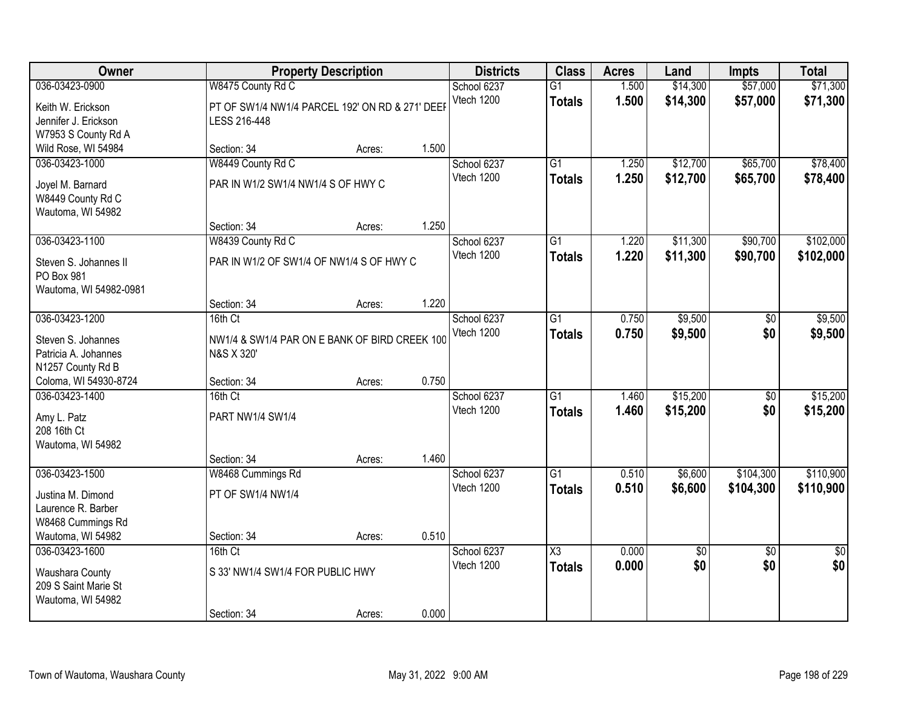| Owner | Property Description | | | Districts | Class | Acres | Land | Impts | Total |
|---|---|---|---|---|---|---|---|---|---|
| 036-03423-0900 | W8475 County Rd C | | | School 6237 | G1 | 1.500 | $14,300 | $57,000 | $71,300 |
| Keith W. Erickson<br>Jennifer J. Erickson<br>W7953 S County Rd A<br>Wild Rose, WI 54984 | PT OF SW1/4 NW1/4 PARCEL 192' ON RD & 271' DEEF LESS 216-448 | | | Vtech 1200 | **Totals** | **1.500** | **$14,300** | **$57,000** | **$71,300** |
| | Section: 34 | Acres: | 1.500 | | | | | | |
| 036-03423-1000 | W8449 County Rd C | | | School 6237 | G1 | 1.250 | $12,700 | $65,700 | $78,400 |
| Joyel M. Barnard<br>W8449 County Rd C<br>Wautoma, WI 54982 | PAR IN W1/2 SW1/4 NW1/4 S OF HWY C | | | Vtech 1200 | **Totals** | **1.250** | **$12,700** | **$65,700** | **$78,400** |
| | Section: 34 | Acres: | 1.250 | | | | | | |
| 036-03423-1100 | W8439 County Rd C | | | School 6237 | G1 | 1.220 | $11,300 | $90,700 | $102,000 |
| Steven S. Johannes II<br>PO Box 981<br>Wautoma, WI 54982-0981 | PAR IN W1/2 OF SW1/4 OF NW1/4 S OF HWY C | | | Vtech 1200 | **Totals** | **1.220** | **$11,300** | **$90,700** | **$102,000** |
| | Section: 34 | Acres: | 1.220 | | | | | | |
| 036-03423-1200 | 16th Ct | | | School 6237 | G1 | 0.750 | $9,500 | $0 | $9,500 |
| Steven S. Johannes<br>Patricia A. Johannes<br>N1257 County Rd B<br>Coloma, WI 54930-8724 | NW1/4 & SW1/4 PAR ON E BANK OF BIRD CREEK 100 N&S X 320' | | | Vtech 1200 | **Totals** | **0.750** | **$9,500** | **$0** | **$9,500** |
| | Section: 34 | Acres: | 0.750 | | | | | | |
| 036-03423-1400 | 16th Ct | | | School 6237 | G1 | 1.460 | $15,200 | $0 | $15,200 |
| Amy L. Patz<br>208 16th Ct<br>Wautoma, WI 54982 | PART NW1/4 SW1/4 | | | Vtech 1200 | **Totals** | **1.460** | **$15,200** | **$0** | **$15,200** |
| | Section: 34 | Acres: | 1.460 | | | | | | |
| 036-03423-1500 | W8468 Cummings Rd | | | School 6237 | G1 | 0.510 | $6,600 | $104,300 | $110,900 |
| Justina M. Dimond<br>Laurence R. Barber<br>W8468 Cummings Rd<br>Wautoma, WI 54982 | PT OF SW1/4 NW1/4 | | | Vtech 1200 | **Totals** | **0.510** | **$6,600** | **$104,300** | **$110,900** |
| | Section: 34 | Acres: | 0.510 | | | | | | |
| 036-03423-1600 | 16th Ct | | | School 6237 | X3 | 0.000 | $0 | $0 | $0 |
| Waushara County<br>209 S Saint Marie St<br>Wautoma, WI 54982 | S 33' NW1/4 SW1/4 FOR PUBLIC HWY | | | Vtech 1200 | **Totals** | **0.000** | **$0** | **$0** | **$0** |
| | Section: 34 | Acres: | 0.000 | | | | | | |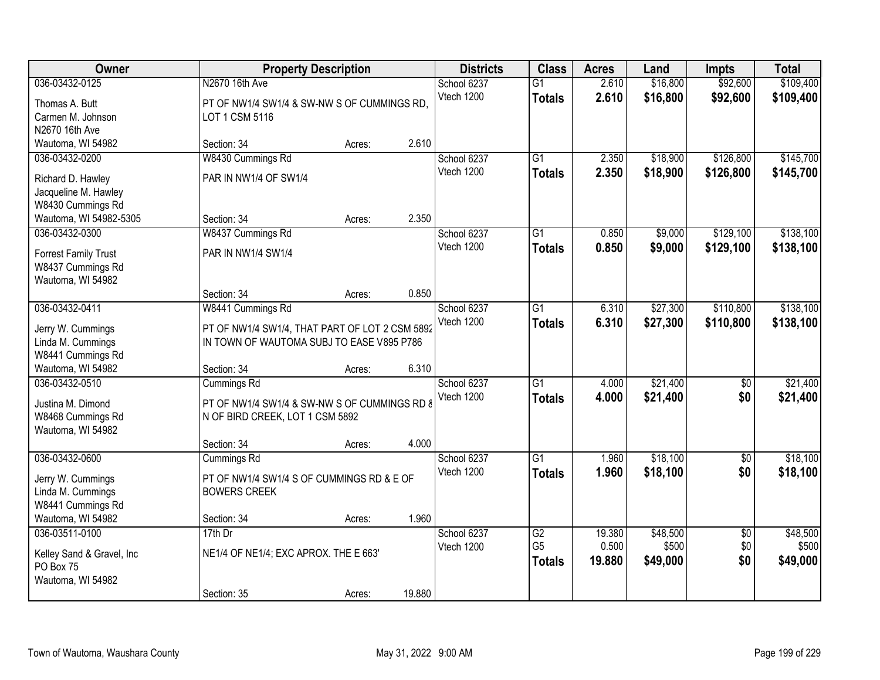| Owner | Property Description | | | Districts | Class | Acres | Land | Impts | Total |
|---|---|---|---|---|---|---|---|---|---|
| 036-03432-0125 | N2670 16th Ave | | | School 6237 | G1 | 2.610 | $16,800 | $92,600 | $109,400 |
| Thomas A. Butt<br>Carmen M. Johnson<br>N2670 16th Ave<br>Wautoma, WI 54982 | PT OF NW1/4 SW1/4 & SW-NW S OF CUMMINGS RD, LOT 1 CSM 5116 | | | Vtech 1200 | **Totals** | **2.610** | **$16,800** | **$92,600** | **$109,400** |
| | Section: 34 | Acres: | 2.610 | | | | | | |
| 036-03432-0200 | W8430 Cummings Rd | | | School 6237 | G1 | 2.350 | $18,900 | $126,800 | $145,700 |
| Richard D. Hawley<br>Jacqueline M. Hawley<br>W8430 Cummings Rd<br>Wautoma, WI 54982-5305 | PAR IN NW1/4 OF SW1/4 | | | Vtech 1200 | **Totals** | **2.350** | **$18,900** | **$126,800** | **$145,700** |
| | Section: 34 | Acres: | 2.350 | | | | | | |
| 036-03432-0300 | W8437 Cummings Rd | | | School 6237 | G1 | 0.850 | $9,000 | $129,100 | $138,100 |
| Forrest Family Trust<br>W8437 Cummings Rd<br>Wautoma, WI 54982 | PAR IN NW1/4 SW1/4 | | | Vtech 1200 | **Totals** | **0.850** | **$9,000** | **$129,100** | **$138,100** |
| | Section: 34 | Acres: | 0.850 | | | | | | |
| 036-03432-0411 | W8441 Cummings Rd | | | School 6237 | G1 | 6.310 | $27,300 | $110,800 | $138,100 |
| Jerry W. Cummings<br>Linda M. Cummings<br>W8441 Cummings Rd<br>Wautoma, WI 54982 | PT OF NW1/4 SW1/4, THAT PART OF LOT 2 CSM 5892 IN TOWN OF WAUTOMA SUBJ TO EASE V895 P786 | | | Vtech 1200 | **Totals** | **6.310** | **$27,300** | **$110,800** | **$138,100** |
| | Section: 34 | Acres: | 6.310 | | | | | | |
| 036-03432-0510 | Cummings Rd | | | School 6237 | G1 | 4.000 | $21,400 | $0 | $21,400 |
| Justina M. Dimond<br>W8468 Cummings Rd<br>Wautoma, WI 54982 | PT OF NW1/4 SW1/4 & SW-NW S OF CUMMINGS RD & N OF BIRD CREEK, LOT 1 CSM 5892 | | | Vtech 1200 | **Totals** | **4.000** | **$21,400** | **$0** | **$21,400** |
| | Section: 34 | Acres: | 4.000 | | | | | | |
| 036-03432-0600 | Cummings Rd | | | School 6237 | G1 | 1.960 | $18,100 | $0 | $18,100 |
| Jerry W. Cummings<br>Linda M. Cummings<br>W8441 Cummings Rd<br>Wautoma, WI 54982 | PT OF NW1/4 SW1/4 S OF CUMMINGS RD & E OF BOWERS CREEK | | | Vtech 1200 | **Totals** | **1.960** | **$18,100** | **$0** | **$18,100** |
| | Section: 34 | Acres: | 1.960 | | | | | | |
| 036-03511-0100 | 17th Dr | | | School 6237 | G2 | 19.380 | $48,500 | $0 | $48,500 |
| Kelley Sand & Gravel, Inc<br>PO Box 75<br>Wautoma, WI 54982 | NE1/4 OF NE1/4; EXC APROX. THE E 663' | | | Vtech 1200 | G5 | 0.500 | $500 | $0 | $500 |
| | | | | | **Totals** | **19.880** | **$49,000** | **$0** | **$49,000** |
| | Section: 35 | Acres: | 19.880 | | | | | | |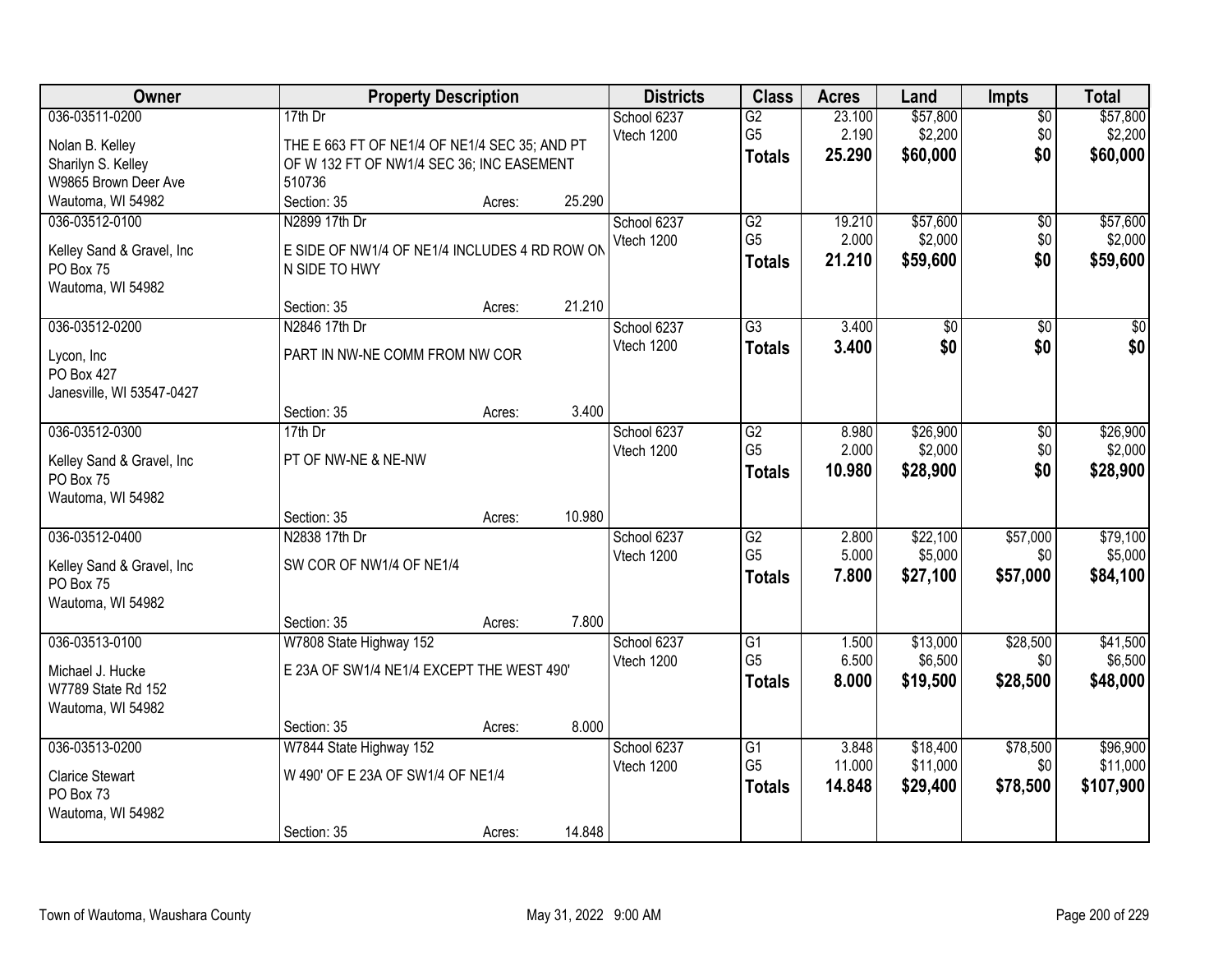| Owner | Property Description | | | Districts | Class | Acres | Land | Impts | Total |
|---|---|---|---|---|---|---|---|---|---|
| 036-03511-0200 | 17th Dr | | | School 6237 | G2 | 23.100 | $57,800 | $0 | $57,800 |
| Nolan B. Kelley | THE E 663 FT OF NE1/4 OF NE1/4 SEC 35; AND PT | | | Vtech 1200 | G5 | 2.190 | $2,200 | $0 | $2,200 |
| Sharilyn S. Kelley | OF W 132 FT OF NW1/4 SEC 36; INC EASEMENT | | | | **Totals** | **25.290** | **$60,000** | **$0** | **$60,000** |
| W9865 Brown Deer Ave | 510736 | | | | | | | | |
| Wautoma, WI 54982 | Section: 35 | Acres: | 25.290 | | | | | | |
| 036-03512-0100 | N2899 17th Dr | | | School 6237 | G2 | 19.210 | $57,600 | $0 | $57,600 |
| Kelley Sand & Gravel, Inc | E SIDE OF NW1/4 OF NE1/4 INCLUDES 4 RD ROW ON | | | Vtech 1200 | G5 | 2.000 | $2,000 | $0 | $2,000 |
| PO Box 75 | N SIDE TO HWY | | | | **Totals** | **21.210** | **$59,600** | **$0** | **$59,600** |
| Wautoma, WI 54982 | | | | | | | | | |
| | Section: 35 | Acres: | 21.210 | | | | | | |
| 036-03512-0200 | N2846 17th Dr | | | School 6237 | G3 | 3.400 | $0 | $0 | $0 |
| Lycon, Inc | PART IN NW-NE COMM FROM NW COR | | | Vtech 1200 | **Totals** | **3.400** | **$0** | **$0** | **$0** |
| PO Box 427 | | | | | | | | | |
| Janesville, WI 53547-0427 | | | | | | | | | |
| | Section: 35 | Acres: | 3.400 | | | | | | |
| 036-03512-0300 | 17th Dr | | | School 6237 | G2 | 8.980 | $26,900 | $0 | $26,900 |
| Kelley Sand & Gravel, Inc | PT OF NW-NE & NE-NW | | | Vtech 1200 | G5 | 2.000 | $2,000 | $0 | $2,000 |
| PO Box 75 | | | | | **Totals** | **10.980** | **$28,900** | **$0** | **$28,900** |
| Wautoma, WI 54982 | | | | | | | | | |
| | Section: 35 | Acres: | 10.980 | | | | | | |
| 036-03512-0400 | N2838 17th Dr | | | School 6237 | G2 | 2.800 | $22,100 | $57,000 | $79,100 |
| Kelley Sand & Gravel, Inc | SW COR OF NW1/4 OF NE1/4 | | | Vtech 1200 | G5 | 5.000 | $5,000 | $0 | $5,000 |
| PO Box 75 | | | | | **Totals** | **7.800** | **$27,100** | **$57,000** | **$84,100** |
| Wautoma, WI 54982 | | | | | | | | | |
| | Section: 35 | Acres: | 7.800 | | | | | | |
| 036-03513-0100 | W7808 State Highway 152 | | | School 6237 | G1 | 1.500 | $13,000 | $28,500 | $41,500 |
| Michael J. Hucke | E 23A OF SW1/4 NE1/4 EXCEPT THE WEST 490' | | | Vtech 1200 | G5 | 6.500 | $6,500 | $0 | $6,500 |
| W7789 State Rd 152 | | | | | **Totals** | **8.000** | **$19,500** | **$28,500** | **$48,000** |
| Wautoma, WI 54982 | | | | | | | | | |
| | Section: 35 | Acres: | 8.000 | | | | | | |
| 036-03513-0200 | W7844 State Highway 152 | | | School 6237 | G1 | 3.848 | $18,400 | $78,500 | $96,900 |
| Clarice Stewart | W 490' OF E 23A OF SW1/4 OF NE1/4 | | | Vtech 1200 | G5 | 11.000 | $11,000 | $0 | $11,000 |
| PO Box 73 | | | | | **Totals** | **14.848** | **$29,400** | **$78,500** | **$107,900** |
| Wautoma, WI 54982 | | | | | | | | | |
| | Section: 35 | Acres: | 14.848 | | | | | | |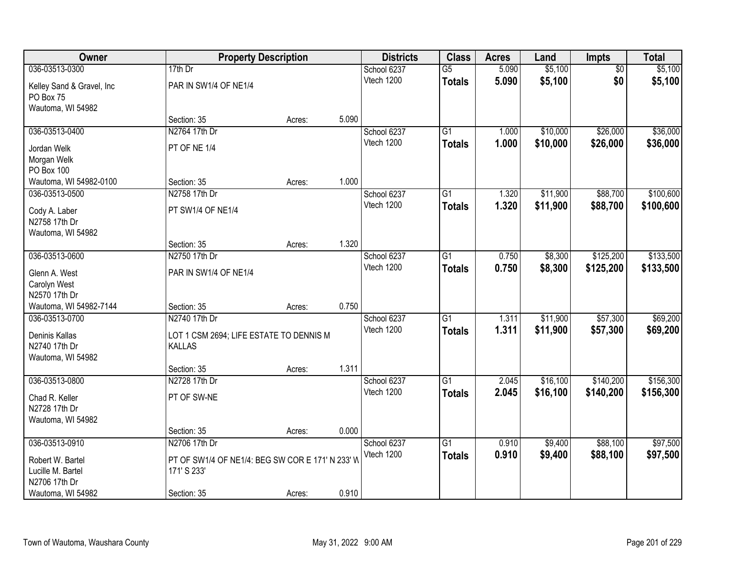| Owner | Property Description | | | Districts | Class | Acres | Land | Impts | Total |
|---|---|---|---|---|---|---|---|---|---|
| 036-03513-0300<br>Kelley Sand & Gravel, Inc<br>PO Box 75<br>Wautoma, WI 54982 | 17th Dr<br>PAR IN SW1/4 OF NE1/4<br>Section: 35 | Acres: | 5.090 | School 6237<br>Vtech 1200 | G5<br>**Totals** | 5.090<br>**5.090** | $5,100<br>**$5,100** | $0<br>**$0** | $5,100<br>**$5,100** |
| 036-03513-0400<br>Jordan Welk<br>Morgan Welk<br>PO Box 100<br>Wautoma, WI 54982-0100 | N2764 17th Dr<br>PT OF NE 1/4<br>Section: 35 | Acres: | 1.000 | School 6237<br>Vtech 1200 | G1<br>**Totals** | 1.000<br>**1.000** | $10,000<br>**$10,000** | $26,000<br>**$26,000** | $36,000<br>**$36,000** |
| 036-03513-0500<br>Cody A. Laber<br>N2758 17th Dr<br>Wautoma, WI 54982 | N2758 17th Dr<br>PT SW1/4 OF NE1/4<br>Section: 35 | Acres: | 1.320 | School 6237<br>Vtech 1200 | G1<br>**Totals** | 1.320<br>**1.320** | $11,900<br>**$11,900** | $88,700<br>**$88,700** | $100,600<br>**$100,600** |
| 036-03513-0600<br>Glenn A. West<br>Carolyn West<br>N2570 17th Dr<br>Wautoma, WI 54982-7144 | N2750 17th Dr<br>PAR IN SW1/4 OF NE1/4<br>Section: 35 | Acres: | 0.750 | School 6237<br>Vtech 1200 | G1<br>**Totals** | 0.750<br>**0.750** | $8,300<br>**$8,300** | $125,200<br>**$125,200** | $133,500<br>**$133,500** |
| 036-03513-0700<br>Deninis Kallas<br>N2740 17th Dr<br>Wautoma, WI 54982 | N2740 17th Dr<br>LOT 1 CSM 2694; LIFE ESTATE TO DENNIS M KALLAS<br>Section: 35 | Acres: | 1.311 | School 6237<br>Vtech 1200 | G1<br>**Totals** | 1.311<br>**1.311** | $11,900<br>**$11,900** | $57,300<br>**$57,300** | $69,200<br>**$69,200** |
| 036-03513-0800<br>Chad R. Keller<br>N2728 17th Dr<br>Wautoma, WI 54982 | N2728 17th Dr<br>PT OF SW-NE<br>Section: 35 | Acres: | 0.000 | School 6237<br>Vtech 1200 | G1<br>**Totals** | 2.045<br>**2.045** | $16,100<br>**$16,100** | $140,200<br>**$140,200** | $156,300<br>**$156,300** |
| 036-03513-0910<br>Robert W. Bartel<br>Lucille M. Bartel<br>N2706 17th Dr<br>Wautoma, WI 54982 | N2706 17th Dr<br>PT OF SW1/4 OF NE1/4: BEG SW COR E 171' N 233' W 171' S 233'<br>Section: 35 | Acres: | 0.910 | School 6237<br>Vtech 1200 | G1<br>**Totals** | 0.910<br>**0.910** | $9,400<br>**$9,400** | $88,100<br>**$88,100** | $97,500<br>**$97,500** |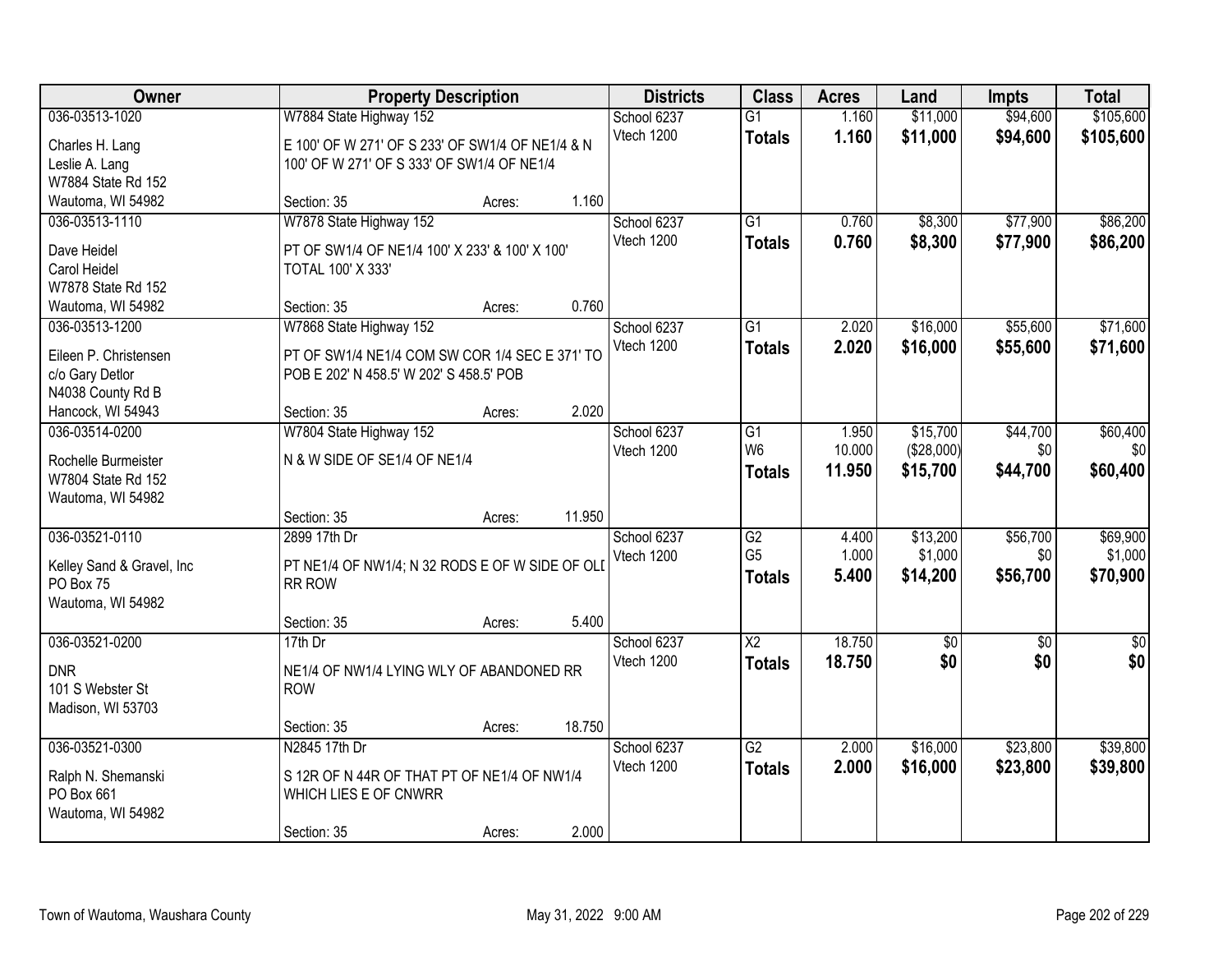| Owner | Property Description | Districts | Class | Acres | Land | Impts | Total |
|---|---|---|---|---|---|---|---|
| 036-03513-1020<br>Charles H. Lang<br>Leslie A. Lang<br>W7884 State Rd 152<br>Wautoma, WI 54982 | W7884 State Highway 152<br>E 100' OF W 271' OF S 233' OF SW1/4 OF NE1/4 & N 100' OF W 271' OF S 333' OF SW1/4 OF NE1/4<br>Section: 35 Acres: 1.160 | School 6237<br>Vtech 1200 | G1<br>**Totals** | 1.160<br>**1.160** | $11,000<br>**$11,000** | $94,600<br>**$94,600** | $105,600<br>**$105,600** |
| 036-03513-1110<br>Dave Heidel<br>Carol Heidel<br>W7878 State Rd 152<br>Wautoma, WI 54982 | W7878 State Highway 152<br>PT OF SW1/4 OF NE1/4 100' X 233' & 100' X 100' TOTAL 100' X 333'<br>Section: 35 Acres: 0.760 | School 6237<br>Vtech 1200 | G1<br>**Totals** | 0.760<br>**0.760** | $8,300<br>**$8,300** | $77,900<br>**$77,900** | $86,200<br>**$86,200** |
| 036-03513-1200<br>Eileen P. Christensen<br>c/o Gary Detlor<br>N4038 County Rd B<br>Hancock, WI 54943 | W7868 State Highway 152<br>PT OF SW1/4 NE1/4 COM SW COR 1/4 SEC E 371' TO POB E 202' N 458.5' W 202' S 458.5' POB<br>Section: 35 Acres: 2.020 | School 6237<br>Vtech 1200 | G1<br>**Totals** | 2.020<br>**2.020** | $16,000<br>**$16,000** | $55,600<br>**$55,600** | $71,600<br>**$71,600** |
| 036-03514-0200<br>Rochelle Burmeister<br>W7804 State Rd 152<br>Wautoma, WI 54982 | W7804 State Highway 152<br>N & W SIDE OF SE1/4 OF NE1/4<br>Section: 35 Acres: 11.950 | School 6237<br>Vtech 1200 | G1<br>W6<br>**Totals** | 1.950<br>10.000<br>**11.950** | $15,700<br>($28,000)<br>**$15,700** | $44,700<br>$0<br>**$44,700** | $60,400<br>$0<br>**$60,400** |
| 036-03521-0110<br>Kelley Sand & Gravel, Inc<br>PO Box 75<br>Wautoma, WI 54982 | 2899 17th Dr<br>PT NE1/4 OF NW1/4; N 32 RODS E OF W SIDE OF OLD RR ROW<br>Section: 35 Acres: 5.400 | School 6237<br>Vtech 1200 | G2<br>G5<br>**Totals** | 4.400<br>1.000<br>**5.400** | $13,200<br>$1,000<br>**$14,200** | $56,700<br>$0<br>**$56,700** | $69,900<br>$1,000<br>**$70,900** |
| 036-03521-0200<br>DNR<br>101 S Webster St<br>Madison, WI 53703 | 17th Dr<br>NE1/4 OF NW1/4 LYING WLY OF ABANDONED RR ROW<br>Section: 35 Acres: 18.750 | School 6237<br>Vtech 1200 | X2<br>**Totals** | 18.750<br>**18.750** | $0<br>**$0** | $0<br>**$0** | $0<br>**$0** |
| 036-03521-0300<br>Ralph N. Shemanski<br>PO Box 661<br>Wautoma, WI 54982 | N2845 17th Dr<br>S 12R OF N 44R OF THAT PT OF NE1/4 OF NW1/4 WHICH LIES E OF CNWRR<br>Section: 35 Acres: 2.000 | School 6237<br>Vtech 1200 | G2<br>**Totals** | 2.000<br>**2.000** | $16,000<br>**$16,000** | $23,800<br>**$23,800** | $39,800<br>**$39,800** |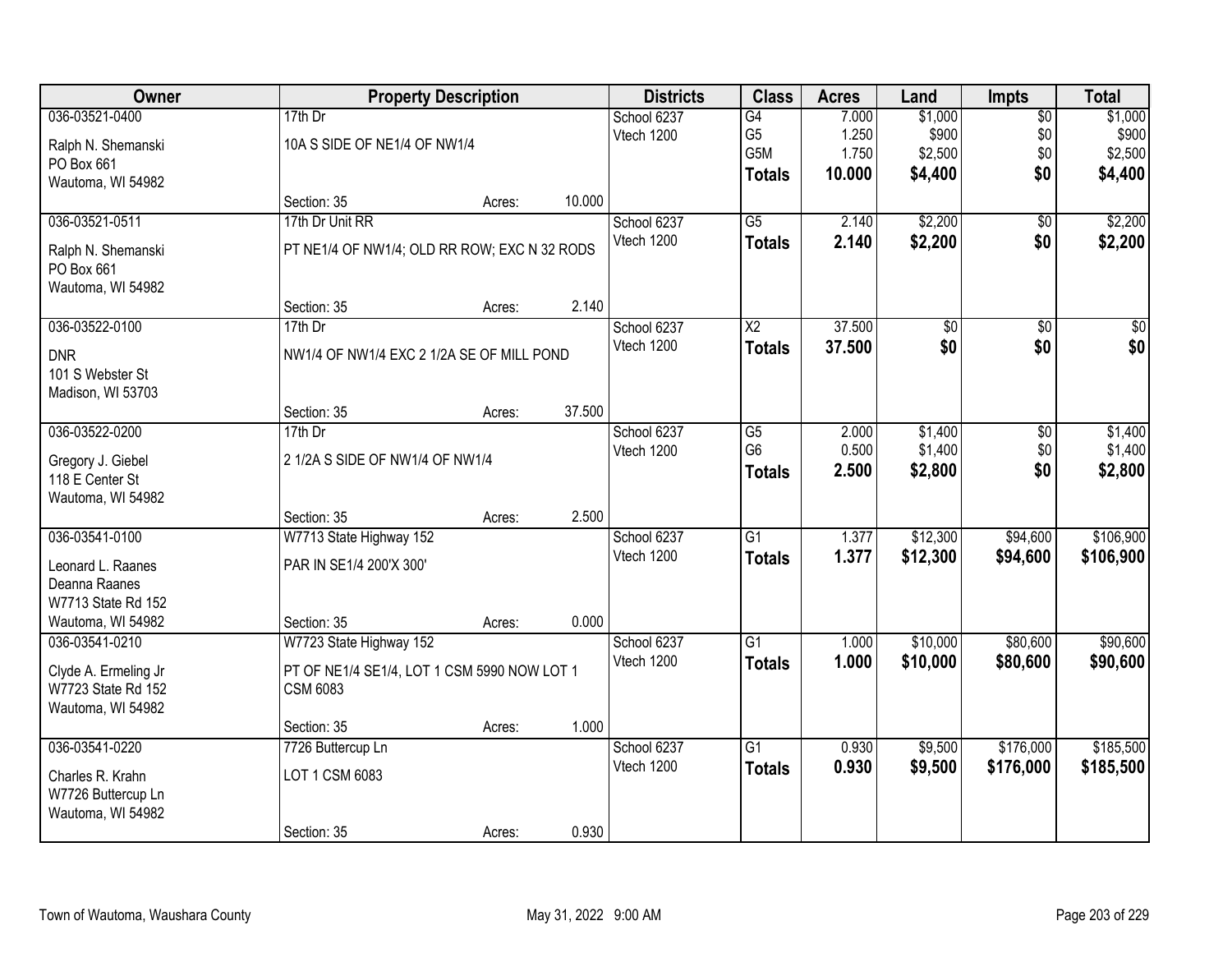| Owner | Property Description | | | Districts | Class | Acres | Land | Impts | Total |
|---|---|---|---|---|---|---|---|---|---|
| 036-03521-0400 | 17th Dr | | | School 6237 | G4 | 7.000 | $1,000 | $0 | $1,000 |
| Ralph N. Shemanski | 10A S SIDE OF NE1/4 OF NW1/4 | | | Vtech 1200 | G5 | 1.250 | $900 | $0 | $900 |
| PO Box 661 | | | | | G5M | 1.750 | $2,500 | $0 | $2,500 |
| Wautoma, WI 54982 | | | | | **Totals** | **10.000** | **$4,400** | **$0** | **$4,400** |
| | Section: 35 | Acres: | 10.000 | | | | | | |
| 036-03521-0511 | 17th Dr Unit RR | | | School 6237 | G5 | 2.140 | $2,200 | $0 | $2,200 |
| Ralph N. Shemanski | PT NE1/4 OF NW1/4; OLD RR ROW; EXC N 32 RODS | | | Vtech 1200 | **Totals** | **2.140** | **$2,200** | **$0** | **$2,200** |
| PO Box 661 | | | | | | | | | |
| Wautoma, WI 54982 | | | | | | | | | |
| | Section: 35 | Acres: | 2.140 | | | | | | |
| 036-03522-0100 | 17th Dr | | | School 6237 | X2 | 37.500 | $0 | $0 | $0 |
| DNR | NW1/4 OF NW1/4 EXC 2 1/2A SE OF MILL POND | | | Vtech 1200 | **Totals** | **37.500** | **$0** | **$0** | **$0** |
| 101 S Webster St | | | | | | | | | |
| Madison, WI 53703 | | | | | | | | | |
| | Section: 35 | Acres: | 37.500 | | | | | | |
| 036-03522-0200 | 17th Dr | | | School 6237 | G5 | 2.000 | $1,400 | $0 | $1,400 |
| Gregory J. Giebel | 2 1/2A S SIDE OF NW1/4 OF NW1/4 | | | Vtech 1200 | G6 | 0.500 | $1,400 | $0 | $1,400 |
| 118 E Center St | | | | | **Totals** | **2.500** | **$2,800** | **$0** | **$2,800** |
| Wautoma, WI 54982 | | | | | | | | | |
| | Section: 35 | Acres: | 2.500 | | | | | | |
| 036-03541-0100 | W7713 State Highway 152 | | | School 6237 | G1 | 1.377 | $12,300 | $94,600 | $106,900 |
| Leonard L. Raanes | PAR IN SE1/4 200'X 300' | | | Vtech 1200 | **Totals** | **1.377** | **$12,300** | **$94,600** | **$106,900** |
| Deanna Raanes | | | | | | | | | |
| W7713 State Rd 152 | | | | | | | | | |
| Wautoma, WI 54982 | Section: 35 | Acres: | 0.000 | | | | | | |
| 036-03541-0210 | W7723 State Highway 152 | | | School 6237 | G1 | 1.000 | $10,000 | $80,600 | $90,600 |
| Clyde A. Ermeling Jr | PT OF NE1/4 SE1/4, LOT 1 CSM 5990 NOW LOT 1 CSM 6083 | | | Vtech 1200 | **Totals** | **1.000** | **$10,000** | **$80,600** | **$90,600** |
| W7723 State Rd 152 | | | | | | | | | |
| Wautoma, WI 54982 | | | | | | | | | |
| | Section: 35 | Acres: | 1.000 | | | | | | |
| 036-03541-0220 | 7726 Buttercup Ln | | | School 6237 | G1 | 0.930 | $9,500 | $176,000 | $185,500 |
| Charles R. Krahn | LOT 1 CSM 6083 | | | Vtech 1200 | **Totals** | **0.930** | **$9,500** | **$176,000** | **$185,500** |
| W7726 Buttercup Ln | | | | | | | | | |
| Wautoma, WI 54982 | | | | | | | | | |
| | Section: 35 | Acres: | 0.930 | | | | | | |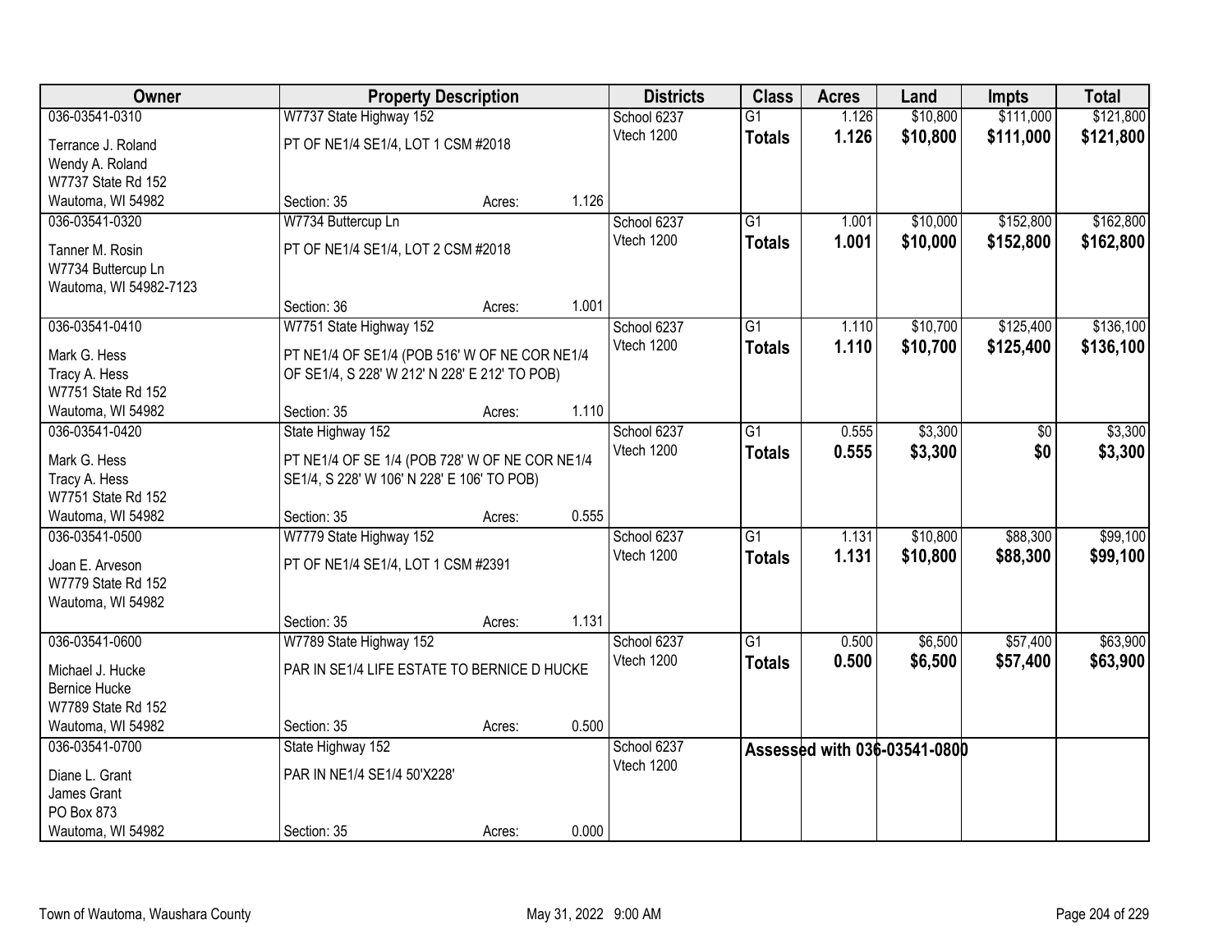| Owner | Property Description | | Districts | Class | Acres | Land | Impts | Total |
|---|---|---|---|---|---|---|---|---|
| 036-03541-0310 | W7737 State Highway 152 | | School 6237 | G1 | 1.126 | $10,800 | $111,000 | $121,800 |
| Terrance J. Roland<br>Wendy A. Roland<br>W7737 State Rd 152<br>Wautoma, WI 54982 | PT OF NE1/4 SE1/4, LOT 1 CSM #2018 | | Vtech 1200 | **Totals** | **1.126** | **$10,800** | **$111,000** | **$121,800** |
| | Section: 35 | Acres: 1.126 | | | | | | |
| 036-03541-0320 | W7734 Buttercup Ln | | School 6237 | G1 | 1.001 | $10,000 | $152,800 | $162,800 |
| Tanner M. Rosin<br>W7734 Buttercup Ln<br>Wautoma, WI 54982-7123 | PT OF NE1/4 SE1/4, LOT 2 CSM #2018 | | Vtech 1200 | **Totals** | **1.001** | **$10,000** | **$152,800** | **$162,800** |
| | Section: 36 | Acres: 1.001 | | | | | | |
| 036-03541-0410 | W7751 State Highway 152 | | School 6237 | G1 | 1.110 | $10,700 | $125,400 | $136,100 |
| Mark G. Hess<br>Tracy A. Hess<br>W7751 State Rd 152<br>Wautoma, WI 54982 | PT NE1/4 OF SE1/4 (POB 516' W OF NE COR NE1/4 OF SE1/4, S 228' W 212' N 228' E 212' TO POB) | | Vtech 1200 | **Totals** | **1.110** | **$10,700** | **$125,400** | **$136,100** |
| | Section: 35 | Acres: 1.110 | | | | | | |
| 036-03541-0420 | State Highway 152 | | School 6237 | G1 | 0.555 | $3,300 | $0 | $3,300 |
| Mark G. Hess<br>Tracy A. Hess<br>W7751 State Rd 152<br>Wautoma, WI 54982 | PT NE1/4 OF SE 1/4 (POB 728' W OF NE COR NE1/4 SE1/4, S 228' W 106' N 228' E 106' TO POB) | | Vtech 1200 | **Totals** | **0.555** | **$3,300** | **$0** | **$3,300** |
| | Section: 35 | Acres: 0.555 | | | | | | |
| 036-03541-0500 | W7779 State Highway 152 | | School 6237 | G1 | 1.131 | $10,800 | $88,300 | $99,100 |
| Joan E. Arveson<br>W7779 State Rd 152<br>Wautoma, WI 54982 | PT OF NE1/4 SE1/4, LOT 1 CSM #2391 | | Vtech 1200 | **Totals** | **1.131** | **$10,800** | **$88,300** | **$99,100** |
| | Section: 35 | Acres: 1.131 | | | | | | |
| 036-03541-0600 | W7789 State Highway 152 | | School 6237 | G1 | 0.500 | $6,500 | $57,400 | $63,900 |
| Michael J. Hucke<br>Bernice Hucke<br>W7789 State Rd 152<br>Wautoma, WI 54982 | PAR IN SE1/4 LIFE ESTATE TO BERNICE D HUCKE | | Vtech 1200 | **Totals** | **0.500** | **$6,500** | **$57,400** | **$63,900** |
| | Section: 35 | Acres: 0.500 | | | | | | |
| 036-03541-0700 | State Highway 152 | | School 6237 | Assessed with 036-03541-0800 | | | | |
| Diane L. Grant<br>James Grant<br>PO Box 873<br>Wautoma, WI 54982 | PAR IN NE1/4 SE1/4 50'X228' | | Vtech 1200 | | | | | |
| | Section: 35 | Acres: 0.000 | | | | | | |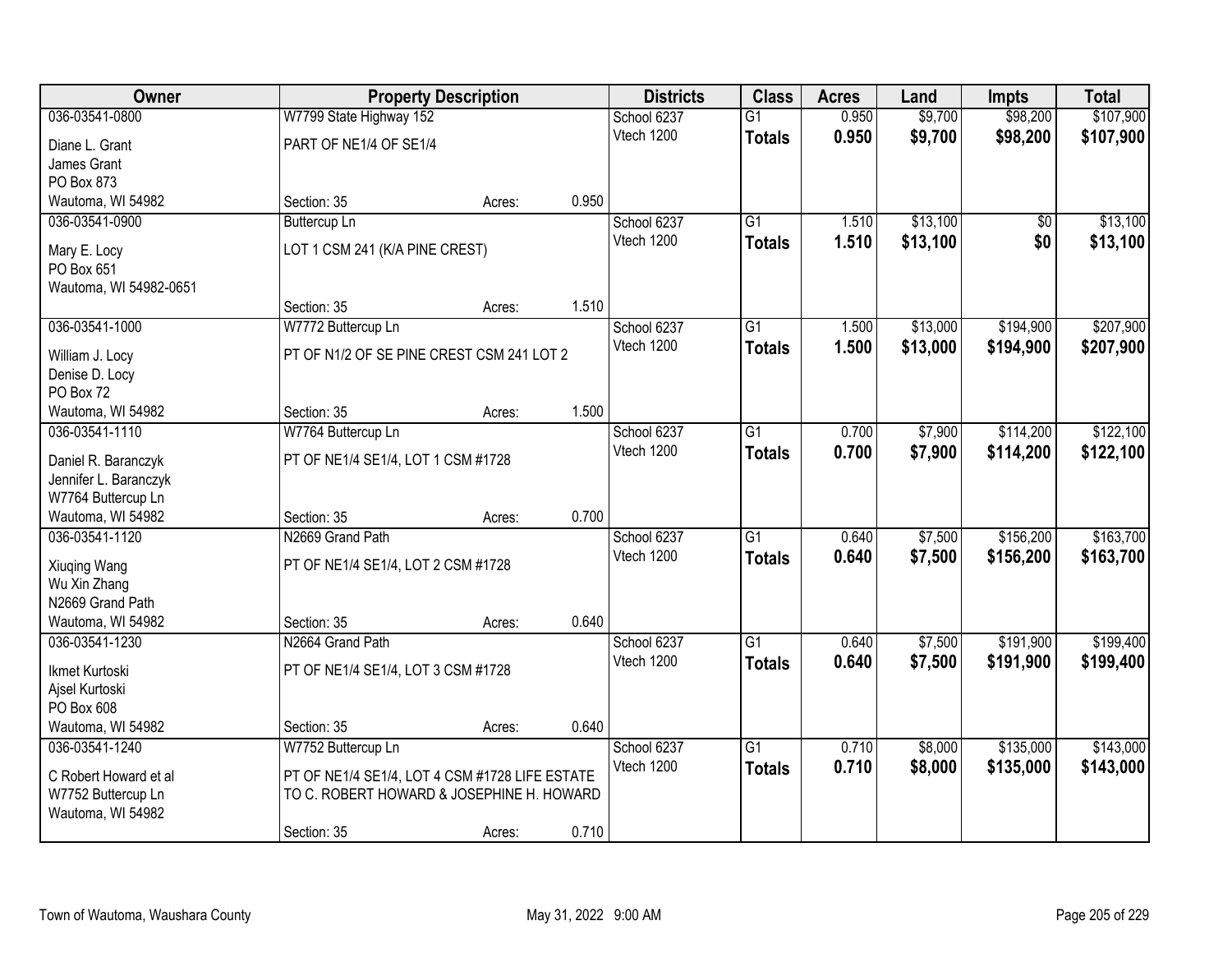| Owner | Property Description | | | Districts | Class | Acres | Land | Impts | Total |
|---|---|---|---|---|---|---|---|---|---|
| 036-03541-0800 | W7799 State Highway 152 | | | School 6237 | G1 | 0.950 | $9,700 | $98,200 | $107,900 |
| Diane L. Grant<br>James Grant<br>PO Box 873<br>Wautoma, WI 54982 | PART OF NE1/4 OF SE1/4 | | | Vtech 1200 | **Totals** | **0.950** | **$9,700** | **$98,200** | **$107,900** |
| | Section: 35 | Acres: | 0.950 | | | | | | |
| 036-03541-0900 | Buttercup Ln | | | School 6237 | G1 | 1.510 | $13,100 | $0 | $13,100 |
| Mary E. Locy<br>PO Box 651<br>Wautoma, WI 54982-0651 | LOT 1 CSM 241 (K/A PINE CREST) | | | Vtech 1200 | **Totals** | **1.510** | **$13,100** | **$0** | **$13,100** |
| | Section: 35 | Acres: | 1.510 | | | | | | |
| 036-03541-1000 | W7772 Buttercup Ln | | | School 6237 | G1 | 1.500 | $13,000 | $194,900 | $207,900 |
| William J. Locy<br>Denise D. Locy<br>PO Box 72<br>Wautoma, WI 54982 | PT OF N1/2 OF SE PINE CREST CSM 241 LOT 2 | | | Vtech 1200 | **Totals** | **1.500** | **$13,000** | **$194,900** | **$207,900** |
| | Section: 35 | Acres: | 1.500 | | | | | | |
| 036-03541-1110 | W7764 Buttercup Ln | | | School 6237 | G1 | 0.700 | $7,900 | $114,200 | $122,100 |
| Daniel R. Baranczyk<br>Jennifer L. Baranczyk<br>W7764 Buttercup Ln<br>Wautoma, WI 54982 | PT OF NE1/4 SE1/4, LOT 1 CSM #1728 | | | Vtech 1200 | **Totals** | **0.700** | **$7,900** | **$114,200** | **$122,100** |
| | Section: 35 | Acres: | 0.700 | | | | | | |
| 036-03541-1120 | N2669 Grand Path | | | School 6237 | G1 | 0.640 | $7,500 | $156,200 | $163,700 |
| Xiuqing Wang<br>Wu Xin Zhang<br>N2669 Grand Path<br>Wautoma, WI 54982 | PT OF NE1/4 SE1/4, LOT 2 CSM #1728 | | | Vtech 1200 | **Totals** | **0.640** | **$7,500** | **$156,200** | **$163,700** |
| | Section: 35 | Acres: | 0.640 | | | | | | |
| 036-03541-1230 | N2664 Grand Path | | | School 6237 | G1 | 0.640 | $7,500 | $191,900 | $199,400 |
| Ikmet Kurtoski<br>Ajsel Kurtoski<br>PO Box 608<br>Wautoma, WI 54982 | PT OF NE1/4 SE1/4, LOT 3 CSM #1728 | | | Vtech 1200 | **Totals** | **0.640** | **$7,500** | **$191,900** | **$199,400** |
| | Section: 35 | Acres: | 0.640 | | | | | | |
| 036-03541-1240 | W7752 Buttercup Ln | | | School 6237 | G1 | 0.710 | $8,000 | $135,000 | $143,000 |
| C Robert Howard et al<br>W7752 Buttercup Ln<br>Wautoma, WI 54982 | PT OF NE1/4 SE1/4, LOT 4 CSM #1728 LIFE ESTATE TO C. ROBERT HOWARD & JOSEPHINE H. HOWARD | | | Vtech 1200 | **Totals** | **0.710** | **$8,000** | **$135,000** | **$143,000** |
| | Section: 35 | Acres: | 0.710 | | | | | | |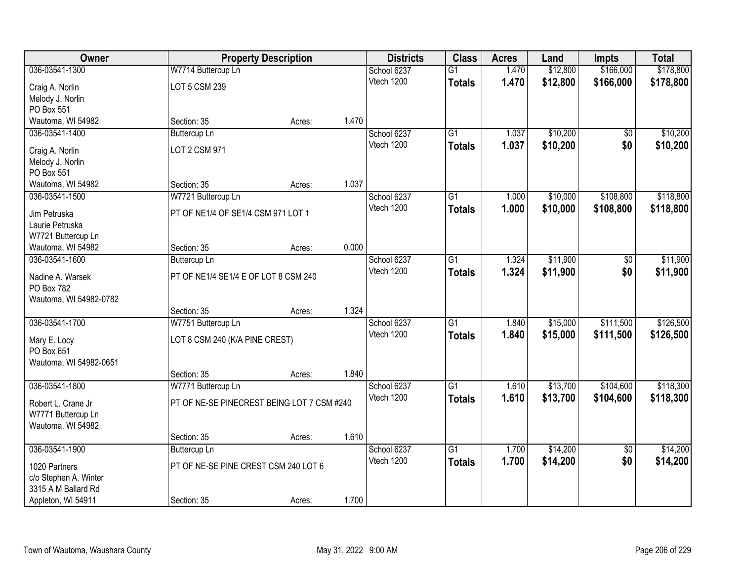| Owner | Property Description | | | Districts | Class | Acres | Land | Impts | Total |
|---|---|---|---|---|---|---|---|---|---|
| 036-03541-1300 | W7714 Buttercup Ln | | | School 6237 | G1 | 1.470 | $12,800 | $166,000 | $178,800 |
| Craig A. Norlin<br>Melody J. Norlin<br>PO Box 551<br>Wautoma, WI 54982 | LOT 5 CSM 239 | | | Vtech 1200 | **Totals** | **1.470** | **$12,800** | **$166,000** | **$178,800** |
| | Section: 35 | Acres: | 1.470 | | | | | | |
| 036-03541-1400 | Buttercup Ln | | | School 6237 | G1 | 1.037 | $10,200 | $0 | $10,200 |
| Craig A. Norlin<br>Melody J. Norlin<br>PO Box 551<br>Wautoma, WI 54982 | LOT 2 CSM 971 | | | Vtech 1200 | **Totals** | **1.037** | **$10,200** | **$0** | **$10,200** |
| | Section: 35 | Acres: | 1.037 | | | | | | |
| 036-03541-1500 | W7721 Buttercup Ln | | | School 6237 | G1 | 1.000 | $10,000 | $108,800 | $118,800 |
| Jim Petruska<br>Laurie Petruska<br>W7721 Buttercup Ln<br>Wautoma, WI 54982 | PT OF NE1/4 OF SE1/4 CSM 971 LOT 1 | | | Vtech 1200 | **Totals** | **1.000** | **$10,000** | **$108,800** | **$118,800** |
| | Section: 35 | Acres: | 0.000 | | | | | | |
| 036-03541-1600 | Buttercup Ln | | | School 6237 | G1 | 1.324 | $11,900 | $0 | $11,900 |
| Nadine A. Warsek<br>PO Box 782<br>Wautoma, WI 54982-0782 | PT OF NE1/4 SE1/4 E OF LOT 8 CSM 240 | | | Vtech 1200 | **Totals** | **1.324** | **$11,900** | **$0** | **$11,900** |
| | Section: 35 | Acres: | 1.324 | | | | | | |
| 036-03541-1700 | W7751 Buttercup Ln | | | School 6237 | G1 | 1.840 | $15,000 | $111,500 | $126,500 |
| Mary E. Locy<br>PO Box 651<br>Wautoma, WI 54982-0651 | LOT 8 CSM 240 (K/A PINE CREST) | | | Vtech 1200 | **Totals** | **1.840** | **$15,000** | **$111,500** | **$126,500** |
| | Section: 35 | Acres: | 1.840 | | | | | | |
| 036-03541-1800 | W7771 Buttercup Ln | | | School 6237 | G1 | 1.610 | $13,700 | $104,600 | $118,300 |
| Robert L. Crane Jr<br>W7771 Buttercup Ln<br>Wautoma, WI 54982 | PT OF NE-SE PINECREST BEING LOT 7 CSM #240 | | | Vtech 1200 | **Totals** | **1.610** | **$13,700** | **$104,600** | **$118,300** |
| | Section: 35 | Acres: | 1.610 | | | | | | |
| 036-03541-1900 | Buttercup Ln | | | School 6237 | G1 | 1.700 | $14,200 | $0 | $14,200 |
| 1020 Partners<br>c/o Stephen A. Winter<br>3315 A M Ballard Rd<br>Appleton, WI 54911 | PT OF NE-SE PINE CREST CSM 240 LOT 6 | | | Vtech 1200 | **Totals** | **1.700** | **$14,200** | **$0** | **$14,200** |
| | Section: 35 | Acres: | 1.700 | | | | | | |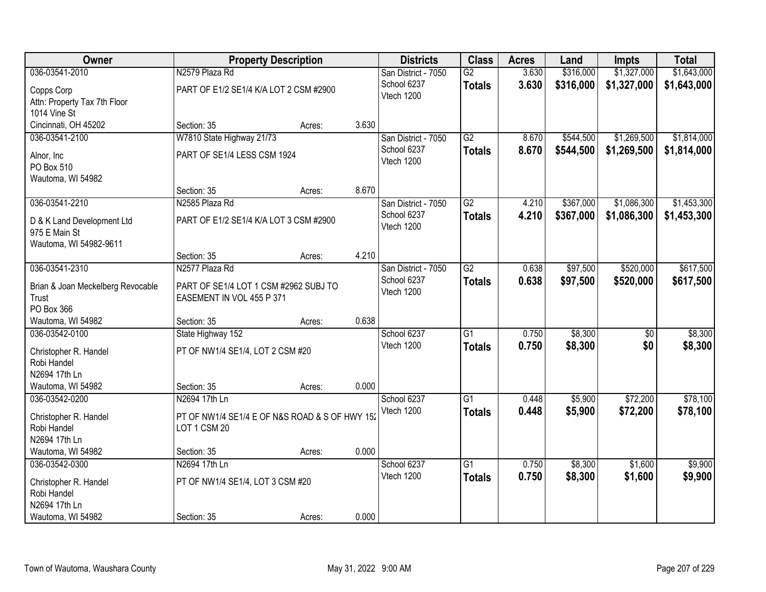| Owner | Property Description | | | Districts | Class | Acres | Land | Impts | Total |
|---|---|---|---|---|---|---|---|---|---|
| 036-03541-2010 | N2579 Plaza Rd | | | San District - 7050 | G2 | 3.630 | $316,000 | $1,327,000 | $1,643,000 |
| Copps Corp<br>Attn: Property Tax 7th Floor<br>1014 Vine St<br>Cincinnati, OH 45202 | PART OF E1/2 SE1/4 K/A LOT 2 CSM #2900 | | | School 6237<br>Vtech 1200 | **Totals** | **3.630** | **$316,000** | **$1,327,000** | **$1,643,000** |
| | Section: 35 | Acres: | 3.630 | | | | | | |
| 036-03541-2100 | W7810 State Highway 21/73 | | | San District - 7050 | G2 | 8.670 | $544,500 | $1,269,500 | $1,814,000 |
| Alnor, Inc<br>PO Box 510<br>Wautoma, WI 54982 | PART OF SE1/4 LESS CSM 1924 | | | School 6237<br>Vtech 1200 | **Totals** | **8.670** | **$544,500** | **$1,269,500** | **$1,814,000** |
| | Section: 35 | Acres: | 8.670 | | | | | | |
| 036-03541-2210 | N2585 Plaza Rd | | | San District - 7050 | G2 | 4.210 | $367,000 | $1,086,300 | $1,453,300 |
| D & K Land Development Ltd<br>975 E Main St<br>Wautoma, WI 54982-9611 | PART OF E1/2 SE1/4 K/A LOT 3 CSM #2900 | | | School 6237<br>Vtech 1200 | **Totals** | **4.210** | **$367,000** | **$1,086,300** | **$1,453,300** |
| | Section: 35 | Acres: | 4.210 | | | | | | |
| 036-03541-2310 | N2577 Plaza Rd | | | San District - 7050 | G2 | 0.638 | $97,500 | $520,000 | $617,500 |
| Brian & Joan Meckelberg Revocable Trust<br>PO Box 366<br>Wautoma, WI 54982 | PART OF SE1/4 LOT 1 CSM #2962 SUBJ TO EASEMENT IN VOL 455 P 371 | | | School 6237<br>Vtech 1200 | **Totals** | **0.638** | **$97,500** | **$520,000** | **$617,500** |
| | Section: 35 | Acres: | 0.638 | | | | | | |
| 036-03542-0100 | State Highway 152 | | | School 6237 | G1 | 0.750 | $8,300 | $0 | $8,300 |
| Christopher R. Handel<br>Robi Handel<br>N2694 17th Ln<br>Wautoma, WI 54982 | PT OF NW1/4 SE1/4, LOT 2 CSM #20 | | | Vtech 1200 | **Totals** | **0.750** | **$8,300** | **$0** | **$8,300** |
| | Section: 35 | Acres: | 0.000 | | | | | | |
| 036-03542-0200 | N2694 17th Ln | | | School 6237 | G1 | 0.448 | $5,900 | $72,200 | $78,100 |
| Christopher R. Handel<br>Robi Handel<br>N2694 17th Ln<br>Wautoma, WI 54982 | PT OF NW1/4 SE1/4 E OF N&S ROAD & S OF HWY 152 LOT 1 CSM 20 | | | Vtech 1200 | **Totals** | **0.448** | **$5,900** | **$72,200** | **$78,100** |
| | Section: 35 | Acres: | 0.000 | | | | | | |
| 036-03542-0300 | N2694 17th Ln | | | School 6237 | G1 | 0.750 | $8,300 | $1,600 | $9,900 |
| Christopher R. Handel<br>Robi Handel<br>N2694 17th Ln<br>Wautoma, WI 54982 | PT OF NW1/4 SE1/4, LOT 3 CSM #20 | | | Vtech 1200 | **Totals** | **0.750** | **$8,300** | **$1,600** | **$9,900** |
| | Section: 35 | Acres: | 0.000 | | | | | | |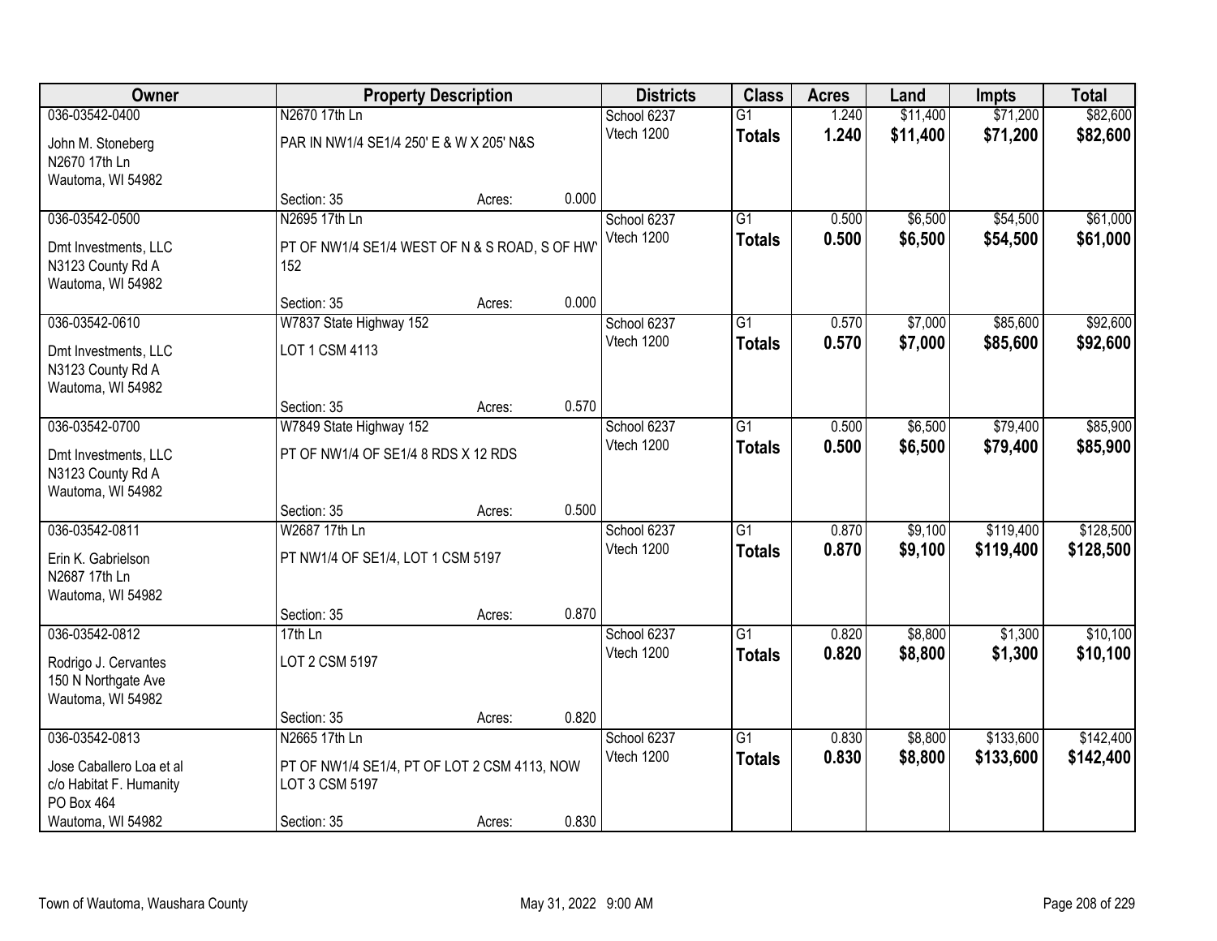| Owner | Property Description | | | Districts | Class | Acres | Land | Impts | Total |
|---|---|---|---|---|---|---|---|---|---|
| 036-03542-0400 | N2670 17th Ln | | | School 6237 | G1 | 1.240 | $11,400 | $71,200 | $82,600 |
| John M. Stoneberg<br>N2670 17th Ln<br>Wautoma, WI 54982 | PAR IN NW1/4 SE1/4 250' E & W X 205' N&S | | | Vtech 1200 | **Totals** | **1.240** | **$11,400** | **$71,200** | **$82,600** |
| | Section: 35 | Acres: | 0.000 | | | | | | |
| 036-03542-0500 | N2695 17th Ln | | | School 6237 | G1 | 0.500 | $6,500 | $54,500 | $61,000 |
| Dmt Investments, LLC<br>N3123 County Rd A<br>Wautoma, WI 54982 | PT OF NW1/4 SE1/4 WEST OF N & S ROAD, S OF HWY 152 | | | Vtech 1200 | **Totals** | **0.500** | **$6,500** | **$54,500** | **$61,000** |
| | Section: 35 | Acres: | 0.000 | | | | | | |
| 036-03542-0610 | W7837 State Highway 152 | | | School 6237 | G1 | 0.570 | $7,000 | $85,600 | $92,600 |
| Dmt Investments, LLC<br>N3123 County Rd A<br>Wautoma, WI 54982 | LOT 1 CSM 4113 | | | Vtech 1200 | **Totals** | **0.570** | **$7,000** | **$85,600** | **$92,600** |
| | Section: 35 | Acres: | 0.570 | | | | | | |
| 036-03542-0700 | W7849 State Highway 152 | | | School 6237 | G1 | 0.500 | $6,500 | $79,400 | $85,900 |
| Dmt Investments, LLC<br>N3123 County Rd A<br>Wautoma, WI 54982 | PT OF NW1/4 OF SE1/4 8 RDS X 12 RDS | | | Vtech 1200 | **Totals** | **0.500** | **$6,500** | **$79,400** | **$85,900** |
| | Section: 35 | Acres: | 0.500 | | | | | | |
| 036-03542-0811 | W2687 17th Ln | | | School 6237 | G1 | 0.870 | $9,100 | $119,400 | $128,500 |
| Erin K. Gabrielson<br>N2687 17th Ln<br>Wautoma, WI 54982 | PT NW1/4 OF SE1/4, LOT 1 CSM 5197 | | | Vtech 1200 | **Totals** | **0.870** | **$9,100** | **$119,400** | **$128,500** |
| | Section: 35 | Acres: | 0.870 | | | | | | |
| 036-03542-0812 | 17th Ln | | | School 6237 | G1 | 0.820 | $8,800 | $1,300 | $10,100 |
| Rodrigo J. Cervantes<br>150 N Northgate Ave<br>Wautoma, WI 54982 | LOT 2 CSM 5197 | | | Vtech 1200 | **Totals** | **0.820** | **$8,800** | **$1,300** | **$10,100** |
| | Section: 35 | Acres: | 0.820 | | | | | | |
| 036-03542-0813 | N2665 17th Ln | | | School 6237 | G1 | 0.830 | $8,800 | $133,600 | $142,400 |
| Jose Caballero Loa et al<br>c/o Habitat F. Humanity<br>PO Box 464<br>Wautoma, WI 54982 | PT OF NW1/4 SE1/4, PT OF LOT 2 CSM 4113, NOW LOT 3 CSM 5197 | | | Vtech 1200 | **Totals** | **0.830** | **$8,800** | **$133,600** | **$142,400** |
| | Section: 35 | Acres: | 0.830 | | | | | | |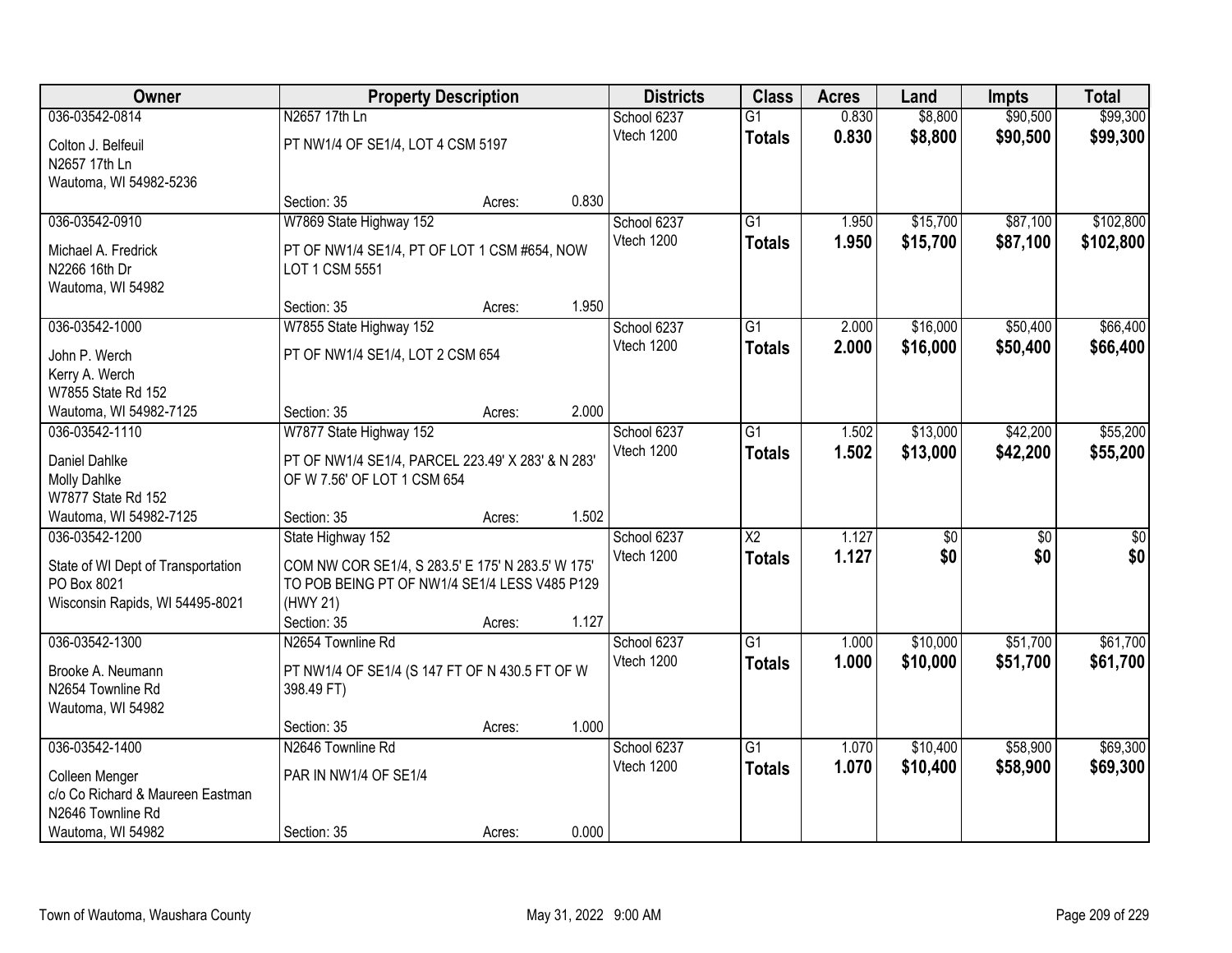| Owner | Property Description | Districts | Class | Acres | Land | Impts | Total |
|---|---|---|---|---|---|---|---|
| 036-03542-0814<br>Colton J. Belfeuil<br>N2657 17th Ln<br>Wautoma, WI 54982-5236 | N2657 17th Ln<br>PT NW1/4 OF SE1/4, LOT 4 CSM 5197<br>Section: 35 Acres: 0.830 | School 6237<br>Vtech 1200 | G1<br>**Totals** | 0.830<br>**0.830** | $8,800<br>**$8,800** | $90,500<br>**$90,500** | $99,300<br>**$99,300** |
| 036-03542-0910<br>Michael A. Fredrick<br>N2266 16th Dr<br>Wautoma, WI 54982 | W7869 State Highway 152<br>PT OF NW1/4 SE1/4, PT OF LOT 1 CSM #654, NOW LOT 1 CSM 5551<br>Section: 35 Acres: 1.950 | School 6237<br>Vtech 1200 | G1<br>**Totals** | 1.950<br>**1.950** | $15,700<br>**$15,700** | $87,100<br>**$87,100** | $102,800<br>**$102,800** |
| 036-03542-1000<br>John P. Werch<br>Kerry A. Werch<br>W7855 State Rd 152<br>Wautoma, WI 54982-7125 | W7855 State Highway 152<br>PT OF NW1/4 SE1/4, LOT 2 CSM 654<br>Section: 35 Acres: 2.000 | School 6237<br>Vtech 1200 | G1<br>**Totals** | 2.000<br>**2.000** | $16,000<br>**$16,000** | $50,400<br>**$50,400** | $66,400<br>**$66,400** |
| 036-03542-1110<br>Daniel Dahlke<br>Molly Dahlke<br>W7877 State Rd 152<br>Wautoma, WI 54982-7125 | W7877 State Highway 152<br>PT OF NW1/4 SE1/4, PARCEL 223.49' X 283' & N 283' OF W 7.56' OF LOT 1 CSM 654<br>Section: 35 Acres: 1.502 | School 6237<br>Vtech 1200 | G1<br>**Totals** | 1.502<br>**1.502** | $13,000<br>**$13,000** | $42,200<br>**$42,200** | $55,200<br>**$55,200** |
| 036-03542-1200<br>State of WI Dept of Transportation<br>PO Box 8021<br>Wisconsin Rapids, WI 54495-8021 | State Highway 152<br>COM NW COR SE1/4, S 283.5' E 175' N 283.5' W 175' TO POB BEING PT OF NW1/4 SE1/4 LESS V485 P129 (HWY 21)<br>Section: 35 Acres: 1.127 | School 6237<br>Vtech 1200 | X2<br>**Totals** | 1.127<br>**1.127** | $0<br>**$0** | $0<br>**$0** | $0<br>**$0** |
| 036-03542-1300<br>Brooke A. Neumann<br>N2654 Townline Rd<br>Wautoma, WI 54982 | N2654 Townline Rd<br>PT NW1/4 OF SE1/4 (S 147 FT OF N 430.5 FT OF W 398.49 FT)<br>Section: 35 Acres: 1.000 | School 6237<br>Vtech 1200 | G1<br>**Totals** | 1.000<br>**1.000** | $10,000<br>**$10,000** | $51,700<br>**$51,700** | $61,700<br>**$61,700** |
| 036-03542-1400<br>Colleen Menger<br>c/o Co Richard & Maureen Eastman<br>N2646 Townline Rd<br>Wautoma, WI 54982 | N2646 Townline Rd<br>PAR IN NW1/4 OF SE1/4<br>Section: 35 Acres: 0.000 | School 6237<br>Vtech 1200 | G1<br>**Totals** | 1.070<br>**1.070** | $10,400<br>**$10,400** | $58,900<br>**$58,900** | $69,300<br>**$69,300** |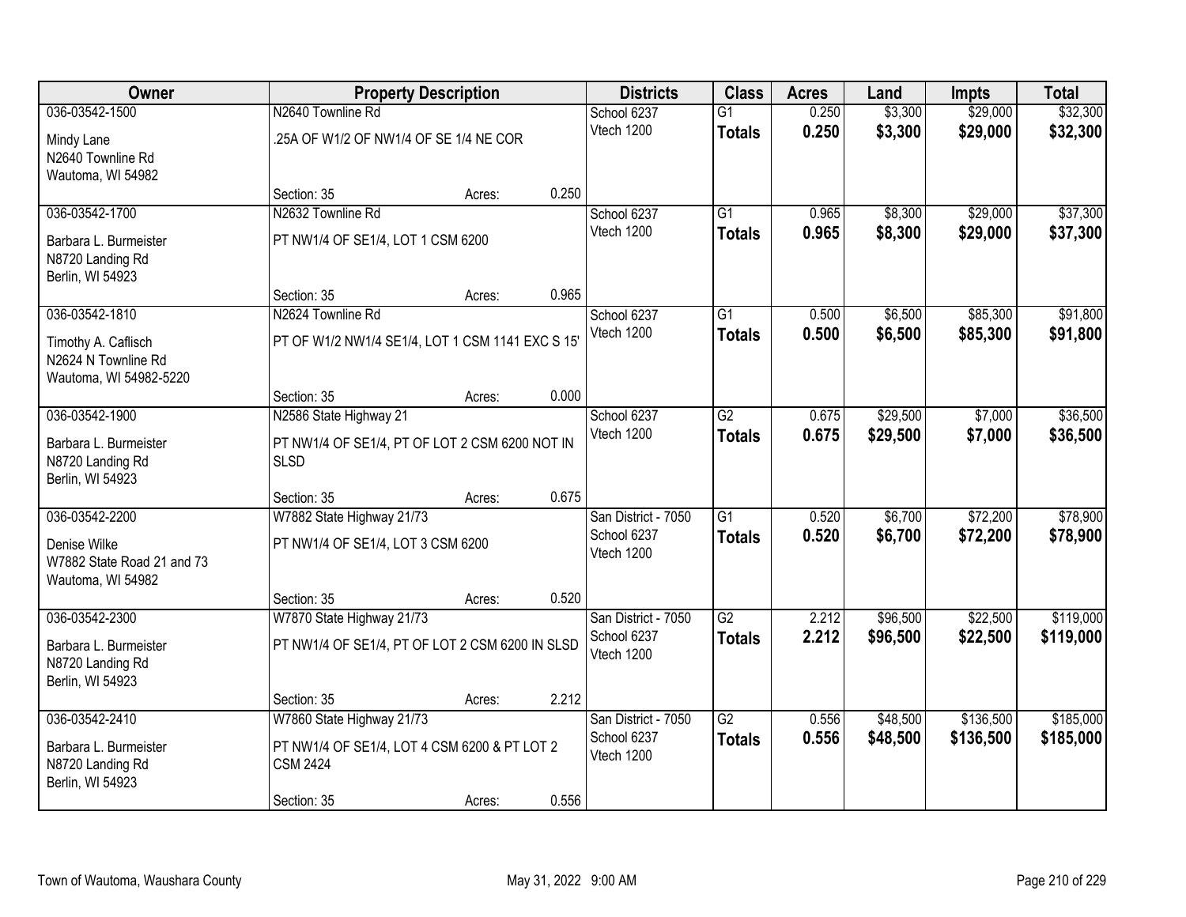| Owner | Property Description | | | Districts | Class | Acres | Land | Impts | Total |
|---|---|---|---|---|---|---|---|---|---|
| 036-03542-1500 | N2640 Townline Rd | | | School 6237 | G1 | 0.250 | $3,300 | $29,000 | $32,300 |
| Mindy Lane<br>N2640 Townline Rd<br>Wautoma, WI 54982 | .25A OF W1/2 OF NW1/4 OF SE 1/4 NE COR | | | Vtech 1200 | **Totals** | **0.250** | **$3,300** | **$29,000** | **$32,300** |
| | Section: 35 | Acres: | 0.250 | | | | | | |
| 036-03542-1700 | N2632 Townline Rd | | | School 6237 | G1 | 0.965 | $8,300 | $29,000 | $37,300 |
| Barbara L. Burmeister<br>N8720 Landing Rd<br>Berlin, WI 54923 | PT NW1/4 OF SE1/4, LOT 1 CSM 6200 | | | Vtech 1200 | **Totals** | **0.965** | **$8,300** | **$29,000** | **$37,300** |
| | Section: 35 | Acres: | 0.965 | | | | | | |
| 036-03542-1810 | N2624 Townline Rd | | | School 6237 | G1 | 0.500 | $6,500 | $85,300 | $91,800 |
| Timothy A. Caflisch<br>N2624 N Townline Rd<br>Wautoma, WI 54982-5220 | PT OF W1/2 NW1/4 SE1/4, LOT 1 CSM 1141 EXC S 15' | | | Vtech 1200 | **Totals** | **0.500** | **$6,500** | **$85,300** | **$91,800** |
| | Section: 35 | Acres: | 0.000 | | | | | | |
| 036-03542-1900 | N2586 State Highway 21 | | | School 6237 | G2 | 0.675 | $29,500 | $7,000 | $36,500 |
| Barbara L. Burmeister<br>N8720 Landing Rd<br>Berlin, WI 54923 | PT NW1/4 OF SE1/4, PT OF LOT 2 CSM 6200 NOT IN SLSD | | | Vtech 1200 | **Totals** | **0.675** | **$29,500** | **$7,000** | **$36,500** |
| | Section: 35 | Acres: | 0.675 | | | | | | |
| 036-03542-2200 | W7882 State Highway 21/73 | | | San District - 7050 | G1 | 0.520 | $6,700 | $72,200 | $78,900 |
| Denise Wilke<br>W7882 State Road 21 and 73<br>Wautoma, WI 54982 | PT NW1/4 OF SE1/4, LOT 3 CSM 6200 | | | School 6237<br>Vtech 1200 | **Totals** | **0.520** | **$6,700** | **$72,200** | **$78,900** |
| | Section: 35 | Acres: | 0.520 | | | | | | |
| 036-03542-2300 | W7870 State Highway 21/73 | | | San District - 7050 | G2 | 2.212 | $96,500 | $22,500 | $119,000 |
| Barbara L. Burmeister<br>N8720 Landing Rd<br>Berlin, WI 54923 | PT NW1/4 OF SE1/4, PT OF LOT 2 CSM 6200 IN SLSD | | | School 6237<br>Vtech 1200 | **Totals** | **2.212** | **$96,500** | **$22,500** | **$119,000** |
| | Section: 35 | Acres: | 2.212 | | | | | | |
| 036-03542-2410 | W7860 State Highway 21/73 | | | San District - 7050 | G2 | 0.556 | $48,500 | $136,500 | $185,000 |
| Barbara L. Burmeister<br>N8720 Landing Rd<br>Berlin, WI 54923 | PT NW1/4 OF SE1/4, LOT 4 CSM 6200 & PT LOT 2 CSM 2424 | | | School 6237<br>Vtech 1200 | **Totals** | **0.556** | **$48,500** | **$136,500** | **$185,000** |
| | Section: 35 | Acres: | 0.556 | | | | | | |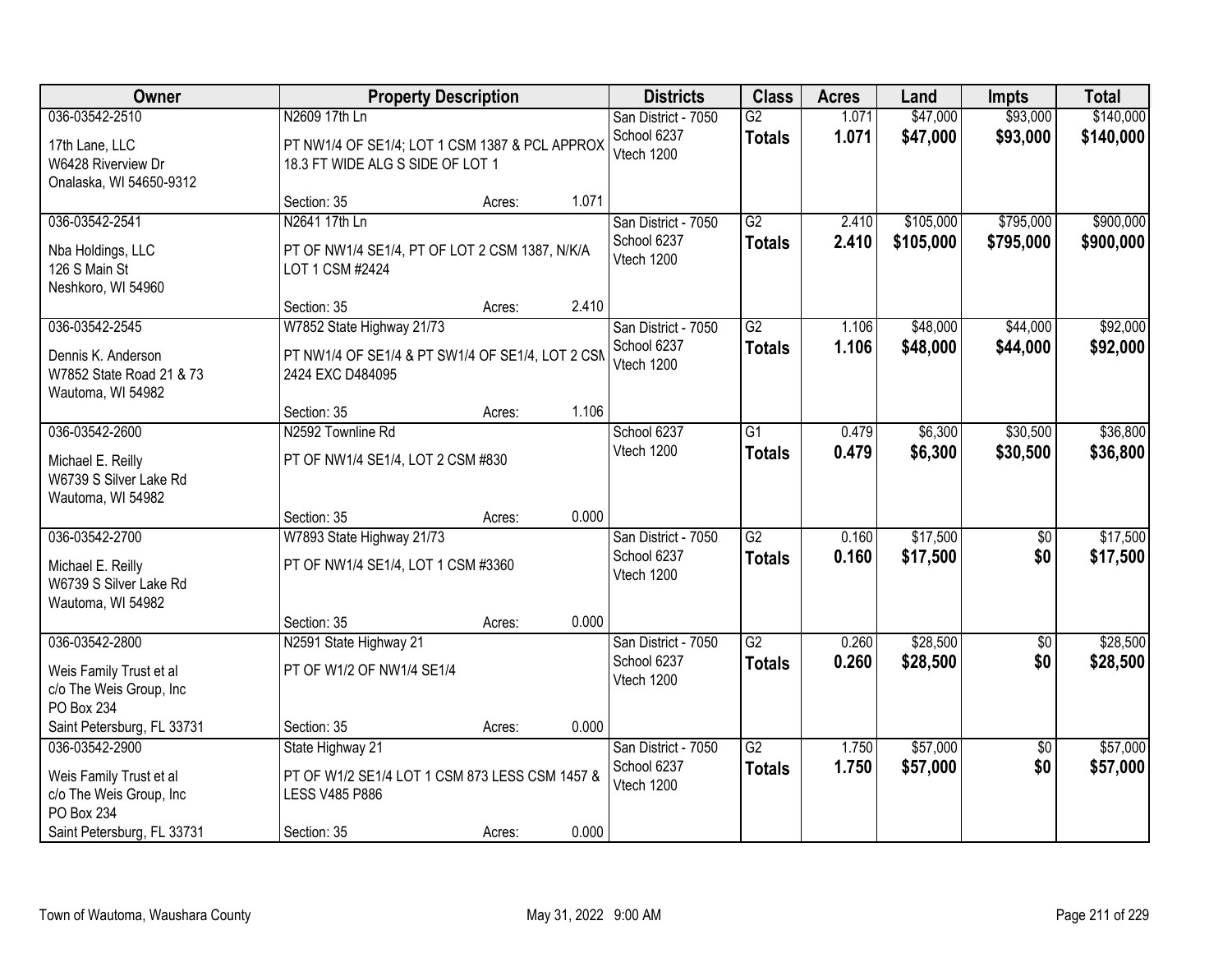| Owner | Property Description | | | Districts | Class | Acres | Land | Impts | Total |
|---|---|---|---|---|---|---|---|---|---|
| 036-03542-2510<br>17th Lane, LLC<br>W6428 Riverview Dr<br>Onalaska, WI 54650-9312 | N2609 17th Ln<br>PT NW1/4 OF SE1/4; LOT 1 CSM 1387 & PCL APPROX 18.3 FT WIDE ALG S SIDE OF LOT 1<br>Section: 35 | Acres: | 1.071 | San District - 7050<br>School 6237<br>Vtech 1200 | G2<br>**Totals** | 1.071<br>**1.071** | $47,000<br>**$47,000** | $93,000<br>**$93,000** | $140,000<br>**$140,000** |
| 036-03542-2541<br>Nba Holdings, LLC<br>126 S Main St<br>Neshkoro, WI 54960 | N2641 17th Ln<br>PT OF NW1/4 SE1/4, PT OF LOT 2 CSM 1387, N/K/A LOT 1 CSM #2424<br>Section: 35 | Acres: | 2.410 | San District - 7050<br>School 6237<br>Vtech 1200 | G2<br>**Totals** | 2.410<br>**2.410** | $105,000<br>**$105,000** | $795,000<br>**$795,000** | $900,000<br>**$900,000** |
| 036-03542-2545<br>Dennis K. Anderson<br>W7852 State Road 21 & 73<br>Wautoma, WI 54982 | W7852 State Highway 21/73<br>PT NW1/4 OF SE1/4 & PT SW1/4 OF SE1/4, LOT 2 CSM 2424 EXC D484095<br>Section: 35 | Acres: | 1.106 | San District - 7050<br>School 6237<br>Vtech 1200 | G2<br>**Totals** | 1.106<br>**1.106** | $48,000<br>**$48,000** | $44,000<br>**$44,000** | $92,000<br>**$92,000** |
| 036-03542-2600<br>Michael E. Reilly<br>W6739 S Silver Lake Rd<br>Wautoma, WI 54982 | N2592 Townline Rd<br>PT OF NW1/4 SE1/4, LOT 2 CSM #830<br>Section: 35 | Acres: | 0.000 | School 6237<br>Vtech 1200 | G1<br>**Totals** | 0.479<br>**0.479** | $6,300<br>**$6,300** | $30,500<br>**$30,500** | $36,800<br>**$36,800** |
| 036-03542-2700<br>Michael E. Reilly<br>W6739 S Silver Lake Rd<br>Wautoma, WI 54982 | W7893 State Highway 21/73<br>PT OF NW1/4 SE1/4, LOT 1 CSM #3360<br>Section: 35 | Acres: | 0.000 | San District - 7050<br>School 6237<br>Vtech 1200 | G2<br>**Totals** | 0.160<br>**0.160** | $17,500<br>**$17,500** | $0<br>**$0** | $17,500<br>**$17,500** |
| 036-03542-2800<br>Weis Family Trust et al<br>c/o The Weis Group, Inc<br>PO Box 234<br>Saint Petersburg, FL 33731 | N2591 State Highway 21<br>PT OF W1/2 OF NW1/4 SE1/4<br>Section: 35 | Acres: | 0.000 | San District - 7050<br>School 6237<br>Vtech 1200 | G2<br>**Totals** | 0.260<br>**0.260** | $28,500<br>**$28,500** | $0<br>**$0** | $28,500<br>**$28,500** |
| 036-03542-2900<br>Weis Family Trust et al<br>c/o The Weis Group, Inc<br>PO Box 234<br>Saint Petersburg, FL 33731 | State Highway 21<br>PT OF W1/2 SE1/4 LOT 1 CSM 873 LESS CSM 1457 & LESS V485 P886<br>Section: 35 | Acres: | 0.000 | San District - 7050<br>School 6237<br>Vtech 1200 | G2<br>**Totals** | 1.750<br>**1.750** | $57,000<br>**$57,000** | $0<br>**$0** | $57,000<br>**$57,000** |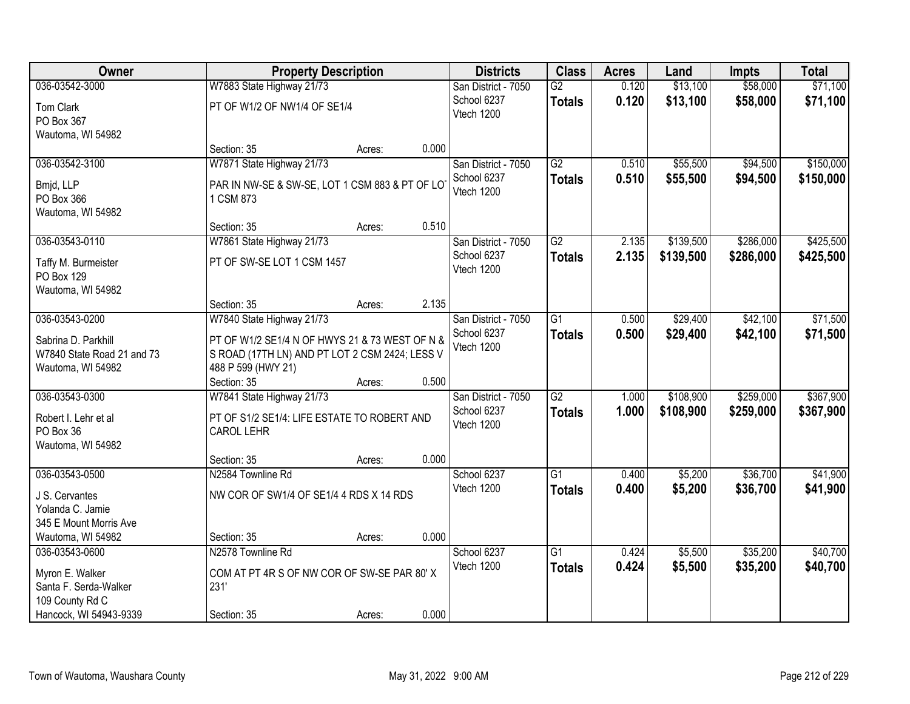| Owner | Property Description | | | Districts | Class | Acres | Land | Impts | Total |
|---|---|---|---|---|---|---|---|---|---|
| 036-03542-3000<br>Tom Clark<br>PO Box 367<br>Wautoma, WI 54982 | W7883 State Highway 21/73<br>PT OF W1/2 OF NW1/4 OF SE1/4<br>Section: 35 | Acres: | 0.000 | San District - 7050<br>School 6237<br>Vtech 1200 | G2<br>**Totals** | 0.120<br>**0.120** | $13,100<br>**$13,100** | $58,000<br>**$58,000** | $71,100<br>**$71,100** |
| 036-03542-3100<br>Bmjd, LLP<br>PO Box 366<br>Wautoma, WI 54982 | W7871 State Highway 21/73<br>PAR IN NW-SE & SW-SE, LOT 1 CSM 883 & PT OF LOT 1 CSM 873<br>Section: 35 | Acres: | 0.510 | San District - 7050<br>School 6237<br>Vtech 1200 | G2<br>**Totals** | 0.510<br>**0.510** | $55,500<br>**$55,500** | $94,500<br>**$94,500** | $150,000<br>**$150,000** |
| 036-03543-0110<br>Taffy M. Burmeister<br>PO Box 129<br>Wautoma, WI 54982 | W7861 State Highway 21/73<br>PT OF SW-SE LOT 1 CSM 1457<br>Section: 35 | Acres: | 2.135 | San District - 7050<br>School 6237<br>Vtech 1200 | G2<br>**Totals** | 2.135<br>**2.135** | $139,500<br>**$139,500** | $286,000<br>**$286,000** | $425,500<br>**$425,500** |
| 036-03543-0200<br>Sabrina D. Parkhill<br>W7840 State Road 21 and 73<br>Wautoma, WI 54982 | W7840 State Highway 21/73<br>PT OF W1/2 SE1/4 N OF HWYS 21 & 73 WEST OF N & S ROAD (17TH LN) AND PT LOT 2 CSM 2424; LESS V 488 P 599 (HWY 21)<br>Section: 35 | Acres: | 0.500 | San District - 7050<br>School 6237<br>Vtech 1200 | G1<br>**Totals** | 0.500<br>**0.500** | $29,400<br>**$29,400** | $42,100<br>**$42,100** | $71,500<br>**$71,500** |
| 036-03543-0300<br>Robert I. Lehr et al<br>PO Box 36<br>Wautoma, WI 54982 | W7841 State Highway 21/73<br>PT OF S1/2 SE1/4: LIFE ESTATE TO ROBERT AND CAROL LEHR<br>Section: 35 | Acres: | 0.000 | San District - 7050<br>School 6237<br>Vtech 1200 | G2<br>**Totals** | 1.000<br>**1.000** | $108,900<br>**$108,900** | $259,000<br>**$259,000** | $367,900<br>**$367,900** |
| 036-03543-0500<br>J S. Cervantes<br>Yolanda C. Jamie<br>345 E Mount Morris Ave<br>Wautoma, WI 54982 | N2584 Townline Rd<br>NW COR OF SW1/4 OF SE1/4 4 RDS X 14 RDS<br>Section: 35 | Acres: | 0.000 | School 6237<br>Vtech 1200 | G1<br>**Totals** | 0.400<br>**0.400** | $5,200<br>**$5,200** | $36,700<br>**$36,700** | $41,900<br>**$41,900** |
| 036-03543-0600<br>Myron E. Walker<br>Santa F. Serda-Walker<br>109 County Rd C<br>Hancock, WI 54943-9339 | N2578 Townline Rd<br>COM AT PT 4R S OF NW COR OF SW-SE PAR 80' X 231'<br>Section: 35 | Acres: | 0.000 | School 6237<br>Vtech 1200 | G1<br>**Totals** | 0.424<br>**0.424** | $5,500<br>**$5,500** | $35,200<br>**$35,200** | $40,700<br>**$40,700** |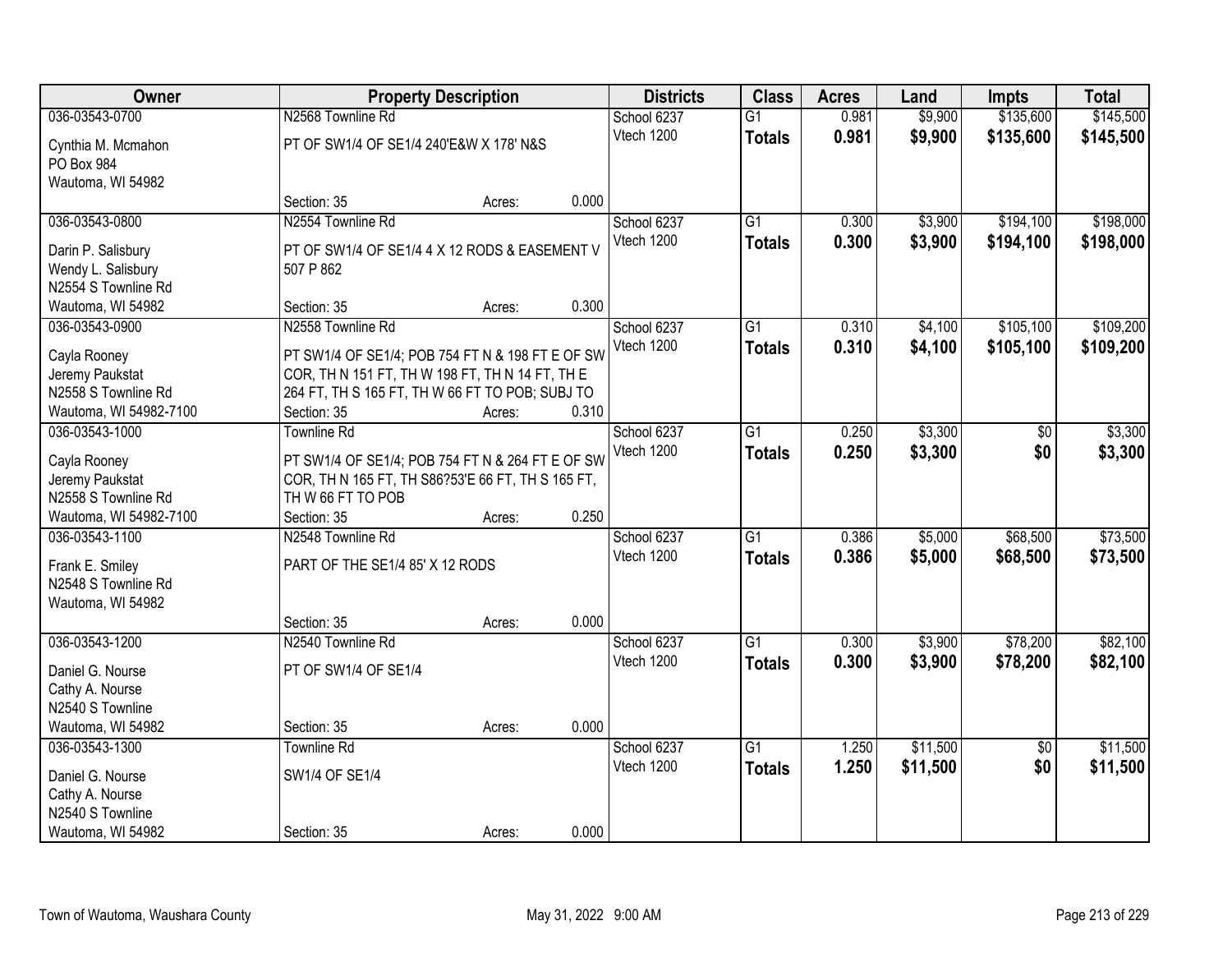| Owner | Property Description | Districts | Class | Acres | Land | Impts | Total |
|---|---|---|---|---|---|---|---|
| 036-03543-0700<br>Cynthia M. Mcmahon<br>PO Box 984<br>Wautoma, WI 54982 | N2568 Townline Rd<br>PT OF SW1/4 OF SE1/4 240'E&W X 178' N&S<br>Section: 35 Acres: 0.000 | School 6237<br>Vtech 1200 | G1<br>**Totals** | 0.981<br>**0.981** | $9,900<br>**$9,900** | $135,600<br>**$135,600** | $145,500<br>**$145,500** |
| 036-03543-0800<br>Darin P. Salisbury<br>Wendy L. Salisbury<br>N2554 S Townline Rd<br>Wautoma, WI 54982 | N2554 Townline Rd<br>PT OF SW1/4 OF SE1/4 4 X 12 RODS & EASEMENT V 507 P 862<br>Section: 35 Acres: 0.300 | School 6237<br>Vtech 1200 | G1<br>**Totals** | 0.300<br>**0.300** | $3,900<br>**$3,900** | $194,100<br>**$194,100** | $198,000<br>**$198,000** |
| 036-03543-0900<br>Cayla Rooney<br>Jeremy Paukstat<br>N2558 S Townline Rd<br>Wautoma, WI 54982-7100 | N2558 Townline Rd<br>PT SW1/4 OF SE1/4; POB 754 FT N & 198 FT E OF SW COR, TH N 151 FT, TH W 198 FT, TH N 14 FT, TH E 264 FT, TH S 165 FT, TH W 66 FT TO POB; SUBJ TO<br>Section: 35 Acres: 0.310 | School 6237<br>Vtech 1200 | G1<br>**Totals** | 0.310<br>**0.310** | $4,100<br>**$4,100** | $105,100<br>**$105,100** | $109,200<br>**$109,200** |
| 036-03543-1000<br>Cayla Rooney<br>Jeremy Paukstat<br>N2558 S Townline Rd<br>Wautoma, WI 54982-7100 | Townline Rd<br>PT SW1/4 OF SE1/4; POB 754 FT N & 264 FT E OF SW COR, TH N 165 FT, TH S86?53'E 66 FT, TH S 165 FT, TH W 66 FT TO POB<br>Section: 35 Acres: 0.250 | School 6237<br>Vtech 1200 | G1<br>**Totals** | 0.250<br>**0.250** | $3,300<br>**$3,300** | $0<br>**$0** | $3,300<br>**$3,300** |
| 036-03543-1100<br>Frank E. Smiley<br>N2548 S Townline Rd<br>Wautoma, WI 54982 | N2548 Townline Rd<br>PART OF THE SE1/4 85' X 12 RODS<br>Section: 35 Acres: 0.000 | School 6237<br>Vtech 1200 | G1<br>**Totals** | 0.386<br>**0.386** | $5,000<br>**$5,000** | $68,500<br>**$68,500** | $73,500<br>**$73,500** |
| 036-03543-1200<br>Daniel G. Nourse<br>Cathy A. Nourse<br>N2540 S Townline<br>Wautoma, WI 54982 | N2540 Townline Rd<br>PT OF SW1/4 OF SE1/4<br>Section: 35 Acres: 0.000 | School 6237<br>Vtech 1200 | G1<br>**Totals** | 0.300<br>**0.300** | $3,900<br>**$3,900** | $78,200<br>**$78,200** | $82,100<br>**$82,100** |
| 036-03543-1300<br>Daniel G. Nourse<br>Cathy A. Nourse<br>N2540 S Townline<br>Wautoma, WI 54982 | Townline Rd<br>SW1/4 OF SE1/4<br>Section: 35 Acres: 0.000 | School 6237<br>Vtech 1200 | G1<br>**Totals** | 1.250<br>**1.250** | $11,500<br>**$11,500** | $0<br>**$0** | $11,500<br>**$11,500** |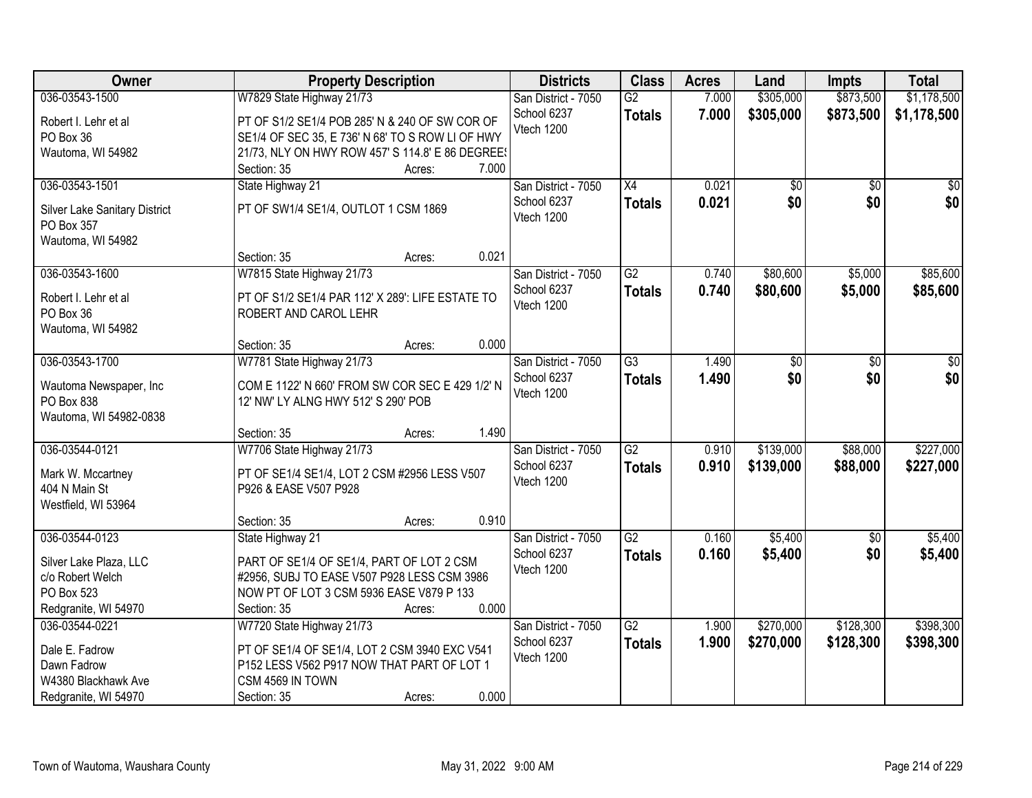| Owner | Property Description | Districts | Class | Acres | Land | Impts | Total |
|---|---|---|---|---|---|---|---|
| 036-03543-1500<br>Robert I. Lehr et al<br>PO Box 36<br>Wautoma, WI 54982 | W7829 State Highway 21/73<br>PT OF S1/2 SE1/4 POB 285' N & 240 OF SW COR OF SE1/4 OF SEC 35, E 736' N 68' TO S ROW LI OF HWY 21/73, NLY ON HWY ROW 457' S 114.8' E 86 DEGREES<br>Section: 35 Acres: 7.000 | San District - 7050<br>School 6237<br>Vtech 1200 | G2<br>**Totals** | 7.000<br>**7.000** | \$305,000<br>**\$305,000** | \$873,500<br>**\$873,500** | \$1,178,500<br>**\$1,178,500** |
| 036-03543-1501<br>Silver Lake Sanitary District<br>PO Box 357<br>Wautoma, WI 54982 | State Highway 21<br>PT OF SW1/4 SE1/4, OUTLOT 1 CSM 1869<br>Section: 35 Acres: 0.021 | San District - 7050<br>School 6237<br>Vtech 1200 | X4<br>**Totals** | 0.021<br>**0.021** | \$0<br>**\$0** | \$0<br>**\$0** | \$0<br>**\$0** |
| 036-03543-1600<br>Robert I. Lehr et al<br>PO Box 36<br>Wautoma, WI 54982 | W7815 State Highway 21/73<br>PT OF S1/2 SE1/4 PAR 112' X 289': LIFE ESTATE TO ROBERT AND CAROL LEHR<br>Section: 35 Acres: 0.000 | San District - 7050<br>School 6237<br>Vtech 1200 | G2<br>**Totals** | 0.740<br>**0.740** | \$80,600<br>**\$80,600** | \$5,000<br>**\$5,000** | \$85,600<br>**\$85,600** |
| 036-03543-1700<br>Wautoma Newspaper, Inc<br>PO Box 838<br>Wautoma, WI 54982-0838 | W7781 State Highway 21/73<br>COM E 1122' N 660' FROM SW COR SEC E 429 1/2' N 12' NW' LY ALNG HWY 512' S 290' POB<br>Section: 35 Acres: 1.490 | San District - 7050<br>School 6237<br>Vtech 1200 | G3<br>**Totals** | 1.490<br>**1.490** | \$0<br>**\$0** | \$0<br>**\$0** | \$0<br>**\$0** |
| 036-03544-0121<br>Mark W. Mccartney<br>404 N Main St<br>Westfield, WI 53964 | W7706 State Highway 21/73<br>PT OF SE1/4 SE1/4, LOT 2 CSM #2956 LESS V507 P926 & EASE V507 P928<br>Section: 35 Acres: 0.910 | San District - 7050<br>School 6237<br>Vtech 1200 | G2<br>**Totals** | 0.910<br>**0.910** | \$139,000<br>**\$139,000** | \$88,000<br>**\$88,000** | \$227,000<br>**\$227,000** |
| 036-03544-0123<br>Silver Lake Plaza, LLC<br>c/o Robert Welch<br>PO Box 523<br>Redgranite, WI 54970 | State Highway 21<br>PART OF SE1/4 OF SE1/4, PART OF LOT 2 CSM #2956, SUBJ TO EASE V507 P928 LESS CSM 3986 NOW PT OF LOT 3 CSM 5936 EASE V879 P 133<br>Section: 35 Acres: 0.000 | San District - 7050<br>School 6237<br>Vtech 1200 | G2<br>**Totals** | 0.160<br>**0.160** | \$5,400<br>**\$5,400** | \$0<br>**\$0** | \$5,400<br>**\$5,400** |
| 036-03544-0221<br>Dale E. Fadrow<br>Dawn Fadrow<br>W4380 Blackhawk Ave<br>Redgranite, WI 54970 | W7720 State Highway 21/73<br>PT OF SE1/4 OF SE1/4, LOT 2 CSM 3940 EXC V541 P152 LESS V562 P917 NOW THAT PART OF LOT 1 CSM 4569 IN TOWN<br>Section: 35 Acres: 0.000 | San District - 7050<br>School 6237<br>Vtech 1200 | G2<br>**Totals** | 1.900<br>**1.900** | \$270,000<br>**\$270,000** | \$128,300<br>**\$128,300** | \$398,300<br>**\$398,300** |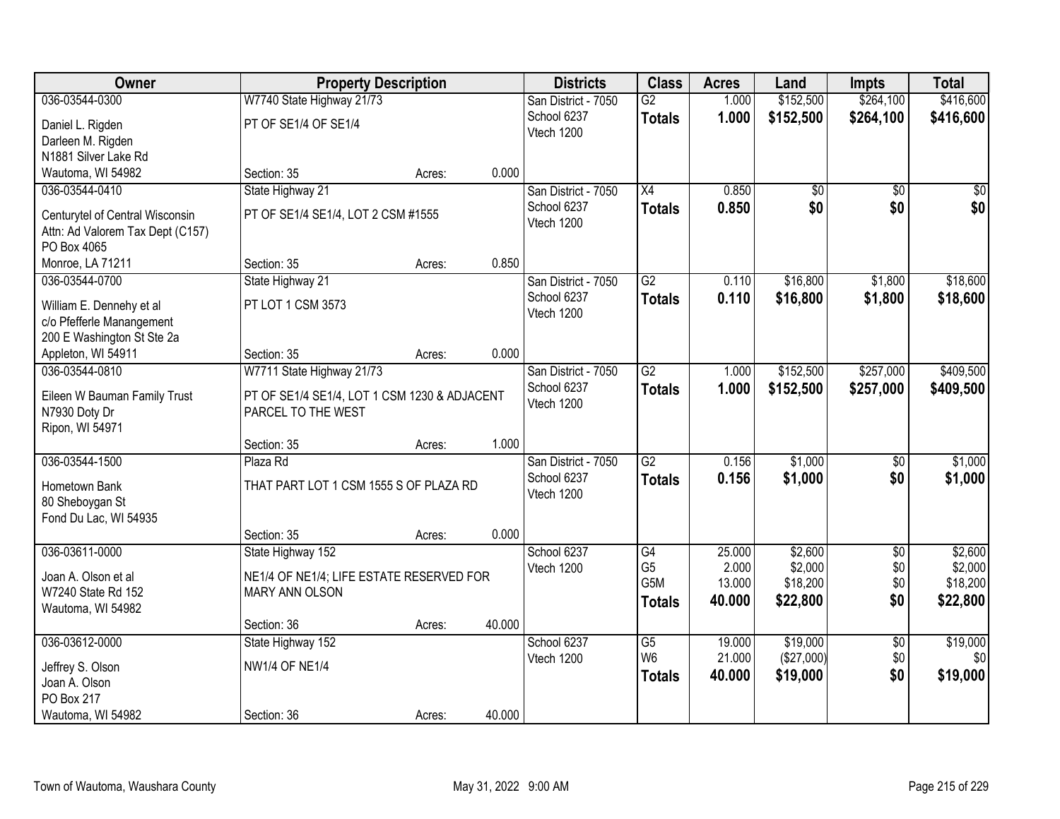| Owner | Property Description | | | Districts | Class | Acres | Land | Impts | Total |
|---|---|---|---|---|---|---|---|---|---|
| 036-03544-0300<br>Daniel L. Rigden<br>Darleen M. Rigden<br>N1881 Silver Lake Rd<br>Wautoma, WI 54982 | W7740 State Highway 21/73<br>PT OF SE1/4 OF SE1/4<br>Section: 35 | Acres: | 0.000 | San District - 7050<br>School 6237<br>Vtech 1200 | G2<br>**Totals** | 1.000<br>**1.000** | $152,500<br>**$152,500** | $264,100<br>**$264,100** | $416,600<br>**$416,600** |
| 036-03544-0410<br>Centurytel of Central Wisconsin<br>Attn: Ad Valorem Tax Dept (C157)<br>PO Box 4065<br>Monroe, LA 71211 | State Highway 21<br>PT OF SE1/4 SE1/4, LOT 2 CSM #1555<br>Section: 35 | Acres: | 0.850 | San District - 7050<br>School 6237<br>Vtech 1200 | X4<br>**Totals** | 0.850<br>**0.850** | $0<br>**$0** | $0<br>**$0** | $0<br>**$0** |
| 036-03544-0700<br>William E. Dennehy et al<br>c/o Pfefferle Manangement<br>200 E Washington St Ste 2a<br>Appleton, WI 54911 | State Highway 21<br>PT LOT 1 CSM 3573<br>Section: 35 | Acres: | 0.000 | San District - 7050<br>School 6237<br>Vtech 1200 | G2<br>**Totals** | 0.110<br>**0.110** | $16,800<br>**$16,800** | $1,800<br>**$1,800** | $18,600<br>**$18,600** |
| 036-03544-0810<br>Eileen W Bauman Family Trust<br>N7930 Doty Dr<br>Ripon, WI 54971 | W7711 State Highway 21/73<br>PT OF SE1/4 SE1/4, LOT 1 CSM 1230 & ADJACENT PARCEL TO THE WEST<br>Section: 35 | Acres: | 1.000 | San District - 7050<br>School 6237<br>Vtech 1200 | G2<br>**Totals** | 1.000<br>**1.000** | $152,500<br>**$152,500** | $257,000<br>**$257,000** | $409,500<br>**$409,500** |
| 036-03544-1500<br>Hometown Bank<br>80 Sheboygan St<br>Fond Du Lac, WI 54935 | Plaza Rd<br>THAT PART LOT 1 CSM 1555 S OF PLAZA RD<br>Section: 35 | Acres: | 0.000 | San District - 7050<br>School 6237<br>Vtech 1200 | G2<br>**Totals** | 0.156<br>**0.156** | $1,000<br>**$1,000** | $0<br>**$0** | $1,000<br>**$1,000** |
| 036-03611-0000<br>Joan A. Olson et al<br>W7240 State Rd 152<br>Wautoma, WI 54982 | State Highway 152<br>NE1/4 OF NE1/4; LIFE ESTATE RESERVED FOR MARY ANN OLSON<br>Section: 36 | Acres: | 40.000 | School 6237<br>Vtech 1200 | G4<br>G5<br>G5M<br>**Totals** | 25.000<br>2.000<br>13.000<br>**40.000** | $2,600<br>$2,000<br>$18,200<br>**$22,800** | $0<br>$0<br>$0<br>**$0** | $2,600<br>$2,000<br>$18,200<br>**$22,800** |
| 036-03612-0000<br>Jeffrey S. Olson<br>Joan A. Olson<br>PO Box 217<br>Wautoma, WI 54982 | State Highway 152<br>NW1/4 OF NE1/4<br>Section: 36 | Acres: | 40.000 | School 6237<br>Vtech 1200 | G5<br>W6<br>**Totals** | 19.000<br>21.000<br>**40.000** | $19,000<br>($27,000)<br>**$19,000** | $0<br>$0<br>**$0** | $19,000<br>$0<br>**$19,000** |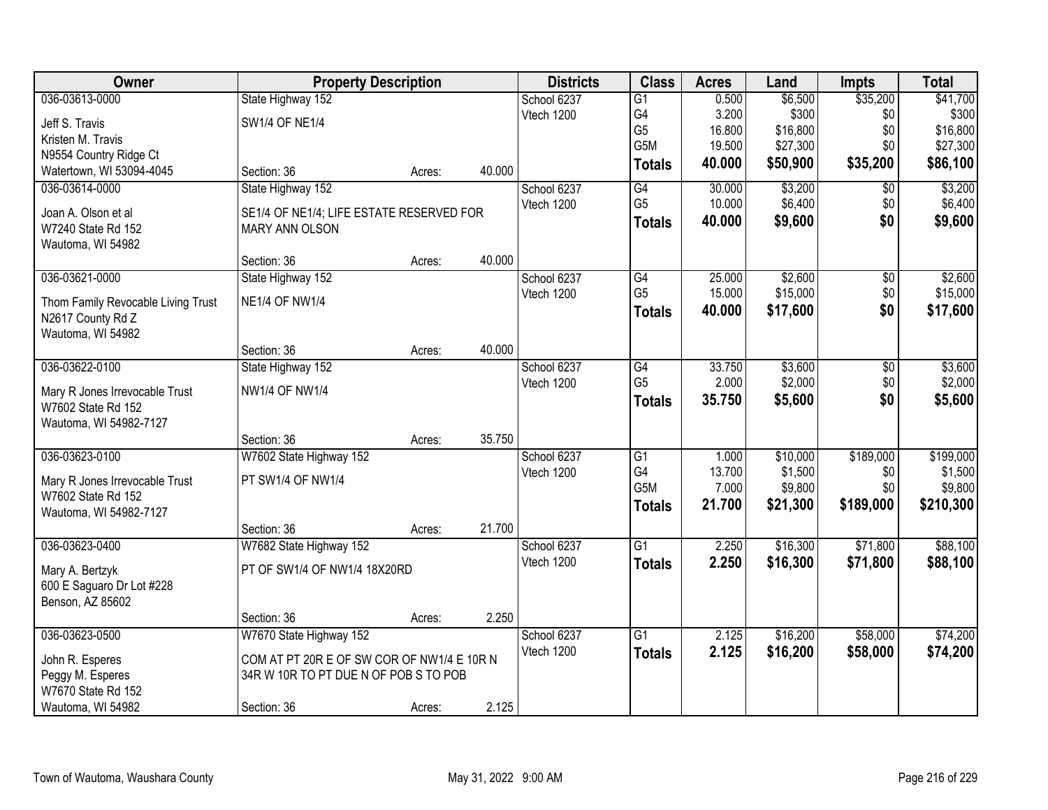| Owner | Property Description | Districts | Class | Acres | Land | Impts | Total |
|---|---|---|---|---|---|---|---|
| 036-03613-0000<br>Jeff S. Travis<br>Kristen M. Travis<br>N9554 Country Ridge Ct<br>Watertown, WI 53094-4045 | State Highway 152<br>SW1/4 OF NE1/4<br>Section: 36 Acres: 40.000 | School 6237<br>Vtech 1200 | G1<br>G4<br>G5<br>G5M<br>**Totals** | 0.500<br>3.200<br>16.800<br>19.500<br>**40.000** | $6,500<br>$300<br>$16,800<br>$27,300<br>**$50,900** | $35,200<br>$0<br>$0<br>$0<br>**$35,200** | $41,700<br>$300<br>$16,800<br>$27,300<br>**$86,100** |
| 036-03614-0000<br>Joan A. Olson et al<br>W7240 State Rd 152<br>Wautoma, WI 54982 | State Highway 152<br>SE1/4 OF NE1/4; LIFE ESTATE RESERVED FOR MARY ANN OLSON<br>Section: 36 Acres: 40.000 | School 6237<br>Vtech 1200 | G4<br>G5<br>**Totals** | 30.000<br>10.000<br>**40.000** | $3,200<br>$6,400<br>**$9,600** | $0<br>$0<br>**$0** | $3,200<br>$6,400<br>**$9,600** |
| 036-03621-0000<br>Thom Family Revocable Living Trust<br>N2617 County Rd Z<br>Wautoma, WI 54982 | State Highway 152<br>NE1/4 OF NW1/4<br>Section: 36 Acres: 40.000 | School 6237<br>Vtech 1200 | G4<br>G5<br>**Totals** | 25.000<br>15.000<br>**40.000** | $2,600<br>$15,000<br>**$17,600** | $0<br>$0<br>**$0** | $2,600<br>$15,000<br>**$17,600** |
| 036-03622-0100<br>Mary R Jones Irrevocable Trust<br>W7602 State Rd 152<br>Wautoma, WI 54982-7127 | State Highway 152<br>NW1/4 OF NW1/4<br>Section: 36 Acres: 35.750 | School 6237<br>Vtech 1200 | G4<br>G5<br>**Totals** | 33.750<br>2.000<br>**35.750** | $3,600<br>$2,000<br>**$5,600** | $0<br>$0<br>**$0** | $3,600<br>$2,000<br>**$5,600** |
| 036-03623-0100<br>Mary R Jones Irrevocable Trust<br>W7602 State Rd 152<br>Wautoma, WI 54982-7127 | W7602 State Highway 152<br>PT SW1/4 OF NW1/4<br>Section: 36 Acres: 21.700 | School 6237<br>Vtech 1200 | G1<br>G4<br>G5M<br>**Totals** | 1.000<br>13.700<br>7.000<br>**21.700** | $10,000<br>$1,500<br>$9,800<br>**$21,300** | $189,000<br>$0<br>$0<br>**$189,000** | $199,000<br>$1,500<br>$9,800<br>**$210,300** |
| 036-03623-0400<br>Mary A. Bertzyk<br>600 E Saguaro Dr Lot #228<br>Benson, AZ 85602 | W7682 State Highway 152<br>PT OF SW1/4 OF NW1/4 18X20RD<br>Section: 36 Acres: 2.250 | School 6237<br>Vtech 1200 | G1<br>**Totals** | 2.250<br>**2.250** | $16,300<br>**$16,300** | $71,800<br>**$71,800** | $88,100<br>**$88,100** |
| 036-03623-0500<br>John R. Esperes<br>Peggy M. Esperes<br>W7670 State Rd 152<br>Wautoma, WI 54982 | W7670 State Highway 152<br>COM AT PT 20R E OF SW COR OF NW1/4 E 10R N 34R W 10R TO PT DUE N OF POB S TO POB<br>Section: 36 Acres: 2.125 | School 6237<br>Vtech 1200 | G1<br>**Totals** | 2.125<br>**2.125** | $16,200<br>**$16,200** | $58,000<br>**$58,000** | $74,200<br>**$74,200** |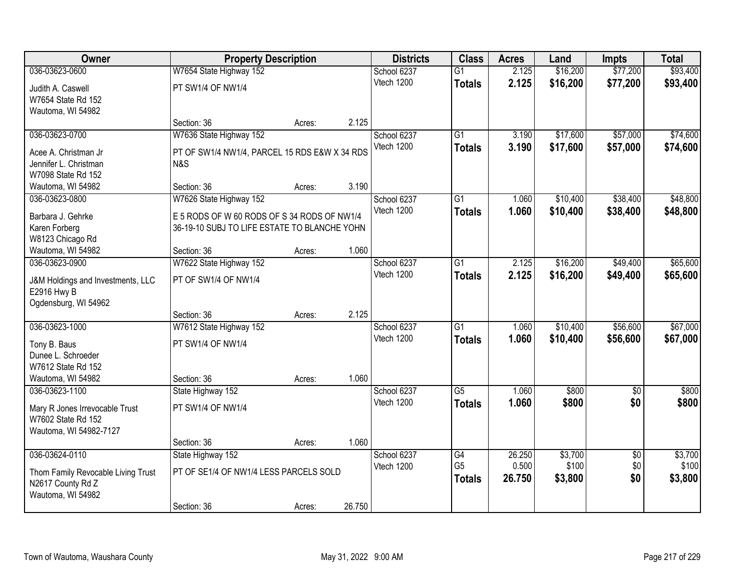| Owner | Property Description | | | Districts | Class | Acres | Land | Impts | Total |
|---|---|---|---|---|---|---|---|---|---|
| 036-03623-0600 | W7654 State Highway 152 | | | School 6237 | G1 | 2.125 | $16,200 | $77,200 | $93,400 |
| Judith A. Caswell<br>W7654 State Rd 152<br>Wautoma, WI 54982 | PT SW1/4 OF NW1/4 | | | Vtech 1200 | **Totals** | **2.125** | **$16,200** | **$77,200** | **$93,400** |
| | Section: 36 | Acres: | 2.125 | | | | | | |
| 036-03623-0700 | W7636 State Highway 152 | | | School 6237 | G1 | 3.190 | $17,600 | $57,000 | $74,600 |
| Acee A. Christman Jr<br>Jennifer L. Christman<br>W7098 State Rd 152<br>Wautoma, WI 54982 | PT OF SW1/4 NW1/4, PARCEL 15 RDS E&W X 34 RDS N&S | | | Vtech 1200 | **Totals** | **3.190** | **$17,600** | **$57,000** | **$74,600** |
| | Section: 36 | Acres: | 3.190 | | | | | | |
| 036-03623-0800 | W7626 State Highway 152 | | | School 6237 | G1 | 1.060 | $10,400 | $38,400 | $48,800 |
| Barbara J. Gehrke<br>Karen Forberg<br>W8123 Chicago Rd<br>Wautoma, WI 54982 | E 5 RODS OF W 60 RODS OF S 34 RODS OF NW1/4 36-19-10 SUBJ TO LIFE ESTATE TO BLANCHE YOHN | | | Vtech 1200 | **Totals** | **1.060** | **$10,400** | **$38,400** | **$48,800** |
| | Section: 36 | Acres: | 1.060 | | | | | | |
| 036-03623-0900 | W7622 State Highway 152 | | | School 6237 | G1 | 2.125 | $16,200 | $49,400 | $65,600 |
| J&M Holdings and Investments, LLC<br>E2916 Hwy B<br>Ogdensburg, WI 54962 | PT OF SW1/4 OF NW1/4 | | | Vtech 1200 | **Totals** | **2.125** | **$16,200** | **$49,400** | **$65,600** |
| | Section: 36 | Acres: | 2.125 | | | | | | |
| 036-03623-1000 | W7612 State Highway 152 | | | School 6237 | G1 | 1.060 | $10,400 | $56,600 | $67,000 |
| Tony B. Baus<br>Dunee L. Schroeder<br>W7612 State Rd 152<br>Wautoma, WI 54982 | PT SW1/4 OF NW1/4 | | | Vtech 1200 | **Totals** | **1.060** | **$10,400** | **$56,600** | **$67,000** |
| | Section: 36 | Acres: | 1.060 | | | | | | |
| 036-03623-1100 | State Highway 152 | | | School 6237 | G5 | 1.060 | $800 | $0 | $800 |
| Mary R Jones Irrevocable Trust<br>W7602 State Rd 152<br>Wautoma, WI 54982-7127 | PT SW1/4 OF NW1/4 | | | Vtech 1200 | **Totals** | **1.060** | **$800** | **$0** | **$800** |
| | Section: 36 | Acres: | 1.060 | | | | | | |
| 036-03624-0110 | State Highway 152 | | | School 6237 | G4 | 26.250 | $3,700 | $0 | $3,700 |
| Thom Family Revocable Living Trust<br>N2617 County Rd Z<br>Wautoma, WI 54982 | PT OF SE1/4 OF NW1/4 LESS PARCELS SOLD | | | Vtech 1200 | G5 | 0.500 | $100 | $0 | $100 |
| | | | | | **Totals** | **26.750** | **$3,800** | **$0** | **$3,800** |
| | Section: 36 | Acres: | 26.750 | | | | | | |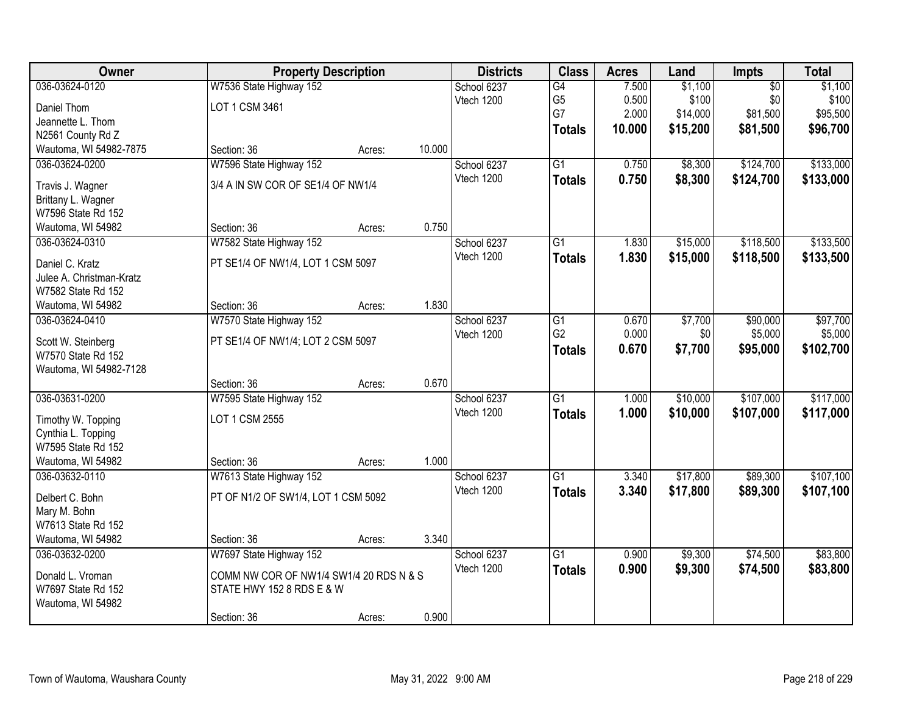| Owner | Property Description | | | Districts | Class | Acres | Land | Impts | Total |
|---|---|---|---|---|---|---|---|---|---|
| 036-03624-0120 | W7536 State Highway 152 | | | School 6237 | G4 | 7.500 | $1,100 | $0 | $1,100 |
| Daniel Thom | LOT 1 CSM 3461 | | | Vtech 1200 | G5 | 0.500 | $100 | $0 | $100 |
| Jeannette L. Thom | | | | | G7 | 2.000 | $14,000 | $81,500 | $95,500 |
| N2561 County Rd Z | | | | | **Totals** | **10.000** | **$15,200** | **$81,500** | **$96,700** |
| Wautoma, WI 54982-7875 | Section: 36 | Acres: | 10.000 | | | | | | |
| 036-03624-0200 | W7596 State Highway 152 | | | School 6237 | G1 | 0.750 | $8,300 | $124,700 | $133,000 |
| Travis J. Wagner | 3/4 A IN SW COR OF SE1/4 OF NW1/4 | | | Vtech 1200 | **Totals** | **0.750** | **$8,300** | **$124,700** | **$133,000** |
| Brittany L. Wagner | | | | | | | | | |
| W7596 State Rd 152 | | | | | | | | | |
| Wautoma, WI 54982 | Section: 36 | Acres: | 0.750 | | | | | | |
| 036-03624-0310 | W7582 State Highway 152 | | | School 6237 | G1 | 1.830 | $15,000 | $118,500 | $133,500 |
| Daniel C. Kratz | PT SE1/4 OF NW1/4, LOT 1 CSM 5097 | | | Vtech 1200 | **Totals** | **1.830** | **$15,000** | **$118,500** | **$133,500** |
| Julee A. Christman-Kratz | | | | | | | | | |
| W7582 State Rd 152 | | | | | | | | | |
| Wautoma, WI 54982 | Section: 36 | Acres: | 1.830 | | | | | | |
| 036-03624-0410 | W7570 State Highway 152 | | | School 6237 | G1 | 0.670 | $7,700 | $90,000 | $97,700 |
| Scott W. Steinberg | PT SE1/4 OF NW1/4; LOT 2 CSM 5097 | | | Vtech 1200 | G2 | 0.000 | $0 | $5,000 | $5,000 |
| W7570 State Rd 152 | | | | | **Totals** | **0.670** | **$7,700** | **$95,000** | **$102,700** |
| Wautoma, WI 54982-7128 | | | | | | | | | |
| | Section: 36 | Acres: | 0.670 | | | | | | |
| 036-03631-0200 | W7595 State Highway 152 | | | School 6237 | G1 | 1.000 | $10,000 | $107,000 | $117,000 |
| Timothy W. Topping | LOT 1 CSM 2555 | | | Vtech 1200 | **Totals** | **1.000** | **$10,000** | **$107,000** | **$117,000** |
| Cynthia L. Topping | | | | | | | | | |
| W7595 State Rd 152 | | | | | | | | | |
| Wautoma, WI 54982 | Section: 36 | Acres: | 1.000 | | | | | | |
| 036-03632-0110 | W7613 State Highway 152 | | | School 6237 | G1 | 3.340 | $17,800 | $89,300 | $107,100 |
| Delbert C. Bohn | PT OF N1/2 OF SW1/4, LOT 1 CSM 5092 | | | Vtech 1200 | **Totals** | **3.340** | **$17,800** | **$89,300** | **$107,100** |
| Mary M. Bohn | | | | | | | | | |
| W7613 State Rd 152 | | | | | | | | | |
| Wautoma, WI 54982 | Section: 36 | Acres: | 3.340 | | | | | | |
| 036-03632-0200 | W7697 State Highway 152 | | | School 6237 | G1 | 0.900 | $9,300 | $74,500 | $83,800 |
| Donald L. Vroman | COMM NW COR OF NW1/4 SW1/4 20 RDS N & S STATE HWY 152 8 RDS E & W | | | Vtech 1200 | **Totals** | **0.900** | **$9,300** | **$74,500** | **$83,800** |
| W7697 State Rd 152 | | | | | | | | | |
| Wautoma, WI 54982 | | | | | | | | | |
| | Section: 36 | Acres: | 0.900 | | | | | | |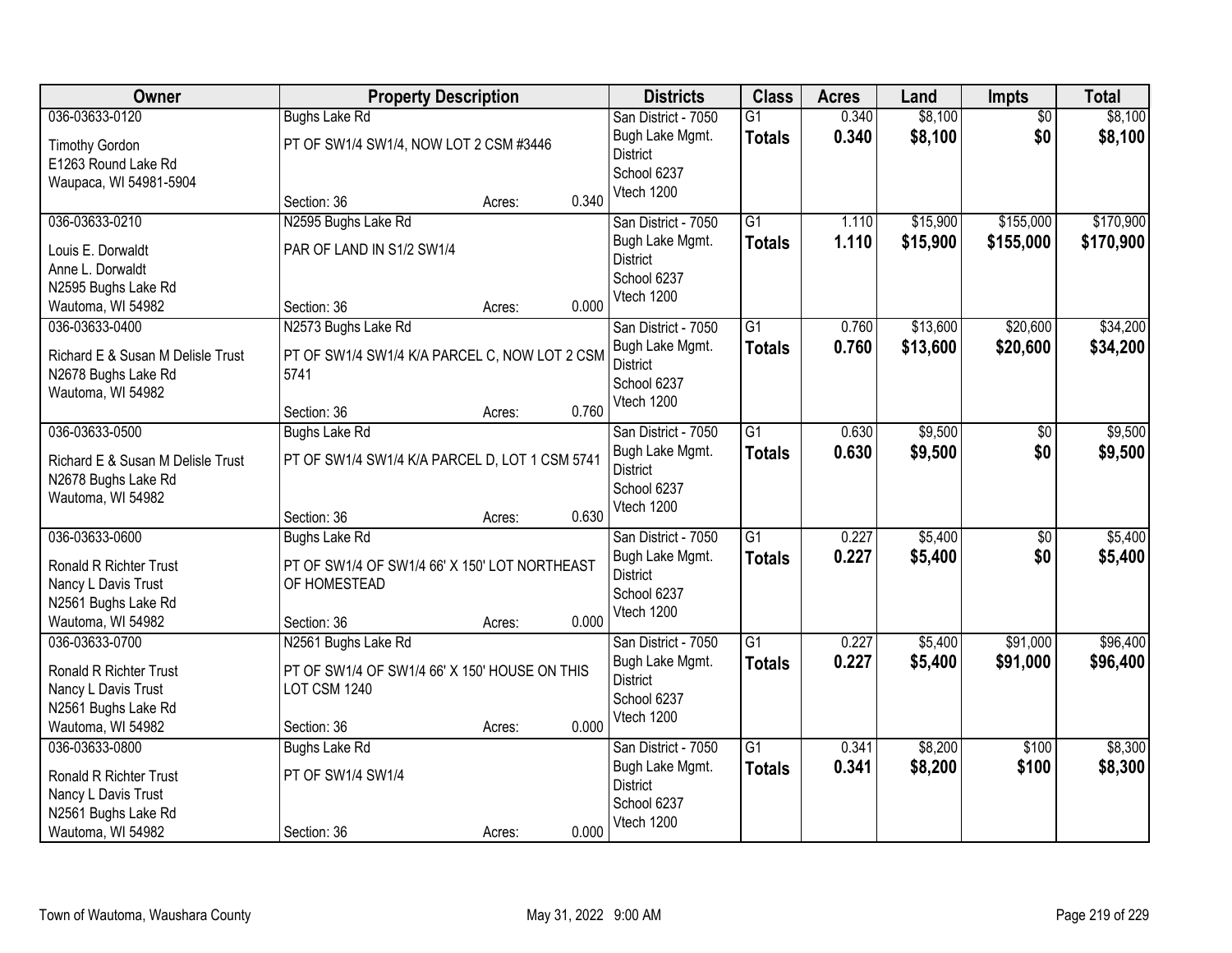| Owner | Property Description | Districts | Class | Acres | Land | Impts | Total |
|---|---|---|---|---|---|---|---|
| 036-03633-0120<br>Timothy Gordon<br>E1263 Round Lake Rd<br>Waupaca, WI 54981-5904 | Bughs Lake Rd<br>PT OF SW1/4 SW1/4, NOW LOT 2 CSM #3446<br>Section: 36 Acres: 0.340 | San District - 7050<br>Bugh Lake Mgmt. District<br>School 6237<br>Vtech 1200 | G1<br>**Totals** | 0.340<br>**0.340** | $8,100<br>**$8,100** | $0<br>**$0** | $8,100<br>**$8,100** |
| 036-03633-0210<br>Louis E. Dorwaldt<br>Anne L. Dorwaldt<br>N2595 Bughs Lake Rd<br>Wautoma, WI 54982 | N2595 Bughs Lake Rd<br>PAR OF LAND IN S1/2 SW1/4<br>Section: 36 Acres: 0.000 | San District - 7050<br>Bugh Lake Mgmt. District<br>School 6237<br>Vtech 1200 | G1<br>**Totals** | 1.110<br>**1.110** | $15,900<br>**$15,900** | $155,000<br>**$155,000** | $170,900<br>**$170,900** |
| 036-03633-0400<br>Richard E & Susan M Delisle Trust<br>N2678 Bughs Lake Rd<br>Wautoma, WI 54982 | N2573 Bughs Lake Rd<br>PT OF SW1/4 SW1/4 K/A PARCEL C, NOW LOT 2 CSM 5741<br>Section: 36 Acres: 0.760 | San District - 7050<br>Bugh Lake Mgmt. District<br>School 6237<br>Vtech 1200 | G1<br>**Totals** | 0.760<br>**0.760** | $13,600<br>**$13,600** | $20,600<br>**$20,600** | $34,200<br>**$34,200** |
| 036-03633-0500<br>Richard E & Susan M Delisle Trust<br>N2678 Bughs Lake Rd<br>Wautoma, WI 54982 | Bughs Lake Rd<br>PT OF SW1/4 SW1/4 K/A PARCEL D, LOT 1 CSM 5741<br>Section: 36 Acres: 0.630 | San District - 7050<br>Bugh Lake Mgmt. District<br>School 6237<br>Vtech 1200 | G1<br>**Totals** | 0.630<br>**0.630** | $9,500<br>**$9,500** | $0<br>**$0** | $9,500<br>**$9,500** |
| 036-03633-0600<br>Ronald R Richter Trust<br>Nancy L Davis Trust<br>N2561 Bughs Lake Rd<br>Wautoma, WI 54982 | Bughs Lake Rd<br>PT OF SW1/4 OF SW1/4 66' X 150' LOT NORTHEAST OF HOMESTEAD<br>Section: 36 Acres: 0.000 | San District - 7050<br>Bugh Lake Mgmt. District<br>School 6237<br>Vtech 1200 | G1<br>**Totals** | 0.227<br>**0.227** | $5,400<br>**$5,400** | $0<br>**$0** | $5,400<br>**$5,400** |
| 036-03633-0700<br>Ronald R Richter Trust<br>Nancy L Davis Trust<br>N2561 Bughs Lake Rd<br>Wautoma, WI 54982 | N2561 Bughs Lake Rd<br>PT OF SW1/4 OF SW1/4 66' X 150' HOUSE ON THIS LOT CSM 1240<br>Section: 36 Acres: 0.000 | San District - 7050<br>Bugh Lake Mgmt. District<br>School 6237<br>Vtech 1200 | G1<br>**Totals** | 0.227<br>**0.227** | $5,400<br>**$5,400** | $91,000<br>**$91,000** | $96,400<br>**$96,400** |
| 036-03633-0800<br>Ronald R Richter Trust<br>Nancy L Davis Trust<br>N2561 Bughs Lake Rd<br>Wautoma, WI 54982 | Bughs Lake Rd<br>PT OF SW1/4 SW1/4<br>Section: 36 Acres: 0.000 | San District - 7050<br>Bugh Lake Mgmt. District<br>School 6237<br>Vtech 1200 | G1<br>**Totals** | 0.341<br>**0.341** | $8,200<br>**$8,200** | $100<br>**$100** | $8,300<br>**$8,300** |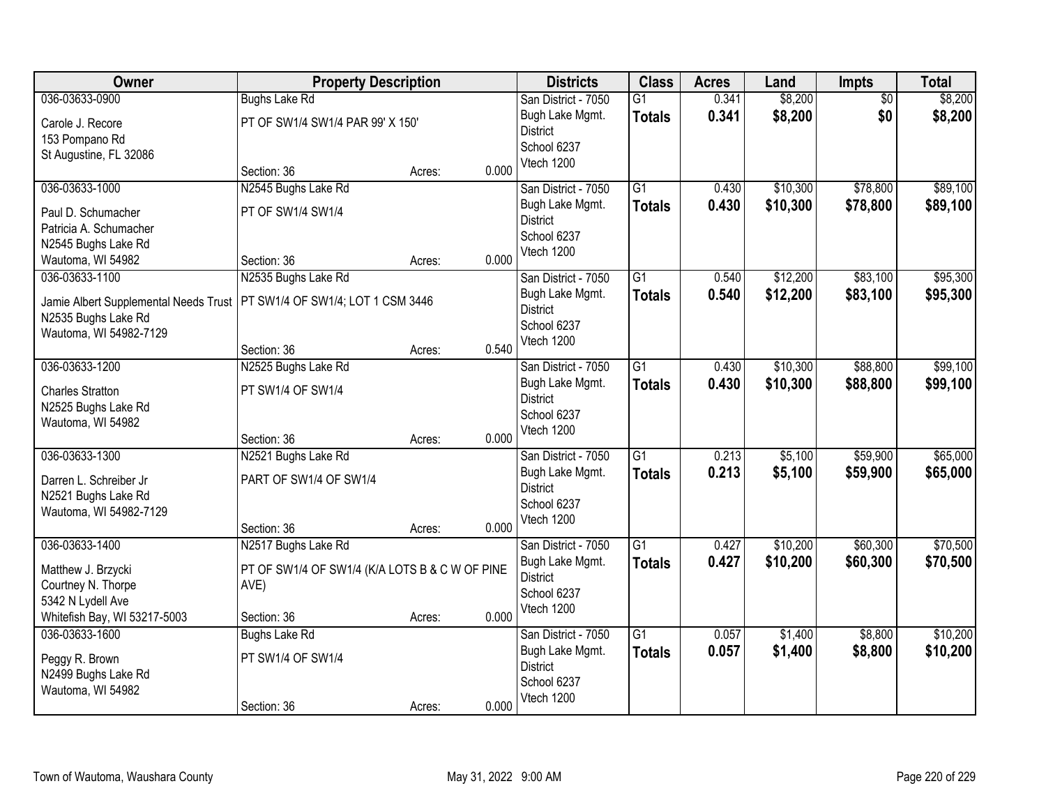| Owner | Property Description | | | Districts | Class | Acres | Land | Impts | Total |
|---|---|---|---|---|---|---|---|---|---|
| 036-03633-0900<br>Carole J. Recore<br>153 Pompano Rd<br>St Augustine, FL 32086 | Bughs Lake Rd<br>PT OF SW1/4 SW1/4 PAR 99' X 150'<br>Section: 36 | Acres: | 0.000 | San District - 7050<br>Bugh Lake Mgmt. District<br>School 6237<br>Vtech 1200 | G1<br>**Totals** | 0.341<br>**0.341** | $8,200<br>**$8,200** | $0<br>**$0** | $8,200<br>**$8,200** |
| 036-03633-1000<br>Paul D. Schumacher<br>Patricia A. Schumacher<br>N2545 Bughs Lake Rd<br>Wautoma, WI 54982 | N2545 Bughs Lake Rd<br>PT OF SW1/4 SW1/4<br>Section: 36 | Acres: | 0.000 | San District - 7050<br>Bugh Lake Mgmt. District<br>School 6237<br>Vtech 1200 | G1<br>**Totals** | 0.430<br>**0.430** | $10,300<br>**$10,300** | $78,800<br>**$78,800** | $89,100<br>**$89,100** |
| 036-03633-1100<br>Jamie Albert Supplemental Needs Trust<br>N2535 Bughs Lake Rd<br>Wautoma, WI 54982-7129 | N2535 Bughs Lake Rd<br>PT SW1/4 OF SW1/4; LOT 1 CSM 3446<br>Section: 36 | Acres: | 0.540 | San District - 7050<br>Bugh Lake Mgmt. District<br>School 6237<br>Vtech 1200 | G1<br>**Totals** | 0.540<br>**0.540** | $12,200<br>**$12,200** | $83,100<br>**$83,100** | $95,300<br>**$95,300** |
| 036-03633-1200<br>Charles Stratton<br>N2525 Bughs Lake Rd<br>Wautoma, WI 54982 | N2525 Bughs Lake Rd<br>PT SW1/4 OF SW1/4<br>Section: 36 | Acres: | 0.000 | San District - 7050<br>Bugh Lake Mgmt. District<br>School 6237<br>Vtech 1200 | G1<br>**Totals** | 0.430<br>**0.430** | $10,300<br>**$10,300** | $88,800<br>**$88,800** | $99,100<br>**$99,100** |
| 036-03633-1300<br>Darren L. Schreiber Jr<br>N2521 Bughs Lake Rd<br>Wautoma, WI 54982-7129 | N2521 Bughs Lake Rd<br>PART OF SW1/4 OF SW1/4<br>Section: 36 | Acres: | 0.000 | San District - 7050<br>Bugh Lake Mgmt. District<br>School 6237<br>Vtech 1200 | G1<br>**Totals** | 0.213<br>**0.213** | $5,100<br>**$5,100** | $59,900<br>**$59,900** | $65,000<br>**$65,000** |
| 036-03633-1400<br>Matthew J. Brzycki<br>Courtney N. Thorpe<br>5342 N Lydell Ave<br>Whitefish Bay, WI 53217-5003 | N2517 Bughs Lake Rd<br>PT OF SW1/4 OF SW1/4 (K/A LOTS B & C W OF PINE AVE)<br>Section: 36 | Acres: | 0.000 | San District - 7050<br>Bugh Lake Mgmt. District<br>School 6237<br>Vtech 1200 | G1<br>**Totals** | 0.427<br>**0.427** | $10,200<br>**$10,200** | $60,300<br>**$60,300** | $70,500<br>**$70,500** |
| 036-03633-1600<br>Peggy R. Brown<br>N2499 Bughs Lake Rd<br>Wautoma, WI 54982 | Bughs Lake Rd<br>PT SW1/4 OF SW1/4<br>Section: 36 | Acres: | 0.000 | San District - 7050<br>Bugh Lake Mgmt. District<br>School 6237<br>Vtech 1200 | G1<br>**Totals** | 0.057<br>**0.057** | $1,400<br>**$1,400** | $8,800<br>**$8,800** | $10,200<br>**$10,200** |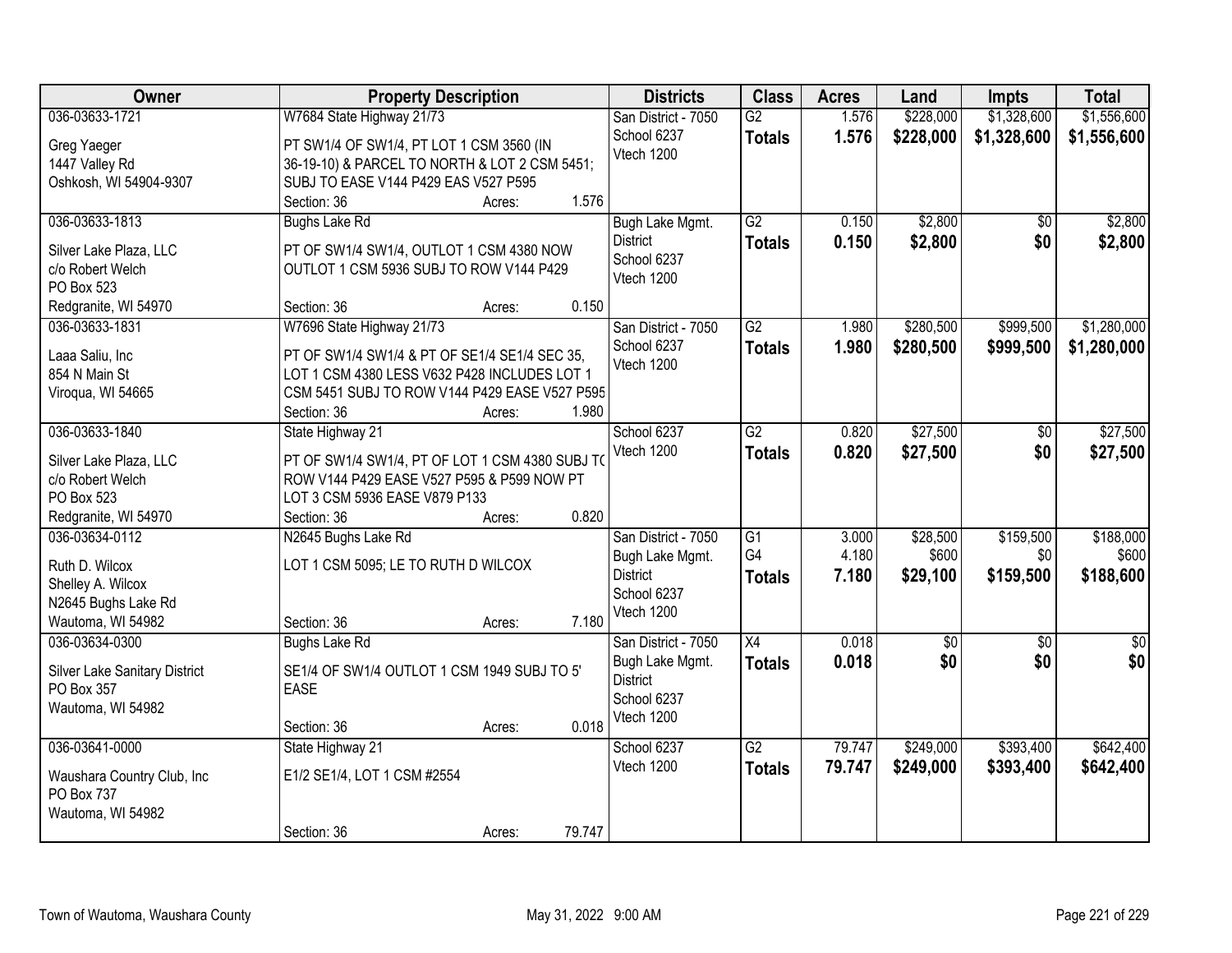| Owner | Property Description | Districts | Class | Acres | Land | Impts | Total |
|---|---|---|---|---|---|---|---|
| 036-03633-1721<br>Greg Yaeger<br>1447 Valley Rd<br>Oshkosh, WI 54904-9307 | W7684 State Highway 21/73<br>PT SW1/4 OF SW1/4, PT LOT 1 CSM 3560 (IN 36-19-10) & PARCEL TO NORTH & LOT 2 CSM 5451; SUBJ TO EASE V144 P429 EAS V527 P595<br>Section: 36 Acres: 1.576 | San District - 7050<br>School 6237<br>Vtech 1200 | G2<br>**Totals** | 1.576<br>**1.576** | $228,000<br>**$228,000** | $1,328,600<br>**$1,328,600** | $1,556,600<br>**$1,556,600** |
| 036-03633-1813<br>Silver Lake Plaza, LLC<br>c/o Robert Welch<br>PO Box 523<br>Redgranite, WI 54970 | Bughs Lake Rd<br>PT OF SW1/4 SW1/4, OUTLOT 1 CSM 4380 NOW OUTLOT 1 CSM 5936 SUBJ TO ROW V144 P429<br>Section: 36 Acres: 0.150 | Bugh Lake Mgmt. District<br>School 6237<br>Vtech 1200 | G2<br>**Totals** | 0.150<br>**0.150** | $2,800<br>**$2,800** | $0<br>**$0** | $2,800<br>**$2,800** |
| 036-03633-1831<br>Laaa Saliu, Inc<br>854 N Main St<br>Viroqua, WI 54665 | W7696 State Highway 21/73<br>PT OF SW1/4 SW1/4 & PT OF SE1/4 SE1/4 SEC 35, LOT 1 CSM 4380 LESS V632 P428 INCLUDES LOT 1 CSM 5451 SUBJ TO ROW V144 P429 EASE V527 P595<br>Section: 36 Acres: 1.980 | San District - 7050<br>School 6237<br>Vtech 1200 | G2<br>**Totals** | 1.980<br>**1.980** | $280,500<br>**$280,500** | $999,500<br>**$999,500** | $1,280,000<br>**$1,280,000** |
| 036-03633-1840<br>Silver Lake Plaza, LLC<br>c/o Robert Welch<br>PO Box 523<br>Redgranite, WI 54970 | State Highway 21<br>PT OF SW1/4 SW1/4, PT OF LOT 1 CSM 4380 SUBJ TO ROW V144 P429 EASE V527 P595 & P599 NOW PT LOT 3 CSM 5936 EASE V879 P133<br>Section: 36 Acres: 0.820 | School 6237<br>Vtech 1200 | G2<br>**Totals** | 0.820<br>**0.820** | $27,500<br>**$27,500** | $0<br>**$0** | $27,500<br>**$27,500** |
| 036-03634-0112<br>Ruth D. Wilcox<br>Shelley A. Wilcox<br>N2645 Bughs Lake Rd<br>Wautoma, WI 54982 | N2645 Bughs Lake Rd<br>LOT 1 CSM 5095; LE TO RUTH D WILCOX<br>Section: 36 Acres: 7.180 | San District - 7050<br>Bugh Lake Mgmt. District<br>School 6237<br>Vtech 1200 | G1<br>G4<br>**Totals** | 3.000<br>4.180<br>**7.180** | $28,500<br>$600<br>**$29,100** | $159,500<br>$0<br>**$159,500** | $188,000<br>$600<br>**$188,600** |
| 036-03634-0300<br>Silver Lake Sanitary District<br>PO Box 357<br>Wautoma, WI 54982 | Bughs Lake Rd<br>SE1/4 OF SW1/4 OUTLOT 1 CSM 1949 SUBJ TO 5' EASE<br>Section: 36 Acres: 0.018 | San District - 7050<br>Bugh Lake Mgmt. District<br>School 6237<br>Vtech 1200 | X4<br>**Totals** | 0.018<br>**0.018** | $0<br>**$0** | $0<br>**$0** | $0<br>**$0** |
| 036-03641-0000<br>Waushara Country Club, Inc<br>PO Box 737<br>Wautoma, WI 54982 | State Highway 21<br>E1/2 SE1/4, LOT 1 CSM #2554<br>Section: 36 Acres: 79.747 | School 6237<br>Vtech 1200 | G2<br>**Totals** | 79.747<br>**79.747** | $249,000<br>**$249,000** | $393,400<br>**$393,400** | $642,400<br>**$642,400** |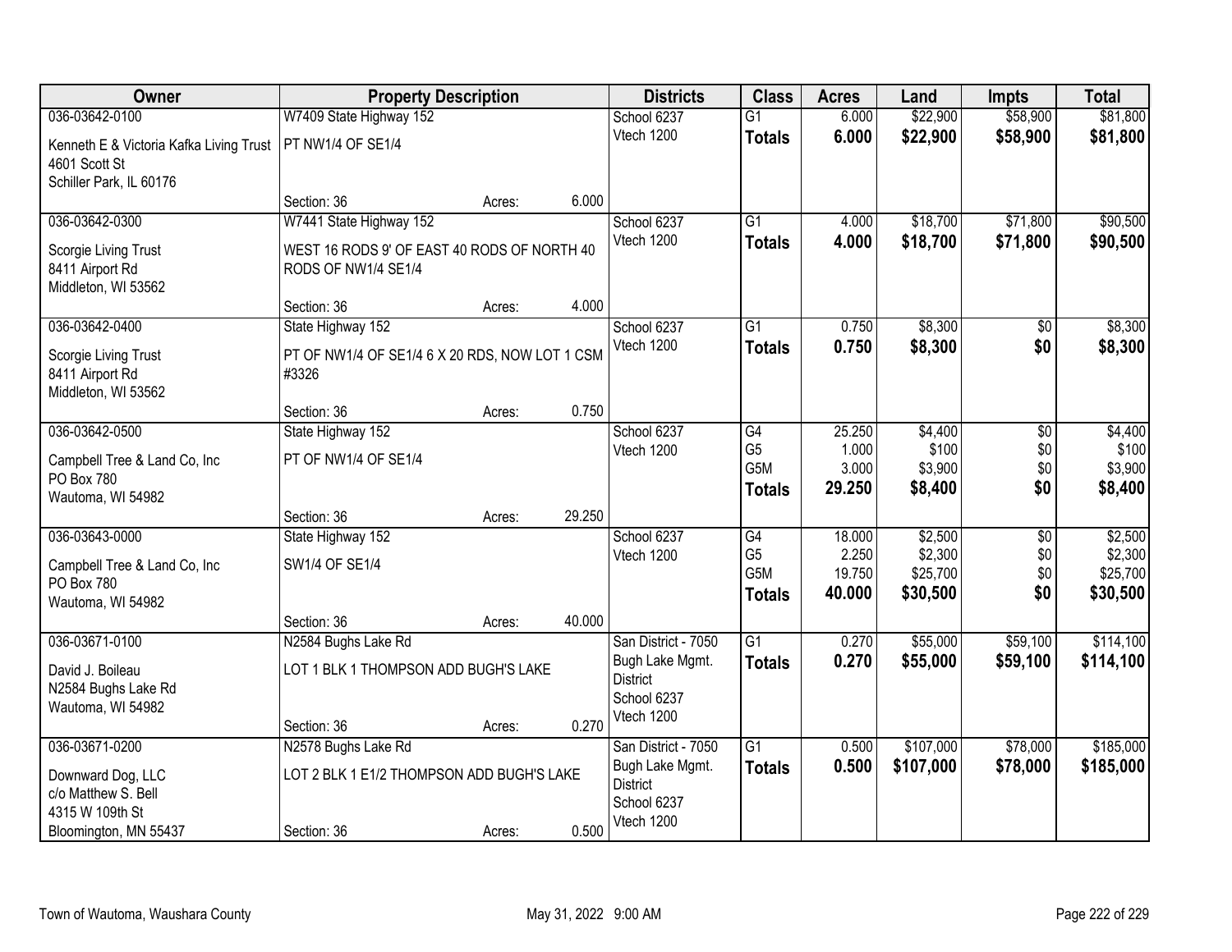| Owner | Property Description | | | Districts | Class | Acres | Land | Impts | Total |
|---|---|---|---|---|---|---|---|---|---|
| 036-03642-0100 | W7409 State Highway 152 | | | School 6237 | G1 | 6.000 | $22,900 | $58,900 | $81,800 |
| Kenneth E & Victoria Kafka Living Trust<br>4601 Scott St<br>Schiller Park, IL 60176 | PT NW1/4 OF SE1/4 | | | Vtech 1200 | **Totals** | **6.000** | **$22,900** | **$58,900** | **$81,800** |
| | Section: 36 | Acres: | 6.000 | | | | | | |
| 036-03642-0300 | W7441 State Highway 152 | | | School 6237 | G1 | 4.000 | $18,700 | $71,800 | $90,500 |
| Scorgie Living Trust<br>8411 Airport Rd<br>Middleton, WI 53562 | WEST 16 RODS 9' OF EAST 40 RODS OF NORTH 40 RODS OF NW1/4 SE1/4 | | | Vtech 1200 | **Totals** | **4.000** | **$18,700** | **$71,800** | **$90,500** |
| | Section: 36 | Acres: | 4.000 | | | | | | |
| 036-03642-0400 | State Highway 152 | | | School 6237 | G1 | 0.750 | $8,300 | $0 | $8,300 |
| Scorgie Living Trust<br>8411 Airport Rd<br>Middleton, WI 53562 | PT OF NW1/4 OF SE1/4 6 X 20 RDS, NOW LOT 1 CSM #3326 | | | Vtech 1200 | **Totals** | **0.750** | **$8,300** | **$0** | **$8,300** |
| | Section: 36 | Acres: | 0.750 | | | | | | |
| 036-03642-0500 | State Highway 152 | | | School 6237 | G4 | 25.250 | $4,400 | $0 | $4,400 |
| Campbell Tree & Land Co, Inc<br>PO Box 780<br>Wautoma, WI 54982 | PT OF NW1/4 OF SE1/4 | | | Vtech 1200 | G5 | 1.000 | $100 | $0 | $100 |
| | | | | | G5M | 3.000 | $3,900 | $0 | $3,900 |
| | | | | | **Totals** | **29.250** | **$8,400** | **$0** | **$8,400** |
| | Section: 36 | Acres: | 29.250 | | | | | | |
| 036-03643-0000 | State Highway 152 | | | School 6237 | G4 | 18.000 | $2,500 | $0 | $2,500 |
| Campbell Tree & Land Co, Inc<br>PO Box 780<br>Wautoma, WI 54982 | SW1/4 OF SE1/4 | | | Vtech 1200 | G5 | 2.250 | $2,300 | $0 | $2,300 |
| | | | | | G5M | 19.750 | $25,700 | $0 | $25,700 |
| | | | | | **Totals** | **40.000** | **$30,500** | **$0** | **$30,500** |
| | Section: 36 | Acres: | 40.000 | | | | | | |
| 036-03671-0100 | N2584 Bughs Lake Rd | | | San District - 7050 | G1 | 0.270 | $55,000 | $59,100 | $114,100 |
| David J. Boileau<br>N2584 Bughs Lake Rd<br>Wautoma, WI 54982 | LOT 1 BLK 1 THOMPSON ADD BUGH'S LAKE | | | Bugh Lake Mgmt. District<br>School 6237<br>Vtech 1200 | **Totals** | **0.270** | **$55,000** | **$59,100** | **$114,100** |
| | Section: 36 | Acres: | 0.270 | | | | | | |
| 036-03671-0200 | N2578 Bughs Lake Rd | | | San District - 7050 | G1 | 0.500 | $107,000 | $78,000 | $185,000 |
| Downward Dog, LLC<br>c/o Matthew S. Bell<br>4315 W 109th St<br>Bloomington, MN 55437 | LOT 2 BLK 1 E1/2 THOMPSON ADD BUGH'S LAKE | | | Bugh Lake Mgmt. District<br>School 6237<br>Vtech 1200 | **Totals** | **0.500** | **$107,000** | **$78,000** | **$185,000** |
| | Section: 36 | Acres: | 0.500 | | | | | | |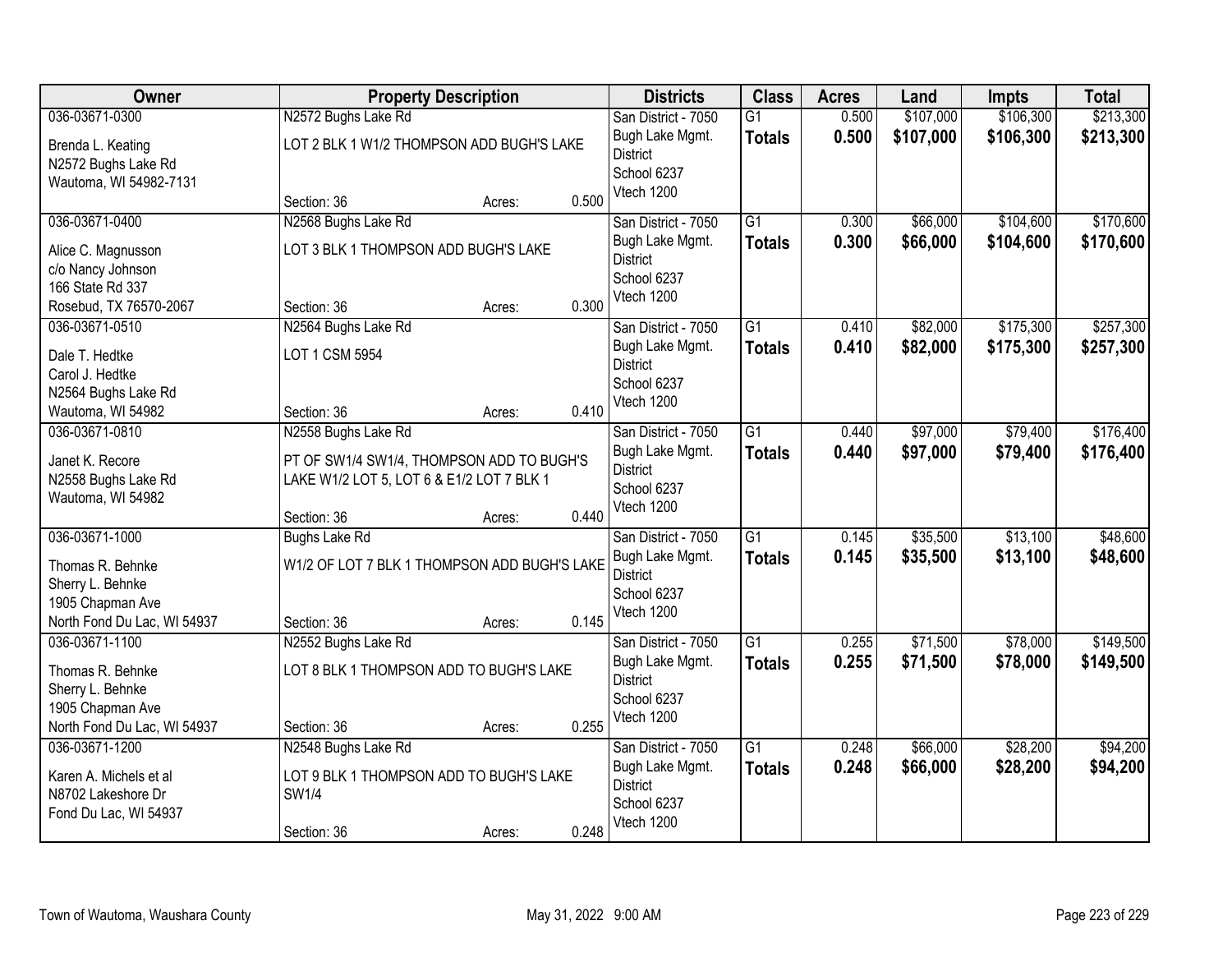| Owner | Property Description | Districts | Class | Acres | Land | Impts | Total |
|---|---|---|---|---|---|---|---|
| 036-03671-0300<br>Brenda L. Keating<br>N2572 Bughs Lake Rd<br>Wautoma, WI 54982-7131 | N2572 Bughs Lake Rd<br>LOT 2 BLK 1 W1/2 THOMPSON ADD BUGH'S LAKE<br>Section: 36 Acres: 0.500 | San District - 7050<br>Bugh Lake Mgmt. District<br>School 6237<br>Vtech 1200 | G1<br>**Totals** | 0.500<br>**0.500** | $107,000<br>**$107,000** | $106,300<br>**$106,300** | $213,300<br>**$213,300** |
| 036-03671-0400<br>Alice C. Magnusson<br>c/o Nancy Johnson<br>166 State Rd 337<br>Rosebud, TX 76570-2067 | N2568 Bughs Lake Rd<br>LOT 3 BLK 1 THOMPSON ADD BUGH'S LAKE<br>Section: 36 Acres: 0.300 | San District - 7050<br>Bugh Lake Mgmt. District<br>School 6237<br>Vtech 1200 | G1<br>**Totals** | 0.300<br>**0.300** | $66,000<br>**$66,000** | $104,600<br>**$104,600** | $170,600<br>**$170,600** |
| 036-03671-0510<br>Dale T. Hedtke<br>Carol J. Hedtke<br>N2564 Bughs Lake Rd<br>Wautoma, WI 54982 | N2564 Bughs Lake Rd<br>LOT 1 CSM 5954<br>Section: 36 Acres: 0.410 | San District - 7050<br>Bugh Lake Mgmt. District<br>School 6237<br>Vtech 1200 | G1<br>**Totals** | 0.410<br>**0.410** | $82,000<br>**$82,000** | $175,300<br>**$175,300** | $257,300<br>**$257,300** |
| 036-03671-0810<br>Janet K. Recore<br>N2558 Bughs Lake Rd<br>Wautoma, WI 54982 | N2558 Bughs Lake Rd<br>PT OF SW1/4 SW1/4, THOMPSON ADD TO BUGH'S LAKE W1/2 LOT 5, LOT 6 & E1/2 LOT 7 BLK 1<br>Section: 36 Acres: 0.440 | San District - 7050<br>Bugh Lake Mgmt. District<br>School 6237<br>Vtech 1200 | G1<br>**Totals** | 0.440<br>**0.440** | $97,000<br>**$97,000** | $79,400<br>**$79,400** | $176,400<br>**$176,400** |
| 036-03671-1000<br>Thomas R. Behnke<br>Sherry L. Behnke<br>1905 Chapman Ave<br>North Fond Du Lac, WI 54937 | Bughs Lake Rd<br>W1/2 OF LOT 7 BLK 1 THOMPSON ADD BUGH'S LAKE<br>Section: 36 Acres: 0.145 | San District - 7050<br>Bugh Lake Mgmt. District<br>School 6237<br>Vtech 1200 | G1<br>**Totals** | 0.145<br>**0.145** | $35,500<br>**$35,500** | $13,100<br>**$13,100** | $48,600<br>**$48,600** |
| 036-03671-1100<br>Thomas R. Behnke<br>Sherry L. Behnke<br>1905 Chapman Ave<br>North Fond Du Lac, WI 54937 | N2552 Bughs Lake Rd<br>LOT 8 BLK 1 THOMPSON ADD TO BUGH'S LAKE<br>Section: 36 Acres: 0.255 | San District - 7050<br>Bugh Lake Mgmt. District<br>School 6237<br>Vtech 1200 | G1<br>**Totals** | 0.255<br>**0.255** | $71,500<br>**$71,500** | $78,000<br>**$78,000** | $149,500<br>**$149,500** |
| 036-03671-1200<br>Karen A. Michels et al<br>N8702 Lakeshore Dr<br>Fond Du Lac, WI 54937 | N2548 Bughs Lake Rd<br>LOT 9 BLK 1 THOMPSON ADD TO BUGH'S LAKE SW1/4<br>Section: 36 Acres: 0.248 | San District - 7050<br>Bugh Lake Mgmt. District<br>School 6237<br>Vtech 1200 | G1<br>**Totals** | 0.248<br>**0.248** | $66,000<br>**$66,000** | $28,200<br>**$28,200** | $94,200<br>**$94,200** |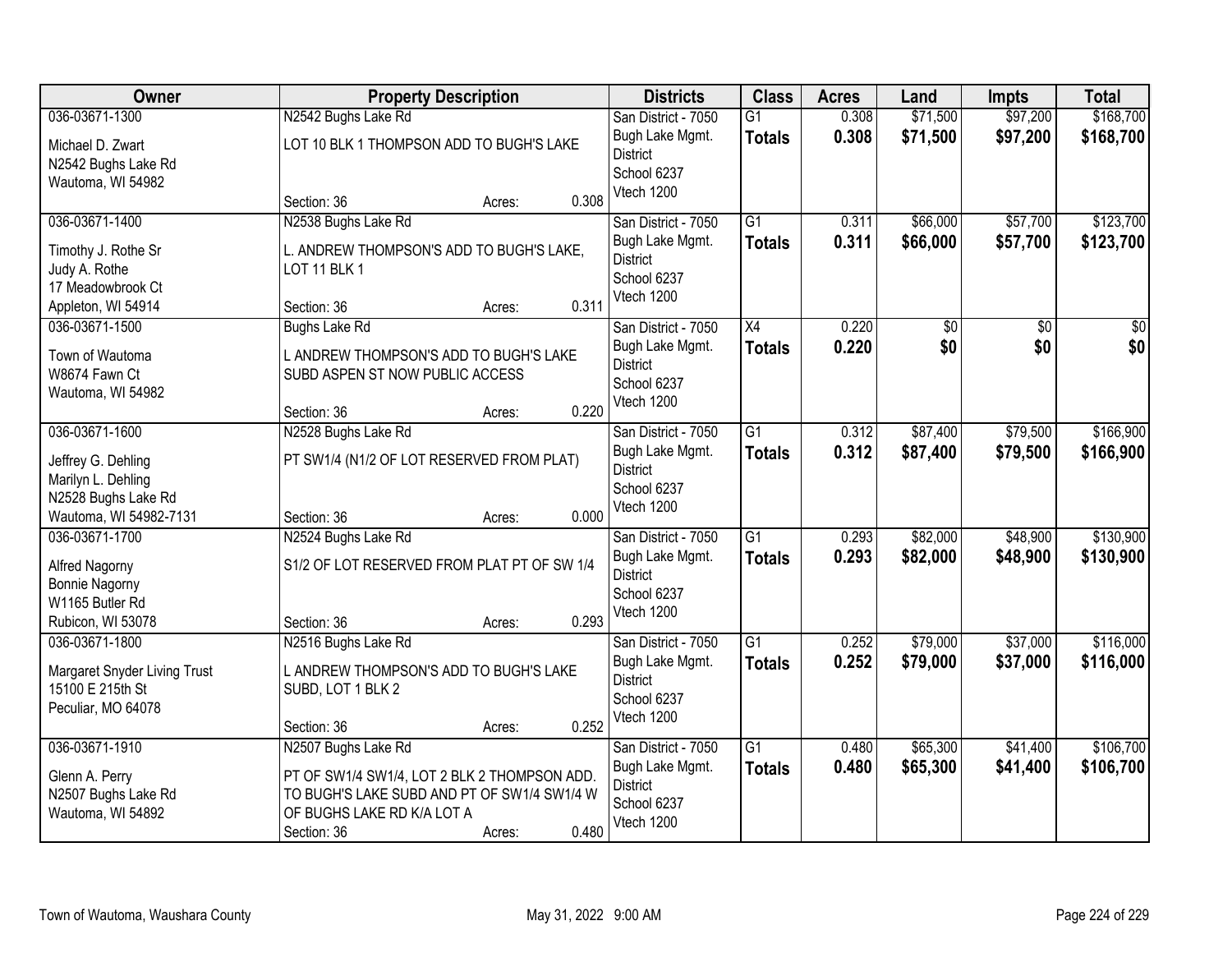| Owner | Property Description | Districts | Class | Acres | Land | Impts | Total |
|---|---|---|---|---|---|---|---|
| 036-03671-1300<br>Michael D. Zwart<br>N2542 Bughs Lake Rd<br>Wautoma, WI 54982 | N2542 Bughs Lake Rd<br>LOT 10 BLK 1 THOMPSON ADD TO BUGH'S LAKE<br>Section: 36 Acres: 0.308 | San District - 7050<br>Bugh Lake Mgmt. District<br>School 6237<br>Vtech 1200 | G1<br>**Totals** | 0.308<br>**0.308** | $71,500<br>**$71,500** | $97,200<br>**$97,200** | $168,700<br>**$168,700** |
| 036-03671-1400<br>Timothy J. Rothe Sr<br>Judy A. Rothe<br>17 Meadowbrook Ct<br>Appleton, WI 54914 | N2538 Bughs Lake Rd<br>L. ANDREW THOMPSON'S ADD TO BUGH'S LAKE, LOT 11 BLK 1<br>Section: 36 Acres: 0.311 | San District - 7050<br>Bugh Lake Mgmt. District<br>School 6237<br>Vtech 1200 | G1<br>**Totals** | 0.311<br>**0.311** | $66,000<br>**$66,000** | $57,700<br>**$57,700** | $123,700<br>**$123,700** |
| 036-03671-1500<br>Town of Wautoma<br>W8674 Fawn Ct<br>Wautoma, WI 54982 | Bughs Lake Rd<br>L ANDREW THOMPSON'S ADD TO BUGH'S LAKE SUBD ASPEN ST NOW PUBLIC ACCESS<br>Section: 36 Acres: 0.220 | San District - 7050<br>Bugh Lake Mgmt. District<br>School 6237<br>Vtech 1200 | X4<br>**Totals** | 0.220<br>**0.220** | $0<br>**$0** | $0<br>**$0** | $0<br>**$0** |
| 036-03671-1600<br>Jeffrey G. Dehling<br>Marilyn L. Dehling<br>N2528 Bughs Lake Rd<br>Wautoma, WI 54982-7131 | N2528 Bughs Lake Rd<br>PT SW1/4 (N1/2 OF LOT RESERVED FROM PLAT)<br>Section: 36 Acres: 0.000 | San District - 7050<br>Bugh Lake Mgmt. District<br>School 6237<br>Vtech 1200 | G1<br>**Totals** | 0.312<br>**0.312** | $87,400<br>**$87,400** | $79,500<br>**$79,500** | $166,900<br>**$166,900** |
| 036-03671-1700<br>Alfred Nagorny<br>Bonnie Nagorny<br>W1165 Butler Rd<br>Rubicon, WI 53078 | N2524 Bughs Lake Rd<br>S1/2 OF LOT RESERVED FROM PLAT PT OF SW 1/4<br>Section: 36 Acres: 0.293 | San District - 7050<br>Bugh Lake Mgmt. District<br>School 6237<br>Vtech 1200 | G1<br>**Totals** | 0.293<br>**0.293** | $82,000<br>**$82,000** | $48,900<br>**$48,900** | $130,900<br>**$130,900** |
| 036-03671-1800<br>Margaret Snyder Living Trust<br>15100 E 215th St<br>Peculiar, MO 64078 | N2516 Bughs Lake Rd<br>L ANDREW THOMPSON'S ADD TO BUGH'S LAKE SUBD, LOT 1 BLK 2<br>Section: 36 Acres: 0.252 | San District - 7050<br>Bugh Lake Mgmt. District<br>School 6237<br>Vtech 1200 | G1<br>**Totals** | 0.252<br>**0.252** | $79,000<br>**$79,000** | $37,000<br>**$37,000** | $116,000<br>**$116,000** |
| 036-03671-1910<br>Glenn A. Perry<br>N2507 Bughs Lake Rd<br>Wautoma, WI 54892 | N2507 Bughs Lake Rd<br>PT OF SW1/4 SW1/4, LOT 2 BLK 2 THOMPSON ADD. TO BUGH'S LAKE SUBD AND PT OF SW1/4 SW1/4 W OF BUGHS LAKE RD K/A LOT A<br>Section: 36 Acres: 0.480 | San District - 7050<br>Bugh Lake Mgmt. District<br>School 6237<br>Vtech 1200 | G1<br>**Totals** | 0.480<br>**0.480** | $65,300<br>**$65,300** | $41,400<br>**$41,400** | $106,700<br>**$106,700** |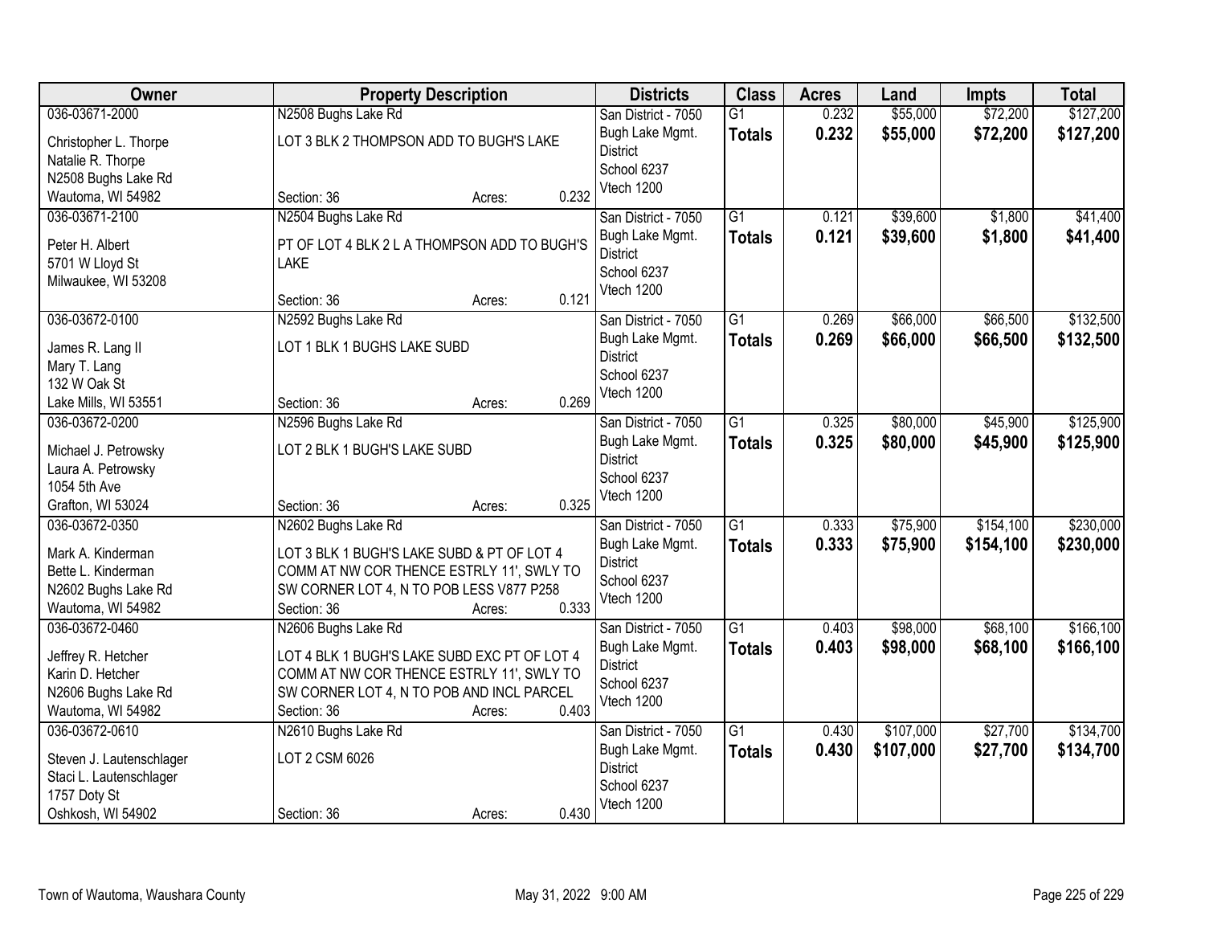| Owner | Property Description | Districts | Class | Acres | Land | Impts | Total |
|---|---|---|---|---|---|---|---|
| 036-03671-2000<br>Christopher L. Thorpe<br>Natalie R. Thorpe<br>N2508 Bughs Lake Rd<br>Wautoma, WI 54982 | N2508 Bughs Lake Rd<br>LOT 3 BLK 2 THOMPSON ADD TO BUGH'S LAKE<br>Section: 36 Acres: 0.232 | San District - 7050<br>Bugh Lake Mgmt. District<br>School 6237<br>Vtech 1200 | G1<br>**Totals** | 0.232<br>**0.232** | \$55,000<br>**\$55,000** | \$72,200<br>**\$72,200** | \$127,200<br>**\$127,200** |
| 036-03671-2100<br>Peter H. Albert<br>5701 W Lloyd St<br>Milwaukee, WI 53208 | N2504 Bughs Lake Rd<br>PT OF LOT 4 BLK 2 L A THOMPSON ADD TO BUGH'S LAKE<br>Section: 36 Acres: 0.121 | San District - 7050<br>Bugh Lake Mgmt. District<br>School 6237<br>Vtech 1200 | G1<br>**Totals** | 0.121<br>**0.121** | \$39,600<br>**\$39,600** | \$1,800<br>**\$1,800** | \$41,400<br>**\$41,400** |
| 036-03672-0100<br>James R. Lang II<br>Mary T. Lang<br>132 W Oak St<br>Lake Mills, WI 53551 | N2592 Bughs Lake Rd<br>LOT 1 BLK 1 BUGHS LAKE SUBD<br>Section: 36 Acres: 0.269 | San District - 7050<br>Bugh Lake Mgmt. District<br>School 6237<br>Vtech 1200 | G1<br>**Totals** | 0.269<br>**0.269** | \$66,000<br>**\$66,000** | \$66,500<br>**\$66,500** | \$132,500<br>**\$132,500** |
| 036-03672-0200<br>Michael J. Petrowsky<br>Laura A. Petrowsky<br>1054 5th Ave<br>Grafton, WI 53024 | N2596 Bughs Lake Rd<br>LOT 2 BLK 1 BUGH'S LAKE SUBD<br>Section: 36 Acres: 0.325 | San District - 7050<br>Bugh Lake Mgmt. District<br>School 6237<br>Vtech 1200 | G1<br>**Totals** | 0.325<br>**0.325** | \$80,000<br>**\$80,000** | \$45,900<br>**\$45,900** | \$125,900<br>**\$125,900** |
| 036-03672-0350<br>Mark A. Kinderman<br>Bette L. Kinderman<br>N2602 Bughs Lake Rd<br>Wautoma, WI 54982 | N2602 Bughs Lake Rd<br>LOT 3 BLK 1 BUGH'S LAKE SUBD & PT OF LOT 4 COMM AT NW COR THENCE ESTRLY 11', SWLY TO SW CORNER LOT 4, N TO POB LESS V877 P258<br>Section: 36 Acres: 0.333 | San District - 7050<br>Bugh Lake Mgmt. District<br>School 6237<br>Vtech 1200 | G1<br>**Totals** | 0.333<br>**0.333** | \$75,900<br>**\$75,900** | \$154,100<br>**\$154,100** | \$230,000<br>**\$230,000** |
| 036-03672-0460<br>Jeffrey R. Hetcher<br>Karin D. Hetcher<br>N2606 Bughs Lake Rd<br>Wautoma, WI 54982 | N2606 Bughs Lake Rd<br>LOT 4 BLK 1 BUGH'S LAKE SUBD EXC PT OF LOT 4 COMM AT NW COR THENCE ESTRLY 11', SWLY TO SW CORNER LOT 4, N TO POB AND INCL PARCEL<br>Section: 36 Acres: 0.403 | San District - 7050<br>Bugh Lake Mgmt. District<br>School 6237<br>Vtech 1200 | G1<br>**Totals** | 0.403<br>**0.403** | \$98,000<br>**\$98,000** | \$68,100<br>**\$68,100** | \$166,100<br>**\$166,100** |
| 036-03672-0610<br>Steven J. Lautenschlager<br>Staci L. Lautenschlager<br>1757 Doty St<br>Oshkosh, WI 54902 | N2610 Bughs Lake Rd<br>LOT 2 CSM 6026<br>Section: 36 Acres: 0.430 | San District - 7050<br>Bugh Lake Mgmt. District<br>School 6237<br>Vtech 1200 | G1<br>**Totals** | 0.430<br>**0.430** | \$107,000<br>**\$107,000** | \$27,700<br>**\$27,700** | \$134,700<br>**\$134,700** |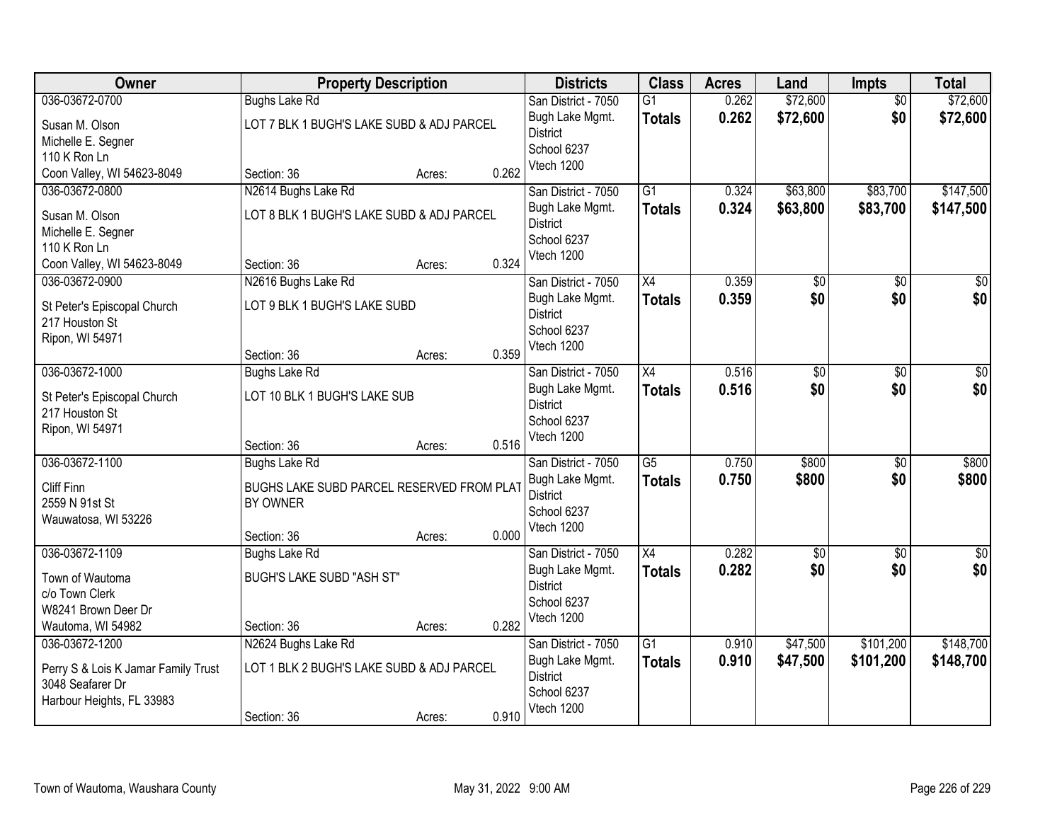| Owner | Property Description | Districts | Class | Acres | Land | Impts | Total |
|---|---|---|---|---|---|---|---|
| 036-03672-0700<br>Susan M. Olson<br>Michelle E. Segner<br>110 K Ron Ln<br>Coon Valley, WI 54623-8049 | Bughs Lake Rd<br>LOT 7 BLK 1 BUGH'S LAKE SUBD & ADJ PARCEL<br>Section: 36 Acres: 0.262 | San District - 7050<br>Bugh Lake Mgmt. District<br>School 6237<br>Vtech 1200 | G1<br>**Totals** | 0.262<br>**0.262** | $72,600<br>**$72,600** | $0<br>**$0** | $72,600<br>**$72,600** |
| 036-03672-0800<br>Susan M. Olson<br>Michelle E. Segner<br>110 K Ron Ln<br>Coon Valley, WI 54623-8049 | N2614 Bughs Lake Rd<br>LOT 8 BLK 1 BUGH'S LAKE SUBD & ADJ PARCEL<br>Section: 36 Acres: 0.324 | San District - 7050<br>Bugh Lake Mgmt. District<br>School 6237<br>Vtech 1200 | G1<br>**Totals** | 0.324<br>**0.324** | $63,800<br>**$63,800** | $83,700<br>**$83,700** | $147,500<br>**$147,500** |
| 036-03672-0900<br>St Peter's Episcopal Church<br>217 Houston St<br>Ripon, WI 54971 | N2616 Bughs Lake Rd<br>LOT 9 BLK 1 BUGH'S LAKE SUBD<br>Section: 36 Acres: 0.359 | San District - 7050<br>Bugh Lake Mgmt. District<br>School 6237<br>Vtech 1200 | X4<br>**Totals** | 0.359<br>**0.359** | $0<br>**$0** | $0<br>**$0** | $0<br>**$0** |
| 036-03672-1000<br>St Peter's Episcopal Church<br>217 Houston St<br>Ripon, WI 54971 | Bughs Lake Rd<br>LOT 10 BLK 1 BUGH'S LAKE SUB<br>Section: 36 Acres: 0.516 | San District - 7050<br>Bugh Lake Mgmt. District<br>School 6237<br>Vtech 1200 | X4<br>**Totals** | 0.516<br>**0.516** | $0<br>**$0** | $0<br>**$0** | $0<br>**$0** |
| 036-03672-1100<br>Cliff Finn<br>2559 N 91st St<br>Wauwatosa, WI 53226 | Bughs Lake Rd<br>BUGHS LAKE SUBD PARCEL RESERVED FROM PLAT BY OWNER<br>Section: 36 Acres: 0.000 | San District - 7050<br>Bugh Lake Mgmt. District<br>School 6237<br>Vtech 1200 | G5<br>**Totals** | 0.750<br>**0.750** | $800<br>**$800** | $0<br>**$0** | $800<br>**$800** |
| 036-03672-1109<br>Town of Wautoma<br>c/o Town Clerk<br>W8241 Brown Deer Dr<br>Wautoma, WI 54982 | Bughs Lake Rd<br>BUGH'S LAKE SUBD "ASH ST"<br>Section: 36 Acres: 0.282 | San District - 7050<br>Bugh Lake Mgmt. District<br>School 6237<br>Vtech 1200 | X4<br>**Totals** | 0.282<br>**0.282** | $0<br>**$0** | $0<br>**$0** | $0<br>**$0** |
| 036-03672-1200<br>Perry S & Lois K Jamar Family Trust<br>3048 Seafarer Dr<br>Harbour Heights, FL 33983 | N2624 Bughs Lake Rd<br>LOT 1 BLK 2 BUGH'S LAKE SUBD & ADJ PARCEL<br>Section: 36 Acres: 0.910 | San District - 7050<br>Bugh Lake Mgmt. District<br>School 6237<br>Vtech 1200 | G1<br>**Totals** | 0.910<br>**0.910** | $47,500<br>**$47,500** | $101,200<br>**$101,200** | $148,700<br>**$148,700** |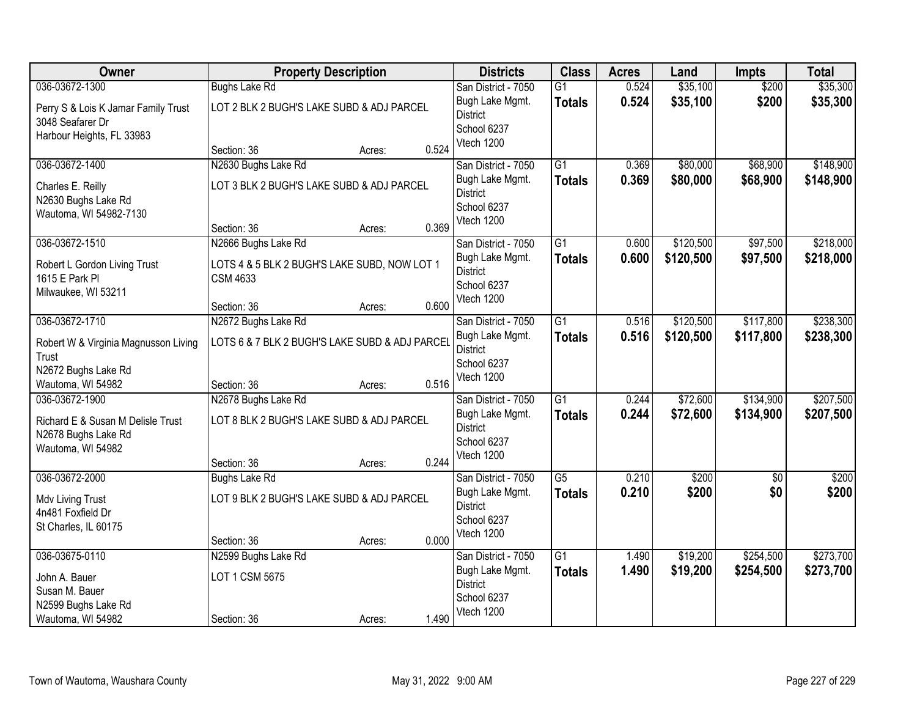| Owner | Property Description | Districts | Class | Acres | Land | Impts | Total |
|---|---|---|---|---|---|---|---|
| 036-03672-1300<br>Perry S & Lois K Jamar Family Trust<br>3048 Seafarer Dr<br>Harbour Heights, FL 33983 | Bughs Lake Rd<br>LOT 2 BLK 2 BUGH'S LAKE SUBD & ADJ PARCEL<br>Section: 36 Acres: 0.524 | San District - 7050<br>Bugh Lake Mgmt. District<br>School 6237<br>Vtech 1200 | G1<br>**Totals** | 0.524<br>**0.524** | $35,100<br>**$35,100** | $200<br>**$200** | $35,300<br>**$35,300** |
| 036-03672-1400<br>Charles E. Reilly<br>N2630 Bughs Lake Rd<br>Wautoma, WI 54982-7130 | N2630 Bughs Lake Rd<br>LOT 3 BLK 2 BUGH'S LAKE SUBD & ADJ PARCEL<br>Section: 36 Acres: 0.369 | San District - 7050<br>Bugh Lake Mgmt. District<br>School 6237<br>Vtech 1200 | G1<br>**Totals** | 0.369<br>**0.369** | $80,000<br>**$80,000** | $68,900<br>**$68,900** | $148,900<br>**$148,900** |
| 036-03672-1510<br>Robert L Gordon Living Trust<br>1615 E Park Pl<br>Milwaukee, WI 53211 | N2666 Bughs Lake Rd<br>LOTS 4 & 5 BLK 2 BUGH'S LAKE SUBD, NOW LOT 1 CSM 4633<br>Section: 36 Acres: 0.600 | San District - 7050<br>Bugh Lake Mgmt. District<br>School 6237<br>Vtech 1200 | G1<br>**Totals** | 0.600<br>**0.600** | $120,500<br>**$120,500** | $97,500<br>**$97,500** | $218,000<br>**$218,000** |
| 036-03672-1710<br>Robert W & Virginia Magnusson Living Trust<br>N2672 Bughs Lake Rd<br>Wautoma, WI 54982 | N2672 Bughs Lake Rd<br>LOTS 6 & 7 BLK 2 BUGH'S LAKE SUBD & ADJ PARCEL<br>Section: 36 Acres: 0.516 | San District - 7050<br>Bugh Lake Mgmt. District<br>School 6237<br>Vtech 1200 | G1<br>**Totals** | 0.516<br>**0.516** | $120,500<br>**$120,500** | $117,800<br>**$117,800** | $238,300<br>**$238,300** |
| 036-03672-1900<br>Richard E & Susan M Delisle Trust<br>N2678 Bughs Lake Rd<br>Wautoma, WI 54982 | N2678 Bughs Lake Rd<br>LOT 8 BLK 2 BUGH'S LAKE SUBD & ADJ PARCEL<br>Section: 36 Acres: 0.244 | San District - 7050<br>Bugh Lake Mgmt. District<br>School 6237<br>Vtech 1200 | G1<br>**Totals** | 0.244<br>**0.244** | $72,600<br>**$72,600** | $134,900<br>**$134,900** | $207,500<br>**$207,500** |
| 036-03672-2000<br>Mdv Living Trust<br>4n481 Foxfield Dr<br>St Charles, IL 60175 | Bughs Lake Rd<br>LOT 9 BLK 2 BUGH'S LAKE SUBD & ADJ PARCEL<br>Section: 36 Acres: 0.000 | San District - 7050<br>Bugh Lake Mgmt. District<br>School 6237<br>Vtech 1200 | G5<br>**Totals** | 0.210<br>**0.210** | $200<br>**$200** | $0<br>**$0** | $200<br>**$200** |
| 036-03675-0110<br>John A. Bauer<br>Susan M. Bauer<br>N2599 Bughs Lake Rd<br>Wautoma, WI 54982 | N2599 Bughs Lake Rd<br>LOT 1 CSM 5675<br>Section: 36 Acres: 1.490 | San District - 7050<br>Bugh Lake Mgmt. District<br>School 6237<br>Vtech 1200 | G1<br>**Totals** | 1.490<br>**1.490** | $19,200<br>**$19,200** | $254,500<br>**$254,500** | $273,700<br>**$273,700** |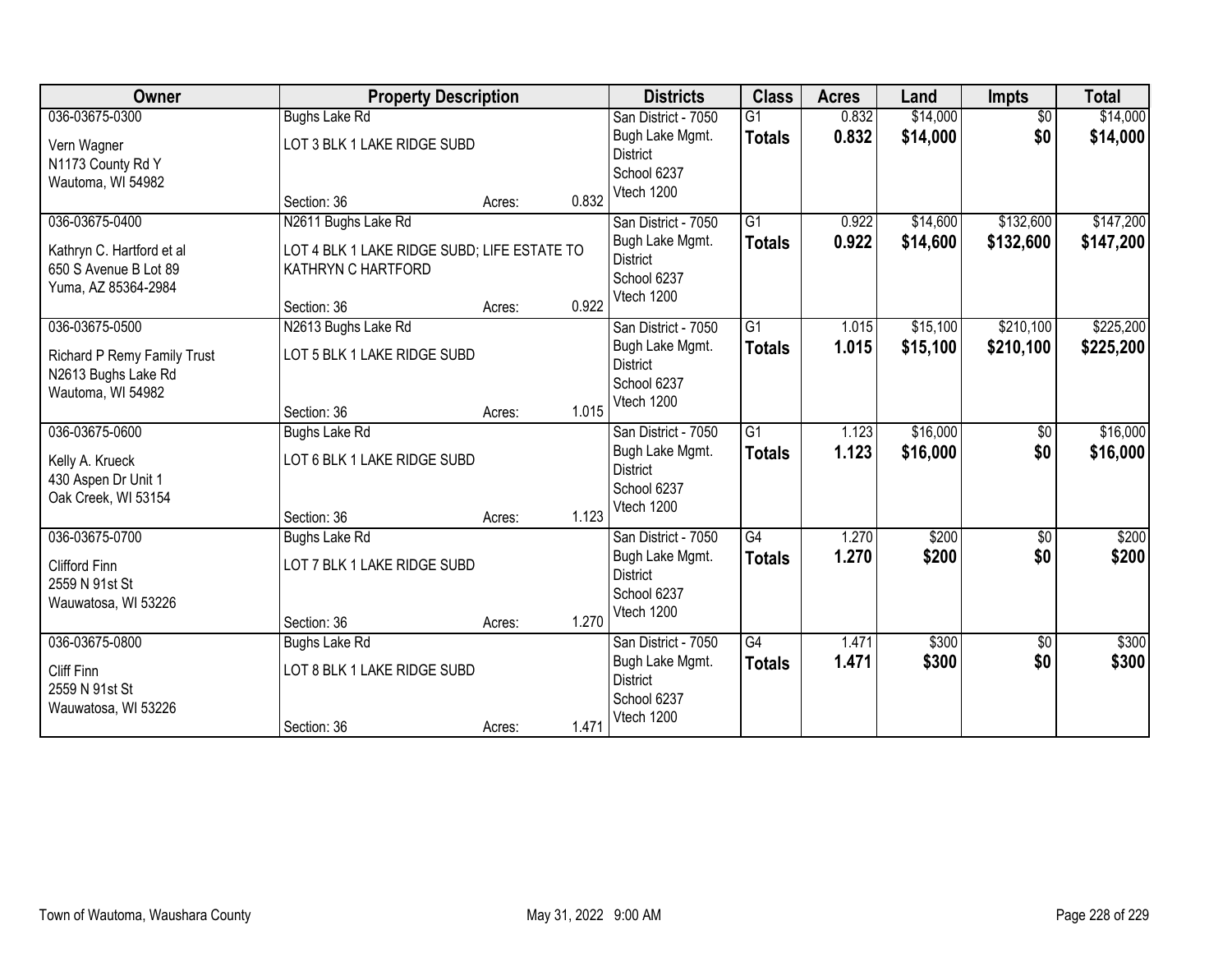| Owner | Property Description | | | Districts | Class | Acres | Land | Impts | Total |
|---|---|---|---|---|---|---|---|---|---|
| 036-03675-0300<br>Vern Wagner<br>N1173 County Rd Y<br>Wautoma, WI 54982 | Bughs Lake Rd<br>LOT 3 BLK 1 LAKE RIDGE SUBD<br>Section: 36 | Acres: | 0.832 | San District - 7050<br>Bugh Lake Mgmt. District<br>School 6237<br>Vtech 1200 | G1<br>**Totals** | 0.832<br>**0.832** | $14,000<br>**$14,000** | $0<br>**$0** | $14,000<br>**$14,000** |
| 036-03675-0400<br>Kathryn C. Hartford et al<br>650 S Avenue B Lot 89<br>Yuma, AZ 85364-2984 | N2611 Bughs Lake Rd<br>LOT 4 BLK 1 LAKE RIDGE SUBD; LIFE ESTATE TO KATHRYN C HARTFORD<br>Section: 36 | Acres: | 0.922 | San District - 7050<br>Bugh Lake Mgmt. District<br>School 6237<br>Vtech 1200 | G1<br>**Totals** | 0.922<br>**0.922** | $14,600<br>**$14,600** | $132,600<br>**$132,600** | $147,200<br>**$147,200** |
| 036-03675-0500<br>Richard P Remy Family Trust<br>N2613 Bughs Lake Rd<br>Wautoma, WI 54982 | N2613 Bughs Lake Rd<br>LOT 5 BLK 1 LAKE RIDGE SUBD<br>Section: 36 | Acres: | 1.015 | San District - 7050<br>Bugh Lake Mgmt. District<br>School 6237<br>Vtech 1200 | G1<br>**Totals** | 1.015<br>**1.015** | $15,100<br>**$15,100** | $210,100<br>**$210,100** | $225,200<br>**$225,200** |
| 036-03675-0600<br>Kelly A. Krueck<br>430 Aspen Dr Unit 1<br>Oak Creek, WI 53154 | Bughs Lake Rd<br>LOT 6 BLK 1 LAKE RIDGE SUBD<br>Section: 36 | Acres: | 1.123 | San District - 7050<br>Bugh Lake Mgmt. District<br>School 6237<br>Vtech 1200 | G1<br>**Totals** | 1.123<br>**1.123** | $16,000<br>**$16,000** | $0<br>**$0** | $16,000<br>**$16,000** |
| 036-03675-0700<br>Clifford Finn<br>2559 N 91st St<br>Wauwatosa, WI 53226 | Bughs Lake Rd<br>LOT 7 BLK 1 LAKE RIDGE SUBD<br>Section: 36 | Acres: | 1.270 | San District - 7050<br>Bugh Lake Mgmt. District<br>School 6237<br>Vtech 1200 | G4<br>**Totals** | 1.270<br>**1.270** | $200<br>**$200** | $0<br>**$0** | $200<br>**$200** |
| 036-03675-0800<br>Cliff Finn<br>2559 N 91st St<br>Wauwatosa, WI 53226 | Bughs Lake Rd<br>LOT 8 BLK 1 LAKE RIDGE SUBD<br>Section: 36 | Acres: | 1.471 | San District - 7050<br>Bugh Lake Mgmt. District<br>School 6237<br>Vtech 1200 | G4<br>**Totals** | 1.471<br>**1.471** | $300<br>**$300** | $0<br>**$0** | $300<br>**$300** |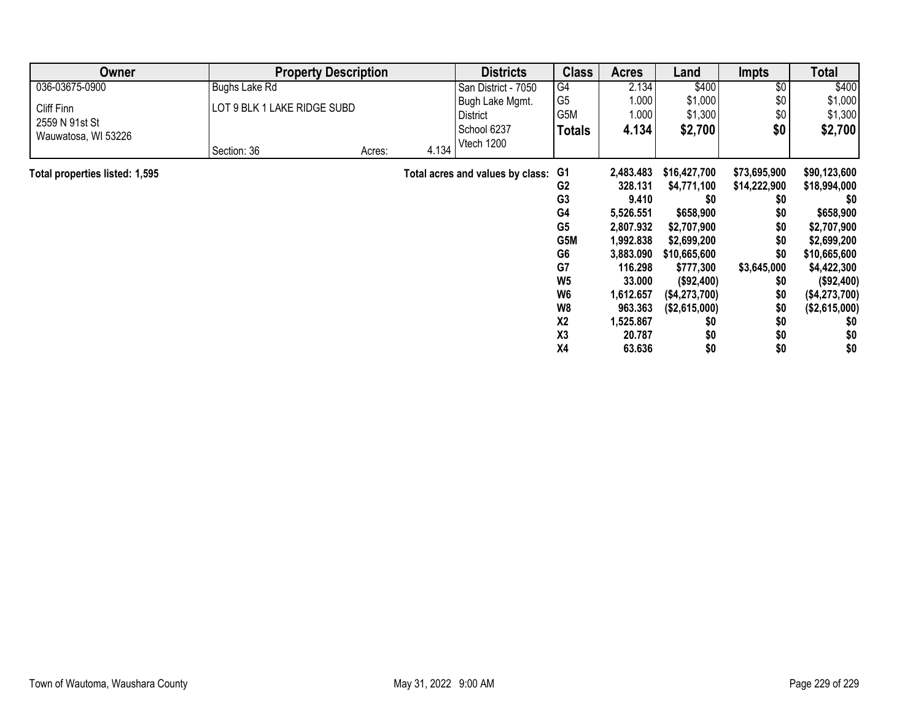| Owner | Property Description | | | Districts | Class | Acres | Land | Impts | Total |
|---|---|---|---|---|---|---|---|---|---|
| 036-03675-0900 | Bughs Lake Rd | | | San District - 7050 | G4 | 2.134 | $400 | $0 | $400 |
| Cliff Finn | LOT 9 BLK 1 LAKE RIDGE SUBD | | | Bugh Lake Mgmt. District | G5 | 1.000 | $1,000 | $0 | $1,000 |
| 2559 N 91st St | | | | School 6237 | G5M | 1.000 | $1,300 | $0 | $1,300 |
| Wauwatosa, WI 53226 | | | | Vtech 1200 | **Totals** | **4.134** | **$2,700** | **$0** | **$2,700** |
| | Section: 36 | Acres: | 4.134 | | | | | | |

**Total properties listed: 1,595**

| Total acres and values by class: | Class | Acres | Land | Impts | Total |
|---|---|---|---|---|---|
| | G1 | 2,483.483 | $16,427,700 | $73,695,900 | $90,123,600 |
| | G2 | 328.131 | $4,771,100 | $14,222,900 | $18,994,000 |
| | G3 | 9.410 | $0 | $0 | $0 |
| | G4 | 5,526.551 | $658,900 | $0 | $658,900 |
| | G5 | 2,807.932 | $2,707,900 | $0 | $2,707,900 |
| | G5M | 1,992.838 | $2,699,200 | $0 | $2,699,200 |
| | G6 | 3,883.090 | $10,665,600 | $0 | $10,665,600 |
| | G7 | 116.298 | $777,300 | $3,645,000 | $4,422,300 |
| | W5 | 33.000 | ($92,400) | $0 | ($92,400) |
| | W6 | 1,612.657 | ($4,273,700) | $0 | ($4,273,700) |
| | W8 | 963.363 | ($2,615,000) | $0 | ($2,615,000) |
| | X2 | 1,525.867 | $0 | $0 | $0 |
| | X3 | 20.787 | $0 | $0 | $0 |
| | X4 | 63.636 | $0 | $0 | $0 |